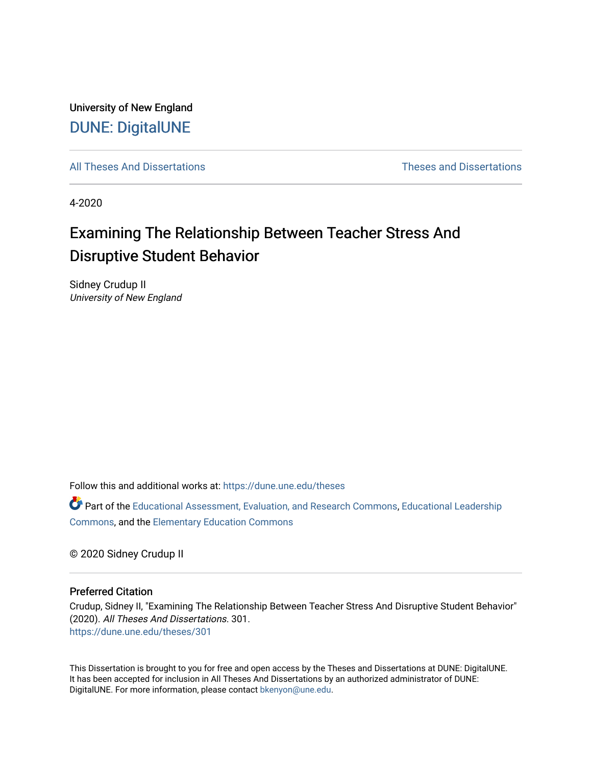University of New England

DUNE: DigitalUNE

All Theses And Dissertations | Theses and Dissertations

4-2020

# Examining The Relationship Between Teacher Stress And Disruptive Student Behavior

Sidney Crudup II
*University of New England*

Follow this and additional works at: https://dune.une.edu/theses

Part of the Educational Assessment, Evaluation, and Research Commons, Educational Leadership Commons, and the Elementary Education Commons

© 2020 Sidney Crudup II

## Preferred Citation

Crudup, Sidney II, "Examining The Relationship Between Teacher Stress And Disruptive Student Behavior" (2020). *All Theses And Dissertations*. 301.
https://dune.une.edu/theses/301

This Dissertation is brought to you for free and open access by the Theses and Dissertations at DUNE: DigitalUNE. It has been accepted for inclusion in All Theses And Dissertations by an authorized administrator of DUNE: DigitalUNE. For more information, please contact bkenyon@une.edu.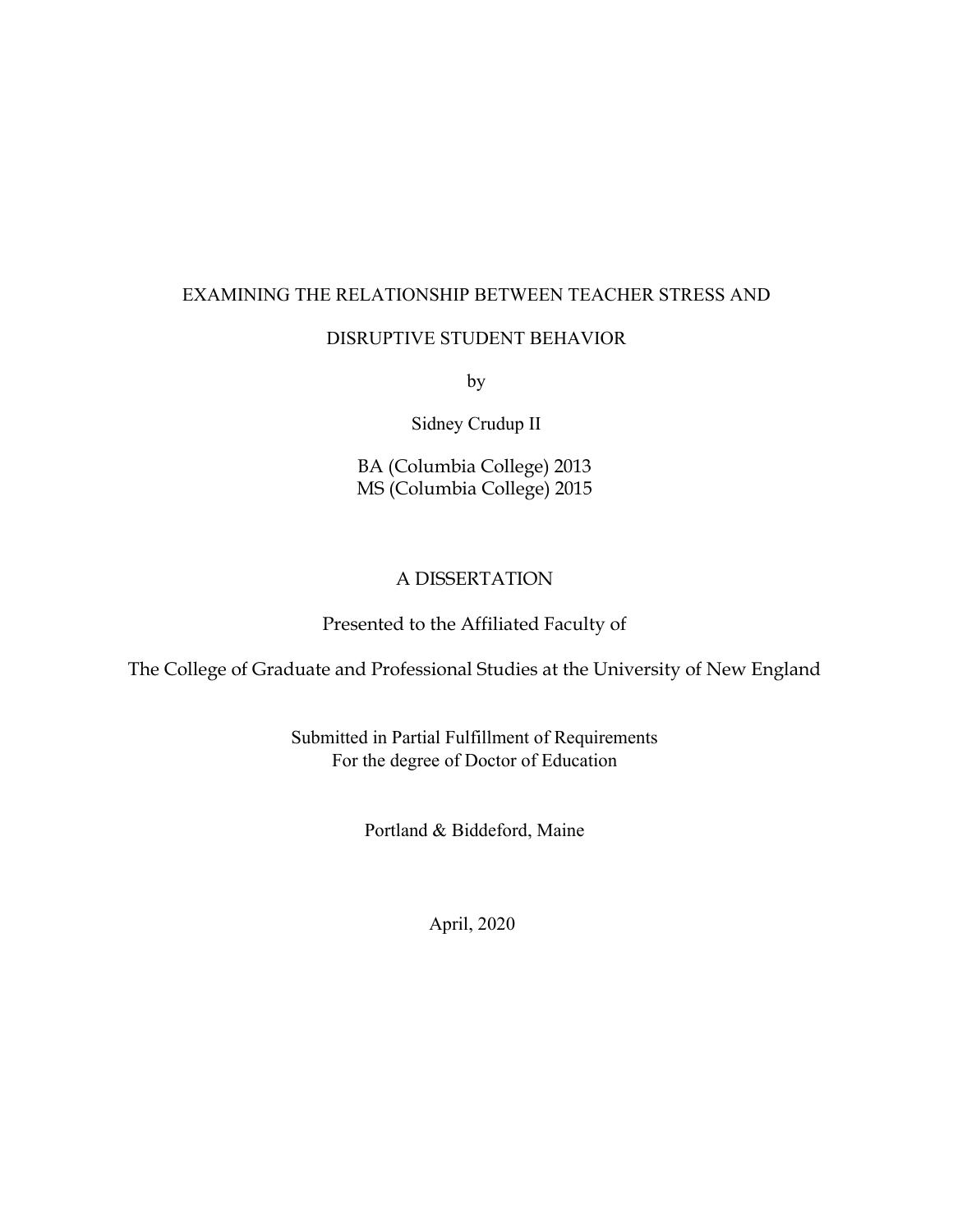EXAMINING THE RELATIONSHIP BETWEEN TEACHER STRESS AND

DISRUPTIVE STUDENT BEHAVIOR

by

Sidney Crudup II

BA (Columbia College) 2013
MS (Columbia College) 2015

A DISSERTATION

Presented to the Affiliated Faculty of

The College of Graduate and Professional Studies at the University of New England

Submitted in Partial Fulfillment of Requirements
For the degree of Doctor of Education

Portland & Biddeford, Maine

April, 2020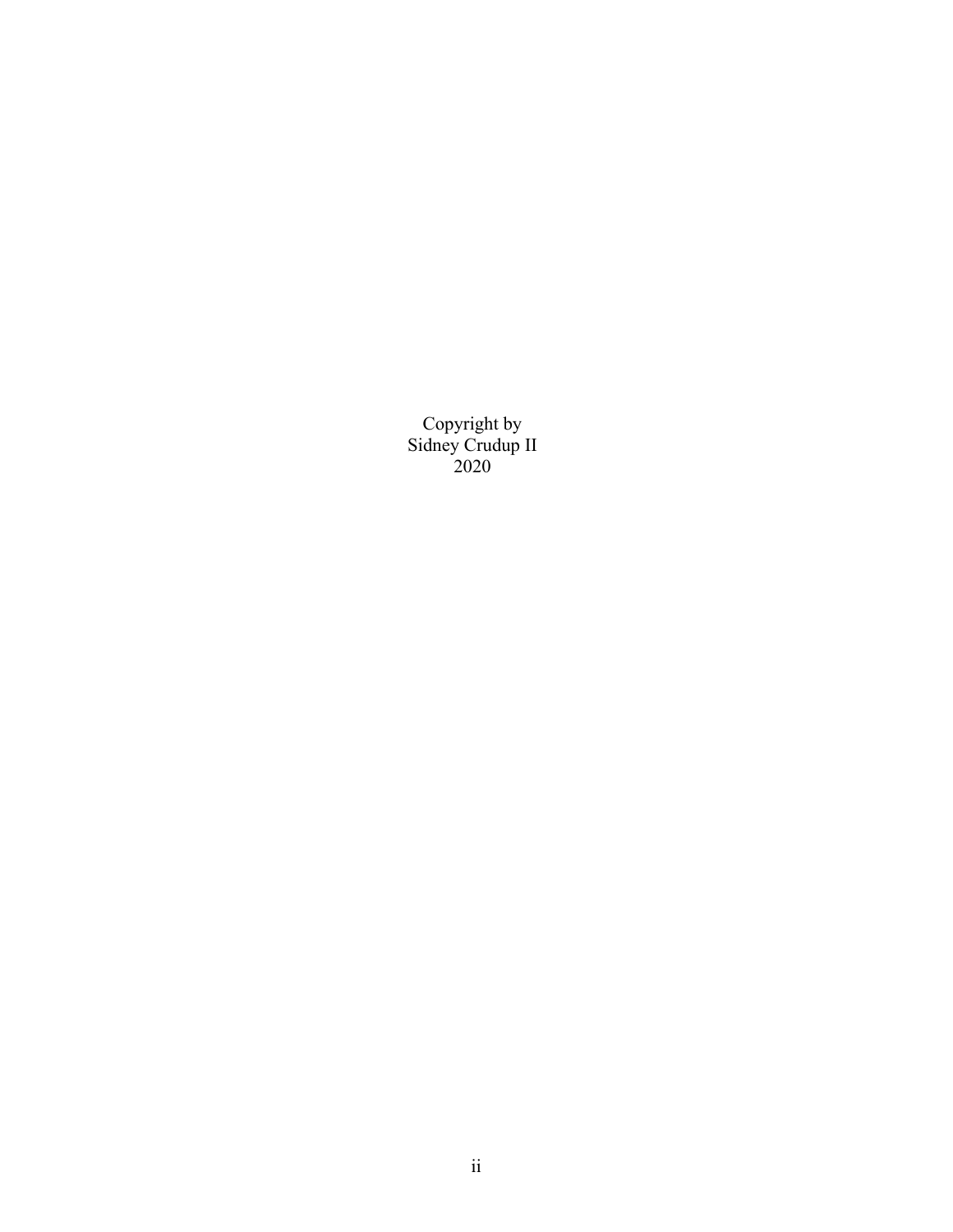Copyright by
Sidney Crudup II
2020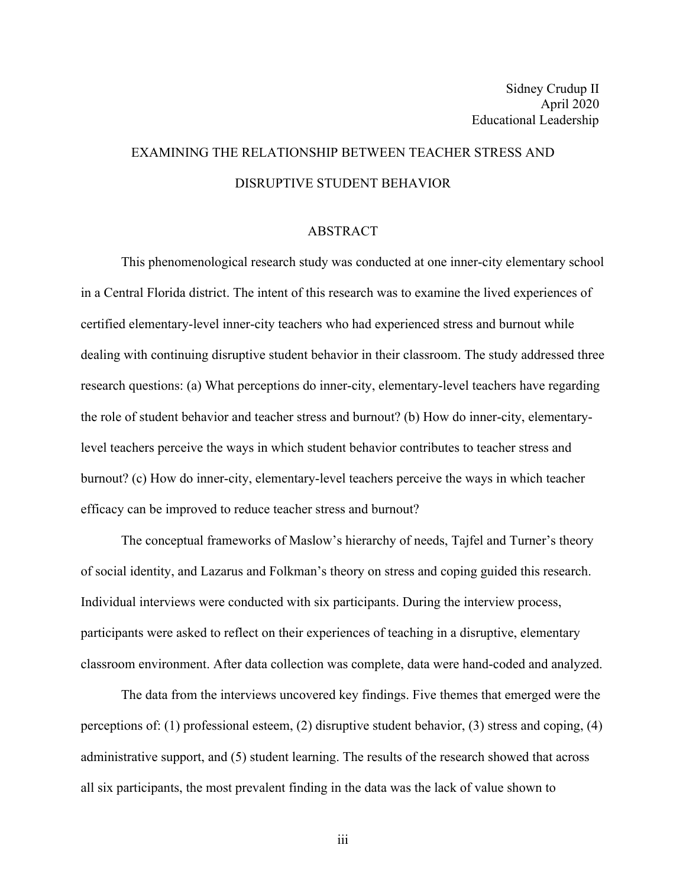Sidney Crudup II
April 2020
Educational Leadership

# EXAMINING THE RELATIONSHIP BETWEEN TEACHER STRESS AND DISRUPTIVE STUDENT BEHAVIOR

## ABSTRACT

This phenomenological research study was conducted at one inner-city elementary school in a Central Florida district. The intent of this research was to examine the lived experiences of certified elementary-level inner-city teachers who had experienced stress and burnout while dealing with continuing disruptive student behavior in their classroom. The study addressed three research questions: (a) What perceptions do inner-city, elementary-level teachers have regarding the role of student behavior and teacher stress and burnout? (b) How do inner-city, elementary-level teachers perceive the ways in which student behavior contributes to teacher stress and burnout? (c) How do inner-city, elementary-level teachers perceive the ways in which teacher efficacy can be improved to reduce teacher stress and burnout?

The conceptual frameworks of Maslow's hierarchy of needs, Tajfel and Turner's theory of social identity, and Lazarus and Folkman's theory on stress and coping guided this research. Individual interviews were conducted with six participants. During the interview process, participants were asked to reflect on their experiences of teaching in a disruptive, elementary classroom environment. After data collection was complete, data were hand-coded and analyzed.

The data from the interviews uncovered key findings. Five themes that emerged were the perceptions of: (1) professional esteem, (2) disruptive student behavior, (3) stress and coping, (4) administrative support, and (5) student learning. The results of the research showed that across all six participants, the most prevalent finding in the data was the lack of value shown to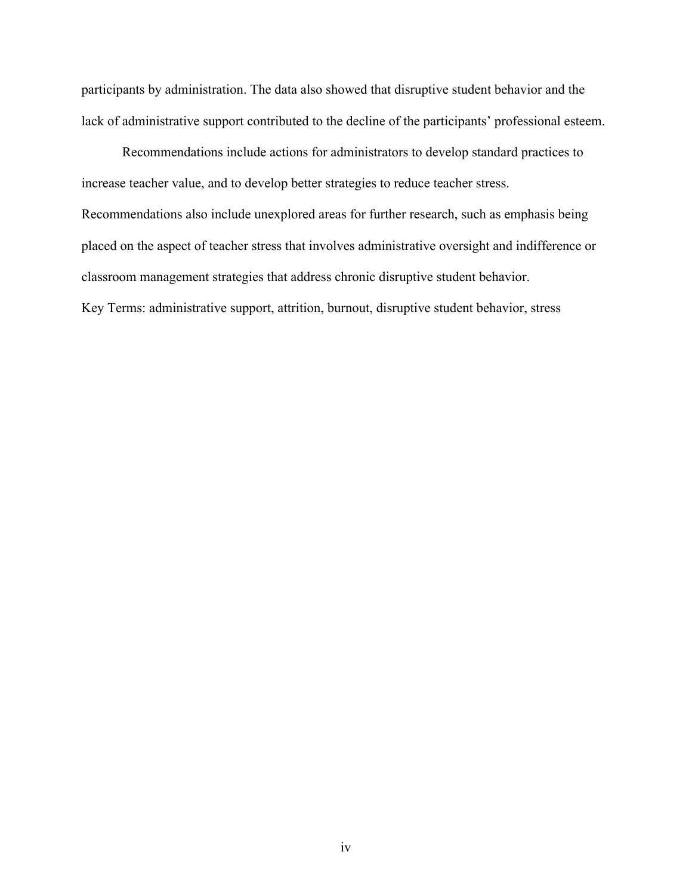participants by administration. The data also showed that disruptive student behavior and the lack of administrative support contributed to the decline of the participants' professional esteem.

Recommendations include actions for administrators to develop standard practices to increase teacher value, and to develop better strategies to reduce teacher stress. Recommendations also include unexplored areas for further research, such as emphasis being placed on the aspect of teacher stress that involves administrative oversight and indifference or classroom management strategies that address chronic disruptive student behavior.

Key Terms: administrative support, attrition, burnout, disruptive student behavior, stress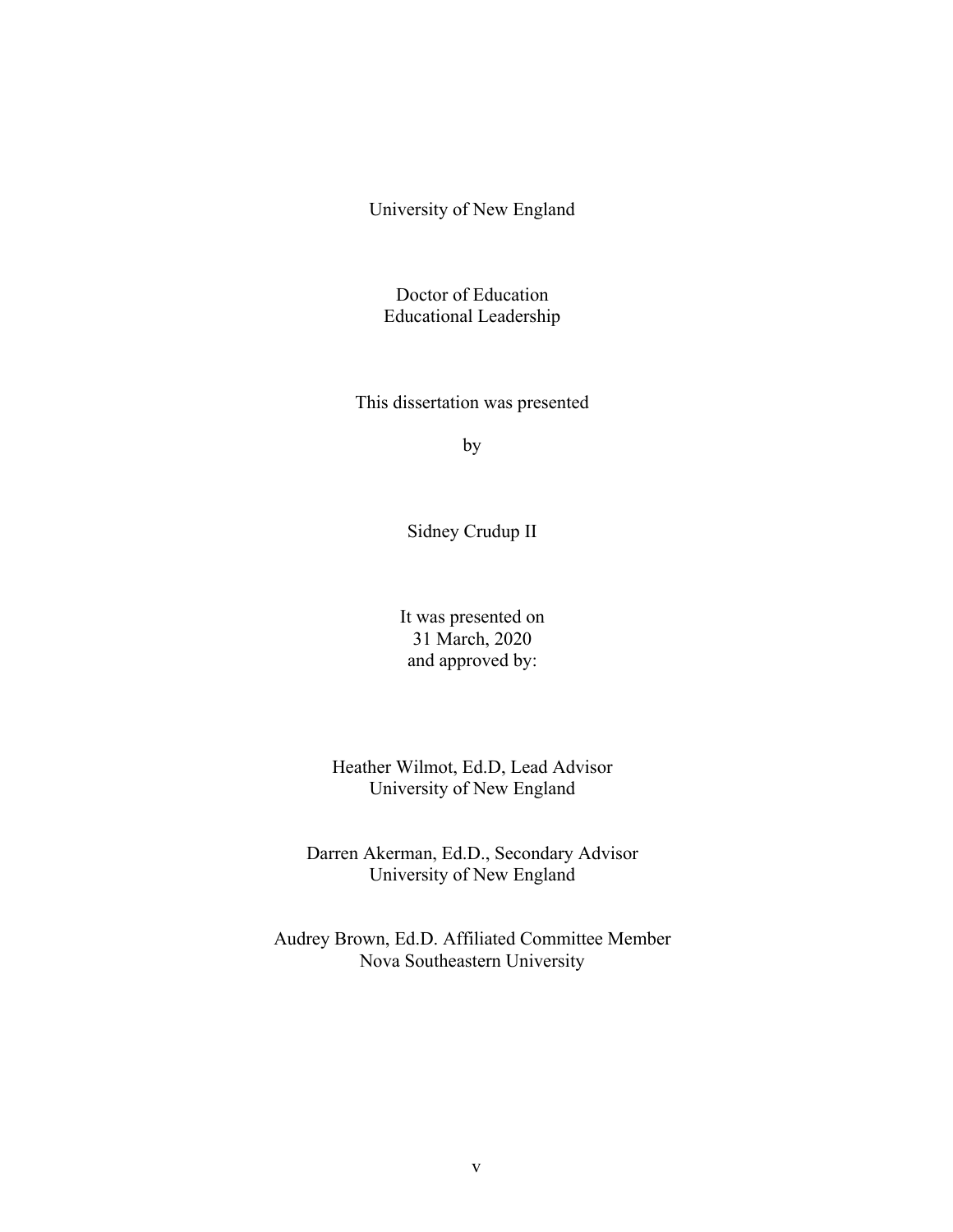University of New England

Doctor of Education
Educational Leadership

This dissertation was presented

by

Sidney Crudup II

It was presented on
31 March, 2020
and approved by:

Heather Wilmot, Ed.D, Lead Advisor
University of New England

Darren Akerman, Ed.D., Secondary Advisor
University of New England

Audrey Brown, Ed.D. Affiliated Committee Member
Nova Southeastern University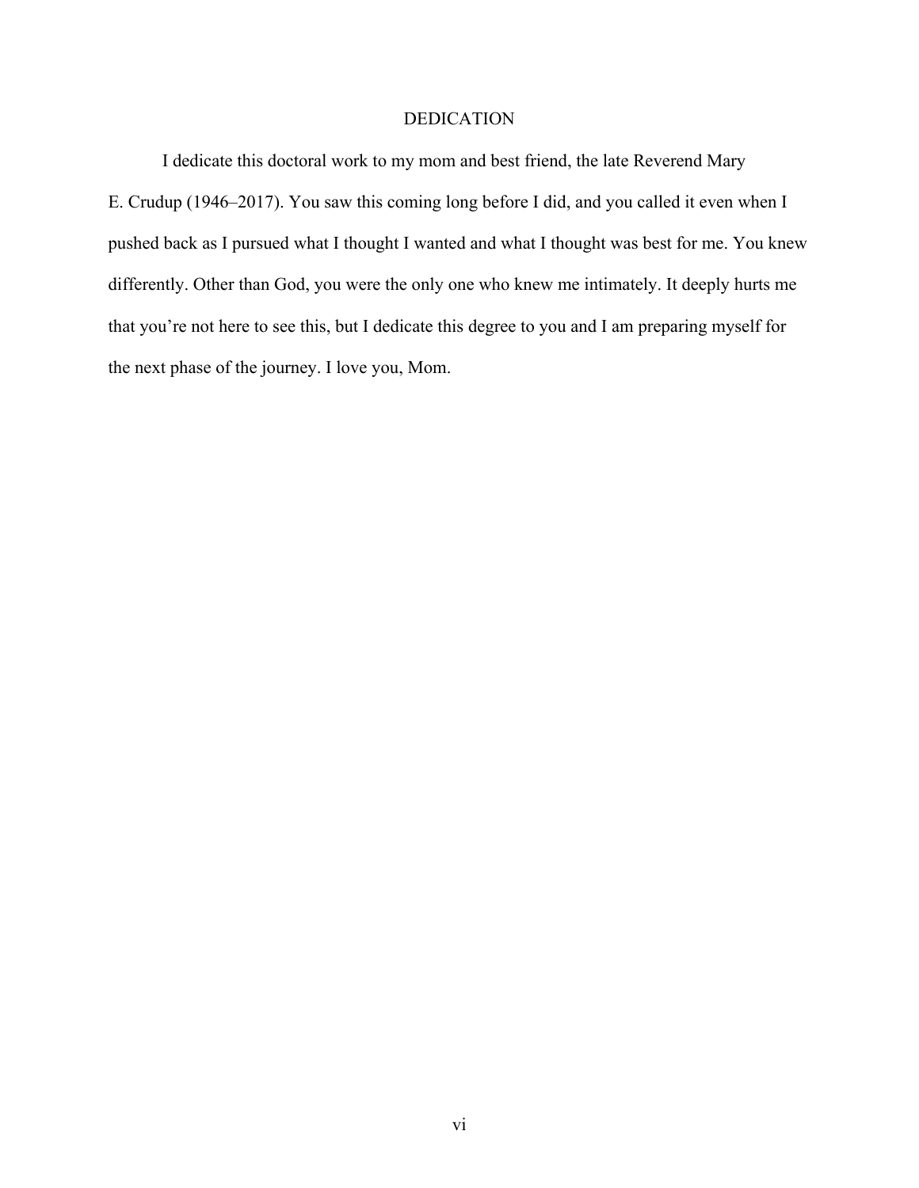# DEDICATION

I dedicate this doctoral work to my mom and best friend, the late Reverend Mary E. Crudup (1946–2017). You saw this coming long before I did, and you called it even when I pushed back as I pursued what I thought I wanted and what I thought was best for me. You knew differently. Other than God, you were the only one who knew me intimately. It deeply hurts me that you're not here to see this, but I dedicate this degree to you and I am preparing myself for the next phase of the journey. I love you, Mom.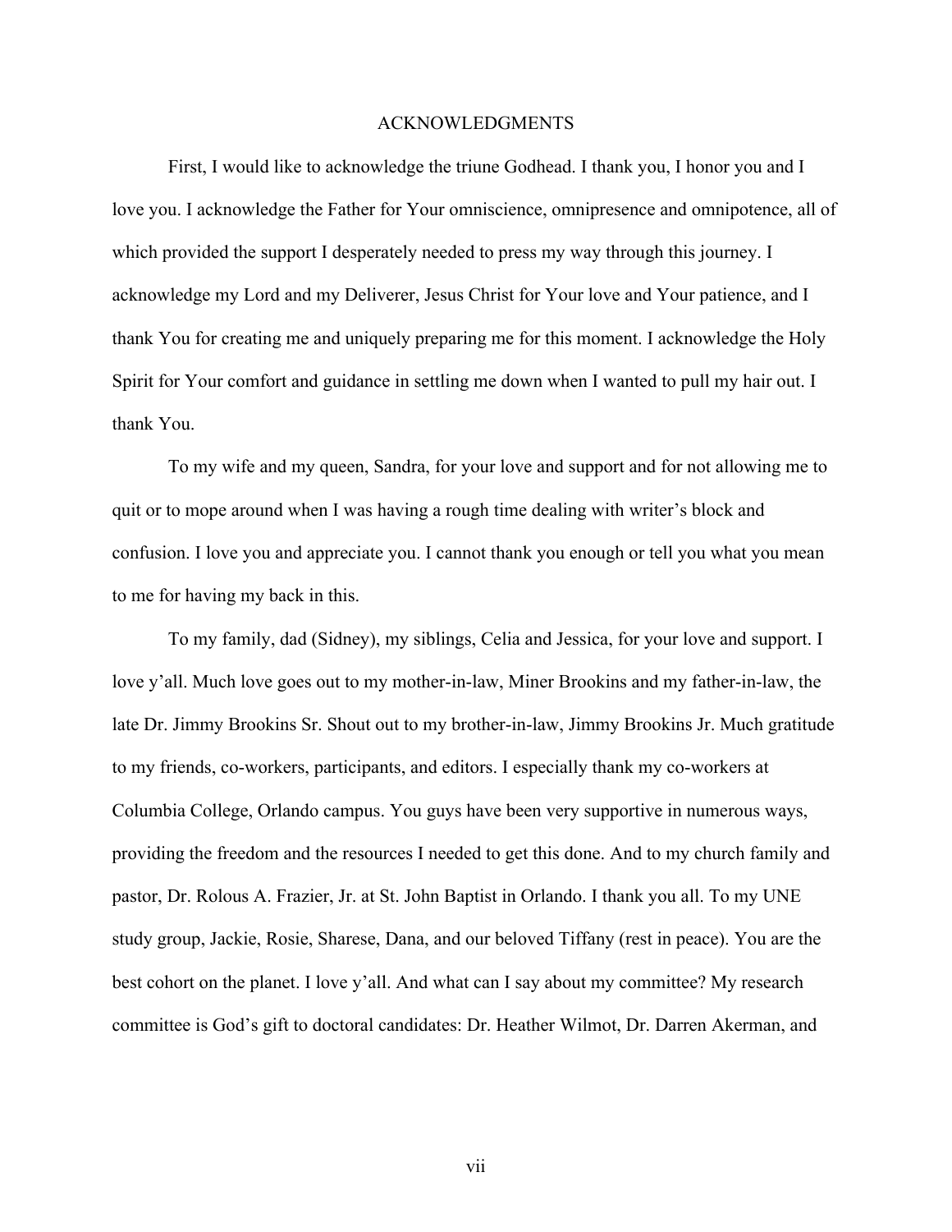# ACKNOWLEDGMENTS

First, I would like to acknowledge the triune Godhead. I thank you, I honor you and I love you. I acknowledge the Father for Your omniscience, omnipresence and omnipotence, all of which provided the support I desperately needed to press my way through this journey. I acknowledge my Lord and my Deliverer, Jesus Christ for Your love and Your patience, and I thank You for creating me and uniquely preparing me for this moment. I acknowledge the Holy Spirit for Your comfort and guidance in settling me down when I wanted to pull my hair out. I thank You.

To my wife and my queen, Sandra, for your love and support and for not allowing me to quit or to mope around when I was having a rough time dealing with writer's block and confusion. I love you and appreciate you. I cannot thank you enough or tell you what you mean to me for having my back in this.

To my family, dad (Sidney), my siblings, Celia and Jessica, for your love and support. I love y'all. Much love goes out to my mother-in-law, Miner Brookins and my father-in-law, the late Dr. Jimmy Brookins Sr. Shout out to my brother-in-law, Jimmy Brookins Jr. Much gratitude to my friends, co-workers, participants, and editors. I especially thank my co-workers at Columbia College, Orlando campus. You guys have been very supportive in numerous ways, providing the freedom and the resources I needed to get this done. And to my church family and pastor, Dr. Rolous A. Frazier, Jr. at St. John Baptist in Orlando. I thank you all. To my UNE study group, Jackie, Rosie, Sharese, Dana, and our beloved Tiffany (rest in peace). You are the best cohort on the planet. I love y'all. And what can I say about my committee? My research committee is God's gift to doctoral candidates: Dr. Heather Wilmot, Dr. Darren Akerman, and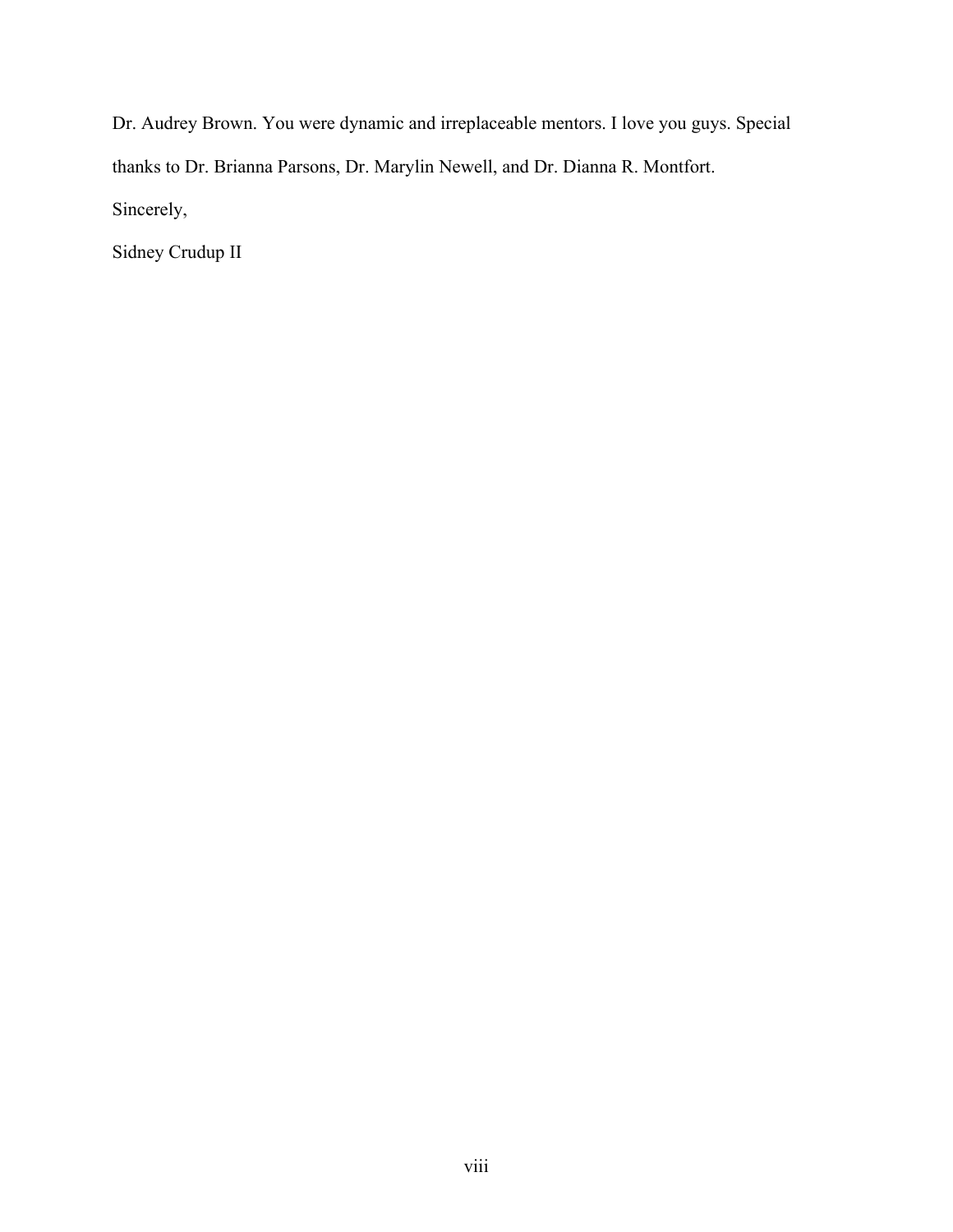Dr. Audrey Brown. You were dynamic and irreplaceable mentors. I love you guys. Special thanks to Dr. Brianna Parsons, Dr. Marylin Newell, and Dr. Dianna R. Montfort.

Sincerely,

Sidney Crudup II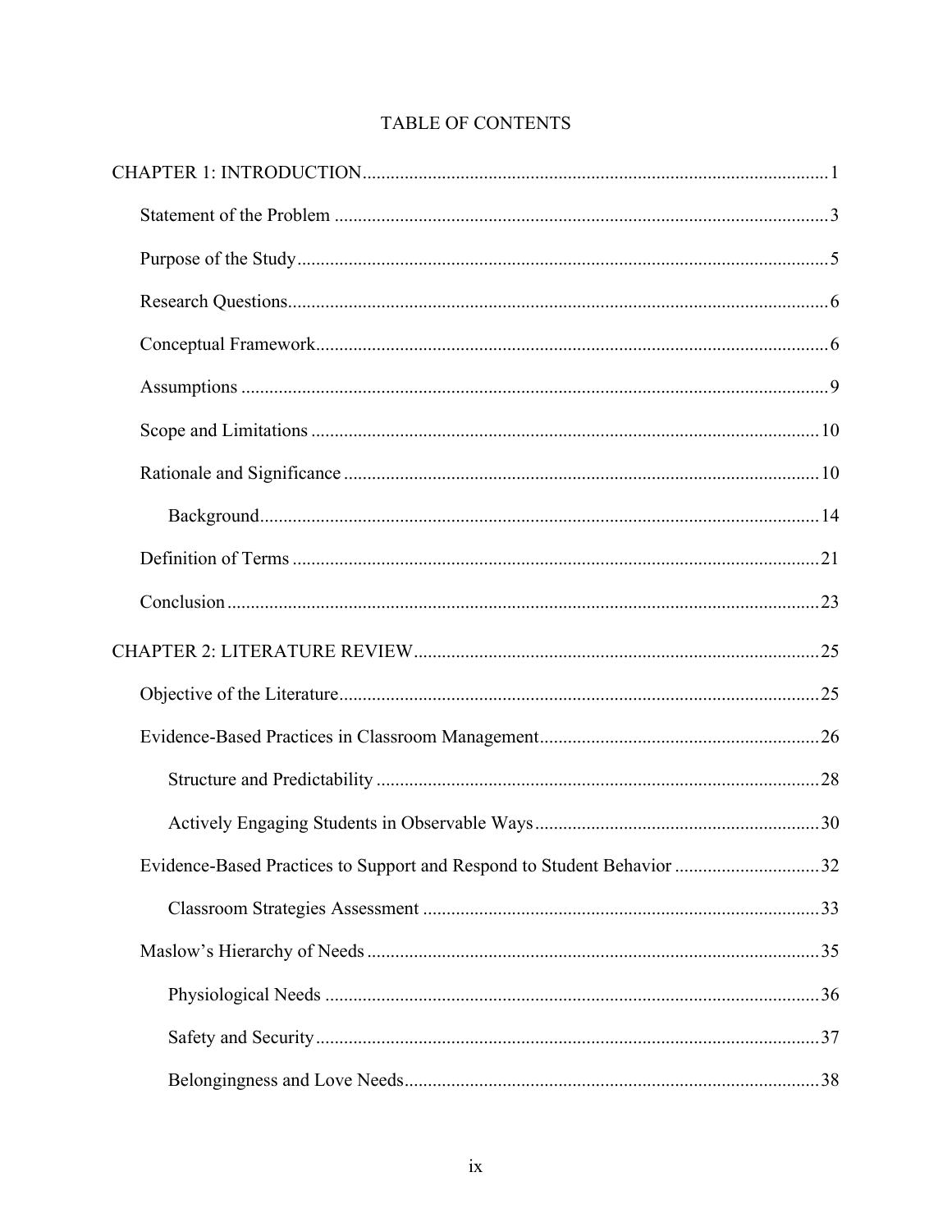# TABLE OF CONTENTS

CHAPTER 1: INTRODUCTION ........................................................................................ 1

- Statement of the Problem ........................................................................................ 3
- Purpose of the Study ................................................................................................ 5
- Research Questions .................................................................................................. 6
- Conceptual Framework ............................................................................................ 6
- Assumptions ............................................................................................................. 9
- Scope and Limitations ............................................................................................ 10
- Rationale and Significance ..................................................................................... 10
  - Background ....................................................................................................... 14
- Definition of Terms ................................................................................................ 21
- Conclusion .............................................................................................................. 23

CHAPTER 2: LITERATURE REVIEW ........................................................................ 25

- Objective of the Literature ...................................................................................... 25
- Evidence-Based Practices in Classroom Management ........................................... 26
  - Structure and Predictability ............................................................................. 28
  - Actively Engaging Students in Observable Ways ............................................ 30
- Evidence-Based Practices to Support and Respond to Student Behavior ............... 32
  - Classroom Strategies Assessment .................................................................... 33
- Maslow's Hierarchy of Needs ................................................................................ 35
  - Physiological Needs ......................................................................................... 36
  - Safety and Security ........................................................................................... 37
  - Belongingness and Love Needs ........................................................................ 38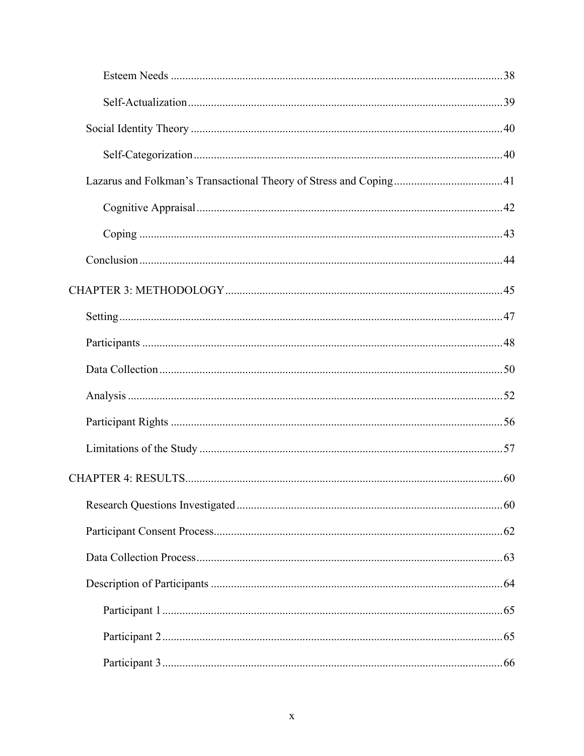Esteem Needs ........ 38

Self-Actualization ........ 39

Social Identity Theory ........ 40

Self-Categorization ........ 40

Lazarus and Folkman's Transactional Theory of Stress and Coping ........ 41

Cognitive Appraisal ........ 42

Coping ........ 43

Conclusion ........ 44

CHAPTER 3: METHODOLOGY ........ 45

Setting ........ 47

Participants ........ 48

Data Collection ........ 50

Analysis ........ 52

Participant Rights ........ 56

Limitations of the Study ........ 57

CHAPTER 4: RESULTS ........ 60

Research Questions Investigated ........ 60

Participant Consent Process ........ 62

Data Collection Process ........ 63

Description of Participants ........ 64

Participant 1 ........ 65

Participant 2 ........ 65

Participant 3 ........ 66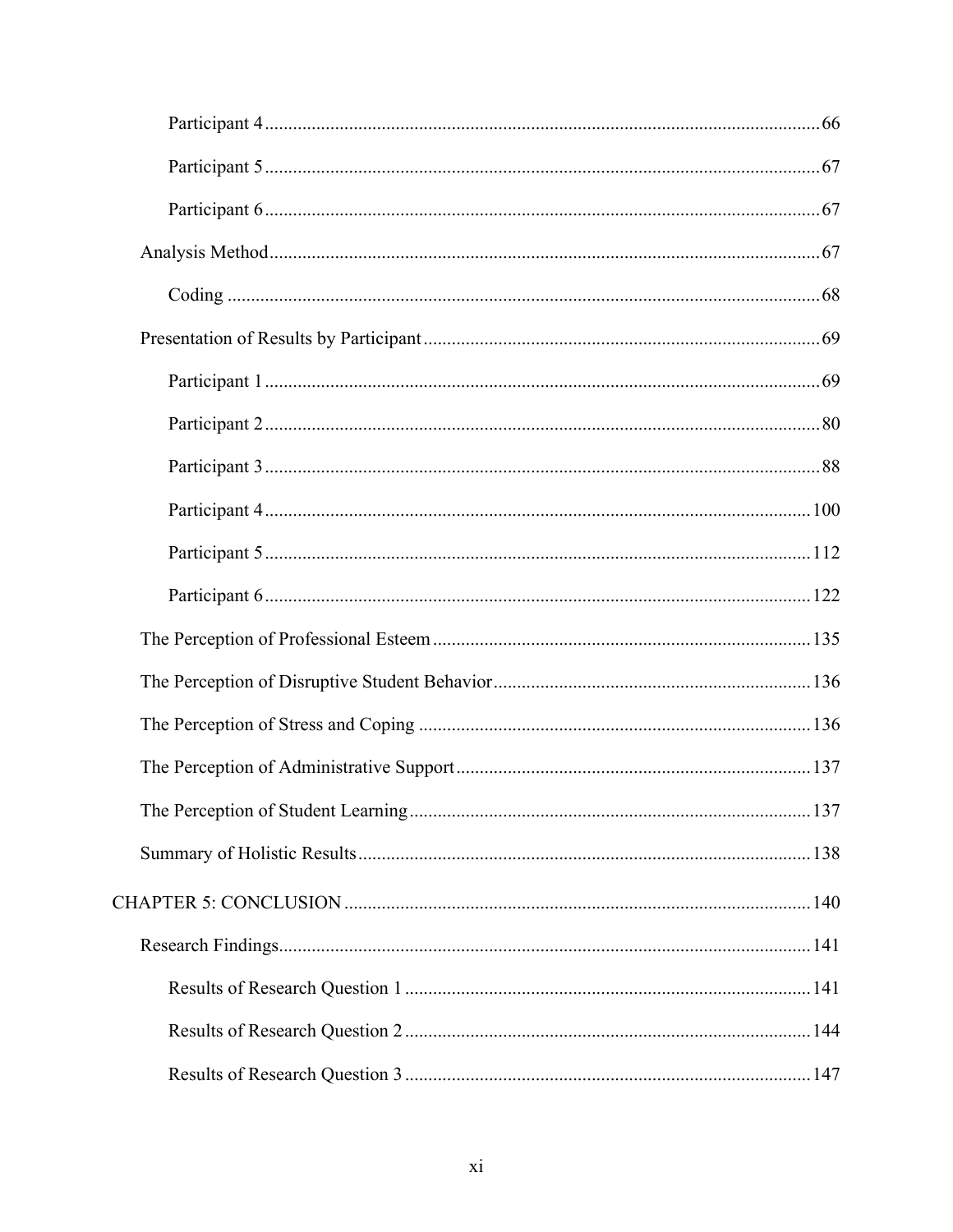Participant 4 ........................................................................................................ 66

Participant 5 ........................................................................................................ 67

Participant 6 ........................................................................................................ 67

Analysis Method ........................................................................................................ 67

Coding ........................................................................................................ 68

Presentation of Results by Participant ........................................................................ 69

Participant 1 ........................................................................................................ 69

Participant 2 ........................................................................................................ 80

Participant 3 ........................................................................................................ 88

Participant 4 ........................................................................................................ 100

Participant 5 ........................................................................................................ 112

Participant 6 ........................................................................................................ 122

The Perception of Professional Esteem ........................................................................ 135

The Perception of Disruptive Student Behavior ........................................................... 136

The Perception of Stress and Coping ........................................................................... 136

The Perception of Administrative Support ................................................................... 137

The Perception of Student Learning ............................................................................ 137

Summary of Holistic Results ........................................................................................ 138

CHAPTER 5: CONCLUSION ........................................................................................ 140

Research Findings ........................................................................................................ 141

Results of Research Question 1 ................................................................................ 141

Results of Research Question 2 ................................................................................ 144

Results of Research Question 3 ................................................................................ 147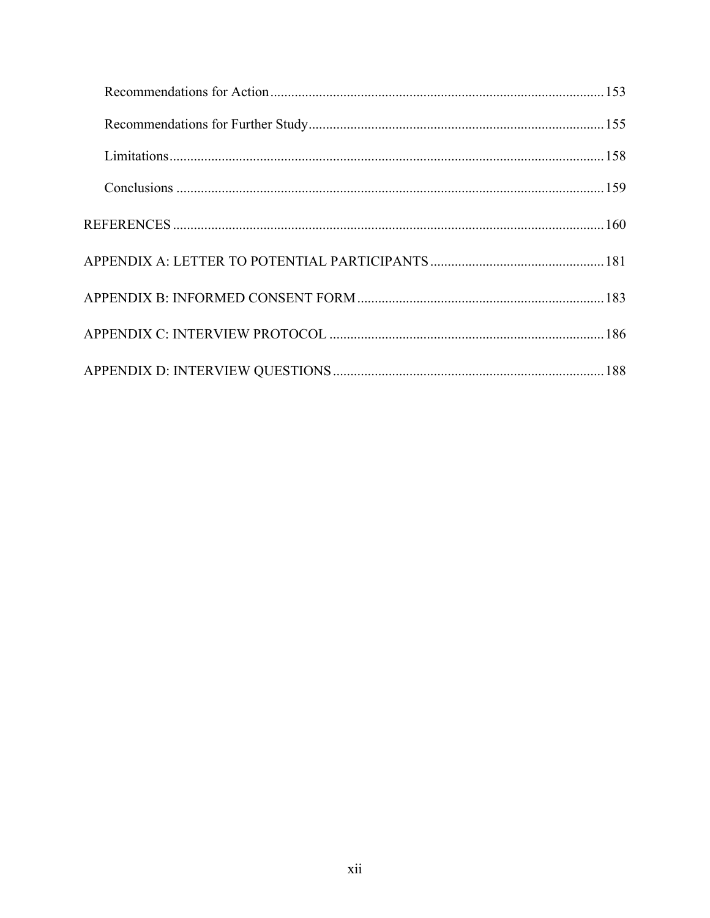Recommendations for Action ........................................................................................... 153

Recommendations for Further Study ................................................................................ 155

Limitations ......................................................................................................................... 158

Conclusions ........................................................................................................................ 159

REFERENCES ........................................................................................................................ 160

APPENDIX A: LETTER TO POTENTIAL PARTICIPANTS .................................................. 181

APPENDIX B: INFORMED CONSENT FORM ...................................................................... 183

APPENDIX C: INTERVIEW PROTOCOL .............................................................................. 186

APPENDIX D: INTERVIEW QUESTIONS ............................................................................. 188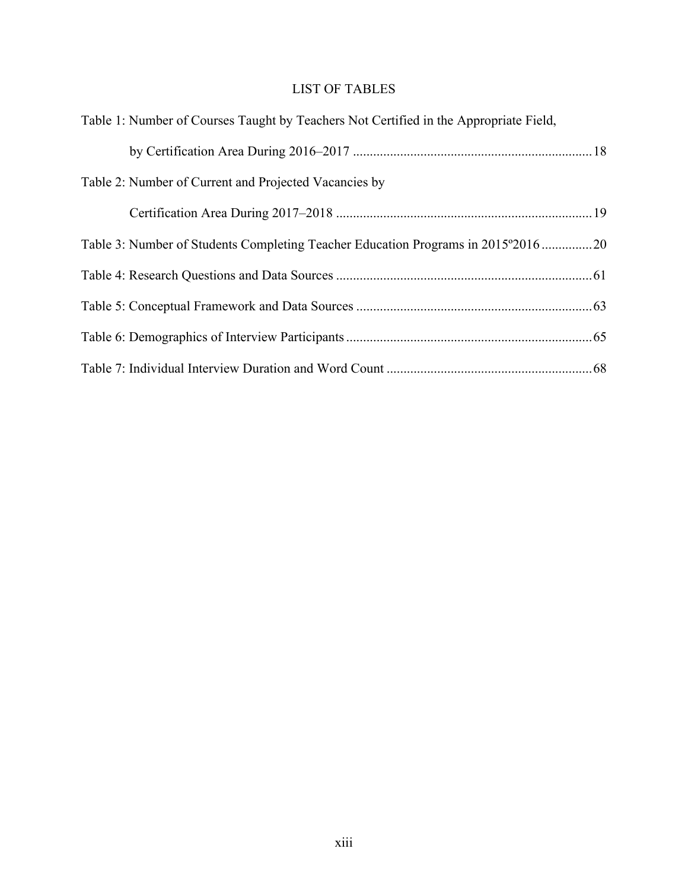# LIST OF TABLES

Table 1: Number of Courses Taught by Teachers Not Certified in the Appropriate Field, by Certification Area During 2016–2017 ....... 18

Table 2: Number of Current and Projected Vacancies by Certification Area During 2017–2018 ....... 19

Table 3: Number of Students Completing Teacher Education Programs in 2015º2016 ....... 20

Table 4: Research Questions and Data Sources ....... 61

Table 5: Conceptual Framework and Data Sources ....... 63

Table 6: Demographics of Interview Participants ....... 65

Table 7: Individual Interview Duration and Word Count ....... 68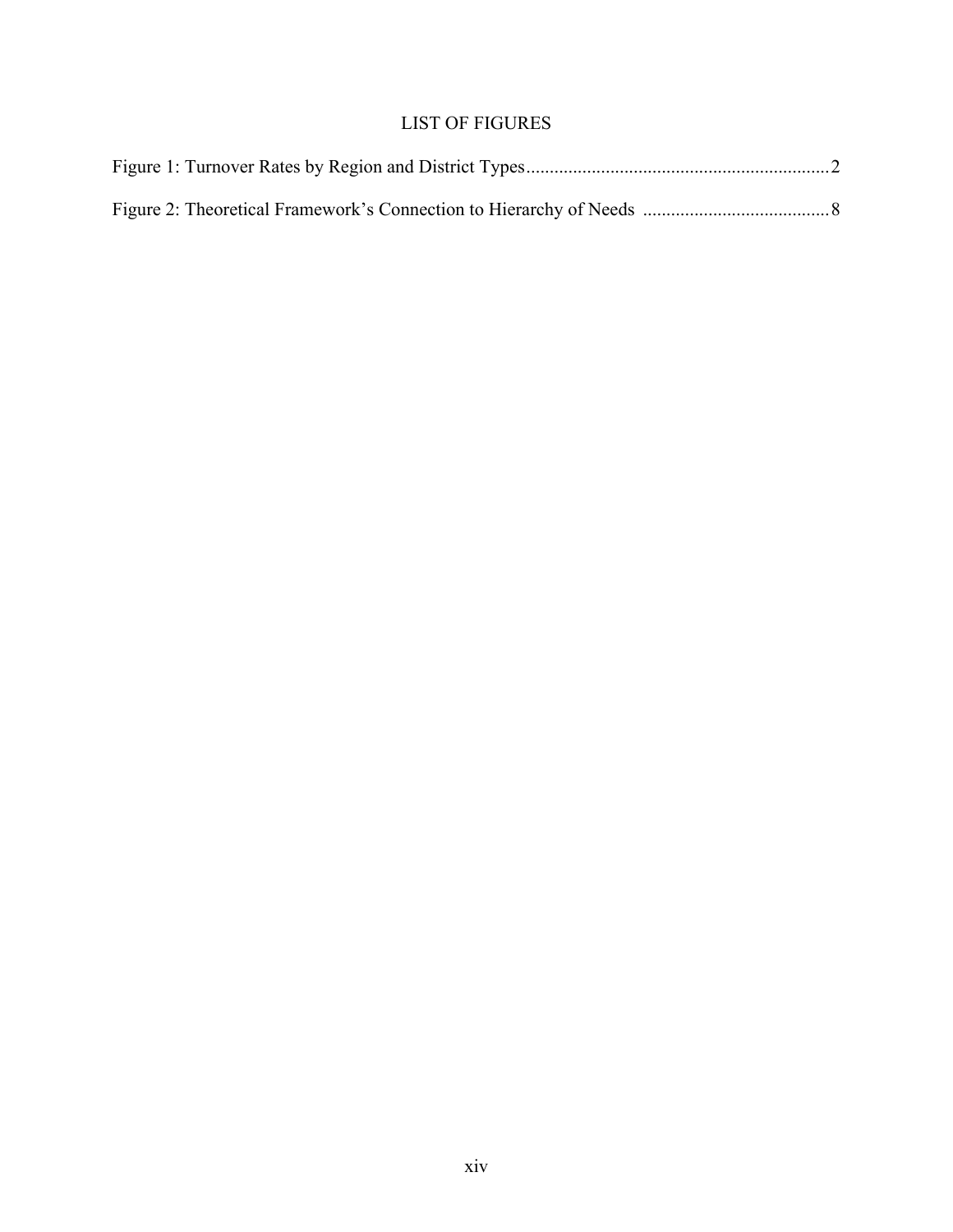# LIST OF FIGURES

Figure 1: Turnover Rates by Region and District Types ................................................................ 2

Figure 2: Theoretical Framework's Connection to Hierarchy of Needs ........................................ 8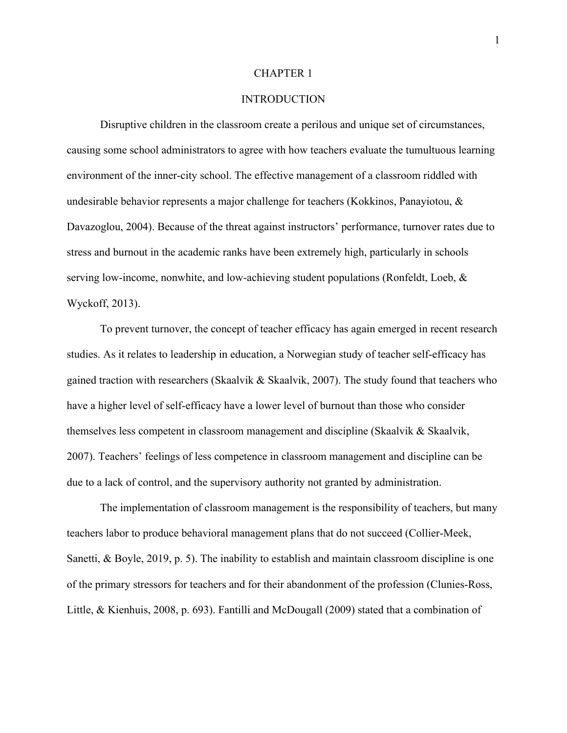# CHAPTER 1

# INTRODUCTION

Disruptive children in the classroom create a perilous and unique set of circumstances, causing some school administrators to agree with how teachers evaluate the tumultuous learning environment of the inner-city school. The effective management of a classroom riddled with undesirable behavior represents a major challenge for teachers (Kokkinos, Panayiotou, & Davazoglou, 2004). Because of the threat against instructors' performance, turnover rates due to stress and burnout in the academic ranks have been extremely high, particularly in schools serving low-income, nonwhite, and low-achieving student populations (Ronfeldt, Loeb, & Wyckoff, 2013).

To prevent turnover, the concept of teacher efficacy has again emerged in recent research studies. As it relates to leadership in education, a Norwegian study of teacher self-efficacy has gained traction with researchers (Skaalvik & Skaalvik, 2007). The study found that teachers who have a higher level of self-efficacy have a lower level of burnout than those who consider themselves less competent in classroom management and discipline (Skaalvik & Skaalvik, 2007). Teachers' feelings of less competence in classroom management and discipline can be due to a lack of control, and the supervisory authority not granted by administration.

The implementation of classroom management is the responsibility of teachers, but many teachers labor to produce behavioral management plans that do not succeed (Collier-Meek, Sanetti, & Boyle, 2019, p. 5). The inability to establish and maintain classroom discipline is one of the primary stressors for teachers and for their abandonment of the profession (Clunies-Ross, Little, & Kienhuis, 2008, p. 693). Fantilli and McDougall (2009) stated that a combination of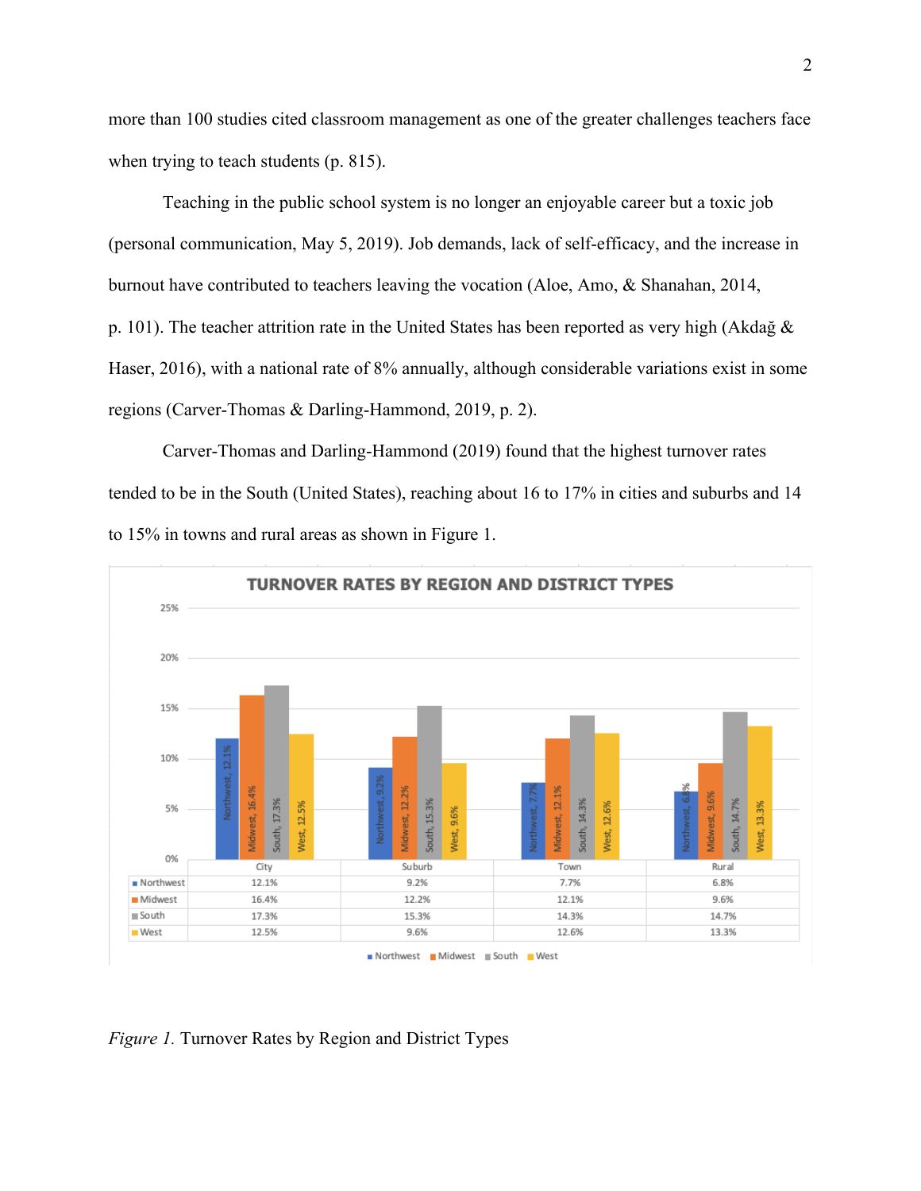more than 100 studies cited classroom management as one of the greater challenges teachers face when trying to teach students (p. 815).

Teaching in the public school system is no longer an enjoyable career but a toxic job (personal communication, May 5, 2019). Job demands, lack of self-efficacy, and the increase in burnout have contributed to teachers leaving the vocation (Aloe, Amo, & Shanahan, 2014, p. 101). The teacher attrition rate in the United States has been reported as very high (Akdağ & Haser, 2016), with a national rate of 8% annually, although considerable variations exist in some regions (Carver-Thomas & Darling-Hammond, 2019, p. 2).

Carver-Thomas and Darling-Hammond (2019) found that the highest turnover rates tended to be in the South (United States), reaching about 16 to 17% in cities and suburbs and 14 to 15% in towns and rural areas as shown in Figure 1.

**TURNOVER RATES BY REGION AND DISTRICT TYPES**

| | City | Suburb | Town | Rural |
|---|---|---|---|---|
| Northwest | 12.1% | 9.2% | 7.7% | 6.8% |
| Midwest | 16.4% | 12.2% | 12.1% | 9.6% |
| South | 17.3% | 15.3% | 14.3% | 14.7% |
| West | 12.5% | 9.6% | 12.6% | 13.3% |

*Figure 1.* Turnover Rates by Region and District Types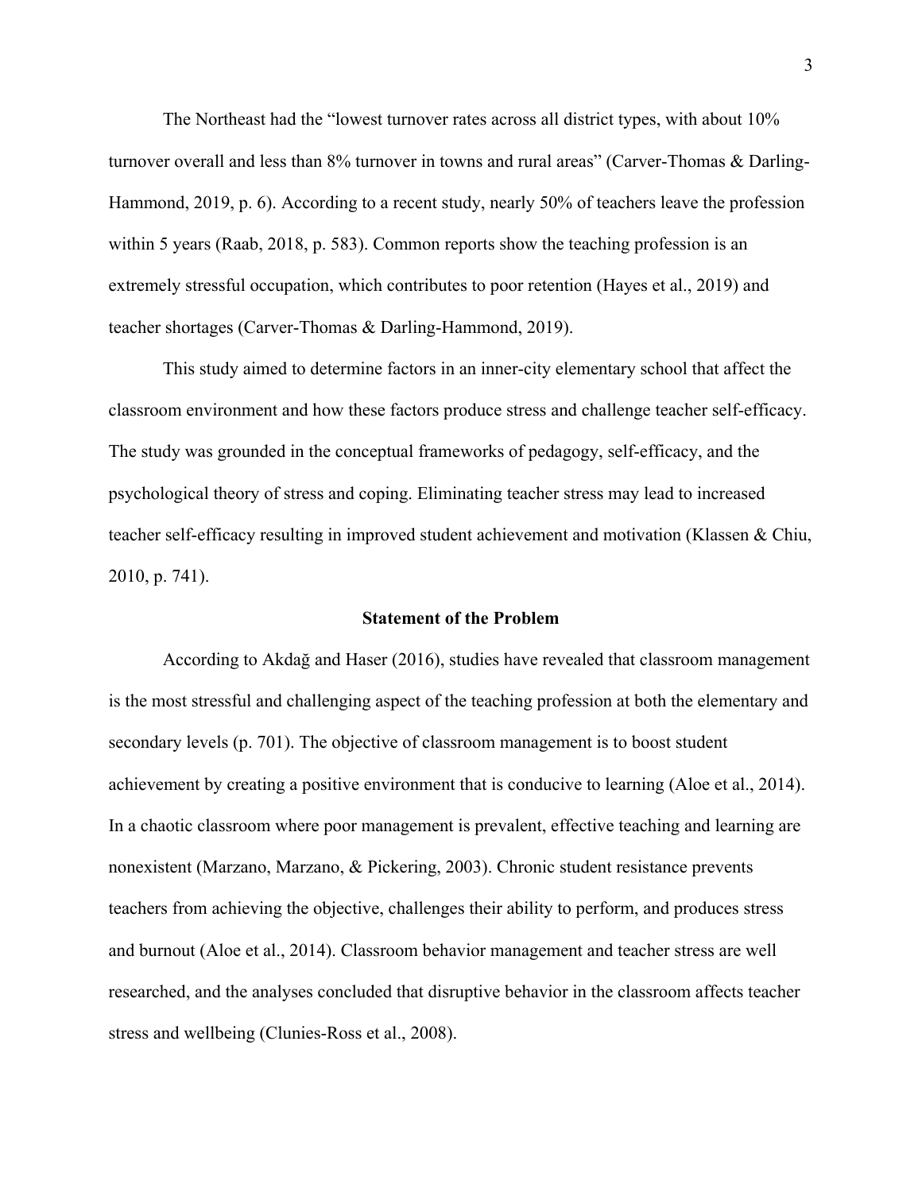The Northeast had the "lowest turnover rates across all district types, with about 10% turnover overall and less than 8% turnover in towns and rural areas" (Carver-Thomas & Darling-Hammond, 2019, p. 6). According to a recent study, nearly 50% of teachers leave the profession within 5 years (Raab, 2018, p. 583). Common reports show the teaching profession is an extremely stressful occupation, which contributes to poor retention (Hayes et al., 2019) and teacher shortages (Carver-Thomas & Darling-Hammond, 2019).

This study aimed to determine factors in an inner-city elementary school that affect the classroom environment and how these factors produce stress and challenge teacher self-efficacy. The study was grounded in the conceptual frameworks of pedagogy, self-efficacy, and the psychological theory of stress and coping. Eliminating teacher stress may lead to increased teacher self-efficacy resulting in improved student achievement and motivation (Klassen & Chiu, 2010, p. 741).

## Statement of the Problem

According to Akdağ and Haser (2016), studies have revealed that classroom management is the most stressful and challenging aspect of the teaching profession at both the elementary and secondary levels (p. 701). The objective of classroom management is to boost student achievement by creating a positive environment that is conducive to learning (Aloe et al., 2014). In a chaotic classroom where poor management is prevalent, effective teaching and learning are nonexistent (Marzano, Marzano, & Pickering, 2003). Chronic student resistance prevents teachers from achieving the objective, challenges their ability to perform, and produces stress and burnout (Aloe et al., 2014). Classroom behavior management and teacher stress are well researched, and the analyses concluded that disruptive behavior in the classroom affects teacher stress and wellbeing (Clunies-Ross et al., 2008).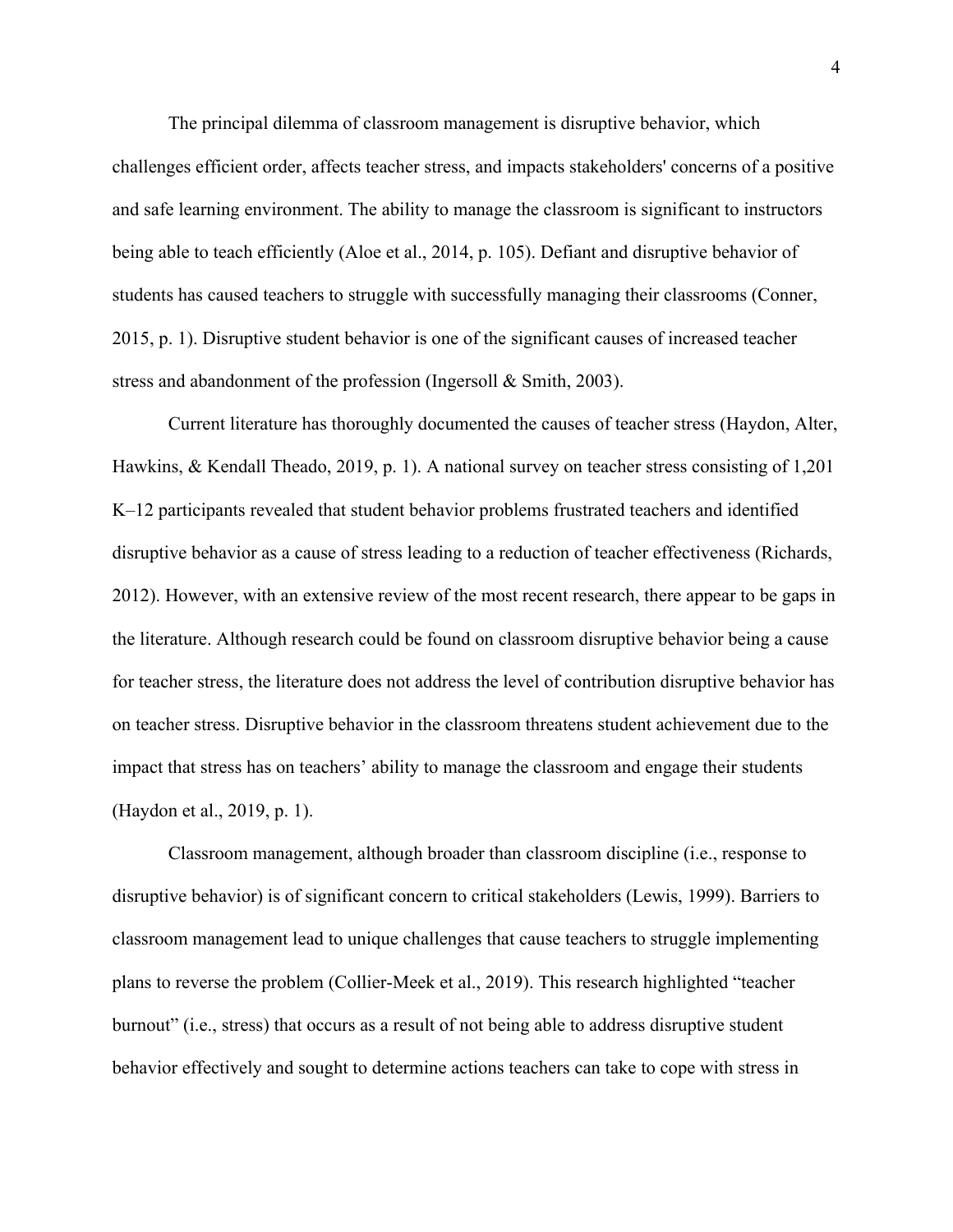The principal dilemma of classroom management is disruptive behavior, which challenges efficient order, affects teacher stress, and impacts stakeholders' concerns of a positive and safe learning environment. The ability to manage the classroom is significant to instructors being able to teach efficiently (Aloe et al., 2014, p. 105). Defiant and disruptive behavior of students has caused teachers to struggle with successfully managing their classrooms (Conner, 2015, p. 1). Disruptive student behavior is one of the significant causes of increased teacher stress and abandonment of the profession (Ingersoll & Smith, 2003).

Current literature has thoroughly documented the causes of teacher stress (Haydon, Alter, Hawkins, & Kendall Theado, 2019, p. 1). A national survey on teacher stress consisting of 1,201 K–12 participants revealed that student behavior problems frustrated teachers and identified disruptive behavior as a cause of stress leading to a reduction of teacher effectiveness (Richards, 2012). However, with an extensive review of the most recent research, there appear to be gaps in the literature. Although research could be found on classroom disruptive behavior being a cause for teacher stress, the literature does not address the level of contribution disruptive behavior has on teacher stress. Disruptive behavior in the classroom threatens student achievement due to the impact that stress has on teachers' ability to manage the classroom and engage their students (Haydon et al., 2019, p. 1).

Classroom management, although broader than classroom discipline (i.e., response to disruptive behavior) is of significant concern to critical stakeholders (Lewis, 1999). Barriers to classroom management lead to unique challenges that cause teachers to struggle implementing plans to reverse the problem (Collier-Meek et al., 2019). This research highlighted "teacher burnout" (i.e., stress) that occurs as a result of not being able to address disruptive student behavior effectively and sought to determine actions teachers can take to cope with stress in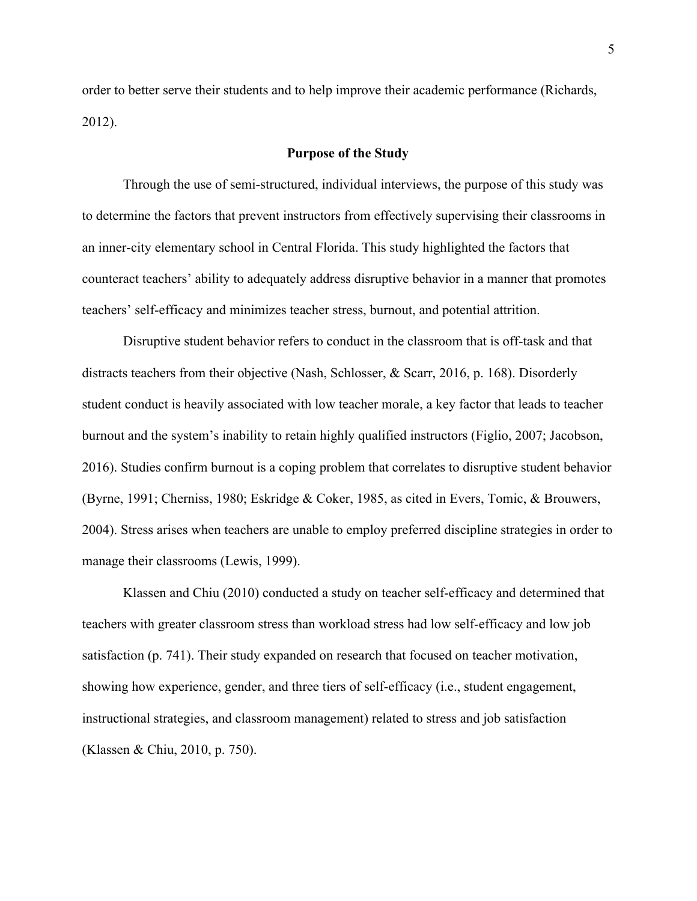order to better serve their students and to help improve their academic performance (Richards, 2012).

## Purpose of the Study

Through the use of semi-structured, individual interviews, the purpose of this study was to determine the factors that prevent instructors from effectively supervising their classrooms in an inner-city elementary school in Central Florida. This study highlighted the factors that counteract teachers' ability to adequately address disruptive behavior in a manner that promotes teachers' self-efficacy and minimizes teacher stress, burnout, and potential attrition.

Disruptive student behavior refers to conduct in the classroom that is off-task and that distracts teachers from their objective (Nash, Schlosser, & Scarr, 2016, p. 168). Disorderly student conduct is heavily associated with low teacher morale, a key factor that leads to teacher burnout and the system's inability to retain highly qualified instructors (Figlio, 2007; Jacobson, 2016). Studies confirm burnout is a coping problem that correlates to disruptive student behavior (Byrne, 1991; Cherniss, 1980; Eskridge & Coker, 1985, as cited in Evers, Tomic, & Brouwers, 2004). Stress arises when teachers are unable to employ preferred discipline strategies in order to manage their classrooms (Lewis, 1999).

Klassen and Chiu (2010) conducted a study on teacher self-efficacy and determined that teachers with greater classroom stress than workload stress had low self-efficacy and low job satisfaction (p. 741). Their study expanded on research that focused on teacher motivation, showing how experience, gender, and three tiers of self-efficacy (i.e., student engagement, instructional strategies, and classroom management) related to stress and job satisfaction (Klassen & Chiu, 2010, p. 750).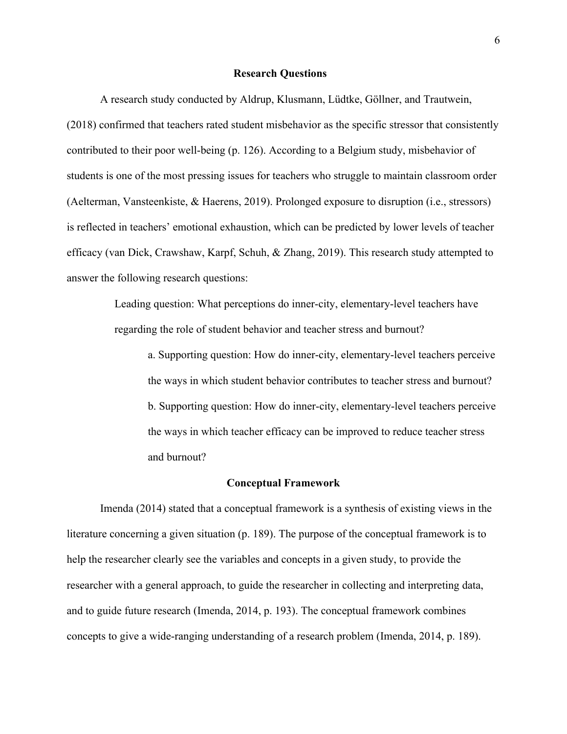## Research Questions

A research study conducted by Aldrup, Klusmann, Lüdtke, Göllner, and Trautwein, (2018) confirmed that teachers rated student misbehavior as the specific stressor that consistently contributed to their poor well-being (p. 126). According to a Belgium study, misbehavior of students is one of the most pressing issues for teachers who struggle to maintain classroom order (Aelterman, Vansteenkiste, & Haerens, 2019). Prolonged exposure to disruption (i.e., stressors) is reflected in teachers' emotional exhaustion, which can be predicted by lower levels of teacher efficacy (van Dick, Crawshaw, Karpf, Schuh, & Zhang, 2019). This research study attempted to answer the following research questions:

> Leading question: What perceptions do inner-city, elementary-level teachers have regarding the role of student behavior and teacher stress and burnout?
>
> > a. Supporting question: How do inner-city, elementary-level teachers perceive the ways in which student behavior contributes to teacher stress and burnout?
> >
> > b. Supporting question: How do inner-city, elementary-level teachers perceive the ways in which teacher efficacy can be improved to reduce teacher stress and burnout?

## Conceptual Framework

Imenda (2014) stated that a conceptual framework is a synthesis of existing views in the literature concerning a given situation (p. 189). The purpose of the conceptual framework is to help the researcher clearly see the variables and concepts in a given study, to provide the researcher with a general approach, to guide the researcher in collecting and interpreting data, and to guide future research (Imenda, 2014, p. 193). The conceptual framework combines concepts to give a wide-ranging understanding of a research problem (Imenda, 2014, p. 189).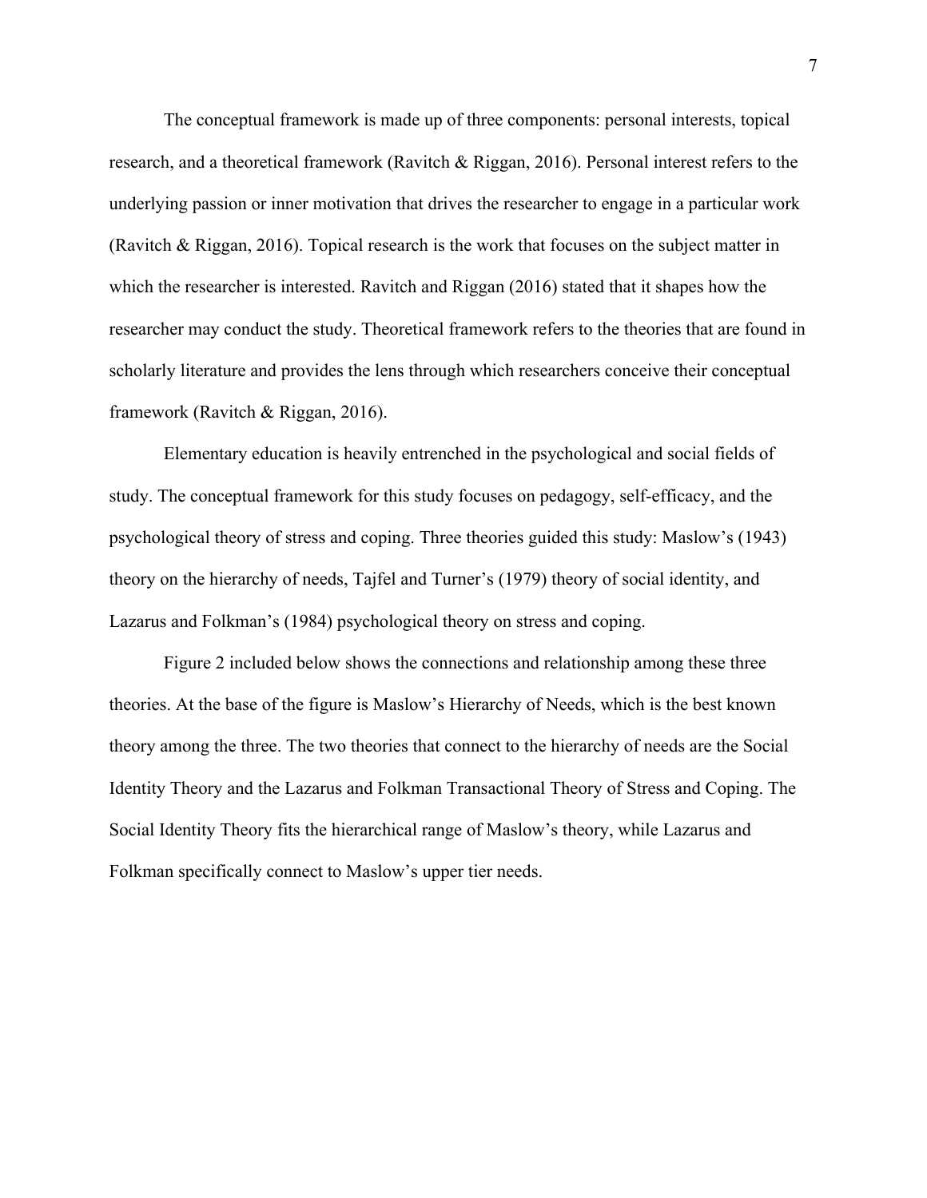The conceptual framework is made up of three components: personal interests, topical research, and a theoretical framework (Ravitch & Riggan, 2016). Personal interest refers to the underlying passion or inner motivation that drives the researcher to engage in a particular work (Ravitch & Riggan, 2016). Topical research is the work that focuses on the subject matter in which the researcher is interested. Ravitch and Riggan (2016) stated that it shapes how the researcher may conduct the study. Theoretical framework refers to the theories that are found in scholarly literature and provides the lens through which researchers conceive their conceptual framework (Ravitch & Riggan, 2016).

Elementary education is heavily entrenched in the psychological and social fields of study. The conceptual framework for this study focuses on pedagogy, self-efficacy, and the psychological theory of stress and coping. Three theories guided this study: Maslow's (1943) theory on the hierarchy of needs, Tajfel and Turner's (1979) theory of social identity, and Lazarus and Folkman's (1984) psychological theory on stress and coping.

Figure 2 included below shows the connections and relationship among these three theories. At the base of the figure is Maslow's Hierarchy of Needs, which is the best known theory among the three. The two theories that connect to the hierarchy of needs are the Social Identity Theory and the Lazarus and Folkman Transactional Theory of Stress and Coping. The Social Identity Theory fits the hierarchical range of Maslow's theory, while Lazarus and Folkman specifically connect to Maslow's upper tier needs.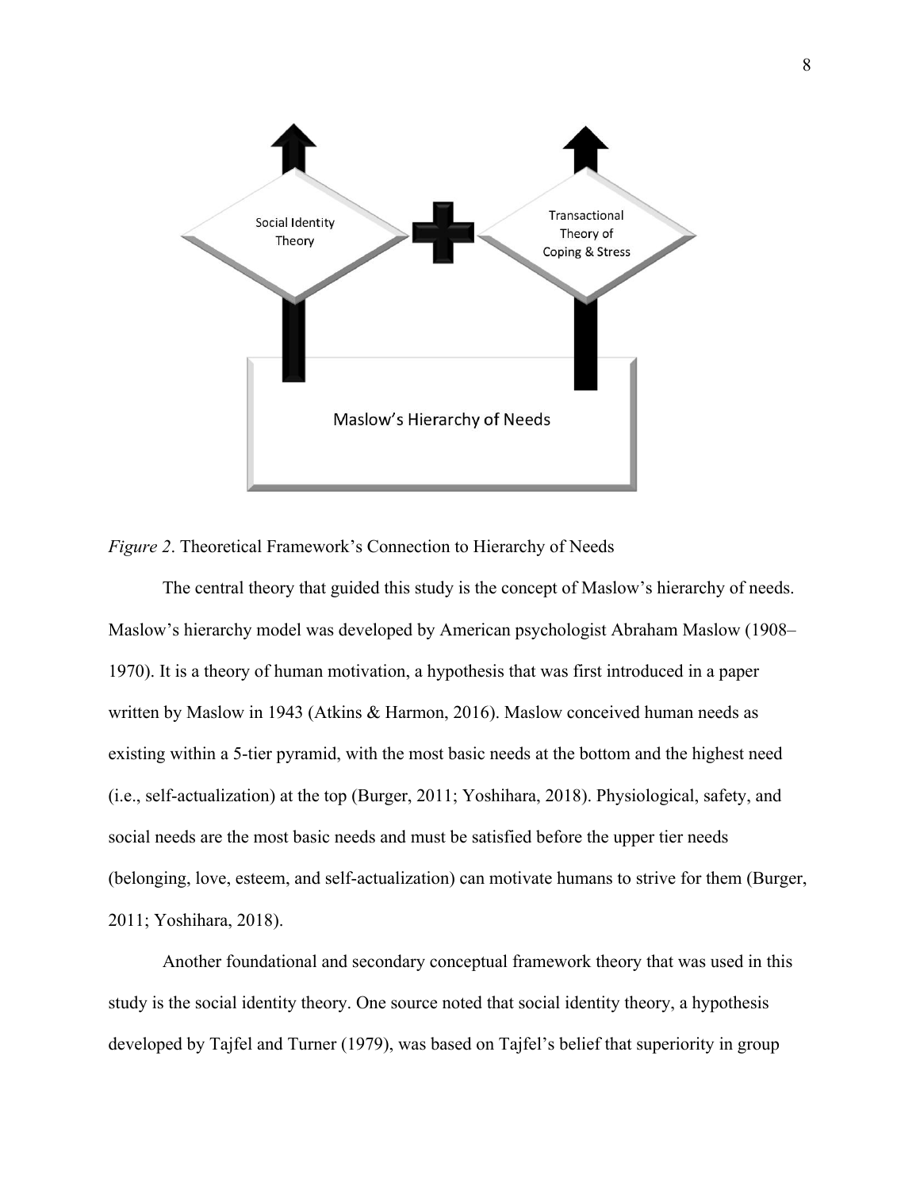*Figure 2*. Theoretical Framework's Connection to Hierarchy of Needs

The central theory that guided this study is the concept of Maslow's hierarchy of needs. Maslow's hierarchy model was developed by American psychologist Abraham Maslow (1908–1970). It is a theory of human motivation, a hypothesis that was first introduced in a paper written by Maslow in 1943 (Atkins & Harmon, 2016). Maslow conceived human needs as existing within a 5-tier pyramid, with the most basic needs at the bottom and the highest need (i.e., self-actualization) at the top (Burger, 2011; Yoshihara, 2018). Physiological, safety, and social needs are the most basic needs and must be satisfied before the upper tier needs (belonging, love, esteem, and self-actualization) can motivate humans to strive for them (Burger, 2011; Yoshihara, 2018).

Another foundational and secondary conceptual framework theory that was used in this study is the social identity theory. One source noted that social identity theory, a hypothesis developed by Tajfel and Turner (1979), was based on Tajfel's belief that superiority in group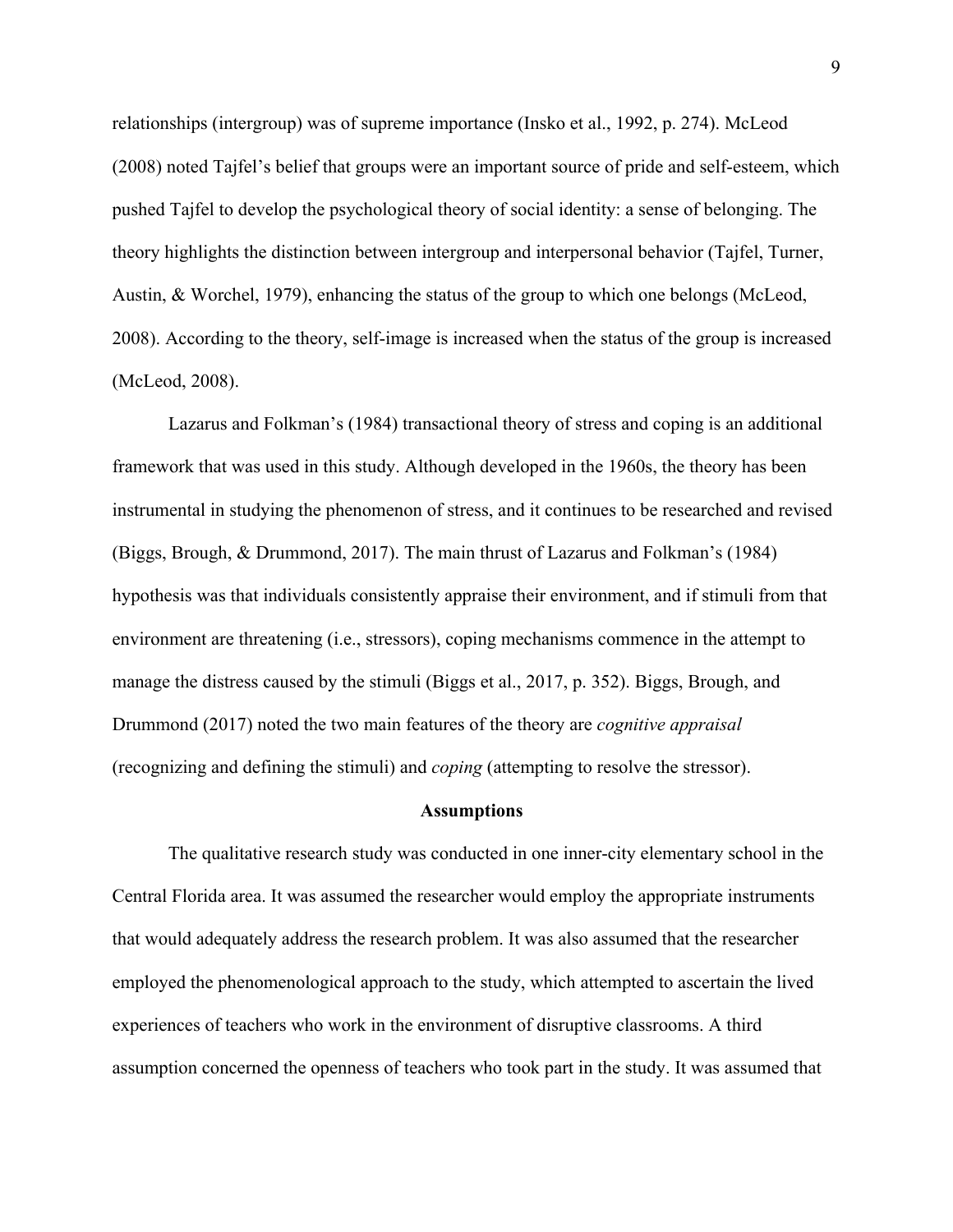relationships (intergroup) was of supreme importance (Insko et al., 1992, p. 274). McLeod (2008) noted Tajfel's belief that groups were an important source of pride and self-esteem, which pushed Tajfel to develop the psychological theory of social identity: a sense of belonging. The theory highlights the distinction between intergroup and interpersonal behavior (Tajfel, Turner, Austin, & Worchel, 1979), enhancing the status of the group to which one belongs (McLeod, 2008). According to the theory, self-image is increased when the status of the group is increased (McLeod, 2008).

Lazarus and Folkman's (1984) transactional theory of stress and coping is an additional framework that was used in this study. Although developed in the 1960s, the theory has been instrumental in studying the phenomenon of stress, and it continues to be researched and revised (Biggs, Brough, & Drummond, 2017). The main thrust of Lazarus and Folkman's (1984) hypothesis was that individuals consistently appraise their environment, and if stimuli from that environment are threatening (i.e., stressors), coping mechanisms commence in the attempt to manage the distress caused by the stimuli (Biggs et al., 2017, p. 352). Biggs, Brough, and Drummond (2017) noted the two main features of the theory are *cognitive appraisal* (recognizing and defining the stimuli) and *coping* (attempting to resolve the stressor).

## Assumptions

The qualitative research study was conducted in one inner-city elementary school in the Central Florida area. It was assumed the researcher would employ the appropriate instruments that would adequately address the research problem. It was also assumed that the researcher employed the phenomenological approach to the study, which attempted to ascertain the lived experiences of teachers who work in the environment of disruptive classrooms. A third assumption concerned the openness of teachers who took part in the study. It was assumed that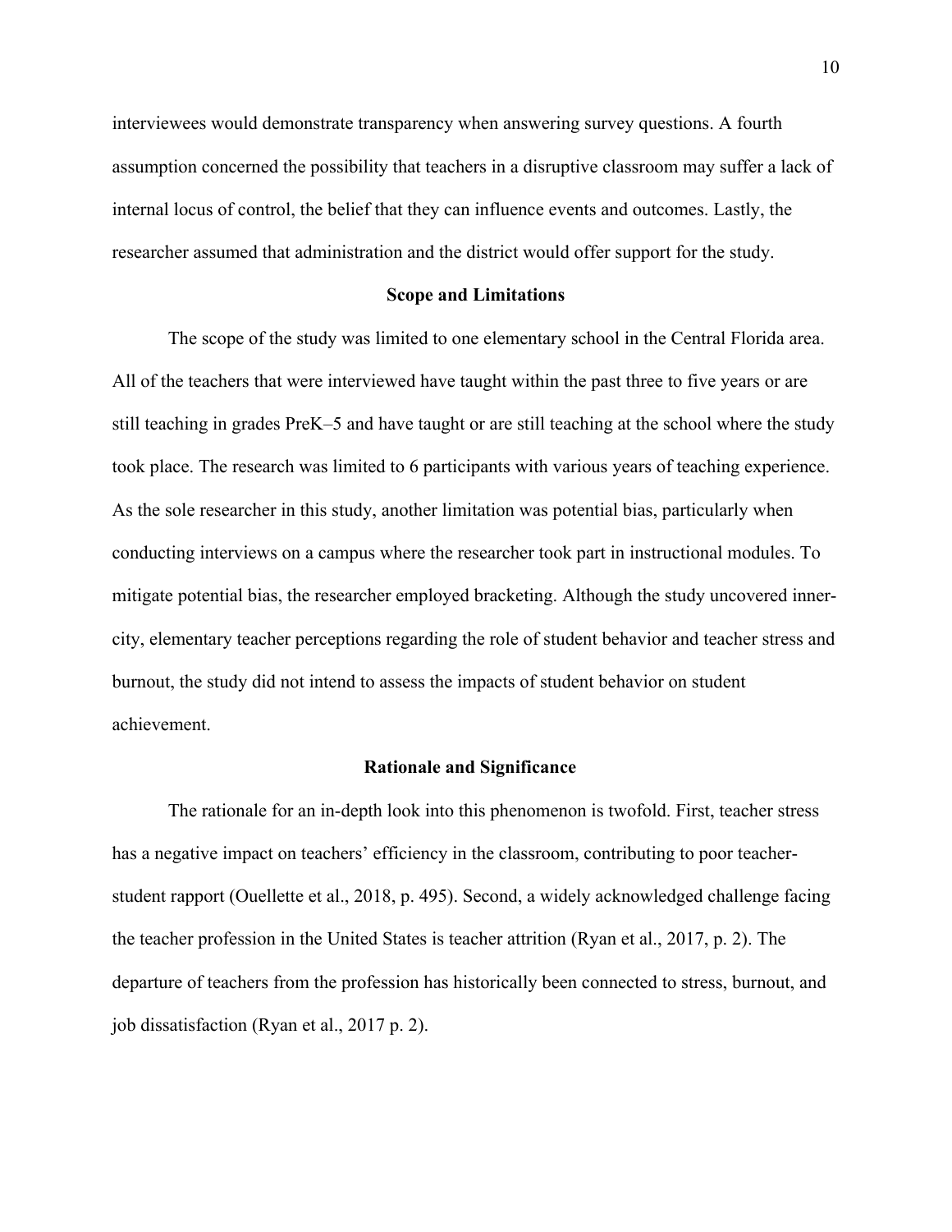interviewees would demonstrate transparency when answering survey questions. A fourth assumption concerned the possibility that teachers in a disruptive classroom may suffer a lack of internal locus of control, the belief that they can influence events and outcomes. Lastly, the researcher assumed that administration and the district would offer support for the study.

## Scope and Limitations

The scope of the study was limited to one elementary school in the Central Florida area. All of the teachers that were interviewed have taught within the past three to five years or are still teaching in grades PreK–5 and have taught or are still teaching at the school where the study took place. The research was limited to 6 participants with various years of teaching experience. As the sole researcher in this study, another limitation was potential bias, particularly when conducting interviews on a campus where the researcher took part in instructional modules. To mitigate potential bias, the researcher employed bracketing. Although the study uncovered inner-city, elementary teacher perceptions regarding the role of student behavior and teacher stress and burnout, the study did not intend to assess the impacts of student behavior on student achievement.

## Rationale and Significance

The rationale for an in-depth look into this phenomenon is twofold. First, teacher stress has a negative impact on teachers' efficiency in the classroom, contributing to poor teacher-student rapport (Ouellette et al., 2018, p. 495). Second, a widely acknowledged challenge facing the teacher profession in the United States is teacher attrition (Ryan et al., 2017, p. 2). The departure of teachers from the profession has historically been connected to stress, burnout, and job dissatisfaction (Ryan et al., 2017 p. 2).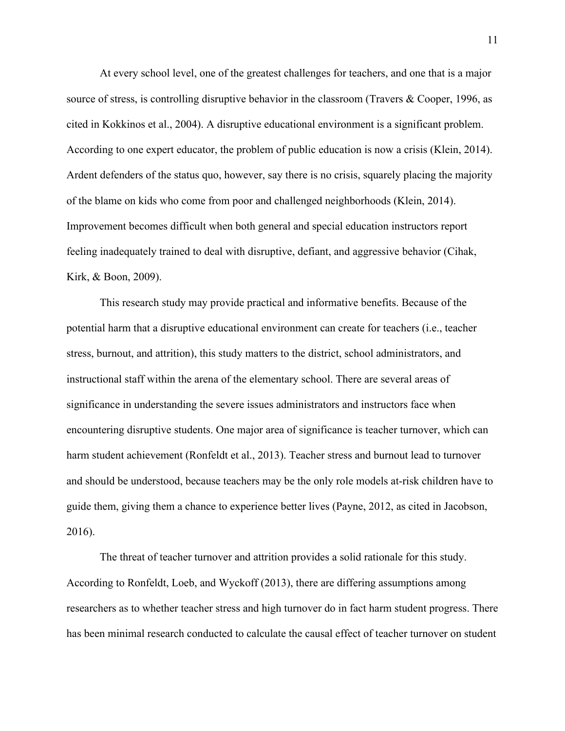At every school level, one of the greatest challenges for teachers, and one that is a major source of stress, is controlling disruptive behavior in the classroom (Travers & Cooper, 1996, as cited in Kokkinos et al., 2004). A disruptive educational environment is a significant problem. According to one expert educator, the problem of public education is now a crisis (Klein, 2014). Ardent defenders of the status quo, however, say there is no crisis, squarely placing the majority of the blame on kids who come from poor and challenged neighborhoods (Klein, 2014). Improvement becomes difficult when both general and special education instructors report feeling inadequately trained to deal with disruptive, defiant, and aggressive behavior (Cihak, Kirk, & Boon, 2009).

This research study may provide practical and informative benefits. Because of the potential harm that a disruptive educational environment can create for teachers (i.e., teacher stress, burnout, and attrition), this study matters to the district, school administrators, and instructional staff within the arena of the elementary school. There are several areas of significance in understanding the severe issues administrators and instructors face when encountering disruptive students. One major area of significance is teacher turnover, which can harm student achievement (Ronfeldt et al., 2013). Teacher stress and burnout lead to turnover and should be understood, because teachers may be the only role models at-risk children have to guide them, giving them a chance to experience better lives (Payne, 2012, as cited in Jacobson, 2016).

The threat of teacher turnover and attrition provides a solid rationale for this study. According to Ronfeldt, Loeb, and Wyckoff (2013), there are differing assumptions among researchers as to whether teacher stress and high turnover do in fact harm student progress. There has been minimal research conducted to calculate the causal effect of teacher turnover on student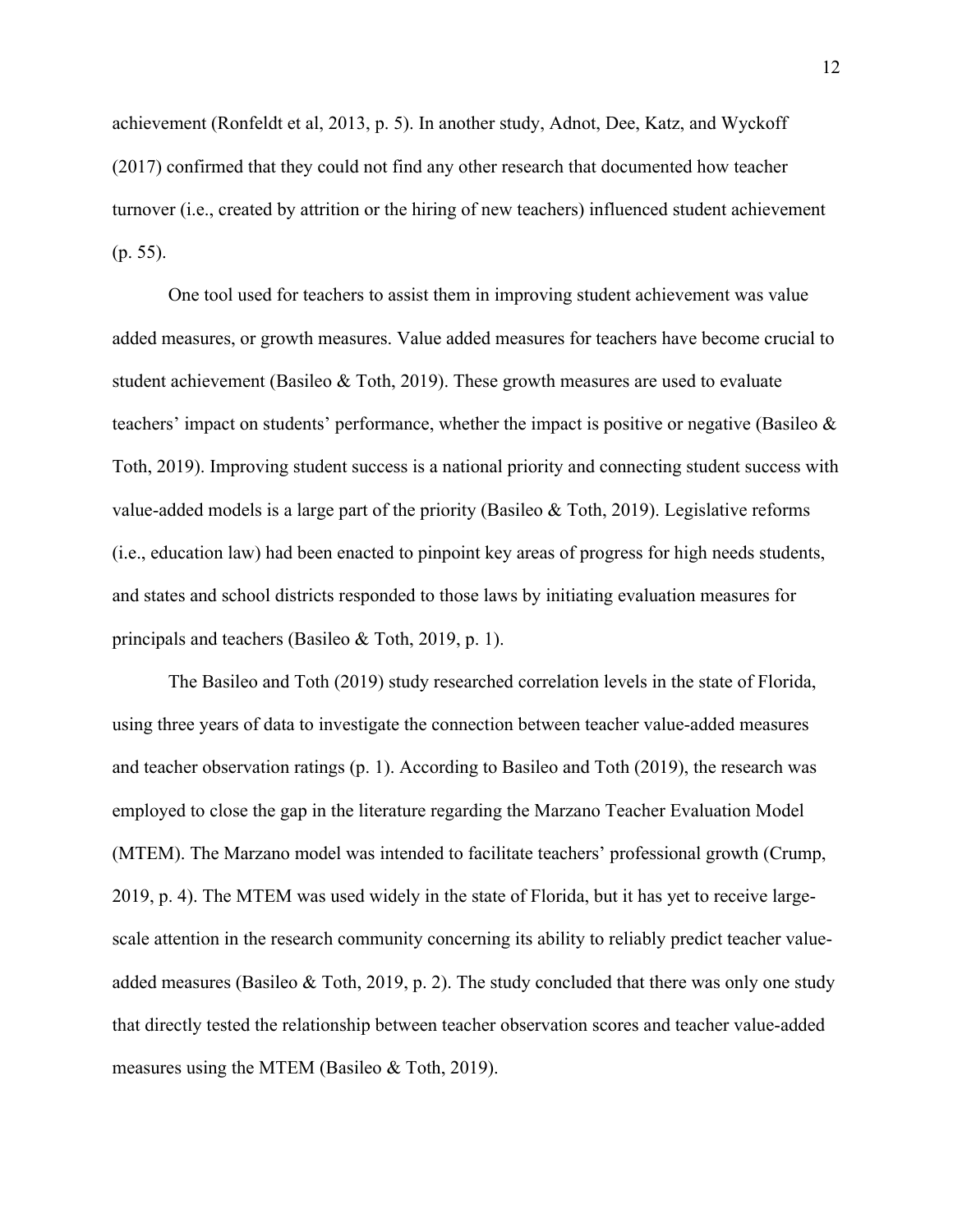achievement (Ronfeldt et al, 2013, p. 5). In another study, Adnot, Dee, Katz, and Wyckoff (2017) confirmed that they could not find any other research that documented how teacher turnover (i.e., created by attrition or the hiring of new teachers) influenced student achievement (p. 55).

One tool used for teachers to assist them in improving student achievement was value added measures, or growth measures. Value added measures for teachers have become crucial to student achievement (Basileo & Toth, 2019). These growth measures are used to evaluate teachers' impact on students' performance, whether the impact is positive or negative (Basileo & Toth, 2019). Improving student success is a national priority and connecting student success with value-added models is a large part of the priority (Basileo & Toth, 2019). Legislative reforms (i.e., education law) had been enacted to pinpoint key areas of progress for high needs students, and states and school districts responded to those laws by initiating evaluation measures for principals and teachers (Basileo & Toth, 2019, p. 1).

The Basileo and Toth (2019) study researched correlation levels in the state of Florida, using three years of data to investigate the connection between teacher value-added measures and teacher observation ratings (p. 1). According to Basileo and Toth (2019), the research was employed to close the gap in the literature regarding the Marzano Teacher Evaluation Model (MTEM). The Marzano model was intended to facilitate teachers' professional growth (Crump, 2019, p. 4). The MTEM was used widely in the state of Florida, but it has yet to receive large-scale attention in the research community concerning its ability to reliably predict teacher value-added measures (Basileo & Toth, 2019, p. 2). The study concluded that there was only one study that directly tested the relationship between teacher observation scores and teacher value-added measures using the MTEM (Basileo & Toth, 2019).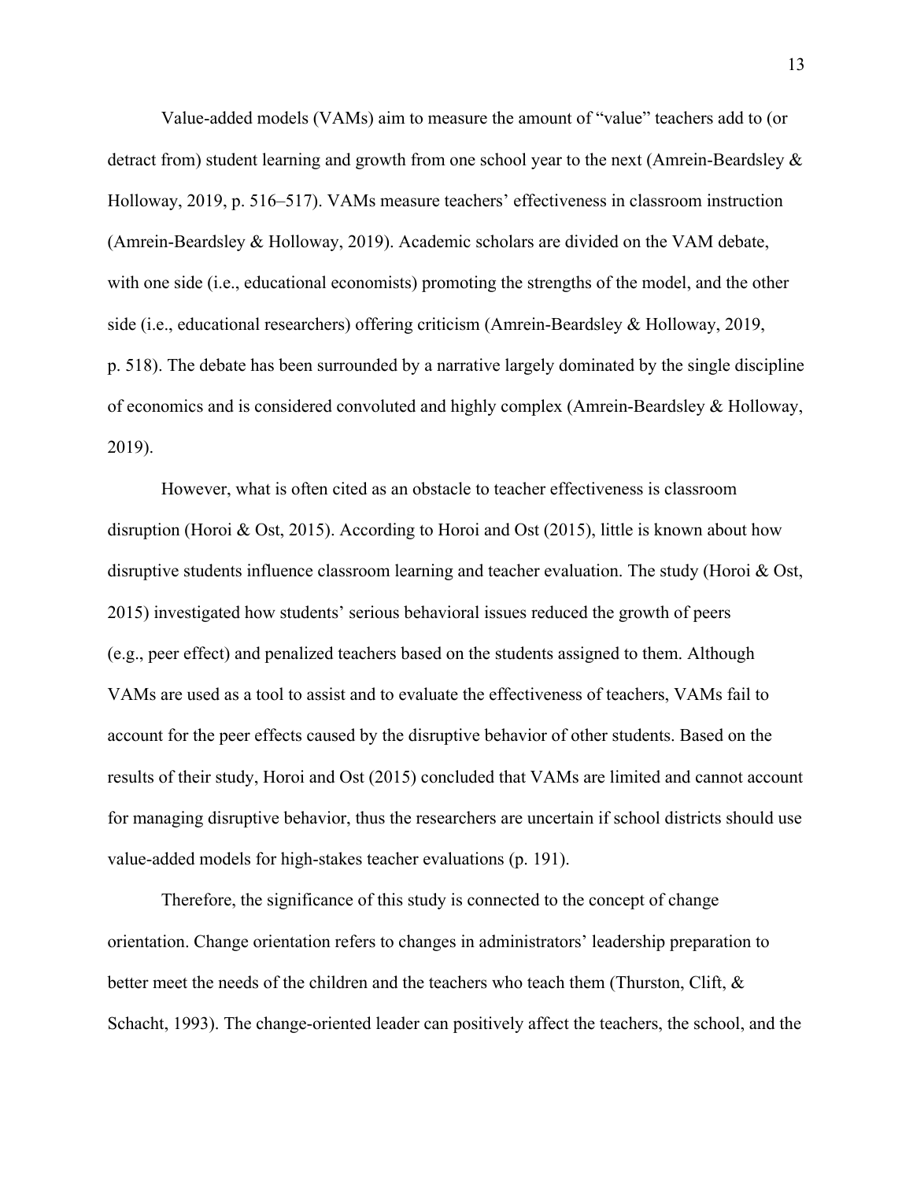Value-added models (VAMs) aim to measure the amount of "value" teachers add to (or detract from) student learning and growth from one school year to the next (Amrein-Beardsley & Holloway, 2019, p. 516–517). VAMs measure teachers' effectiveness in classroom instruction (Amrein-Beardsley & Holloway, 2019). Academic scholars are divided on the VAM debate, with one side (i.e., educational economists) promoting the strengths of the model, and the other side (i.e., educational researchers) offering criticism (Amrein-Beardsley & Holloway, 2019, p. 518). The debate has been surrounded by a narrative largely dominated by the single discipline of economics and is considered convoluted and highly complex (Amrein-Beardsley & Holloway, 2019).

However, what is often cited as an obstacle to teacher effectiveness is classroom disruption (Horoi & Ost, 2015). According to Horoi and Ost (2015), little is known about how disruptive students influence classroom learning and teacher evaluation. The study (Horoi & Ost, 2015) investigated how students' serious behavioral issues reduced the growth of peers (e.g., peer effect) and penalized teachers based on the students assigned to them. Although VAMs are used as a tool to assist and to evaluate the effectiveness of teachers, VAMs fail to account for the peer effects caused by the disruptive behavior of other students. Based on the results of their study, Horoi and Ost (2015) concluded that VAMs are limited and cannot account for managing disruptive behavior, thus the researchers are uncertain if school districts should use value-added models for high-stakes teacher evaluations (p. 191).

Therefore, the significance of this study is connected to the concept of change orientation. Change orientation refers to changes in administrators' leadership preparation to better meet the needs of the children and the teachers who teach them (Thurston, Clift, & Schacht, 1993). The change-oriented leader can positively affect the teachers, the school, and the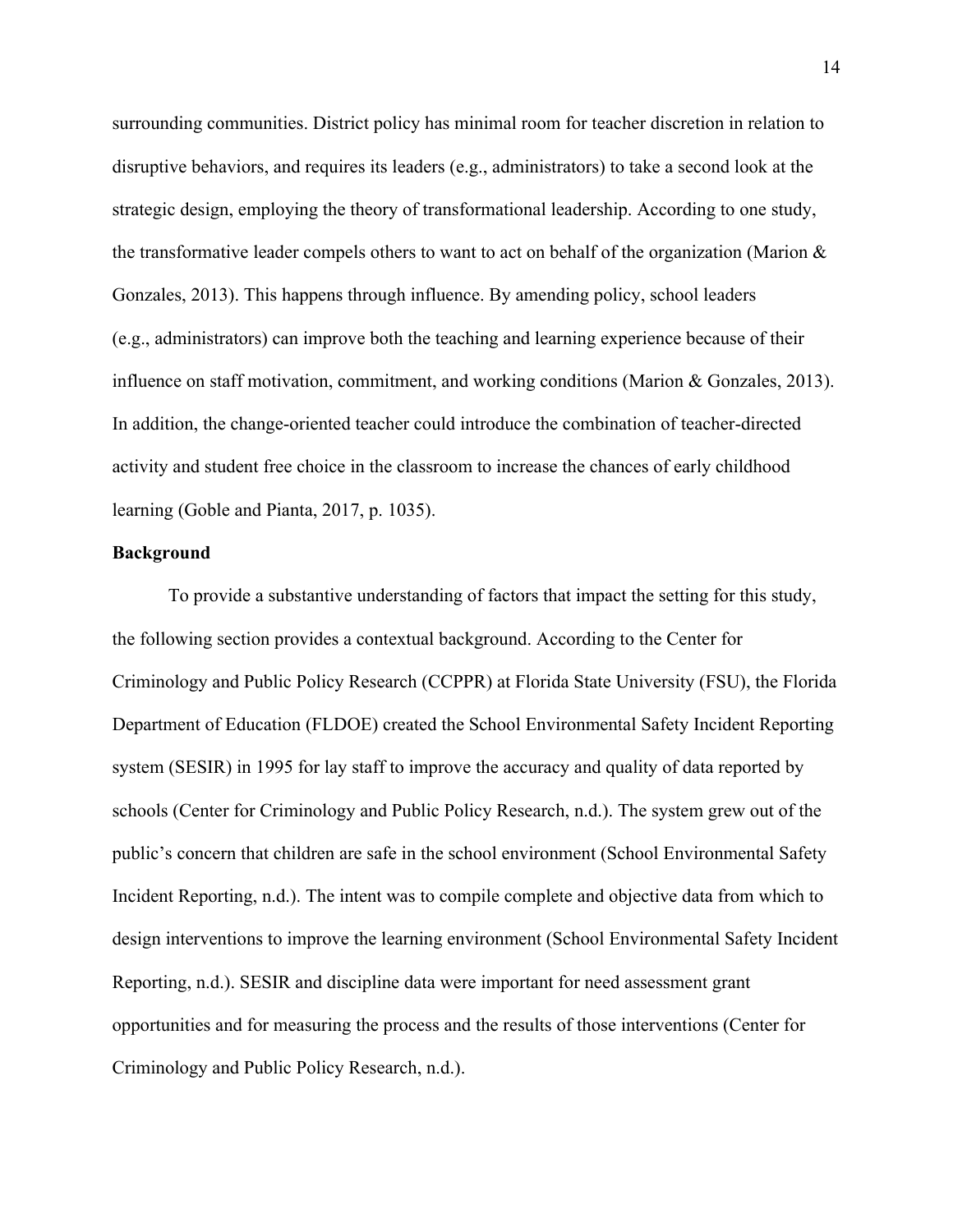surrounding communities. District policy has minimal room for teacher discretion in relation to disruptive behaviors, and requires its leaders (e.g., administrators) to take a second look at the strategic design, employing the theory of transformational leadership. According to one study, the transformative leader compels others to want to act on behalf of the organization (Marion & Gonzales, 2013). This happens through influence. By amending policy, school leaders (e.g., administrators) can improve both the teaching and learning experience because of their influence on staff motivation, commitment, and working conditions (Marion & Gonzales, 2013). In addition, the change-oriented teacher could introduce the combination of teacher-directed activity and student free choice in the classroom to increase the chances of early childhood learning (Goble and Pianta, 2017, p. 1035).

**Background**

To provide a substantive understanding of factors that impact the setting for this study, the following section provides a contextual background. According to the Center for Criminology and Public Policy Research (CCPPR) at Florida State University (FSU), the Florida Department of Education (FLDOE) created the School Environmental Safety Incident Reporting system (SESIR) in 1995 for lay staff to improve the accuracy and quality of data reported by schools (Center for Criminology and Public Policy Research, n.d.). The system grew out of the public's concern that children are safe in the school environment (School Environmental Safety Incident Reporting, n.d.). The intent was to compile complete and objective data from which to design interventions to improve the learning environment (School Environmental Safety Incident Reporting, n.d.). SESIR and discipline data were important for need assessment grant opportunities and for measuring the process and the results of those interventions (Center for Criminology and Public Policy Research, n.d.).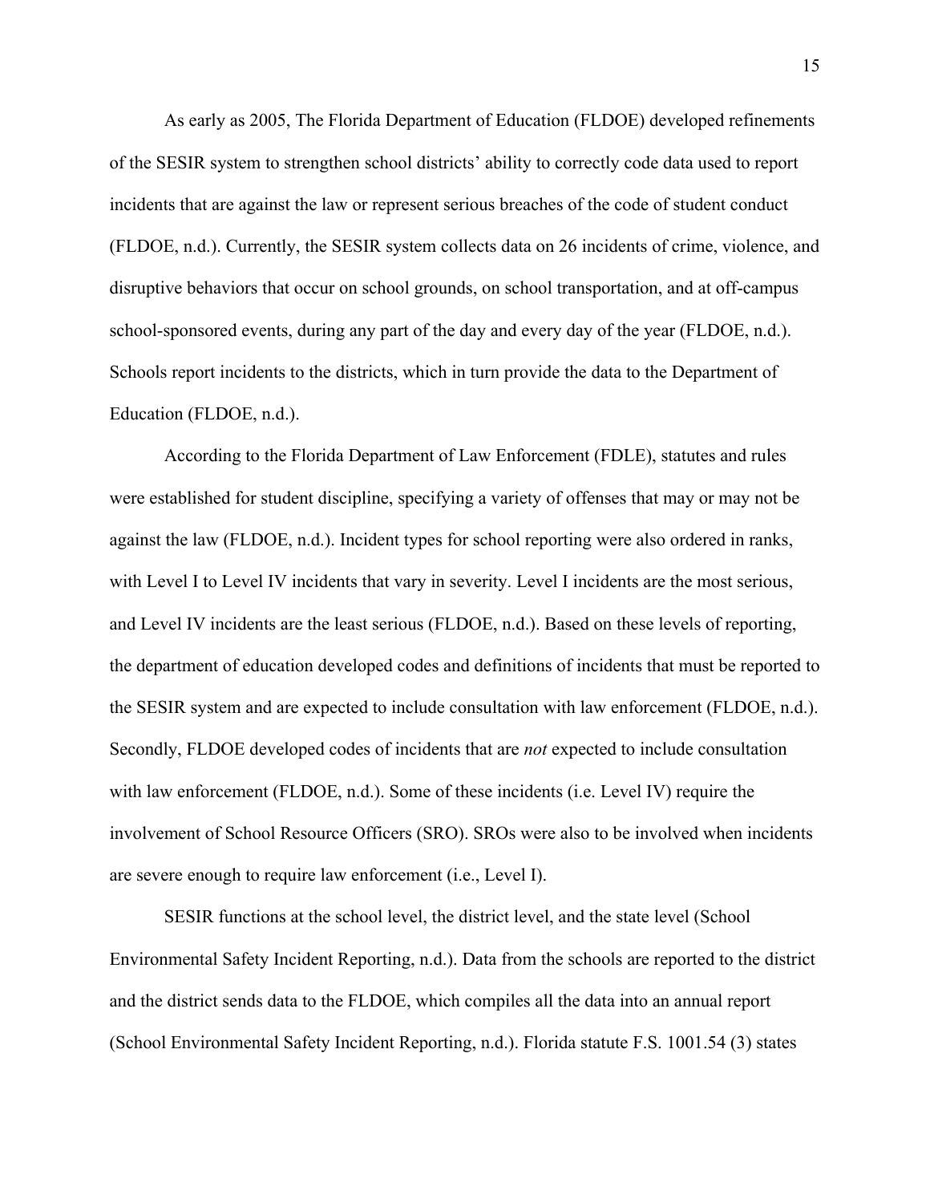As early as 2005, The Florida Department of Education (FLDOE) developed refinements of the SESIR system to strengthen school districts' ability to correctly code data used to report incidents that are against the law or represent serious breaches of the code of student conduct (FLDOE, n.d.). Currently, the SESIR system collects data on 26 incidents of crime, violence, and disruptive behaviors that occur on school grounds, on school transportation, and at off-campus school-sponsored events, during any part of the day and every day of the year (FLDOE, n.d.). Schools report incidents to the districts, which in turn provide the data to the Department of Education (FLDOE, n.d.).

According to the Florida Department of Law Enforcement (FDLE), statutes and rules were established for student discipline, specifying a variety of offenses that may or may not be against the law (FLDOE, n.d.). Incident types for school reporting were also ordered in ranks, with Level I to Level IV incidents that vary in severity. Level I incidents are the most serious, and Level IV incidents are the least serious (FLDOE, n.d.). Based on these levels of reporting, the department of education developed codes and definitions of incidents that must be reported to the SESIR system and are expected to include consultation with law enforcement (FLDOE, n.d.). Secondly, FLDOE developed codes of incidents that are *not* expected to include consultation with law enforcement (FLDOE, n.d.). Some of these incidents (i.e. Level IV) require the involvement of School Resource Officers (SRO). SROs were also to be involved when incidents are severe enough to require law enforcement (i.e., Level I).

SESIR functions at the school level, the district level, and the state level (School Environmental Safety Incident Reporting, n.d.). Data from the schools are reported to the district and the district sends data to the FLDOE, which compiles all the data into an annual report (School Environmental Safety Incident Reporting, n.d.). Florida statute F.S. 1001.54 (3) states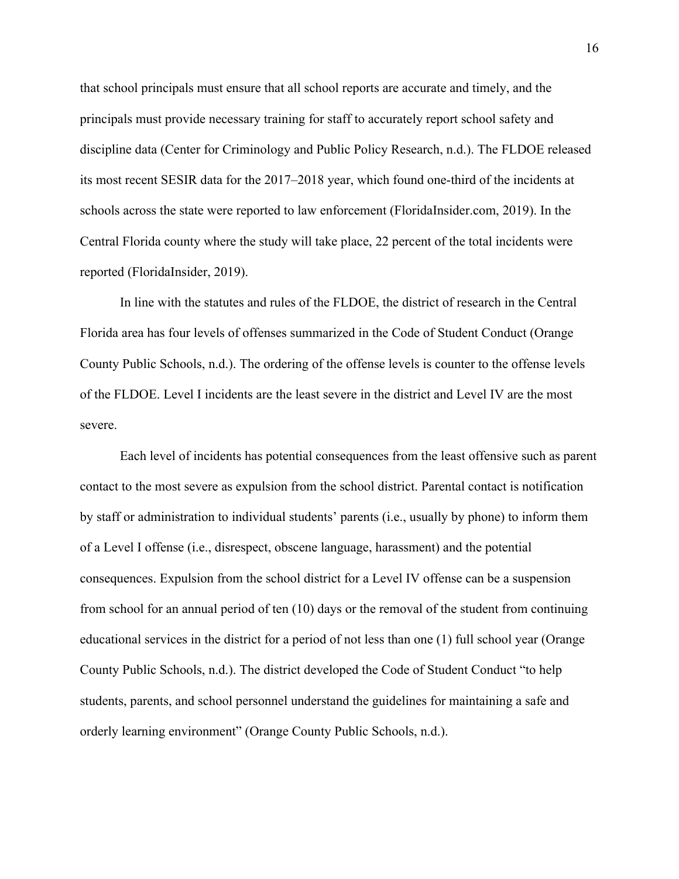that school principals must ensure that all school reports are accurate and timely, and the principals must provide necessary training for staff to accurately report school safety and discipline data (Center for Criminology and Public Policy Research, n.d.). The FLDOE released its most recent SESIR data for the 2017–2018 year, which found one-third of the incidents at schools across the state were reported to law enforcement (FloridaInsider.com, 2019). In the Central Florida county where the study will take place, 22 percent of the total incidents were reported (FloridaInsider, 2019).

In line with the statutes and rules of the FLDOE, the district of research in the Central Florida area has four levels of offenses summarized in the Code of Student Conduct (Orange County Public Schools, n.d.). The ordering of the offense levels is counter to the offense levels of the FLDOE. Level I incidents are the least severe in the district and Level IV are the most severe.

Each level of incidents has potential consequences from the least offensive such as parent contact to the most severe as expulsion from the school district. Parental contact is notification by staff or administration to individual students' parents (i.e., usually by phone) to inform them of a Level I offense (i.e., disrespect, obscene language, harassment) and the potential consequences. Expulsion from the school district for a Level IV offense can be a suspension from school for an annual period of ten (10) days or the removal of the student from continuing educational services in the district for a period of not less than one (1) full school year (Orange County Public Schools, n.d.). The district developed the Code of Student Conduct "to help students, parents, and school personnel understand the guidelines for maintaining a safe and orderly learning environment" (Orange County Public Schools, n.d.).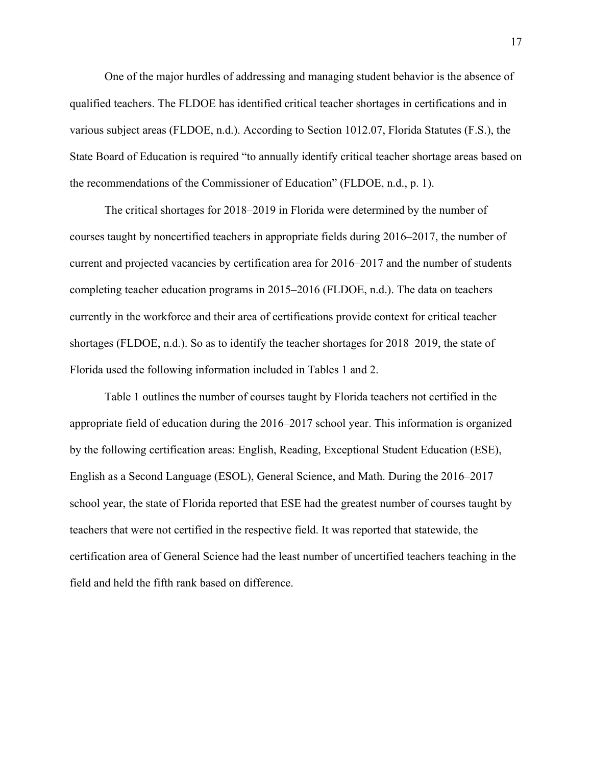One of the major hurdles of addressing and managing student behavior is the absence of qualified teachers. The FLDOE has identified critical teacher shortages in certifications and in various subject areas (FLDOE, n.d.). According to Section 1012.07, Florida Statutes (F.S.), the State Board of Education is required "to annually identify critical teacher shortage areas based on the recommendations of the Commissioner of Education" (FLDOE, n.d., p. 1).

The critical shortages for 2018–2019 in Florida were determined by the number of courses taught by noncertified teachers in appropriate fields during 2016–2017, the number of current and projected vacancies by certification area for 2016–2017 and the number of students completing teacher education programs in 2015–2016 (FLDOE, n.d.). The data on teachers currently in the workforce and their area of certifications provide context for critical teacher shortages (FLDOE, n.d.). So as to identify the teacher shortages for 2018–2019, the state of Florida used the following information included in Tables 1 and 2.

Table 1 outlines the number of courses taught by Florida teachers not certified in the appropriate field of education during the 2016–2017 school year. This information is organized by the following certification areas: English, Reading, Exceptional Student Education (ESE), English as a Second Language (ESOL), General Science, and Math. During the 2016–2017 school year, the state of Florida reported that ESE had the greatest number of courses taught by teachers that were not certified in the respective field. It was reported that statewide, the certification area of General Science had the least number of uncertified teachers teaching in the field and held the fifth rank based on difference.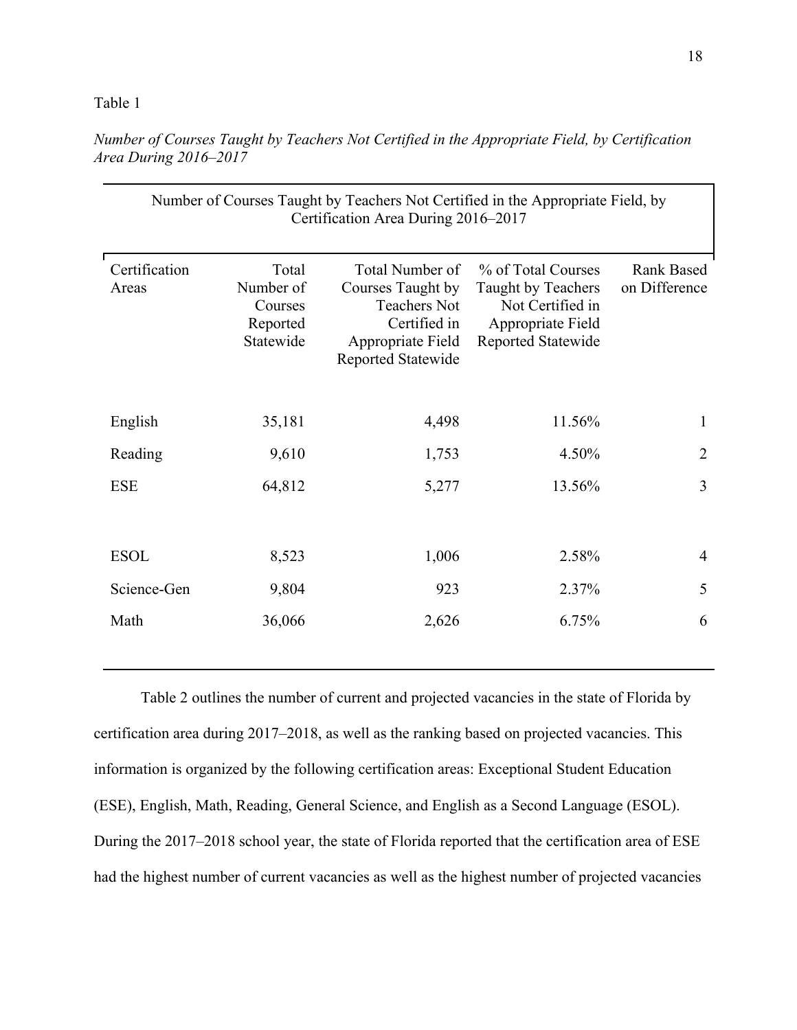Table 1

*Number of Courses Taught by Teachers Not Certified in the Appropriate Field, by Certification Area During 2016–2017*

| Number of Courses Taught by Teachers Not Certified in the Appropriate Field, by Certification Area During 2016–2017 | | | | |
|---|---|---|---|---|
| Certification Areas | Total Number of Courses Reported Statewide | Total Number of Courses Taught by Teachers Not Certified in Appropriate Field Reported Statewide | % of Total Courses Taught by Teachers Not Certified in Appropriate Field Reported Statewide | Rank Based on Difference |
| English | 35,181 | 4,498 | 11.56% | 1 |
| Reading | 9,610 | 1,753 | 4.50% | 2 |
| ESE | 64,812 | 5,277 | 13.56% | 3 |
| ESOL | 8,523 | 1,006 | 2.58% | 4 |
| Science-Gen | 9,804 | 923 | 2.37% | 5 |
| Math | 36,066 | 2,626 | 6.75% | 6 |

Table 2 outlines the number of current and projected vacancies in the state of Florida by certification area during 2017–2018, as well as the ranking based on projected vacancies. This information is organized by the following certification areas: Exceptional Student Education (ESE), English, Math, Reading, General Science, and English as a Second Language (ESOL). During the 2017–2018 school year, the state of Florida reported that the certification area of ESE had the highest number of current vacancies as well as the highest number of projected vacancies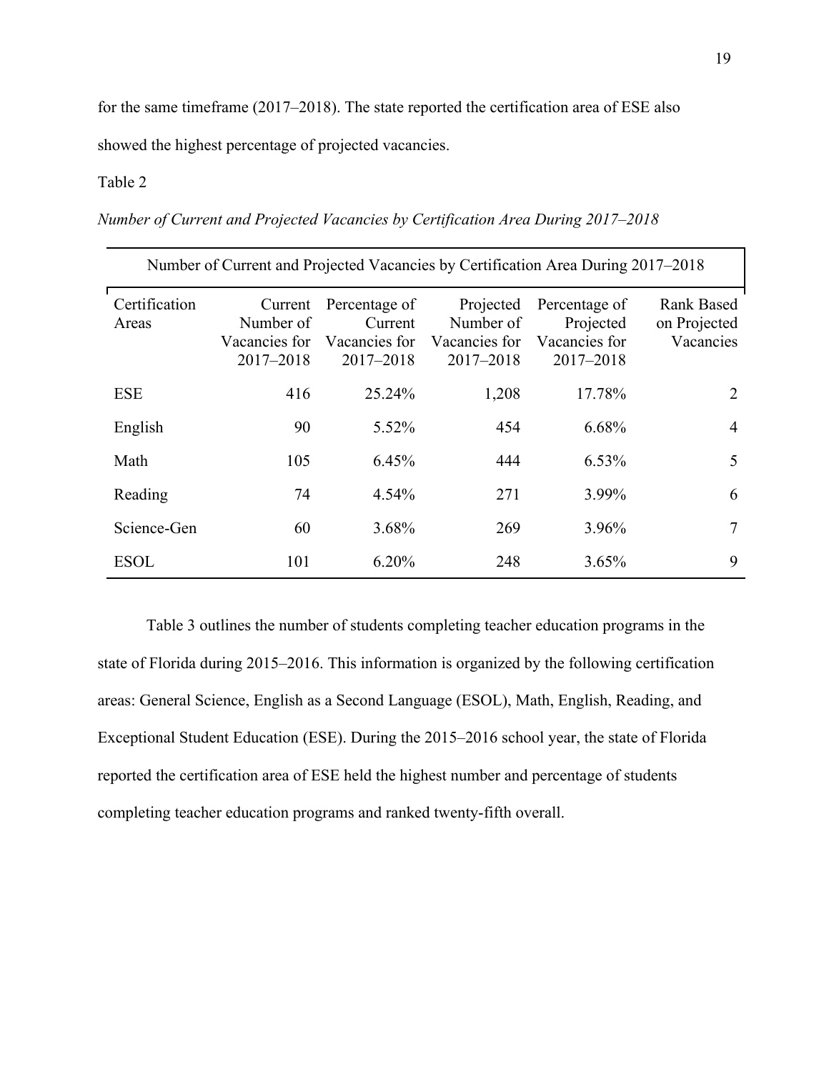for the same timeframe (2017–2018). The state reported the certification area of ESE also showed the highest percentage of projected vacancies.

Table 2

*Number of Current and Projected Vacancies by Certification Area During 2017–2018*

| Number of Current and Projected Vacancies by Certification Area During 2017–2018 | | | | | |
|---|---|---|---|---|---|
| Certification Areas | Current Number of Vacancies for 2017–2018 | Percentage of Current Vacancies for 2017–2018 | Projected Number of Vacancies for 2017–2018 | Percentage of Projected Vacancies for 2017–2018 | Rank Based on Projected Vacancies |
| ESE | 416 | 25.24% | 1,208 | 17.78% | 2 |
| English | 90 | 5.52% | 454 | 6.68% | 4 |
| Math | 105 | 6.45% | 444 | 6.53% | 5 |
| Reading | 74 | 4.54% | 271 | 3.99% | 6 |
| Science-Gen | 60 | 3.68% | 269 | 3.96% | 7 |
| ESOL | 101 | 6.20% | 248 | 3.65% | 9 |

Table 3 outlines the number of students completing teacher education programs in the state of Florida during 2015–2016. This information is organized by the following certification areas: General Science, English as a Second Language (ESOL), Math, English, Reading, and Exceptional Student Education (ESE). During the 2015–2016 school year, the state of Florida reported the certification area of ESE held the highest number and percentage of students completing teacher education programs and ranked twenty-fifth overall.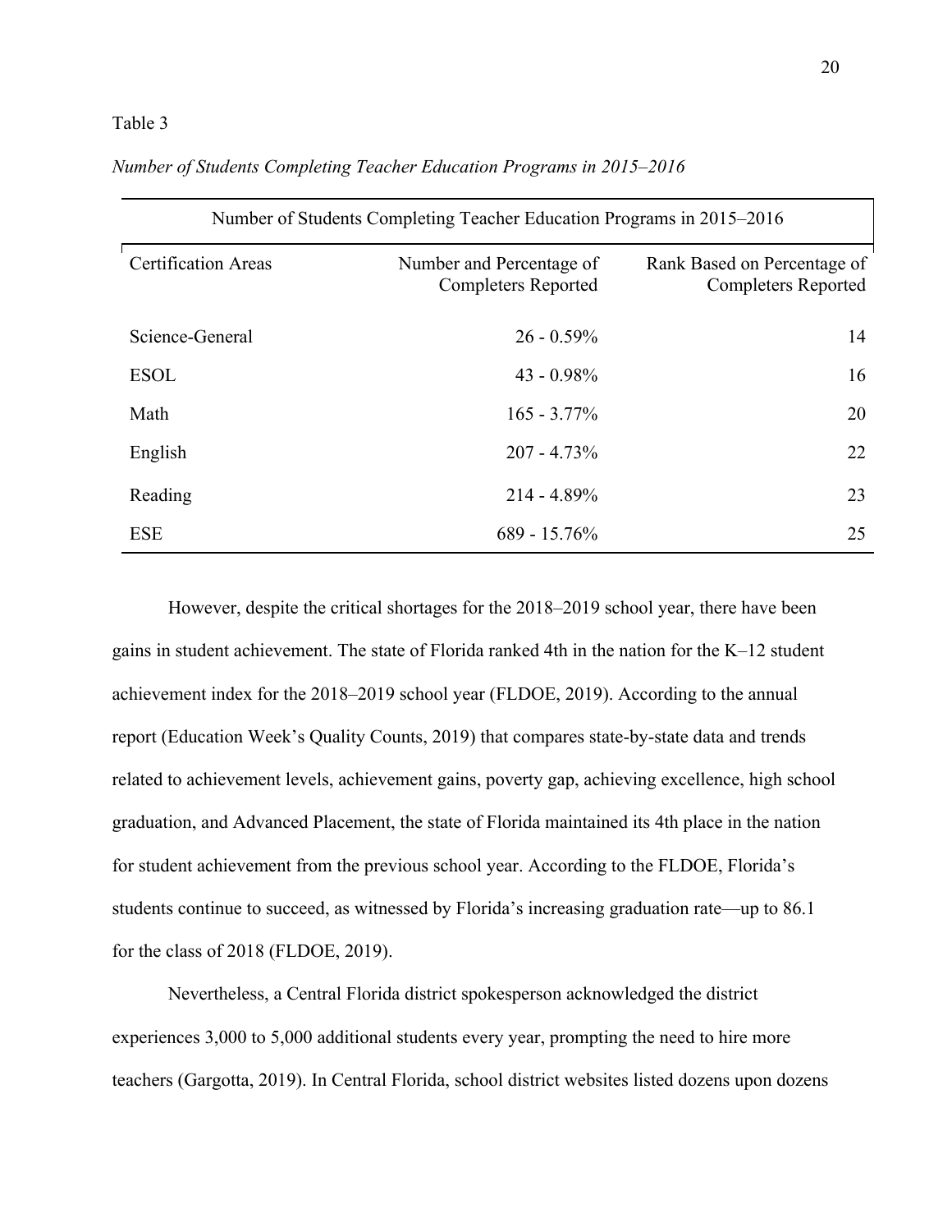Table 3

*Number of Students Completing Teacher Education Programs in 2015–2016*

| Number of Students Completing Teacher Education Programs in 2015–2016 | | |
|---|---|---|
| Certification Areas | Number and Percentage of Completers Reported | Rank Based on Percentage of Completers Reported |
| Science-General | 26 - 0.59% | 14 |
| ESOL | 43 - 0.98% | 16 |
| Math | 165 - 3.77% | 20 |
| English | 207 - 4.73% | 22 |
| Reading | 214 - 4.89% | 23 |
| ESE | 689 - 15.76% | 25 |

However, despite the critical shortages for the 2018–2019 school year, there have been gains in student achievement. The state of Florida ranked 4th in the nation for the K–12 student achievement index for the 2018–2019 school year (FLDOE, 2019). According to the annual report (Education Week's Quality Counts, 2019) that compares state-by-state data and trends related to achievement levels, achievement gains, poverty gap, achieving excellence, high school graduation, and Advanced Placement, the state of Florida maintained its 4th place in the nation for student achievement from the previous school year. According to the FLDOE, Florida's students continue to succeed, as witnessed by Florida's increasing graduation rate—up to 86.1 for the class of 2018 (FLDOE, 2019).

Nevertheless, a Central Florida district spokesperson acknowledged the district experiences 3,000 to 5,000 additional students every year, prompting the need to hire more teachers (Gargotta, 2019). In Central Florida, school district websites listed dozens upon dozens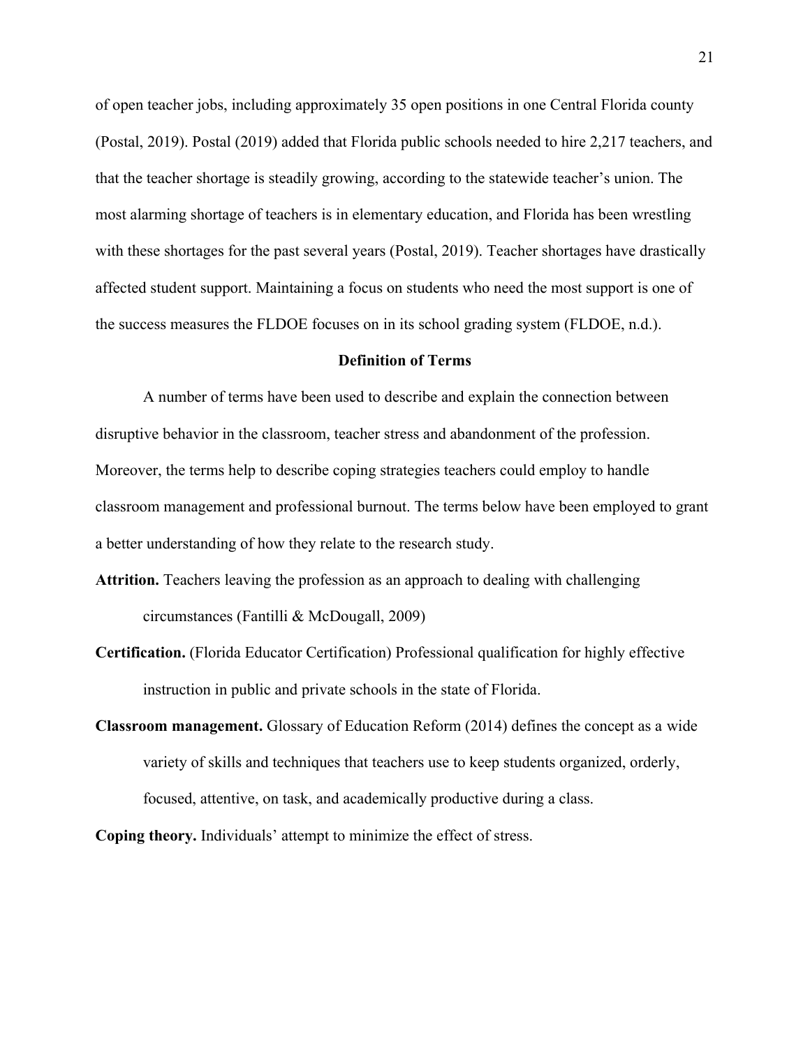of open teacher jobs, including approximately 35 open positions in one Central Florida county (Postal, 2019). Postal (2019) added that Florida public schools needed to hire 2,217 teachers, and that the teacher shortage is steadily growing, according to the statewide teacher's union. The most alarming shortage of teachers is in elementary education, and Florida has been wrestling with these shortages for the past several years (Postal, 2019). Teacher shortages have drastically affected student support. Maintaining a focus on students who need the most support is one of the success measures the FLDOE focuses on in its school grading system (FLDOE, n.d.).

## Definition of Terms

A number of terms have been used to describe and explain the connection between disruptive behavior in the classroom, teacher stress and abandonment of the profession. Moreover, the terms help to describe coping strategies teachers could employ to handle classroom management and professional burnout. The terms below have been employed to grant a better understanding of how they relate to the research study.

**Attrition.** Teachers leaving the profession as an approach to dealing with challenging circumstances (Fantilli & McDougall, 2009)

**Certification.** (Florida Educator Certification) Professional qualification for highly effective instruction in public and private schools in the state of Florida.

**Classroom management.** Glossary of Education Reform (2014) defines the concept as a wide variety of skills and techniques that teachers use to keep students organized, orderly, focused, attentive, on task, and academically productive during a class.

**Coping theory.** Individuals' attempt to minimize the effect of stress.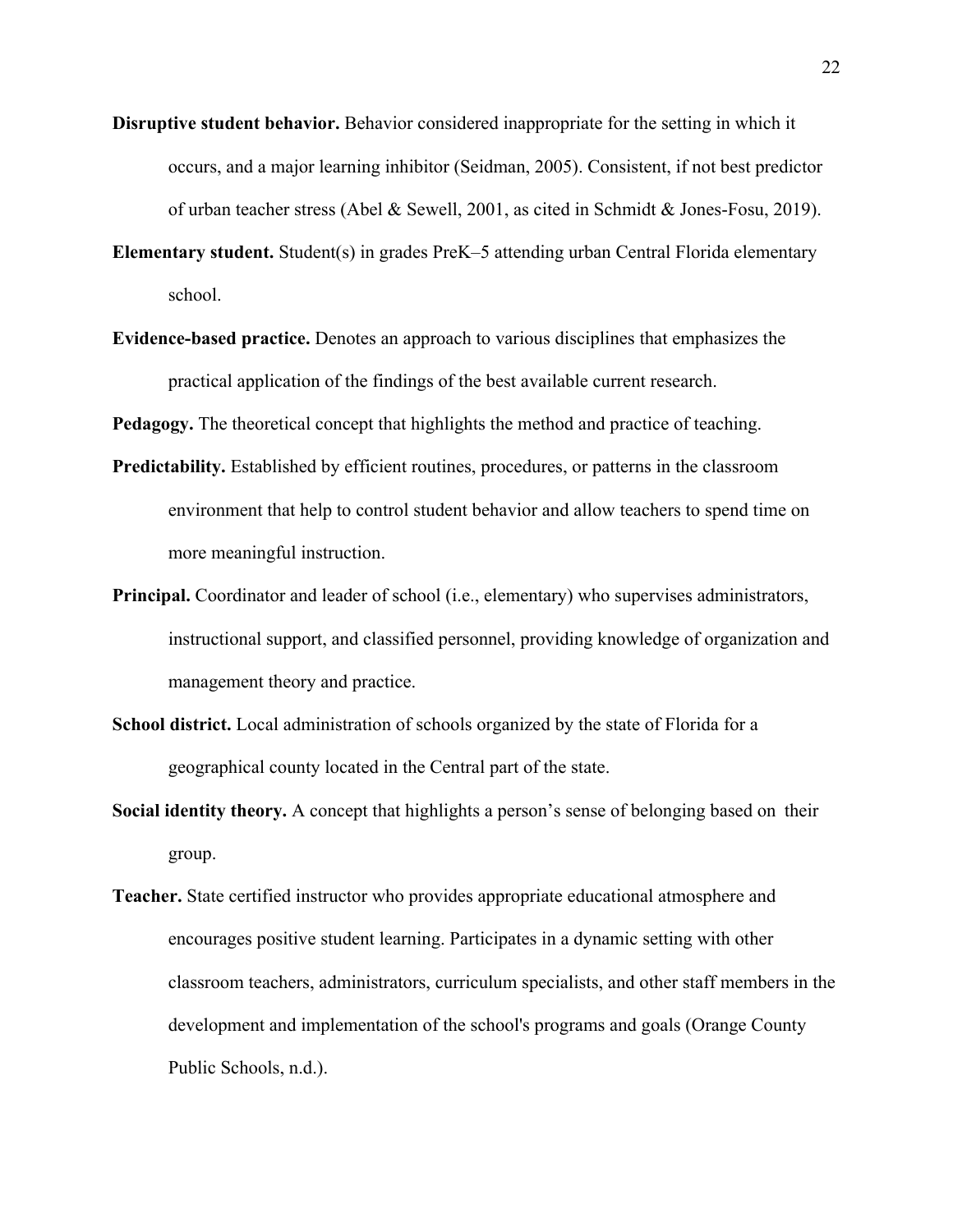**Disruptive student behavior.** Behavior considered inappropriate for the setting in which it occurs, and a major learning inhibitor (Seidman, 2005). Consistent, if not best predictor of urban teacher stress (Abel & Sewell, 2001, as cited in Schmidt & Jones-Fosu, 2019).

**Elementary student.** Student(s) in grades PreK–5 attending urban Central Florida elementary school.

**Evidence-based practice.** Denotes an approach to various disciplines that emphasizes the practical application of the findings of the best available current research.

**Pedagogy.** The theoretical concept that highlights the method and practice of teaching.

**Predictability.** Established by efficient routines, procedures, or patterns in the classroom environment that help to control student behavior and allow teachers to spend time on more meaningful instruction.

**Principal.** Coordinator and leader of school (i.e., elementary) who supervises administrators, instructional support, and classified personnel, providing knowledge of organization and management theory and practice.

**School district.** Local administration of schools organized by the state of Florida for a geographical county located in the Central part of the state.

**Social identity theory.** A concept that highlights a person's sense of belonging based on their group.

**Teacher.** State certified instructor who provides appropriate educational atmosphere and encourages positive student learning. Participates in a dynamic setting with other classroom teachers, administrators, curriculum specialists, and other staff members in the development and implementation of the school's programs and goals (Orange County Public Schools, n.d.).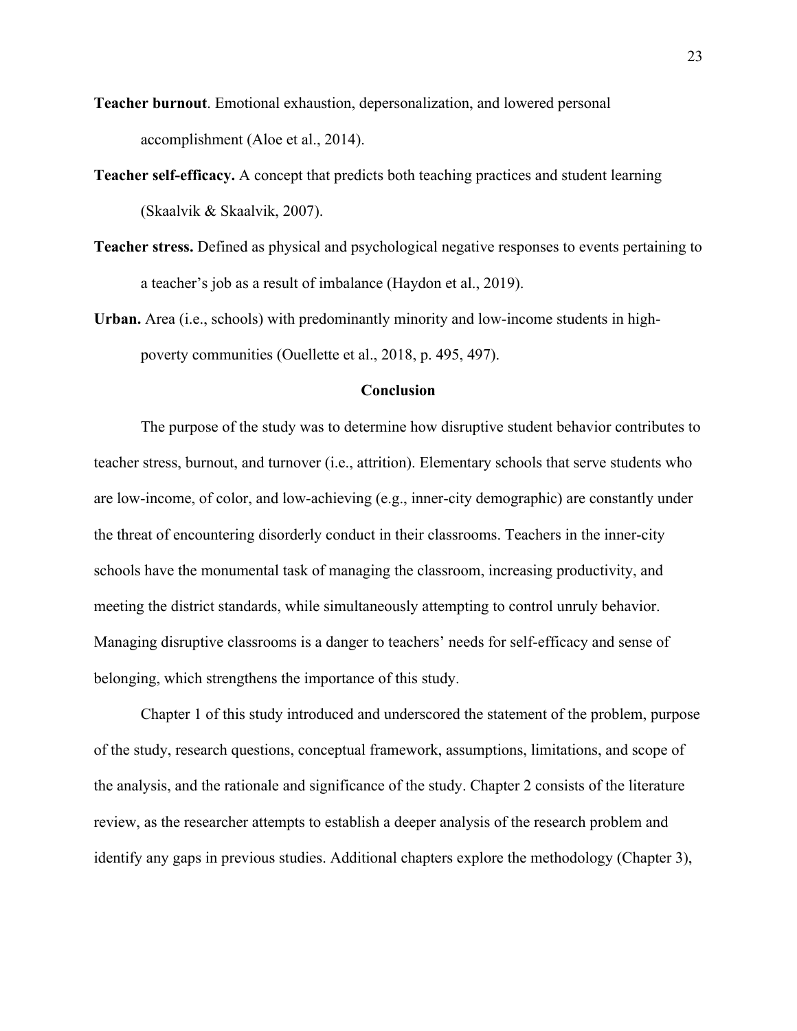**Teacher burnout**. Emotional exhaustion, depersonalization, and lowered personal accomplishment (Aloe et al., 2014).

**Teacher self-efficacy.** A concept that predicts both teaching practices and student learning (Skaalvik & Skaalvik, 2007).

**Teacher stress.** Defined as physical and psychological negative responses to events pertaining to a teacher's job as a result of imbalance (Haydon et al., 2019).

**Urban.** Area (i.e., schools) with predominantly minority and low-income students in high-poverty communities (Ouellette et al., 2018, p. 495, 497).

## Conclusion

The purpose of the study was to determine how disruptive student behavior contributes to teacher stress, burnout, and turnover (i.e., attrition). Elementary schools that serve students who are low-income, of color, and low-achieving (e.g., inner-city demographic) are constantly under the threat of encountering disorderly conduct in their classrooms. Teachers in the inner-city schools have the monumental task of managing the classroom, increasing productivity, and meeting the district standards, while simultaneously attempting to control unruly behavior. Managing disruptive classrooms is a danger to teachers' needs for self-efficacy and sense of belonging, which strengthens the importance of this study.

Chapter 1 of this study introduced and underscored the statement of the problem, purpose of the study, research questions, conceptual framework, assumptions, limitations, and scope of the analysis, and the rationale and significance of the study. Chapter 2 consists of the literature review, as the researcher attempts to establish a deeper analysis of the research problem and identify any gaps in previous studies. Additional chapters explore the methodology (Chapter 3),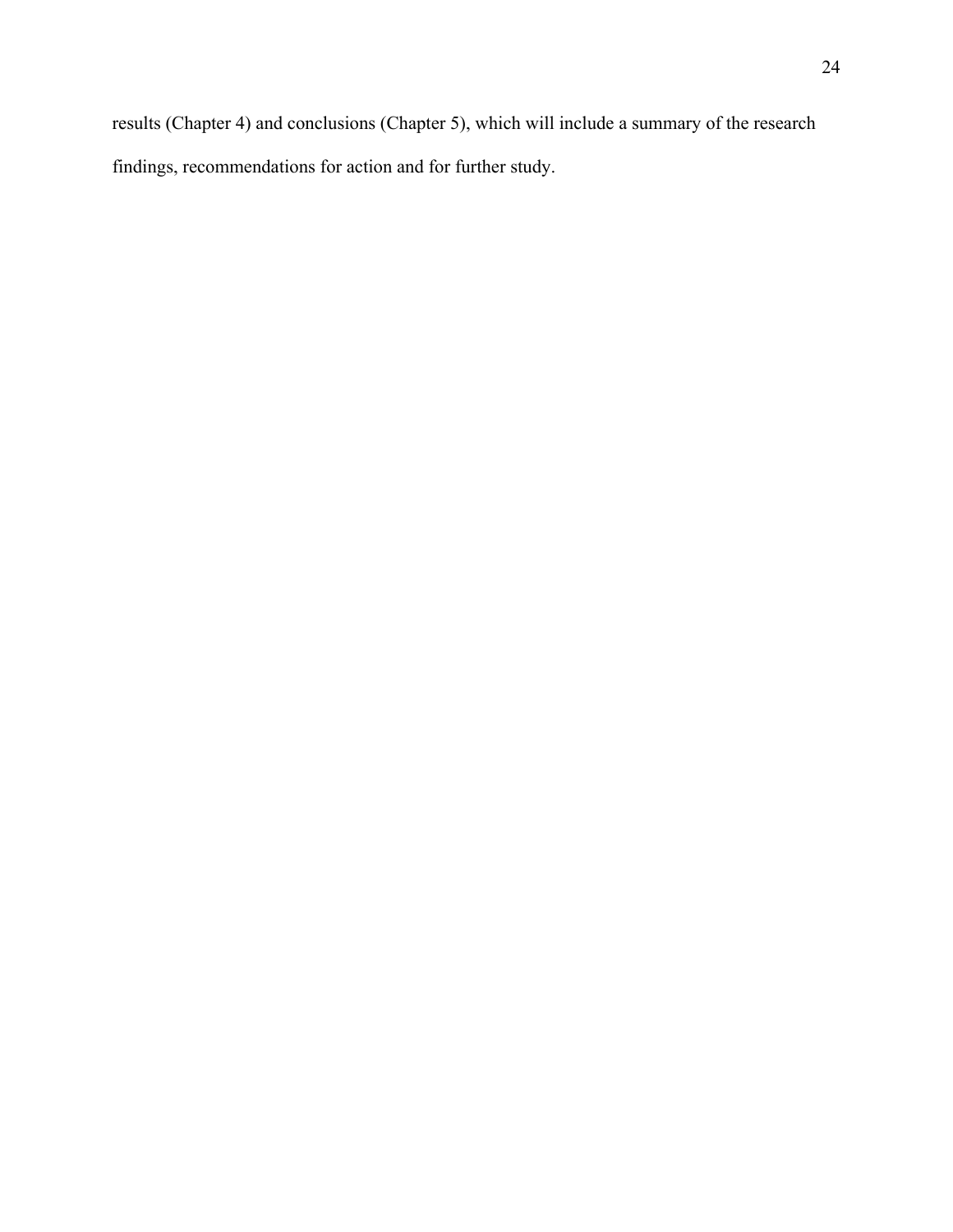results (Chapter 4) and conclusions (Chapter 5), which will include a summary of the research findings, recommendations for action and for further study.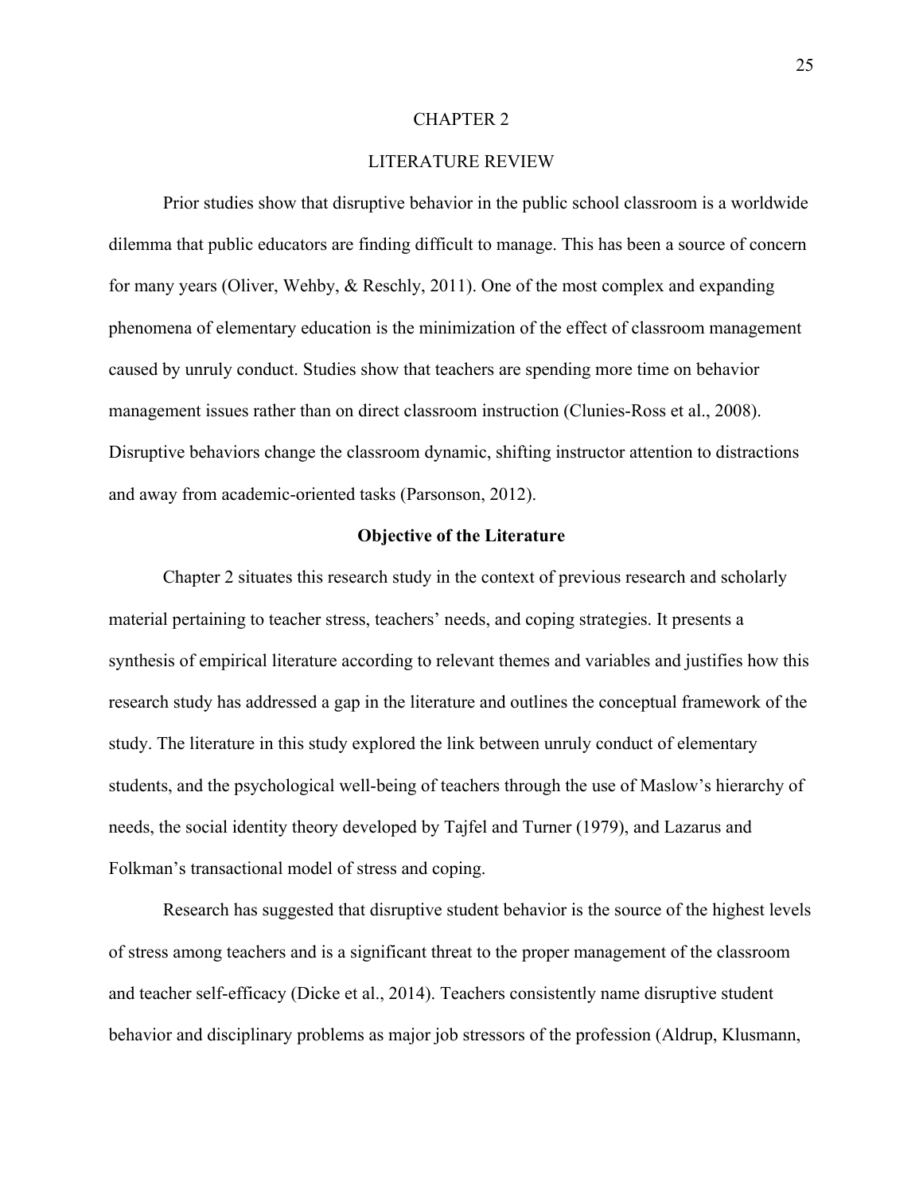# CHAPTER 2

# LITERATURE REVIEW

Prior studies show that disruptive behavior in the public school classroom is a worldwide dilemma that public educators are finding difficult to manage. This has been a source of concern for many years (Oliver, Wehby, & Reschly, 2011). One of the most complex and expanding phenomena of elementary education is the minimization of the effect of classroom management caused by unruly conduct. Studies show that teachers are spending more time on behavior management issues rather than on direct classroom instruction (Clunies-Ross et al., 2008). Disruptive behaviors change the classroom dynamic, shifting instructor attention to distractions and away from academic-oriented tasks (Parsonson, 2012).

## Objective of the Literature

Chapter 2 situates this research study in the context of previous research and scholarly material pertaining to teacher stress, teachers' needs, and coping strategies. It presents a synthesis of empirical literature according to relevant themes and variables and justifies how this research study has addressed a gap in the literature and outlines the conceptual framework of the study. The literature in this study explored the link between unruly conduct of elementary students, and the psychological well-being of teachers through the use of Maslow's hierarchy of needs, the social identity theory developed by Tajfel and Turner (1979), and Lazarus and Folkman's transactional model of stress and coping.

Research has suggested that disruptive student behavior is the source of the highest levels of stress among teachers and is a significant threat to the proper management of the classroom and teacher self-efficacy (Dicke et al., 2014). Teachers consistently name disruptive student behavior and disciplinary problems as major job stressors of the profession (Aldrup, Klusmann,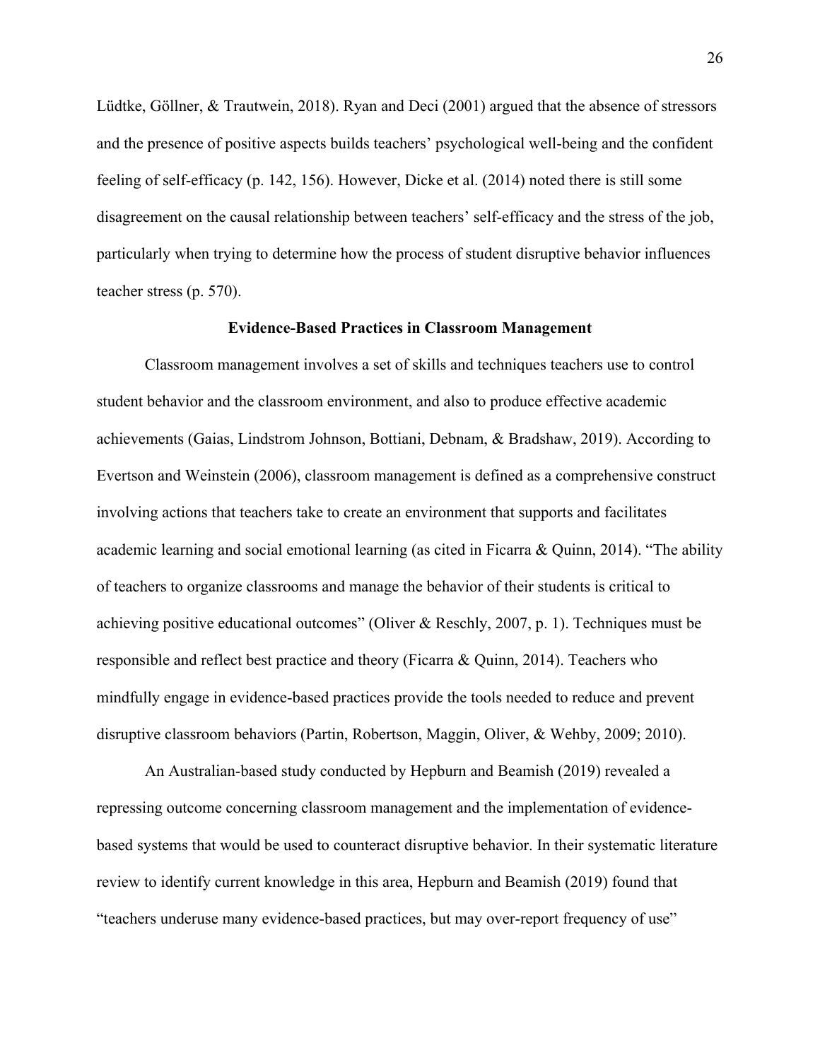Lüdtke, Göllner, & Trautwein, 2018). Ryan and Deci (2001) argued that the absence of stressors and the presence of positive aspects builds teachers' psychological well-being and the confident feeling of self-efficacy (p. 142, 156). However, Dicke et al. (2014) noted there is still some disagreement on the causal relationship between teachers' self-efficacy and the stress of the job, particularly when trying to determine how the process of student disruptive behavior influences teacher stress (p. 570).

## Evidence-Based Practices in Classroom Management

Classroom management involves a set of skills and techniques teachers use to control student behavior and the classroom environment, and also to produce effective academic achievements (Gaias, Lindstrom Johnson, Bottiani, Debnam, & Bradshaw, 2019). According to Evertson and Weinstein (2006), classroom management is defined as a comprehensive construct involving actions that teachers take to create an environment that supports and facilitates academic learning and social emotional learning (as cited in Ficarra & Quinn, 2014). "The ability of teachers to organize classrooms and manage the behavior of their students is critical to achieving positive educational outcomes" (Oliver & Reschly, 2007, p. 1). Techniques must be responsible and reflect best practice and theory (Ficarra & Quinn, 2014). Teachers who mindfully engage in evidence-based practices provide the tools needed to reduce and prevent disruptive classroom behaviors (Partin, Robertson, Maggin, Oliver, & Wehby, 2009; 2010).

An Australian-based study conducted by Hepburn and Beamish (2019) revealed a repressing outcome concerning classroom management and the implementation of evidence-based systems that would be used to counteract disruptive behavior. In their systematic literature review to identify current knowledge in this area, Hepburn and Beamish (2019) found that "teachers underuse many evidence-based practices, but may over-report frequency of use"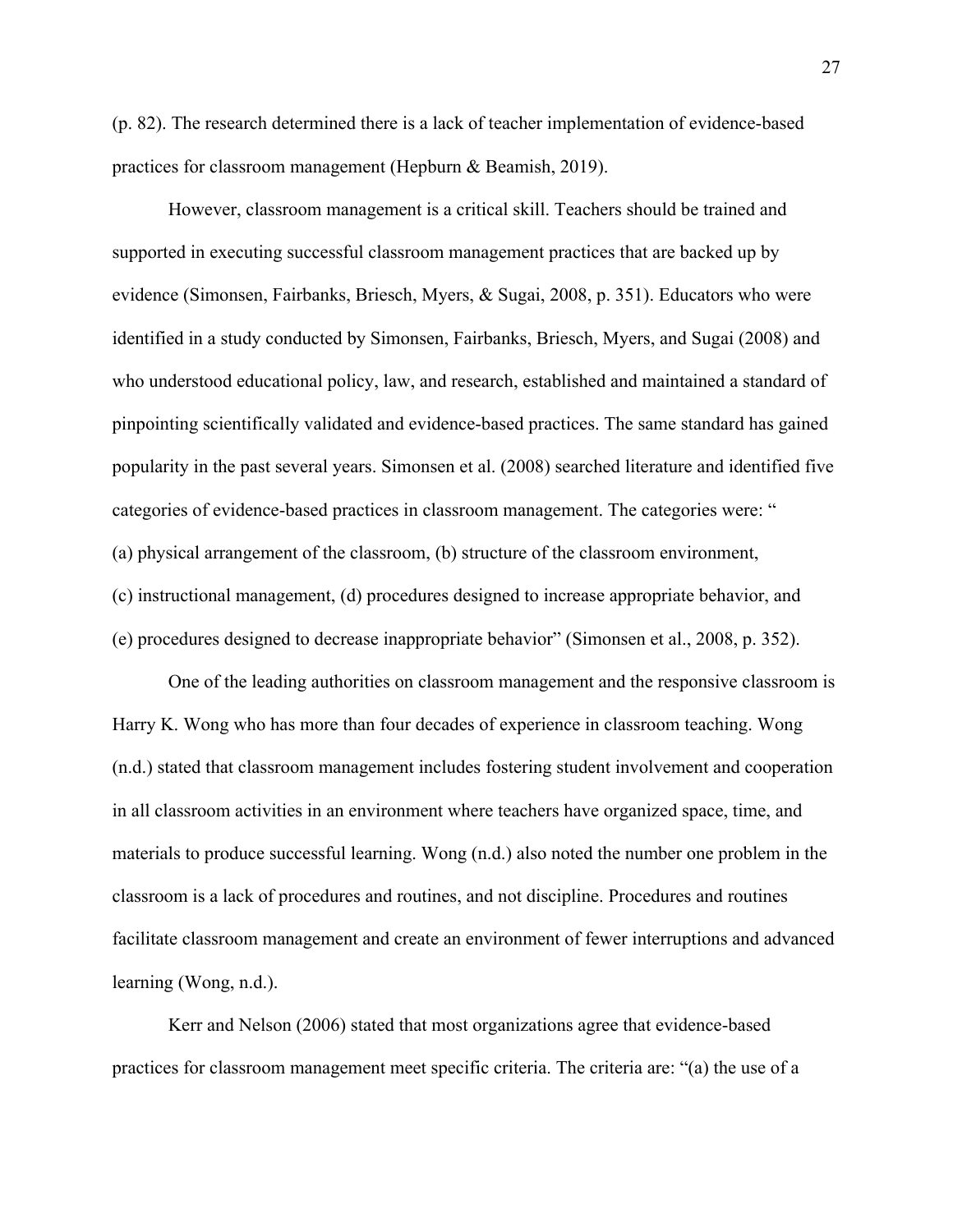(p. 82). The research determined there is a lack of teacher implementation of evidence-based practices for classroom management (Hepburn & Beamish, 2019).

However, classroom management is a critical skill. Teachers should be trained and supported in executing successful classroom management practices that are backed up by evidence (Simonsen, Fairbanks, Briesch, Myers, & Sugai, 2008, p. 351). Educators who were identified in a study conducted by Simonsen, Fairbanks, Briesch, Myers, and Sugai (2008) and who understood educational policy, law, and research, established and maintained a standard of pinpointing scientifically validated and evidence-based practices. The same standard has gained popularity in the past several years. Simonsen et al. (2008) searched literature and identified five categories of evidence-based practices in classroom management. The categories were: " (a) physical arrangement of the classroom, (b) structure of the classroom environment, (c) instructional management, (d) procedures designed to increase appropriate behavior, and (e) procedures designed to decrease inappropriate behavior" (Simonsen et al., 2008, p. 352).

One of the leading authorities on classroom management and the responsive classroom is Harry K. Wong who has more than four decades of experience in classroom teaching. Wong (n.d.) stated that classroom management includes fostering student involvement and cooperation in all classroom activities in an environment where teachers have organized space, time, and materials to produce successful learning. Wong (n.d.) also noted the number one problem in the classroom is a lack of procedures and routines, and not discipline. Procedures and routines facilitate classroom management and create an environment of fewer interruptions and advanced learning (Wong, n.d.).

Kerr and Nelson (2006) stated that most organizations agree that evidence-based practices for classroom management meet specific criteria. The criteria are: "(a) the use of a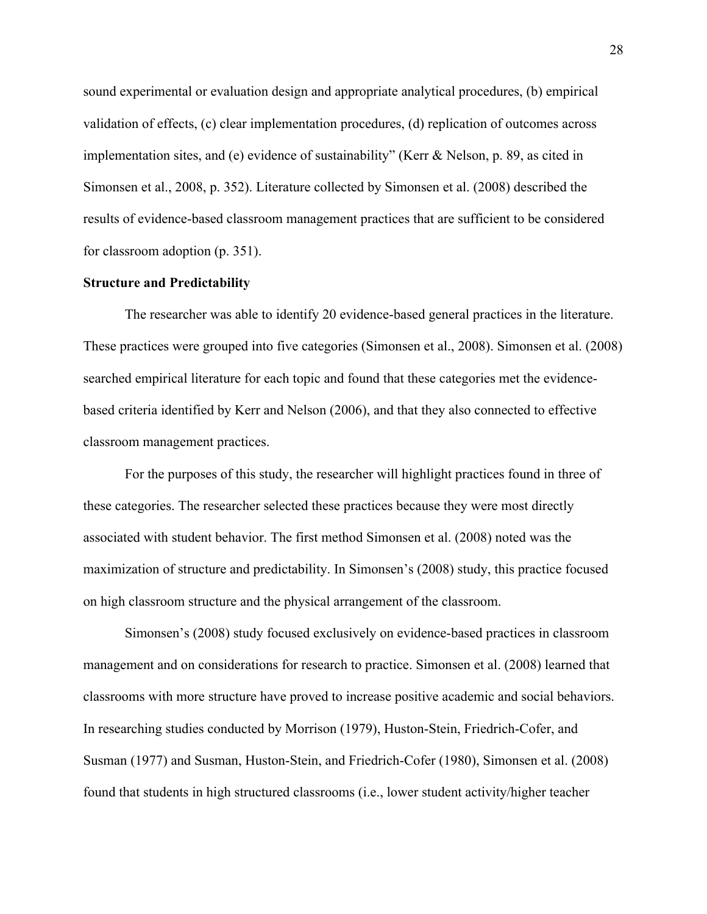sound experimental or evaluation design and appropriate analytical procedures, (b) empirical validation of effects, (c) clear implementation procedures, (d) replication of outcomes across implementation sites, and (e) evidence of sustainability" (Kerr & Nelson, p. 89, as cited in Simonsen et al., 2008, p. 352). Literature collected by Simonsen et al. (2008) described the results of evidence-based classroom management practices that are sufficient to be considered for classroom adoption (p. 351).

**Structure and Predictability**

The researcher was able to identify 20 evidence-based general practices in the literature. These practices were grouped into five categories (Simonsen et al., 2008). Simonsen et al. (2008) searched empirical literature for each topic and found that these categories met the evidence-based criteria identified by Kerr and Nelson (2006), and that they also connected to effective classroom management practices.

For the purposes of this study, the researcher will highlight practices found in three of these categories. The researcher selected these practices because they were most directly associated with student behavior. The first method Simonsen et al. (2008) noted was the maximization of structure and predictability. In Simonsen's (2008) study, this practice focused on high classroom structure and the physical arrangement of the classroom.

Simonsen's (2008) study focused exclusively on evidence-based practices in classroom management and on considerations for research to practice. Simonsen et al. (2008) learned that classrooms with more structure have proved to increase positive academic and social behaviors. In researching studies conducted by Morrison (1979), Huston-Stein, Friedrich-Cofer, and Susman (1977) and Susman, Huston-Stein, and Friedrich-Cofer (1980), Simonsen et al. (2008) found that students in high structured classrooms (i.e., lower student activity/higher teacher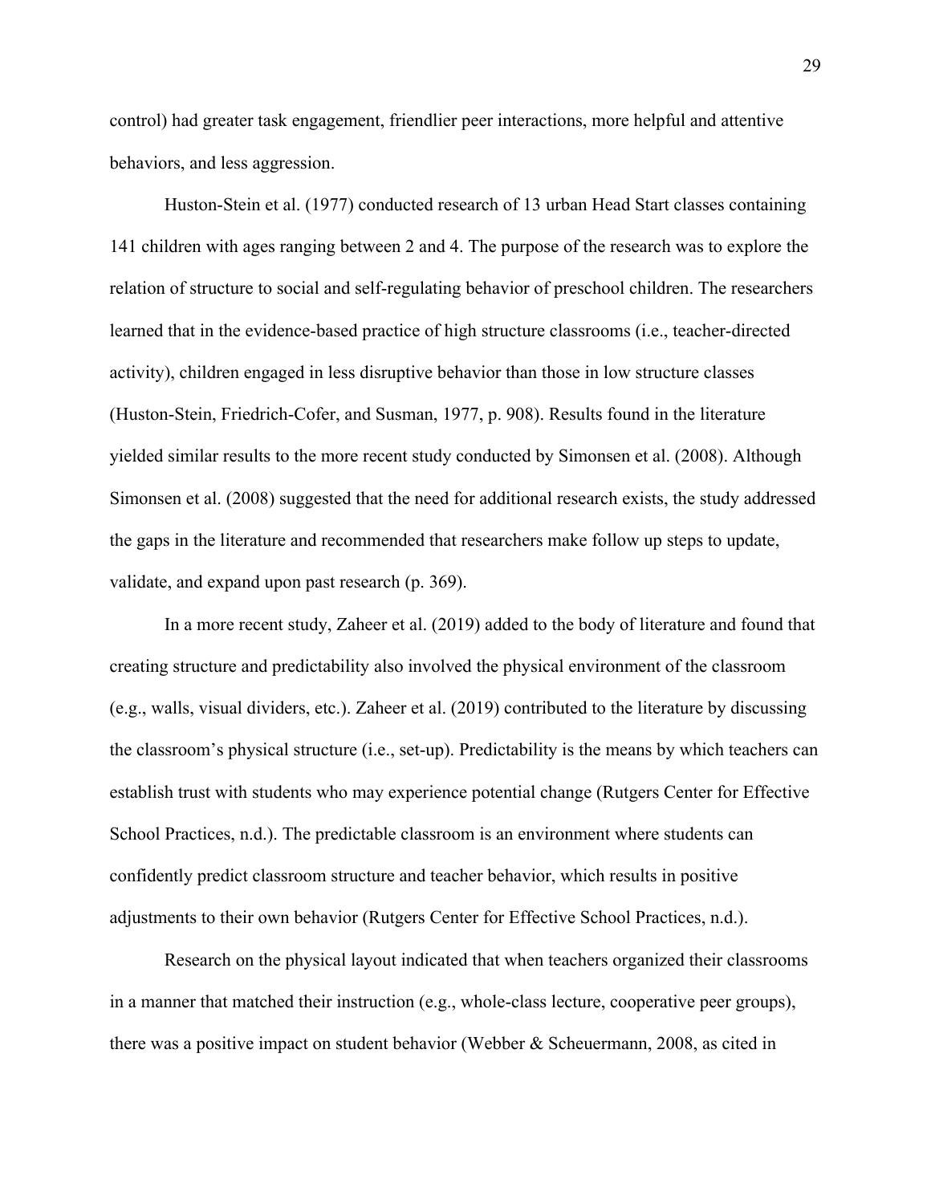control) had greater task engagement, friendlier peer interactions, more helpful and attentive behaviors, and less aggression.

Huston-Stein et al. (1977) conducted research of 13 urban Head Start classes containing 141 children with ages ranging between 2 and 4. The purpose of the research was to explore the relation of structure to social and self-regulating behavior of preschool children. The researchers learned that in the evidence-based practice of high structure classrooms (i.e., teacher-directed activity), children engaged in less disruptive behavior than those in low structure classes (Huston-Stein, Friedrich-Cofer, and Susman, 1977, p. 908). Results found in the literature yielded similar results to the more recent study conducted by Simonsen et al. (2008). Although Simonsen et al. (2008) suggested that the need for additional research exists, the study addressed the gaps in the literature and recommended that researchers make follow up steps to update, validate, and expand upon past research (p. 369).

In a more recent study, Zaheer et al. (2019) added to the body of literature and found that creating structure and predictability also involved the physical environment of the classroom (e.g., walls, visual dividers, etc.). Zaheer et al. (2019) contributed to the literature by discussing the classroom's physical structure (i.e., set-up). Predictability is the means by which teachers can establish trust with students who may experience potential change (Rutgers Center for Effective School Practices, n.d.). The predictable classroom is an environment where students can confidently predict classroom structure and teacher behavior, which results in positive adjustments to their own behavior (Rutgers Center for Effective School Practices, n.d.).

Research on the physical layout indicated that when teachers organized their classrooms in a manner that matched their instruction (e.g., whole-class lecture, cooperative peer groups), there was a positive impact on student behavior (Webber & Scheuermann, 2008, as cited in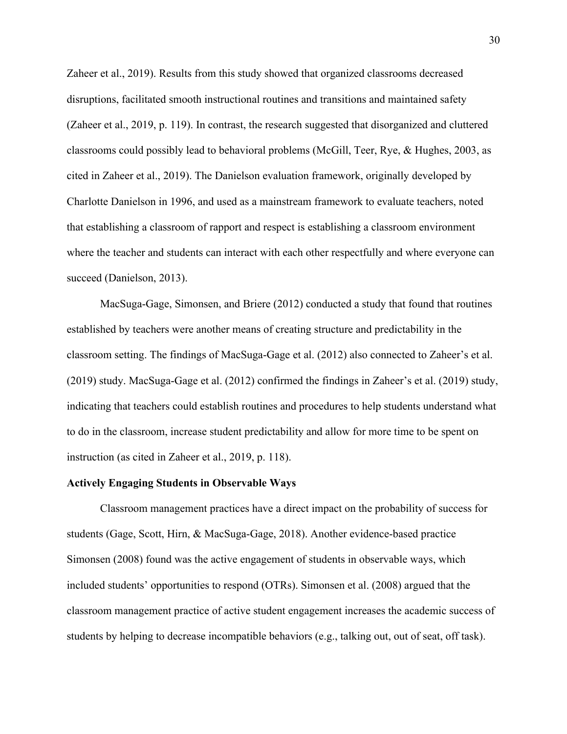Zaheer et al., 2019). Results from this study showed that organized classrooms decreased disruptions, facilitated smooth instructional routines and transitions and maintained safety (Zaheer et al., 2019, p. 119). In contrast, the research suggested that disorganized and cluttered classrooms could possibly lead to behavioral problems (McGill, Teer, Rye, & Hughes, 2003, as cited in Zaheer et al., 2019). The Danielson evaluation framework, originally developed by Charlotte Danielson in 1996, and used as a mainstream framework to evaluate teachers, noted that establishing a classroom of rapport and respect is establishing a classroom environment where the teacher and students can interact with each other respectfully and where everyone can succeed (Danielson, 2013).

MacSuga-Gage, Simonsen, and Briere (2012) conducted a study that found that routines established by teachers were another means of creating structure and predictability in the classroom setting. The findings of MacSuga-Gage et al. (2012) also connected to Zaheer's et al. (2019) study. MacSuga-Gage et al. (2012) confirmed the findings in Zaheer's et al. (2019) study, indicating that teachers could establish routines and procedures to help students understand what to do in the classroom, increase student predictability and allow for more time to be spent on instruction (as cited in Zaheer et al., 2019, p. 118).

### Actively Engaging Students in Observable Ways

Classroom management practices have a direct impact on the probability of success for students (Gage, Scott, Hirn, & MacSuga-Gage, 2018). Another evidence-based practice Simonsen (2008) found was the active engagement of students in observable ways, which included students' opportunities to respond (OTRs). Simonsen et al. (2008) argued that the classroom management practice of active student engagement increases the academic success of students by helping to decrease incompatible behaviors (e.g., talking out, out of seat, off task).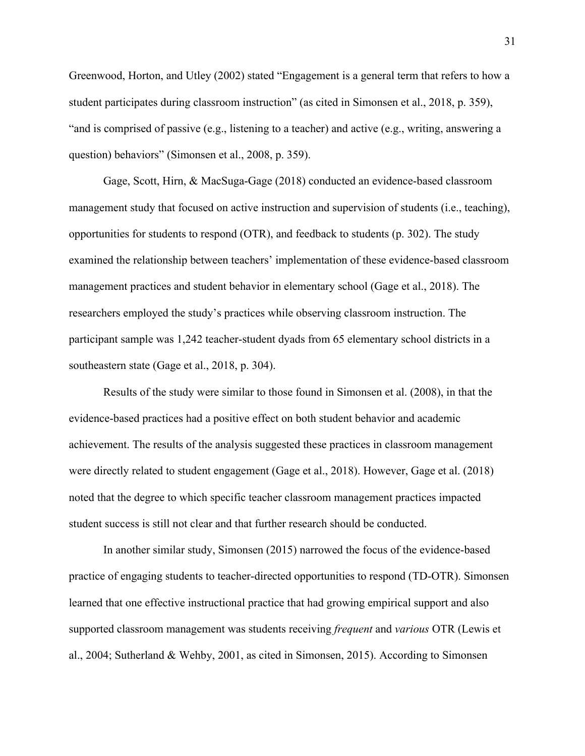Greenwood, Horton, and Utley (2002) stated “Engagement is a general term that refers to how a student participates during classroom instruction” (as cited in Simonsen et al., 2018, p. 359), “and is comprised of passive (e.g., listening to a teacher) and active (e.g., writing, answering a question) behaviors” (Simonsen et al., 2008, p. 359).

Gage, Scott, Hirn, & MacSuga-Gage (2018) conducted an evidence-based classroom management study that focused on active instruction and supervision of students (i.e., teaching), opportunities for students to respond (OTR), and feedback to students (p. 302). The study examined the relationship between teachers’ implementation of these evidence-based classroom management practices and student behavior in elementary school (Gage et al., 2018). The researchers employed the study’s practices while observing classroom instruction. The participant sample was 1,242 teacher-student dyads from 65 elementary school districts in a southeastern state (Gage et al., 2018, p. 304).

Results of the study were similar to those found in Simonsen et al. (2008), in that the evidence-based practices had a positive effect on both student behavior and academic achievement. The results of the analysis suggested these practices in classroom management were directly related to student engagement (Gage et al., 2018). However, Gage et al. (2018) noted that the degree to which specific teacher classroom management practices impacted student success is still not clear and that further research should be conducted.

In another similar study, Simonsen (2015) narrowed the focus of the evidence-based practice of engaging students to teacher-directed opportunities to respond (TD-OTR). Simonsen learned that one effective instructional practice that had growing empirical support and also supported classroom management was students receiving *frequent* and *various* OTR (Lewis et al., 2004; Sutherland & Wehby, 2001, as cited in Simonsen, 2015). According to Simonsen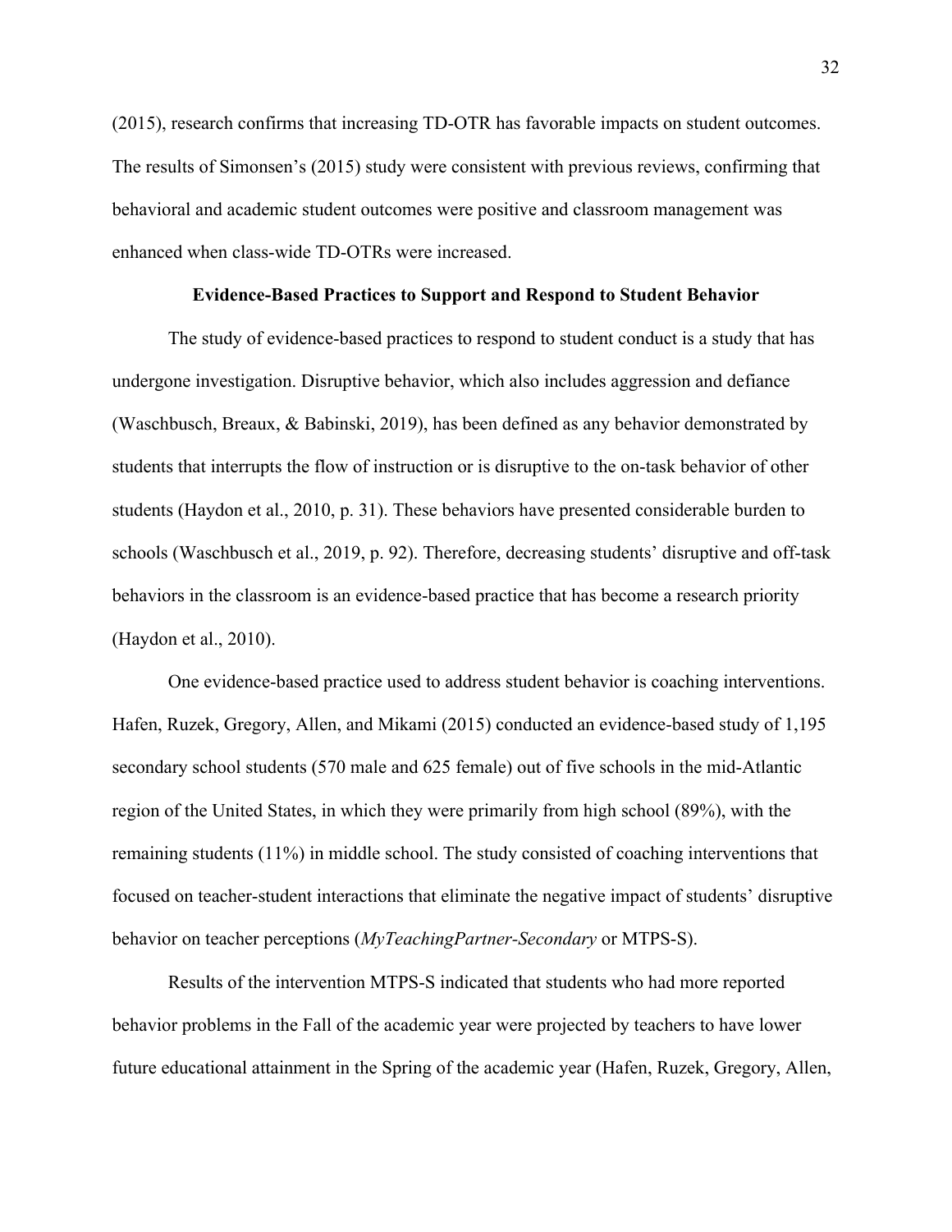(2015), research confirms that increasing TD-OTR has favorable impacts on student outcomes. The results of Simonsen's (2015) study were consistent with previous reviews, confirming that behavioral and academic student outcomes were positive and classroom management was enhanced when class-wide TD-OTRs were increased.

## Evidence-Based Practices to Support and Respond to Student Behavior

The study of evidence-based practices to respond to student conduct is a study that has undergone investigation. Disruptive behavior, which also includes aggression and defiance (Waschbusch, Breaux, & Babinski, 2019), has been defined as any behavior demonstrated by students that interrupts the flow of instruction or is disruptive to the on-task behavior of other students (Haydon et al., 2010, p. 31). These behaviors have presented considerable burden to schools (Waschbusch et al., 2019, p. 92). Therefore, decreasing students' disruptive and off-task behaviors in the classroom is an evidence-based practice that has become a research priority (Haydon et al., 2010).

One evidence-based practice used to address student behavior is coaching interventions. Hafen, Ruzek, Gregory, Allen, and Mikami (2015) conducted an evidence-based study of 1,195 secondary school students (570 male and 625 female) out of five schools in the mid-Atlantic region of the United States, in which they were primarily from high school (89%), with the remaining students (11%) in middle school. The study consisted of coaching interventions that focused on teacher-student interactions that eliminate the negative impact of students' disruptive behavior on teacher perceptions (*MyTeachingPartner-Secondary* or MTPS-S).

Results of the intervention MTPS-S indicated that students who had more reported behavior problems in the Fall of the academic year were projected by teachers to have lower future educational attainment in the Spring of the academic year (Hafen, Ruzek, Gregory, Allen,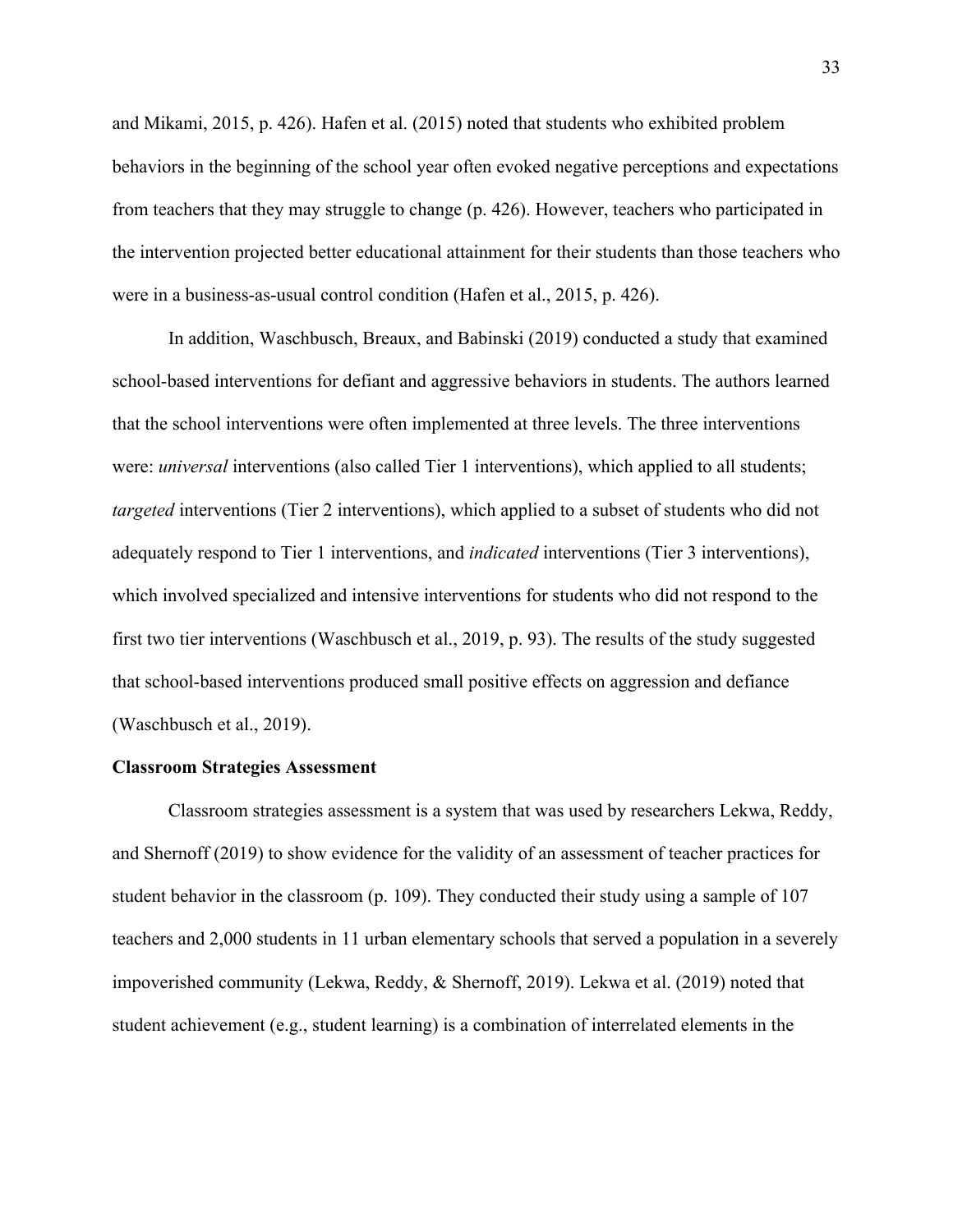and Mikami, 2015, p. 426). Hafen et al. (2015) noted that students who exhibited problem behaviors in the beginning of the school year often evoked negative perceptions and expectations from teachers that they may struggle to change (p. 426). However, teachers who participated in the intervention projected better educational attainment for their students than those teachers who were in a business-as-usual control condition (Hafen et al., 2015, p. 426).

In addition, Waschbusch, Breaux, and Babinski (2019) conducted a study that examined school-based interventions for defiant and aggressive behaviors in students. The authors learned that the school interventions were often implemented at three levels. The three interventions were: *universal* interventions (also called Tier 1 interventions), which applied to all students; *targeted* interventions (Tier 2 interventions), which applied to a subset of students who did not adequately respond to Tier 1 interventions, and *indicated* interventions (Tier 3 interventions), which involved specialized and intensive interventions for students who did not respond to the first two tier interventions (Waschbusch et al., 2019, p. 93). The results of the study suggested that school-based interventions produced small positive effects on aggression and defiance (Waschbusch et al., 2019).

**Classroom Strategies Assessment**

Classroom strategies assessment is a system that was used by researchers Lekwa, Reddy, and Shernoff (2019) to show evidence for the validity of an assessment of teacher practices for student behavior in the classroom (p. 109). They conducted their study using a sample of 107 teachers and 2,000 students in 11 urban elementary schools that served a population in a severely impoverished community (Lekwa, Reddy, & Shernoff, 2019). Lekwa et al. (2019) noted that student achievement (e.g., student learning) is a combination of interrelated elements in the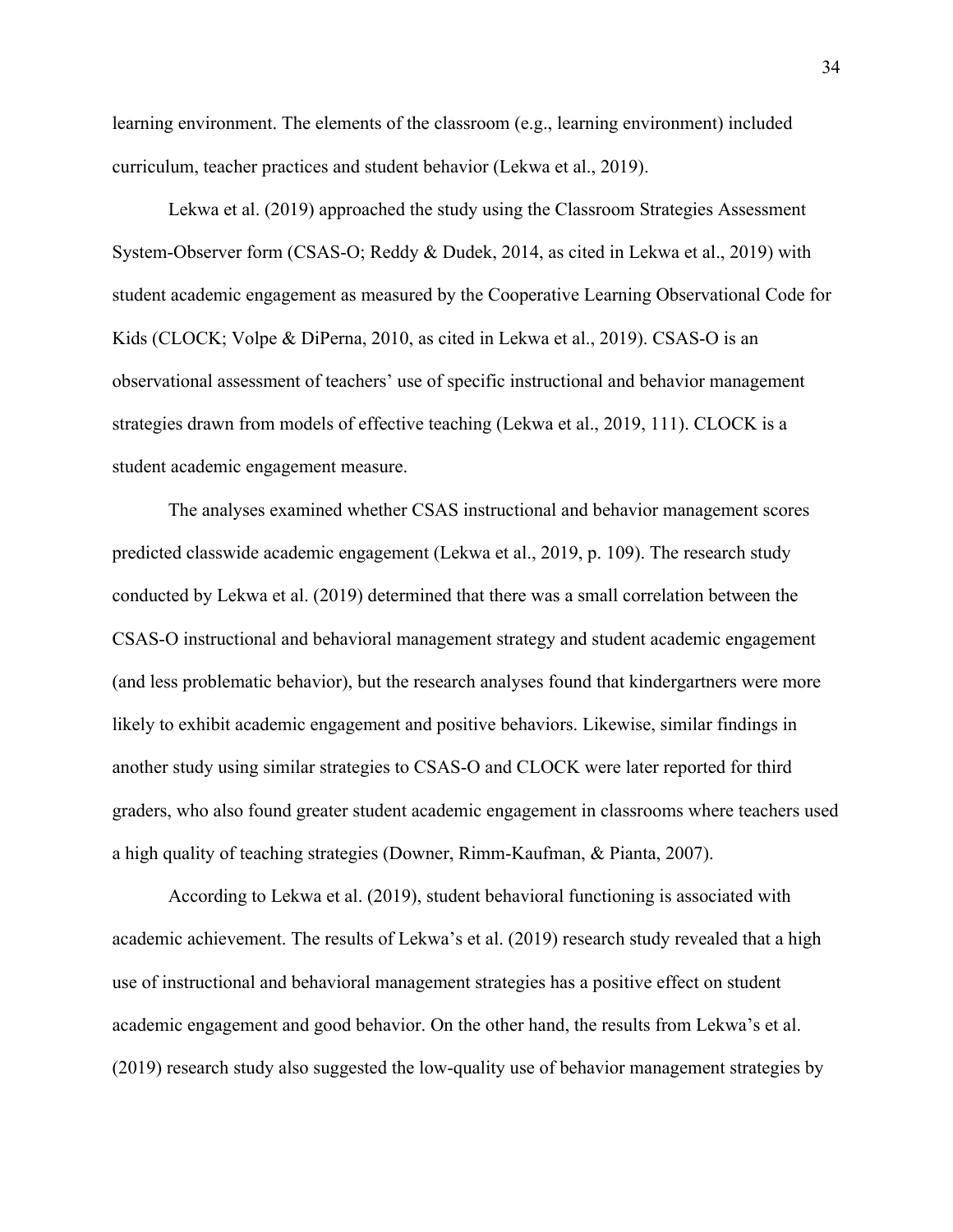learning environment. The elements of the classroom (e.g., learning environment) included curriculum, teacher practices and student behavior (Lekwa et al., 2019).

Lekwa et al. (2019) approached the study using the Classroom Strategies Assessment System-Observer form (CSAS-O; Reddy & Dudek, 2014, as cited in Lekwa et al., 2019) with student academic engagement as measured by the Cooperative Learning Observational Code for Kids (CLOCK; Volpe & DiPerna, 2010, as cited in Lekwa et al., 2019). CSAS-O is an observational assessment of teachers' use of specific instructional and behavior management strategies drawn from models of effective teaching (Lekwa et al., 2019, 111). CLOCK is a student academic engagement measure.

The analyses examined whether CSAS instructional and behavior management scores predicted classwide academic engagement (Lekwa et al., 2019, p. 109). The research study conducted by Lekwa et al. (2019) determined that there was a small correlation between the CSAS-O instructional and behavioral management strategy and student academic engagement (and less problematic behavior), but the research analyses found that kindergartners were more likely to exhibit academic engagement and positive behaviors. Likewise, similar findings in another study using similar strategies to CSAS-O and CLOCK were later reported for third graders, who also found greater student academic engagement in classrooms where teachers used a high quality of teaching strategies (Downer, Rimm-Kaufman, & Pianta, 2007).

According to Lekwa et al. (2019), student behavioral functioning is associated with academic achievement. The results of Lekwa's et al. (2019) research study revealed that a high use of instructional and behavioral management strategies has a positive effect on student academic engagement and good behavior. On the other hand, the results from Lekwa's et al. (2019) research study also suggested the low-quality use of behavior management strategies by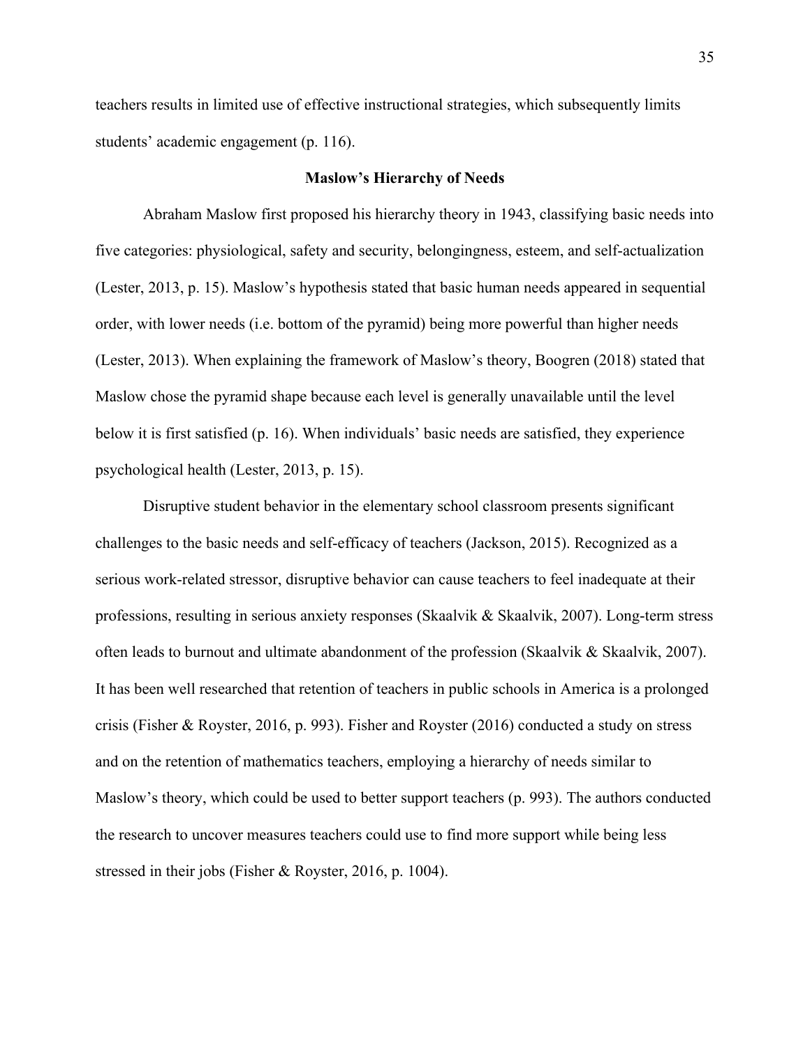teachers results in limited use of effective instructional strategies, which subsequently limits students' academic engagement (p. 116).

## Maslow's Hierarchy of Needs

Abraham Maslow first proposed his hierarchy theory in 1943, classifying basic needs into five categories: physiological, safety and security, belongingness, esteem, and self-actualization (Lester, 2013, p. 15). Maslow's hypothesis stated that basic human needs appeared in sequential order, with lower needs (i.e. bottom of the pyramid) being more powerful than higher needs (Lester, 2013). When explaining the framework of Maslow's theory, Boogren (2018) stated that Maslow chose the pyramid shape because each level is generally unavailable until the level below it is first satisfied (p. 16). When individuals' basic needs are satisfied, they experience psychological health (Lester, 2013, p. 15).

Disruptive student behavior in the elementary school classroom presents significant challenges to the basic needs and self-efficacy of teachers (Jackson, 2015). Recognized as a serious work-related stressor, disruptive behavior can cause teachers to feel inadequate at their professions, resulting in serious anxiety responses (Skaalvik & Skaalvik, 2007). Long-term stress often leads to burnout and ultimate abandonment of the profession (Skaalvik & Skaalvik, 2007). It has been well researched that retention of teachers in public schools in America is a prolonged crisis (Fisher & Royster, 2016, p. 993). Fisher and Royster (2016) conducted a study on stress and on the retention of mathematics teachers, employing a hierarchy of needs similar to Maslow's theory, which could be used to better support teachers (p. 993). The authors conducted the research to uncover measures teachers could use to find more support while being less stressed in their jobs (Fisher & Royster, 2016, p. 1004).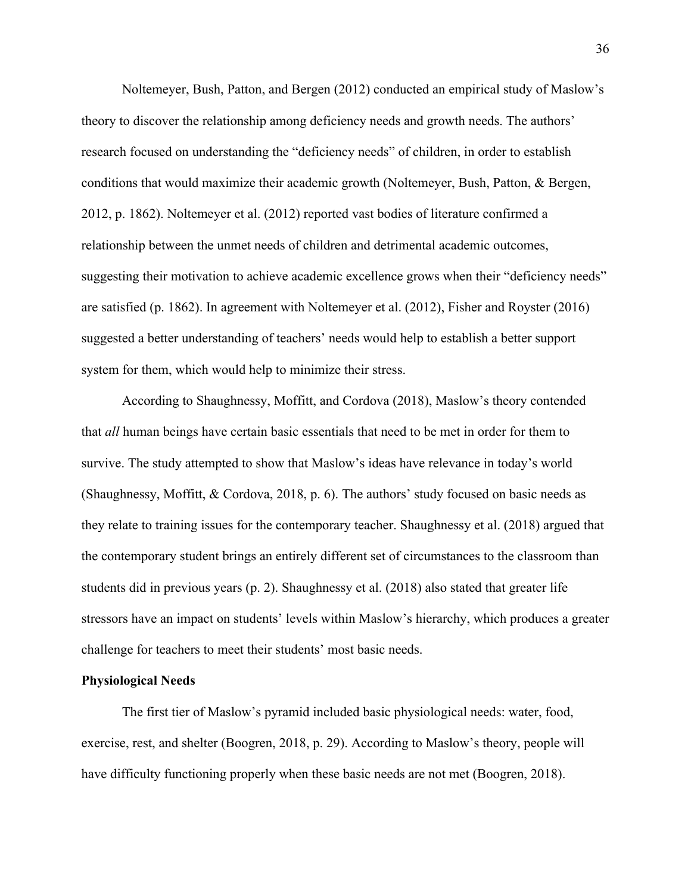Noltemeyer, Bush, Patton, and Bergen (2012) conducted an empirical study of Maslow's theory to discover the relationship among deficiency needs and growth needs. The authors' research focused on understanding the "deficiency needs" of children, in order to establish conditions that would maximize their academic growth (Noltemeyer, Bush, Patton, & Bergen, 2012, p. 1862). Noltemeyer et al. (2012) reported vast bodies of literature confirmed a relationship between the unmet needs of children and detrimental academic outcomes, suggesting their motivation to achieve academic excellence grows when their "deficiency needs" are satisfied (p. 1862). In agreement with Noltemeyer et al. (2012), Fisher and Royster (2016) suggested a better understanding of teachers' needs would help to establish a better support system for them, which would help to minimize their stress.

According to Shaughnessy, Moffitt, and Cordova (2018), Maslow's theory contended that *all* human beings have certain basic essentials that need to be met in order for them to survive. The study attempted to show that Maslow's ideas have relevance in today's world (Shaughnessy, Moffitt, & Cordova, 2018, p. 6). The authors' study focused on basic needs as they relate to training issues for the contemporary teacher. Shaughnessy et al. (2018) argued that the contemporary student brings an entirely different set of circumstances to the classroom than students did in previous years (p. 2). Shaughnessy et al. (2018) also stated that greater life stressors have an impact on students' levels within Maslow's hierarchy, which produces a greater challenge for teachers to meet their students' most basic needs.

**Physiological Needs**

The first tier of Maslow's pyramid included basic physiological needs: water, food, exercise, rest, and shelter (Boogren, 2018, p. 29). According to Maslow's theory, people will have difficulty functioning properly when these basic needs are not met (Boogren, 2018).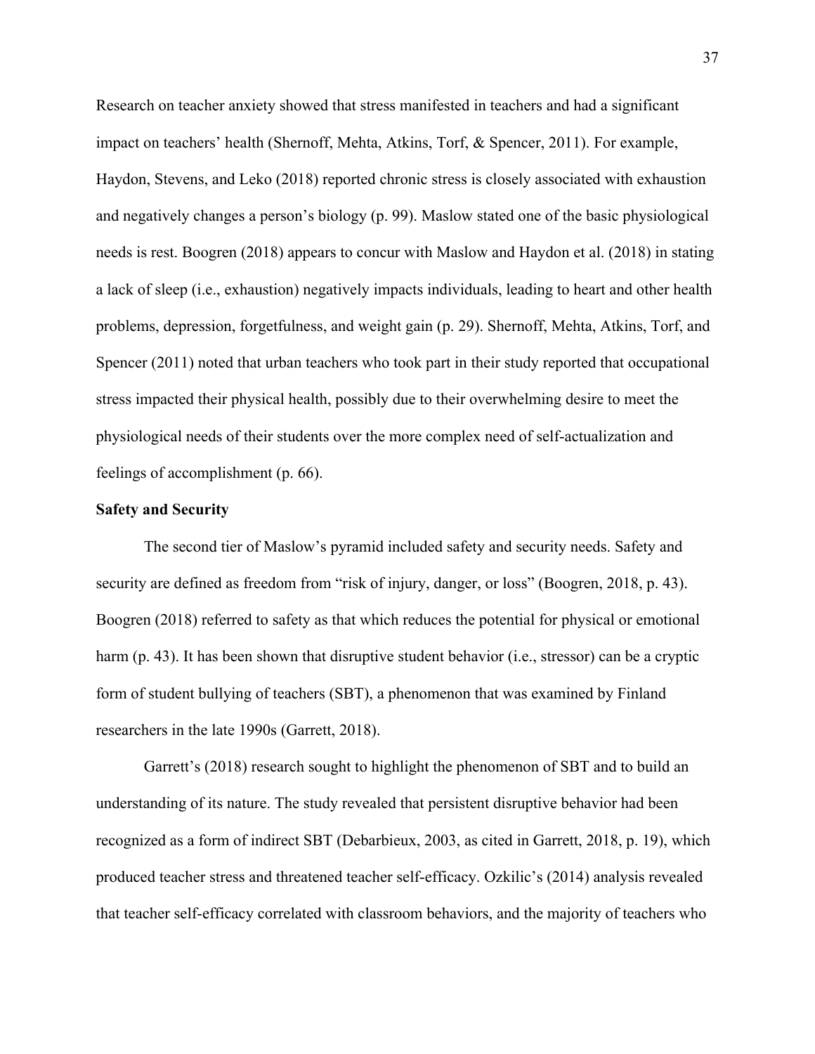Research on teacher anxiety showed that stress manifested in teachers and had a significant impact on teachers' health (Shernoff, Mehta, Atkins, Torf, & Spencer, 2011). For example, Haydon, Stevens, and Leko (2018) reported chronic stress is closely associated with exhaustion and negatively changes a person's biology (p. 99). Maslow stated one of the basic physiological needs is rest. Boogren (2018) appears to concur with Maslow and Haydon et al. (2018) in stating a lack of sleep (i.e., exhaustion) negatively impacts individuals, leading to heart and other health problems, depression, forgetfulness, and weight gain (p. 29). Shernoff, Mehta, Atkins, Torf, and Spencer (2011) noted that urban teachers who took part in their study reported that occupational stress impacted their physical health, possibly due to their overwhelming desire to meet the physiological needs of their students over the more complex need of self-actualization and feelings of accomplishment (p. 66).

**Safety and Security**

The second tier of Maslow's pyramid included safety and security needs. Safety and security are defined as freedom from "risk of injury, danger, or loss" (Boogren, 2018, p. 43). Boogren (2018) referred to safety as that which reduces the potential for physical or emotional harm (p. 43). It has been shown that disruptive student behavior (i.e., stressor) can be a cryptic form of student bullying of teachers (SBT), a phenomenon that was examined by Finland researchers in the late 1990s (Garrett, 2018).

Garrett's (2018) research sought to highlight the phenomenon of SBT and to build an understanding of its nature. The study revealed that persistent disruptive behavior had been recognized as a form of indirect SBT (Debarbieux, 2003, as cited in Garrett, 2018, p. 19), which produced teacher stress and threatened teacher self-efficacy. Ozkilic's (2014) analysis revealed that teacher self-efficacy correlated with classroom behaviors, and the majority of teachers who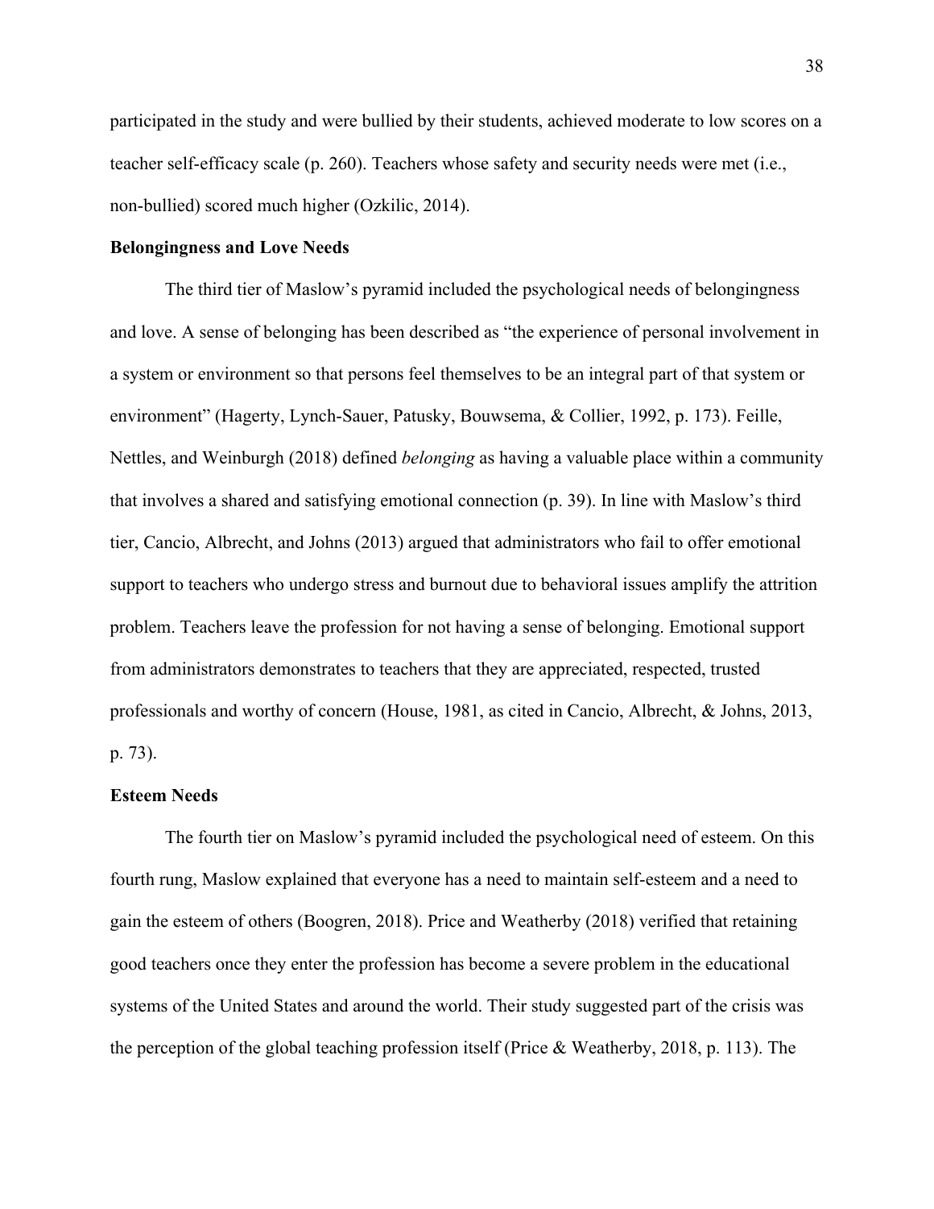participated in the study and were bullied by their students, achieved moderate to low scores on a teacher self-efficacy scale (p. 260). Teachers whose safety and security needs were met (i.e., non-bullied) scored much higher (Ozkilic, 2014).

### Belongingness and Love Needs

The third tier of Maslow's pyramid included the psychological needs of belongingness and love. A sense of belonging has been described as "the experience of personal involvement in a system or environment so that persons feel themselves to be an integral part of that system or environment" (Hagerty, Lynch-Sauer, Patusky, Bouwsema, & Collier, 1992, p. 173). Feille, Nettles, and Weinburgh (2018) defined *belonging* as having a valuable place within a community that involves a shared and satisfying emotional connection (p. 39). In line with Maslow's third tier, Cancio, Albrecht, and Johns (2013) argued that administrators who fail to offer emotional support to teachers who undergo stress and burnout due to behavioral issues amplify the attrition problem. Teachers leave the profession for not having a sense of belonging. Emotional support from administrators demonstrates to teachers that they are appreciated, respected, trusted professionals and worthy of concern (House, 1981, as cited in Cancio, Albrecht, & Johns, 2013, p. 73).

### Esteem Needs

The fourth tier on Maslow's pyramid included the psychological need of esteem. On this fourth rung, Maslow explained that everyone has a need to maintain self-esteem and a need to gain the esteem of others (Boogren, 2018). Price and Weatherby (2018) verified that retaining good teachers once they enter the profession has become a severe problem in the educational systems of the United States and around the world. Their study suggested part of the crisis was the perception of the global teaching profession itself (Price & Weatherby, 2018, p. 113). The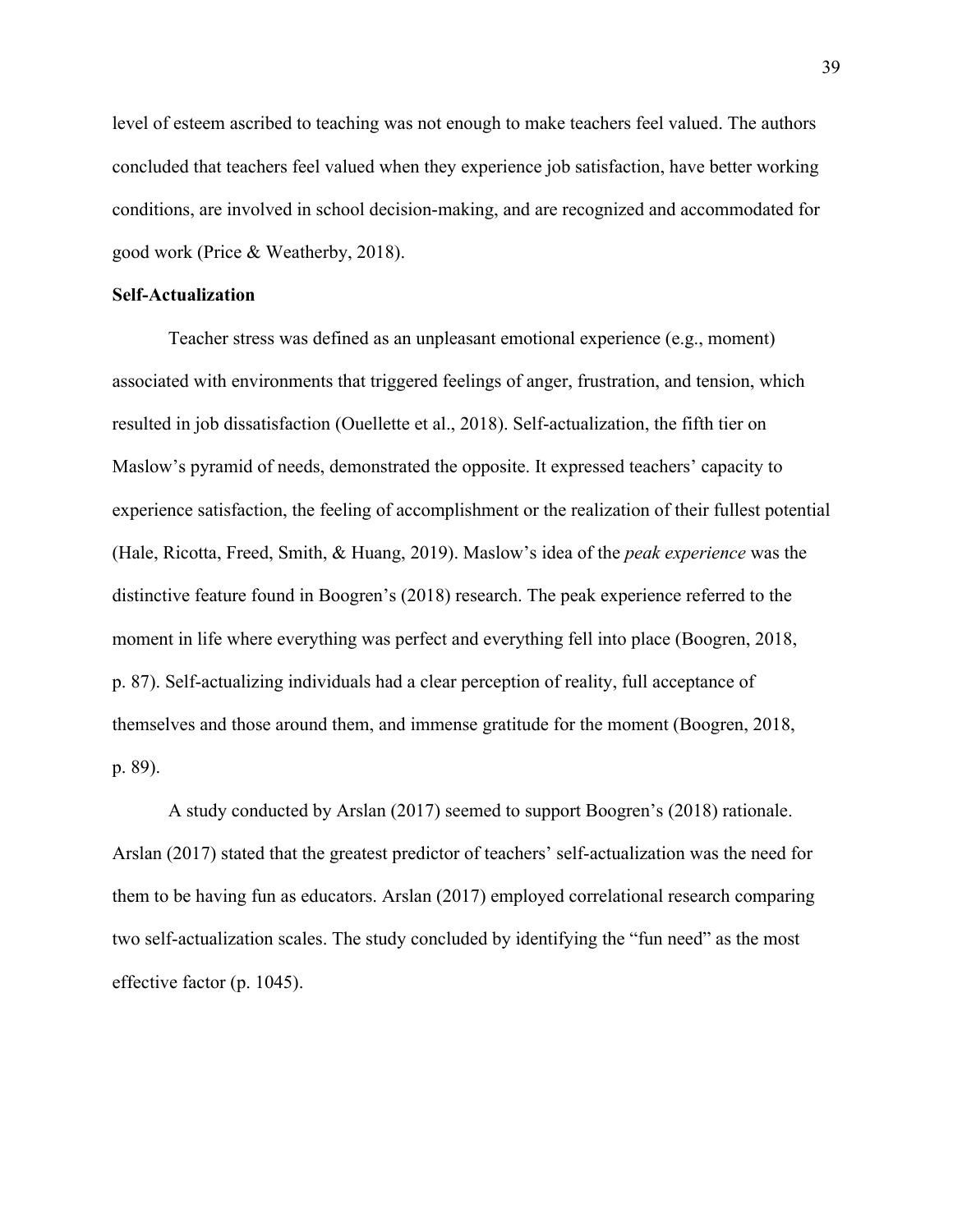level of esteem ascribed to teaching was not enough to make teachers feel valued. The authors concluded that teachers feel valued when they experience job satisfaction, have better working conditions, are involved in school decision-making, and are recognized and accommodated for good work (Price & Weatherby, 2018).

**Self-Actualization**

Teacher stress was defined as an unpleasant emotional experience (e.g., moment) associated with environments that triggered feelings of anger, frustration, and tension, which resulted in job dissatisfaction (Ouellette et al., 2018). Self-actualization, the fifth tier on Maslow's pyramid of needs, demonstrated the opposite. It expressed teachers' capacity to experience satisfaction, the feeling of accomplishment or the realization of their fullest potential (Hale, Ricotta, Freed, Smith, & Huang, 2019). Maslow's idea of the *peak experience* was the distinctive feature found in Boogren's (2018) research. The peak experience referred to the moment in life where everything was perfect and everything fell into place (Boogren, 2018, p. 87). Self-actualizing individuals had a clear perception of reality, full acceptance of themselves and those around them, and immense gratitude for the moment (Boogren, 2018, p. 89).

A study conducted by Arslan (2017) seemed to support Boogren's (2018) rationale. Arslan (2017) stated that the greatest predictor of teachers' self-actualization was the need for them to be having fun as educators. Arslan (2017) employed correlational research comparing two self-actualization scales. The study concluded by identifying the "fun need" as the most effective factor (p. 1045).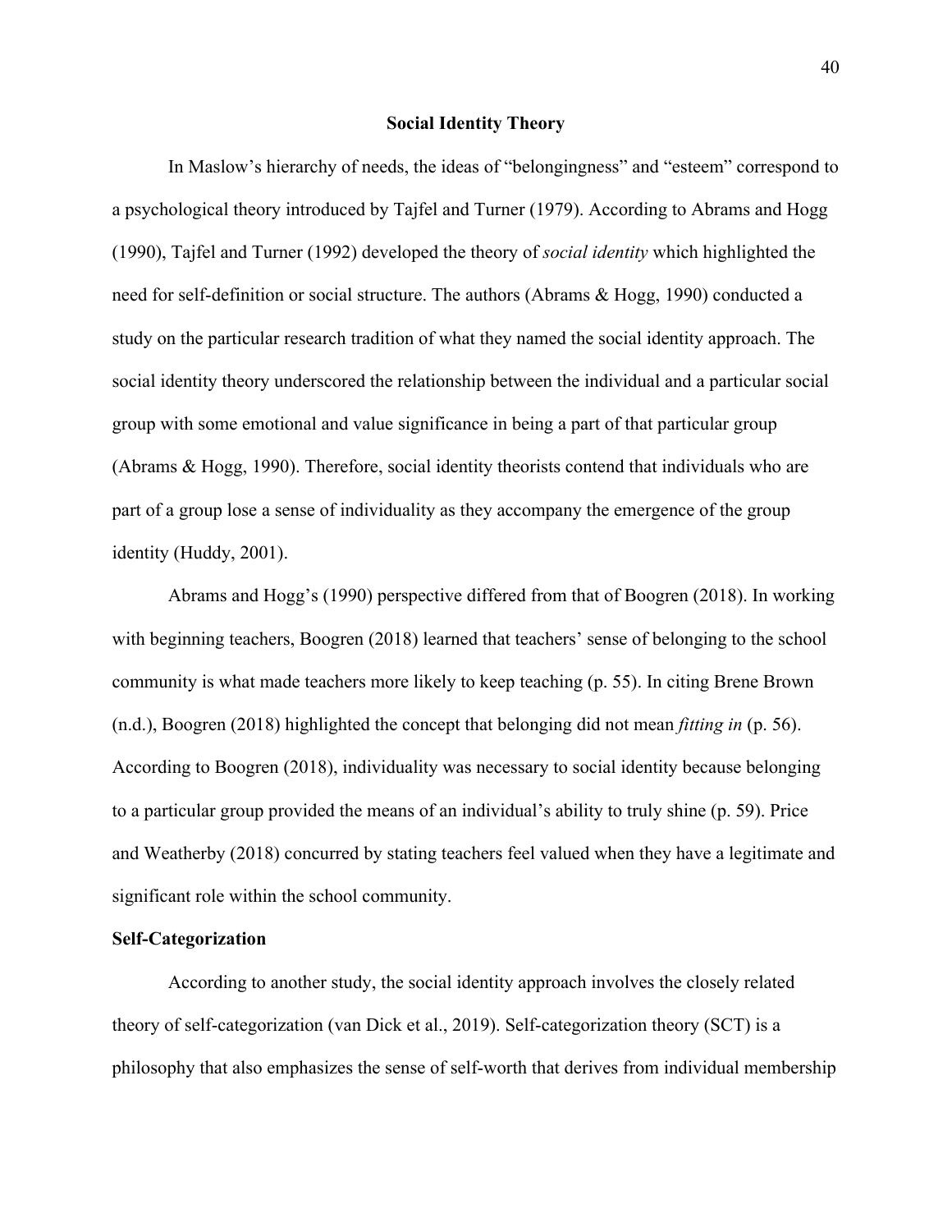## Social Identity Theory

In Maslow's hierarchy of needs, the ideas of "belongingness" and "esteem" correspond to a psychological theory introduced by Tajfel and Turner (1979). According to Abrams and Hogg (1990), Tajfel and Turner (1992) developed the theory of *social identity* which highlighted the need for self-definition or social structure. The authors (Abrams & Hogg, 1990) conducted a study on the particular research tradition of what they named the social identity approach. The social identity theory underscored the relationship between the individual and a particular social group with some emotional and value significance in being a part of that particular group (Abrams & Hogg, 1990). Therefore, social identity theorists contend that individuals who are part of a group lose a sense of individuality as they accompany the emergence of the group identity (Huddy, 2001).

Abrams and Hogg's (1990) perspective differed from that of Boogren (2018). In working with beginning teachers, Boogren (2018) learned that teachers' sense of belonging to the school community is what made teachers more likely to keep teaching (p. 55). In citing Brene Brown (n.d.), Boogren (2018) highlighted the concept that belonging did not mean *fitting in* (p. 56). According to Boogren (2018), individuality was necessary to social identity because belonging to a particular group provided the means of an individual's ability to truly shine (p. 59). Price and Weatherby (2018) concurred by stating teachers feel valued when they have a legitimate and significant role within the school community.

### Self-Categorization

According to another study, the social identity approach involves the closely related theory of self-categorization (van Dick et al., 2019). Self-categorization theory (SCT) is a philosophy that also emphasizes the sense of self-worth that derives from individual membership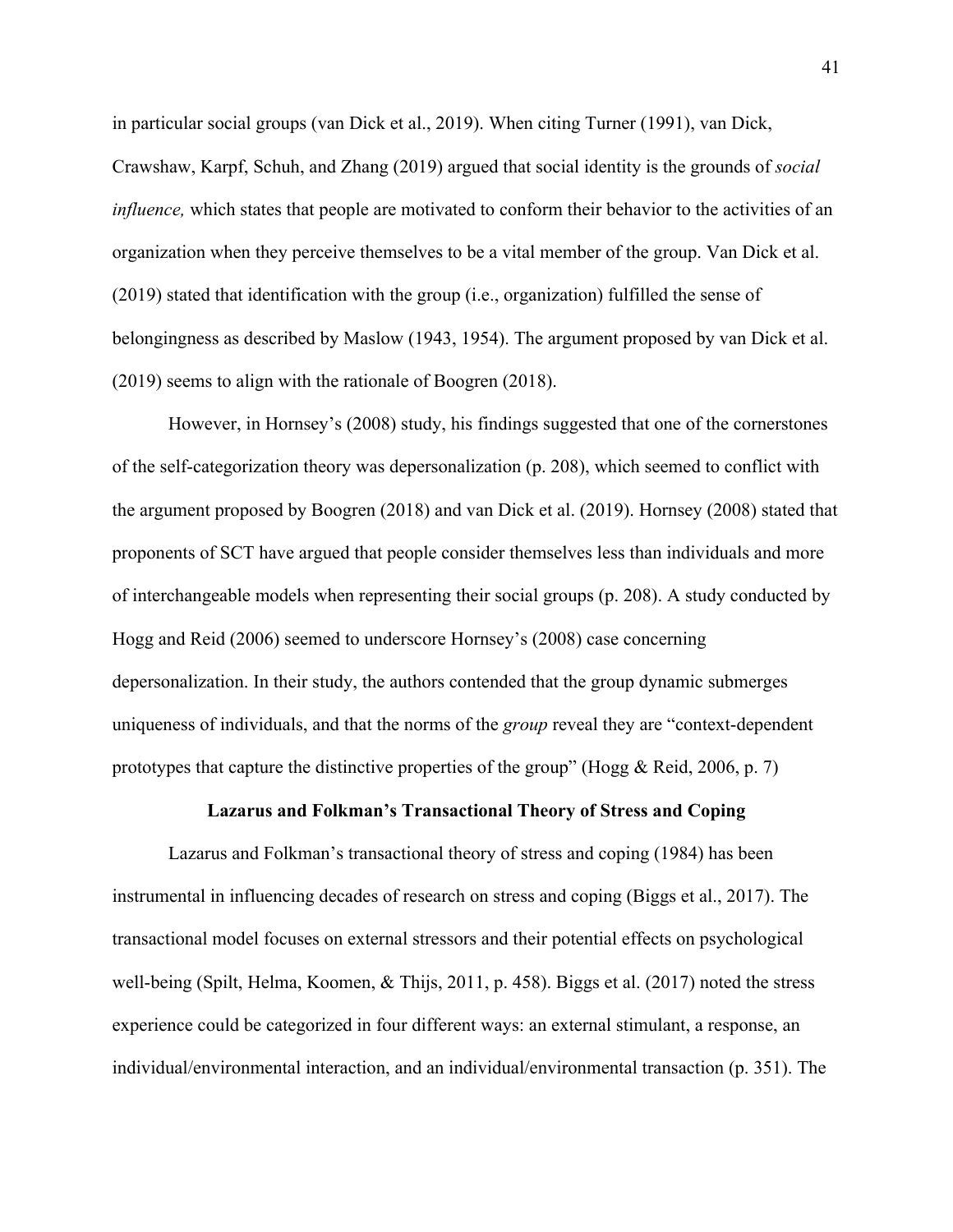in particular social groups (van Dick et al., 2019). When citing Turner (1991), van Dick, Crawshaw, Karpf, Schuh, and Zhang (2019) argued that social identity is the grounds of *social influence,* which states that people are motivated to conform their behavior to the activities of an organization when they perceive themselves to be a vital member of the group. Van Dick et al. (2019) stated that identification with the group (i.e., organization) fulfilled the sense of belongingness as described by Maslow (1943, 1954). The argument proposed by van Dick et al. (2019) seems to align with the rationale of Boogren (2018).

However, in Hornsey's (2008) study, his findings suggested that one of the cornerstones of the self-categorization theory was depersonalization (p. 208), which seemed to conflict with the argument proposed by Boogren (2018) and van Dick et al. (2019). Hornsey (2008) stated that proponents of SCT have argued that people consider themselves less than individuals and more of interchangeable models when representing their social groups (p. 208). A study conducted by Hogg and Reid (2006) seemed to underscore Hornsey's (2008) case concerning depersonalization. In their study, the authors contended that the group dynamic submerges uniqueness of individuals, and that the norms of the *group* reveal they are "context-dependent prototypes that capture the distinctive properties of the group" (Hogg & Reid, 2006, p. 7)

## Lazarus and Folkman's Transactional Theory of Stress and Coping

Lazarus and Folkman's transactional theory of stress and coping (1984) has been instrumental in influencing decades of research on stress and coping (Biggs et al., 2017). The transactional model focuses on external stressors and their potential effects on psychological well-being (Spilt, Helma, Koomen, & Thijs, 2011, p. 458). Biggs et al. (2017) noted the stress experience could be categorized in four different ways: an external stimulant, a response, an individual/environmental interaction, and an individual/environmental transaction (p. 351). The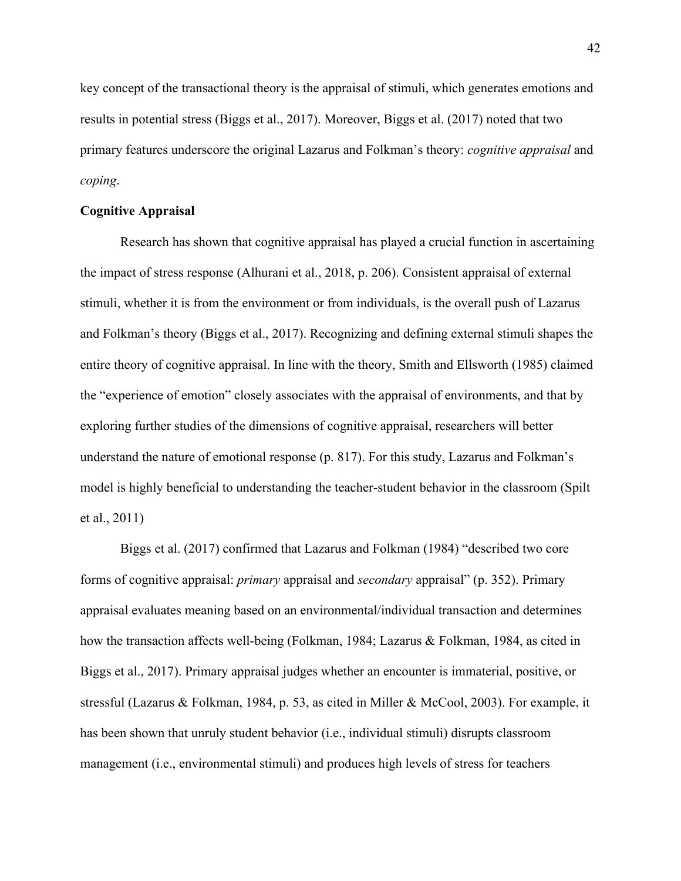key concept of the transactional theory is the appraisal of stimuli, which generates emotions and results in potential stress (Biggs et al., 2017). Moreover, Biggs et al. (2017) noted that two primary features underscore the original Lazarus and Folkman's theory: *cognitive appraisal* and *coping*.

**Cognitive Appraisal**

Research has shown that cognitive appraisal has played a crucial function in ascertaining the impact of stress response (Alhurani et al., 2018, p. 206). Consistent appraisal of external stimuli, whether it is from the environment or from individuals, is the overall push of Lazarus and Folkman's theory (Biggs et al., 2017). Recognizing and defining external stimuli shapes the entire theory of cognitive appraisal. In line with the theory, Smith and Ellsworth (1985) claimed the "experience of emotion" closely associates with the appraisal of environments, and that by exploring further studies of the dimensions of cognitive appraisal, researchers will better understand the nature of emotional response (p. 817). For this study, Lazarus and Folkman's model is highly beneficial to understanding the teacher-student behavior in the classroom (Spilt et al., 2011)

Biggs et al. (2017) confirmed that Lazarus and Folkman (1984) "described two core forms of cognitive appraisal: *primary* appraisal and *secondary* appraisal" (p. 352). Primary appraisal evaluates meaning based on an environmental/individual transaction and determines how the transaction affects well-being (Folkman, 1984; Lazarus & Folkman, 1984, as cited in Biggs et al., 2017). Primary appraisal judges whether an encounter is immaterial, positive, or stressful (Lazarus & Folkman, 1984, p. 53, as cited in Miller & McCool, 2003). For example, it has been shown that unruly student behavior (i.e., individual stimuli) disrupts classroom management (i.e., environmental stimuli) and produces high levels of stress for teachers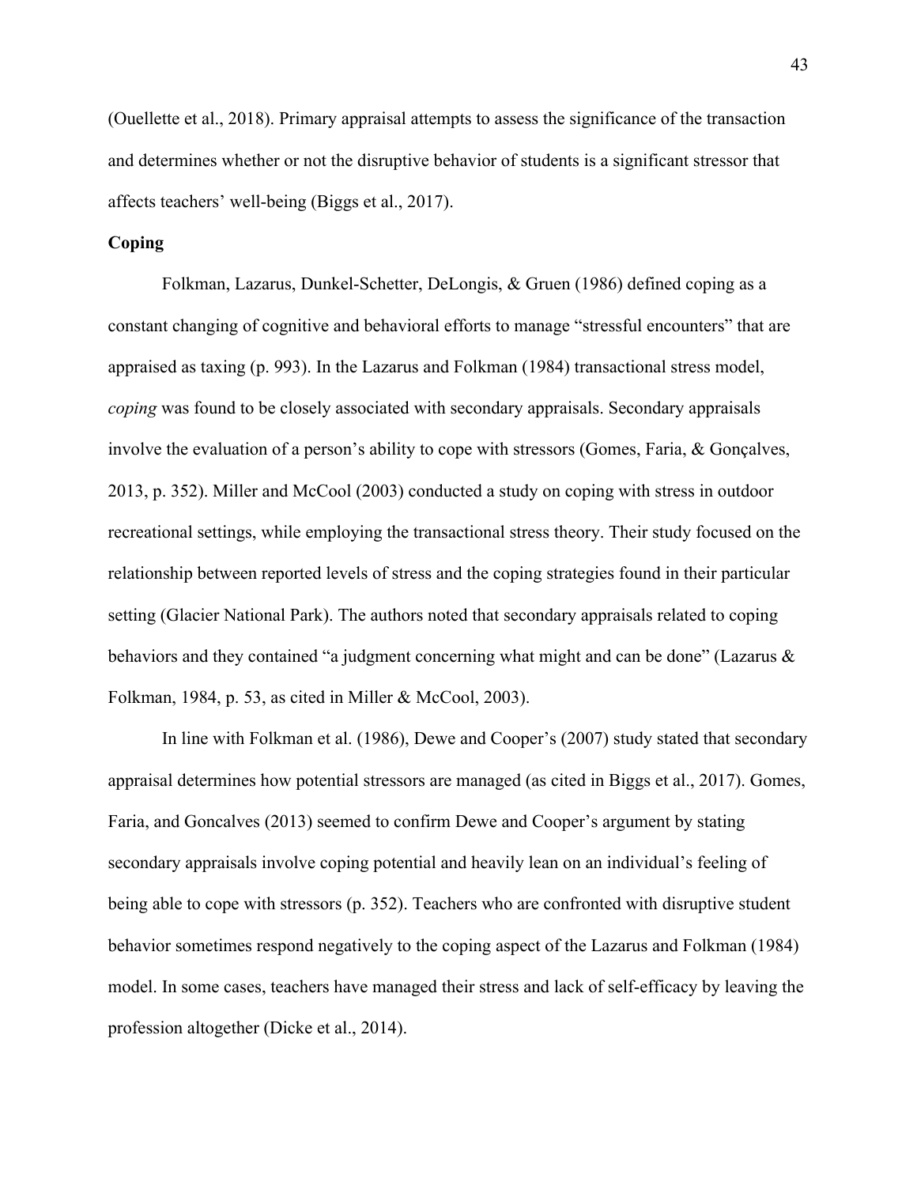(Ouellette et al., 2018). Primary appraisal attempts to assess the significance of the transaction and determines whether or not the disruptive behavior of students is a significant stressor that affects teachers' well-being (Biggs et al., 2017).

**Coping**

Folkman, Lazarus, Dunkel-Schetter, DeLongis, & Gruen (1986) defined coping as a constant changing of cognitive and behavioral efforts to manage "stressful encounters" that are appraised as taxing (p. 993). In the Lazarus and Folkman (1984) transactional stress model, *coping* was found to be closely associated with secondary appraisals. Secondary appraisals involve the evaluation of a person's ability to cope with stressors (Gomes, Faria, & Gonçalves, 2013, p. 352). Miller and McCool (2003) conducted a study on coping with stress in outdoor recreational settings, while employing the transactional stress theory. Their study focused on the relationship between reported levels of stress and the coping strategies found in their particular setting (Glacier National Park). The authors noted that secondary appraisals related to coping behaviors and they contained "a judgment concerning what might and can be done" (Lazarus & Folkman, 1984, p. 53, as cited in Miller & McCool, 2003).

In line with Folkman et al. (1986), Dewe and Cooper's (2007) study stated that secondary appraisal determines how potential stressors are managed (as cited in Biggs et al., 2017). Gomes, Faria, and Goncalves (2013) seemed to confirm Dewe and Cooper's argument by stating secondary appraisals involve coping potential and heavily lean on an individual's feeling of being able to cope with stressors (p. 352). Teachers who are confronted with disruptive student behavior sometimes respond negatively to the coping aspect of the Lazarus and Folkman (1984) model. In some cases, teachers have managed their stress and lack of self-efficacy by leaving the profession altogether (Dicke et al., 2014).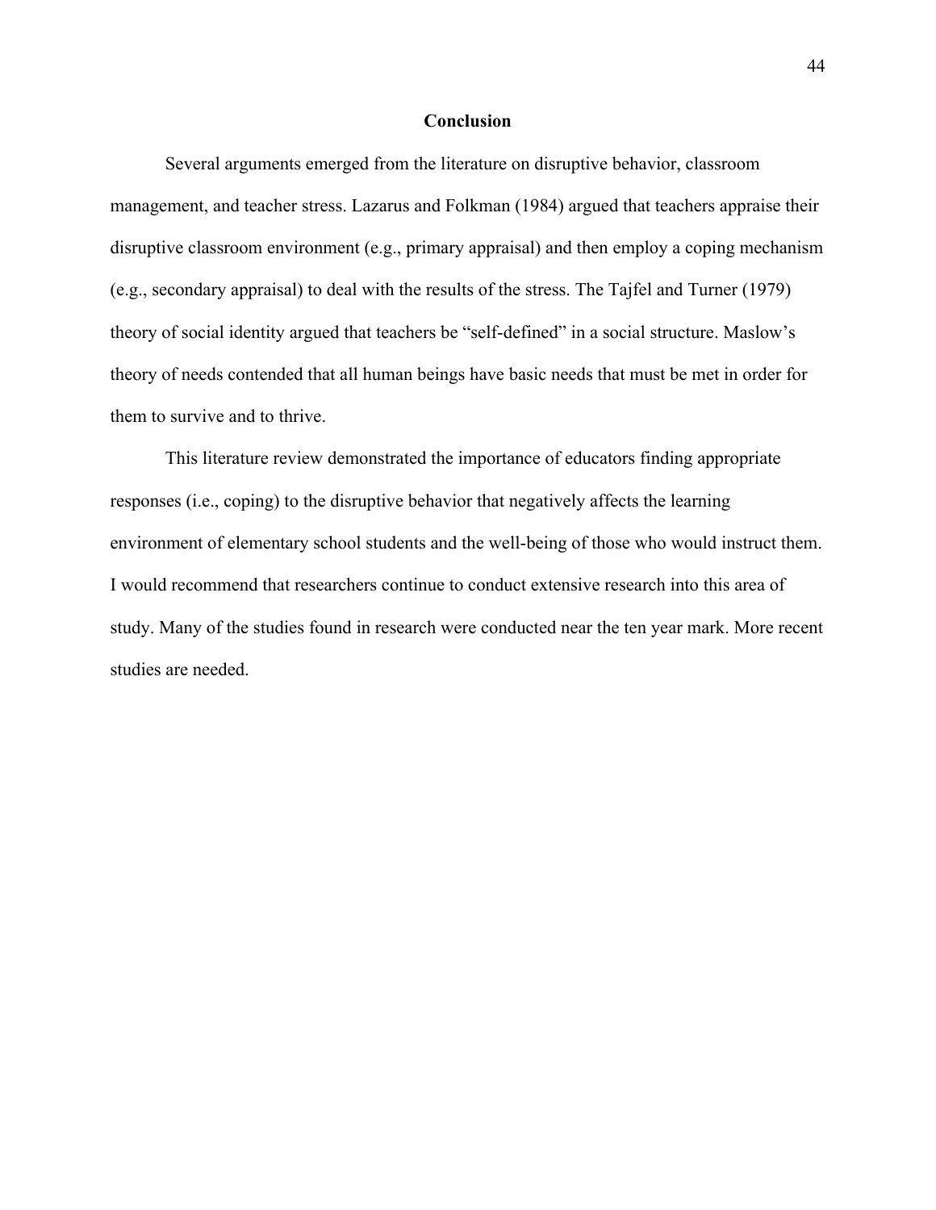## Conclusion

Several arguments emerged from the literature on disruptive behavior, classroom management, and teacher stress. Lazarus and Folkman (1984) argued that teachers appraise their disruptive classroom environment (e.g., primary appraisal) and then employ a coping mechanism (e.g., secondary appraisal) to deal with the results of the stress. The Tajfel and Turner (1979) theory of social identity argued that teachers be "self-defined" in a social structure. Maslow's theory of needs contended that all human beings have basic needs that must be met in order for them to survive and to thrive.

This literature review demonstrated the importance of educators finding appropriate responses (i.e., coping) to the disruptive behavior that negatively affects the learning environment of elementary school students and the well-being of those who would instruct them. I would recommend that researchers continue to conduct extensive research into this area of study. Many of the studies found in research were conducted near the ten year mark. More recent studies are needed.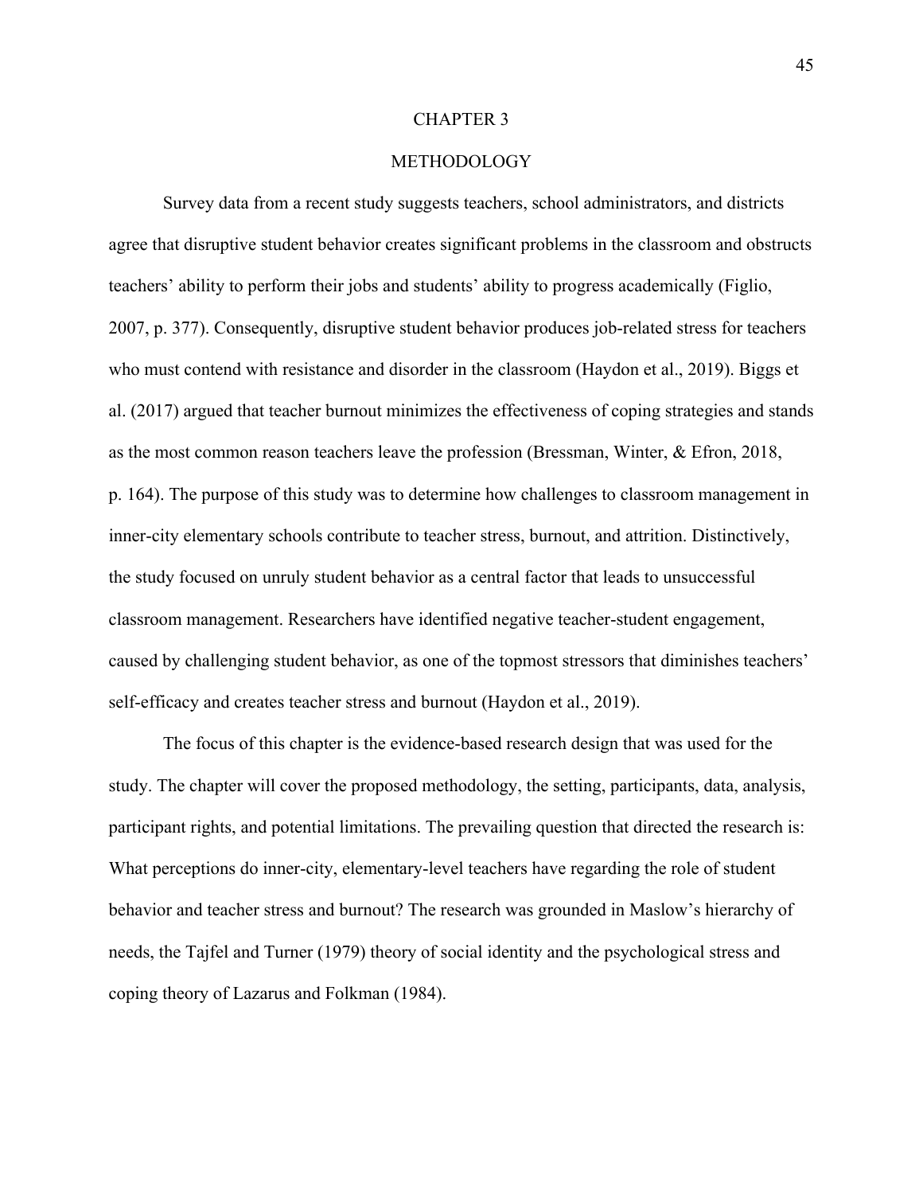# CHAPTER 3

# METHODOLOGY

Survey data from a recent study suggests teachers, school administrators, and districts agree that disruptive student behavior creates significant problems in the classroom and obstructs teachers' ability to perform their jobs and students' ability to progress academically (Figlio, 2007, p. 377). Consequently, disruptive student behavior produces job-related stress for teachers who must contend with resistance and disorder in the classroom (Haydon et al., 2019). Biggs et al. (2017) argued that teacher burnout minimizes the effectiveness of coping strategies and stands as the most common reason teachers leave the profession (Bressman, Winter, & Efron, 2018, p. 164). The purpose of this study was to determine how challenges to classroom management in inner-city elementary schools contribute to teacher stress, burnout, and attrition. Distinctively, the study focused on unruly student behavior as a central factor that leads to unsuccessful classroom management. Researchers have identified negative teacher-student engagement, caused by challenging student behavior, as one of the topmost stressors that diminishes teachers' self-efficacy and creates teacher stress and burnout (Haydon et al., 2019).

The focus of this chapter is the evidence-based research design that was used for the study. The chapter will cover the proposed methodology, the setting, participants, data, analysis, participant rights, and potential limitations. The prevailing question that directed the research is: What perceptions do inner-city, elementary-level teachers have regarding the role of student behavior and teacher stress and burnout? The research was grounded in Maslow's hierarchy of needs, the Tajfel and Turner (1979) theory of social identity and the psychological stress and coping theory of Lazarus and Folkman (1984).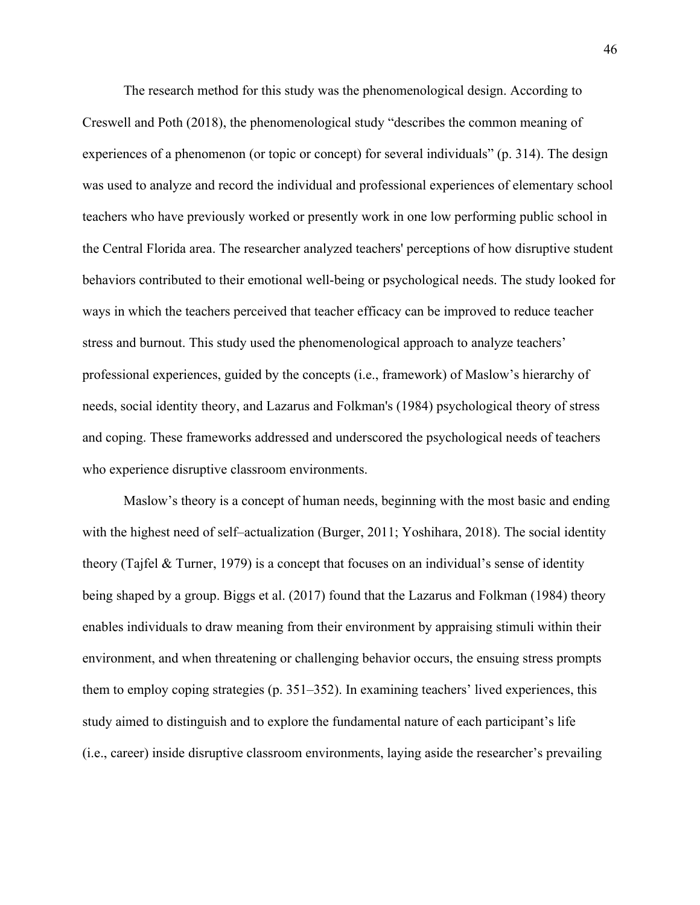The research method for this study was the phenomenological design. According to Creswell and Poth (2018), the phenomenological study "describes the common meaning of experiences of a phenomenon (or topic or concept) for several individuals" (p. 314). The design was used to analyze and record the individual and professional experiences of elementary school teachers who have previously worked or presently work in one low performing public school in the Central Florida area. The researcher analyzed teachers' perceptions of how disruptive student behaviors contributed to their emotional well-being or psychological needs. The study looked for ways in which the teachers perceived that teacher efficacy can be improved to reduce teacher stress and burnout. This study used the phenomenological approach to analyze teachers' professional experiences, guided by the concepts (i.e., framework) of Maslow's hierarchy of needs, social identity theory, and Lazarus and Folkman's (1984) psychological theory of stress and coping. These frameworks addressed and underscored the psychological needs of teachers who experience disruptive classroom environments.

Maslow's theory is a concept of human needs, beginning with the most basic and ending with the highest need of self–actualization (Burger, 2011; Yoshihara, 2018). The social identity theory (Tajfel & Turner, 1979) is a concept that focuses on an individual's sense of identity being shaped by a group. Biggs et al. (2017) found that the Lazarus and Folkman (1984) theory enables individuals to draw meaning from their environment by appraising stimuli within their environment, and when threatening or challenging behavior occurs, the ensuing stress prompts them to employ coping strategies (p. 351–352). In examining teachers' lived experiences, this study aimed to distinguish and to explore the fundamental nature of each participant's life (i.e., career) inside disruptive classroom environments, laying aside the researcher's prevailing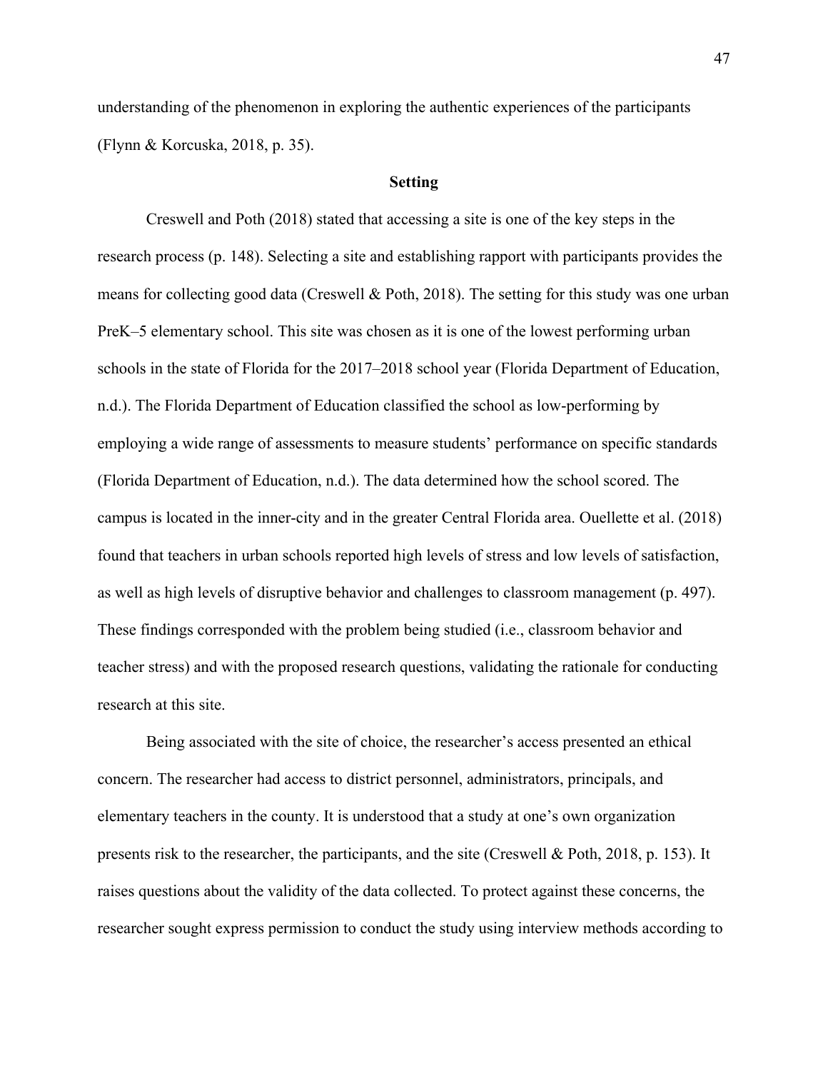understanding of the phenomenon in exploring the authentic experiences of the participants (Flynn & Korcuska, 2018, p. 35).

## Setting

Creswell and Poth (2018) stated that accessing a site is one of the key steps in the research process (p. 148). Selecting a site and establishing rapport with participants provides the means for collecting good data (Creswell & Poth, 2018). The setting for this study was one urban PreK–5 elementary school. This site was chosen as it is one of the lowest performing urban schools in the state of Florida for the 2017–2018 school year (Florida Department of Education, n.d.). The Florida Department of Education classified the school as low-performing by employing a wide range of assessments to measure students' performance on specific standards (Florida Department of Education, n.d.). The data determined how the school scored. The campus is located in the inner-city and in the greater Central Florida area. Ouellette et al. (2018) found that teachers in urban schools reported high levels of stress and low levels of satisfaction, as well as high levels of disruptive behavior and challenges to classroom management (p. 497). These findings corresponded with the problem being studied (i.e., classroom behavior and teacher stress) and with the proposed research questions, validating the rationale for conducting research at this site.

Being associated with the site of choice, the researcher's access presented an ethical concern. The researcher had access to district personnel, administrators, principals, and elementary teachers in the county. It is understood that a study at one's own organization presents risk to the researcher, the participants, and the site (Creswell & Poth, 2018, p. 153). It raises questions about the validity of the data collected. To protect against these concerns, the researcher sought express permission to conduct the study using interview methods according to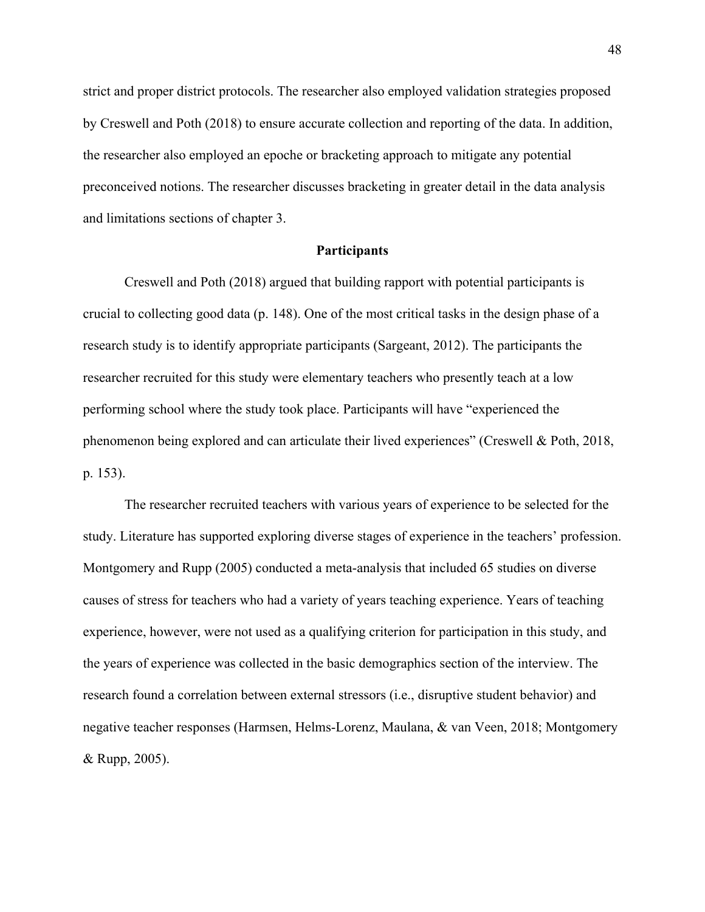strict and proper district protocols. The researcher also employed validation strategies proposed by Creswell and Poth (2018) to ensure accurate collection and reporting of the data. In addition, the researcher also employed an epoche or bracketing approach to mitigate any potential preconceived notions. The researcher discusses bracketing in greater detail in the data analysis and limitations sections of chapter 3.

## Participants

Creswell and Poth (2018) argued that building rapport with potential participants is crucial to collecting good data (p. 148). One of the most critical tasks in the design phase of a research study is to identify appropriate participants (Sargeant, 2012). The participants the researcher recruited for this study were elementary teachers who presently teach at a low performing school where the study took place. Participants will have "experienced the phenomenon being explored and can articulate their lived experiences" (Creswell & Poth, 2018, p. 153).

The researcher recruited teachers with various years of experience to be selected for the study. Literature has supported exploring diverse stages of experience in the teachers' profession. Montgomery and Rupp (2005) conducted a meta-analysis that included 65 studies on diverse causes of stress for teachers who had a variety of years teaching experience. Years of teaching experience, however, were not used as a qualifying criterion for participation in this study, and the years of experience was collected in the basic demographics section of the interview. The research found a correlation between external stressors (i.e., disruptive student behavior) and negative teacher responses (Harmsen, Helms-Lorenz, Maulana, & van Veen, 2018; Montgomery & Rupp, 2005).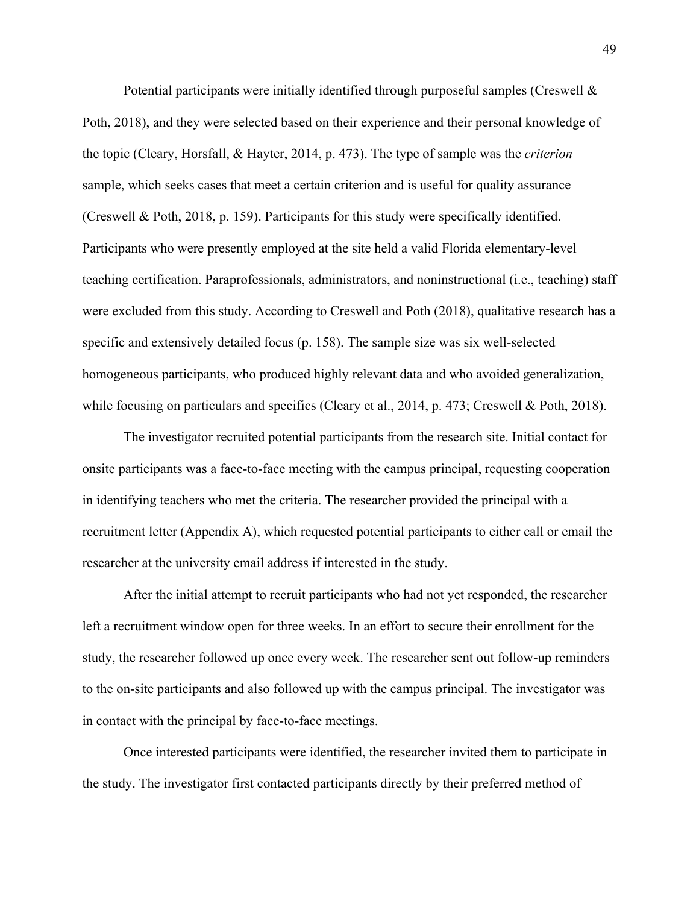Potential participants were initially identified through purposeful samples (Creswell & Poth, 2018), and they were selected based on their experience and their personal knowledge of the topic (Cleary, Horsfall, & Hayter, 2014, p. 473). The type of sample was the *criterion* sample, which seeks cases that meet a certain criterion and is useful for quality assurance (Creswell & Poth, 2018, p. 159). Participants for this study were specifically identified. Participants who were presently employed at the site held a valid Florida elementary-level teaching certification. Paraprofessionals, administrators, and noninstructional (i.e., teaching) staff were excluded from this study. According to Creswell and Poth (2018), qualitative research has a specific and extensively detailed focus (p. 158). The sample size was six well-selected homogeneous participants, who produced highly relevant data and who avoided generalization, while focusing on particulars and specifics (Cleary et al., 2014, p. 473; Creswell & Poth, 2018).

The investigator recruited potential participants from the research site. Initial contact for onsite participants was a face-to-face meeting with the campus principal, requesting cooperation in identifying teachers who met the criteria. The researcher provided the principal with a recruitment letter (Appendix A), which requested potential participants to either call or email the researcher at the university email address if interested in the study.

After the initial attempt to recruit participants who had not yet responded, the researcher left a recruitment window open for three weeks. In an effort to secure their enrollment for the study, the researcher followed up once every week. The researcher sent out follow-up reminders to the on-site participants and also followed up with the campus principal. The investigator was in contact with the principal by face-to-face meetings.

Once interested participants were identified, the researcher invited them to participate in the study. The investigator first contacted participants directly by their preferred method of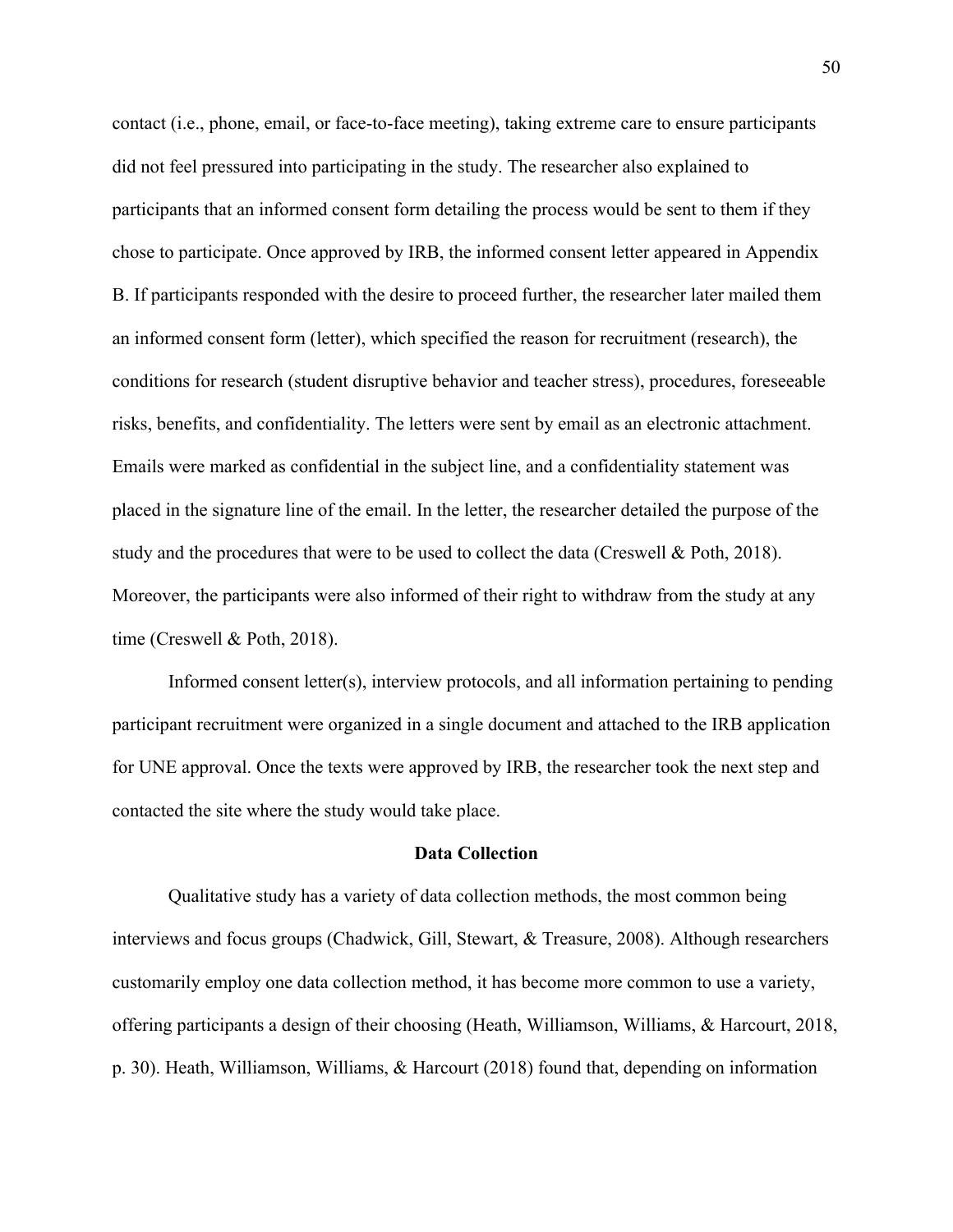contact (i.e., phone, email, or face-to-face meeting), taking extreme care to ensure participants did not feel pressured into participating in the study. The researcher also explained to participants that an informed consent form detailing the process would be sent to them if they chose to participate. Once approved by IRB, the informed consent letter appeared in Appendix B. If participants responded with the desire to proceed further, the researcher later mailed them an informed consent form (letter), which specified the reason for recruitment (research), the conditions for research (student disruptive behavior and teacher stress), procedures, foreseeable risks, benefits, and confidentiality. The letters were sent by email as an electronic attachment. Emails were marked as confidential in the subject line, and a confidentiality statement was placed in the signature line of the email. In the letter, the researcher detailed the purpose of the study and the procedures that were to be used to collect the data (Creswell & Poth, 2018). Moreover, the participants were also informed of their right to withdraw from the study at any time (Creswell & Poth, 2018).

Informed consent letter(s), interview protocols, and all information pertaining to pending participant recruitment were organized in a single document and attached to the IRB application for UNE approval. Once the texts were approved by IRB, the researcher took the next step and contacted the site where the study would take place.

## Data Collection

Qualitative study has a variety of data collection methods, the most common being interviews and focus groups (Chadwick, Gill, Stewart, & Treasure, 2008). Although researchers customarily employ one data collection method, it has become more common to use a variety, offering participants a design of their choosing (Heath, Williamson, Williams, & Harcourt, 2018, p. 30). Heath, Williamson, Williams, & Harcourt (2018) found that, depending on information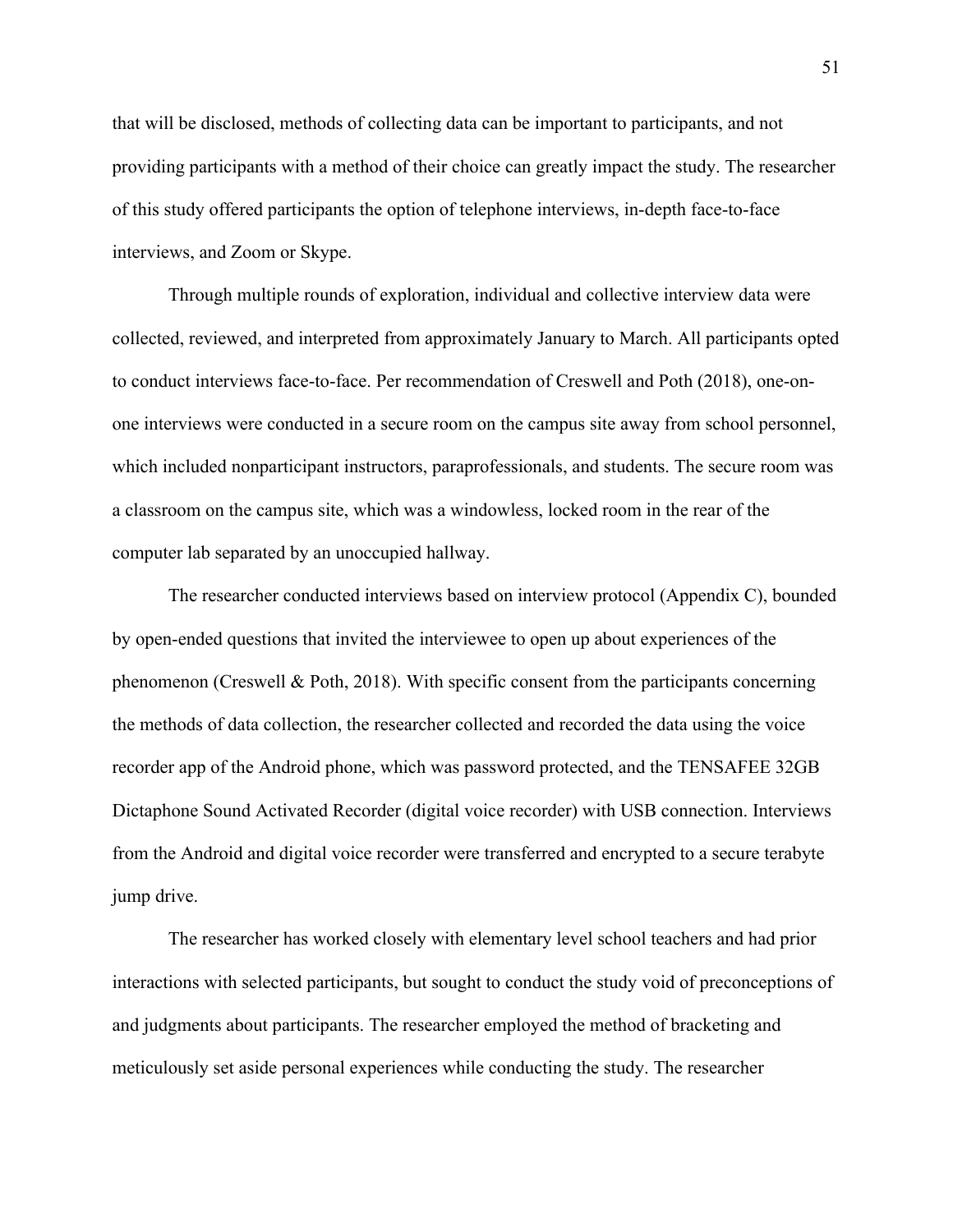that will be disclosed, methods of collecting data can be important to participants, and not providing participants with a method of their choice can greatly impact the study. The researcher of this study offered participants the option of telephone interviews, in-depth face-to-face interviews, and Zoom or Skype.

Through multiple rounds of exploration, individual and collective interview data were collected, reviewed, and interpreted from approximately January to March. All participants opted to conduct interviews face-to-face. Per recommendation of Creswell and Poth (2018), one-on-one interviews were conducted in a secure room on the campus site away from school personnel, which included nonparticipant instructors, paraprofessionals, and students. The secure room was a classroom on the campus site, which was a windowless, locked room in the rear of the computer lab separated by an unoccupied hallway.

The researcher conducted interviews based on interview protocol (Appendix C), bounded by open-ended questions that invited the interviewee to open up about experiences of the phenomenon (Creswell & Poth, 2018). With specific consent from the participants concerning the methods of data collection, the researcher collected and recorded the data using the voice recorder app of the Android phone, which was password protected, and the TENSAFEE 32GB Dictaphone Sound Activated Recorder (digital voice recorder) with USB connection. Interviews from the Android and digital voice recorder were transferred and encrypted to a secure terabyte jump drive.

The researcher has worked closely with elementary level school teachers and had prior interactions with selected participants, but sought to conduct the study void of preconceptions of and judgments about participants. The researcher employed the method of bracketing and meticulously set aside personal experiences while conducting the study. The researcher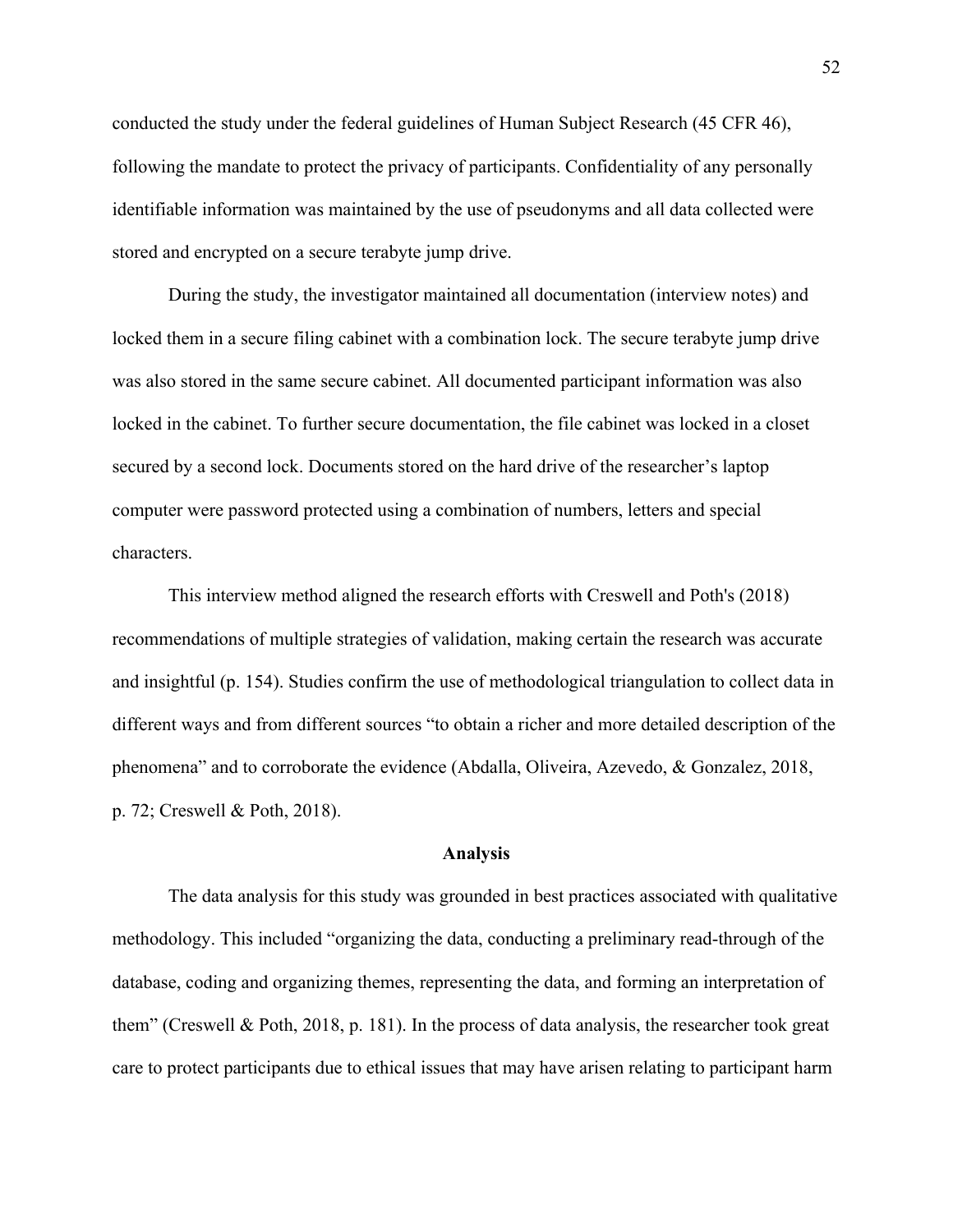conducted the study under the federal guidelines of Human Subject Research (45 CFR 46), following the mandate to protect the privacy of participants. Confidentiality of any personally identifiable information was maintained by the use of pseudonyms and all data collected were stored and encrypted on a secure terabyte jump drive.

During the study, the investigator maintained all documentation (interview notes) and locked them in a secure filing cabinet with a combination lock. The secure terabyte jump drive was also stored in the same secure cabinet. All documented participant information was also locked in the cabinet. To further secure documentation, the file cabinet was locked in a closet secured by a second lock. Documents stored on the hard drive of the researcher's laptop computer were password protected using a combination of numbers, letters and special characters.

This interview method aligned the research efforts with Creswell and Poth's (2018) recommendations of multiple strategies of validation, making certain the research was accurate and insightful (p. 154). Studies confirm the use of methodological triangulation to collect data in different ways and from different sources "to obtain a richer and more detailed description of the phenomena" and to corroborate the evidence (Abdalla, Oliveira, Azevedo, & Gonzalez, 2018, p. 72; Creswell & Poth, 2018).

## Analysis

The data analysis for this study was grounded in best practices associated with qualitative methodology. This included "organizing the data, conducting a preliminary read-through of the database, coding and organizing themes, representing the data, and forming an interpretation of them" (Creswell & Poth, 2018, p. 181). In the process of data analysis, the researcher took great care to protect participants due to ethical issues that may have arisen relating to participant harm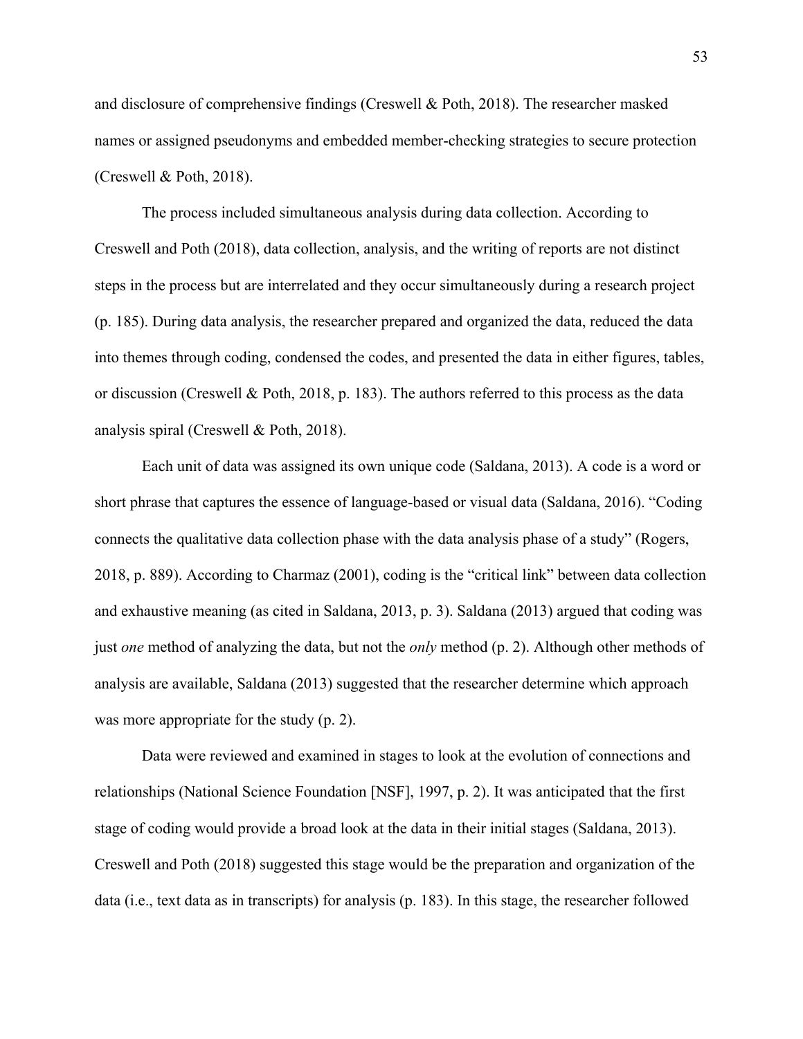and disclosure of comprehensive findings (Creswell & Poth, 2018). The researcher masked names or assigned pseudonyms and embedded member-checking strategies to secure protection (Creswell & Poth, 2018).

The process included simultaneous analysis during data collection. According to Creswell and Poth (2018), data collection, analysis, and the writing of reports are not distinct steps in the process but are interrelated and they occur simultaneously during a research project (p. 185). During data analysis, the researcher prepared and organized the data, reduced the data into themes through coding, condensed the codes, and presented the data in either figures, tables, or discussion (Creswell & Poth, 2018, p. 183). The authors referred to this process as the data analysis spiral (Creswell & Poth, 2018).

Each unit of data was assigned its own unique code (Saldana, 2013). A code is a word or short phrase that captures the essence of language-based or visual data (Saldana, 2016). "Coding connects the qualitative data collection phase with the data analysis phase of a study" (Rogers, 2018, p. 889). According to Charmaz (2001), coding is the "critical link" between data collection and exhaustive meaning (as cited in Saldana, 2013, p. 3). Saldana (2013) argued that coding was just *one* method of analyzing the data, but not the *only* method (p. 2). Although other methods of analysis are available, Saldana (2013) suggested that the researcher determine which approach was more appropriate for the study (p. 2).

Data were reviewed and examined in stages to look at the evolution of connections and relationships (National Science Foundation [NSF], 1997, p. 2). It was anticipated that the first stage of coding would provide a broad look at the data in their initial stages (Saldana, 2013). Creswell and Poth (2018) suggested this stage would be the preparation and organization of the data (i.e., text data as in transcripts) for analysis (p. 183). In this stage, the researcher followed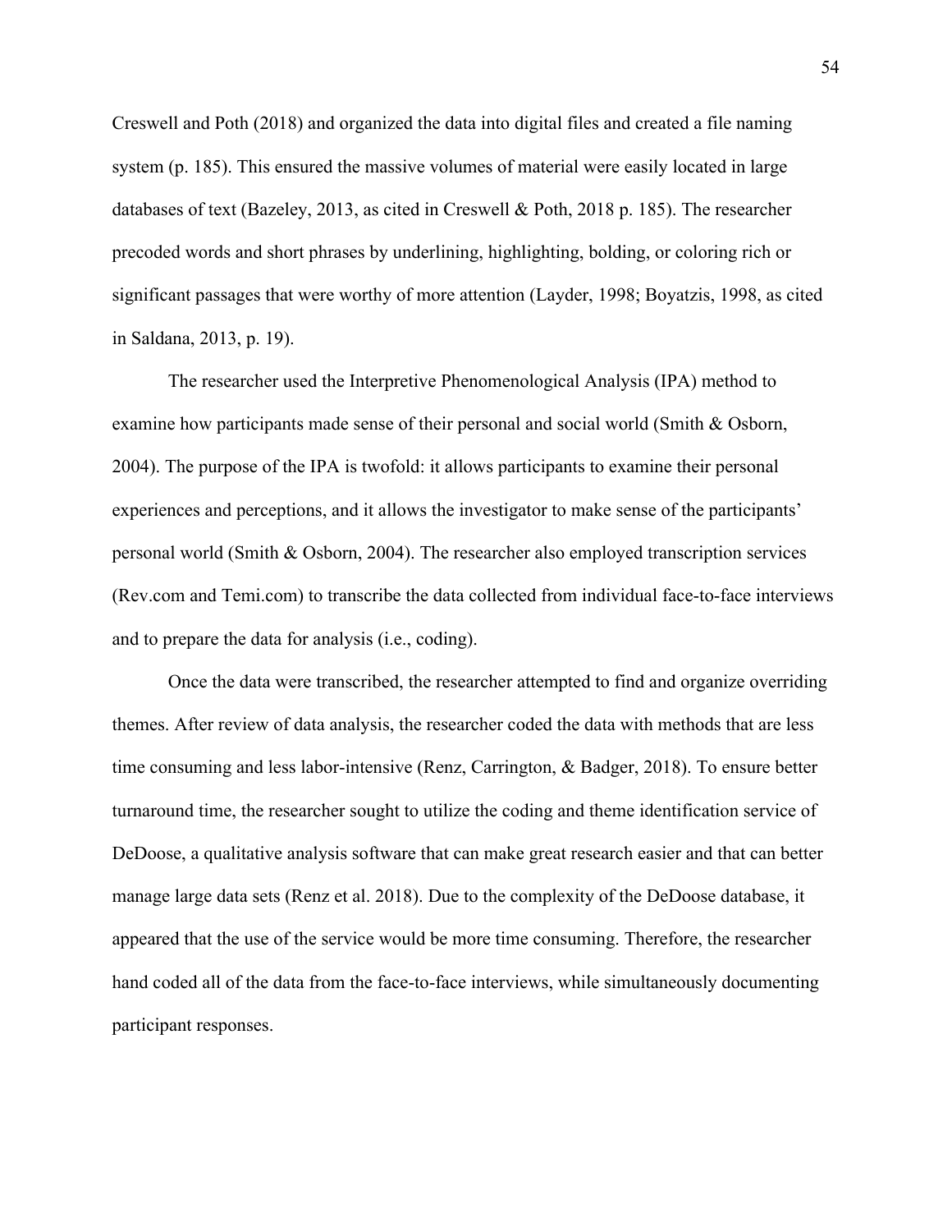Creswell and Poth (2018) and organized the data into digital files and created a file naming system (p. 185). This ensured the massive volumes of material were easily located in large databases of text (Bazeley, 2013, as cited in Creswell & Poth, 2018 p. 185). The researcher precoded words and short phrases by underlining, highlighting, bolding, or coloring rich or significant passages that were worthy of more attention (Layder, 1998; Boyatzis, 1998, as cited in Saldana, 2013, p. 19).

The researcher used the Interpretive Phenomenological Analysis (IPA) method to examine how participants made sense of their personal and social world (Smith & Osborn, 2004). The purpose of the IPA is twofold: it allows participants to examine their personal experiences and perceptions, and it allows the investigator to make sense of the participants' personal world (Smith & Osborn, 2004). The researcher also employed transcription services (Rev.com and Temi.com) to transcribe the data collected from individual face-to-face interviews and to prepare the data for analysis (i.e., coding).

Once the data were transcribed, the researcher attempted to find and organize overriding themes. After review of data analysis, the researcher coded the data with methods that are less time consuming and less labor-intensive (Renz, Carrington, & Badger, 2018). To ensure better turnaround time, the researcher sought to utilize the coding and theme identification service of DeDoose, a qualitative analysis software that can make great research easier and that can better manage large data sets (Renz et al. 2018). Due to the complexity of the DeDoose database, it appeared that the use of the service would be more time consuming. Therefore, the researcher hand coded all of the data from the face-to-face interviews, while simultaneously documenting participant responses.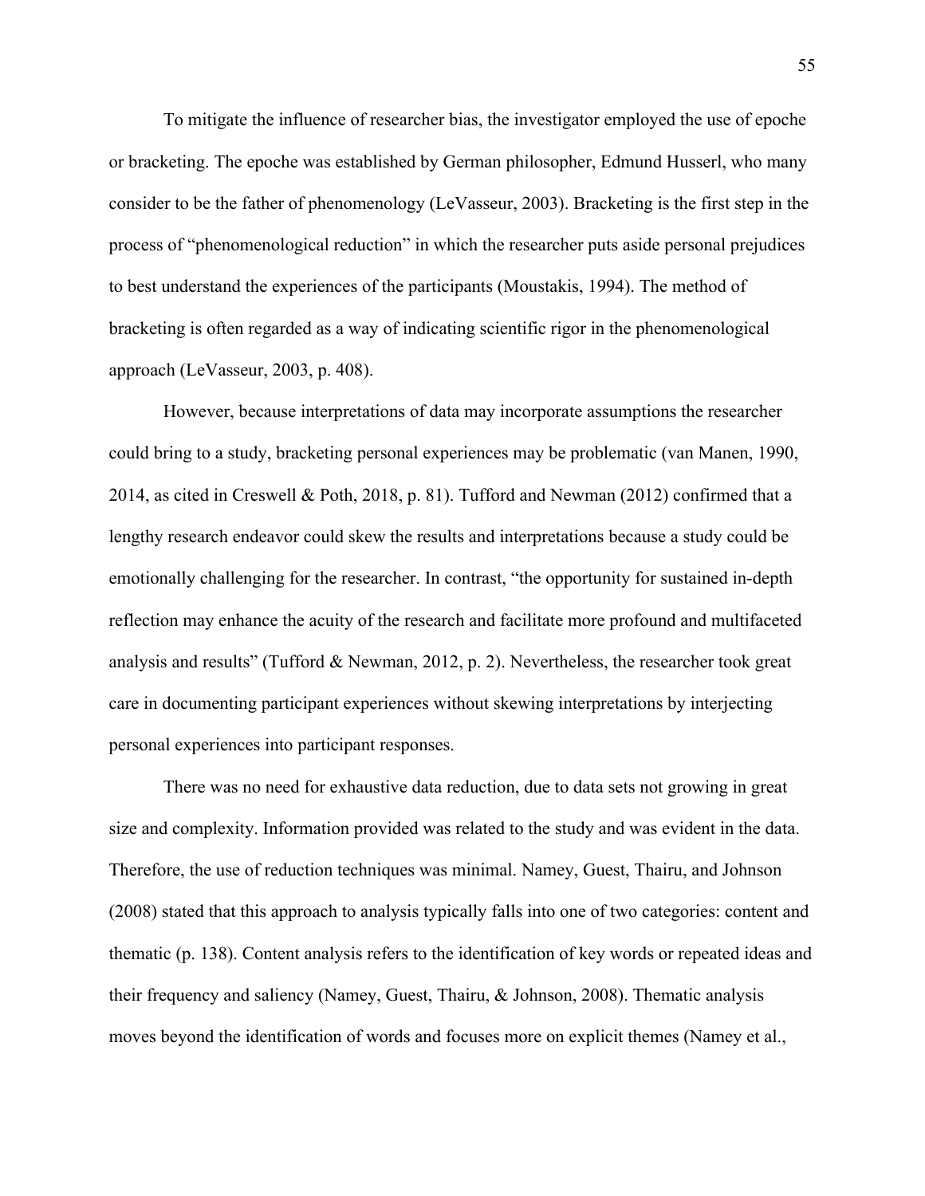To mitigate the influence of researcher bias, the investigator employed the use of epoche or bracketing. The epoche was established by German philosopher, Edmund Husserl, who many consider to be the father of phenomenology (LeVasseur, 2003). Bracketing is the first step in the process of "phenomenological reduction" in which the researcher puts aside personal prejudices to best understand the experiences of the participants (Moustakis, 1994). The method of bracketing is often regarded as a way of indicating scientific rigor in the phenomenological approach (LeVasseur, 2003, p. 408).

However, because interpretations of data may incorporate assumptions the researcher could bring to a study, bracketing personal experiences may be problematic (van Manen, 1990, 2014, as cited in Creswell & Poth, 2018, p. 81). Tufford and Newman (2012) confirmed that a lengthy research endeavor could skew the results and interpretations because a study could be emotionally challenging for the researcher. In contrast, "the opportunity for sustained in-depth reflection may enhance the acuity of the research and facilitate more profound and multifaceted analysis and results" (Tufford & Newman, 2012, p. 2). Nevertheless, the researcher took great care in documenting participant experiences without skewing interpretations by interjecting personal experiences into participant responses.

There was no need for exhaustive data reduction, due to data sets not growing in great size and complexity. Information provided was related to the study and was evident in the data. Therefore, the use of reduction techniques was minimal. Namey, Guest, Thairu, and Johnson (2008) stated that this approach to analysis typically falls into one of two categories: content and thematic (p. 138). Content analysis refers to the identification of key words or repeated ideas and their frequency and saliency (Namey, Guest, Thairu, & Johnson, 2008). Thematic analysis moves beyond the identification of words and focuses more on explicit themes (Namey et al.,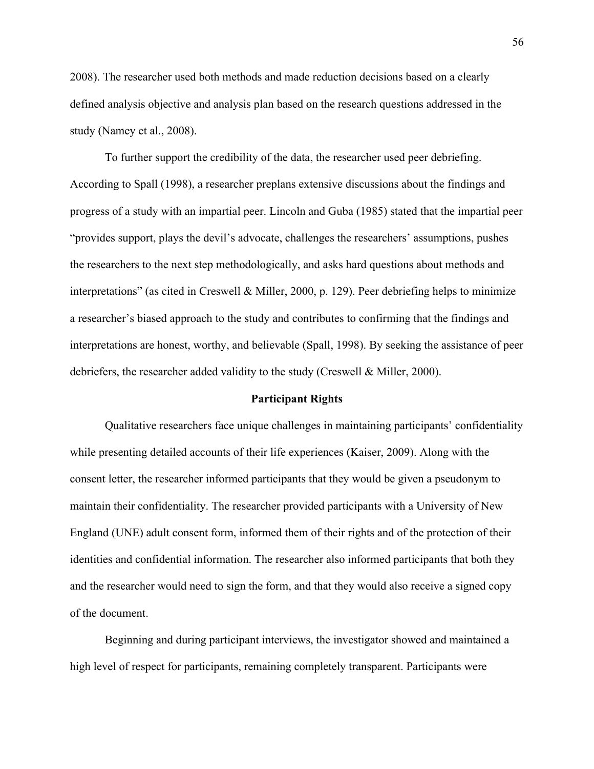2008). The researcher used both methods and made reduction decisions based on a clearly defined analysis objective and analysis plan based on the research questions addressed in the study (Namey et al., 2008).

To further support the credibility of the data, the researcher used peer debriefing. According to Spall (1998), a researcher preplans extensive discussions about the findings and progress of a study with an impartial peer. Lincoln and Guba (1985) stated that the impartial peer "provides support, plays the devil's advocate, challenges the researchers' assumptions, pushes the researchers to the next step methodologically, and asks hard questions about methods and interpretations" (as cited in Creswell & Miller, 2000, p. 129). Peer debriefing helps to minimize a researcher's biased approach to the study and contributes to confirming that the findings and interpretations are honest, worthy, and believable (Spall, 1998). By seeking the assistance of peer debriefers, the researcher added validity to the study (Creswell & Miller, 2000).

## Participant Rights

Qualitative researchers face unique challenges in maintaining participants' confidentiality while presenting detailed accounts of their life experiences (Kaiser, 2009). Along with the consent letter, the researcher informed participants that they would be given a pseudonym to maintain their confidentiality. The researcher provided participants with a University of New England (UNE) adult consent form, informed them of their rights and of the protection of their identities and confidential information. The researcher also informed participants that both they and the researcher would need to sign the form, and that they would also receive a signed copy of the document.

Beginning and during participant interviews, the investigator showed and maintained a high level of respect for participants, remaining completely transparent. Participants were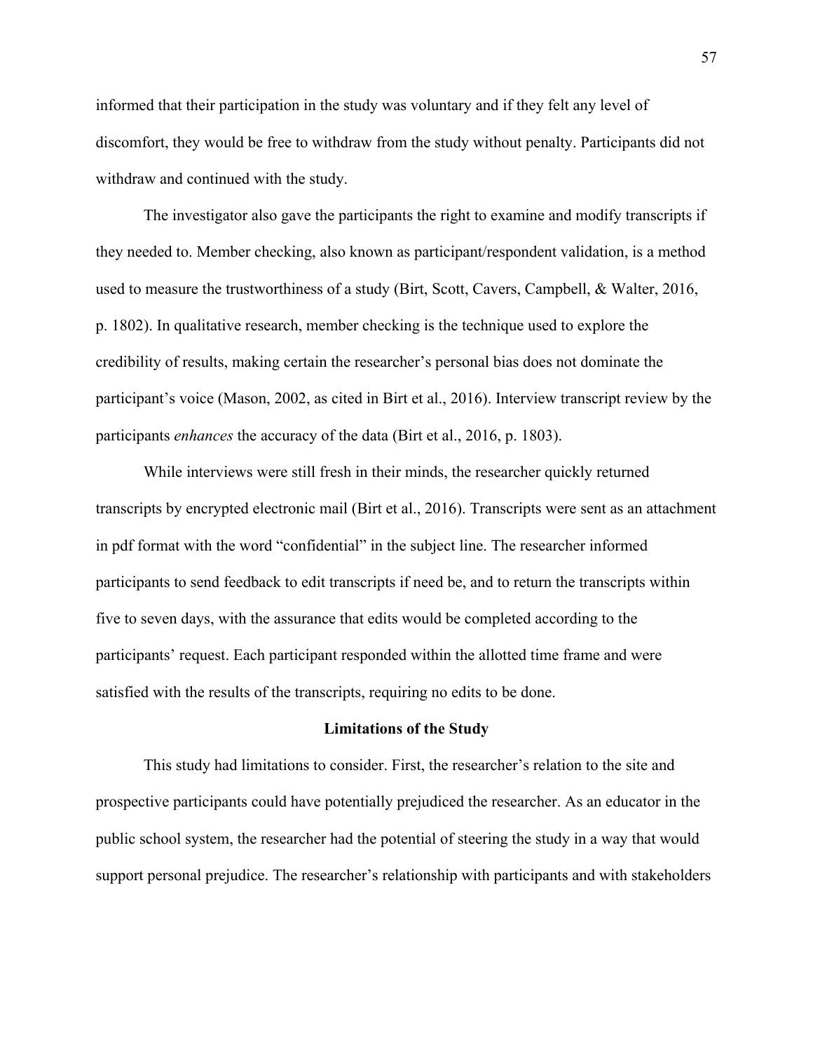informed that their participation in the study was voluntary and if they felt any level of discomfort, they would be free to withdraw from the study without penalty. Participants did not withdraw and continued with the study.

The investigator also gave the participants the right to examine and modify transcripts if they needed to. Member checking, also known as participant/respondent validation, is a method used to measure the trustworthiness of a study (Birt, Scott, Cavers, Campbell, & Walter, 2016, p. 1802). In qualitative research, member checking is the technique used to explore the credibility of results, making certain the researcher's personal bias does not dominate the participant's voice (Mason, 2002, as cited in Birt et al., 2016). Interview transcript review by the participants *enhances* the accuracy of the data (Birt et al., 2016, p. 1803).

While interviews were still fresh in their minds, the researcher quickly returned transcripts by encrypted electronic mail (Birt et al., 2016). Transcripts were sent as an attachment in pdf format with the word "confidential" in the subject line. The researcher informed participants to send feedback to edit transcripts if need be, and to return the transcripts within five to seven days, with the assurance that edits would be completed according to the participants' request. Each participant responded within the allotted time frame and were satisfied with the results of the transcripts, requiring no edits to be done.

## Limitations of the Study

This study had limitations to consider. First, the researcher's relation to the site and prospective participants could have potentially prejudiced the researcher. As an educator in the public school system, the researcher had the potential of steering the study in a way that would support personal prejudice. The researcher's relationship with participants and with stakeholders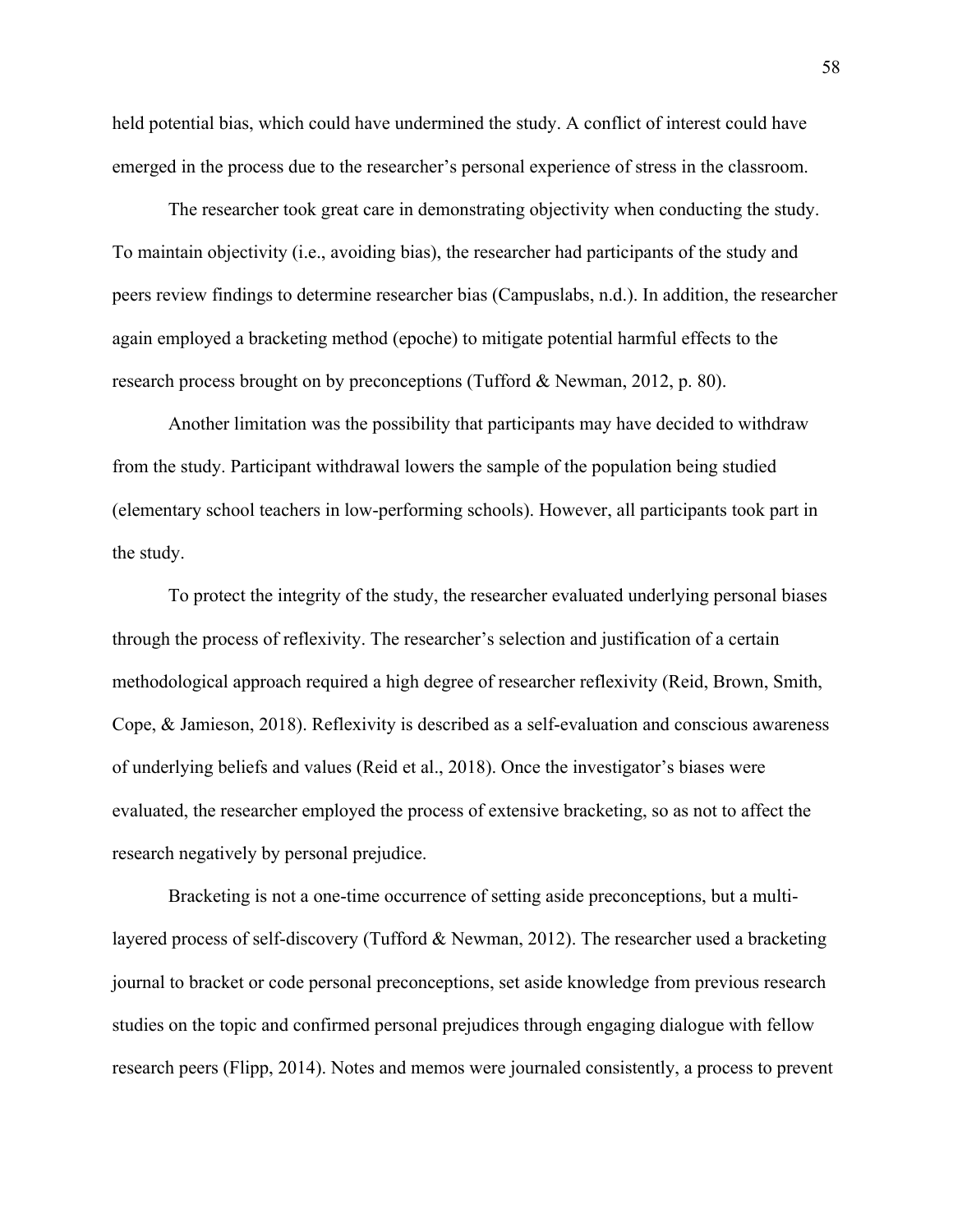held potential bias, which could have undermined the study. A conflict of interest could have emerged in the process due to the researcher's personal experience of stress in the classroom.

The researcher took great care in demonstrating objectivity when conducting the study. To maintain objectivity (i.e., avoiding bias), the researcher had participants of the study and peers review findings to determine researcher bias (Campuslabs, n.d.). In addition, the researcher again employed a bracketing method (epoche) to mitigate potential harmful effects to the research process brought on by preconceptions (Tufford & Newman, 2012, p. 80).

Another limitation was the possibility that participants may have decided to withdraw from the study. Participant withdrawal lowers the sample of the population being studied (elementary school teachers in low-performing schools). However, all participants took part in the study.

To protect the integrity of the study, the researcher evaluated underlying personal biases through the process of reflexivity. The researcher's selection and justification of a certain methodological approach required a high degree of researcher reflexivity (Reid, Brown, Smith, Cope, & Jamieson, 2018). Reflexivity is described as a self-evaluation and conscious awareness of underlying beliefs and values (Reid et al., 2018). Once the investigator's biases were evaluated, the researcher employed the process of extensive bracketing, so as not to affect the research negatively by personal prejudice.

Bracketing is not a one-time occurrence of setting aside preconceptions, but a multi-layered process of self-discovery (Tufford & Newman, 2012). The researcher used a bracketing journal to bracket or code personal preconceptions, set aside knowledge from previous research studies on the topic and confirmed personal prejudices through engaging dialogue with fellow research peers (Flipp, 2014). Notes and memos were journaled consistently, a process to prevent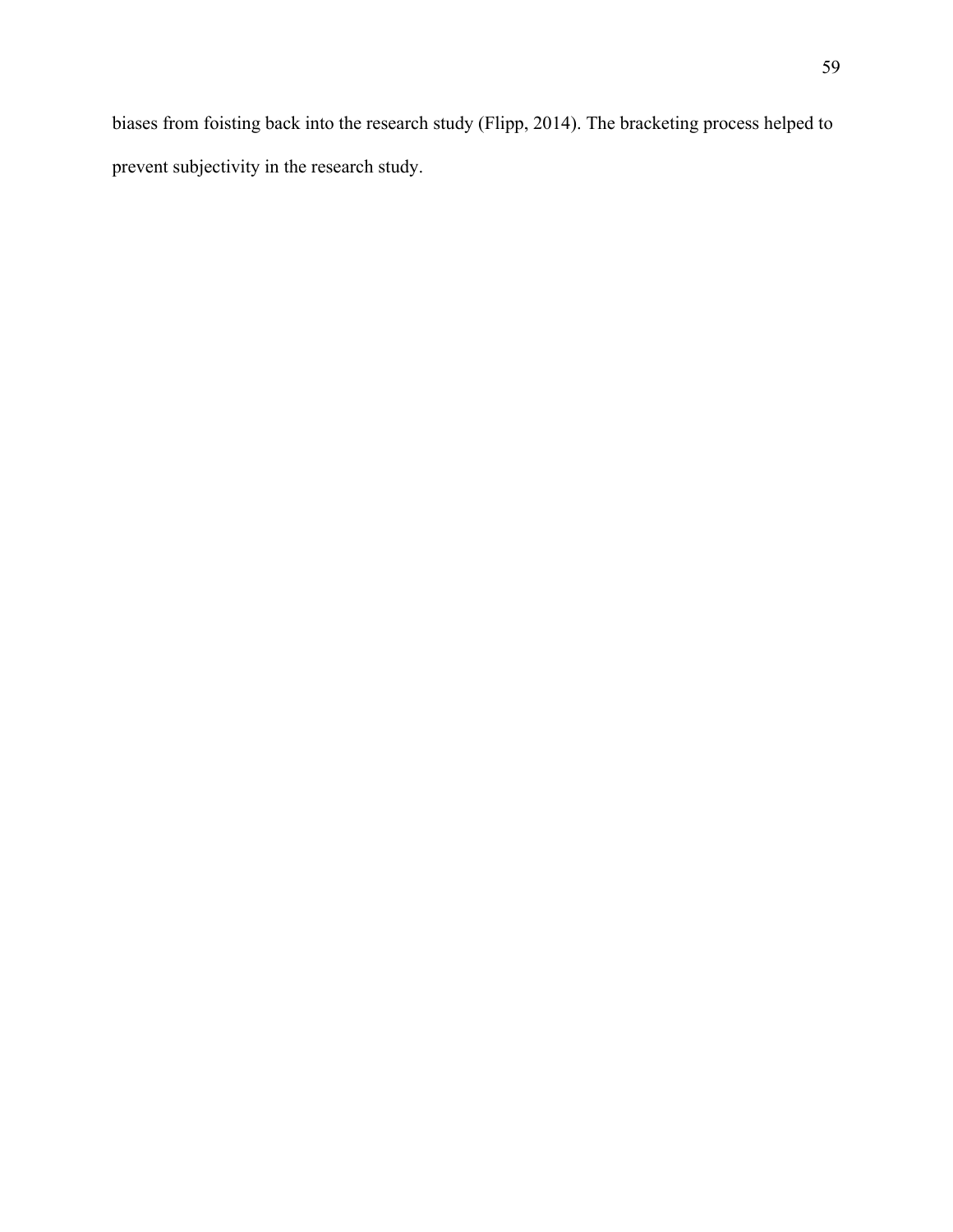biases from foisting back into the research study (Flipp, 2014). The bracketing process helped to prevent subjectivity in the research study.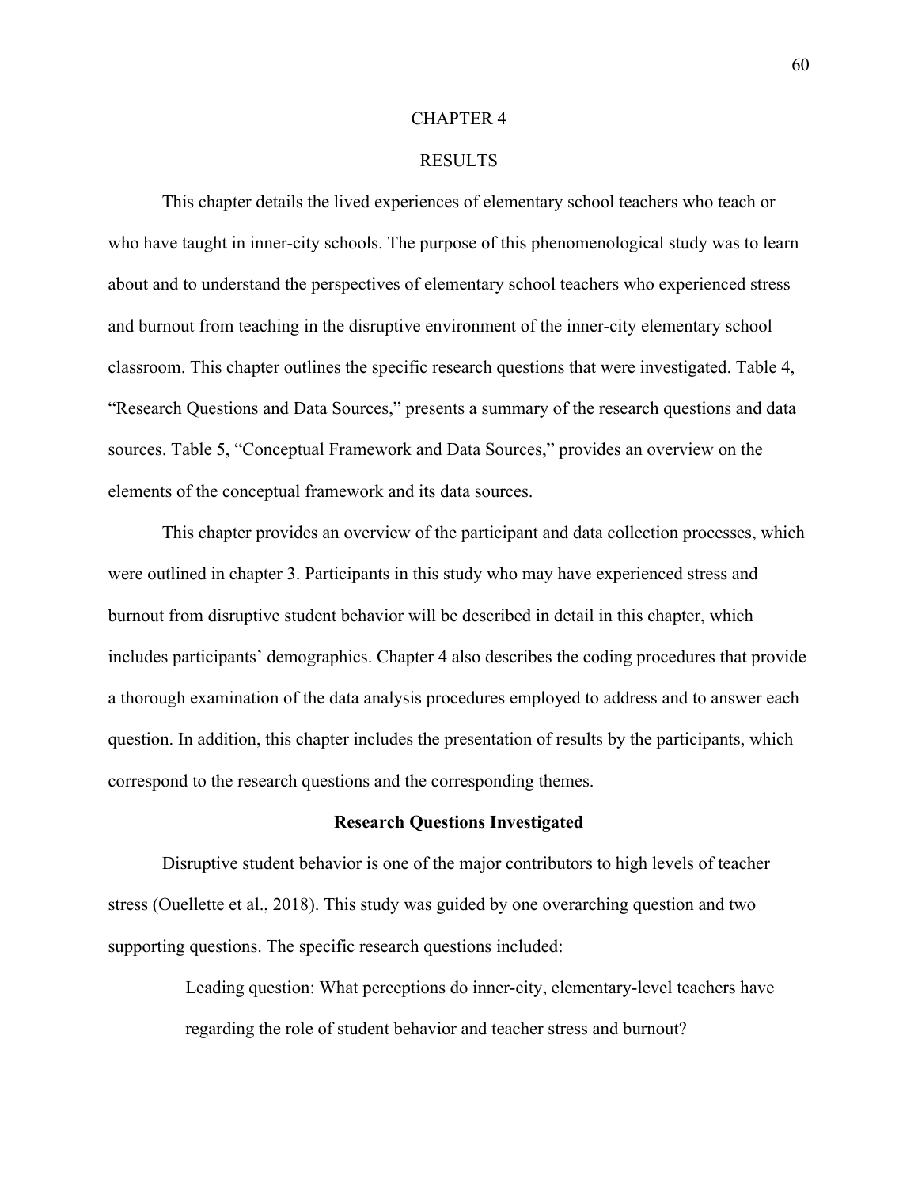# CHAPTER 4

# RESULTS

This chapter details the lived experiences of elementary school teachers who teach or who have taught in inner-city schools. The purpose of this phenomenological study was to learn about and to understand the perspectives of elementary school teachers who experienced stress and burnout from teaching in the disruptive environment of the inner-city elementary school classroom. This chapter outlines the specific research questions that were investigated. Table 4, "Research Questions and Data Sources," presents a summary of the research questions and data sources. Table 5, "Conceptual Framework and Data Sources," provides an overview on the elements of the conceptual framework and its data sources.

This chapter provides an overview of the participant and data collection processes, which were outlined in chapter 3. Participants in this study who may have experienced stress and burnout from disruptive student behavior will be described in detail in this chapter, which includes participants' demographics. Chapter 4 also describes the coding procedures that provide a thorough examination of the data analysis procedures employed to address and to answer each question. In addition, this chapter includes the presentation of results by the participants, which correspond to the research questions and the corresponding themes.

## Research Questions Investigated

Disruptive student behavior is one of the major contributors to high levels of teacher stress (Ouellette et al., 2018). This study was guided by one overarching question and two supporting questions. The specific research questions included:

> Leading question: What perceptions do inner-city, elementary-level teachers have regarding the role of student behavior and teacher stress and burnout?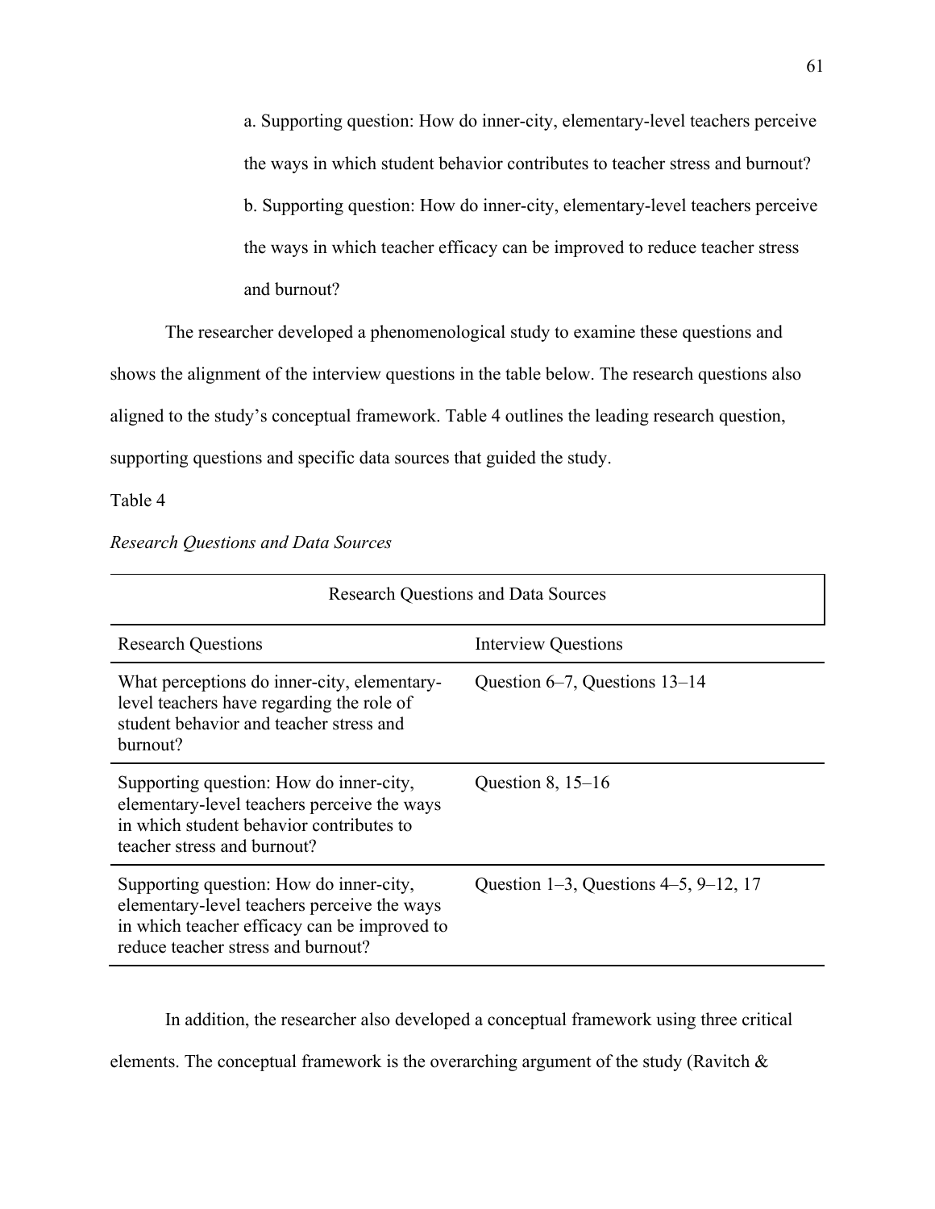a. Supporting question: How do inner-city, elementary-level teachers perceive the ways in which student behavior contributes to teacher stress and burnout?

b. Supporting question: How do inner-city, elementary-level teachers perceive the ways in which teacher efficacy can be improved to reduce teacher stress and burnout?

The researcher developed a phenomenological study to examine these questions and shows the alignment of the interview questions in the table below. The research questions also aligned to the study's conceptual framework. Table 4 outlines the leading research question, supporting questions and specific data sources that guided the study.

Table 4

*Research Questions and Data Sources*

| Research Questions and Data Sources | |
|---|---|
| Research Questions | Interview Questions |
| What perceptions do inner-city, elementary-level teachers have regarding the role of student behavior and teacher stress and burnout? | Question 6–7, Questions 13–14 |
| Supporting question: How do inner-city, elementary-level teachers perceive the ways in which student behavior contributes to teacher stress and burnout? | Question 8, 15–16 |
| Supporting question: How do inner-city, elementary-level teachers perceive the ways in which teacher efficacy can be improved to reduce teacher stress and burnout? | Question 1–3, Questions 4–5, 9–12, 17 |

In addition, the researcher also developed a conceptual framework using three critical elements. The conceptual framework is the overarching argument of the study (Ravitch &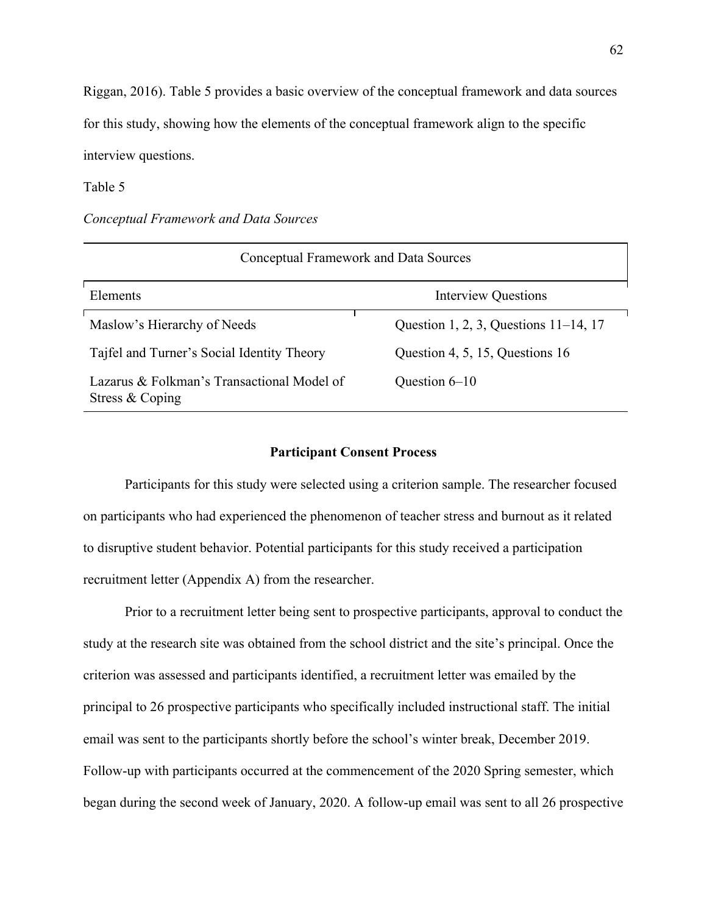Riggan, 2016). Table 5 provides a basic overview of the conceptual framework and data sources for this study, showing how the elements of the conceptual framework align to the specific interview questions.

Table 5

*Conceptual Framework and Data Sources*

| Conceptual Framework and Data Sources | |
|---|---|
| Elements | Interview Questions |
| Maslow's Hierarchy of Needs | Question 1, 2, 3, Questions 11–14, 17 |
| Tajfel and Turner's Social Identity Theory | Question 4, 5, 15, Questions 16 |
| Lazarus & Folkman's Transactional Model of Stress & Coping | Question 6–10 |

**Participant Consent Process**

Participants for this study were selected using a criterion sample. The researcher focused on participants who had experienced the phenomenon of teacher stress and burnout as it related to disruptive student behavior. Potential participants for this study received a participation recruitment letter (Appendix A) from the researcher.

Prior to a recruitment letter being sent to prospective participants, approval to conduct the study at the research site was obtained from the school district and the site's principal. Once the criterion was assessed and participants identified, a recruitment letter was emailed by the principal to 26 prospective participants who specifically included instructional staff. The initial email was sent to the participants shortly before the school's winter break, December 2019. Follow-up with participants occurred at the commencement of the 2020 Spring semester, which began during the second week of January, 2020. A follow-up email was sent to all 26 prospective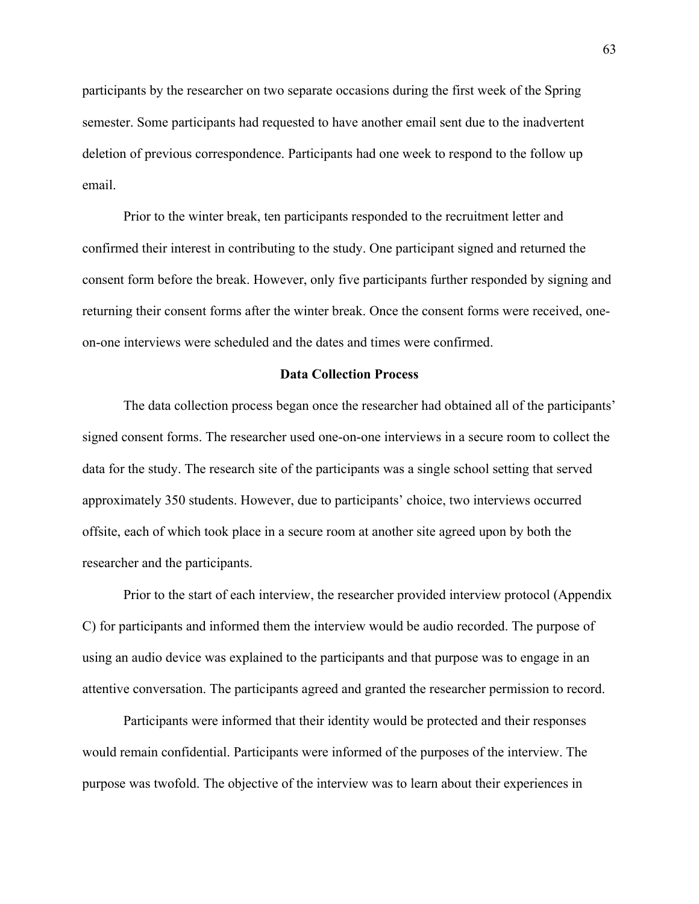participants by the researcher on two separate occasions during the first week of the Spring semester. Some participants had requested to have another email sent due to the inadvertent deletion of previous correspondence. Participants had one week to respond to the follow up email.

Prior to the winter break, ten participants responded to the recruitment letter and confirmed their interest in contributing to the study. One participant signed and returned the consent form before the break. However, only five participants further responded by signing and returning their consent forms after the winter break. Once the consent forms were received, one-on-one interviews were scheduled and the dates and times were confirmed.

## Data Collection Process

The data collection process began once the researcher had obtained all of the participants' signed consent forms. The researcher used one-on-one interviews in a secure room to collect the data for the study. The research site of the participants was a single school setting that served approximately 350 students. However, due to participants' choice, two interviews occurred offsite, each of which took place in a secure room at another site agreed upon by both the researcher and the participants.

Prior to the start of each interview, the researcher provided interview protocol (Appendix C) for participants and informed them the interview would be audio recorded. The purpose of using an audio device was explained to the participants and that purpose was to engage in an attentive conversation. The participants agreed and granted the researcher permission to record.

Participants were informed that their identity would be protected and their responses would remain confidential. Participants were informed of the purposes of the interview. The purpose was twofold. The objective of the interview was to learn about their experiences in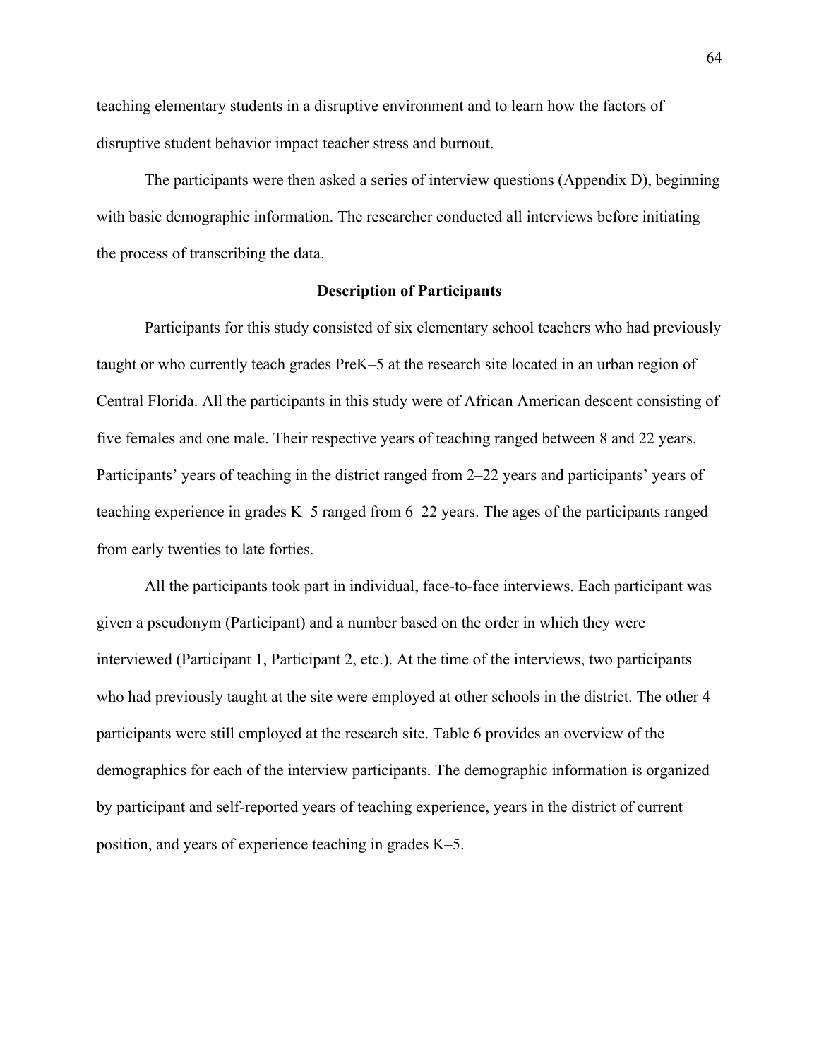teaching elementary students in a disruptive environment and to learn how the factors of disruptive student behavior impact teacher stress and burnout.

The participants were then asked a series of interview questions (Appendix D), beginning with basic demographic information. The researcher conducted all interviews before initiating the process of transcribing the data.

## Description of Participants

Participants for this study consisted of six elementary school teachers who had previously taught or who currently teach grades PreK–5 at the research site located in an urban region of Central Florida. All the participants in this study were of African American descent consisting of five females and one male. Their respective years of teaching ranged between 8 and 22 years. Participants' years of teaching in the district ranged from 2–22 years and participants' years of teaching experience in grades K–5 ranged from 6–22 years. The ages of the participants ranged from early twenties to late forties.

All the participants took part in individual, face-to-face interviews. Each participant was given a pseudonym (Participant) and a number based on the order in which they were interviewed (Participant 1, Participant 2, etc.). At the time of the interviews, two participants who had previously taught at the site were employed at other schools in the district. The other 4 participants were still employed at the research site. Table 6 provides an overview of the demographics for each of the interview participants. The demographic information is organized by participant and self-reported years of teaching experience, years in the district of current position, and years of experience teaching in grades K–5.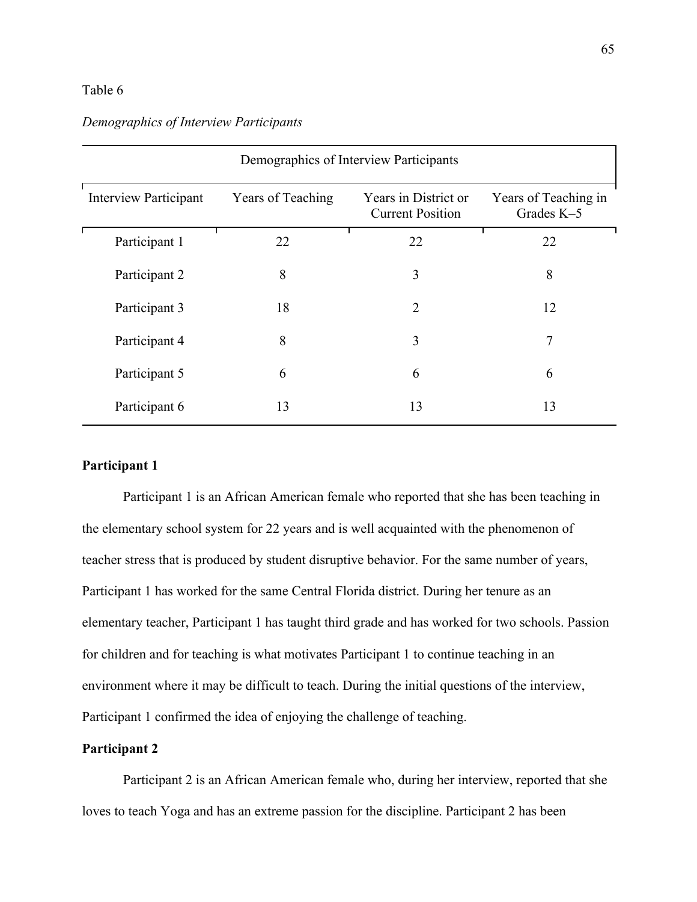Table 6

*Demographics of Interview Participants*

| Demographics of Interview Participants | | | |
|---|---|---|---|
| Interview Participant | Years of Teaching | Years in District or Current Position | Years of Teaching in Grades K–5 |
| Participant 1 | 22 | 22 | 22 |
| Participant 2 | 8 | 3 | 8 |
| Participant 3 | 18 | 2 | 12 |
| Participant 4 | 8 | 3 | 7 |
| Participant 5 | 6 | 6 | 6 |
| Participant 6 | 13 | 13 | 13 |

**Participant 1**

Participant 1 is an African American female who reported that she has been teaching in the elementary school system for 22 years and is well acquainted with the phenomenon of teacher stress that is produced by student disruptive behavior. For the same number of years, Participant 1 has worked for the same Central Florida district. During her tenure as an elementary teacher, Participant 1 has taught third grade and has worked for two schools. Passion for children and for teaching is what motivates Participant 1 to continue teaching in an environment where it may be difficult to teach. During the initial questions of the interview, Participant 1 confirmed the idea of enjoying the challenge of teaching.

**Participant 2**

Participant 2 is an African American female who, during her interview, reported that she loves to teach Yoga and has an extreme passion for the discipline. Participant 2 has been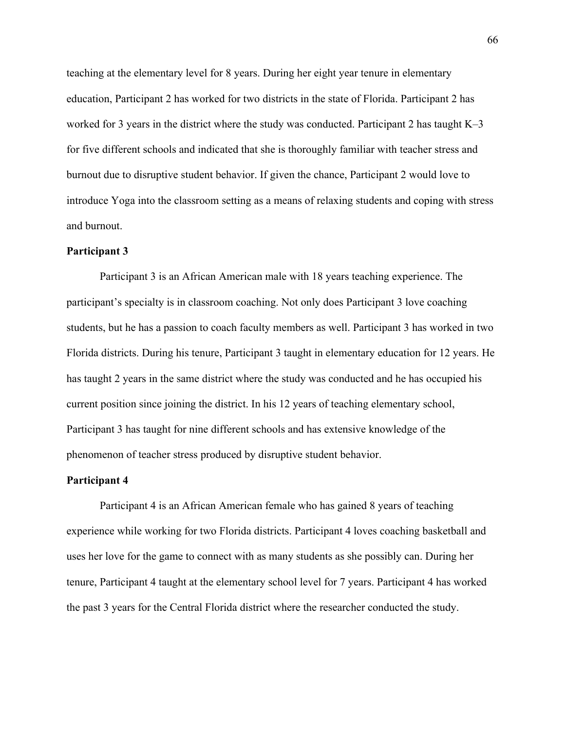teaching at the elementary level for 8 years. During her eight year tenure in elementary education, Participant 2 has worked for two districts in the state of Florida. Participant 2 has worked for 3 years in the district where the study was conducted. Participant 2 has taught K–3 for five different schools and indicated that she is thoroughly familiar with teacher stress and burnout due to disruptive student behavior. If given the chance, Participant 2 would love to introduce Yoga into the classroom setting as a means of relaxing students and coping with stress and burnout.

**Participant 3**

Participant 3 is an African American male with 18 years teaching experience. The participant's specialty is in classroom coaching. Not only does Participant 3 love coaching students, but he has a passion to coach faculty members as well. Participant 3 has worked in two Florida districts. During his tenure, Participant 3 taught in elementary education for 12 years. He has taught 2 years in the same district where the study was conducted and he has occupied his current position since joining the district. In his 12 years of teaching elementary school, Participant 3 has taught for nine different schools and has extensive knowledge of the phenomenon of teacher stress produced by disruptive student behavior.

**Participant 4**

Participant 4 is an African American female who has gained 8 years of teaching experience while working for two Florida districts. Participant 4 loves coaching basketball and uses her love for the game to connect with as many students as she possibly can. During her tenure, Participant 4 taught at the elementary school level for 7 years. Participant 4 has worked the past 3 years for the Central Florida district where the researcher conducted the study.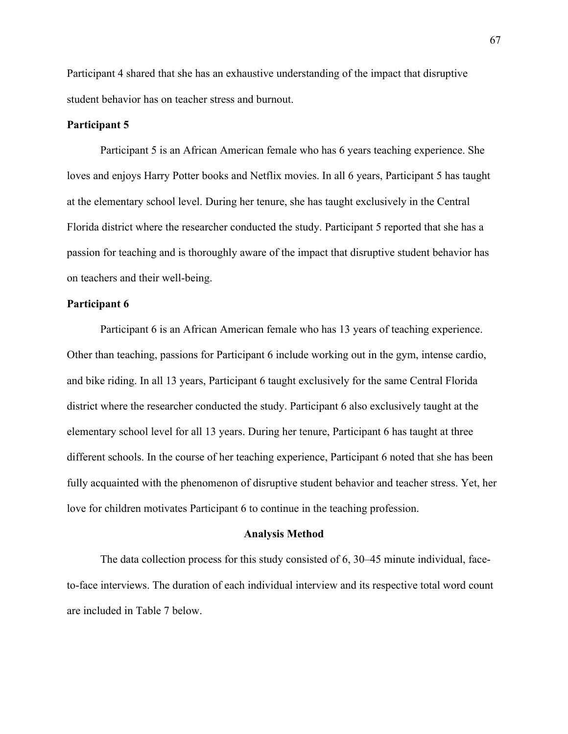Participant 4 shared that she has an exhaustive understanding of the impact that disruptive student behavior has on teacher stress and burnout.

**Participant 5**

Participant 5 is an African American female who has 6 years teaching experience. She loves and enjoys Harry Potter books and Netflix movies. In all 6 years, Participant 5 has taught at the elementary school level. During her tenure, she has taught exclusively in the Central Florida district where the researcher conducted the study. Participant 5 reported that she has a passion for teaching and is thoroughly aware of the impact that disruptive student behavior has on teachers and their well-being.

**Participant 6**

Participant 6 is an African American female who has 13 years of teaching experience. Other than teaching, passions for Participant 6 include working out in the gym, intense cardio, and bike riding. In all 13 years, Participant 6 taught exclusively for the same Central Florida district where the researcher conducted the study. Participant 6 also exclusively taught at the elementary school level for all 13 years. During her tenure, Participant 6 has taught at three different schools. In the course of her teaching experience, Participant 6 noted that she has been fully acquainted with the phenomenon of disruptive student behavior and teacher stress. Yet, her love for children motivates Participant 6 to continue in the teaching profession.

## Analysis Method

The data collection process for this study consisted of 6, 30–45 minute individual, face-to-face interviews. The duration of each individual interview and its respective total word count are included in Table 7 below.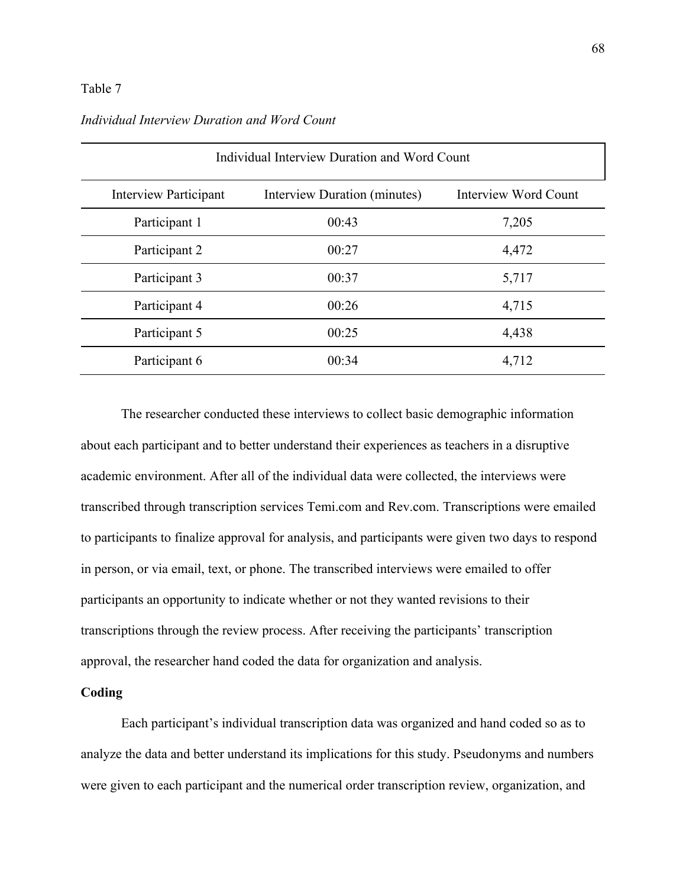Table 7

*Individual Interview Duration and Word Count*

| Individual Interview Duration and Word Count | | |
|---|---|---|
| Interview Participant | Interview Duration (minutes) | Interview Word Count |
| Participant 1 | 00:43 | 7,205 |
| Participant 2 | 00:27 | 4,472 |
| Participant 3 | 00:37 | 5,717 |
| Participant 4 | 00:26 | 4,715 |
| Participant 5 | 00:25 | 4,438 |
| Participant 6 | 00:34 | 4,712 |

The researcher conducted these interviews to collect basic demographic information about each participant and to better understand their experiences as teachers in a disruptive academic environment. After all of the individual data were collected, the interviews were transcribed through transcription services Temi.com and Rev.com. Transcriptions were emailed to participants to finalize approval for analysis, and participants were given two days to respond in person, or via email, text, or phone. The transcribed interviews were emailed to offer participants an opportunity to indicate whether or not they wanted revisions to their transcriptions through the review process. After receiving the participants' transcription approval, the researcher hand coded the data for organization and analysis.

**Coding**

Each participant's individual transcription data was organized and hand coded so as to analyze the data and better understand its implications for this study. Pseudonyms and numbers were given to each participant and the numerical order transcription review, organization, and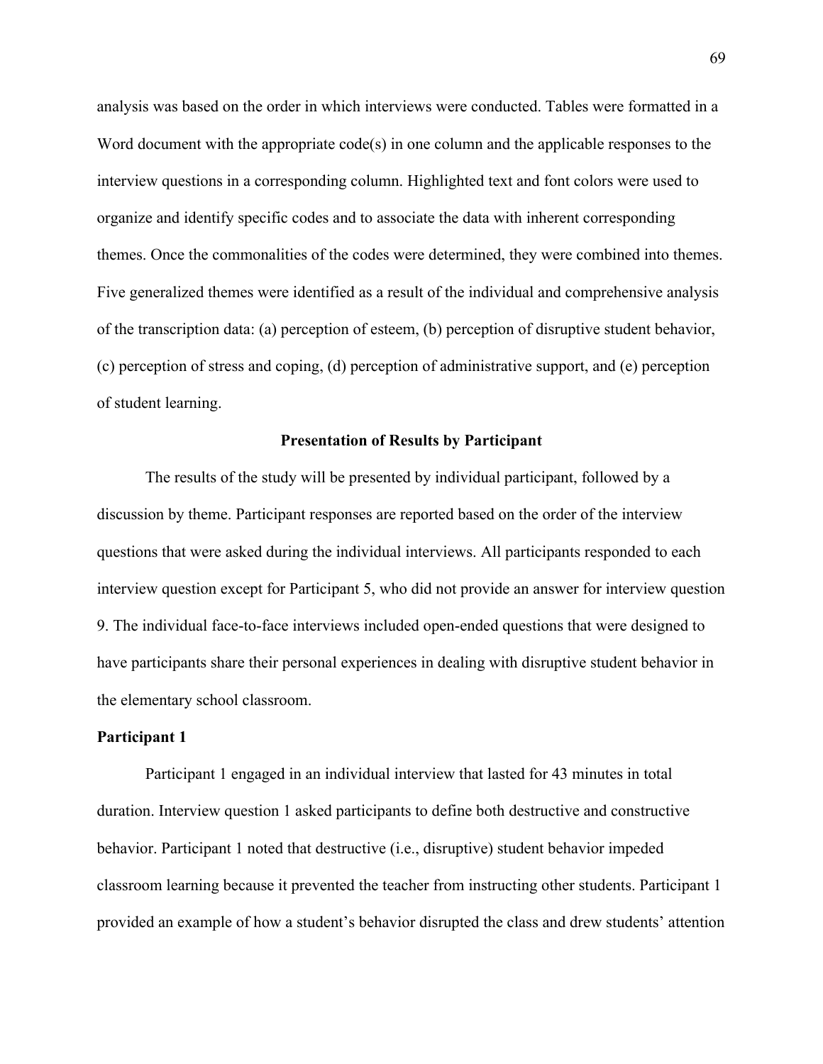analysis was based on the order in which interviews were conducted. Tables were formatted in a Word document with the appropriate code(s) in one column and the applicable responses to the interview questions in a corresponding column. Highlighted text and font colors were used to organize and identify specific codes and to associate the data with inherent corresponding themes. Once the commonalities of the codes were determined, they were combined into themes. Five generalized themes were identified as a result of the individual and comprehensive analysis of the transcription data: (a) perception of esteem, (b) perception of disruptive student behavior, (c) perception of stress and coping, (d) perception of administrative support, and (e) perception of student learning.

## Presentation of Results by Participant

The results of the study will be presented by individual participant, followed by a discussion by theme. Participant responses are reported based on the order of the interview questions that were asked during the individual interviews. All participants responded to each interview question except for Participant 5, who did not provide an answer for interview question 9. The individual face-to-face interviews included open-ended questions that were designed to have participants share their personal experiences in dealing with disruptive student behavior in the elementary school classroom.

### Participant 1

Participant 1 engaged in an individual interview that lasted for 43 minutes in total duration. Interview question 1 asked participants to define both destructive and constructive behavior. Participant 1 noted that destructive (i.e., disruptive) student behavior impeded classroom learning because it prevented the teacher from instructing other students. Participant 1 provided an example of how a student's behavior disrupted the class and drew students' attention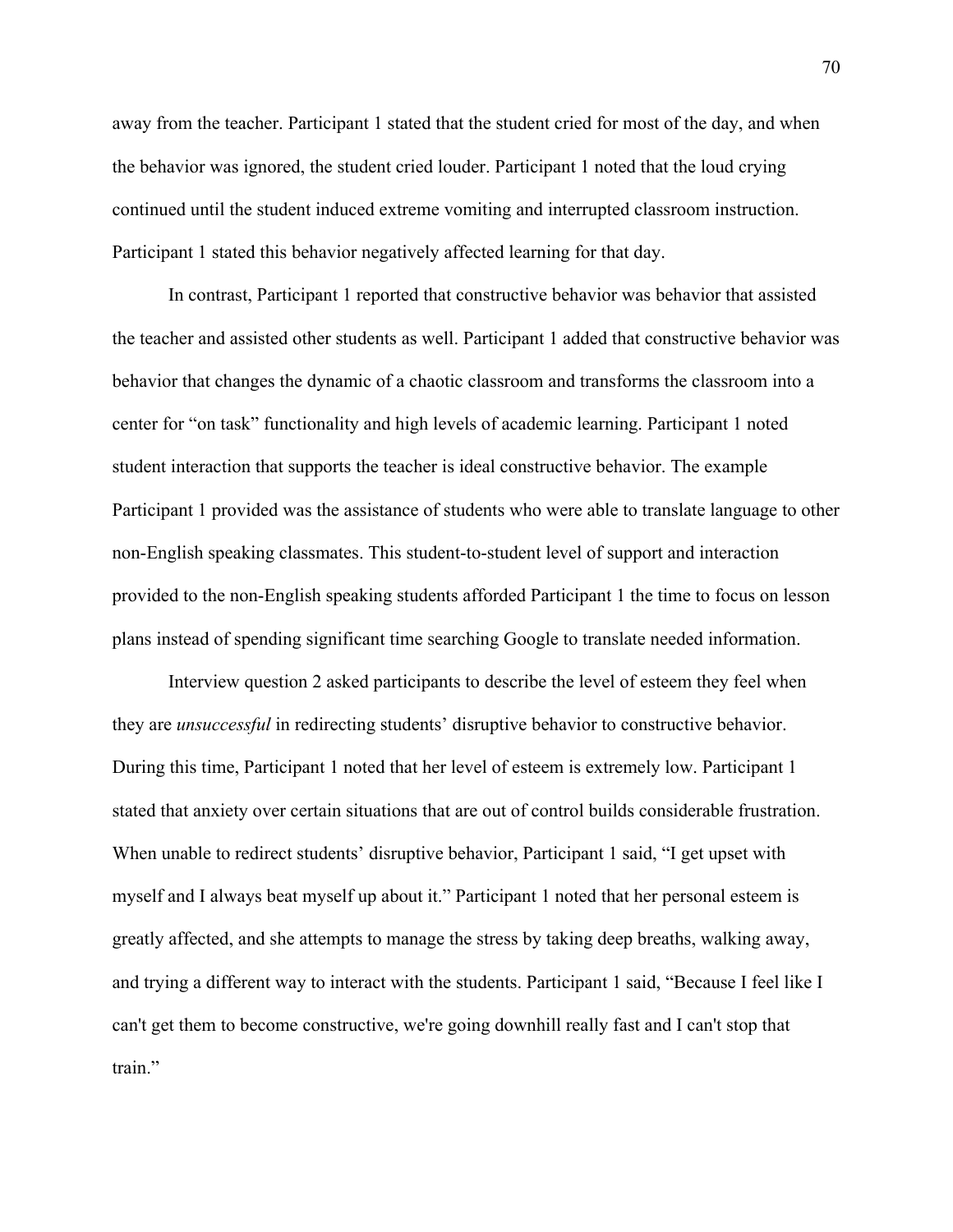away from the teacher. Participant 1 stated that the student cried for most of the day, and when the behavior was ignored, the student cried louder. Participant 1 noted that the loud crying continued until the student induced extreme vomiting and interrupted classroom instruction. Participant 1 stated this behavior negatively affected learning for that day.

In contrast, Participant 1 reported that constructive behavior was behavior that assisted the teacher and assisted other students as well. Participant 1 added that constructive behavior was behavior that changes the dynamic of a chaotic classroom and transforms the classroom into a center for "on task" functionality and high levels of academic learning. Participant 1 noted student interaction that supports the teacher is ideal constructive behavior. The example Participant 1 provided was the assistance of students who were able to translate language to other non-English speaking classmates. This student-to-student level of support and interaction provided to the non-English speaking students afforded Participant 1 the time to focus on lesson plans instead of spending significant time searching Google to translate needed information.

Interview question 2 asked participants to describe the level of esteem they feel when they are *unsuccessful* in redirecting students' disruptive behavior to constructive behavior. During this time, Participant 1 noted that her level of esteem is extremely low. Participant 1 stated that anxiety over certain situations that are out of control builds considerable frustration. When unable to redirect students' disruptive behavior, Participant 1 said, "I get upset with myself and I always beat myself up about it." Participant 1 noted that her personal esteem is greatly affected, and she attempts to manage the stress by taking deep breaths, walking away, and trying a different way to interact with the students. Participant 1 said, "Because I feel like I can't get them to become constructive, we're going downhill really fast and I can't stop that train."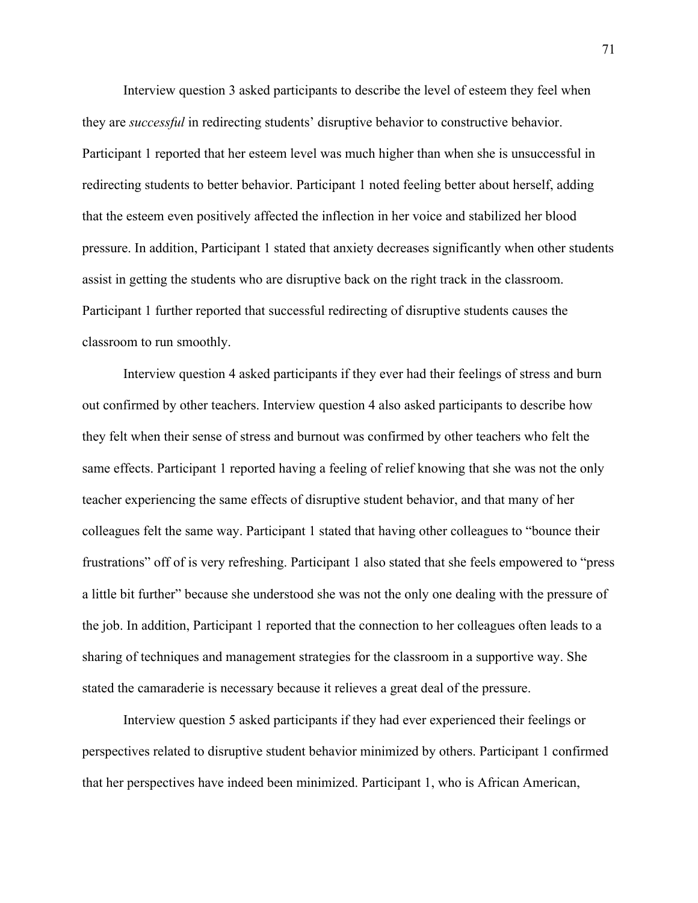Interview question 3 asked participants to describe the level of esteem they feel when they are *successful* in redirecting students' disruptive behavior to constructive behavior. Participant 1 reported that her esteem level was much higher than when she is unsuccessful in redirecting students to better behavior. Participant 1 noted feeling better about herself, adding that the esteem even positively affected the inflection in her voice and stabilized her blood pressure. In addition, Participant 1 stated that anxiety decreases significantly when other students assist in getting the students who are disruptive back on the right track in the classroom. Participant 1 further reported that successful redirecting of disruptive students causes the classroom to run smoothly.

Interview question 4 asked participants if they ever had their feelings of stress and burn out confirmed by other teachers. Interview question 4 also asked participants to describe how they felt when their sense of stress and burnout was confirmed by other teachers who felt the same effects. Participant 1 reported having a feeling of relief knowing that she was not the only teacher experiencing the same effects of disruptive student behavior, and that many of her colleagues felt the same way. Participant 1 stated that having other colleagues to "bounce their frustrations" off of is very refreshing. Participant 1 also stated that she feels empowered to "press a little bit further" because she understood she was not the only one dealing with the pressure of the job. In addition, Participant 1 reported that the connection to her colleagues often leads to a sharing of techniques and management strategies for the classroom in a supportive way. She stated the camaraderie is necessary because it relieves a great deal of the pressure.

Interview question 5 asked participants if they had ever experienced their feelings or perspectives related to disruptive student behavior minimized by others. Participant 1 confirmed that her perspectives have indeed been minimized. Participant 1, who is African American,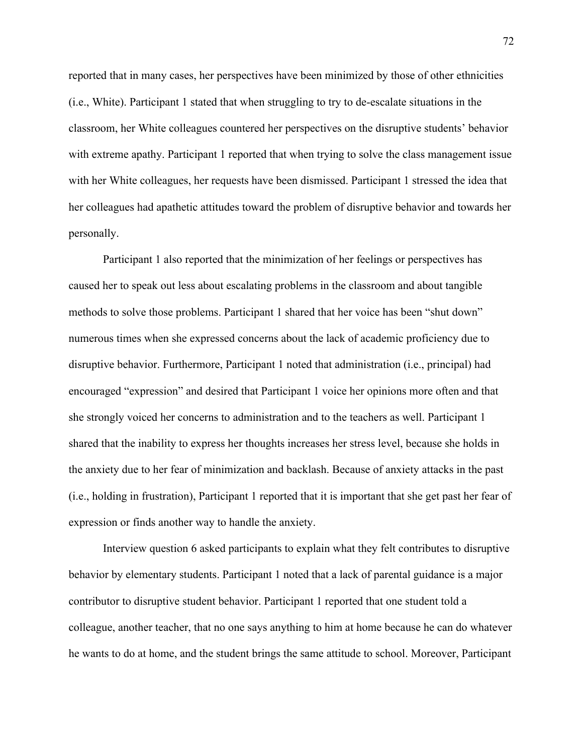reported that in many cases, her perspectives have been minimized by those of other ethnicities (i.e., White). Participant 1 stated that when struggling to try to de-escalate situations in the classroom, her White colleagues countered her perspectives on the disruptive students' behavior with extreme apathy. Participant 1 reported that when trying to solve the class management issue with her White colleagues, her requests have been dismissed. Participant 1 stressed the idea that her colleagues had apathetic attitudes toward the problem of disruptive behavior and towards her personally.

Participant 1 also reported that the minimization of her feelings or perspectives has caused her to speak out less about escalating problems in the classroom and about tangible methods to solve those problems. Participant 1 shared that her voice has been "shut down" numerous times when she expressed concerns about the lack of academic proficiency due to disruptive behavior. Furthermore, Participant 1 noted that administration (i.e., principal) had encouraged "expression" and desired that Participant 1 voice her opinions more often and that she strongly voiced her concerns to administration and to the teachers as well. Participant 1 shared that the inability to express her thoughts increases her stress level, because she holds in the anxiety due to her fear of minimization and backlash. Because of anxiety attacks in the past (i.e., holding in frustration), Participant 1 reported that it is important that she get past her fear of expression or finds another way to handle the anxiety.

Interview question 6 asked participants to explain what they felt contributes to disruptive behavior by elementary students. Participant 1 noted that a lack of parental guidance is a major contributor to disruptive student behavior. Participant 1 reported that one student told a colleague, another teacher, that no one says anything to him at home because he can do whatever he wants to do at home, and the student brings the same attitude to school. Moreover, Participant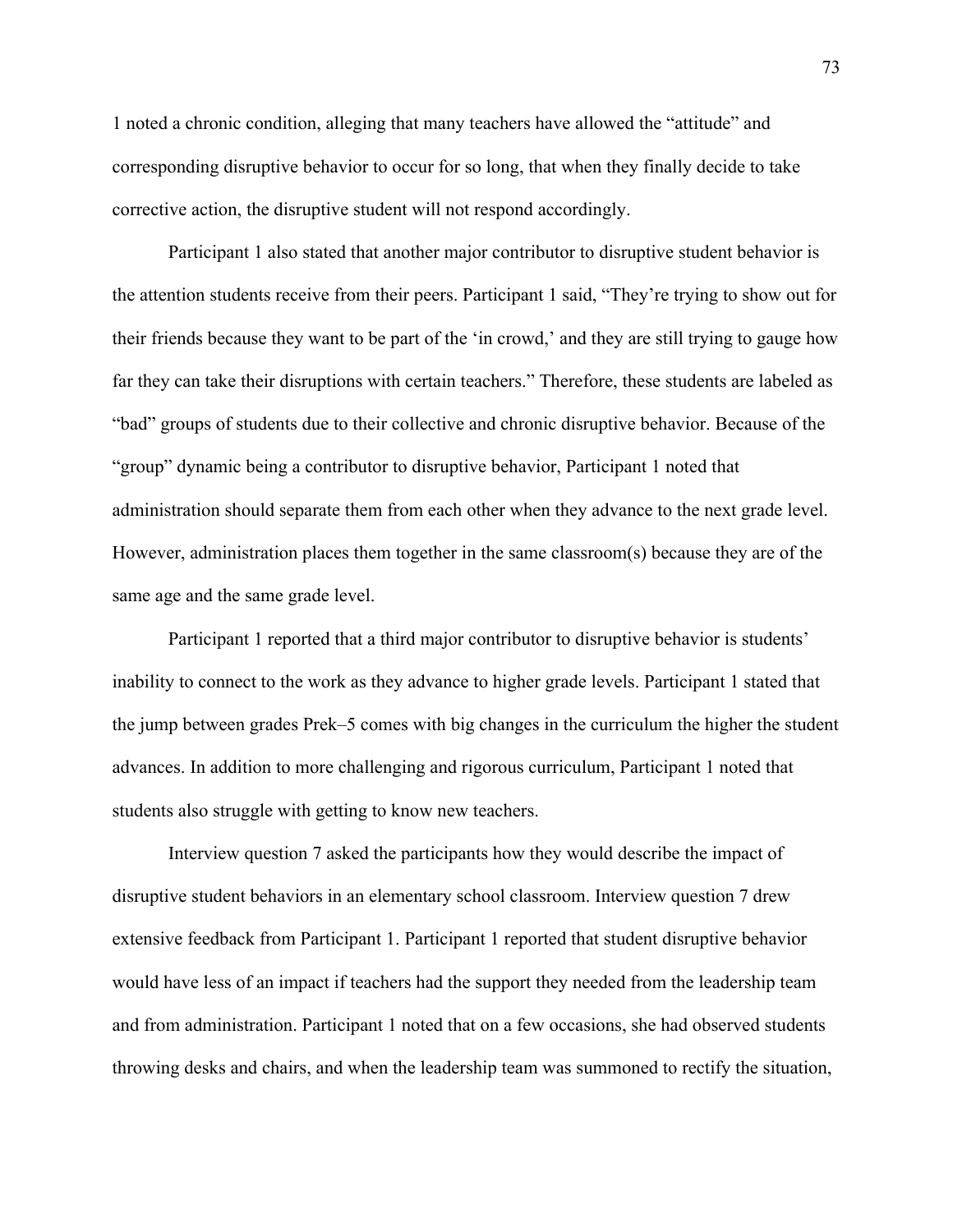1 noted a chronic condition, alleging that many teachers have allowed the "attitude" and corresponding disruptive behavior to occur for so long, that when they finally decide to take corrective action, the disruptive student will not respond accordingly.

Participant 1 also stated that another major contributor to disruptive student behavior is the attention students receive from their peers. Participant 1 said, "They're trying to show out for their friends because they want to be part of the 'in crowd,' and they are still trying to gauge how far they can take their disruptions with certain teachers." Therefore, these students are labeled as "bad" groups of students due to their collective and chronic disruptive behavior. Because of the "group" dynamic being a contributor to disruptive behavior, Participant 1 noted that administration should separate them from each other when they advance to the next grade level. However, administration places them together in the same classroom(s) because they are of the same age and the same grade level.

Participant 1 reported that a third major contributor to disruptive behavior is students' inability to connect to the work as they advance to higher grade levels. Participant 1 stated that the jump between grades Prek–5 comes with big changes in the curriculum the higher the student advances. In addition to more challenging and rigorous curriculum, Participant 1 noted that students also struggle with getting to know new teachers.

Interview question 7 asked the participants how they would describe the impact of disruptive student behaviors in an elementary school classroom. Interview question 7 drew extensive feedback from Participant 1. Participant 1 reported that student disruptive behavior would have less of an impact if teachers had the support they needed from the leadership team and from administration. Participant 1 noted that on a few occasions, she had observed students throwing desks and chairs, and when the leadership team was summoned to rectify the situation,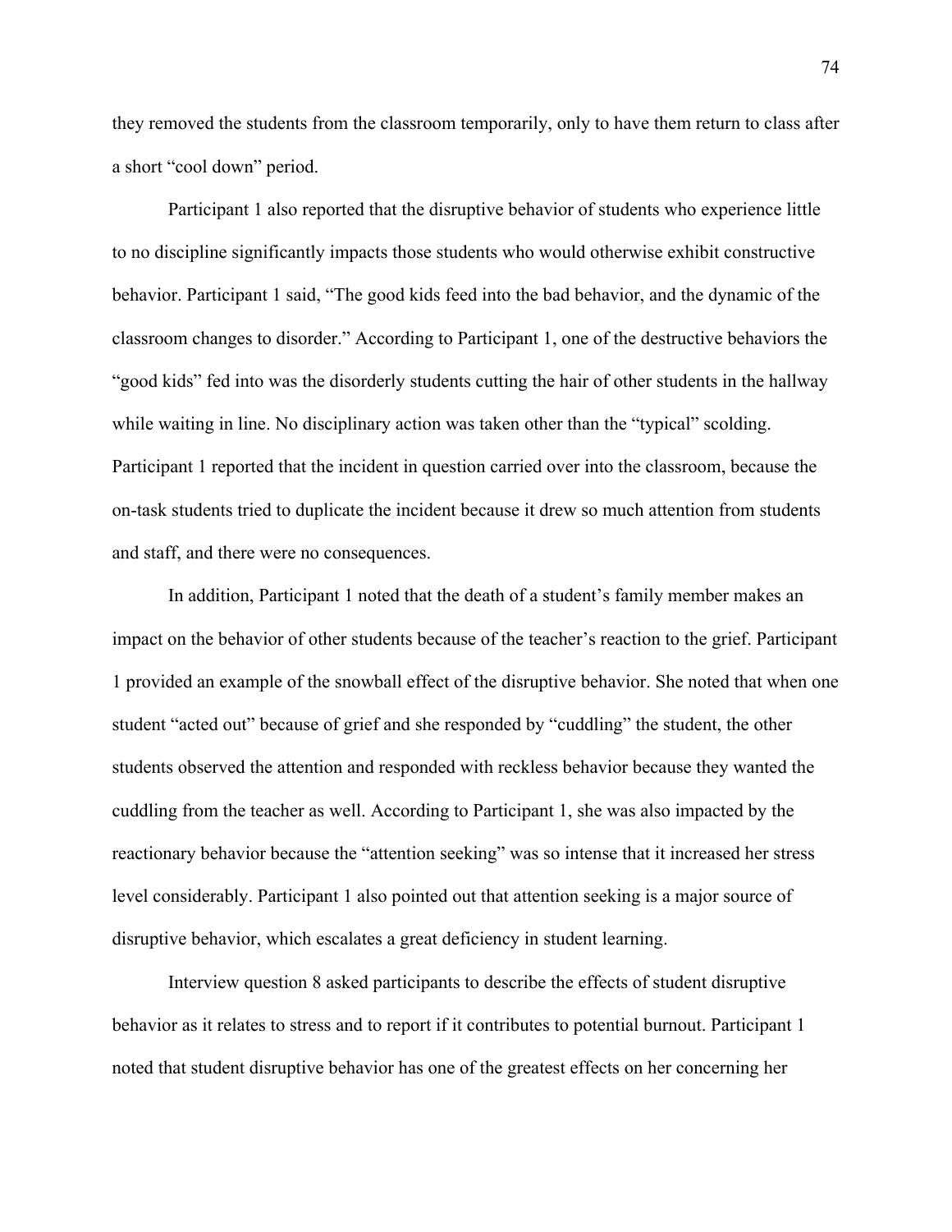they removed the students from the classroom temporarily, only to have them return to class after a short "cool down" period.

Participant 1 also reported that the disruptive behavior of students who experience little to no discipline significantly impacts those students who would otherwise exhibit constructive behavior. Participant 1 said, "The good kids feed into the bad behavior, and the dynamic of the classroom changes to disorder." According to Participant 1, one of the destructive behaviors the "good kids" fed into was the disorderly students cutting the hair of other students in the hallway while waiting in line. No disciplinary action was taken other than the "typical" scolding. Participant 1 reported that the incident in question carried over into the classroom, because the on-task students tried to duplicate the incident because it drew so much attention from students and staff, and there were no consequences.

In addition, Participant 1 noted that the death of a student's family member makes an impact on the behavior of other students because of the teacher's reaction to the grief. Participant 1 provided an example of the snowball effect of the disruptive behavior. She noted that when one student "acted out" because of grief and she responded by "cuddling" the student, the other students observed the attention and responded with reckless behavior because they wanted the cuddling from the teacher as well. According to Participant 1, she was also impacted by the reactionary behavior because the "attention seeking" was so intense that it increased her stress level considerably. Participant 1 also pointed out that attention seeking is a major source of disruptive behavior, which escalates a great deficiency in student learning.

Interview question 8 asked participants to describe the effects of student disruptive behavior as it relates to stress and to report if it contributes to potential burnout. Participant 1 noted that student disruptive behavior has one of the greatest effects on her concerning her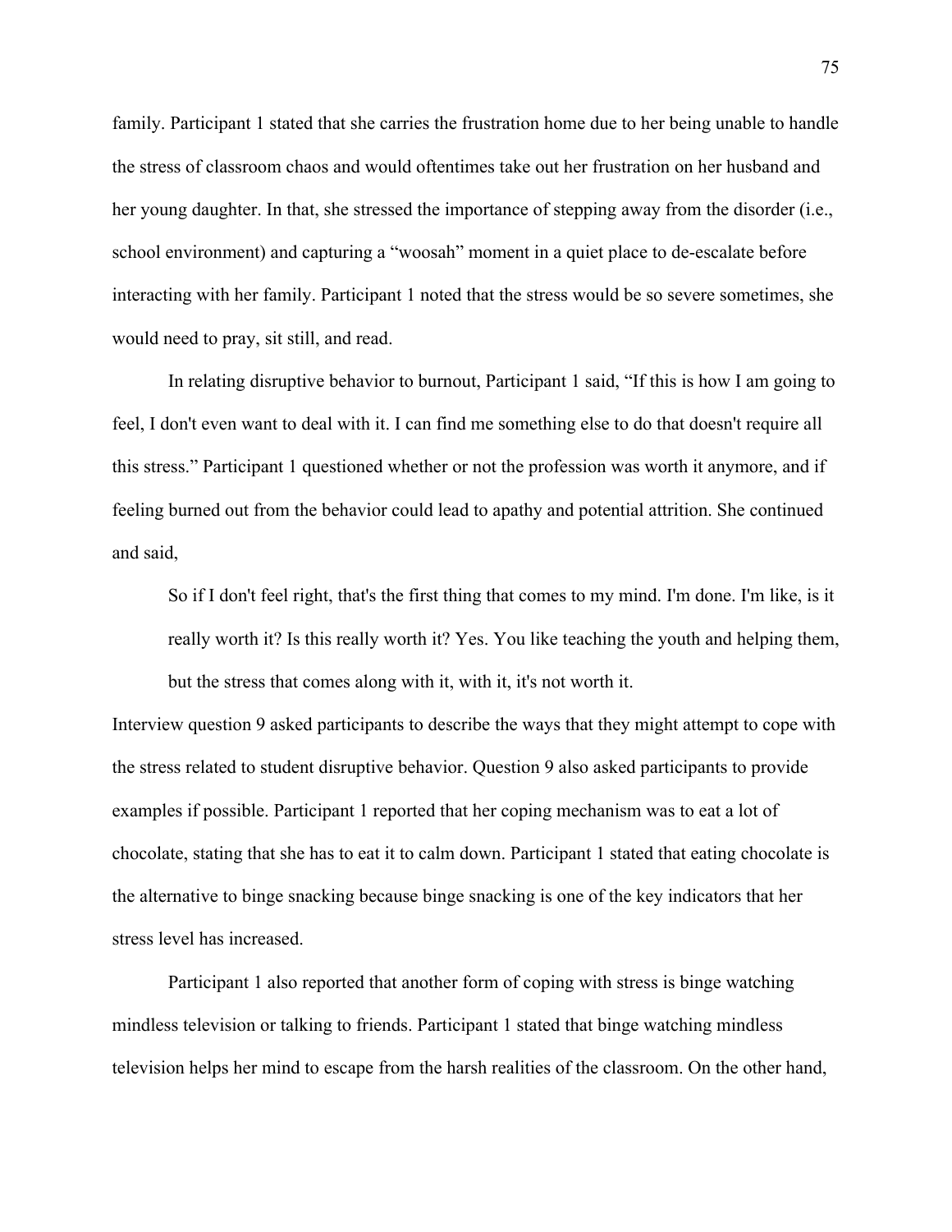family. Participant 1 stated that she carries the frustration home due to her being unable to handle the stress of classroom chaos and would oftentimes take out her frustration on her husband and her young daughter. In that, she stressed the importance of stepping away from the disorder (i.e., school environment) and capturing a "woosah" moment in a quiet place to de-escalate before interacting with her family. Participant 1 noted that the stress would be so severe sometimes, she would need to pray, sit still, and read.

In relating disruptive behavior to burnout, Participant 1 said, "If this is how I am going to feel, I don't even want to deal with it. I can find me something else to do that doesn't require all this stress." Participant 1 questioned whether or not the profession was worth it anymore, and if feeling burned out from the behavior could lead to apathy and potential attrition. She continued and said,

> So if I don't feel right, that's the first thing that comes to my mind. I'm done. I'm like, is it really worth it? Is this really worth it? Yes. You like teaching the youth and helping them, but the stress that comes along with it, with it, it's not worth it.

Interview question 9 asked participants to describe the ways that they might attempt to cope with the stress related to student disruptive behavior. Question 9 also asked participants to provide examples if possible. Participant 1 reported that her coping mechanism was to eat a lot of chocolate, stating that she has to eat it to calm down. Participant 1 stated that eating chocolate is the alternative to binge snacking because binge snacking is one of the key indicators that her stress level has increased.

Participant 1 also reported that another form of coping with stress is binge watching mindless television or talking to friends. Participant 1 stated that binge watching mindless television helps her mind to escape from the harsh realities of the classroom. On the other hand,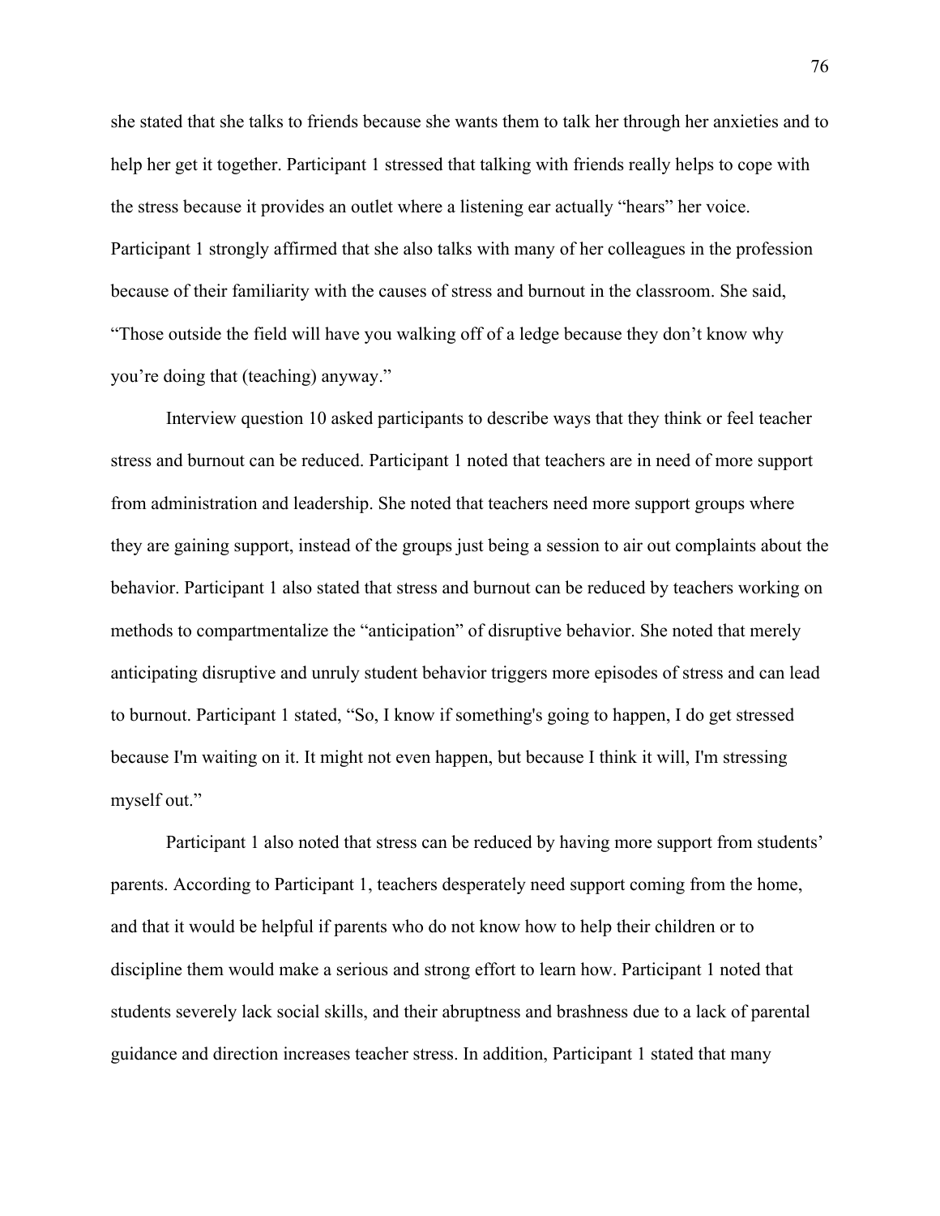she stated that she talks to friends because she wants them to talk her through her anxieties and to help her get it together. Participant 1 stressed that talking with friends really helps to cope with the stress because it provides an outlet where a listening ear actually "hears" her voice. Participant 1 strongly affirmed that she also talks with many of her colleagues in the profession because of their familiarity with the causes of stress and burnout in the classroom. She said, "Those outside the field will have you walking off of a ledge because they don't know why you're doing that (teaching) anyway."

Interview question 10 asked participants to describe ways that they think or feel teacher stress and burnout can be reduced. Participant 1 noted that teachers are in need of more support from administration and leadership. She noted that teachers need more support groups where they are gaining support, instead of the groups just being a session to air out complaints about the behavior. Participant 1 also stated that stress and burnout can be reduced by teachers working on methods to compartmentalize the "anticipation" of disruptive behavior. She noted that merely anticipating disruptive and unruly student behavior triggers more episodes of stress and can lead to burnout. Participant 1 stated, "So, I know if something's going to happen, I do get stressed because I'm waiting on it. It might not even happen, but because I think it will, I'm stressing myself out."

Participant 1 also noted that stress can be reduced by having more support from students' parents. According to Participant 1, teachers desperately need support coming from the home, and that it would be helpful if parents who do not know how to help their children or to discipline them would make a serious and strong effort to learn how. Participant 1 noted that students severely lack social skills, and their abruptness and brashness due to a lack of parental guidance and direction increases teacher stress. In addition, Participant 1 stated that many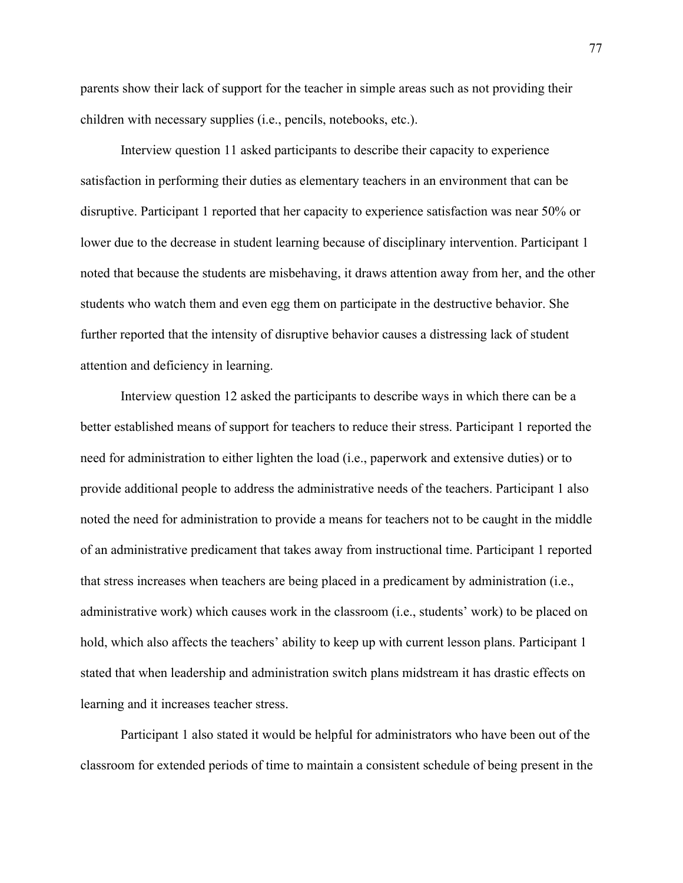parents show their lack of support for the teacher in simple areas such as not providing their children with necessary supplies (i.e., pencils, notebooks, etc.).

Interview question 11 asked participants to describe their capacity to experience satisfaction in performing their duties as elementary teachers in an environment that can be disruptive. Participant 1 reported that her capacity to experience satisfaction was near 50% or lower due to the decrease in student learning because of disciplinary intervention. Participant 1 noted that because the students are misbehaving, it draws attention away from her, and the other students who watch them and even egg them on participate in the destructive behavior. She further reported that the intensity of disruptive behavior causes a distressing lack of student attention and deficiency in learning.

Interview question 12 asked the participants to describe ways in which there can be a better established means of support for teachers to reduce their stress. Participant 1 reported the need for administration to either lighten the load (i.e., paperwork and extensive duties) or to provide additional people to address the administrative needs of the teachers. Participant 1 also noted the need for administration to provide a means for teachers not to be caught in the middle of an administrative predicament that takes away from instructional time. Participant 1 reported that stress increases when teachers are being placed in a predicament by administration (i.e., administrative work) which causes work in the classroom (i.e., students' work) to be placed on hold, which also affects the teachers' ability to keep up with current lesson plans. Participant 1 stated that when leadership and administration switch plans midstream it has drastic effects on learning and it increases teacher stress.

Participant 1 also stated it would be helpful for administrators who have been out of the classroom for extended periods of time to maintain a consistent schedule of being present in the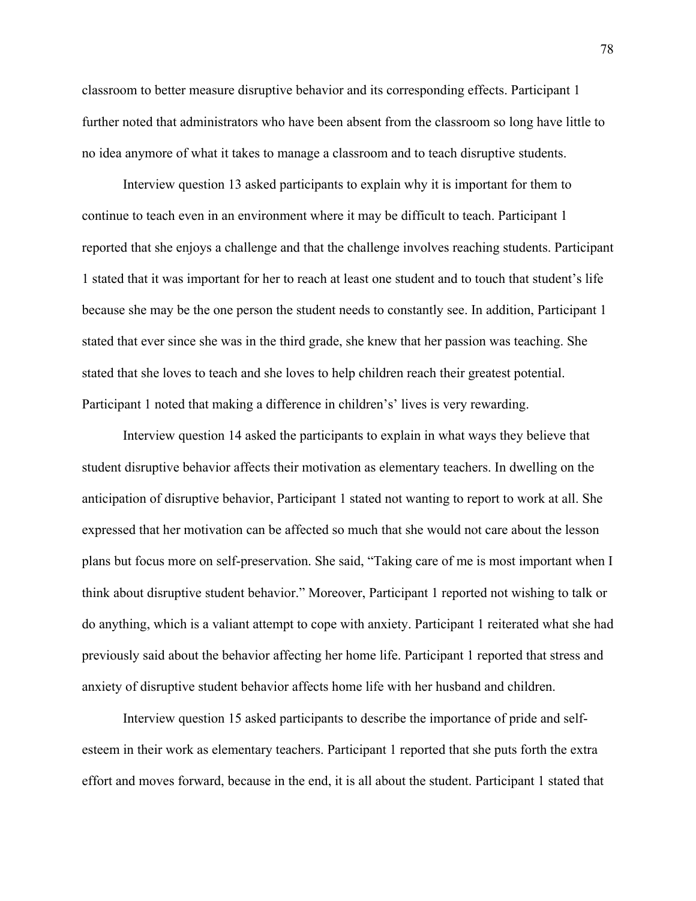classroom to better measure disruptive behavior and its corresponding effects. Participant 1 further noted that administrators who have been absent from the classroom so long have little to no idea anymore of what it takes to manage a classroom and to teach disruptive students.

Interview question 13 asked participants to explain why it is important for them to continue to teach even in an environment where it may be difficult to teach. Participant 1 reported that she enjoys a challenge and that the challenge involves reaching students. Participant 1 stated that it was important for her to reach at least one student and to touch that student's life because she may be the one person the student needs to constantly see. In addition, Participant 1 stated that ever since she was in the third grade, she knew that her passion was teaching. She stated that she loves to teach and she loves to help children reach their greatest potential. Participant 1 noted that making a difference in children's' lives is very rewarding.

Interview question 14 asked the participants to explain in what ways they believe that student disruptive behavior affects their motivation as elementary teachers. In dwelling on the anticipation of disruptive behavior, Participant 1 stated not wanting to report to work at all. She expressed that her motivation can be affected so much that she would not care about the lesson plans but focus more on self-preservation. She said, "Taking care of me is most important when I think about disruptive student behavior." Moreover, Participant 1 reported not wishing to talk or do anything, which is a valiant attempt to cope with anxiety. Participant 1 reiterated what she had previously said about the behavior affecting her home life. Participant 1 reported that stress and anxiety of disruptive student behavior affects home life with her husband and children.

Interview question 15 asked participants to describe the importance of pride and self-esteem in their work as elementary teachers. Participant 1 reported that she puts forth the extra effort and moves forward, because in the end, it is all about the student. Participant 1 stated that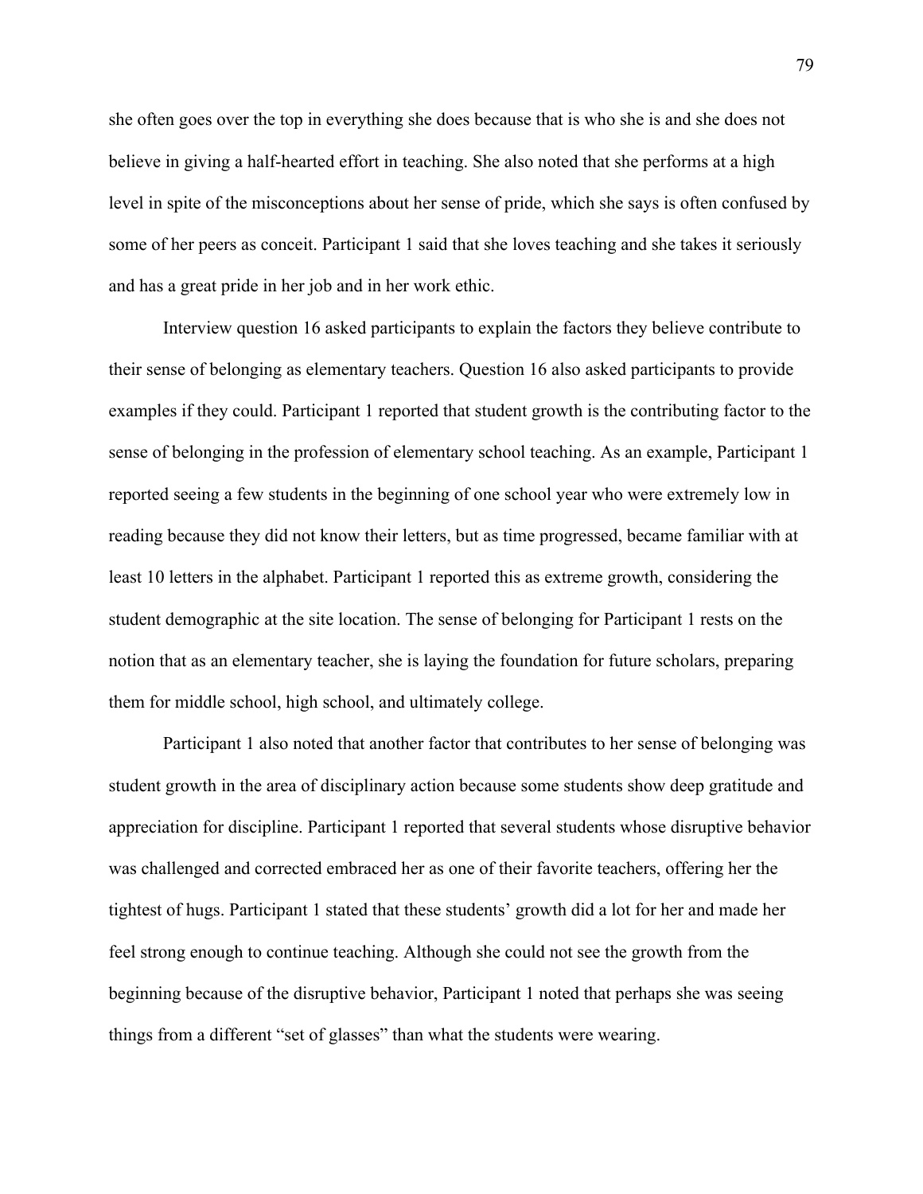she often goes over the top in everything she does because that is who she is and she does not believe in giving a half-hearted effort in teaching. She also noted that she performs at a high level in spite of the misconceptions about her sense of pride, which she says is often confused by some of her peers as conceit. Participant 1 said that she loves teaching and she takes it seriously and has a great pride in her job and in her work ethic.

Interview question 16 asked participants to explain the factors they believe contribute to their sense of belonging as elementary teachers. Question 16 also asked participants to provide examples if they could. Participant 1 reported that student growth is the contributing factor to the sense of belonging in the profession of elementary school teaching. As an example, Participant 1 reported seeing a few students in the beginning of one school year who were extremely low in reading because they did not know their letters, but as time progressed, became familiar with at least 10 letters in the alphabet. Participant 1 reported this as extreme growth, considering the student demographic at the site location. The sense of belonging for Participant 1 rests on the notion that as an elementary teacher, she is laying the foundation for future scholars, preparing them for middle school, high school, and ultimately college.

Participant 1 also noted that another factor that contributes to her sense of belonging was student growth in the area of disciplinary action because some students show deep gratitude and appreciation for discipline. Participant 1 reported that several students whose disruptive behavior was challenged and corrected embraced her as one of their favorite teachers, offering her the tightest of hugs. Participant 1 stated that these students' growth did a lot for her and made her feel strong enough to continue teaching. Although she could not see the growth from the beginning because of the disruptive behavior, Participant 1 noted that perhaps she was seeing things from a different "set of glasses" than what the students were wearing.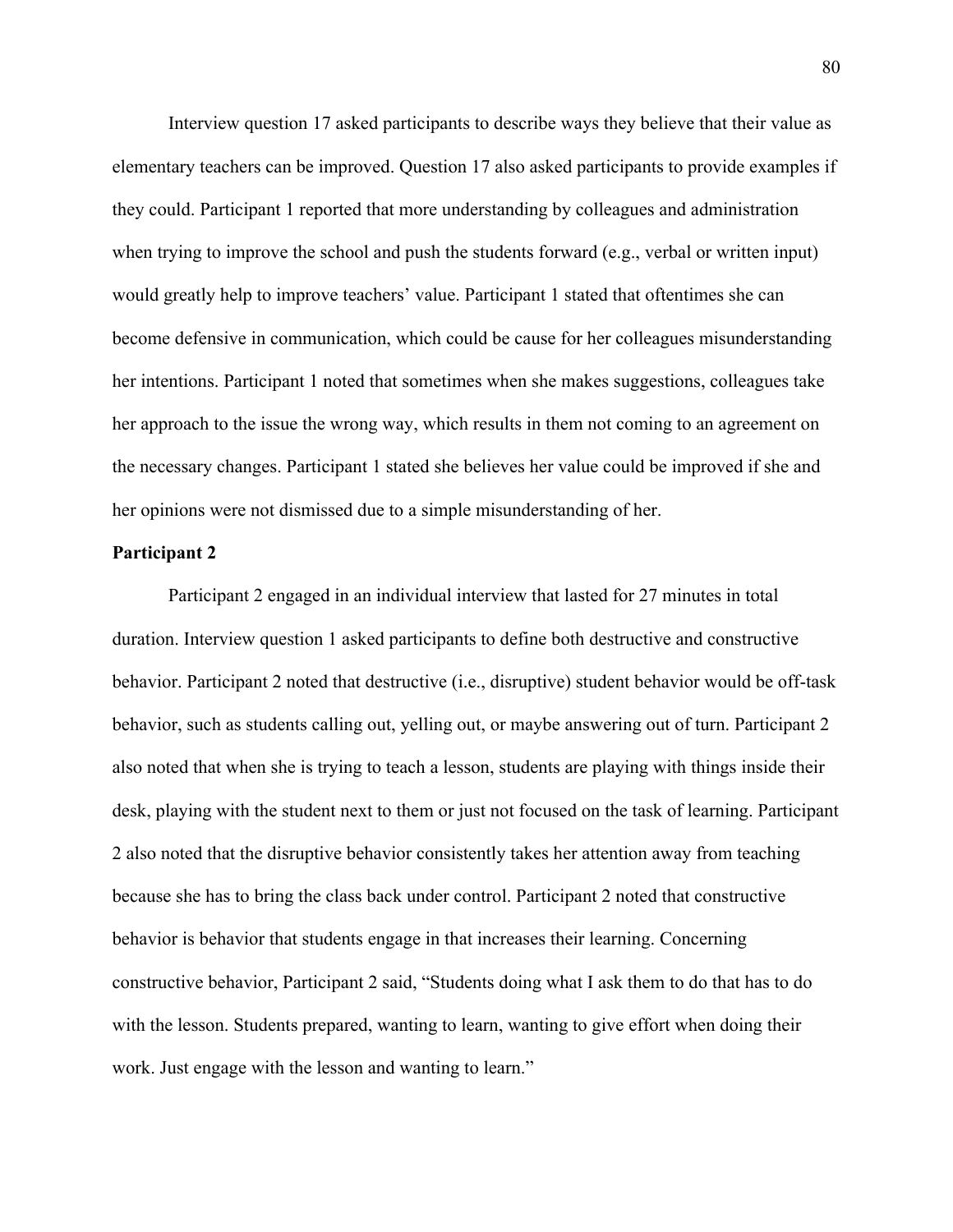Interview question 17 asked participants to describe ways they believe that their value as elementary teachers can be improved. Question 17 also asked participants to provide examples if they could. Participant 1 reported that more understanding by colleagues and administration when trying to improve the school and push the students forward (e.g., verbal or written input) would greatly help to improve teachers' value. Participant 1 stated that oftentimes she can become defensive in communication, which could be cause for her colleagues misunderstanding her intentions. Participant 1 noted that sometimes when she makes suggestions, colleagues take her approach to the issue the wrong way, which results in them not coming to an agreement on the necessary changes. Participant 1 stated she believes her value could be improved if she and her opinions were not dismissed due to a simple misunderstanding of her.

**Participant 2**

Participant 2 engaged in an individual interview that lasted for 27 minutes in total duration. Interview question 1 asked participants to define both destructive and constructive behavior. Participant 2 noted that destructive (i.e., disruptive) student behavior would be off-task behavior, such as students calling out, yelling out, or maybe answering out of turn. Participant 2 also noted that when she is trying to teach a lesson, students are playing with things inside their desk, playing with the student next to them or just not focused on the task of learning. Participant 2 also noted that the disruptive behavior consistently takes her attention away from teaching because she has to bring the class back under control. Participant 2 noted that constructive behavior is behavior that students engage in that increases their learning. Concerning constructive behavior, Participant 2 said, "Students doing what I ask them to do that has to do with the lesson. Students prepared, wanting to learn, wanting to give effort when doing their work. Just engage with the lesson and wanting to learn."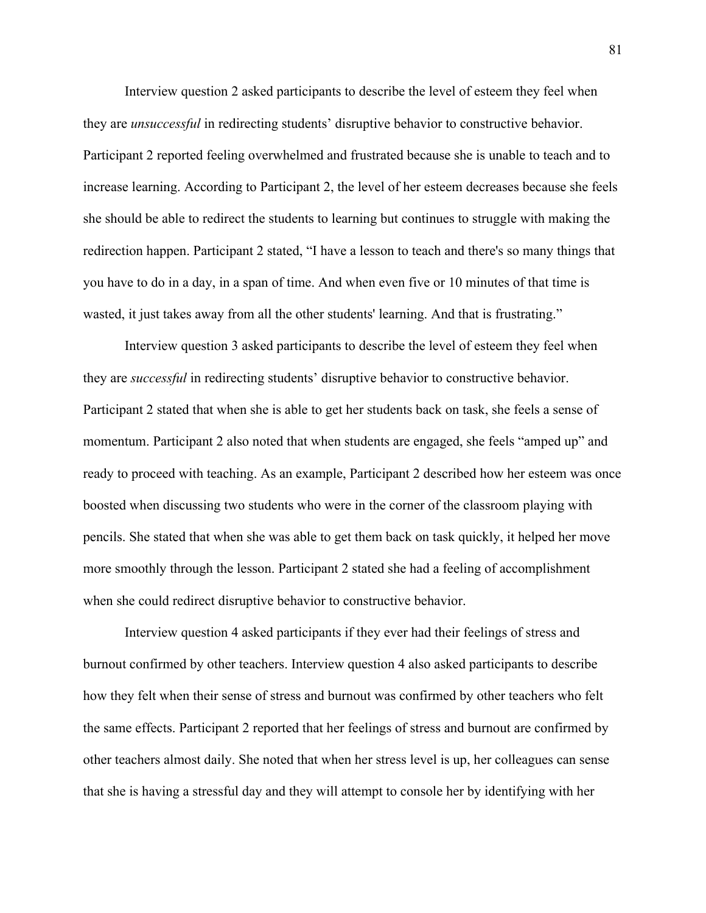Interview question 2 asked participants to describe the level of esteem they feel when they are *unsuccessful* in redirecting students' disruptive behavior to constructive behavior. Participant 2 reported feeling overwhelmed and frustrated because she is unable to teach and to increase learning. According to Participant 2, the level of her esteem decreases because she feels she should be able to redirect the students to learning but continues to struggle with making the redirection happen. Participant 2 stated, "I have a lesson to teach and there's so many things that you have to do in a day, in a span of time. And when even five or 10 minutes of that time is wasted, it just takes away from all the other students' learning. And that is frustrating."

Interview question 3 asked participants to describe the level of esteem they feel when they are *successful* in redirecting students' disruptive behavior to constructive behavior. Participant 2 stated that when she is able to get her students back on task, she feels a sense of momentum. Participant 2 also noted that when students are engaged, she feels "amped up" and ready to proceed with teaching. As an example, Participant 2 described how her esteem was once boosted when discussing two students who were in the corner of the classroom playing with pencils. She stated that when she was able to get them back on task quickly, it helped her move more smoothly through the lesson. Participant 2 stated she had a feeling of accomplishment when she could redirect disruptive behavior to constructive behavior.

Interview question 4 asked participants if they ever had their feelings of stress and burnout confirmed by other teachers. Interview question 4 also asked participants to describe how they felt when their sense of stress and burnout was confirmed by other teachers who felt the same effects. Participant 2 reported that her feelings of stress and burnout are confirmed by other teachers almost daily. She noted that when her stress level is up, her colleagues can sense that she is having a stressful day and they will attempt to console her by identifying with her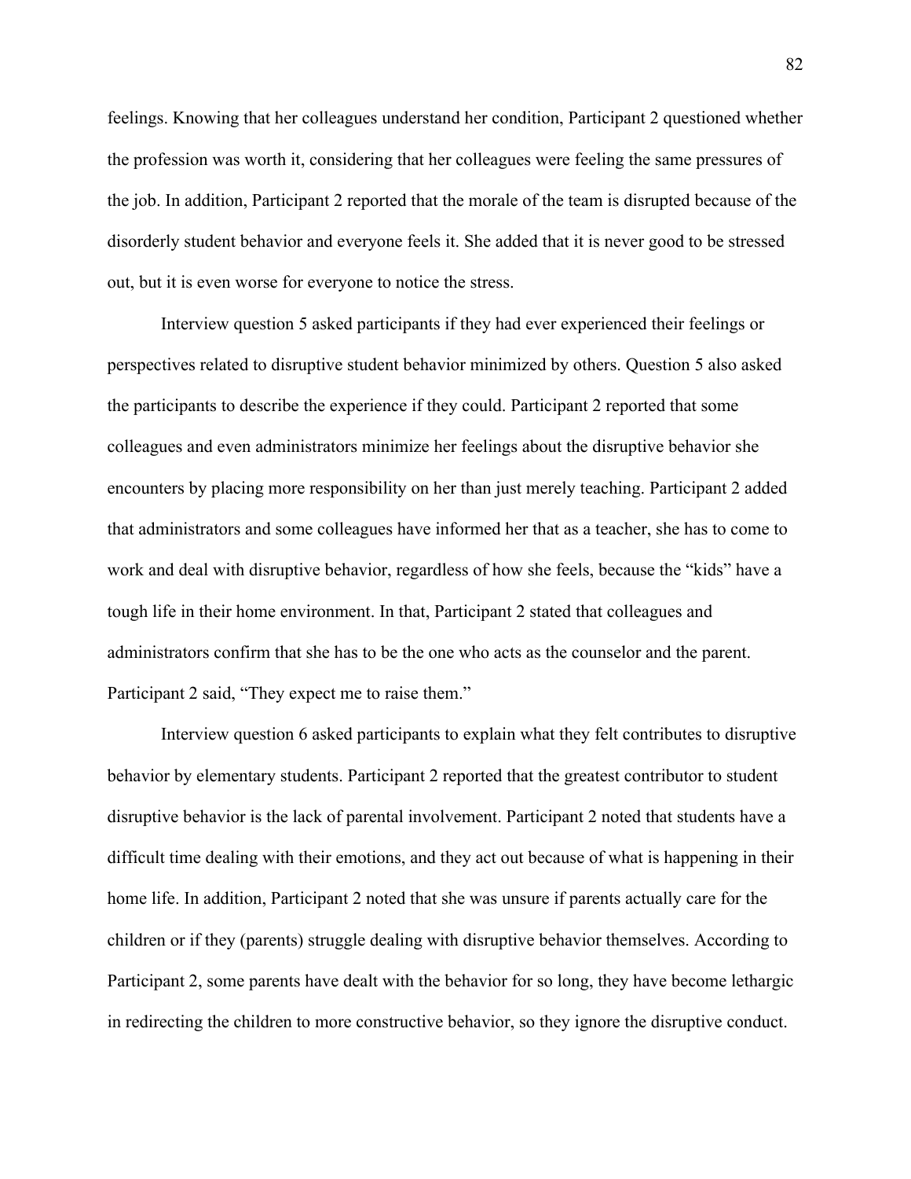feelings. Knowing that her colleagues understand her condition, Participant 2 questioned whether the profession was worth it, considering that her colleagues were feeling the same pressures of the job. In addition, Participant 2 reported that the morale of the team is disrupted because of the disorderly student behavior and everyone feels it. She added that it is never good to be stressed out, but it is even worse for everyone to notice the stress.

Interview question 5 asked participants if they had ever experienced their feelings or perspectives related to disruptive student behavior minimized by others. Question 5 also asked the participants to describe the experience if they could. Participant 2 reported that some colleagues and even administrators minimize her feelings about the disruptive behavior she encounters by placing more responsibility on her than just merely teaching. Participant 2 added that administrators and some colleagues have informed her that as a teacher, she has to come to work and deal with disruptive behavior, regardless of how she feels, because the "kids" have a tough life in their home environment. In that, Participant 2 stated that colleagues and administrators confirm that she has to be the one who acts as the counselor and the parent. Participant 2 said, "They expect me to raise them."

Interview question 6 asked participants to explain what they felt contributes to disruptive behavior by elementary students. Participant 2 reported that the greatest contributor to student disruptive behavior is the lack of parental involvement. Participant 2 noted that students have a difficult time dealing with their emotions, and they act out because of what is happening in their home life. In addition, Participant 2 noted that she was unsure if parents actually care for the children or if they (parents) struggle dealing with disruptive behavior themselves. According to Participant 2, some parents have dealt with the behavior for so long, they have become lethargic in redirecting the children to more constructive behavior, so they ignore the disruptive conduct.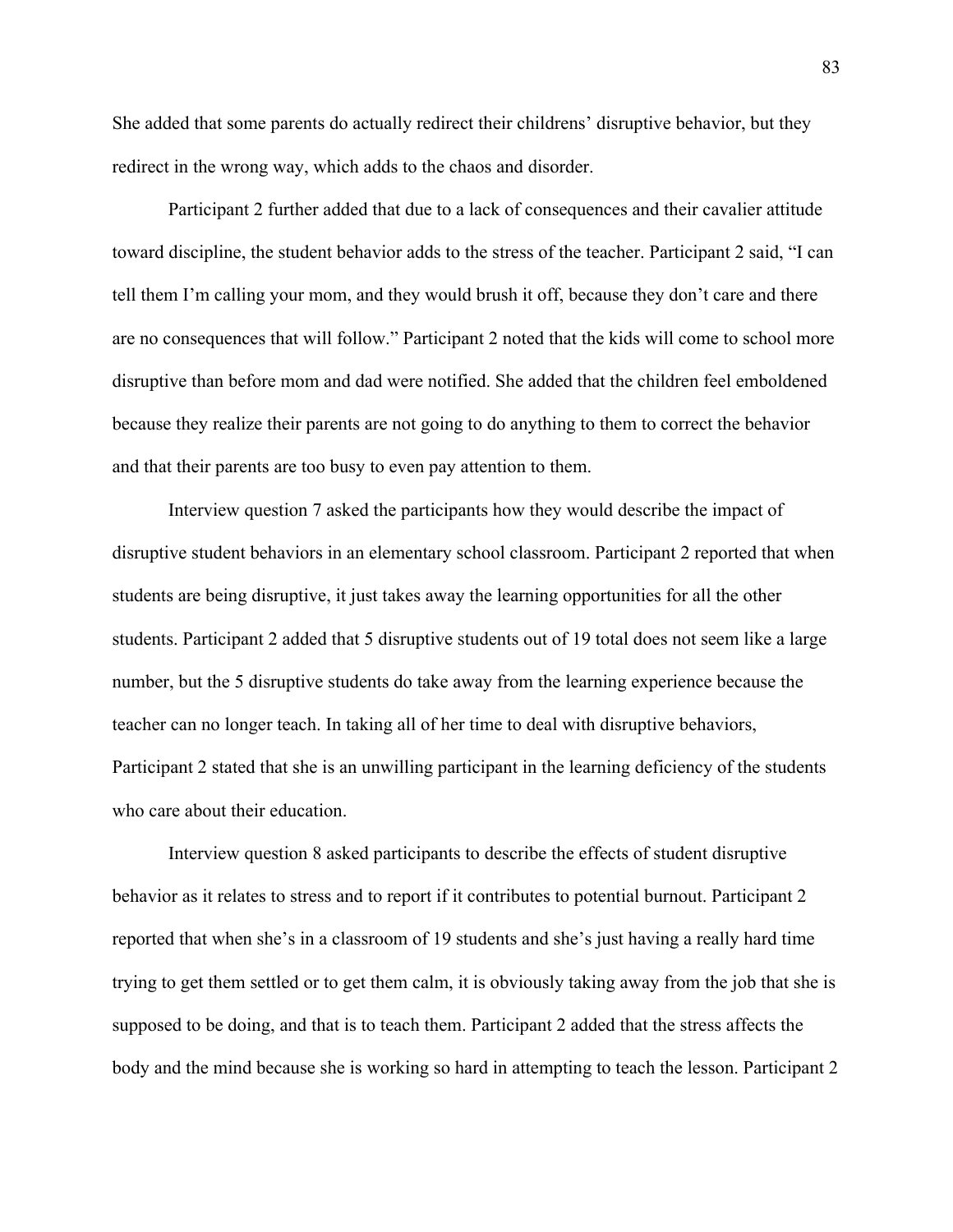She added that some parents do actually redirect their childrens' disruptive behavior, but they redirect in the wrong way, which adds to the chaos and disorder.

Participant 2 further added that due to a lack of consequences and their cavalier attitude toward discipline, the student behavior adds to the stress of the teacher. Participant 2 said, "I can tell them I'm calling your mom, and they would brush it off, because they don't care and there are no consequences that will follow." Participant 2 noted that the kids will come to school more disruptive than before mom and dad were notified. She added that the children feel emboldened because they realize their parents are not going to do anything to them to correct the behavior and that their parents are too busy to even pay attention to them.

Interview question 7 asked the participants how they would describe the impact of disruptive student behaviors in an elementary school classroom. Participant 2 reported that when students are being disruptive, it just takes away the learning opportunities for all the other students. Participant 2 added that 5 disruptive students out of 19 total does not seem like a large number, but the 5 disruptive students do take away from the learning experience because the teacher can no longer teach. In taking all of her time to deal with disruptive behaviors, Participant 2 stated that she is an unwilling participant in the learning deficiency of the students who care about their education.

Interview question 8 asked participants to describe the effects of student disruptive behavior as it relates to stress and to report if it contributes to potential burnout. Participant 2 reported that when she's in a classroom of 19 students and she's just having a really hard time trying to get them settled or to get them calm, it is obviously taking away from the job that she is supposed to be doing, and that is to teach them. Participant 2 added that the stress affects the body and the mind because she is working so hard in attempting to teach the lesson. Participant 2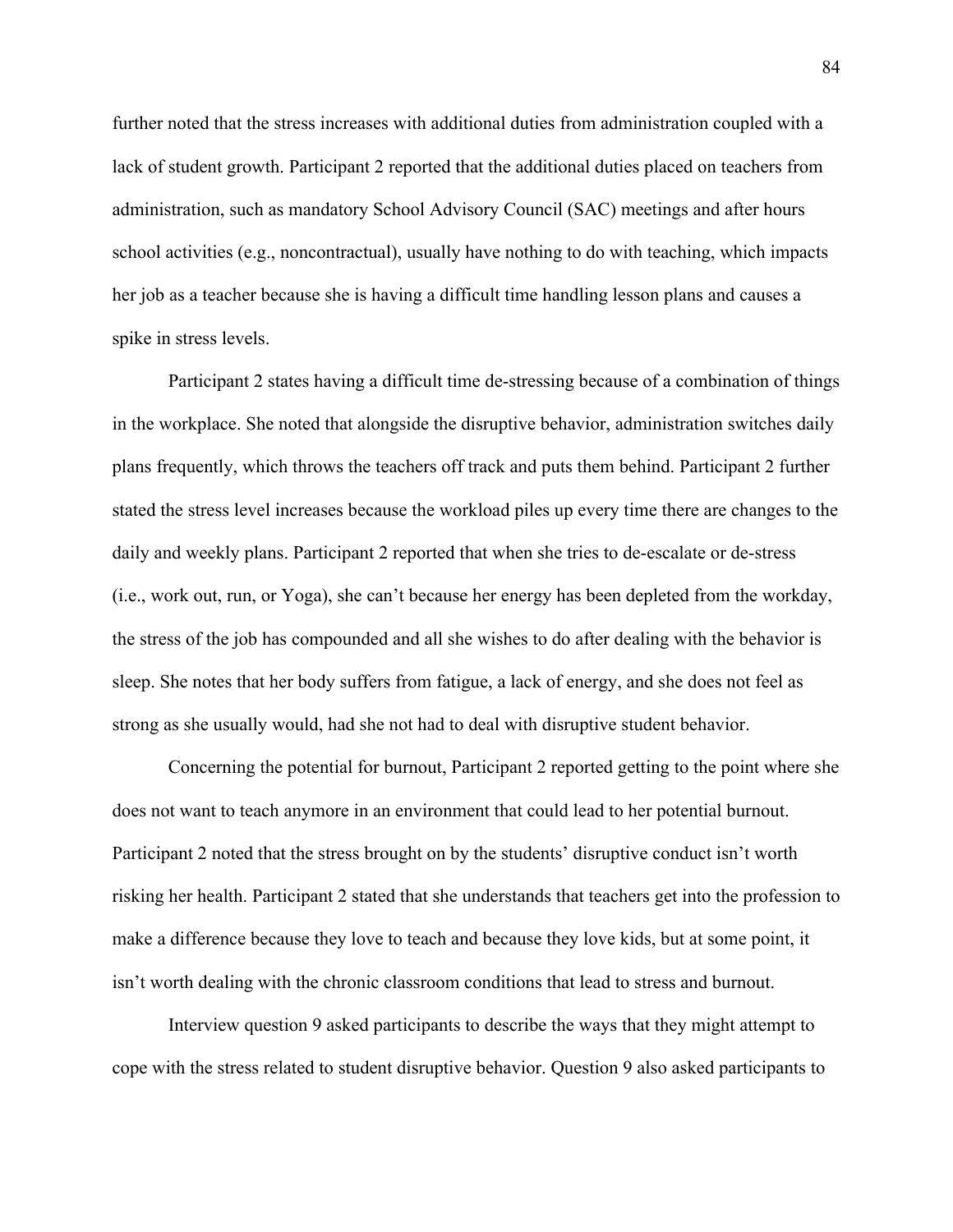further noted that the stress increases with additional duties from administration coupled with a lack of student growth. Participant 2 reported that the additional duties placed on teachers from administration, such as mandatory School Advisory Council (SAC) meetings and after hours school activities (e.g., noncontractual), usually have nothing to do with teaching, which impacts her job as a teacher because she is having a difficult time handling lesson plans and causes a spike in stress levels.

Participant 2 states having a difficult time de-stressing because of a combination of things in the workplace. She noted that alongside the disruptive behavior, administration switches daily plans frequently, which throws the teachers off track and puts them behind. Participant 2 further stated the stress level increases because the workload piles up every time there are changes to the daily and weekly plans. Participant 2 reported that when she tries to de-escalate or de-stress (i.e., work out, run, or Yoga), she can't because her energy has been depleted from the workday, the stress of the job has compounded and all she wishes to do after dealing with the behavior is sleep. She notes that her body suffers from fatigue, a lack of energy, and she does not feel as strong as she usually would, had she not had to deal with disruptive student behavior.

Concerning the potential for burnout, Participant 2 reported getting to the point where she does not want to teach anymore in an environment that could lead to her potential burnout. Participant 2 noted that the stress brought on by the students' disruptive conduct isn't worth risking her health. Participant 2 stated that she understands that teachers get into the profession to make a difference because they love to teach and because they love kids, but at some point, it isn't worth dealing with the chronic classroom conditions that lead to stress and burnout.

Interview question 9 asked participants to describe the ways that they might attempt to cope with the stress related to student disruptive behavior. Question 9 also asked participants to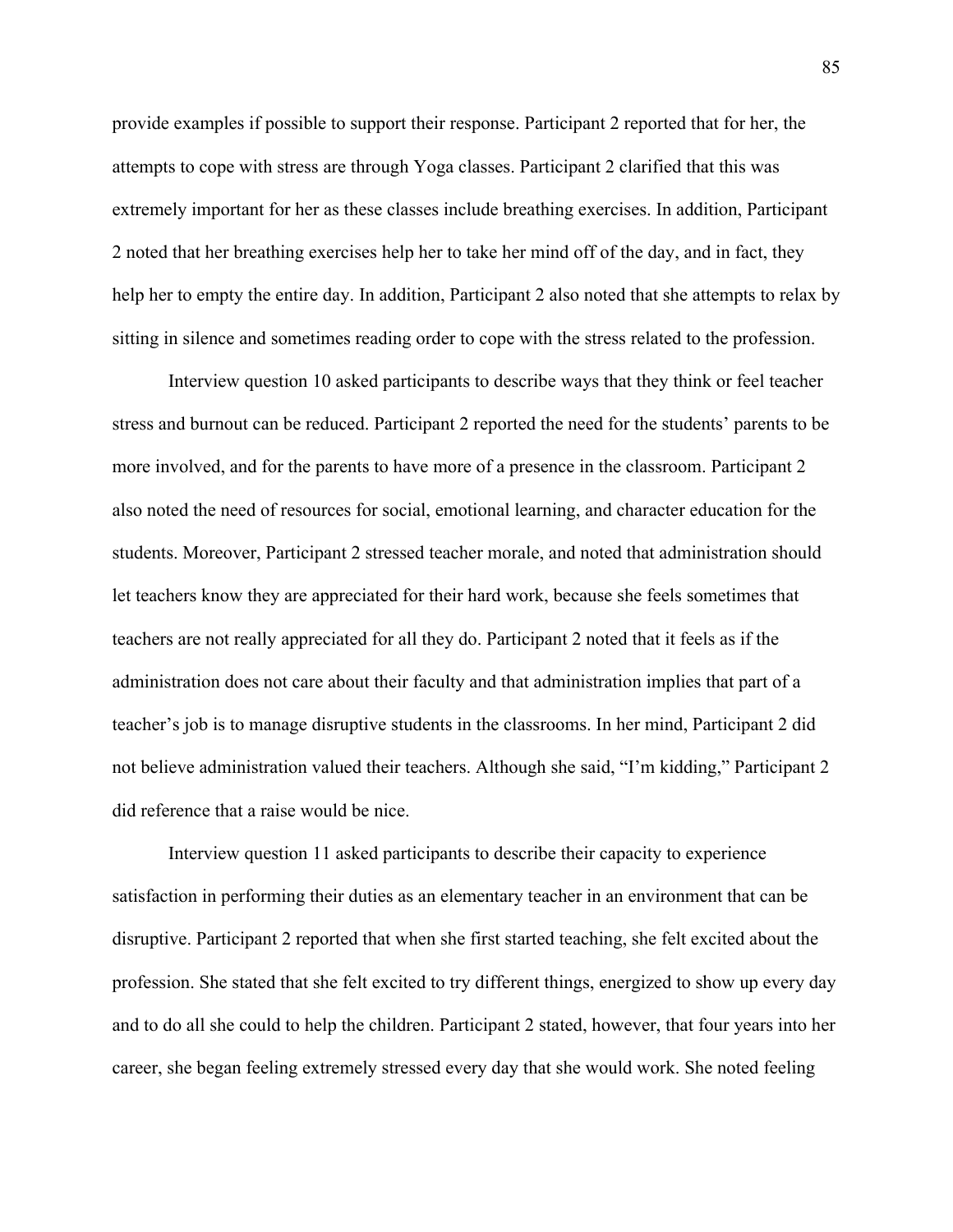provide examples if possible to support their response. Participant 2 reported that for her, the attempts to cope with stress are through Yoga classes. Participant 2 clarified that this was extremely important for her as these classes include breathing exercises. In addition, Participant 2 noted that her breathing exercises help her to take her mind off of the day, and in fact, they help her to empty the entire day. In addition, Participant 2 also noted that she attempts to relax by sitting in silence and sometimes reading order to cope with the stress related to the profession.

Interview question 10 asked participants to describe ways that they think or feel teacher stress and burnout can be reduced. Participant 2 reported the need for the students' parents to be more involved, and for the parents to have more of a presence in the classroom. Participant 2 also noted the need of resources for social, emotional learning, and character education for the students. Moreover, Participant 2 stressed teacher morale, and noted that administration should let teachers know they are appreciated for their hard work, because she feels sometimes that teachers are not really appreciated for all they do. Participant 2 noted that it feels as if the administration does not care about their faculty and that administration implies that part of a teacher's job is to manage disruptive students in the classrooms. In her mind, Participant 2 did not believe administration valued their teachers. Although she said, "I'm kidding," Participant 2 did reference that a raise would be nice.

Interview question 11 asked participants to describe their capacity to experience satisfaction in performing their duties as an elementary teacher in an environment that can be disruptive. Participant 2 reported that when she first started teaching, she felt excited about the profession. She stated that she felt excited to try different things, energized to show up every day and to do all she could to help the children. Participant 2 stated, however, that four years into her career, she began feeling extremely stressed every day that she would work. She noted feeling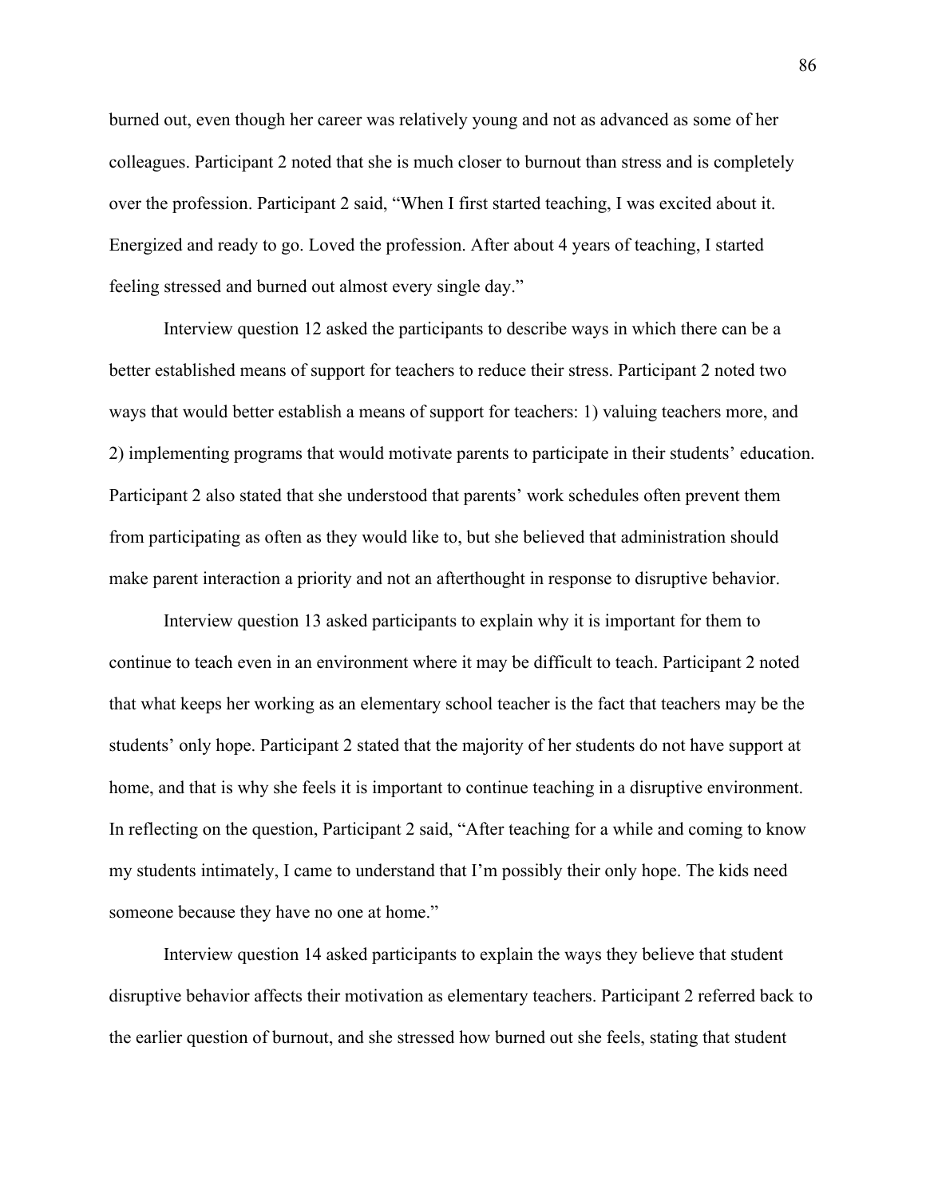burned out, even though her career was relatively young and not as advanced as some of her colleagues. Participant 2 noted that she is much closer to burnout than stress and is completely over the profession. Participant 2 said, “When I first started teaching, I was excited about it. Energized and ready to go. Loved the profession. After about 4 years of teaching, I started feeling stressed and burned out almost every single day.”

Interview question 12 asked the participants to describe ways in which there can be a better established means of support for teachers to reduce their stress. Participant 2 noted two ways that would better establish a means of support for teachers: 1) valuing teachers more, and 2) implementing programs that would motivate parents to participate in their students’ education. Participant 2 also stated that she understood that parents’ work schedules often prevent them from participating as often as they would like to, but she believed that administration should make parent interaction a priority and not an afterthought in response to disruptive behavior.

Interview question 13 asked participants to explain why it is important for them to continue to teach even in an environment where it may be difficult to teach. Participant 2 noted that what keeps her working as an elementary school teacher is the fact that teachers may be the students’ only hope. Participant 2 stated that the majority of her students do not have support at home, and that is why she feels it is important to continue teaching in a disruptive environment. In reflecting on the question, Participant 2 said, “After teaching for a while and coming to know my students intimately, I came to understand that I’m possibly their only hope. The kids need someone because they have no one at home.”

Interview question 14 asked participants to explain the ways they believe that student disruptive behavior affects their motivation as elementary teachers. Participant 2 referred back to the earlier question of burnout, and she stressed how burned out she feels, stating that student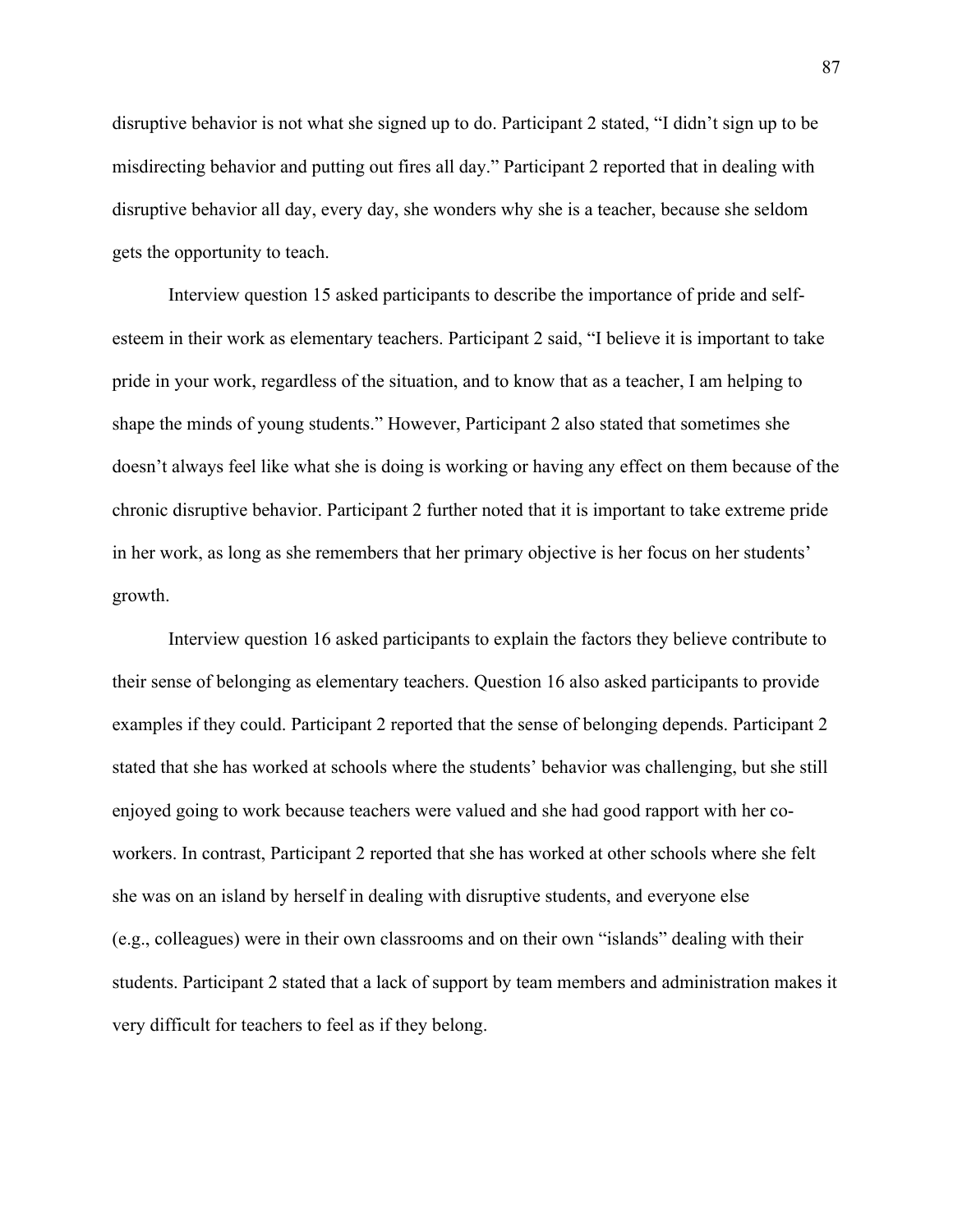disruptive behavior is not what she signed up to do. Participant 2 stated, "I didn't sign up to be misdirecting behavior and putting out fires all day." Participant 2 reported that in dealing with disruptive behavior all day, every day, she wonders why she is a teacher, because she seldom gets the opportunity to teach.

Interview question 15 asked participants to describe the importance of pride and self-esteem in their work as elementary teachers. Participant 2 said, "I believe it is important to take pride in your work, regardless of the situation, and to know that as a teacher, I am helping to shape the minds of young students." However, Participant 2 also stated that sometimes she doesn't always feel like what she is doing is working or having any effect on them because of the chronic disruptive behavior. Participant 2 further noted that it is important to take extreme pride in her work, as long as she remembers that her primary objective is her focus on her students' growth.

Interview question 16 asked participants to explain the factors they believe contribute to their sense of belonging as elementary teachers. Question 16 also asked participants to provide examples if they could. Participant 2 reported that the sense of belonging depends. Participant 2 stated that she has worked at schools where the students' behavior was challenging, but she still enjoyed going to work because teachers were valued and she had good rapport with her co-workers. In contrast, Participant 2 reported that she has worked at other schools where she felt she was on an island by herself in dealing with disruptive students, and everyone else (e.g., colleagues) were in their own classrooms and on their own "islands" dealing with their students. Participant 2 stated that a lack of support by team members and administration makes it very difficult for teachers to feel as if they belong.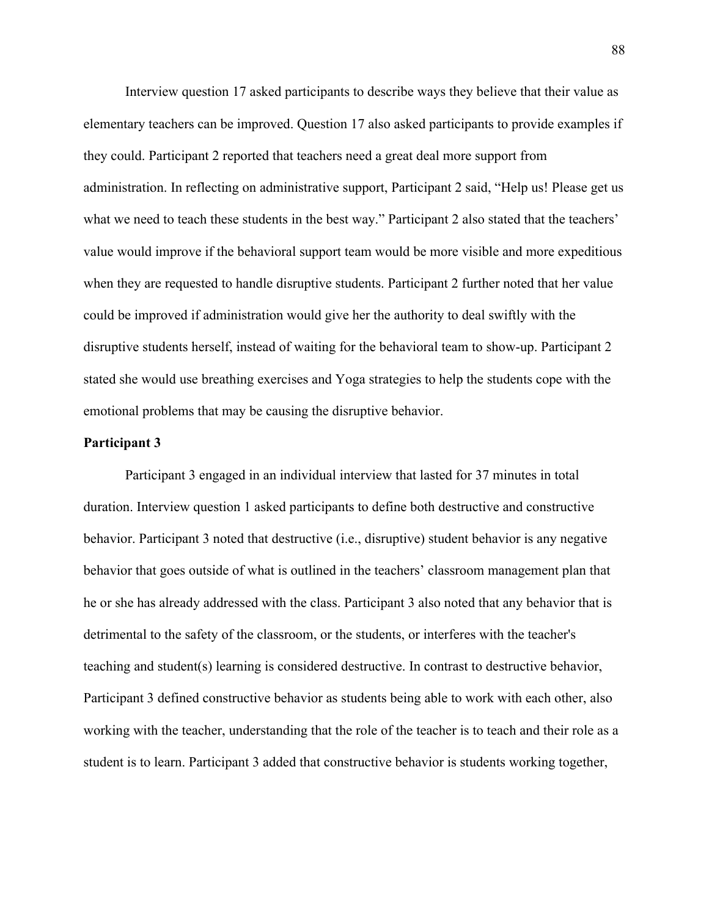Interview question 17 asked participants to describe ways they believe that their value as elementary teachers can be improved. Question 17 also asked participants to provide examples if they could. Participant 2 reported that teachers need a great deal more support from administration. In reflecting on administrative support, Participant 2 said, "Help us! Please get us what we need to teach these students in the best way." Participant 2 also stated that the teachers' value would improve if the behavioral support team would be more visible and more expeditious when they are requested to handle disruptive students. Participant 2 further noted that her value could be improved if administration would give her the authority to deal swiftly with the disruptive students herself, instead of waiting for the behavioral team to show-up. Participant 2 stated she would use breathing exercises and Yoga strategies to help the students cope with the emotional problems that may be causing the disruptive behavior.

**Participant 3**

Participant 3 engaged in an individual interview that lasted for 37 minutes in total duration. Interview question 1 asked participants to define both destructive and constructive behavior. Participant 3 noted that destructive (i.e., disruptive) student behavior is any negative behavior that goes outside of what is outlined in the teachers' classroom management plan that he or she has already addressed with the class. Participant 3 also noted that any behavior that is detrimental to the safety of the classroom, or the students, or interferes with the teacher's teaching and student(s) learning is considered destructive. In contrast to destructive behavior, Participant 3 defined constructive behavior as students being able to work with each other, also working with the teacher, understanding that the role of the teacher is to teach and their role as a student is to learn. Participant 3 added that constructive behavior is students working together,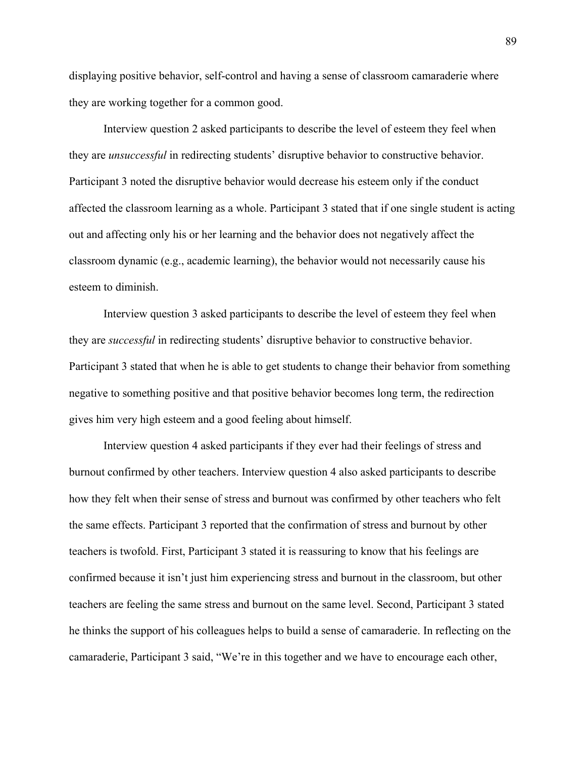displaying positive behavior, self-control and having a sense of classroom camaraderie where they are working together for a common good.

Interview question 2 asked participants to describe the level of esteem they feel when they are *unsuccessful* in redirecting students' disruptive behavior to constructive behavior. Participant 3 noted the disruptive behavior would decrease his esteem only if the conduct affected the classroom learning as a whole. Participant 3 stated that if one single student is acting out and affecting only his or her learning and the behavior does not negatively affect the classroom dynamic (e.g., academic learning), the behavior would not necessarily cause his esteem to diminish.

Interview question 3 asked participants to describe the level of esteem they feel when they are *successful* in redirecting students' disruptive behavior to constructive behavior. Participant 3 stated that when he is able to get students to change their behavior from something negative to something positive and that positive behavior becomes long term, the redirection gives him very high esteem and a good feeling about himself.

Interview question 4 asked participants if they ever had their feelings of stress and burnout confirmed by other teachers. Interview question 4 also asked participants to describe how they felt when their sense of stress and burnout was confirmed by other teachers who felt the same effects. Participant 3 reported that the confirmation of stress and burnout by other teachers is twofold. First, Participant 3 stated it is reassuring to know that his feelings are confirmed because it isn't just him experiencing stress and burnout in the classroom, but other teachers are feeling the same stress and burnout on the same level. Second, Participant 3 stated he thinks the support of his colleagues helps to build a sense of camaraderie. In reflecting on the camaraderie, Participant 3 said, "We're in this together and we have to encourage each other,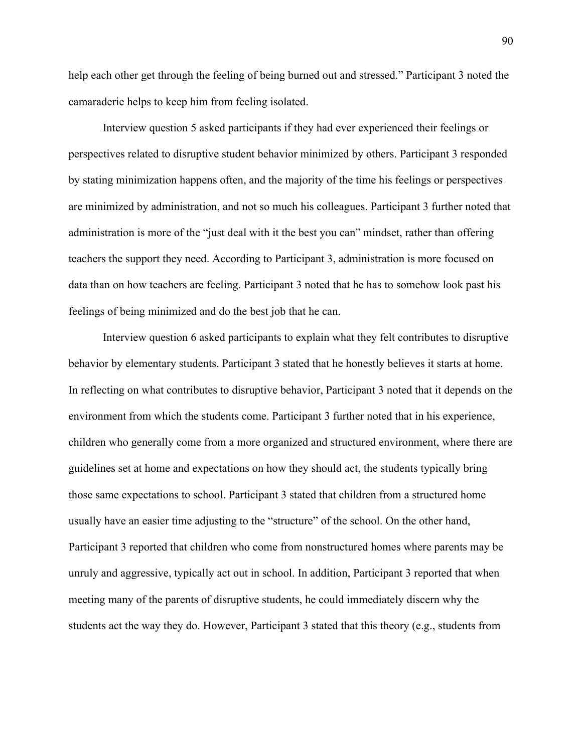help each other get through the feeling of being burned out and stressed." Participant 3 noted the camaraderie helps to keep him from feeling isolated.

Interview question 5 asked participants if they had ever experienced their feelings or perspectives related to disruptive student behavior minimized by others. Participant 3 responded by stating minimization happens often, and the majority of the time his feelings or perspectives are minimized by administration, and not so much his colleagues. Participant 3 further noted that administration is more of the "just deal with it the best you can" mindset, rather than offering teachers the support they need. According to Participant 3, administration is more focused on data than on how teachers are feeling. Participant 3 noted that he has to somehow look past his feelings of being minimized and do the best job that he can.

Interview question 6 asked participants to explain what they felt contributes to disruptive behavior by elementary students. Participant 3 stated that he honestly believes it starts at home. In reflecting on what contributes to disruptive behavior, Participant 3 noted that it depends on the environment from which the students come. Participant 3 further noted that in his experience, children who generally come from a more organized and structured environment, where there are guidelines set at home and expectations on how they should act, the students typically bring those same expectations to school. Participant 3 stated that children from a structured home usually have an easier time adjusting to the "structure" of the school. On the other hand, Participant 3 reported that children who come from nonstructured homes where parents may be unruly and aggressive, typically act out in school. In addition, Participant 3 reported that when meeting many of the parents of disruptive students, he could immediately discern why the students act the way they do. However, Participant 3 stated that this theory (e.g., students from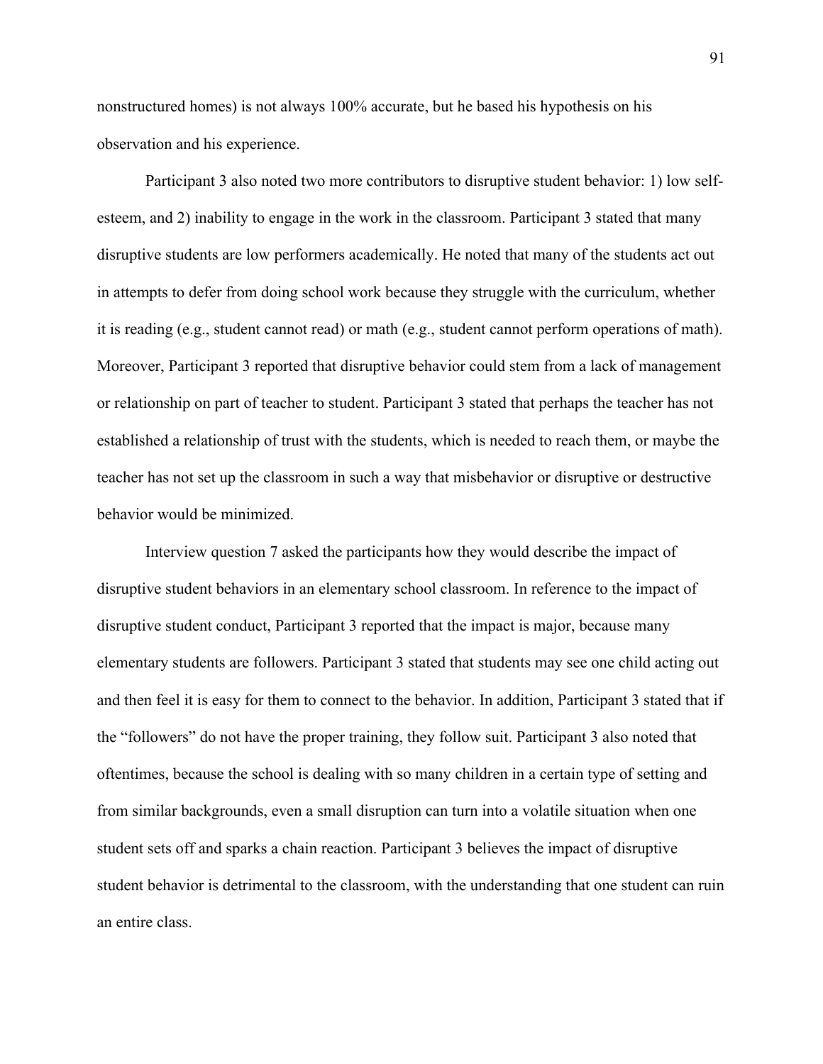nonstructured homes) is not always 100% accurate, but he based his hypothesis on his observation and his experience.

Participant 3 also noted two more contributors to disruptive student behavior: 1) low self-esteem, and 2) inability to engage in the work in the classroom. Participant 3 stated that many disruptive students are low performers academically. He noted that many of the students act out in attempts to defer from doing school work because they struggle with the curriculum, whether it is reading (e.g., student cannot read) or math (e.g., student cannot perform operations of math). Moreover, Participant 3 reported that disruptive behavior could stem from a lack of management or relationship on part of teacher to student. Participant 3 stated that perhaps the teacher has not established a relationship of trust with the students, which is needed to reach them, or maybe the teacher has not set up the classroom in such a way that misbehavior or disruptive or destructive behavior would be minimized.

Interview question 7 asked the participants how they would describe the impact of disruptive student behaviors in an elementary school classroom. In reference to the impact of disruptive student conduct, Participant 3 reported that the impact is major, because many elementary students are followers. Participant 3 stated that students may see one child acting out and then feel it is easy for them to connect to the behavior. In addition, Participant 3 stated that if the "followers" do not have the proper training, they follow suit. Participant 3 also noted that oftentimes, because the school is dealing with so many children in a certain type of setting and from similar backgrounds, even a small disruption can turn into a volatile situation when one student sets off and sparks a chain reaction. Participant 3 believes the impact of disruptive student behavior is detrimental to the classroom, with the understanding that one student can ruin an entire class.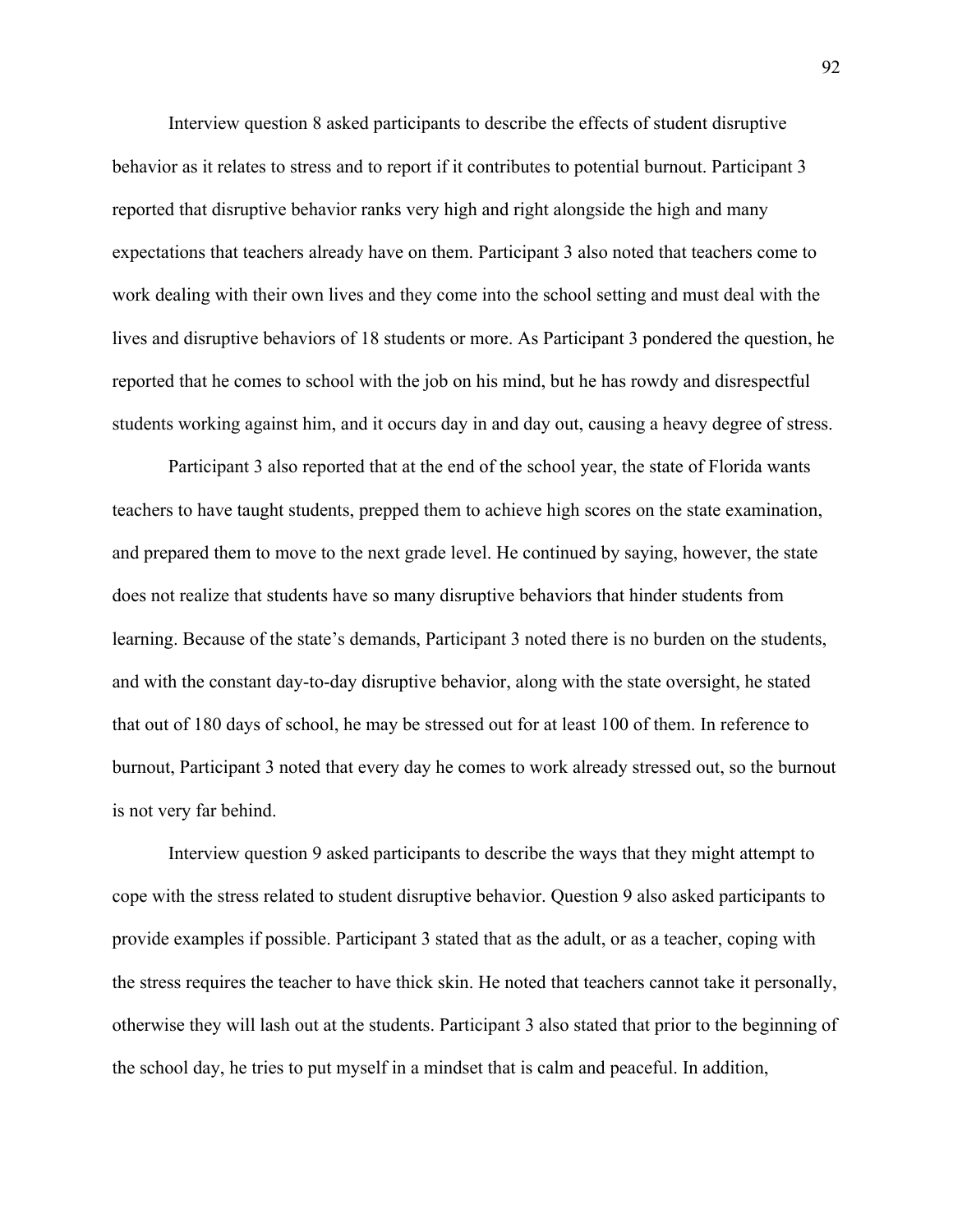Interview question 8 asked participants to describe the effects of student disruptive behavior as it relates to stress and to report if it contributes to potential burnout. Participant 3 reported that disruptive behavior ranks very high and right alongside the high and many expectations that teachers already have on them. Participant 3 also noted that teachers come to work dealing with their own lives and they come into the school setting and must deal with the lives and disruptive behaviors of 18 students or more. As Participant 3 pondered the question, he reported that he comes to school with the job on his mind, but he has rowdy and disrespectful students working against him, and it occurs day in and day out, causing a heavy degree of stress.

Participant 3 also reported that at the end of the school year, the state of Florida wants teachers to have taught students, prepped them to achieve high scores on the state examination, and prepared them to move to the next grade level. He continued by saying, however, the state does not realize that students have so many disruptive behaviors that hinder students from learning. Because of the state's demands, Participant 3 noted there is no burden on the students, and with the constant day-to-day disruptive behavior, along with the state oversight, he stated that out of 180 days of school, he may be stressed out for at least 100 of them. In reference to burnout, Participant 3 noted that every day he comes to work already stressed out, so the burnout is not very far behind.

Interview question 9 asked participants to describe the ways that they might attempt to cope with the stress related to student disruptive behavior. Question 9 also asked participants to provide examples if possible. Participant 3 stated that as the adult, or as a teacher, coping with the stress requires the teacher to have thick skin. He noted that teachers cannot take it personally, otherwise they will lash out at the students. Participant 3 also stated that prior to the beginning of the school day, he tries to put myself in a mindset that is calm and peaceful. In addition,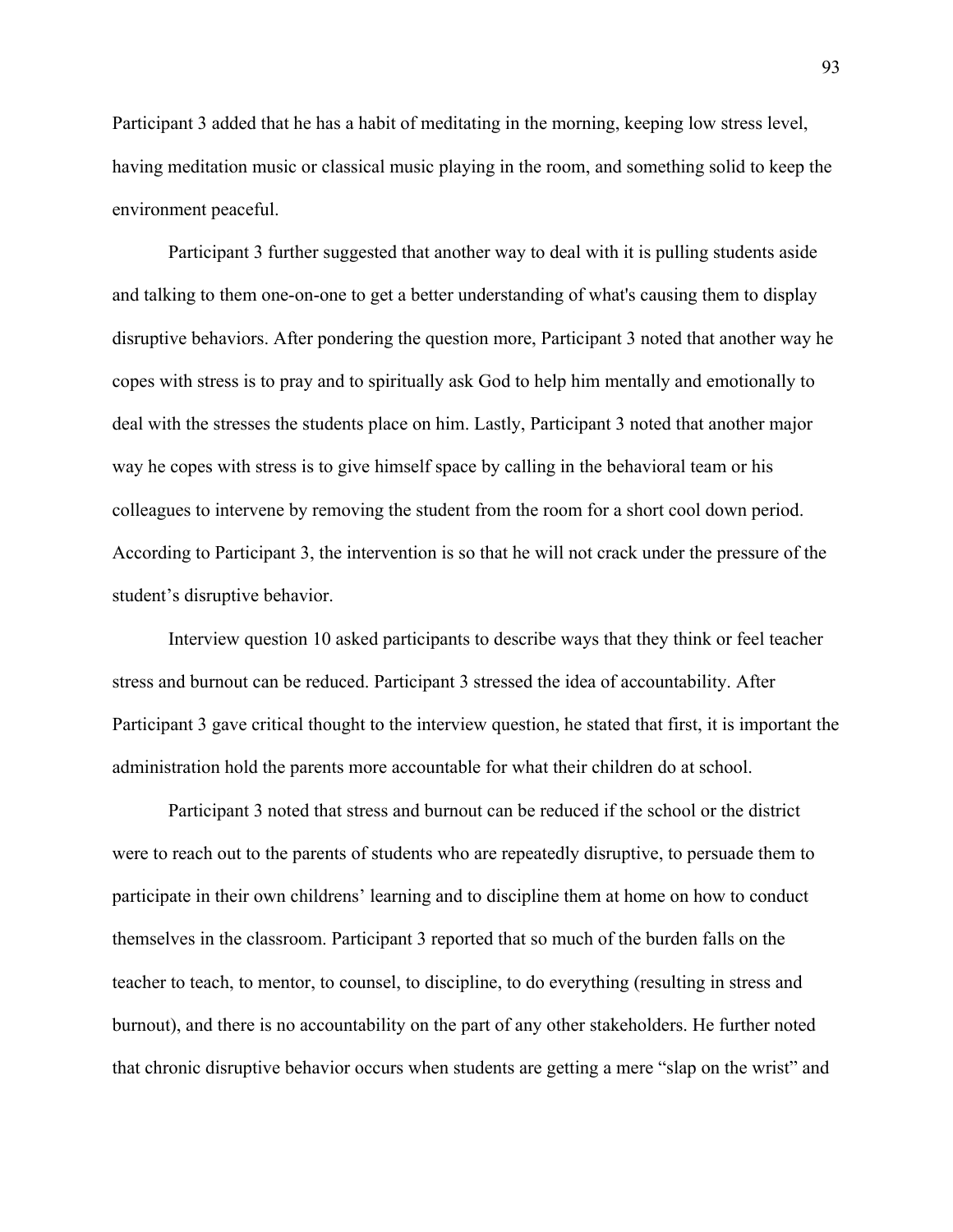Participant 3 added that he has a habit of meditating in the morning, keeping low stress level, having meditation music or classical music playing in the room, and something solid to keep the environment peaceful.

Participant 3 further suggested that another way to deal with it is pulling students aside and talking to them one-on-one to get a better understanding of what's causing them to display disruptive behaviors. After pondering the question more, Participant 3 noted that another way he copes with stress is to pray and to spiritually ask God to help him mentally and emotionally to deal with the stresses the students place on him. Lastly, Participant 3 noted that another major way he copes with stress is to give himself space by calling in the behavioral team or his colleagues to intervene by removing the student from the room for a short cool down period. According to Participant 3, the intervention is so that he will not crack under the pressure of the student's disruptive behavior.

Interview question 10 asked participants to describe ways that they think or feel teacher stress and burnout can be reduced. Participant 3 stressed the idea of accountability. After Participant 3 gave critical thought to the interview question, he stated that first, it is important the administration hold the parents more accountable for what their children do at school.

Participant 3 noted that stress and burnout can be reduced if the school or the district were to reach out to the parents of students who are repeatedly disruptive, to persuade them to participate in their own childrens' learning and to discipline them at home on how to conduct themselves in the classroom. Participant 3 reported that so much of the burden falls on the teacher to teach, to mentor, to counsel, to discipline, to do everything (resulting in stress and burnout), and there is no accountability on the part of any other stakeholders. He further noted that chronic disruptive behavior occurs when students are getting a mere "slap on the wrist" and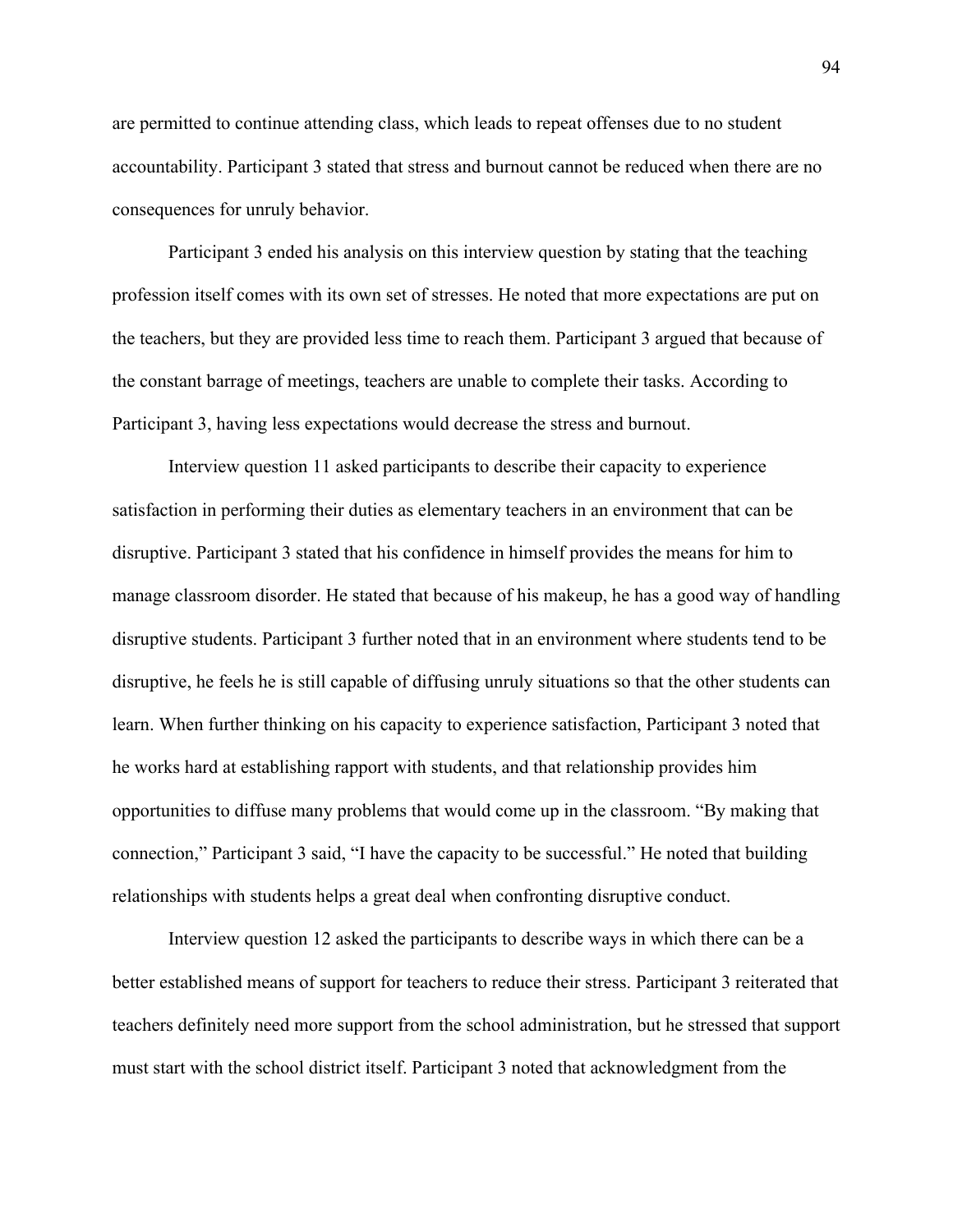are permitted to continue attending class, which leads to repeat offenses due to no student accountability. Participant 3 stated that stress and burnout cannot be reduced when there are no consequences for unruly behavior.

Participant 3 ended his analysis on this interview question by stating that the teaching profession itself comes with its own set of stresses. He noted that more expectations are put on the teachers, but they are provided less time to reach them. Participant 3 argued that because of the constant barrage of meetings, teachers are unable to complete their tasks. According to Participant 3, having less expectations would decrease the stress and burnout.

Interview question 11 asked participants to describe their capacity to experience satisfaction in performing their duties as elementary teachers in an environment that can be disruptive. Participant 3 stated that his confidence in himself provides the means for him to manage classroom disorder. He stated that because of his makeup, he has a good way of handling disruptive students. Participant 3 further noted that in an environment where students tend to be disruptive, he feels he is still capable of diffusing unruly situations so that the other students can learn. When further thinking on his capacity to experience satisfaction, Participant 3 noted that he works hard at establishing rapport with students, and that relationship provides him opportunities to diffuse many problems that would come up in the classroom. “By making that connection,” Participant 3 said, “I have the capacity to be successful.” He noted that building relationships with students helps a great deal when confronting disruptive conduct.

Interview question 12 asked the participants to describe ways in which there can be a better established means of support for teachers to reduce their stress. Participant 3 reiterated that teachers definitely need more support from the school administration, but he stressed that support must start with the school district itself. Participant 3 noted that acknowledgment from the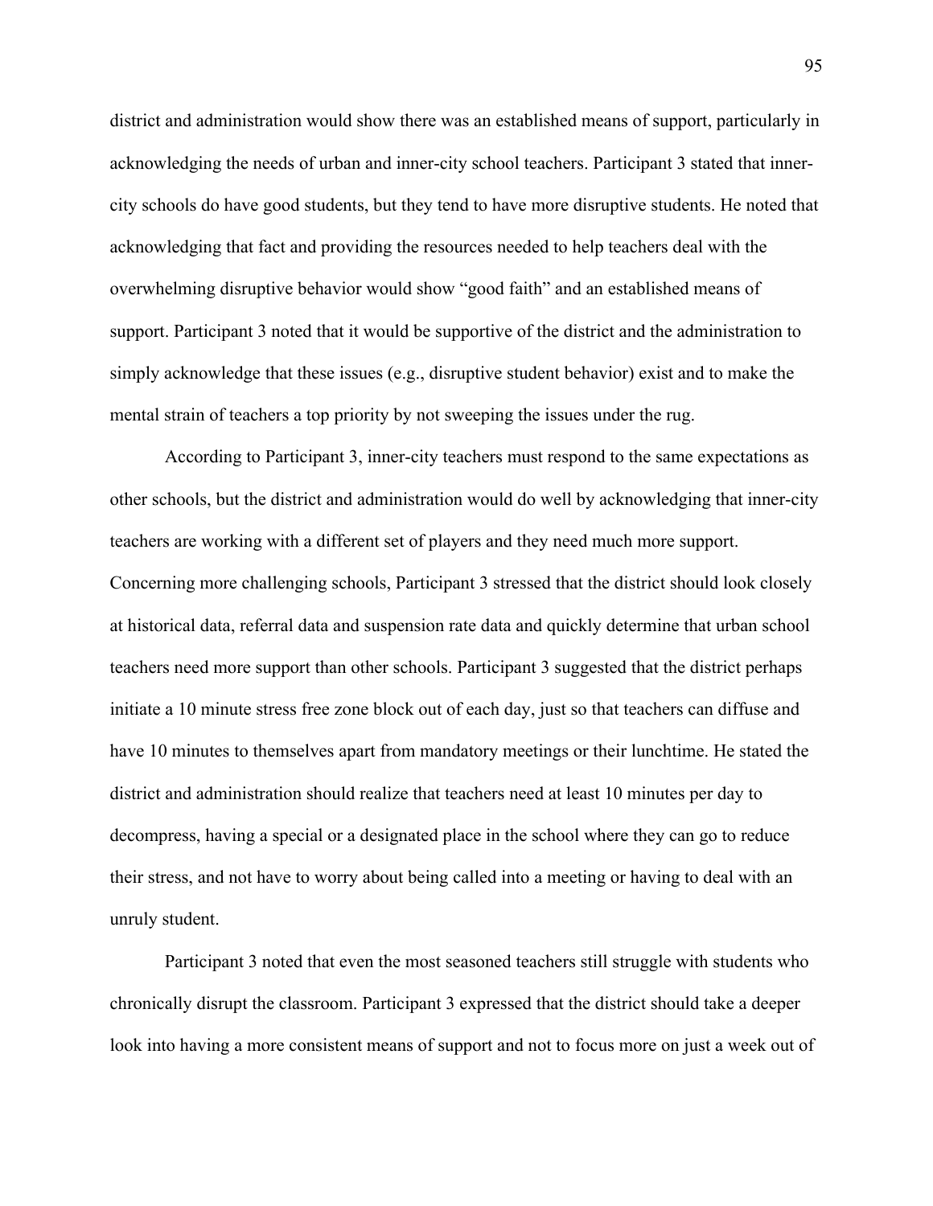district and administration would show there was an established means of support, particularly in acknowledging the needs of urban and inner-city school teachers. Participant 3 stated that inner-city schools do have good students, but they tend to have more disruptive students. He noted that acknowledging that fact and providing the resources needed to help teachers deal with the overwhelming disruptive behavior would show "good faith" and an established means of support. Participant 3 noted that it would be supportive of the district and the administration to simply acknowledge that these issues (e.g., disruptive student behavior) exist and to make the mental strain of teachers a top priority by not sweeping the issues under the rug.

According to Participant 3, inner-city teachers must respond to the same expectations as other schools, but the district and administration would do well by acknowledging that inner-city teachers are working with a different set of players and they need much more support. Concerning more challenging schools, Participant 3 stressed that the district should look closely at historical data, referral data and suspension rate data and quickly determine that urban school teachers need more support than other schools. Participant 3 suggested that the district perhaps initiate a 10 minute stress free zone block out of each day, just so that teachers can diffuse and have 10 minutes to themselves apart from mandatory meetings or their lunchtime. He stated the district and administration should realize that teachers need at least 10 minutes per day to decompress, having a special or a designated place in the school where they can go to reduce their stress, and not have to worry about being called into a meeting or having to deal with an unruly student.

Participant 3 noted that even the most seasoned teachers still struggle with students who chronically disrupt the classroom. Participant 3 expressed that the district should take a deeper look into having a more consistent means of support and not to focus more on just a week out of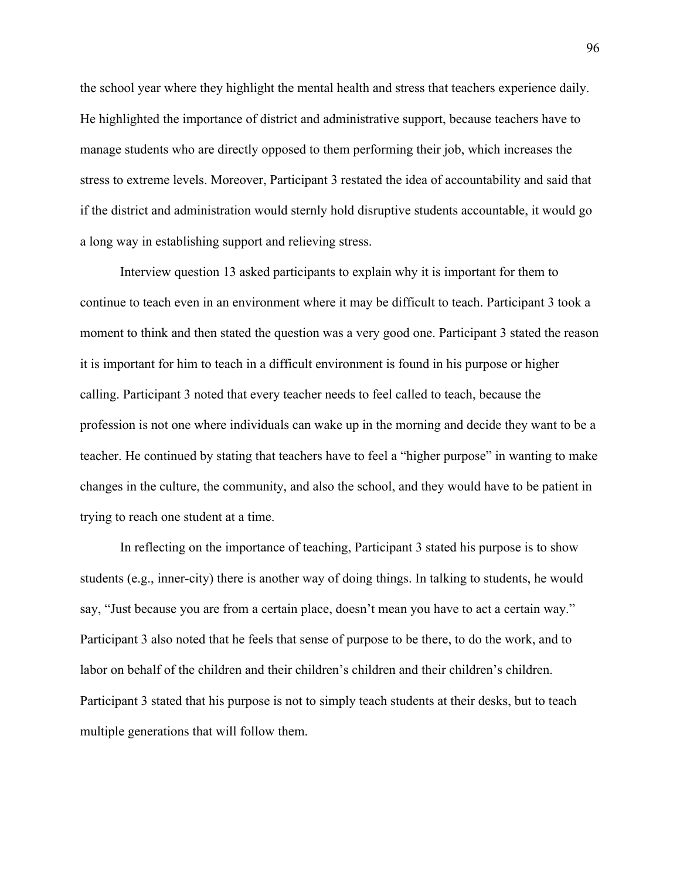the school year where they highlight the mental health and stress that teachers experience daily. He highlighted the importance of district and administrative support, because teachers have to manage students who are directly opposed to them performing their job, which increases the stress to extreme levels. Moreover, Participant 3 restated the idea of accountability and said that if the district and administration would sternly hold disruptive students accountable, it would go a long way in establishing support and relieving stress.

Interview question 13 asked participants to explain why it is important for them to continue to teach even in an environment where it may be difficult to teach. Participant 3 took a moment to think and then stated the question was a very good one. Participant 3 stated the reason it is important for him to teach in a difficult environment is found in his purpose or higher calling. Participant 3 noted that every teacher needs to feel called to teach, because the profession is not one where individuals can wake up in the morning and decide they want to be a teacher. He continued by stating that teachers have to feel a "higher purpose" in wanting to make changes in the culture, the community, and also the school, and they would have to be patient in trying to reach one student at a time.

In reflecting on the importance of teaching, Participant 3 stated his purpose is to show students (e.g., inner-city) there is another way of doing things. In talking to students, he would say, "Just because you are from a certain place, doesn't mean you have to act a certain way." Participant 3 also noted that he feels that sense of purpose to be there, to do the work, and to labor on behalf of the children and their children's children and their children's children. Participant 3 stated that his purpose is not to simply teach students at their desks, but to teach multiple generations that will follow them.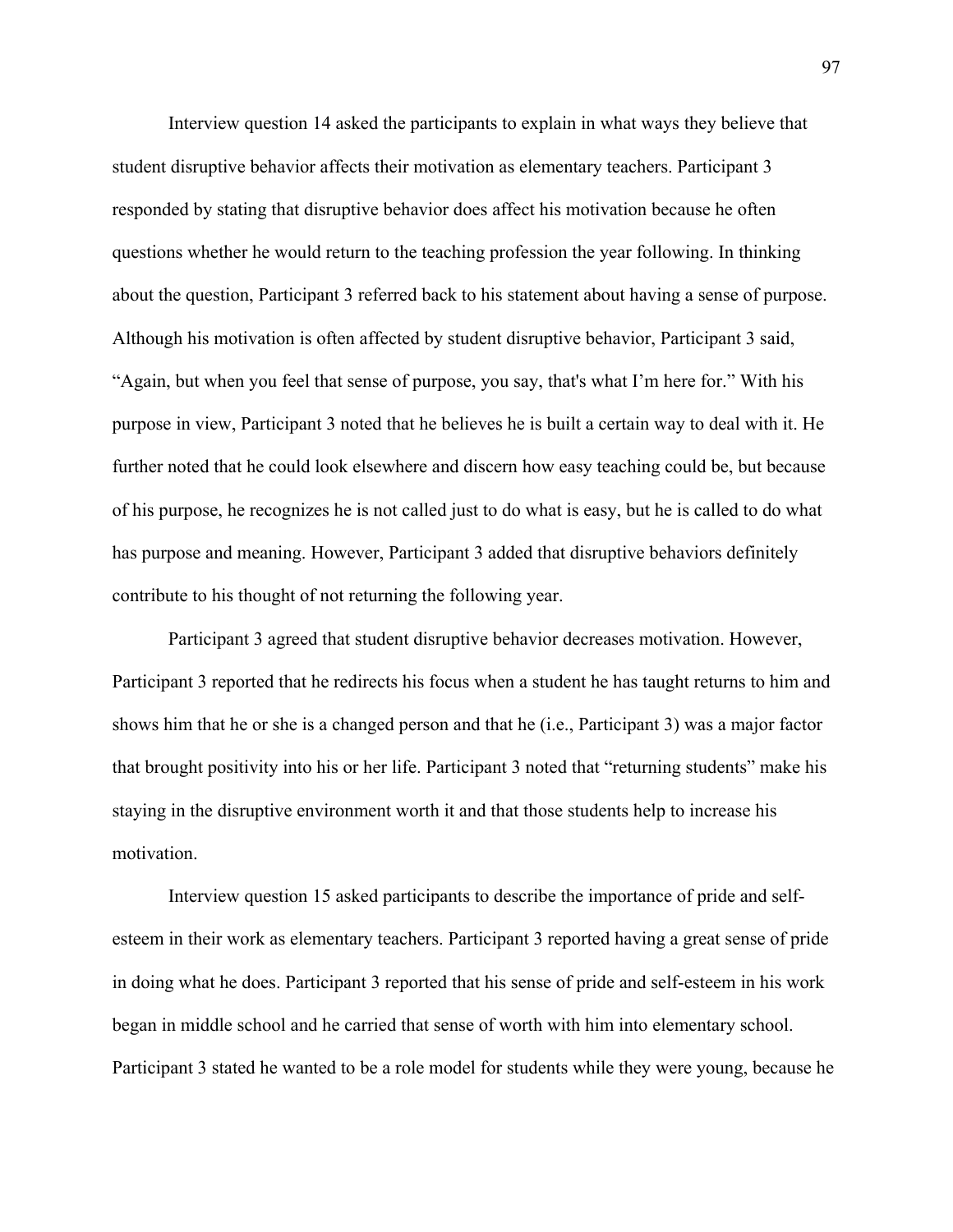Interview question 14 asked the participants to explain in what ways they believe that student disruptive behavior affects their motivation as elementary teachers. Participant 3 responded by stating that disruptive behavior does affect his motivation because he often questions whether he would return to the teaching profession the year following. In thinking about the question, Participant 3 referred back to his statement about having a sense of purpose. Although his motivation is often affected by student disruptive behavior, Participant 3 said, "Again, but when you feel that sense of purpose, you say, that's what I'm here for." With his purpose in view, Participant 3 noted that he believes he is built a certain way to deal with it. He further noted that he could look elsewhere and discern how easy teaching could be, but because of his purpose, he recognizes he is not called just to do what is easy, but he is called to do what has purpose and meaning. However, Participant 3 added that disruptive behaviors definitely contribute to his thought of not returning the following year.

Participant 3 agreed that student disruptive behavior decreases motivation. However, Participant 3 reported that he redirects his focus when a student he has taught returns to him and shows him that he or she is a changed person and that he (i.e., Participant 3) was a major factor that brought positivity into his or her life. Participant 3 noted that "returning students" make his staying in the disruptive environment worth it and that those students help to increase his motivation.

Interview question 15 asked participants to describe the importance of pride and self-esteem in their work as elementary teachers. Participant 3 reported having a great sense of pride in doing what he does. Participant 3 reported that his sense of pride and self-esteem in his work began in middle school and he carried that sense of worth with him into elementary school. Participant 3 stated he wanted to be a role model for students while they were young, because he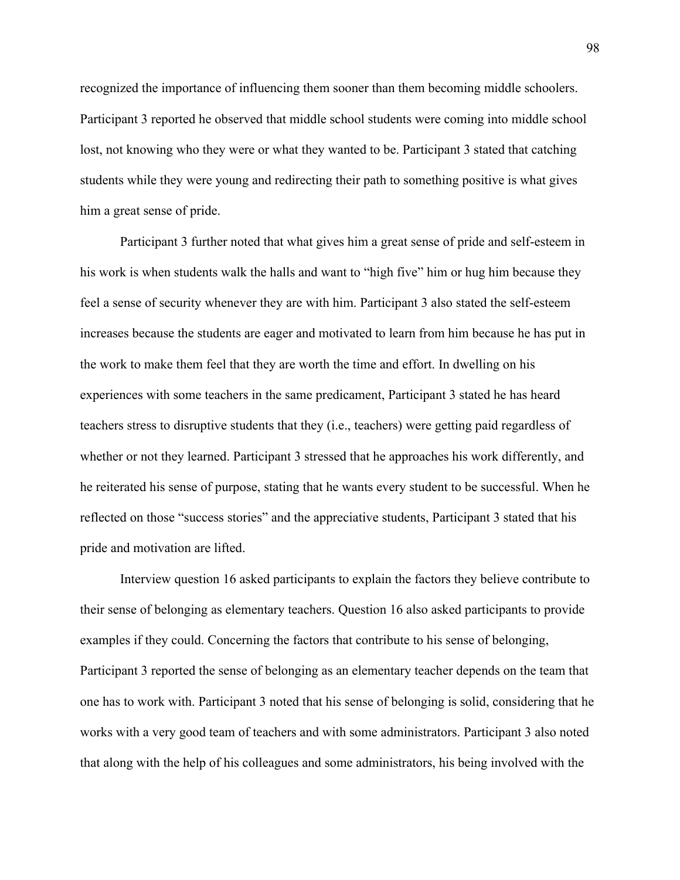recognized the importance of influencing them sooner than them becoming middle schoolers. Participant 3 reported he observed that middle school students were coming into middle school lost, not knowing who they were or what they wanted to be. Participant 3 stated that catching students while they were young and redirecting their path to something positive is what gives him a great sense of pride.

Participant 3 further noted that what gives him a great sense of pride and self-esteem in his work is when students walk the halls and want to "high five" him or hug him because they feel a sense of security whenever they are with him. Participant 3 also stated the self-esteem increases because the students are eager and motivated to learn from him because he has put in the work to make them feel that they are worth the time and effort. In dwelling on his experiences with some teachers in the same predicament, Participant 3 stated he has heard teachers stress to disruptive students that they (i.e., teachers) were getting paid regardless of whether or not they learned. Participant 3 stressed that he approaches his work differently, and he reiterated his sense of purpose, stating that he wants every student to be successful. When he reflected on those "success stories" and the appreciative students, Participant 3 stated that his pride and motivation are lifted.

Interview question 16 asked participants to explain the factors they believe contribute to their sense of belonging as elementary teachers. Question 16 also asked participants to provide examples if they could. Concerning the factors that contribute to his sense of belonging, Participant 3 reported the sense of belonging as an elementary teacher depends on the team that one has to work with. Participant 3 noted that his sense of belonging is solid, considering that he works with a very good team of teachers and with some administrators. Participant 3 also noted that along with the help of his colleagues and some administrators, his being involved with the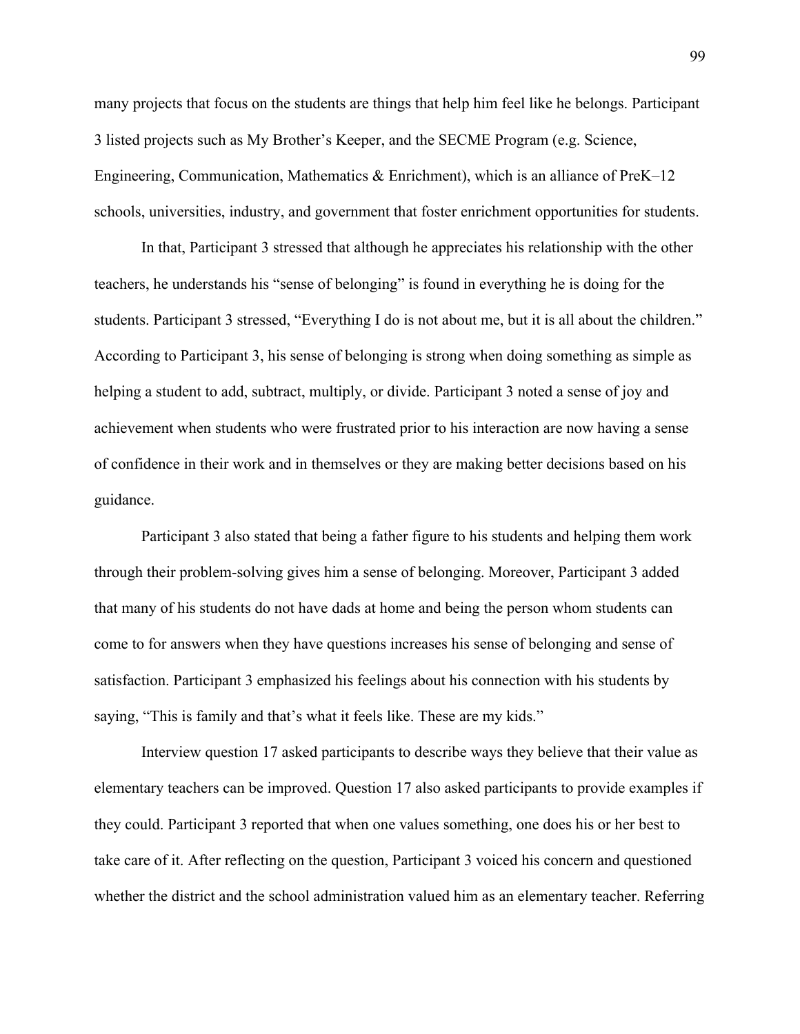many projects that focus on the students are things that help him feel like he belongs. Participant 3 listed projects such as My Brother's Keeper, and the SECME Program (e.g. Science, Engineering, Communication, Mathematics & Enrichment), which is an alliance of PreK–12 schools, universities, industry, and government that foster enrichment opportunities for students.

In that, Participant 3 stressed that although he appreciates his relationship with the other teachers, he understands his "sense of belonging" is found in everything he is doing for the students. Participant 3 stressed, "Everything I do is not about me, but it is all about the children." According to Participant 3, his sense of belonging is strong when doing something as simple as helping a student to add, subtract, multiply, or divide. Participant 3 noted a sense of joy and achievement when students who were frustrated prior to his interaction are now having a sense of confidence in their work and in themselves or they are making better decisions based on his guidance.

Participant 3 also stated that being a father figure to his students and helping them work through their problem-solving gives him a sense of belonging. Moreover, Participant 3 added that many of his students do not have dads at home and being the person whom students can come to for answers when they have questions increases his sense of belonging and sense of satisfaction. Participant 3 emphasized his feelings about his connection with his students by saying, "This is family and that's what it feels like. These are my kids."

Interview question 17 asked participants to describe ways they believe that their value as elementary teachers can be improved. Question 17 also asked participants to provide examples if they could. Participant 3 reported that when one values something, one does his or her best to take care of it. After reflecting on the question, Participant 3 voiced his concern and questioned whether the district and the school administration valued him as an elementary teacher. Referring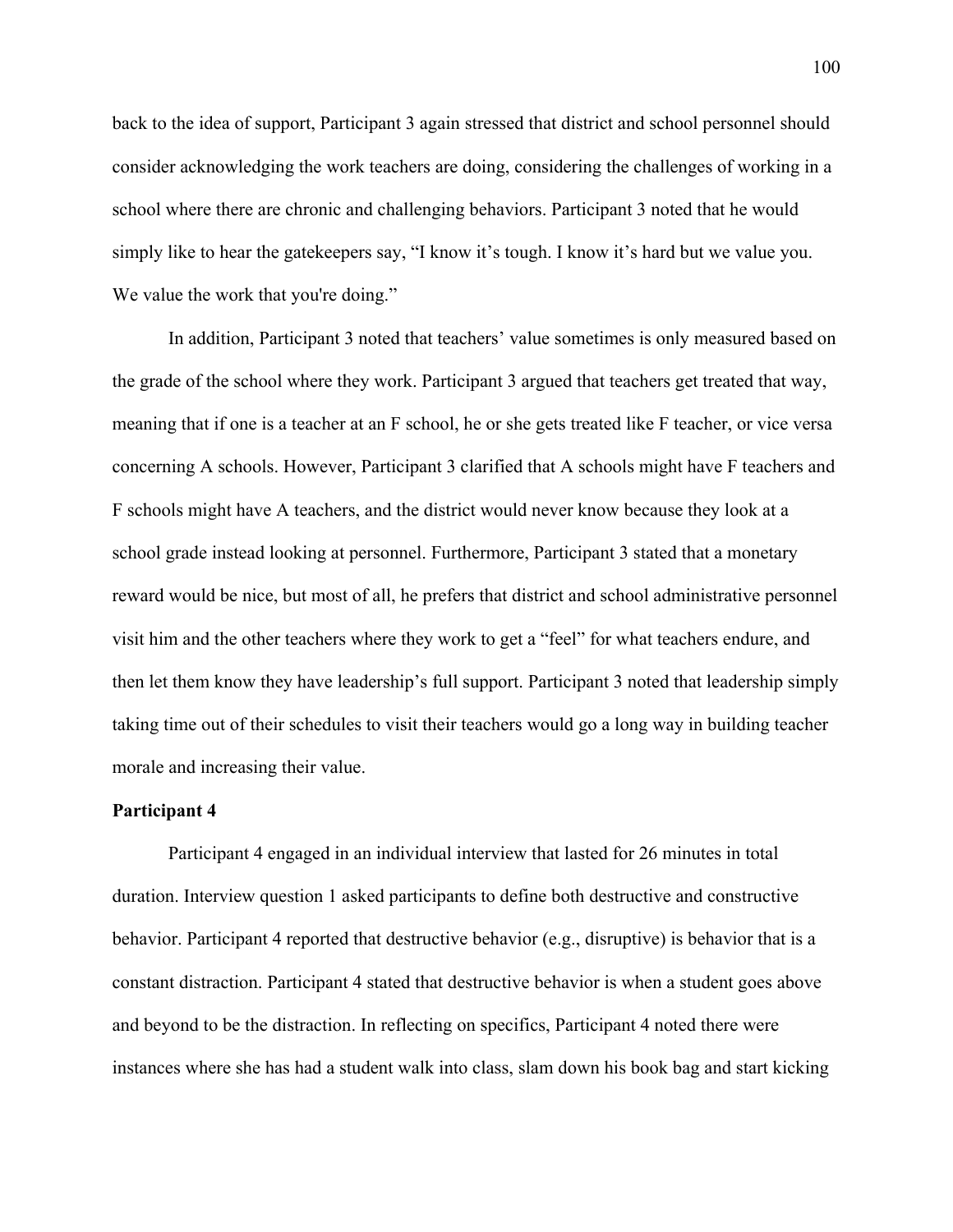back to the idea of support, Participant 3 again stressed that district and school personnel should consider acknowledging the work teachers are doing, considering the challenges of working in a school where there are chronic and challenging behaviors. Participant 3 noted that he would simply like to hear the gatekeepers say, "I know it's tough. I know it's hard but we value you. We value the work that you're doing."

In addition, Participant 3 noted that teachers' value sometimes is only measured based on the grade of the school where they work. Participant 3 argued that teachers get treated that way, meaning that if one is a teacher at an F school, he or she gets treated like F teacher, or vice versa concerning A schools. However, Participant 3 clarified that A schools might have F teachers and F schools might have A teachers, and the district would never know because they look at a school grade instead looking at personnel. Furthermore, Participant 3 stated that a monetary reward would be nice, but most of all, he prefers that district and school administrative personnel visit him and the other teachers where they work to get a "feel" for what teachers endure, and then let them know they have leadership's full support. Participant 3 noted that leadership simply taking time out of their schedules to visit their teachers would go a long way in building teacher morale and increasing their value.

**Participant 4**

Participant 4 engaged in an individual interview that lasted for 26 minutes in total duration. Interview question 1 asked participants to define both destructive and constructive behavior. Participant 4 reported that destructive behavior (e.g., disruptive) is behavior that is a constant distraction. Participant 4 stated that destructive behavior is when a student goes above and beyond to be the distraction. In reflecting on specifics, Participant 4 noted there were instances where she has had a student walk into class, slam down his book bag and start kicking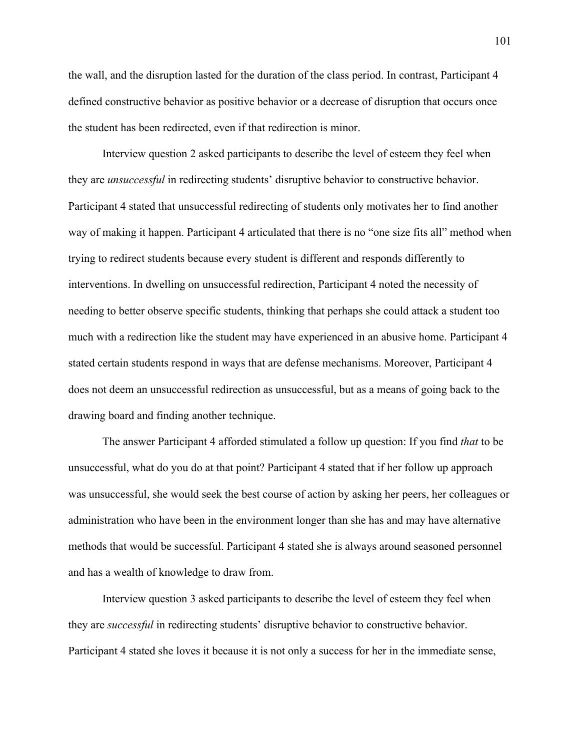the wall, and the disruption lasted for the duration of the class period. In contrast, Participant 4 defined constructive behavior as positive behavior or a decrease of disruption that occurs once the student has been redirected, even if that redirection is minor.

Interview question 2 asked participants to describe the level of esteem they feel when they are *unsuccessful* in redirecting students' disruptive behavior to constructive behavior. Participant 4 stated that unsuccessful redirecting of students only motivates her to find another way of making it happen. Participant 4 articulated that there is no "one size fits all" method when trying to redirect students because every student is different and responds differently to interventions. In dwelling on unsuccessful redirection, Participant 4 noted the necessity of needing to better observe specific students, thinking that perhaps she could attack a student too much with a redirection like the student may have experienced in an abusive home. Participant 4 stated certain students respond in ways that are defense mechanisms. Moreover, Participant 4 does not deem an unsuccessful redirection as unsuccessful, but as a means of going back to the drawing board and finding another technique.

The answer Participant 4 afforded stimulated a follow up question: If you find *that* to be unsuccessful, what do you do at that point? Participant 4 stated that if her follow up approach was unsuccessful, she would seek the best course of action by asking her peers, her colleagues or administration who have been in the environment longer than she has and may have alternative methods that would be successful. Participant 4 stated she is always around seasoned personnel and has a wealth of knowledge to draw from.

Interview question 3 asked participants to describe the level of esteem they feel when they are *successful* in redirecting students' disruptive behavior to constructive behavior. Participant 4 stated she loves it because it is not only a success for her in the immediate sense,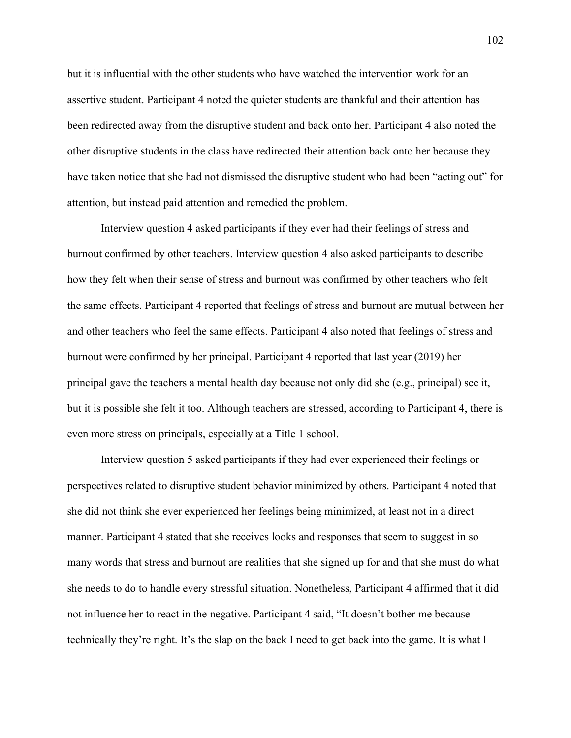but it is influential with the other students who have watched the intervention work for an assertive student. Participant 4 noted the quieter students are thankful and their attention has been redirected away from the disruptive student and back onto her. Participant 4 also noted the other disruptive students in the class have redirected their attention back onto her because they have taken notice that she had not dismissed the disruptive student who had been "acting out" for attention, but instead paid attention and remedied the problem.

Interview question 4 asked participants if they ever had their feelings of stress and burnout confirmed by other teachers. Interview question 4 also asked participants to describe how they felt when their sense of stress and burnout was confirmed by other teachers who felt the same effects. Participant 4 reported that feelings of stress and burnout are mutual between her and other teachers who feel the same effects. Participant 4 also noted that feelings of stress and burnout were confirmed by her principal. Participant 4 reported that last year (2019) her principal gave the teachers a mental health day because not only did she (e.g., principal) see it, but it is possible she felt it too. Although teachers are stressed, according to Participant 4, there is even more stress on principals, especially at a Title 1 school.

Interview question 5 asked participants if they had ever experienced their feelings or perspectives related to disruptive student behavior minimized by others. Participant 4 noted that she did not think she ever experienced her feelings being minimized, at least not in a direct manner. Participant 4 stated that she receives looks and responses that seem to suggest in so many words that stress and burnout are realities that she signed up for and that she must do what she needs to do to handle every stressful situation. Nonetheless, Participant 4 affirmed that it did not influence her to react in the negative. Participant 4 said, "It doesn't bother me because technically they're right. It's the slap on the back I need to get back into the game. It is what I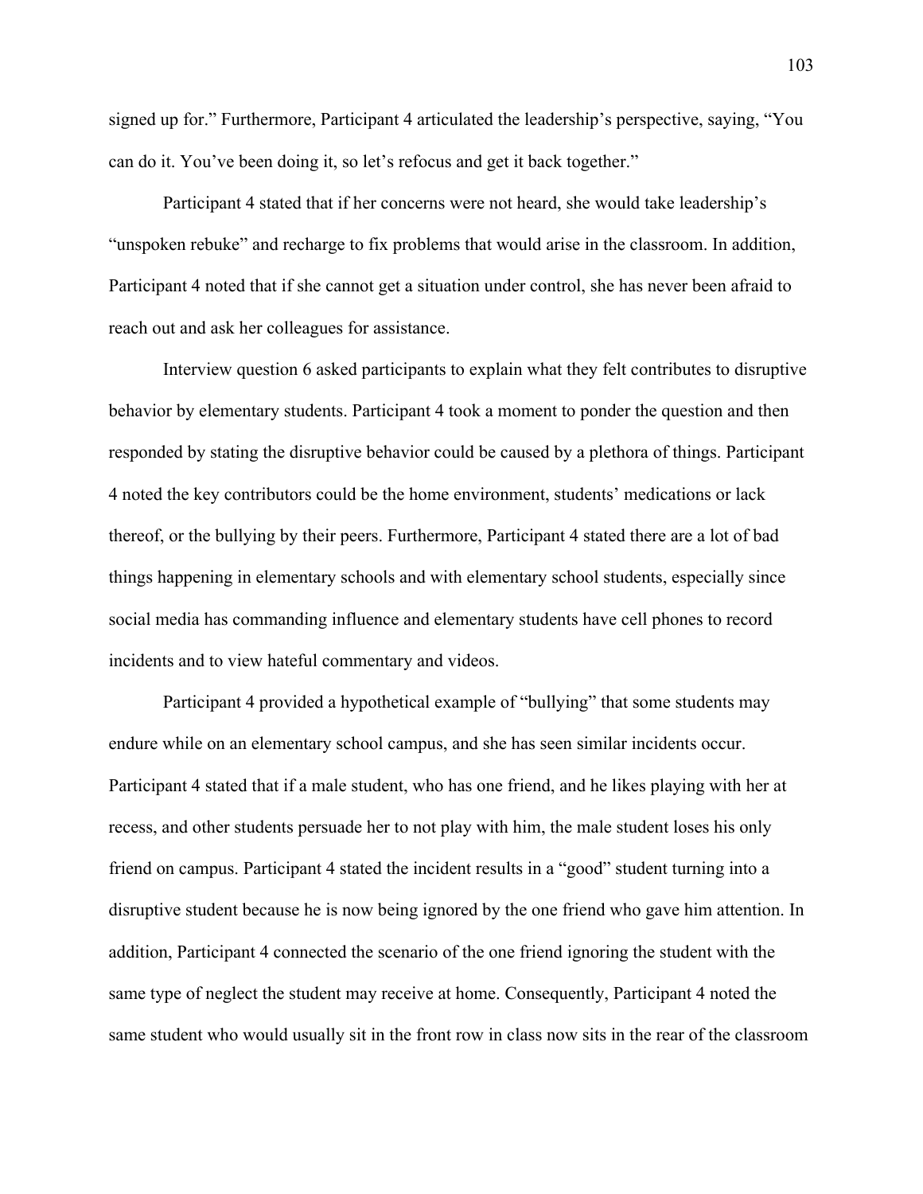signed up for." Furthermore, Participant 4 articulated the leadership's perspective, saying, "You can do it. You've been doing it, so let's refocus and get it back together."

Participant 4 stated that if her concerns were not heard, she would take leadership's "unspoken rebuke" and recharge to fix problems that would arise in the classroom. In addition, Participant 4 noted that if she cannot get a situation under control, she has never been afraid to reach out and ask her colleagues for assistance.

Interview question 6 asked participants to explain what they felt contributes to disruptive behavior by elementary students. Participant 4 took a moment to ponder the question and then responded by stating the disruptive behavior could be caused by a plethora of things. Participant 4 noted the key contributors could be the home environment, students' medications or lack thereof, or the bullying by their peers. Furthermore, Participant 4 stated there are a lot of bad things happening in elementary schools and with elementary school students, especially since social media has commanding influence and elementary students have cell phones to record incidents and to view hateful commentary and videos.

Participant 4 provided a hypothetical example of "bullying" that some students may endure while on an elementary school campus, and she has seen similar incidents occur. Participant 4 stated that if a male student, who has one friend, and he likes playing with her at recess, and other students persuade her to not play with him, the male student loses his only friend on campus. Participant 4 stated the incident results in a "good" student turning into a disruptive student because he is now being ignored by the one friend who gave him attention. In addition, Participant 4 connected the scenario of the one friend ignoring the student with the same type of neglect the student may receive at home. Consequently, Participant 4 noted the same student who would usually sit in the front row in class now sits in the rear of the classroom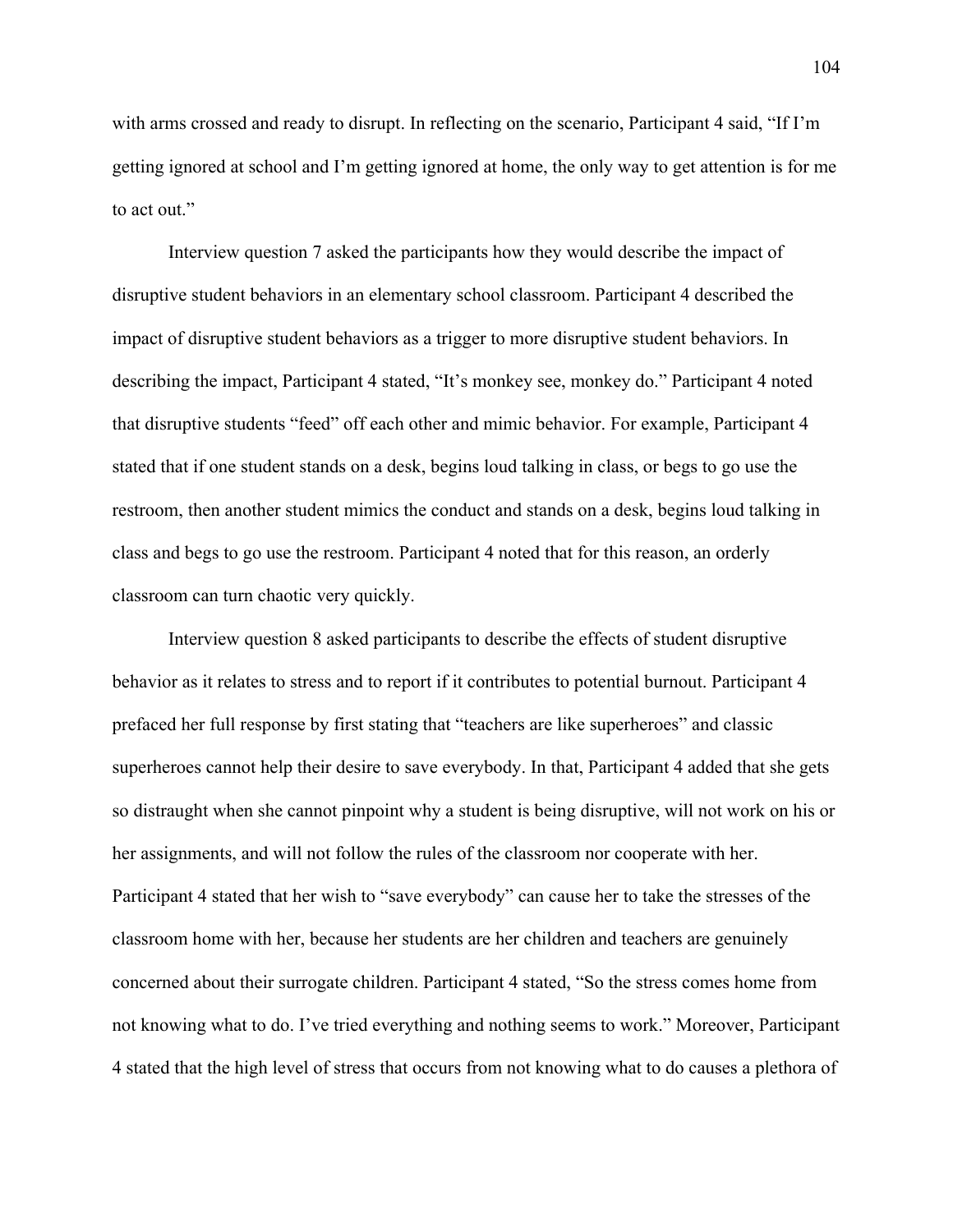with arms crossed and ready to disrupt. In reflecting on the scenario, Participant 4 said, "If I'm getting ignored at school and I'm getting ignored at home, the only way to get attention is for me to act out."

Interview question 7 asked the participants how they would describe the impact of disruptive student behaviors in an elementary school classroom. Participant 4 described the impact of disruptive student behaviors as a trigger to more disruptive student behaviors. In describing the impact, Participant 4 stated, "It's monkey see, monkey do." Participant 4 noted that disruptive students "feed" off each other and mimic behavior. For example, Participant 4 stated that if one student stands on a desk, begins loud talking in class, or begs to go use the restroom, then another student mimics the conduct and stands on a desk, begins loud talking in class and begs to go use the restroom. Participant 4 noted that for this reason, an orderly classroom can turn chaotic very quickly.

Interview question 8 asked participants to describe the effects of student disruptive behavior as it relates to stress and to report if it contributes to potential burnout. Participant 4 prefaced her full response by first stating that "teachers are like superheroes" and classic superheroes cannot help their desire to save everybody. In that, Participant 4 added that she gets so distraught when she cannot pinpoint why a student is being disruptive, will not work on his or her assignments, and will not follow the rules of the classroom nor cooperate with her. Participant 4 stated that her wish to "save everybody" can cause her to take the stresses of the classroom home with her, because her students are her children and teachers are genuinely concerned about their surrogate children. Participant 4 stated, "So the stress comes home from not knowing what to do. I've tried everything and nothing seems to work." Moreover, Participant 4 stated that the high level of stress that occurs from not knowing what to do causes a plethora of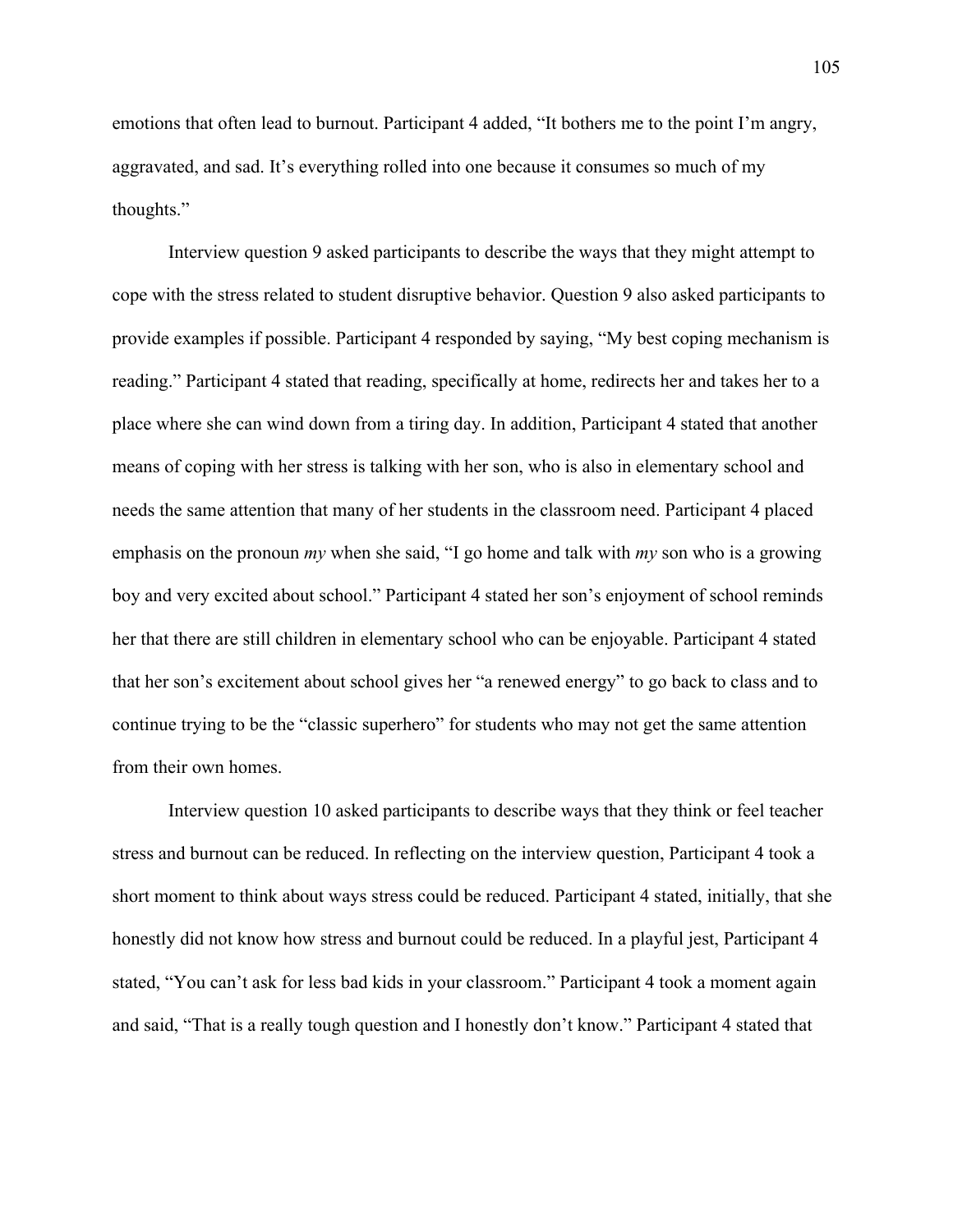emotions that often lead to burnout. Participant 4 added, “It bothers me to the point I’m angry, aggravated, and sad. It’s everything rolled into one because it consumes so much of my thoughts.”

Interview question 9 asked participants to describe the ways that they might attempt to cope with the stress related to student disruptive behavior. Question 9 also asked participants to provide examples if possible. Participant 4 responded by saying, “My best coping mechanism is reading.” Participant 4 stated that reading, specifically at home, redirects her and takes her to a place where she can wind down from a tiring day. In addition, Participant 4 stated that another means of coping with her stress is talking with her son, who is also in elementary school and needs the same attention that many of her students in the classroom need. Participant 4 placed emphasis on the pronoun *my* when she said, “I go home and talk with *my* son who is a growing boy and very excited about school.” Participant 4 stated her son’s enjoyment of school reminds her that there are still children in elementary school who can be enjoyable. Participant 4 stated that her son’s excitement about school gives her “a renewed energy” to go back to class and to continue trying to be the “classic superhero” for students who may not get the same attention from their own homes.

Interview question 10 asked participants to describe ways that they think or feel teacher stress and burnout can be reduced. In reflecting on the interview question, Participant 4 took a short moment to think about ways stress could be reduced. Participant 4 stated, initially, that she honestly did not know how stress and burnout could be reduced. In a playful jest, Participant 4 stated, “You can’t ask for less bad kids in your classroom.” Participant 4 took a moment again and said, “That is a really tough question and I honestly don’t know.” Participant 4 stated that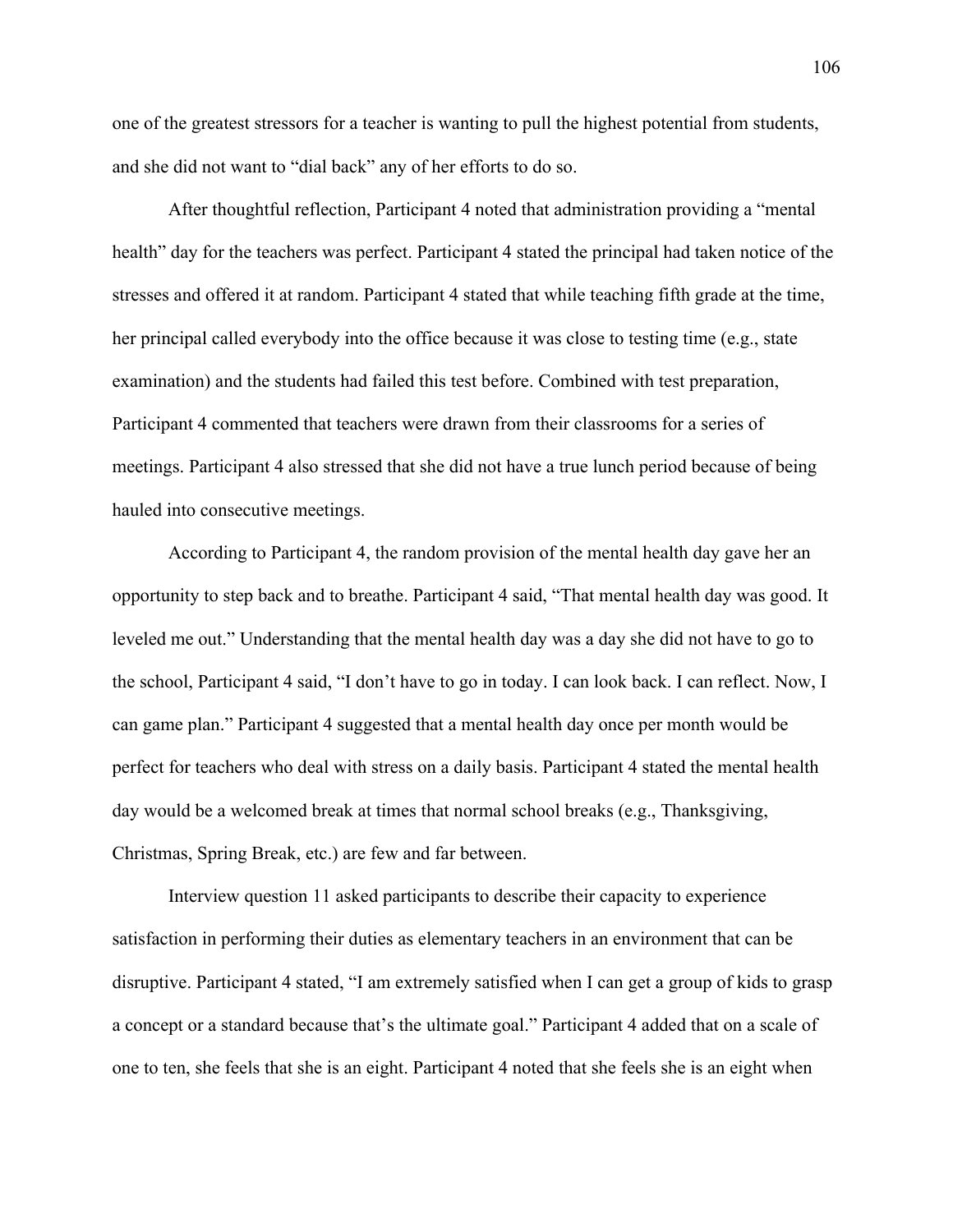one of the greatest stressors for a teacher is wanting to pull the highest potential from students, and she did not want to "dial back" any of her efforts to do so.

After thoughtful reflection, Participant 4 noted that administration providing a "mental health" day for the teachers was perfect. Participant 4 stated the principal had taken notice of the stresses and offered it at random. Participant 4 stated that while teaching fifth grade at the time, her principal called everybody into the office because it was close to testing time (e.g., state examination) and the students had failed this test before. Combined with test preparation, Participant 4 commented that teachers were drawn from their classrooms for a series of meetings. Participant 4 also stressed that she did not have a true lunch period because of being hauled into consecutive meetings.

According to Participant 4, the random provision of the mental health day gave her an opportunity to step back and to breathe. Participant 4 said, "That mental health day was good. It leveled me out." Understanding that the mental health day was a day she did not have to go to the school, Participant 4 said, "I don't have to go in today. I can look back. I can reflect. Now, I can game plan." Participant 4 suggested that a mental health day once per month would be perfect for teachers who deal with stress on a daily basis. Participant 4 stated the mental health day would be a welcomed break at times that normal school breaks (e.g., Thanksgiving, Christmas, Spring Break, etc.) are few and far between.

Interview question 11 asked participants to describe their capacity to experience satisfaction in performing their duties as elementary teachers in an environment that can be disruptive. Participant 4 stated, "I am extremely satisfied when I can get a group of kids to grasp a concept or a standard because that's the ultimate goal." Participant 4 added that on a scale of one to ten, she feels that she is an eight. Participant 4 noted that she feels she is an eight when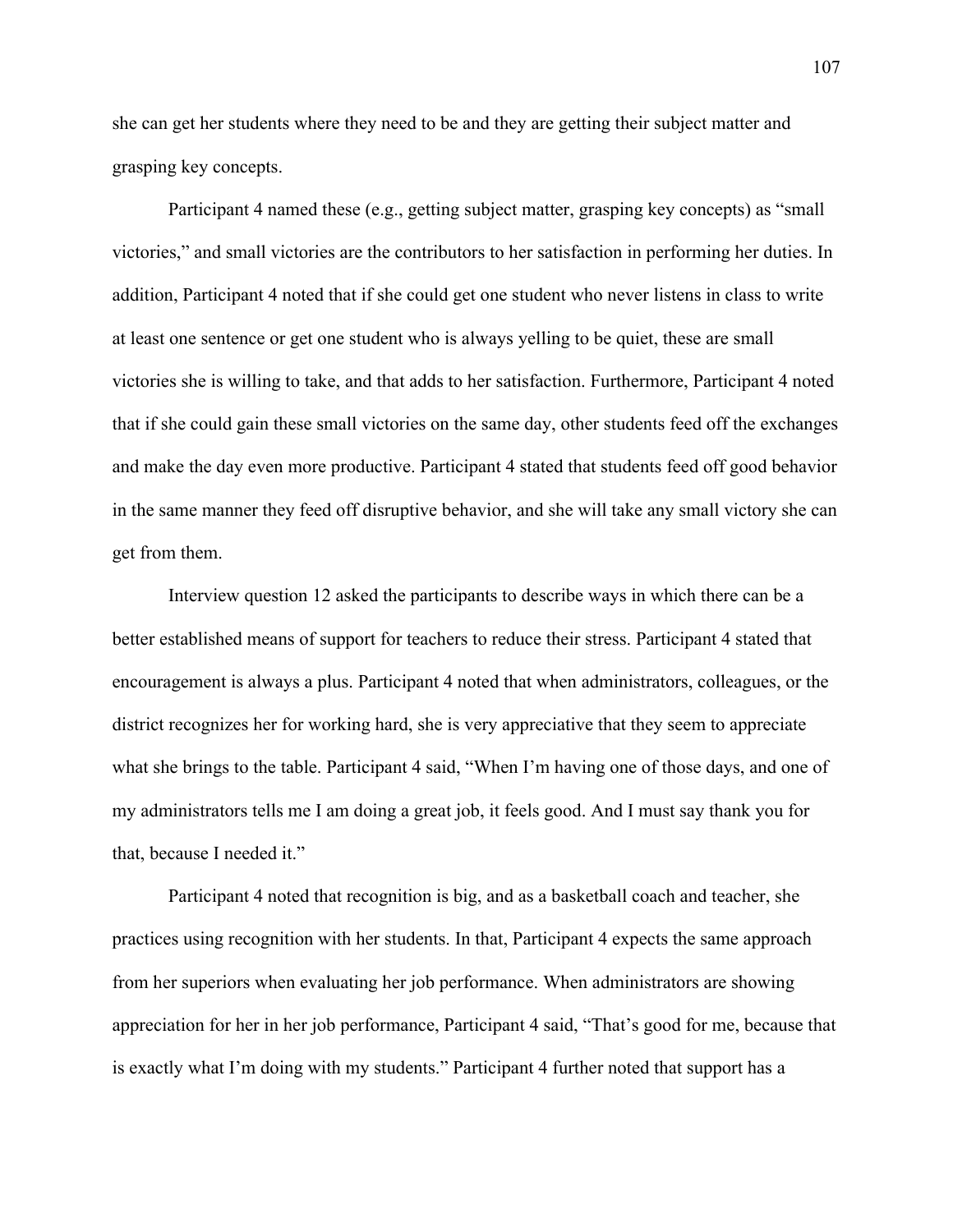she can get her students where they need to be and they are getting their subject matter and grasping key concepts.

Participant 4 named these (e.g., getting subject matter, grasping key concepts) as "small victories," and small victories are the contributors to her satisfaction in performing her duties. In addition, Participant 4 noted that if she could get one student who never listens in class to write at least one sentence or get one student who is always yelling to be quiet, these are small victories she is willing to take, and that adds to her satisfaction. Furthermore, Participant 4 noted that if she could gain these small victories on the same day, other students feed off the exchanges and make the day even more productive. Participant 4 stated that students feed off good behavior in the same manner they feed off disruptive behavior, and she will take any small victory she can get from them.

Interview question 12 asked the participants to describe ways in which there can be a better established means of support for teachers to reduce their stress. Participant 4 stated that encouragement is always a plus. Participant 4 noted that when administrators, colleagues, or the district recognizes her for working hard, she is very appreciative that they seem to appreciate what she brings to the table. Participant 4 said, "When I'm having one of those days, and one of my administrators tells me I am doing a great job, it feels good. And I must say thank you for that, because I needed it."

Participant 4 noted that recognition is big, and as a basketball coach and teacher, she practices using recognition with her students. In that, Participant 4 expects the same approach from her superiors when evaluating her job performance. When administrators are showing appreciation for her in her job performance, Participant 4 said, "That's good for me, because that is exactly what I'm doing with my students." Participant 4 further noted that support has a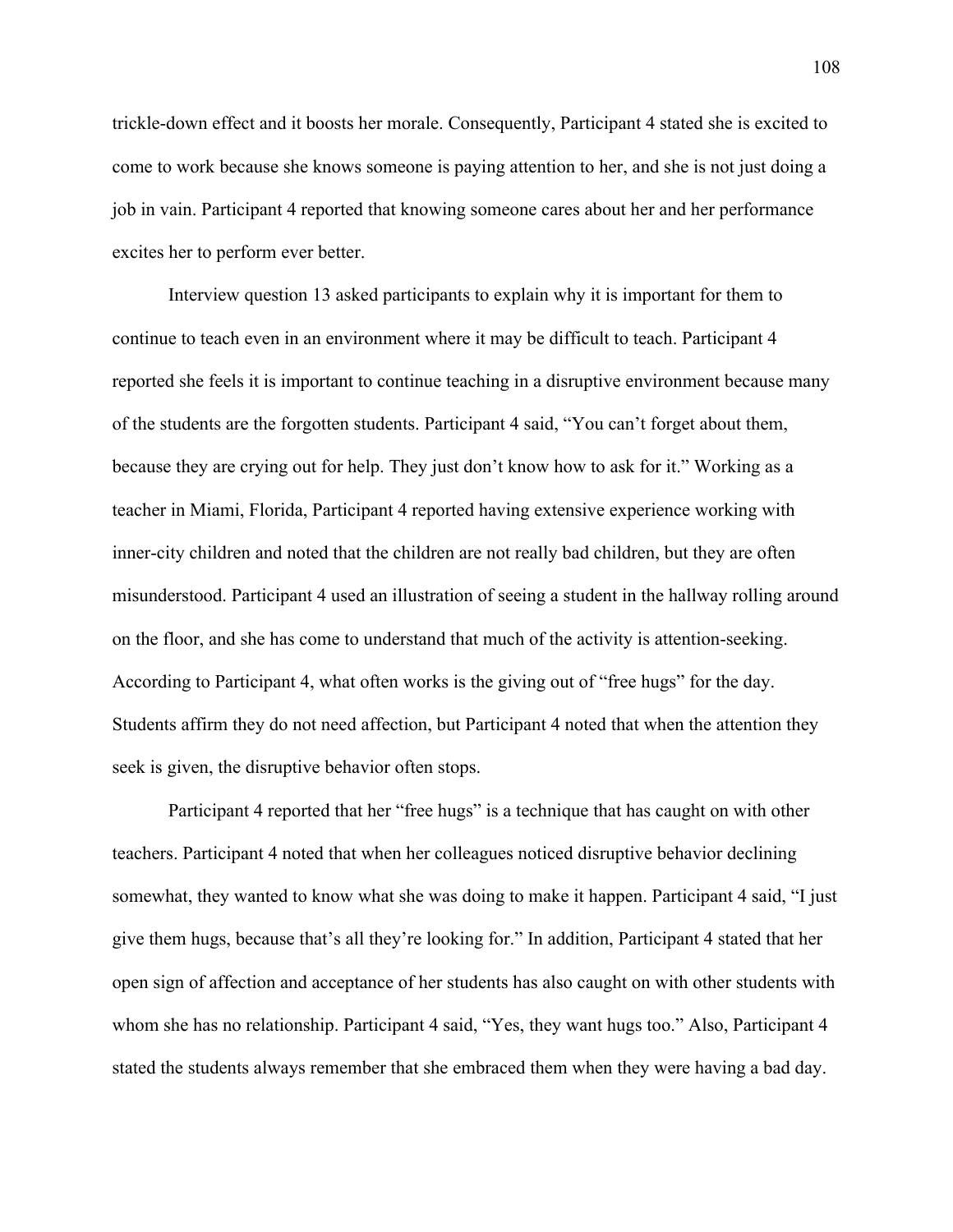trickle-down effect and it boosts her morale. Consequently, Participant 4 stated she is excited to come to work because she knows someone is paying attention to her, and she is not just doing a job in vain. Participant 4 reported that knowing someone cares about her and her performance excites her to perform ever better.

Interview question 13 asked participants to explain why it is important for them to continue to teach even in an environment where it may be difficult to teach. Participant 4 reported she feels it is important to continue teaching in a disruptive environment because many of the students are the forgotten students. Participant 4 said, “You can’t forget about them, because they are crying out for help. They just don’t know how to ask for it.” Working as a teacher in Miami, Florida, Participant 4 reported having extensive experience working with inner-city children and noted that the children are not really bad children, but they are often misunderstood. Participant 4 used an illustration of seeing a student in the hallway rolling around on the floor, and she has come to understand that much of the activity is attention-seeking. According to Participant 4, what often works is the giving out of “free hugs” for the day. Students affirm they do not need affection, but Participant 4 noted that when the attention they seek is given, the disruptive behavior often stops.

Participant 4 reported that her “free hugs” is a technique that has caught on with other teachers. Participant 4 noted that when her colleagues noticed disruptive behavior declining somewhat, they wanted to know what she was doing to make it happen. Participant 4 said, “I just give them hugs, because that’s all they’re looking for.” In addition, Participant 4 stated that her open sign of affection and acceptance of her students has also caught on with other students with whom she has no relationship. Participant 4 said, “Yes, they want hugs too.” Also, Participant 4 stated the students always remember that she embraced them when they were having a bad day.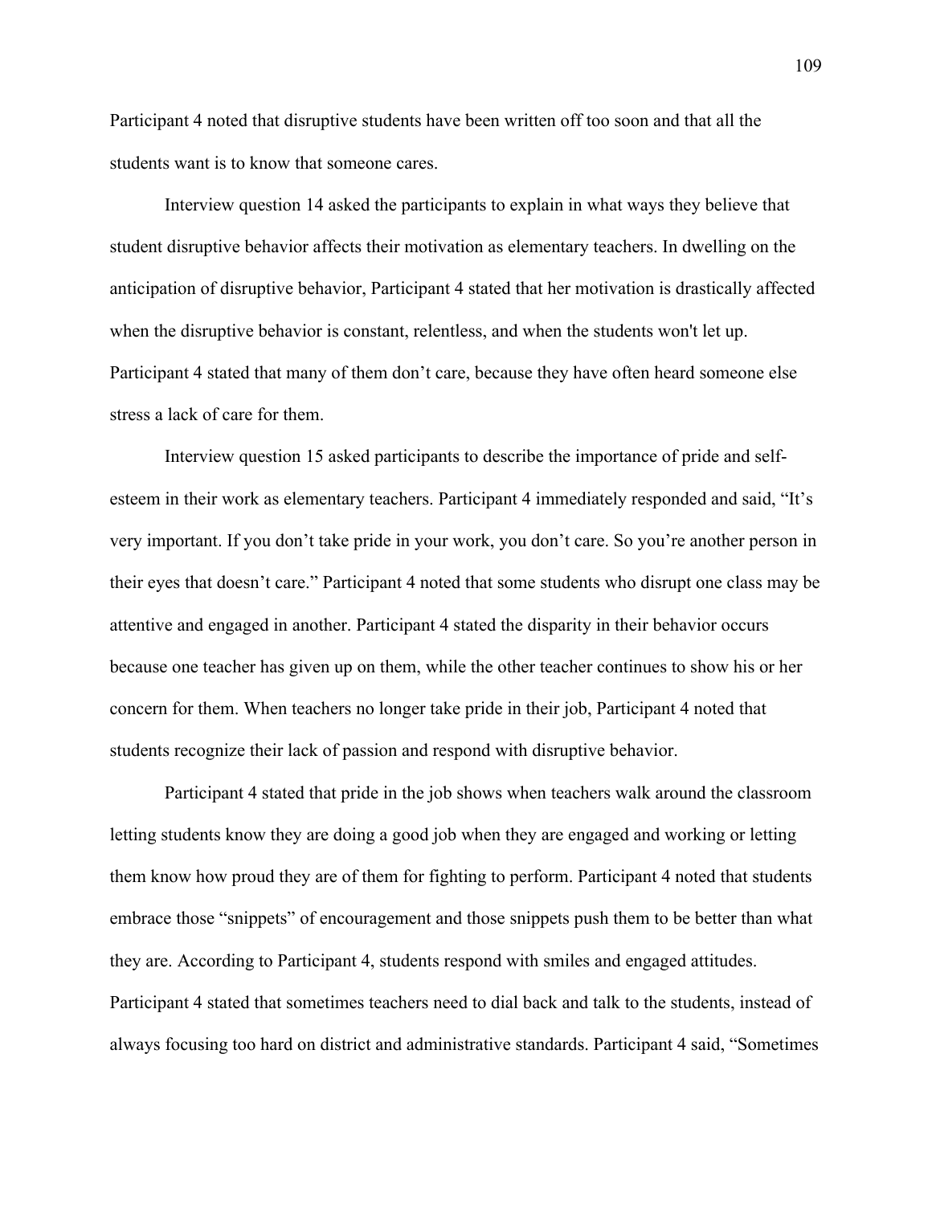Participant 4 noted that disruptive students have been written off too soon and that all the students want is to know that someone cares.

Interview question 14 asked the participants to explain in what ways they believe that student disruptive behavior affects their motivation as elementary teachers. In dwelling on the anticipation of disruptive behavior, Participant 4 stated that her motivation is drastically affected when the disruptive behavior is constant, relentless, and when the students won't let up. Participant 4 stated that many of them don't care, because they have often heard someone else stress a lack of care for them.

Interview question 15 asked participants to describe the importance of pride and self-esteem in their work as elementary teachers. Participant 4 immediately responded and said, "It's very important. If you don't take pride in your work, you don't care. So you're another person in their eyes that doesn't care." Participant 4 noted that some students who disrupt one class may be attentive and engaged in another. Participant 4 stated the disparity in their behavior occurs because one teacher has given up on them, while the other teacher continues to show his or her concern for them. When teachers no longer take pride in their job, Participant 4 noted that students recognize their lack of passion and respond with disruptive behavior.

Participant 4 stated that pride in the job shows when teachers walk around the classroom letting students know they are doing a good job when they are engaged and working or letting them know how proud they are of them for fighting to perform. Participant 4 noted that students embrace those "snippets" of encouragement and those snippets push them to be better than what they are. According to Participant 4, students respond with smiles and engaged attitudes. Participant 4 stated that sometimes teachers need to dial back and talk to the students, instead of always focusing too hard on district and administrative standards. Participant 4 said, "Sometimes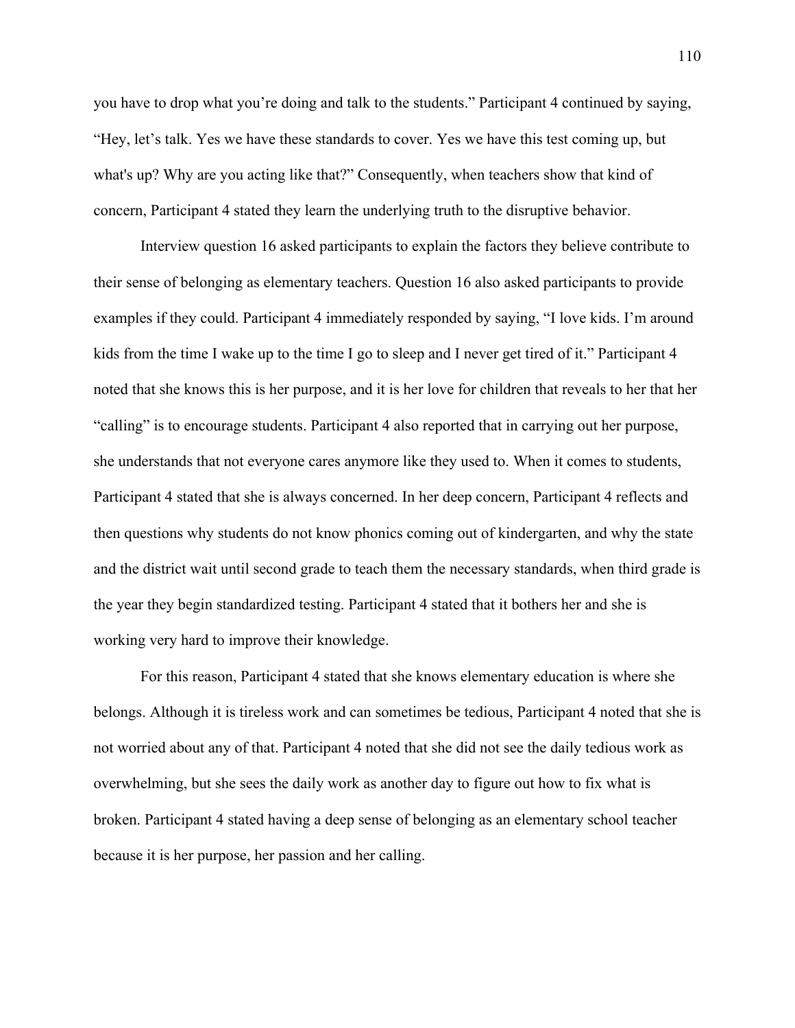you have to drop what you're doing and talk to the students." Participant 4 continued by saying, "Hey, let's talk. Yes we have these standards to cover. Yes we have this test coming up, but what's up? Why are you acting like that?" Consequently, when teachers show that kind of concern, Participant 4 stated they learn the underlying truth to the disruptive behavior.

Interview question 16 asked participants to explain the factors they believe contribute to their sense of belonging as elementary teachers. Question 16 also asked participants to provide examples if they could. Participant 4 immediately responded by saying, "I love kids. I'm around kids from the time I wake up to the time I go to sleep and I never get tired of it." Participant 4 noted that she knows this is her purpose, and it is her love for children that reveals to her that her "calling" is to encourage students. Participant 4 also reported that in carrying out her purpose, she understands that not everyone cares anymore like they used to. When it comes to students, Participant 4 stated that she is always concerned. In her deep concern, Participant 4 reflects and then questions why students do not know phonics coming out of kindergarten, and why the state and the district wait until second grade to teach them the necessary standards, when third grade is the year they begin standardized testing. Participant 4 stated that it bothers her and she is working very hard to improve their knowledge.

For this reason, Participant 4 stated that she knows elementary education is where she belongs. Although it is tireless work and can sometimes be tedious, Participant 4 noted that she is not worried about any of that. Participant 4 noted that she did not see the daily tedious work as overwhelming, but she sees the daily work as another day to figure out how to fix what is broken. Participant 4 stated having a deep sense of belonging as an elementary school teacher because it is her purpose, her passion and her calling.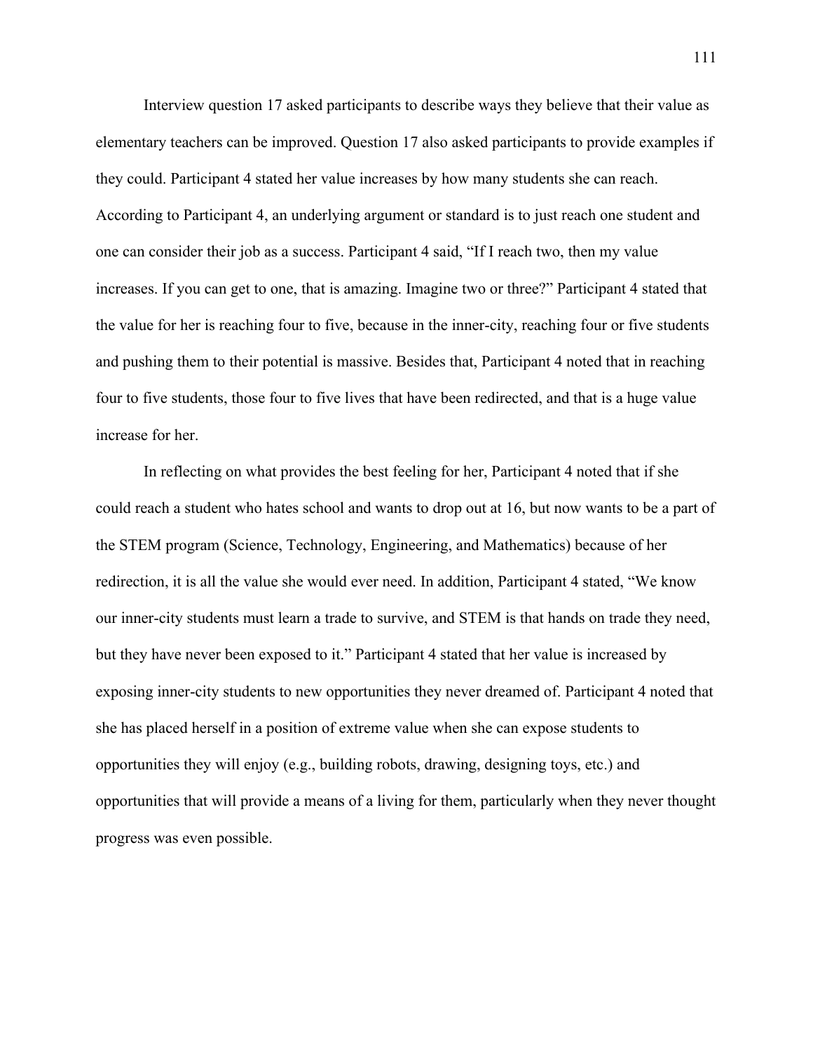Interview question 17 asked participants to describe ways they believe that their value as elementary teachers can be improved. Question 17 also asked participants to provide examples if they could. Participant 4 stated her value increases by how many students she can reach. According to Participant 4, an underlying argument or standard is to just reach one student and one can consider their job as a success. Participant 4 said, "If I reach two, then my value increases. If you can get to one, that is amazing. Imagine two or three?" Participant 4 stated that the value for her is reaching four to five, because in the inner-city, reaching four or five students and pushing them to their potential is massive. Besides that, Participant 4 noted that in reaching four to five students, those four to five lives that have been redirected, and that is a huge value increase for her.

In reflecting on what provides the best feeling for her, Participant 4 noted that if she could reach a student who hates school and wants to drop out at 16, but now wants to be a part of the STEM program (Science, Technology, Engineering, and Mathematics) because of her redirection, it is all the value she would ever need. In addition, Participant 4 stated, "We know our inner-city students must learn a trade to survive, and STEM is that hands on trade they need, but they have never been exposed to it." Participant 4 stated that her value is increased by exposing inner-city students to new opportunities they never dreamed of. Participant 4 noted that she has placed herself in a position of extreme value when she can expose students to opportunities they will enjoy (e.g., building robots, drawing, designing toys, etc.) and opportunities that will provide a means of a living for them, particularly when they never thought progress was even possible.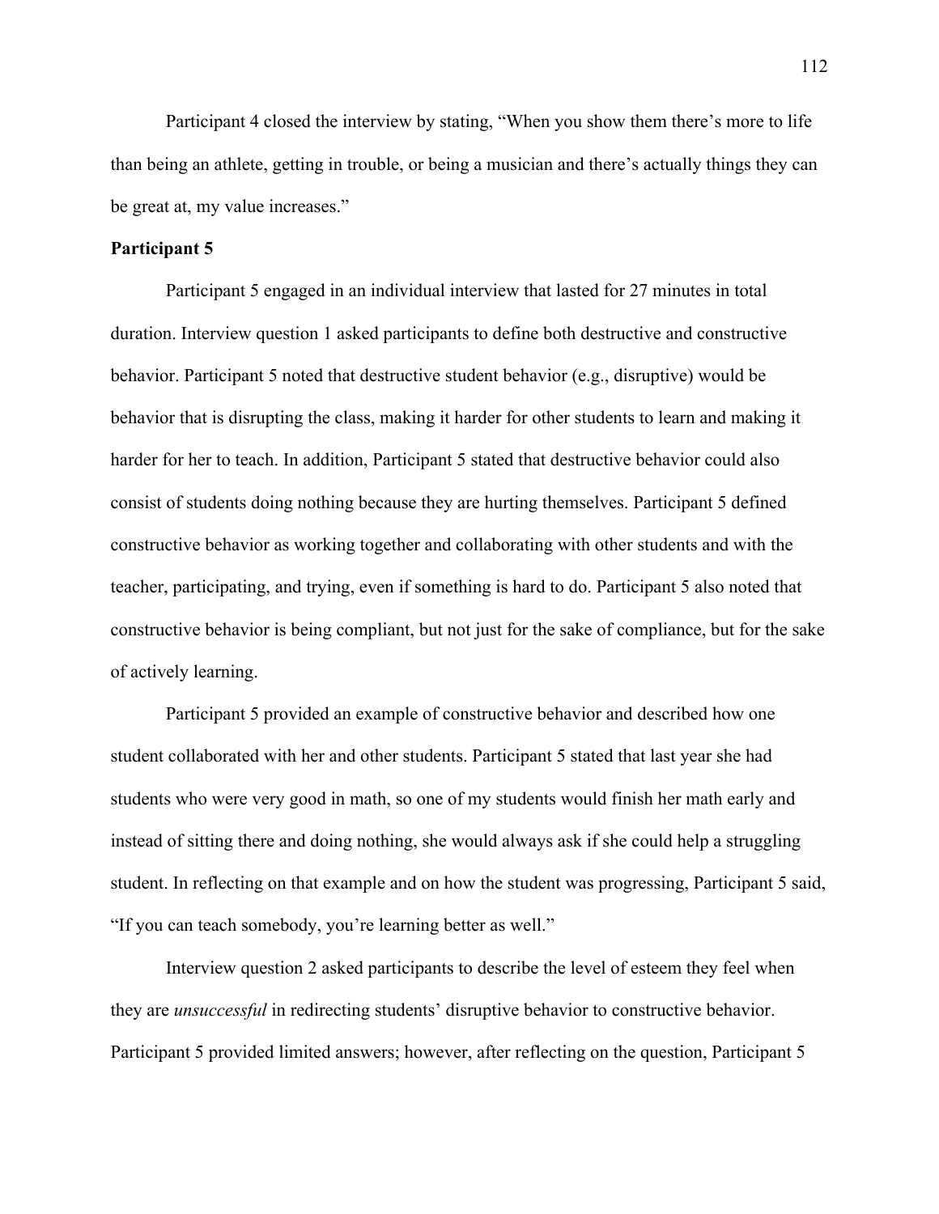Participant 4 closed the interview by stating, “When you show them there’s more to life than being an athlete, getting in trouble, or being a musician and there’s actually things they can be great at, my value increases.”

**Participant 5**

Participant 5 engaged in an individual interview that lasted for 27 minutes in total duration. Interview question 1 asked participants to define both destructive and constructive behavior. Participant 5 noted that destructive student behavior (e.g., disruptive) would be behavior that is disrupting the class, making it harder for other students to learn and making it harder for her to teach. In addition, Participant 5 stated that destructive behavior could also consist of students doing nothing because they are hurting themselves. Participant 5 defined constructive behavior as working together and collaborating with other students and with the teacher, participating, and trying, even if something is hard to do. Participant 5 also noted that constructive behavior is being compliant, but not just for the sake of compliance, but for the sake of actively learning.

Participant 5 provided an example of constructive behavior and described how one student collaborated with her and other students. Participant 5 stated that last year she had students who were very good in math, so one of my students would finish her math early and instead of sitting there and doing nothing, she would always ask if she could help a struggling student. In reflecting on that example and on how the student was progressing, Participant 5 said, “If you can teach somebody, you’re learning better as well.”

Interview question 2 asked participants to describe the level of esteem they feel when they are *unsuccessful* in redirecting students’ disruptive behavior to constructive behavior. Participant 5 provided limited answers; however, after reflecting on the question, Participant 5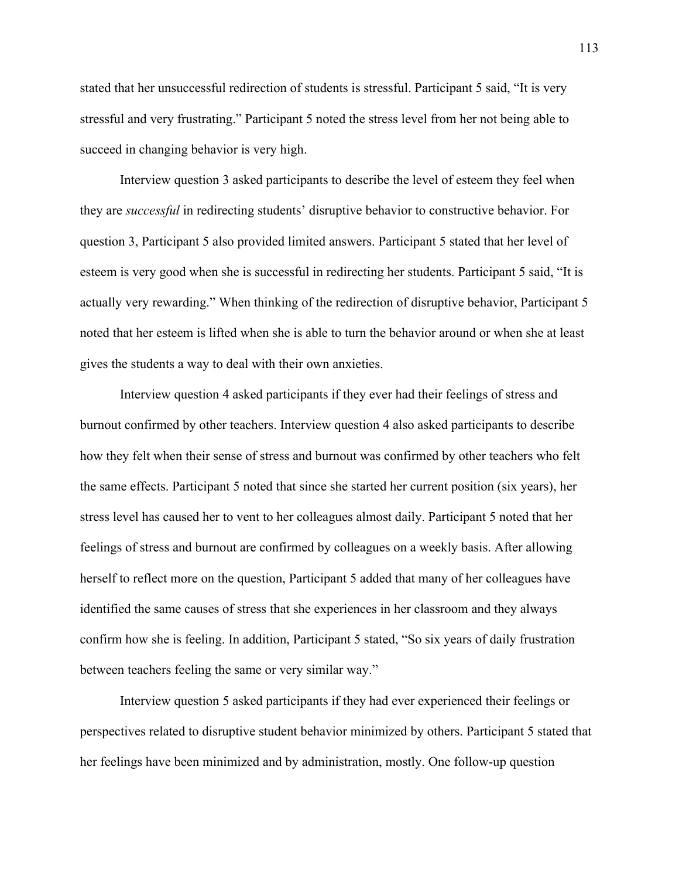stated that her unsuccessful redirection of students is stressful. Participant 5 said, "It is very stressful and very frustrating." Participant 5 noted the stress level from her not being able to succeed in changing behavior is very high.

Interview question 3 asked participants to describe the level of esteem they feel when they are *successful* in redirecting students' disruptive behavior to constructive behavior. For question 3, Participant 5 also provided limited answers. Participant 5 stated that her level of esteem is very good when she is successful in redirecting her students. Participant 5 said, "It is actually very rewarding." When thinking of the redirection of disruptive behavior, Participant 5 noted that her esteem is lifted when she is able to turn the behavior around or when she at least gives the students a way to deal with their own anxieties.

Interview question 4 asked participants if they ever had their feelings of stress and burnout confirmed by other teachers. Interview question 4 also asked participants to describe how they felt when their sense of stress and burnout was confirmed by other teachers who felt the same effects. Participant 5 noted that since she started her current position (six years), her stress level has caused her to vent to her colleagues almost daily. Participant 5 noted that her feelings of stress and burnout are confirmed by colleagues on a weekly basis. After allowing herself to reflect more on the question, Participant 5 added that many of her colleagues have identified the same causes of stress that she experiences in her classroom and they always confirm how she is feeling. In addition, Participant 5 stated, "So six years of daily frustration between teachers feeling the same or very similar way."

Interview question 5 asked participants if they had ever experienced their feelings or perspectives related to disruptive student behavior minimized by others. Participant 5 stated that her feelings have been minimized and by administration, mostly. One follow-up question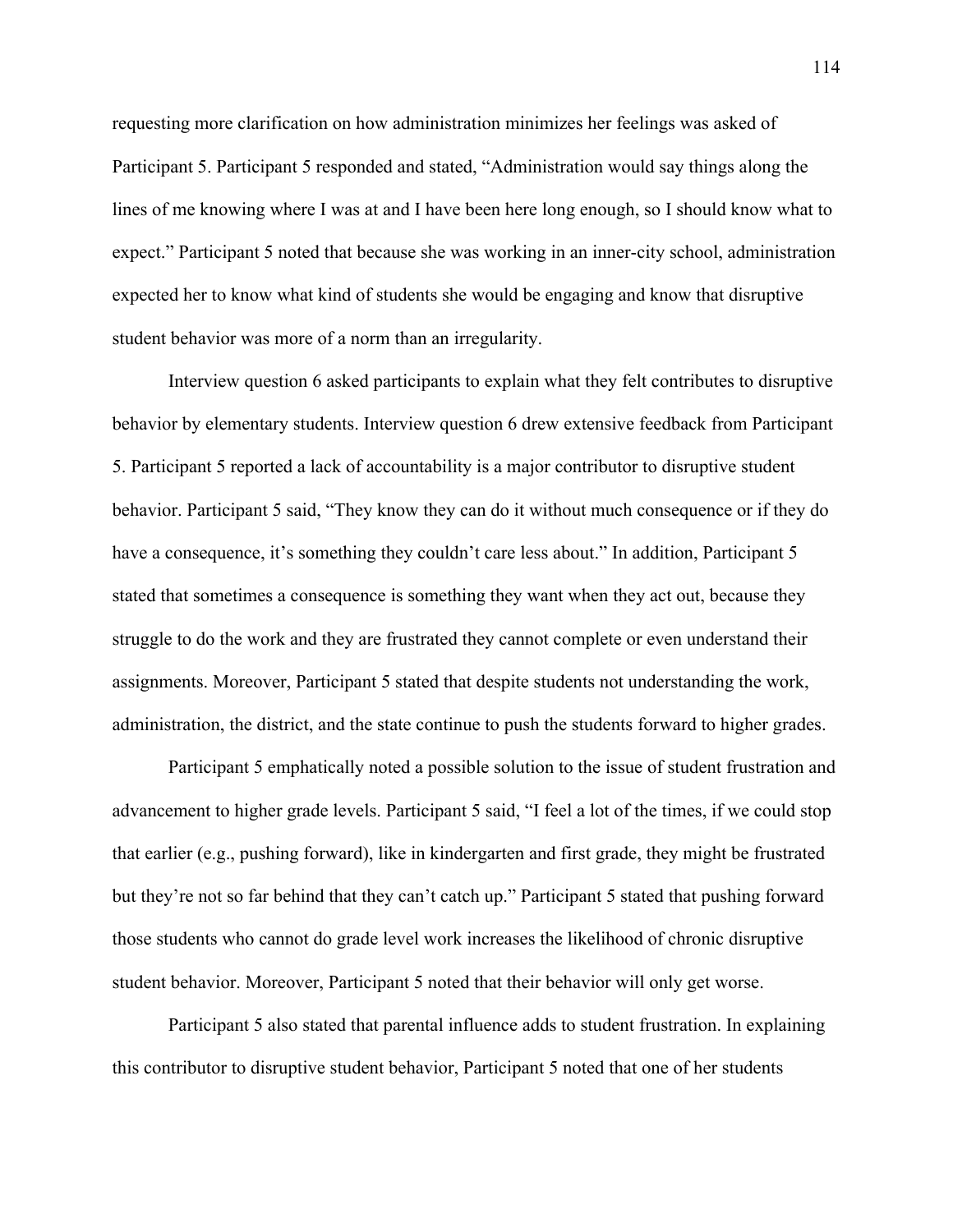requesting more clarification on how administration minimizes her feelings was asked of Participant 5. Participant 5 responded and stated, “Administration would say things along the lines of me knowing where I was at and I have been here long enough, so I should know what to expect.” Participant 5 noted that because she was working in an inner-city school, administration expected her to know what kind of students she would be engaging and know that disruptive student behavior was more of a norm than an irregularity.

Interview question 6 asked participants to explain what they felt contributes to disruptive behavior by elementary students. Interview question 6 drew extensive feedback from Participant 5. Participant 5 reported a lack of accountability is a major contributor to disruptive student behavior. Participant 5 said, “They know they can do it without much consequence or if they do have a consequence, it’s something they couldn’t care less about.” In addition, Participant 5 stated that sometimes a consequence is something they want when they act out, because they struggle to do the work and they are frustrated they cannot complete or even understand their assignments. Moreover, Participant 5 stated that despite students not understanding the work, administration, the district, and the state continue to push the students forward to higher grades.

Participant 5 emphatically noted a possible solution to the issue of student frustration and advancement to higher grade levels. Participant 5 said, “I feel a lot of the times, if we could stop that earlier (e.g., pushing forward), like in kindergarten and first grade, they might be frustrated but they’re not so far behind that they can’t catch up.” Participant 5 stated that pushing forward those students who cannot do grade level work increases the likelihood of chronic disruptive student behavior. Moreover, Participant 5 noted that their behavior will only get worse.

Participant 5 also stated that parental influence adds to student frustration. In explaining this contributor to disruptive student behavior, Participant 5 noted that one of her students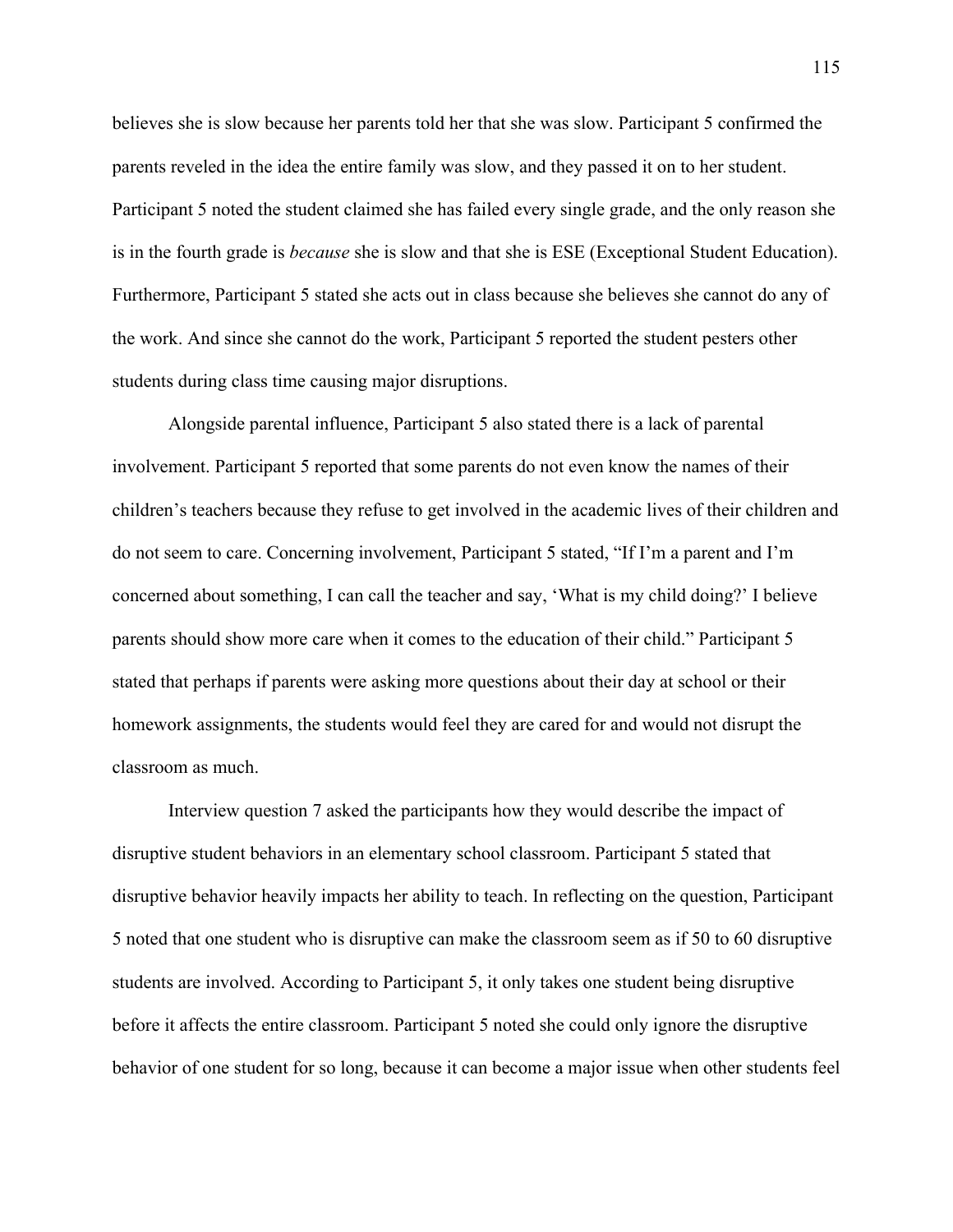believes she is slow because her parents told her that she was slow. Participant 5 confirmed the parents reveled in the idea the entire family was slow, and they passed it on to her student. Participant 5 noted the student claimed she has failed every single grade, and the only reason she is in the fourth grade is *because* she is slow and that she is ESE (Exceptional Student Education). Furthermore, Participant 5 stated she acts out in class because she believes she cannot do any of the work. And since she cannot do the work, Participant 5 reported the student pesters other students during class time causing major disruptions.

Alongside parental influence, Participant 5 also stated there is a lack of parental involvement. Participant 5 reported that some parents do not even know the names of their children's teachers because they refuse to get involved in the academic lives of their children and do not seem to care. Concerning involvement, Participant 5 stated, "If I'm a parent and I'm concerned about something, I can call the teacher and say, 'What is my child doing?' I believe parents should show more care when it comes to the education of their child." Participant 5 stated that perhaps if parents were asking more questions about their day at school or their homework assignments, the students would feel they are cared for and would not disrupt the classroom as much.

Interview question 7 asked the participants how they would describe the impact of disruptive student behaviors in an elementary school classroom. Participant 5 stated that disruptive behavior heavily impacts her ability to teach. In reflecting on the question, Participant 5 noted that one student who is disruptive can make the classroom seem as if 50 to 60 disruptive students are involved. According to Participant 5, it only takes one student being disruptive before it affects the entire classroom. Participant 5 noted she could only ignore the disruptive behavior of one student for so long, because it can become a major issue when other students feel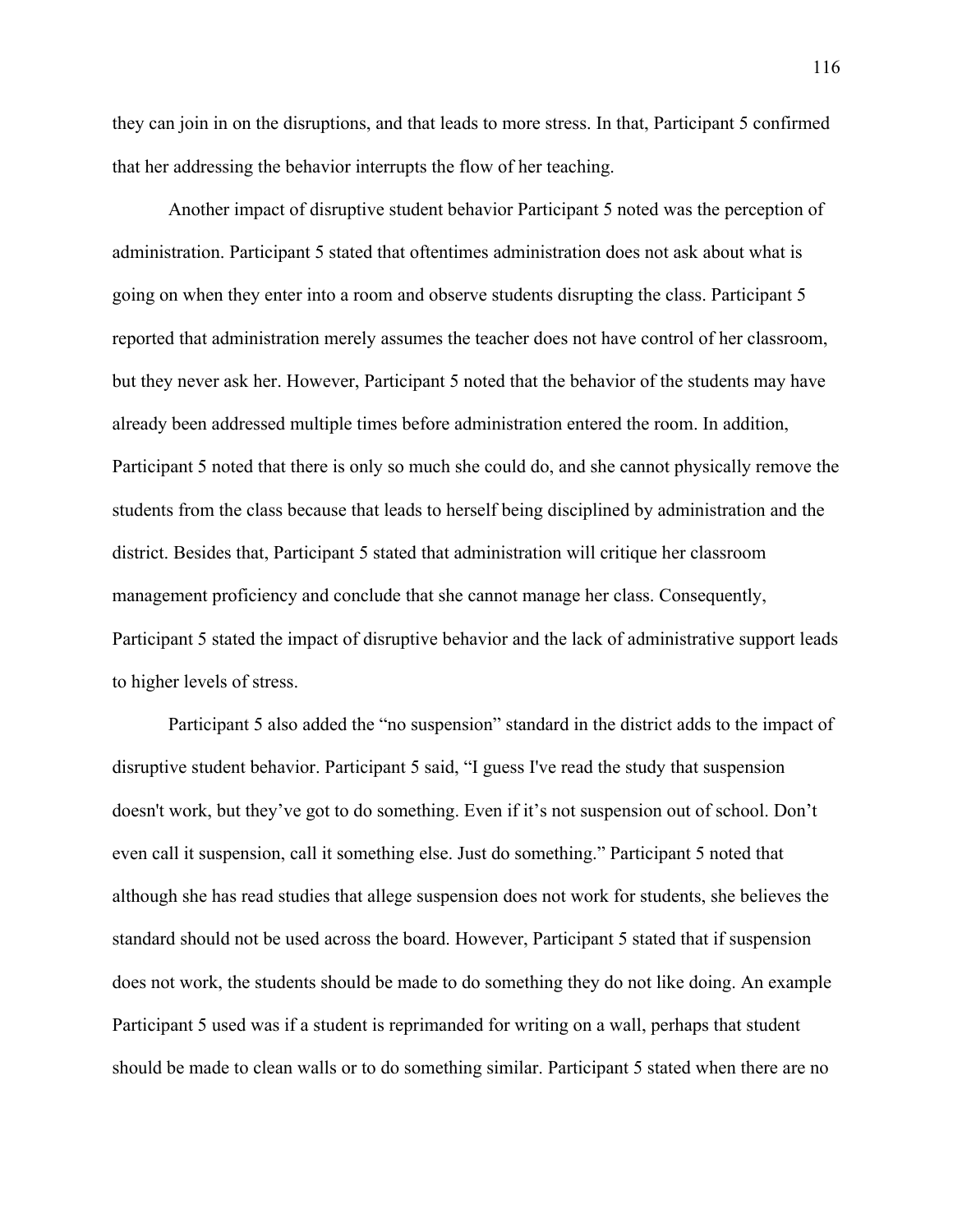they can join in on the disruptions, and that leads to more stress. In that, Participant 5 confirmed that her addressing the behavior interrupts the flow of her teaching.

Another impact of disruptive student behavior Participant 5 noted was the perception of administration. Participant 5 stated that oftentimes administration does not ask about what is going on when they enter into a room and observe students disrupting the class. Participant 5 reported that administration merely assumes the teacher does not have control of her classroom, but they never ask her. However, Participant 5 noted that the behavior of the students may have already been addressed multiple times before administration entered the room. In addition, Participant 5 noted that there is only so much she could do, and she cannot physically remove the students from the class because that leads to herself being disciplined by administration and the district. Besides that, Participant 5 stated that administration will critique her classroom management proficiency and conclude that she cannot manage her class. Consequently, Participant 5 stated the impact of disruptive behavior and the lack of administrative support leads to higher levels of stress.

Participant 5 also added the "no suspension" standard in the district adds to the impact of disruptive student behavior. Participant 5 said, "I guess I've read the study that suspension doesn't work, but they've got to do something. Even if it's not suspension out of school. Don't even call it suspension, call it something else. Just do something." Participant 5 noted that although she has read studies that allege suspension does not work for students, she believes the standard should not be used across the board. However, Participant 5 stated that if suspension does not work, the students should be made to do something they do not like doing. An example Participant 5 used was if a student is reprimanded for writing on a wall, perhaps that student should be made to clean walls or to do something similar. Participant 5 stated when there are no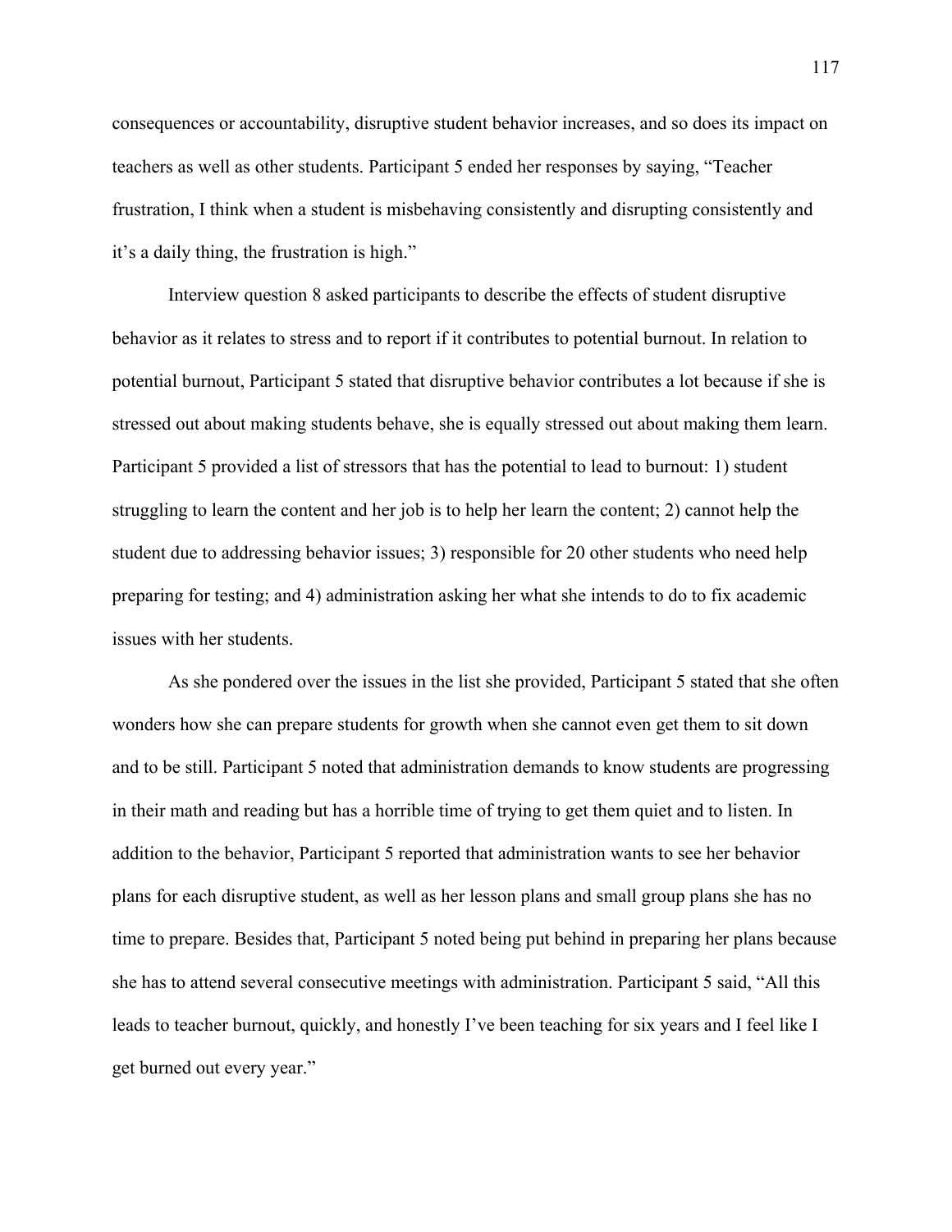consequences or accountability, disruptive student behavior increases, and so does its impact on teachers as well as other students. Participant 5 ended her responses by saying, “Teacher frustration, I think when a student is misbehaving consistently and disrupting consistently and it’s a daily thing, the frustration is high.”

Interview question 8 asked participants to describe the effects of student disruptive behavior as it relates to stress and to report if it contributes to potential burnout. In relation to potential burnout, Participant 5 stated that disruptive behavior contributes a lot because if she is stressed out about making students behave, she is equally stressed out about making them learn. Participant 5 provided a list of stressors that has the potential to lead to burnout: 1) student struggling to learn the content and her job is to help her learn the content; 2) cannot help the student due to addressing behavior issues; 3) responsible for 20 other students who need help preparing for testing; and 4) administration asking her what she intends to do to fix academic issues with her students.

As she pondered over the issues in the list she provided, Participant 5 stated that she often wonders how she can prepare students for growth when she cannot even get them to sit down and to be still. Participant 5 noted that administration demands to know students are progressing in their math and reading but has a horrible time of trying to get them quiet and to listen. In addition to the behavior, Participant 5 reported that administration wants to see her behavior plans for each disruptive student, as well as her lesson plans and small group plans she has no time to prepare. Besides that, Participant 5 noted being put behind in preparing her plans because she has to attend several consecutive meetings with administration. Participant 5 said, “All this leads to teacher burnout, quickly, and honestly I’ve been teaching for six years and I feel like I get burned out every year.”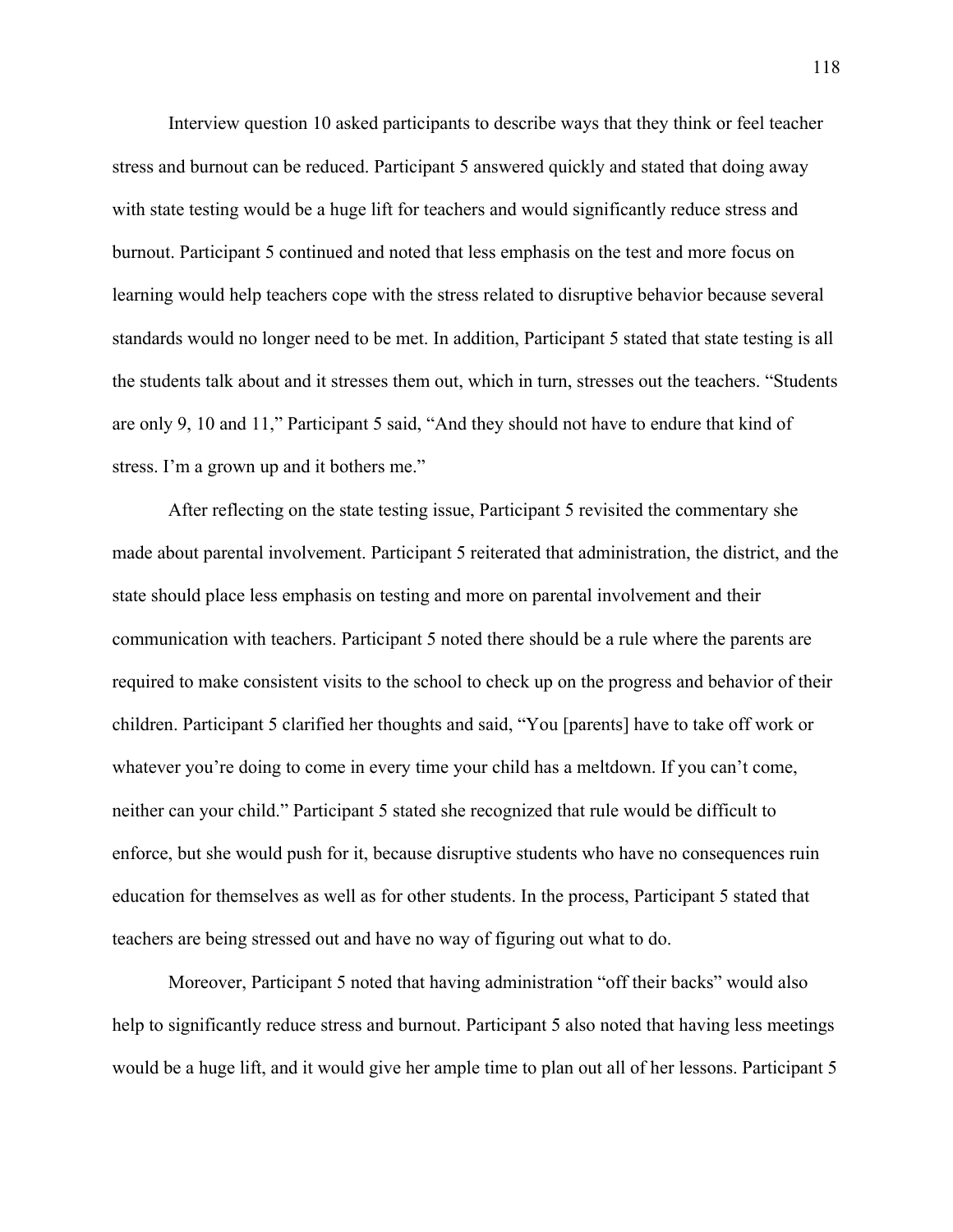Interview question 10 asked participants to describe ways that they think or feel teacher stress and burnout can be reduced. Participant 5 answered quickly and stated that doing away with state testing would be a huge lift for teachers and would significantly reduce stress and burnout. Participant 5 continued and noted that less emphasis on the test and more focus on learning would help teachers cope with the stress related to disruptive behavior because several standards would no longer need to be met. In addition, Participant 5 stated that state testing is all the students talk about and it stresses them out, which in turn, stresses out the teachers. "Students are only 9, 10 and 11," Participant 5 said, "And they should not have to endure that kind of stress. I'm a grown up and it bothers me."

After reflecting on the state testing issue, Participant 5 revisited the commentary she made about parental involvement. Participant 5 reiterated that administration, the district, and the state should place less emphasis on testing and more on parental involvement and their communication with teachers. Participant 5 noted there should be a rule where the parents are required to make consistent visits to the school to check up on the progress and behavior of their children. Participant 5 clarified her thoughts and said, "You [parents] have to take off work or whatever you're doing to come in every time your child has a meltdown. If you can't come, neither can your child." Participant 5 stated she recognized that rule would be difficult to enforce, but she would push for it, because disruptive students who have no consequences ruin education for themselves as well as for other students. In the process, Participant 5 stated that teachers are being stressed out and have no way of figuring out what to do.

Moreover, Participant 5 noted that having administration "off their backs" would also help to significantly reduce stress and burnout. Participant 5 also noted that having less meetings would be a huge lift, and it would give her ample time to plan out all of her lessons. Participant 5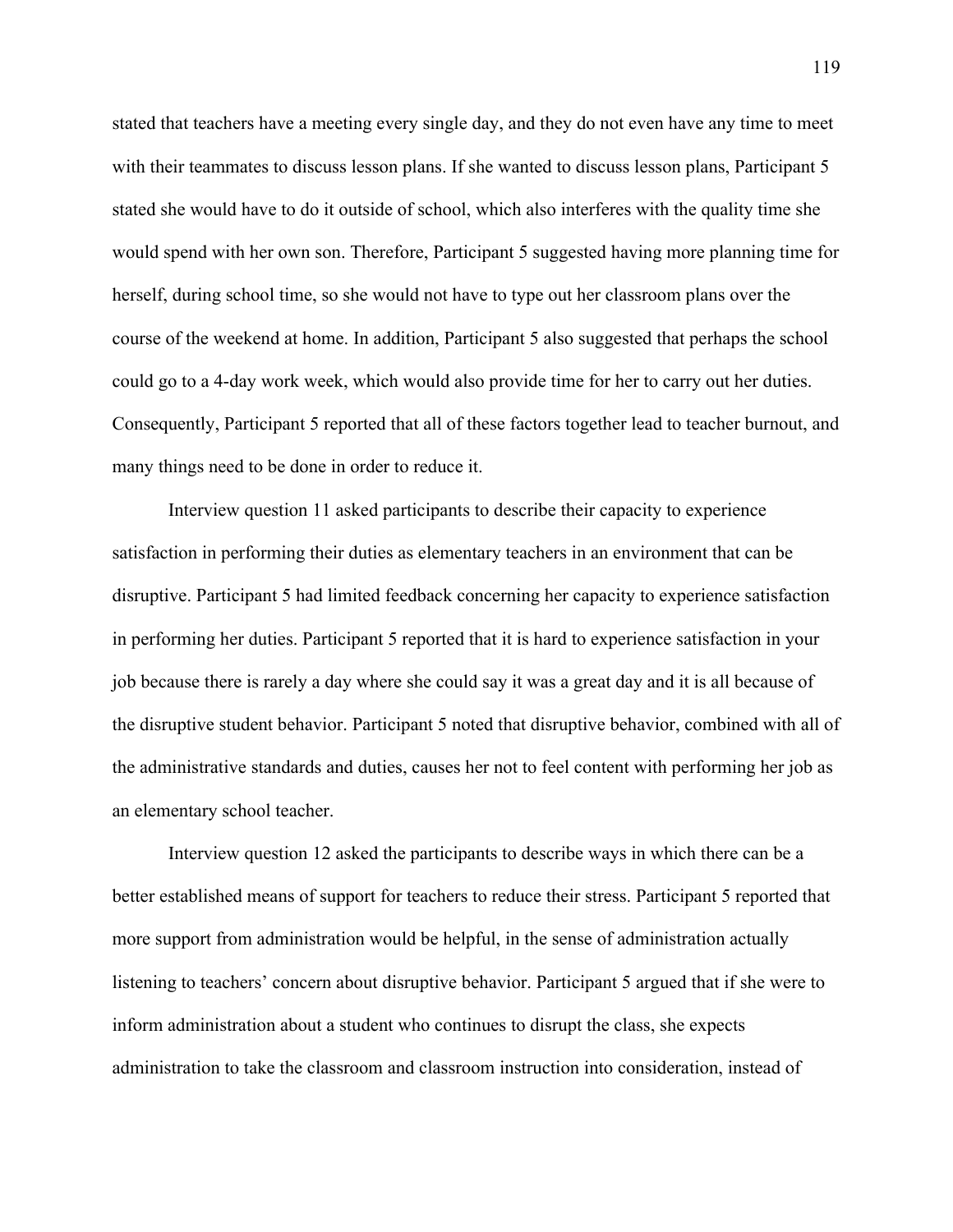stated that teachers have a meeting every single day, and they do not even have any time to meet with their teammates to discuss lesson plans. If she wanted to discuss lesson plans, Participant 5 stated she would have to do it outside of school, which also interferes with the quality time she would spend with her own son. Therefore, Participant 5 suggested having more planning time for herself, during school time, so she would not have to type out her classroom plans over the course of the weekend at home. In addition, Participant 5 also suggested that perhaps the school could go to a 4-day work week, which would also provide time for her to carry out her duties. Consequently, Participant 5 reported that all of these factors together lead to teacher burnout, and many things need to be done in order to reduce it.

Interview question 11 asked participants to describe their capacity to experience satisfaction in performing their duties as elementary teachers in an environment that can be disruptive. Participant 5 had limited feedback concerning her capacity to experience satisfaction in performing her duties. Participant 5 reported that it is hard to experience satisfaction in your job because there is rarely a day where she could say it was a great day and it is all because of the disruptive student behavior. Participant 5 noted that disruptive behavior, combined with all of the administrative standards and duties, causes her not to feel content with performing her job as an elementary school teacher.

Interview question 12 asked the participants to describe ways in which there can be a better established means of support for teachers to reduce their stress. Participant 5 reported that more support from administration would be helpful, in the sense of administration actually listening to teachers' concern about disruptive behavior. Participant 5 argued that if she were to inform administration about a student who continues to disrupt the class, she expects administration to take the classroom and classroom instruction into consideration, instead of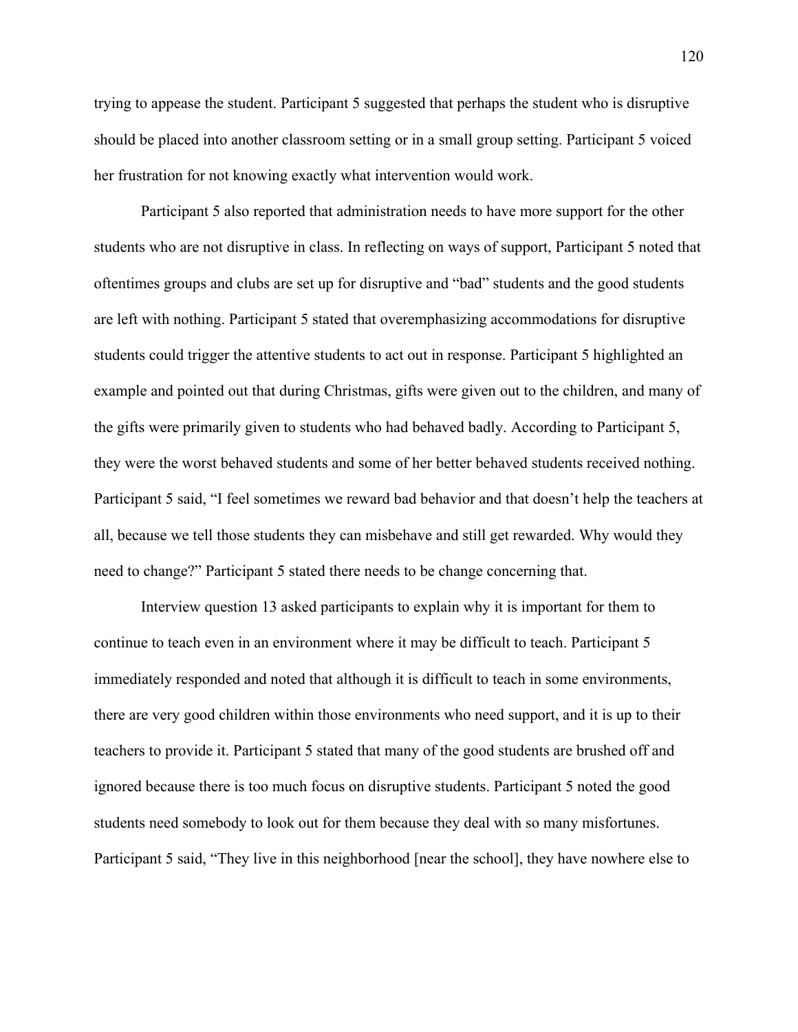trying to appease the student. Participant 5 suggested that perhaps the student who is disruptive should be placed into another classroom setting or in a small group setting. Participant 5 voiced her frustration for not knowing exactly what intervention would work.

Participant 5 also reported that administration needs to have more support for the other students who are not disruptive in class. In reflecting on ways of support, Participant 5 noted that oftentimes groups and clubs are set up for disruptive and "bad" students and the good students are left with nothing. Participant 5 stated that overemphasizing accommodations for disruptive students could trigger the attentive students to act out in response. Participant 5 highlighted an example and pointed out that during Christmas, gifts were given out to the children, and many of the gifts were primarily given to students who had behaved badly. According to Participant 5, they were the worst behaved students and some of her better behaved students received nothing. Participant 5 said, "I feel sometimes we reward bad behavior and that doesn't help the teachers at all, because we tell those students they can misbehave and still get rewarded. Why would they need to change?" Participant 5 stated there needs to be change concerning that.

Interview question 13 asked participants to explain why it is important for them to continue to teach even in an environment where it may be difficult to teach. Participant 5 immediately responded and noted that although it is difficult to teach in some environments, there are very good children within those environments who need support, and it is up to their teachers to provide it. Participant 5 stated that many of the good students are brushed off and ignored because there is too much focus on disruptive students. Participant 5 noted the good students need somebody to look out for them because they deal with so many misfortunes. Participant 5 said, "They live in this neighborhood [near the school], they have nowhere else to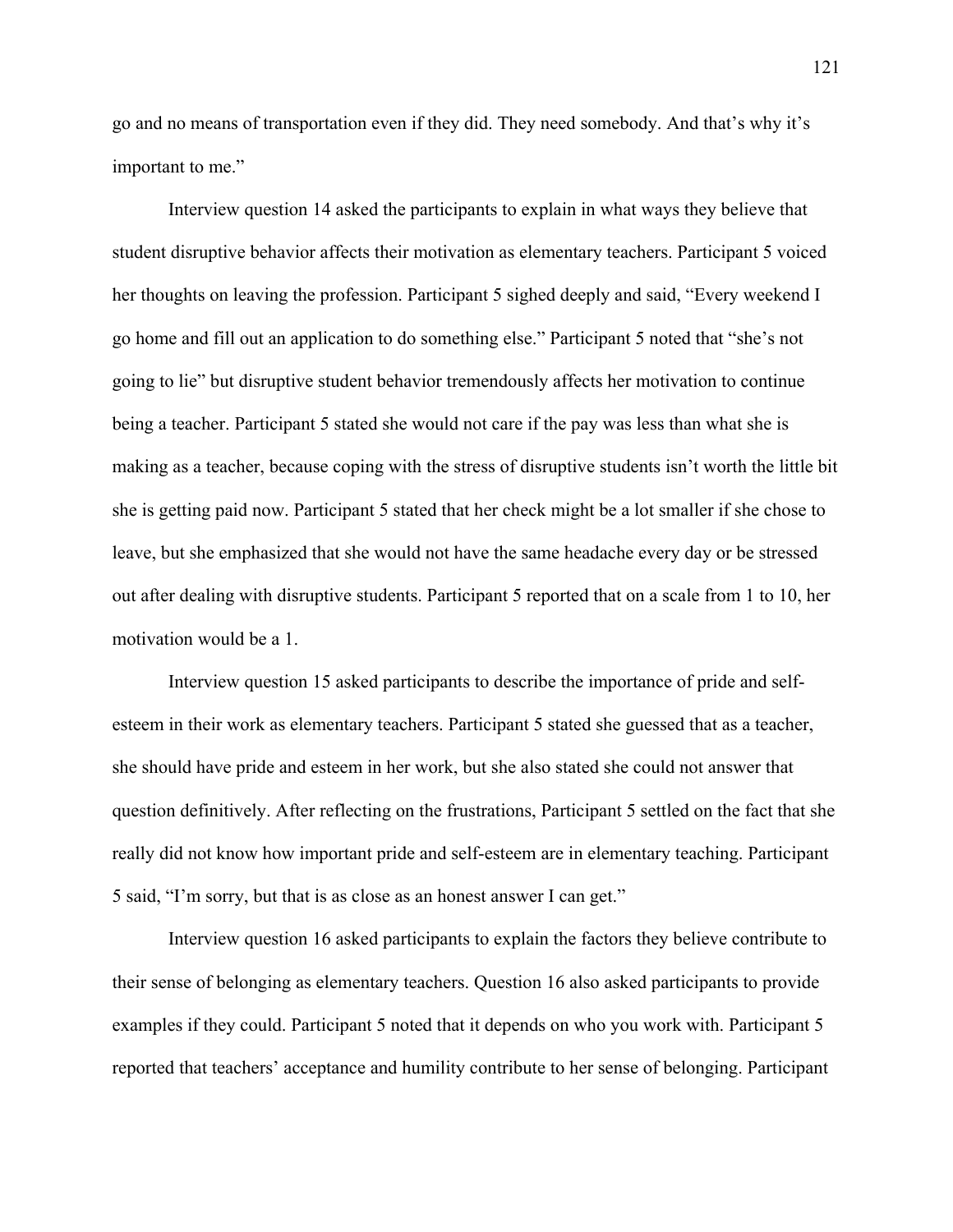go and no means of transportation even if they did. They need somebody. And that's why it's important to me."

Interview question 14 asked the participants to explain in what ways they believe that student disruptive behavior affects their motivation as elementary teachers. Participant 5 voiced her thoughts on leaving the profession. Participant 5 sighed deeply and said, "Every weekend I go home and fill out an application to do something else." Participant 5 noted that "she's not going to lie" but disruptive student behavior tremendously affects her motivation to continue being a teacher. Participant 5 stated she would not care if the pay was less than what she is making as a teacher, because coping with the stress of disruptive students isn't worth the little bit she is getting paid now. Participant 5 stated that her check might be a lot smaller if she chose to leave, but she emphasized that she would not have the same headache every day or be stressed out after dealing with disruptive students. Participant 5 reported that on a scale from 1 to 10, her motivation would be a 1.

Interview question 15 asked participants to describe the importance of pride and self-esteem in their work as elementary teachers. Participant 5 stated she guessed that as a teacher, she should have pride and esteem in her work, but she also stated she could not answer that question definitively. After reflecting on the frustrations, Participant 5 settled on the fact that she really did not know how important pride and self-esteem are in elementary teaching. Participant 5 said, "I'm sorry, but that is as close as an honest answer I can get."

Interview question 16 asked participants to explain the factors they believe contribute to their sense of belonging as elementary teachers. Question 16 also asked participants to provide examples if they could. Participant 5 noted that it depends on who you work with. Participant 5 reported that teachers' acceptance and humility contribute to her sense of belonging. Participant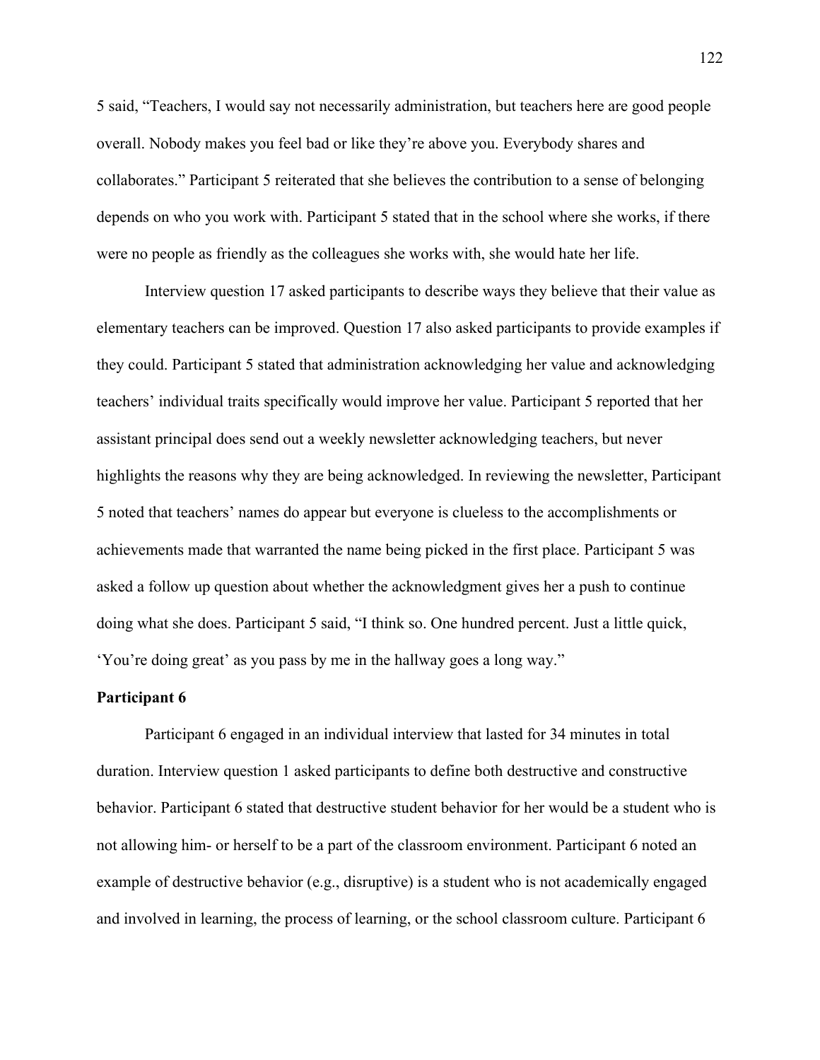5 said, "Teachers, I would say not necessarily administration, but teachers here are good people overall. Nobody makes you feel bad or like they're above you. Everybody shares and collaborates." Participant 5 reiterated that she believes the contribution to a sense of belonging depends on who you work with. Participant 5 stated that in the school where she works, if there were no people as friendly as the colleagues she works with, she would hate her life.

Interview question 17 asked participants to describe ways they believe that their value as elementary teachers can be improved. Question 17 also asked participants to provide examples if they could. Participant 5 stated that administration acknowledging her value and acknowledging teachers' individual traits specifically would improve her value. Participant 5 reported that her assistant principal does send out a weekly newsletter acknowledging teachers, but never highlights the reasons why they are being acknowledged. In reviewing the newsletter, Participant 5 noted that teachers' names do appear but everyone is clueless to the accomplishments or achievements made that warranted the name being picked in the first place. Participant 5 was asked a follow up question about whether the acknowledgment gives her a push to continue doing what she does. Participant 5 said, "I think so. One hundred percent. Just a little quick, 'You're doing great' as you pass by me in the hallway goes a long way."

**Participant 6**

Participant 6 engaged in an individual interview that lasted for 34 minutes in total duration. Interview question 1 asked participants to define both destructive and constructive behavior. Participant 6 stated that destructive student behavior for her would be a student who is not allowing him- or herself to be a part of the classroom environment. Participant 6 noted an example of destructive behavior (e.g., disruptive) is a student who is not academically engaged and involved in learning, the process of learning, or the school classroom culture. Participant 6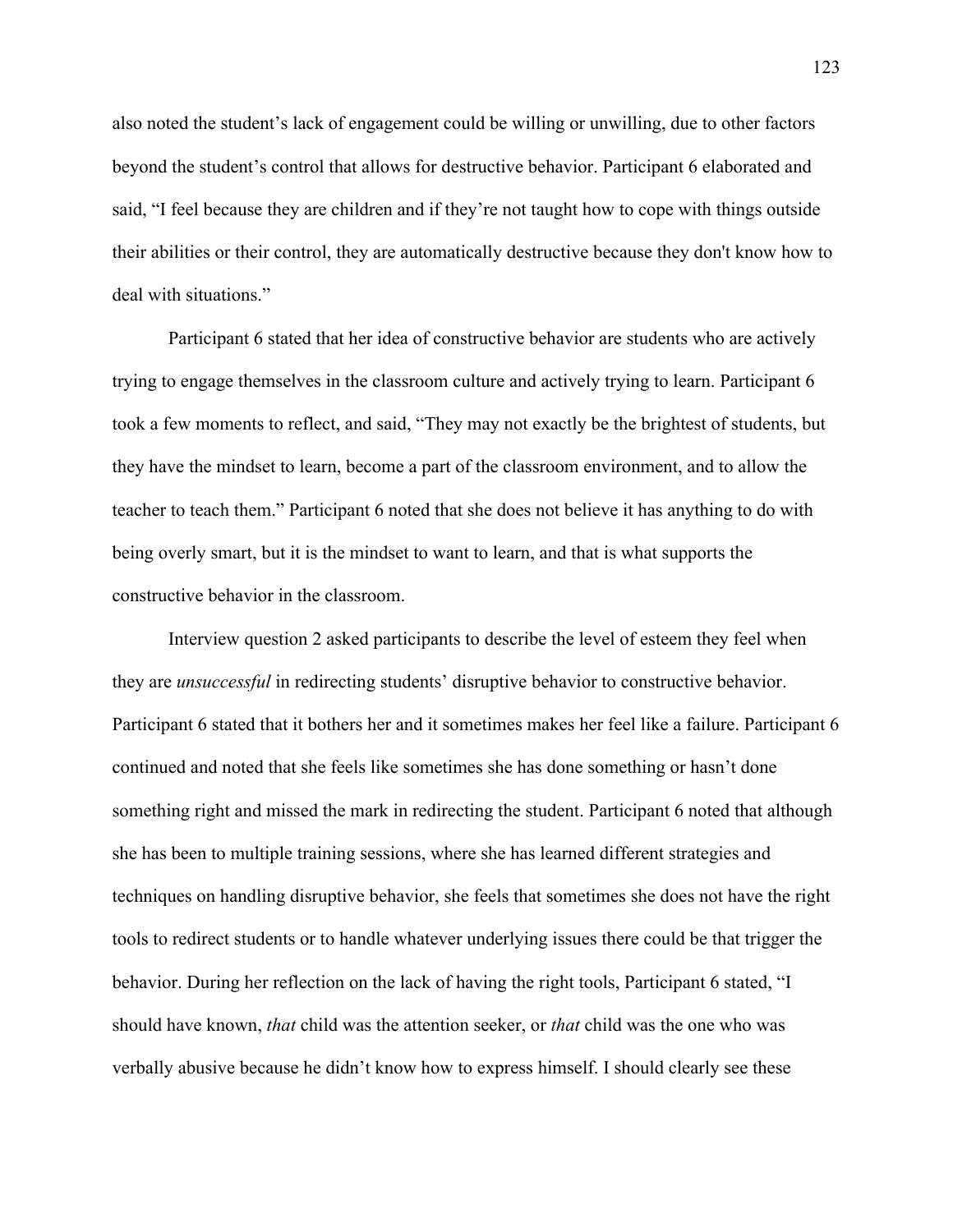also noted the student's lack of engagement could be willing or unwilling, due to other factors beyond the student's control that allows for destructive behavior. Participant 6 elaborated and said, "I feel because they are children and if they're not taught how to cope with things outside their abilities or their control, they are automatically destructive because they don't know how to deal with situations."

Participant 6 stated that her idea of constructive behavior are students who are actively trying to engage themselves in the classroom culture and actively trying to learn. Participant 6 took a few moments to reflect, and said, "They may not exactly be the brightest of students, but they have the mindset to learn, become a part of the classroom environment, and to allow the teacher to teach them." Participant 6 noted that she does not believe it has anything to do with being overly smart, but it is the mindset to want to learn, and that is what supports the constructive behavior in the classroom.

Interview question 2 asked participants to describe the level of esteem they feel when they are *unsuccessful* in redirecting students' disruptive behavior to constructive behavior. Participant 6 stated that it bothers her and it sometimes makes her feel like a failure. Participant 6 continued and noted that she feels like sometimes she has done something or hasn't done something right and missed the mark in redirecting the student. Participant 6 noted that although she has been to multiple training sessions, where she has learned different strategies and techniques on handling disruptive behavior, she feels that sometimes she does not have the right tools to redirect students or to handle whatever underlying issues there could be that trigger the behavior. During her reflection on the lack of having the right tools, Participant 6 stated, "I should have known, *that* child was the attention seeker, or *that* child was the one who was verbally abusive because he didn't know how to express himself. I should clearly see these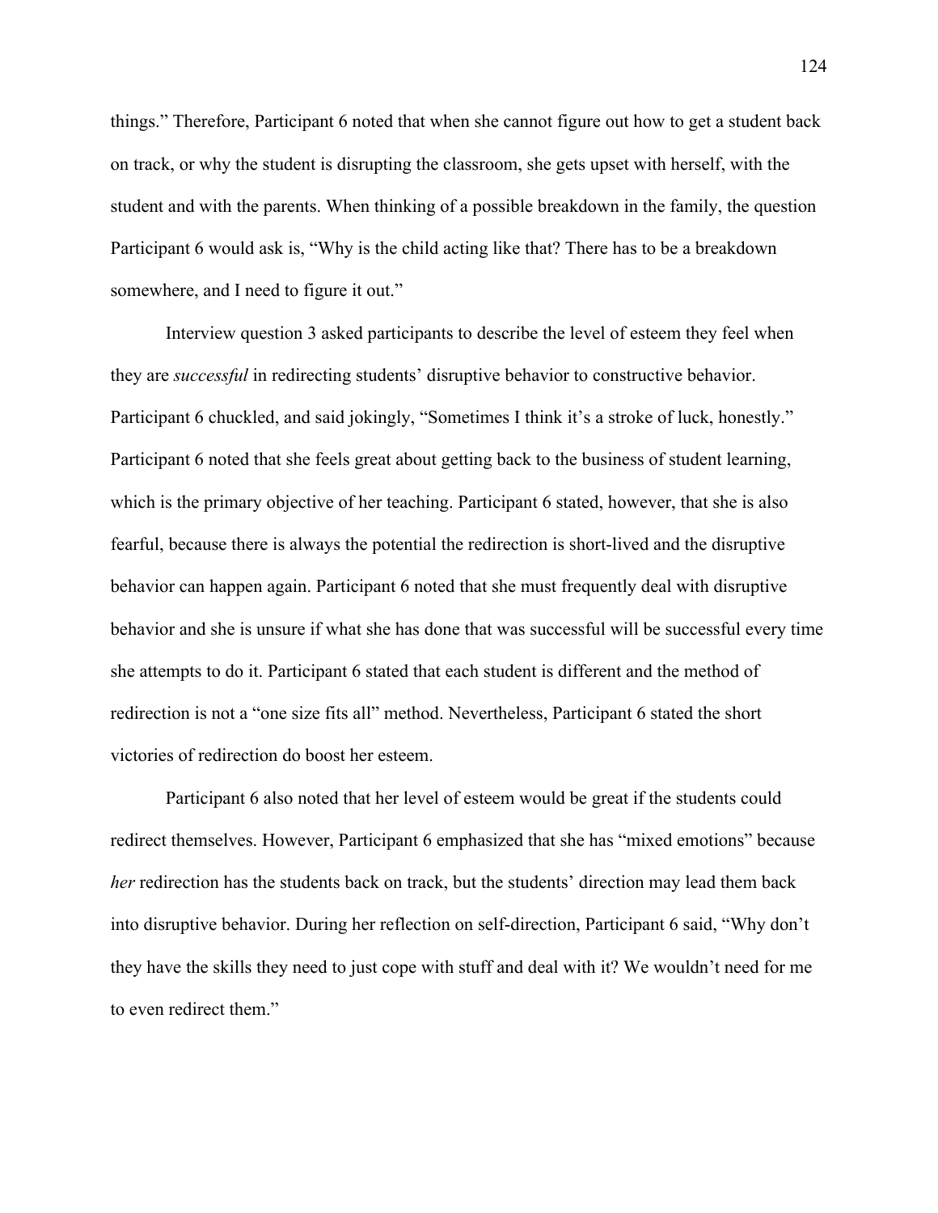things." Therefore, Participant 6 noted that when she cannot figure out how to get a student back on track, or why the student is disrupting the classroom, she gets upset with herself, with the student and with the parents. When thinking of a possible breakdown in the family, the question Participant 6 would ask is, "Why is the child acting like that? There has to be a breakdown somewhere, and I need to figure it out."

Interview question 3 asked participants to describe the level of esteem they feel when they are *successful* in redirecting students' disruptive behavior to constructive behavior. Participant 6 chuckled, and said jokingly, "Sometimes I think it's a stroke of luck, honestly." Participant 6 noted that she feels great about getting back to the business of student learning, which is the primary objective of her teaching. Participant 6 stated, however, that she is also fearful, because there is always the potential the redirection is short-lived and the disruptive behavior can happen again. Participant 6 noted that she must frequently deal with disruptive behavior and she is unsure if what she has done that was successful will be successful every time she attempts to do it. Participant 6 stated that each student is different and the method of redirection is not a "one size fits all" method. Nevertheless, Participant 6 stated the short victories of redirection do boost her esteem.

Participant 6 also noted that her level of esteem would be great if the students could redirect themselves. However, Participant 6 emphasized that she has "mixed emotions" because *her* redirection has the students back on track, but the students' direction may lead them back into disruptive behavior. During her reflection on self-direction, Participant 6 said, "Why don't they have the skills they need to just cope with stuff and deal with it? We wouldn't need for me to even redirect them."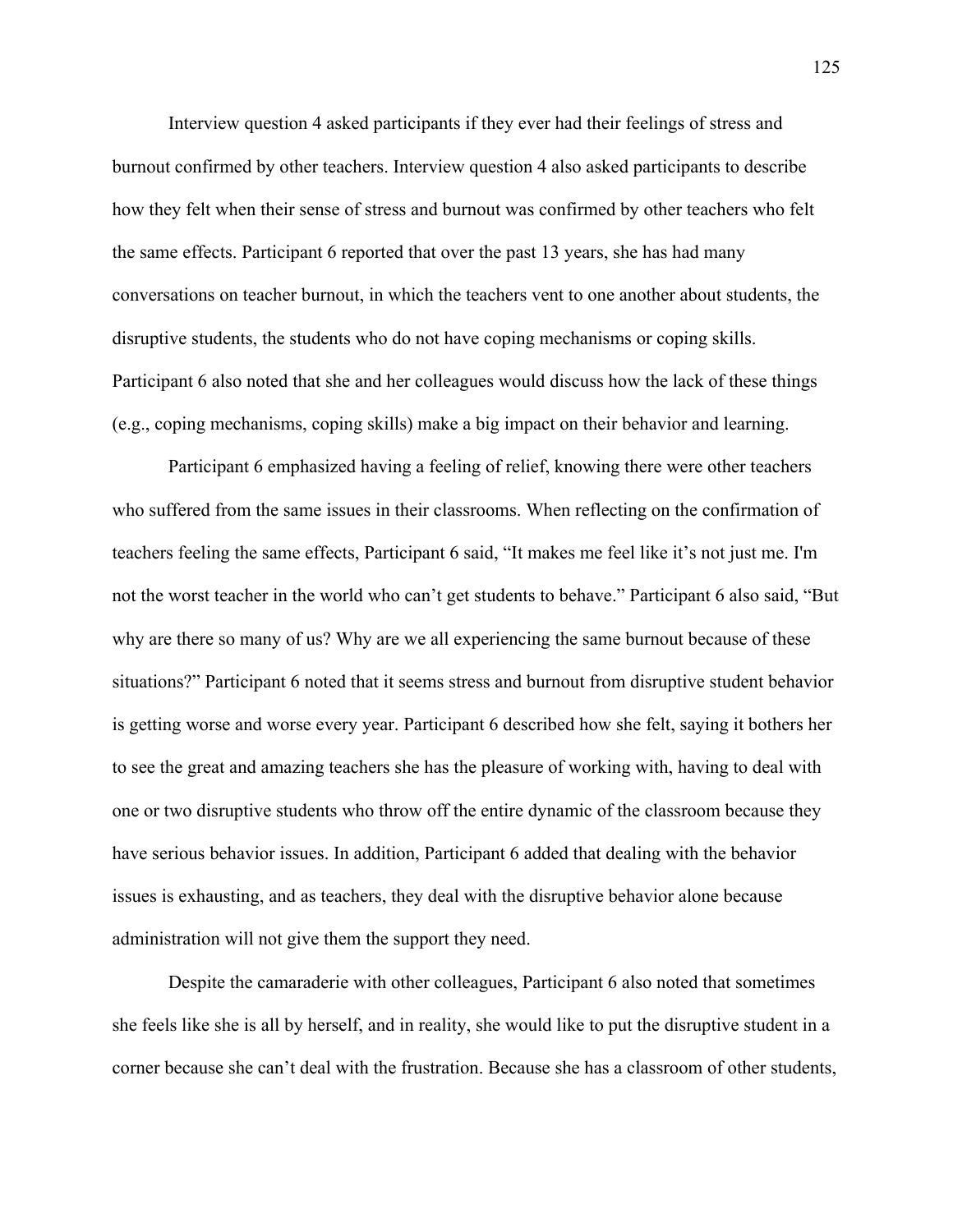Interview question 4 asked participants if they ever had their feelings of stress and burnout confirmed by other teachers. Interview question 4 also asked participants to describe how they felt when their sense of stress and burnout was confirmed by other teachers who felt the same effects. Participant 6 reported that over the past 13 years, she has had many conversations on teacher burnout, in which the teachers vent to one another about students, the disruptive students, the students who do not have coping mechanisms or coping skills. Participant 6 also noted that she and her colleagues would discuss how the lack of these things (e.g., coping mechanisms, coping skills) make a big impact on their behavior and learning.

Participant 6 emphasized having a feeling of relief, knowing there were other teachers who suffered from the same issues in their classrooms. When reflecting on the confirmation of teachers feeling the same effects, Participant 6 said, "It makes me feel like it's not just me. I'm not the worst teacher in the world who can't get students to behave." Participant 6 also said, "But why are there so many of us? Why are we all experiencing the same burnout because of these situations?" Participant 6 noted that it seems stress and burnout from disruptive student behavior is getting worse and worse every year. Participant 6 described how she felt, saying it bothers her to see the great and amazing teachers she has the pleasure of working with, having to deal with one or two disruptive students who throw off the entire dynamic of the classroom because they have serious behavior issues. In addition, Participant 6 added that dealing with the behavior issues is exhausting, and as teachers, they deal with the disruptive behavior alone because administration will not give them the support they need.

Despite the camaraderie with other colleagues, Participant 6 also noted that sometimes she feels like she is all by herself, and in reality, she would like to put the disruptive student in a corner because she can't deal with the frustration. Because she has a classroom of other students,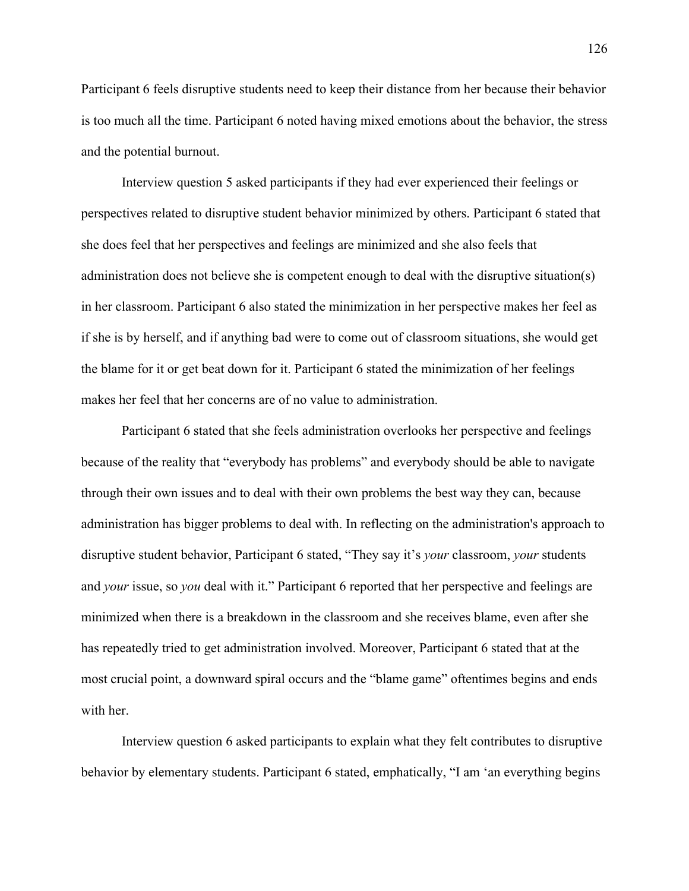Participant 6 feels disruptive students need to keep their distance from her because their behavior is too much all the time. Participant 6 noted having mixed emotions about the behavior, the stress and the potential burnout.

Interview question 5 asked participants if they had ever experienced their feelings or perspectives related to disruptive student behavior minimized by others. Participant 6 stated that she does feel that her perspectives and feelings are minimized and she also feels that administration does not believe she is competent enough to deal with the disruptive situation(s) in her classroom. Participant 6 also stated the minimization in her perspective makes her feel as if she is by herself, and if anything bad were to come out of classroom situations, she would get the blame for it or get beat down for it. Participant 6 stated the minimization of her feelings makes her feel that her concerns are of no value to administration.

Participant 6 stated that she feels administration overlooks her perspective and feelings because of the reality that "everybody has problems" and everybody should be able to navigate through their own issues and to deal with their own problems the best way they can, because administration has bigger problems to deal with. In reflecting on the administration's approach to disruptive student behavior, Participant 6 stated, "They say it's *your* classroom, *your* students and *your* issue, so *you* deal with it." Participant 6 reported that her perspective and feelings are minimized when there is a breakdown in the classroom and she receives blame, even after she has repeatedly tried to get administration involved. Moreover, Participant 6 stated that at the most crucial point, a downward spiral occurs and the "blame game" oftentimes begins and ends with her.

Interview question 6 asked participants to explain what they felt contributes to disruptive behavior by elementary students. Participant 6 stated, emphatically, "I am 'an everything begins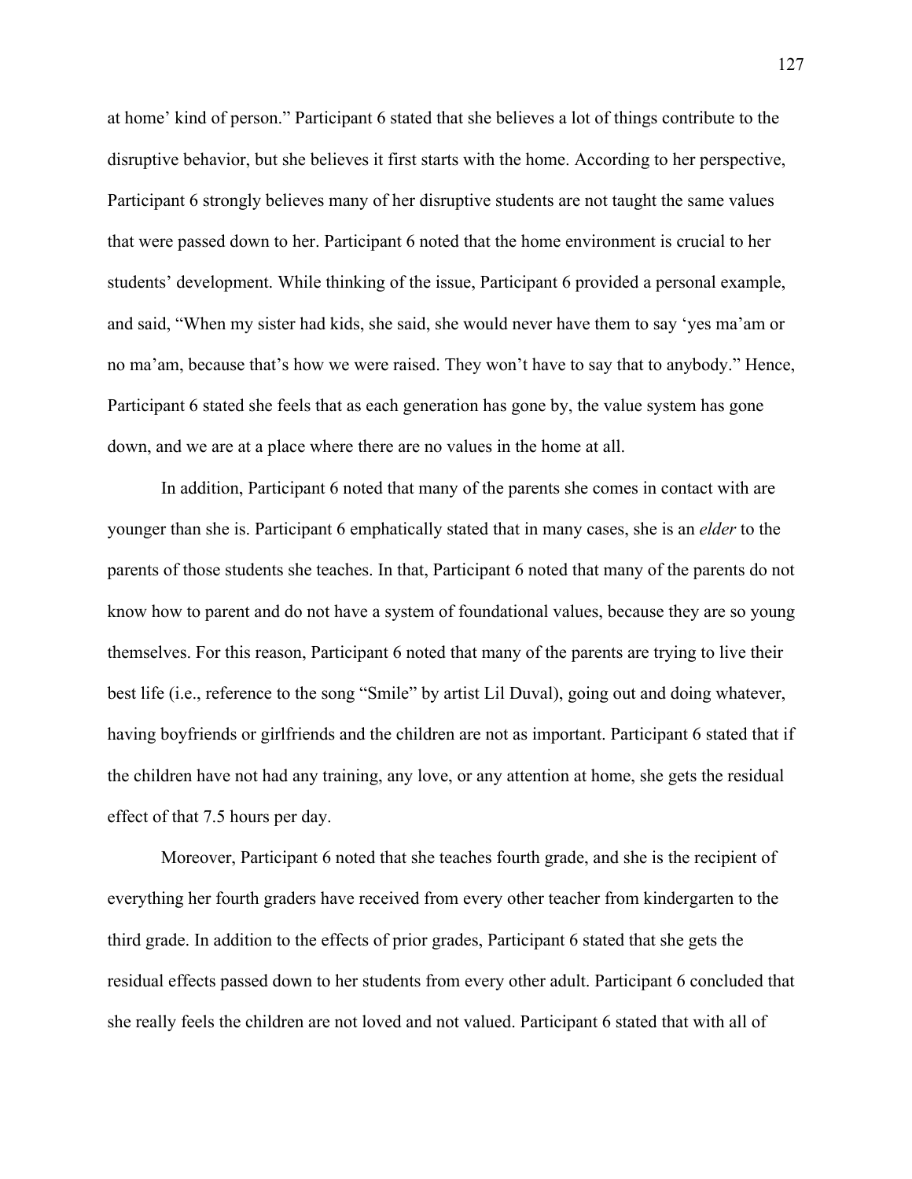at home' kind of person." Participant 6 stated that she believes a lot of things contribute to the disruptive behavior, but she believes it first starts with the home. According to her perspective, Participant 6 strongly believes many of her disruptive students are not taught the same values that were passed down to her. Participant 6 noted that the home environment is crucial to her students' development. While thinking of the issue, Participant 6 provided a personal example, and said, "When my sister had kids, she said, she would never have them to say 'yes ma'am or no ma'am, because that's how we were raised. They won't have to say that to anybody." Hence, Participant 6 stated she feels that as each generation has gone by, the value system has gone down, and we are at a place where there are no values in the home at all.

In addition, Participant 6 noted that many of the parents she comes in contact with are younger than she is. Participant 6 emphatically stated that in many cases, she is an *elder* to the parents of those students she teaches. In that, Participant 6 noted that many of the parents do not know how to parent and do not have a system of foundational values, because they are so young themselves. For this reason, Participant 6 noted that many of the parents are trying to live their best life (i.e., reference to the song "Smile" by artist Lil Duval), going out and doing whatever, having boyfriends or girlfriends and the children are not as important. Participant 6 stated that if the children have not had any training, any love, or any attention at home, she gets the residual effect of that 7.5 hours per day.

Moreover, Participant 6 noted that she teaches fourth grade, and she is the recipient of everything her fourth graders have received from every other teacher from kindergarten to the third grade. In addition to the effects of prior grades, Participant 6 stated that she gets the residual effects passed down to her students from every other adult. Participant 6 concluded that she really feels the children are not loved and not valued. Participant 6 stated that with all of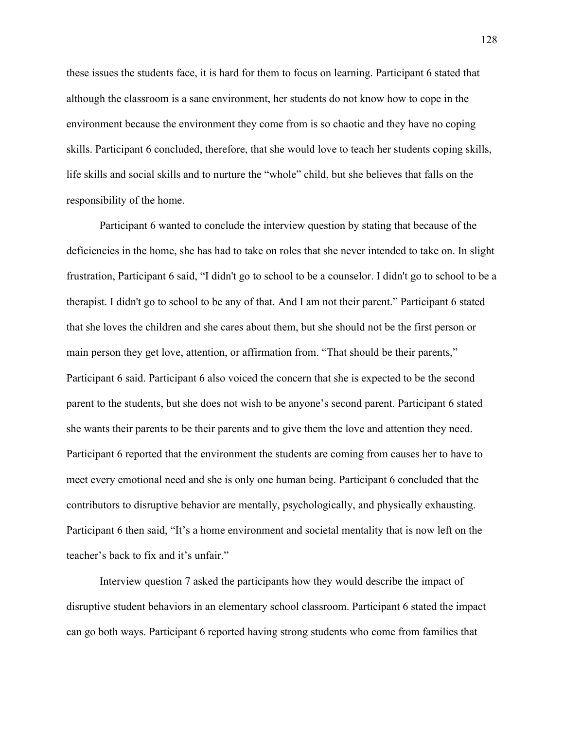these issues the students face, it is hard for them to focus on learning. Participant 6 stated that although the classroom is a sane environment, her students do not know how to cope in the environment because the environment they come from is so chaotic and they have no coping skills. Participant 6 concluded, therefore, that she would love to teach her students coping skills, life skills and social skills and to nurture the "whole" child, but she believes that falls on the responsibility of the home.

Participant 6 wanted to conclude the interview question by stating that because of the deficiencies in the home, she has had to take on roles that she never intended to take on. In slight frustration, Participant 6 said, "I didn't go to school to be a counselor. I didn't go to school to be a therapist. I didn't go to school to be any of that. And I am not their parent." Participant 6 stated that she loves the children and she cares about them, but she should not be the first person or main person they get love, attention, or affirmation from. "That should be their parents," Participant 6 said. Participant 6 also voiced the concern that she is expected to be the second parent to the students, but she does not wish to be anyone's second parent. Participant 6 stated she wants their parents to be their parents and to give them the love and attention they need. Participant 6 reported that the environment the students are coming from causes her to have to meet every emotional need and she is only one human being. Participant 6 concluded that the contributors to disruptive behavior are mentally, psychologically, and physically exhausting. Participant 6 then said, "It's a home environment and societal mentality that is now left on the teacher's back to fix and it's unfair."

Interview question 7 asked the participants how they would describe the impact of disruptive student behaviors in an elementary school classroom. Participant 6 stated the impact can go both ways. Participant 6 reported having strong students who come from families that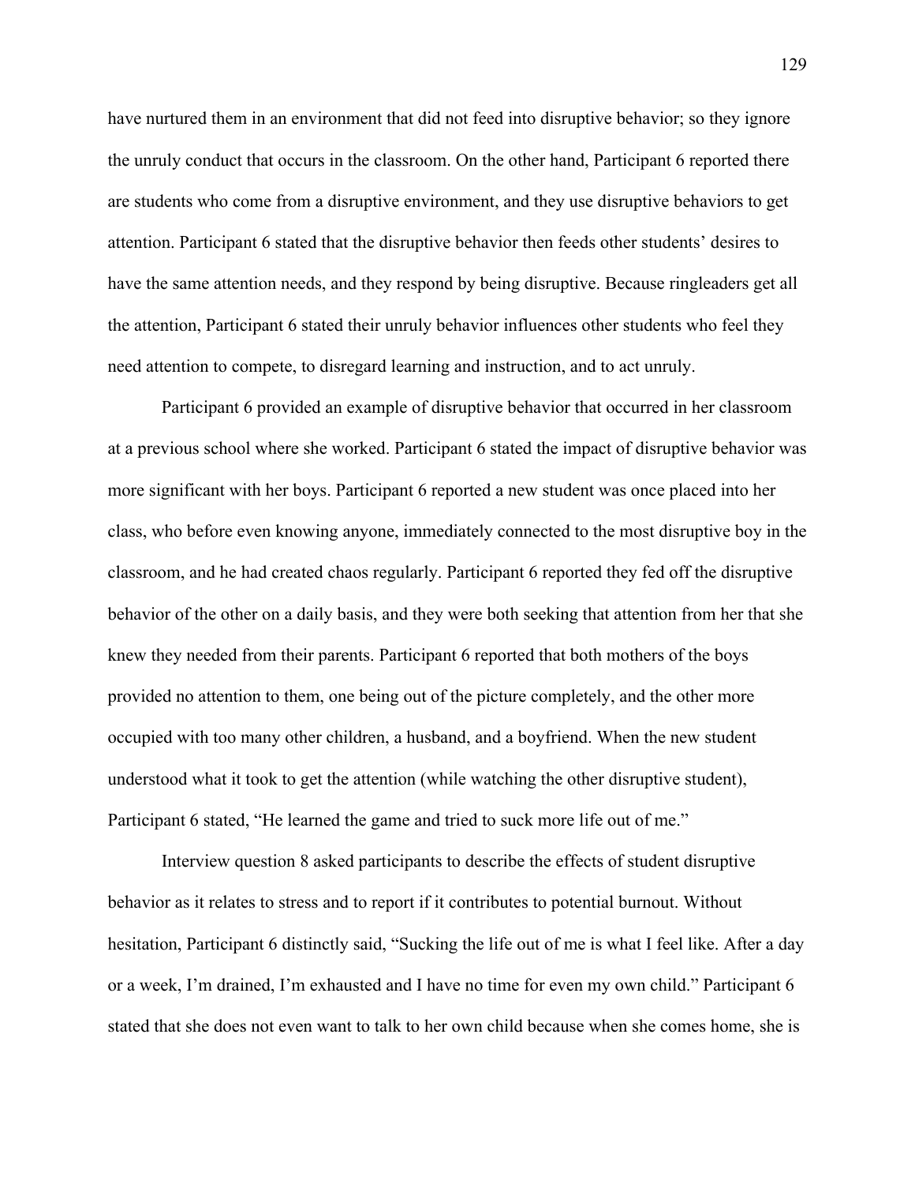have nurtured them in an environment that did not feed into disruptive behavior; so they ignore the unruly conduct that occurs in the classroom. On the other hand, Participant 6 reported there are students who come from a disruptive environment, and they use disruptive behaviors to get attention. Participant 6 stated that the disruptive behavior then feeds other students' desires to have the same attention needs, and they respond by being disruptive. Because ringleaders get all the attention, Participant 6 stated their unruly behavior influences other students who feel they need attention to compete, to disregard learning and instruction, and to act unruly.

Participant 6 provided an example of disruptive behavior that occurred in her classroom at a previous school where she worked. Participant 6 stated the impact of disruptive behavior was more significant with her boys. Participant 6 reported a new student was once placed into her class, who before even knowing anyone, immediately connected to the most disruptive boy in the classroom, and he had created chaos regularly. Participant 6 reported they fed off the disruptive behavior of the other on a daily basis, and they were both seeking that attention from her that she knew they needed from their parents. Participant 6 reported that both mothers of the boys provided no attention to them, one being out of the picture completely, and the other more occupied with too many other children, a husband, and a boyfriend. When the new student understood what it took to get the attention (while watching the other disruptive student), Participant 6 stated, "He learned the game and tried to suck more life out of me."

Interview question 8 asked participants to describe the effects of student disruptive behavior as it relates to stress and to report if it contributes to potential burnout. Without hesitation, Participant 6 distinctly said, "Sucking the life out of me is what I feel like. After a day or a week, I'm drained, I'm exhausted and I have no time for even my own child." Participant 6 stated that she does not even want to talk to her own child because when she comes home, she is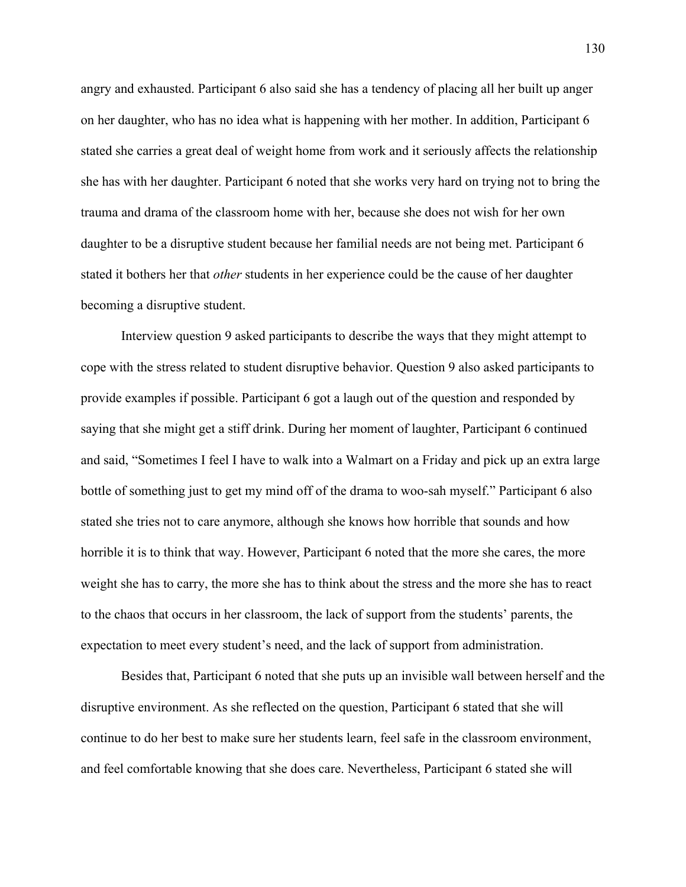angry and exhausted. Participant 6 also said she has a tendency of placing all her built up anger on her daughter, who has no idea what is happening with her mother. In addition, Participant 6 stated she carries a great deal of weight home from work and it seriously affects the relationship she has with her daughter. Participant 6 noted that she works very hard on trying not to bring the trauma and drama of the classroom home with her, because she does not wish for her own daughter to be a disruptive student because her familial needs are not being met. Participant 6 stated it bothers her that *other* students in her experience could be the cause of her daughter becoming a disruptive student.

Interview question 9 asked participants to describe the ways that they might attempt to cope with the stress related to student disruptive behavior. Question 9 also asked participants to provide examples if possible. Participant 6 got a laugh out of the question and responded by saying that she might get a stiff drink. During her moment of laughter, Participant 6 continued and said, "Sometimes I feel I have to walk into a Walmart on a Friday and pick up an extra large bottle of something just to get my mind off of the drama to woo-sah myself." Participant 6 also stated she tries not to care anymore, although she knows how horrible that sounds and how horrible it is to think that way. However, Participant 6 noted that the more she cares, the more weight she has to carry, the more she has to think about the stress and the more she has to react to the chaos that occurs in her classroom, the lack of support from the students' parents, the expectation to meet every student's need, and the lack of support from administration.

Besides that, Participant 6 noted that she puts up an invisible wall between herself and the disruptive environment. As she reflected on the question, Participant 6 stated that she will continue to do her best to make sure her students learn, feel safe in the classroom environment, and feel comfortable knowing that she does care. Nevertheless, Participant 6 stated she will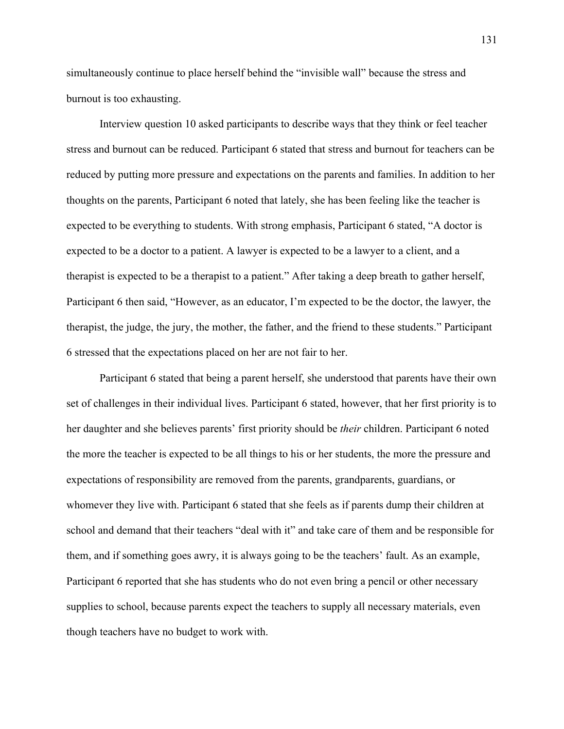simultaneously continue to place herself behind the "invisible wall" because the stress and burnout is too exhausting.

Interview question 10 asked participants to describe ways that they think or feel teacher stress and burnout can be reduced. Participant 6 stated that stress and burnout for teachers can be reduced by putting more pressure and expectations on the parents and families. In addition to her thoughts on the parents, Participant 6 noted that lately, she has been feeling like the teacher is expected to be everything to students. With strong emphasis, Participant 6 stated, "A doctor is expected to be a doctor to a patient. A lawyer is expected to be a lawyer to a client, and a therapist is expected to be a therapist to a patient." After taking a deep breath to gather herself, Participant 6 then said, "However, as an educator, I'm expected to be the doctor, the lawyer, the therapist, the judge, the jury, the mother, the father, and the friend to these students." Participant 6 stressed that the expectations placed on her are not fair to her.

Participant 6 stated that being a parent herself, she understood that parents have their own set of challenges in their individual lives. Participant 6 stated, however, that her first priority is to her daughter and she believes parents' first priority should be *their* children. Participant 6 noted the more the teacher is expected to be all things to his or her students, the more the pressure and expectations of responsibility are removed from the parents, grandparents, guardians, or whomever they live with. Participant 6 stated that she feels as if parents dump their children at school and demand that their teachers "deal with it" and take care of them and be responsible for them, and if something goes awry, it is always going to be the teachers' fault. As an example, Participant 6 reported that she has students who do not even bring a pencil or other necessary supplies to school, because parents expect the teachers to supply all necessary materials, even though teachers have no budget to work with.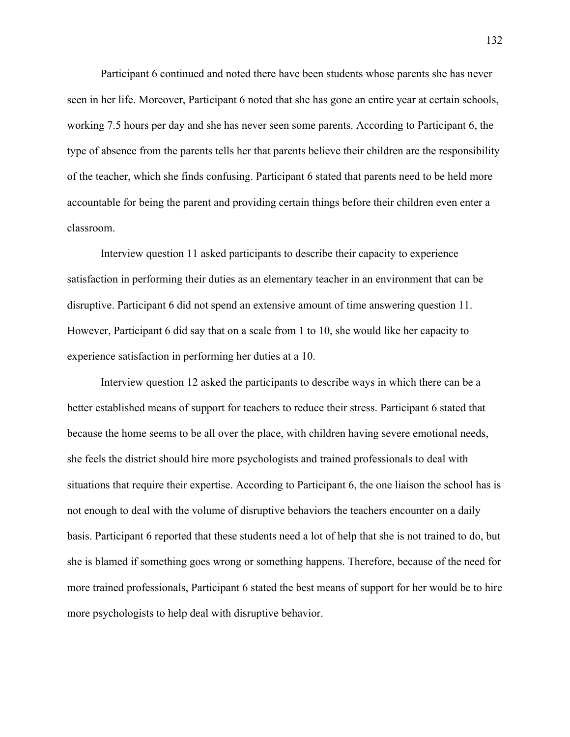Participant 6 continued and noted there have been students whose parents she has never seen in her life. Moreover, Participant 6 noted that she has gone an entire year at certain schools, working 7.5 hours per day and she has never seen some parents. According to Participant 6, the type of absence from the parents tells her that parents believe their children are the responsibility of the teacher, which she finds confusing. Participant 6 stated that parents need to be held more accountable for being the parent and providing certain things before their children even enter a classroom.

Interview question 11 asked participants to describe their capacity to experience satisfaction in performing their duties as an elementary teacher in an environment that can be disruptive. Participant 6 did not spend an extensive amount of time answering question 11. However, Participant 6 did say that on a scale from 1 to 10, she would like her capacity to experience satisfaction in performing her duties at a 10.

Interview question 12 asked the participants to describe ways in which there can be a better established means of support for teachers to reduce their stress. Participant 6 stated that because the home seems to be all over the place, with children having severe emotional needs, she feels the district should hire more psychologists and trained professionals to deal with situations that require their expertise. According to Participant 6, the one liaison the school has is not enough to deal with the volume of disruptive behaviors the teachers encounter on a daily basis. Participant 6 reported that these students need a lot of help that she is not trained to do, but she is blamed if something goes wrong or something happens. Therefore, because of the need for more trained professionals, Participant 6 stated the best means of support for her would be to hire more psychologists to help deal with disruptive behavior.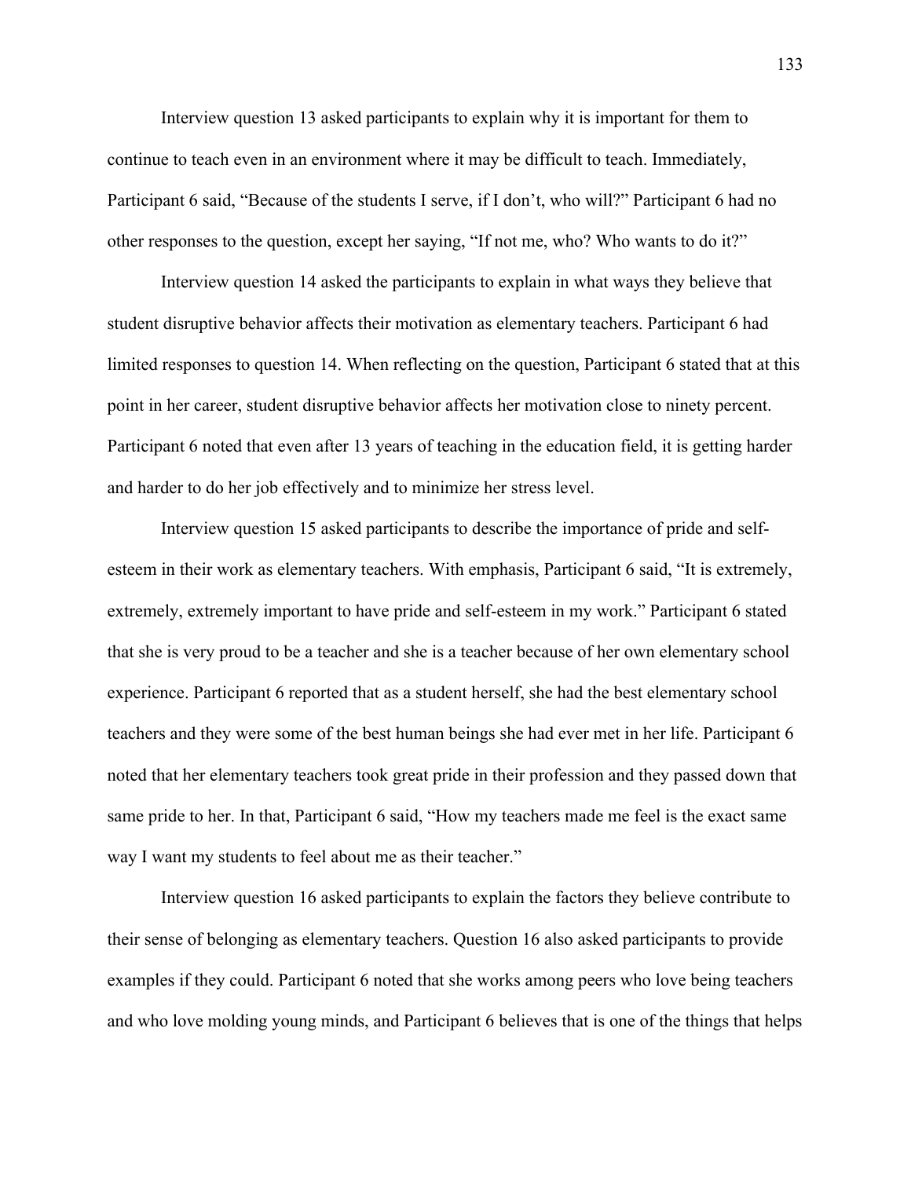Interview question 13 asked participants to explain why it is important for them to continue to teach even in an environment where it may be difficult to teach. Immediately, Participant 6 said, "Because of the students I serve, if I don't, who will?" Participant 6 had no other responses to the question, except her saying, "If not me, who? Who wants to do it?"

Interview question 14 asked the participants to explain in what ways they believe that student disruptive behavior affects their motivation as elementary teachers. Participant 6 had limited responses to question 14. When reflecting on the question, Participant 6 stated that at this point in her career, student disruptive behavior affects her motivation close to ninety percent. Participant 6 noted that even after 13 years of teaching in the education field, it is getting harder and harder to do her job effectively and to minimize her stress level.

Interview question 15 asked participants to describe the importance of pride and self-esteem in their work as elementary teachers. With emphasis, Participant 6 said, "It is extremely, extremely, extremely important to have pride and self-esteem in my work." Participant 6 stated that she is very proud to be a teacher and she is a teacher because of her own elementary school experience. Participant 6 reported that as a student herself, she had the best elementary school teachers and they were some of the best human beings she had ever met in her life. Participant 6 noted that her elementary teachers took great pride in their profession and they passed down that same pride to her. In that, Participant 6 said, "How my teachers made me feel is the exact same way I want my students to feel about me as their teacher."

Interview question 16 asked participants to explain the factors they believe contribute to their sense of belonging as elementary teachers. Question 16 also asked participants to provide examples if they could. Participant 6 noted that she works among peers who love being teachers and who love molding young minds, and Participant 6 believes that is one of the things that helps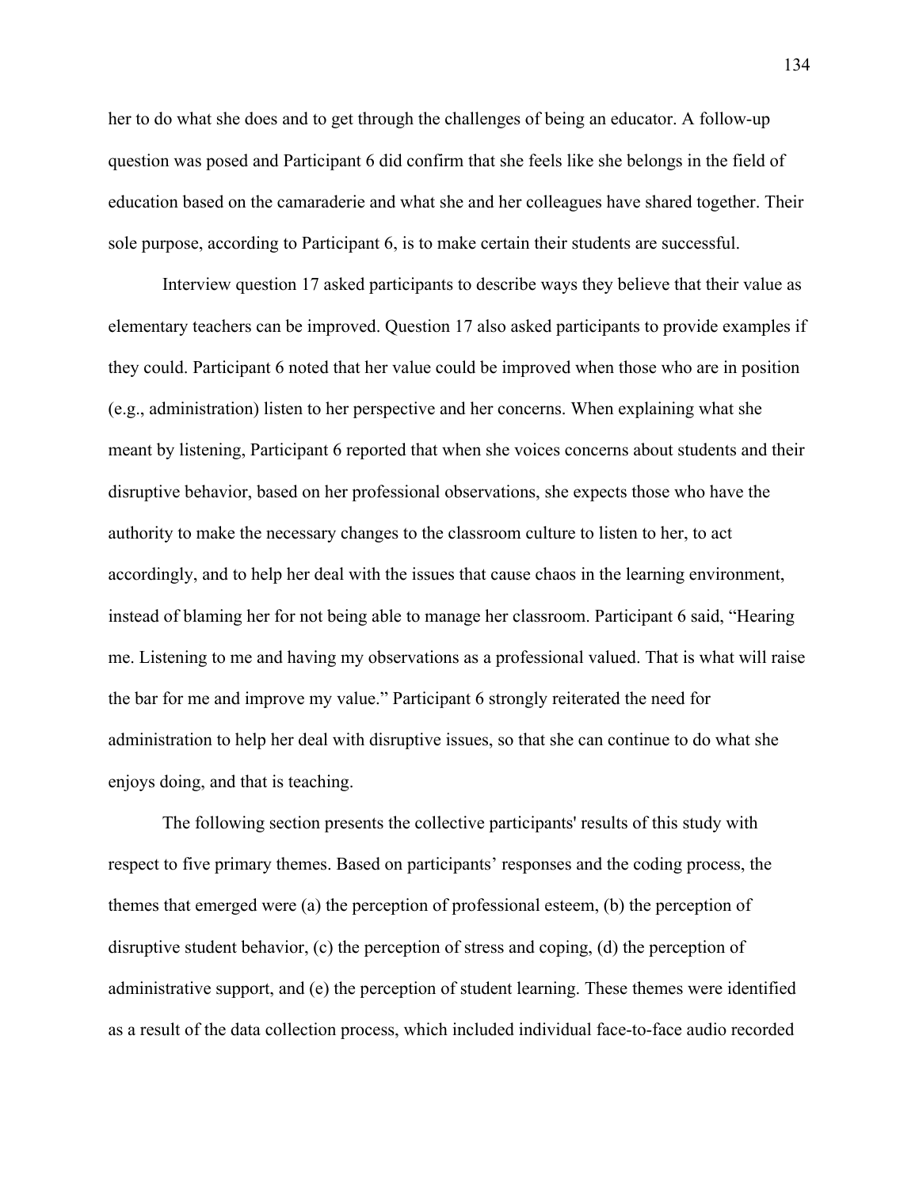her to do what she does and to get through the challenges of being an educator. A follow-up question was posed and Participant 6 did confirm that she feels like she belongs in the field of education based on the camaraderie and what she and her colleagues have shared together. Their sole purpose, according to Participant 6, is to make certain their students are successful.

Interview question 17 asked participants to describe ways they believe that their value as elementary teachers can be improved. Question 17 also asked participants to provide examples if they could. Participant 6 noted that her value could be improved when those who are in position (e.g., administration) listen to her perspective and her concerns. When explaining what she meant by listening, Participant 6 reported that when she voices concerns about students and their disruptive behavior, based on her professional observations, she expects those who have the authority to make the necessary changes to the classroom culture to listen to her, to act accordingly, and to help her deal with the issues that cause chaos in the learning environment, instead of blaming her for not being able to manage her classroom. Participant 6 said, "Hearing me. Listening to me and having my observations as a professional valued. That is what will raise the bar for me and improve my value." Participant 6 strongly reiterated the need for administration to help her deal with disruptive issues, so that she can continue to do what she enjoys doing, and that is teaching.

The following section presents the collective participants' results of this study with respect to five primary themes. Based on participants' responses and the coding process, the themes that emerged were (a) the perception of professional esteem, (b) the perception of disruptive student behavior, (c) the perception of stress and coping, (d) the perception of administrative support, and (e) the perception of student learning. These themes were identified as a result of the data collection process, which included individual face-to-face audio recorded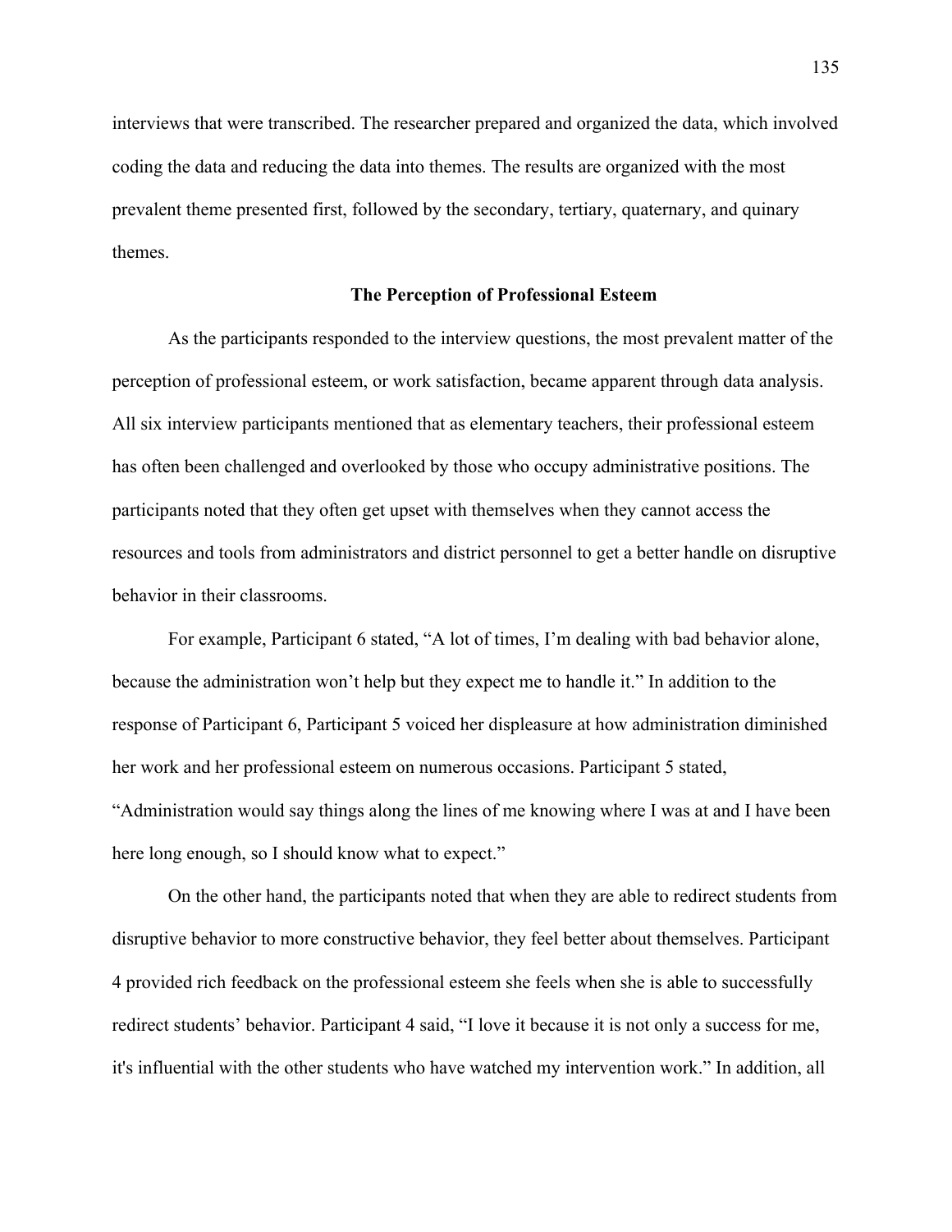interviews that were transcribed. The researcher prepared and organized the data, which involved coding the data and reducing the data into themes. The results are organized with the most prevalent theme presented first, followed by the secondary, tertiary, quaternary, and quinary themes.

## The Perception of Professional Esteem

As the participants responded to the interview questions, the most prevalent matter of the perception of professional esteem, or work satisfaction, became apparent through data analysis. All six interview participants mentioned that as elementary teachers, their professional esteem has often been challenged and overlooked by those who occupy administrative positions. The participants noted that they often get upset with themselves when they cannot access the resources and tools from administrators and district personnel to get a better handle on disruptive behavior in their classrooms.

For example, Participant 6 stated, "A lot of times, I'm dealing with bad behavior alone, because the administration won't help but they expect me to handle it." In addition to the response of Participant 6, Participant 5 voiced her displeasure at how administration diminished her work and her professional esteem on numerous occasions. Participant 5 stated, "Administration would say things along the lines of me knowing where I was at and I have been here long enough, so I should know what to expect."

On the other hand, the participants noted that when they are able to redirect students from disruptive behavior to more constructive behavior, they feel better about themselves. Participant 4 provided rich feedback on the professional esteem she feels when she is able to successfully redirect students' behavior. Participant 4 said, "I love it because it is not only a success for me, it's influential with the other students who have watched my intervention work." In addition, all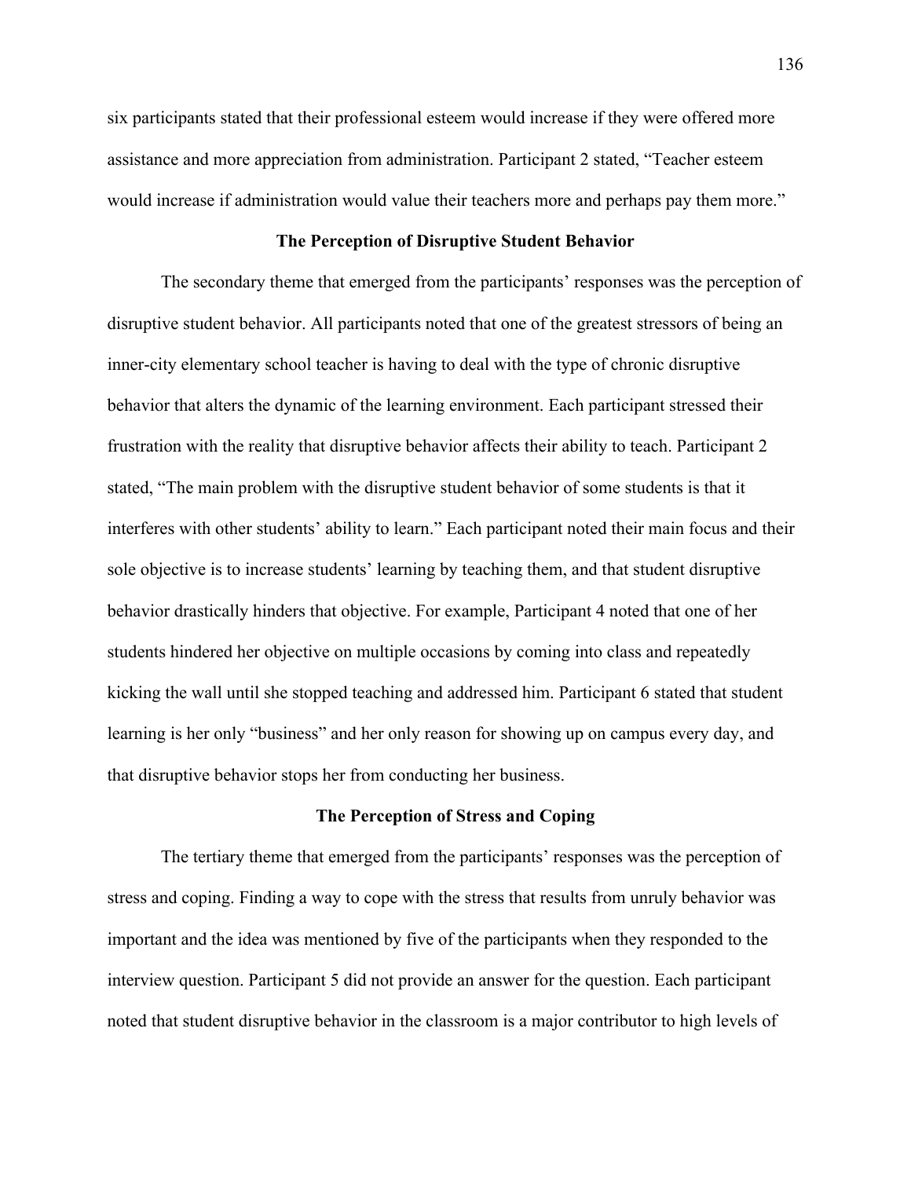six participants stated that their professional esteem would increase if they were offered more assistance and more appreciation from administration. Participant 2 stated, “Teacher esteem would increase if administration would value their teachers more and perhaps pay them more.”

### The Perception of Disruptive Student Behavior

The secondary theme that emerged from the participants’ responses was the perception of disruptive student behavior. All participants noted that one of the greatest stressors of being an inner-city elementary school teacher is having to deal with the type of chronic disruptive behavior that alters the dynamic of the learning environment. Each participant stressed their frustration with the reality that disruptive behavior affects their ability to teach. Participant 2 stated, “The main problem with the disruptive student behavior of some students is that it interferes with other students’ ability to learn.” Each participant noted their main focus and their sole objective is to increase students’ learning by teaching them, and that student disruptive behavior drastically hinders that objective. For example, Participant 4 noted that one of her students hindered her objective on multiple occasions by coming into class and repeatedly kicking the wall until she stopped teaching and addressed him. Participant 6 stated that student learning is her only “business” and her only reason for showing up on campus every day, and that disruptive behavior stops her from conducting her business.

### The Perception of Stress and Coping

The tertiary theme that emerged from the participants’ responses was the perception of stress and coping. Finding a way to cope with the stress that results from unruly behavior was important and the idea was mentioned by five of the participants when they responded to the interview question. Participant 5 did not provide an answer for the question. Each participant noted that student disruptive behavior in the classroom is a major contributor to high levels of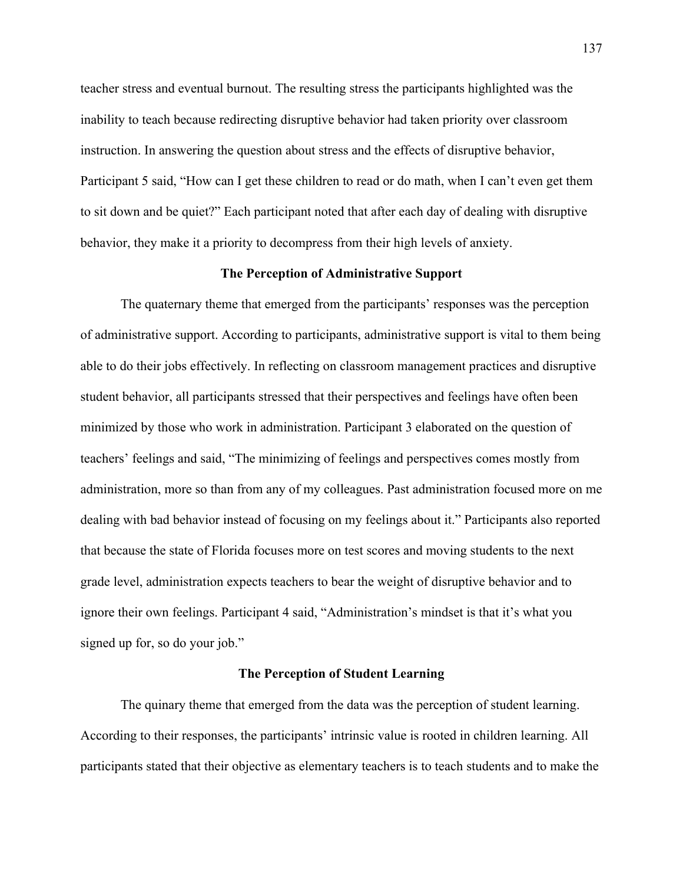teacher stress and eventual burnout. The resulting stress the participants highlighted was the inability to teach because redirecting disruptive behavior had taken priority over classroom instruction. In answering the question about stress and the effects of disruptive behavior, Participant 5 said, "How can I get these children to read or do math, when I can't even get them to sit down and be quiet?" Each participant noted that after each day of dealing with disruptive behavior, they make it a priority to decompress from their high levels of anxiety.

## The Perception of Administrative Support

The quaternary theme that emerged from the participants' responses was the perception of administrative support. According to participants, administrative support is vital to them being able to do their jobs effectively. In reflecting on classroom management practices and disruptive student behavior, all participants stressed that their perspectives and feelings have often been minimized by those who work in administration. Participant 3 elaborated on the question of teachers' feelings and said, "The minimizing of feelings and perspectives comes mostly from administration, more so than from any of my colleagues. Past administration focused more on me dealing with bad behavior instead of focusing on my feelings about it." Participants also reported that because the state of Florida focuses more on test scores and moving students to the next grade level, administration expects teachers to bear the weight of disruptive behavior and to ignore their own feelings. Participant 4 said, "Administration's mindset is that it's what you signed up for, so do your job."

## The Perception of Student Learning

The quinary theme that emerged from the data was the perception of student learning. According to their responses, the participants' intrinsic value is rooted in children learning. All participants stated that their objective as elementary teachers is to teach students and to make the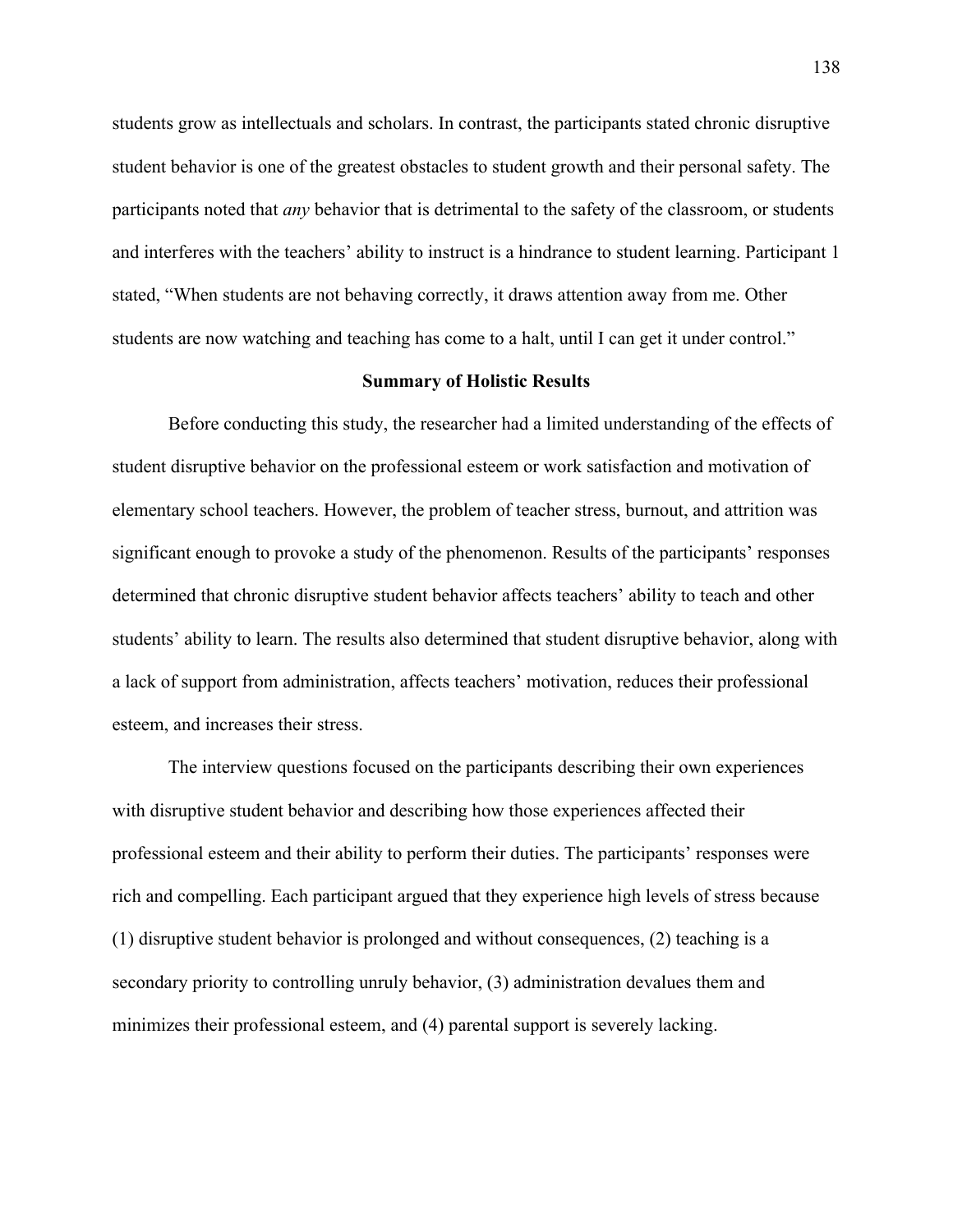students grow as intellectuals and scholars. In contrast, the participants stated chronic disruptive student behavior is one of the greatest obstacles to student growth and their personal safety. The participants noted that *any* behavior that is detrimental to the safety of the classroom, or students and interferes with the teachers' ability to instruct is a hindrance to student learning. Participant 1 stated, "When students are not behaving correctly, it draws attention away from me. Other students are now watching and teaching has come to a halt, until I can get it under control."

## Summary of Holistic Results

Before conducting this study, the researcher had a limited understanding of the effects of student disruptive behavior on the professional esteem or work satisfaction and motivation of elementary school teachers. However, the problem of teacher stress, burnout, and attrition was significant enough to provoke a study of the phenomenon. Results of the participants' responses determined that chronic disruptive student behavior affects teachers' ability to teach and other students' ability to learn. The results also determined that student disruptive behavior, along with a lack of support from administration, affects teachers' motivation, reduces their professional esteem, and increases their stress.

The interview questions focused on the participants describing their own experiences with disruptive student behavior and describing how those experiences affected their professional esteem and their ability to perform their duties. The participants' responses were rich and compelling. Each participant argued that they experience high levels of stress because (1) disruptive student behavior is prolonged and without consequences, (2) teaching is a secondary priority to controlling unruly behavior, (3) administration devalues them and minimizes their professional esteem, and (4) parental support is severely lacking.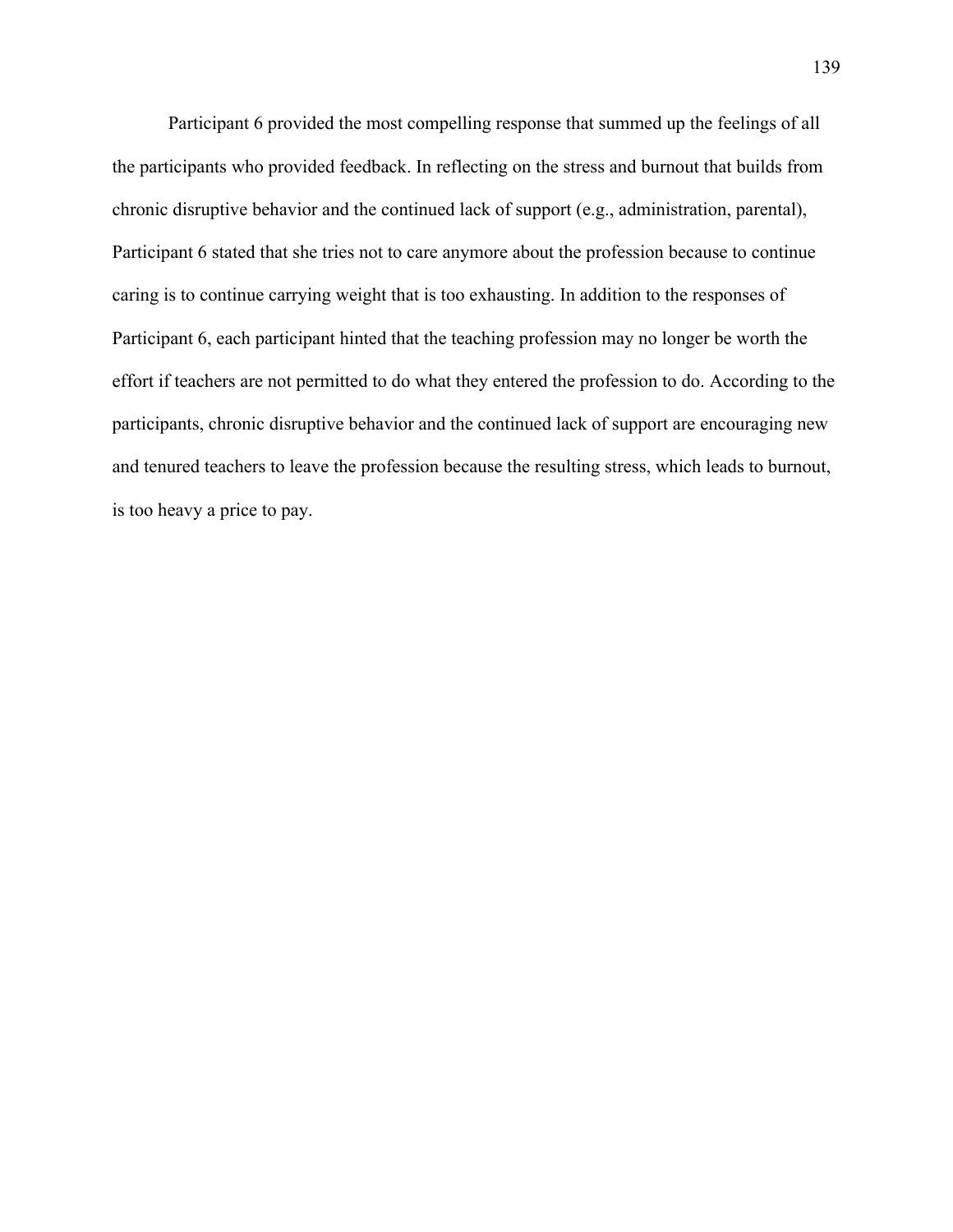Participant 6 provided the most compelling response that summed up the feelings of all the participants who provided feedback. In reflecting on the stress and burnout that builds from chronic disruptive behavior and the continued lack of support (e.g., administration, parental), Participant 6 stated that she tries not to care anymore about the profession because to continue caring is to continue carrying weight that is too exhausting. In addition to the responses of Participant 6, each participant hinted that the teaching profession may no longer be worth the effort if teachers are not permitted to do what they entered the profession to do. According to the participants, chronic disruptive behavior and the continued lack of support are encouraging new and tenured teachers to leave the profession because the resulting stress, which leads to burnout, is too heavy a price to pay.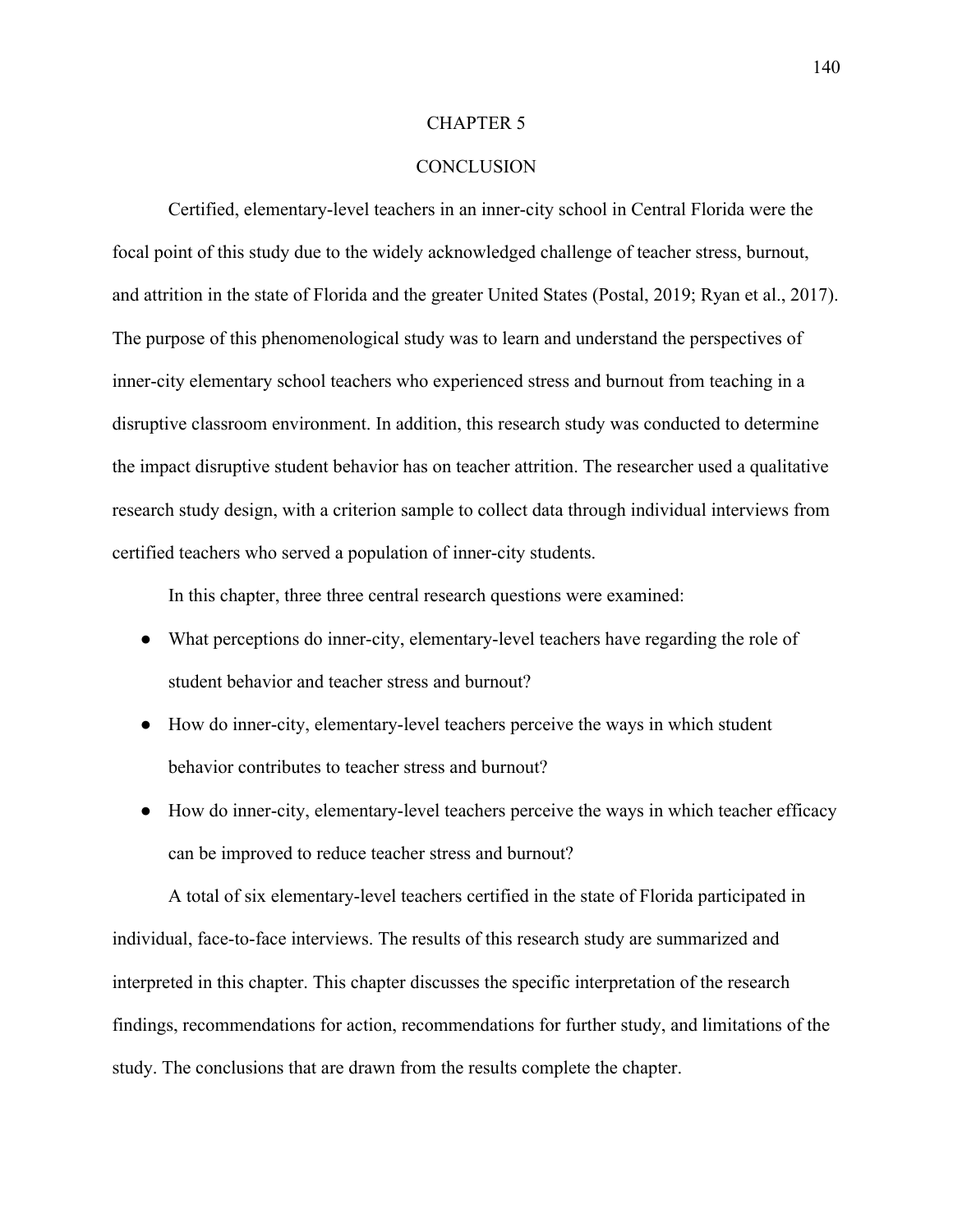# CHAPTER 5

# CONCLUSION

Certified, elementary-level teachers in an inner-city school in Central Florida were the focal point of this study due to the widely acknowledged challenge of teacher stress, burnout, and attrition in the state of Florida and the greater United States (Postal, 2019; Ryan et al., 2017). The purpose of this phenomenological study was to learn and understand the perspectives of inner-city elementary school teachers who experienced stress and burnout from teaching in a disruptive classroom environment. In addition, this research study was conducted to determine the impact disruptive student behavior has on teacher attrition. The researcher used a qualitative research study design, with a criterion sample to collect data through individual interviews from certified teachers who served a population of inner-city students.

In this chapter, three three central research questions were examined:

- What perceptions do inner-city, elementary-level teachers have regarding the role of student behavior and teacher stress and burnout?
- How do inner-city, elementary-level teachers perceive the ways in which student behavior contributes to teacher stress and burnout?
- How do inner-city, elementary-level teachers perceive the ways in which teacher efficacy can be improved to reduce teacher stress and burnout?

A total of six elementary-level teachers certified in the state of Florida participated in individual, face-to-face interviews. The results of this research study are summarized and interpreted in this chapter. This chapter discusses the specific interpretation of the research findings, recommendations for action, recommendations for further study, and limitations of the study. The conclusions that are drawn from the results complete the chapter.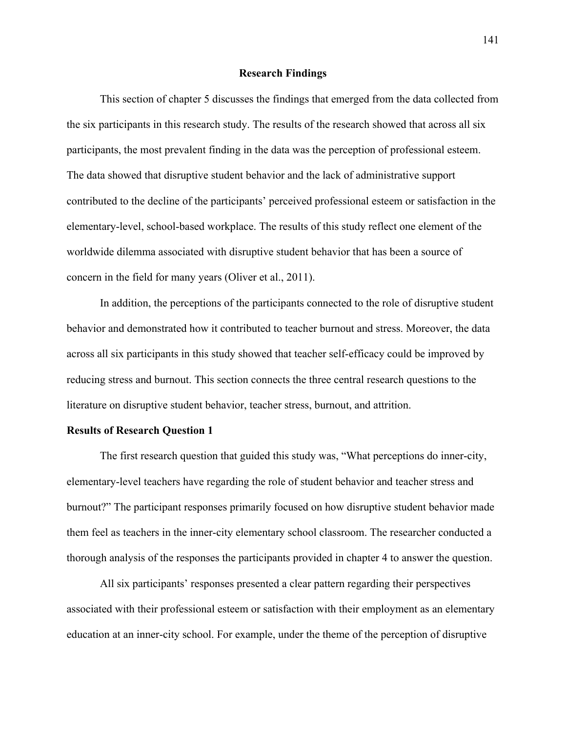## Research Findings

This section of chapter 5 discusses the findings that emerged from the data collected from the six participants in this research study. The results of the research showed that across all six participants, the most prevalent finding in the data was the perception of professional esteem. The data showed that disruptive student behavior and the lack of administrative support contributed to the decline of the participants' perceived professional esteem or satisfaction in the elementary-level, school-based workplace. The results of this study reflect one element of the worldwide dilemma associated with disruptive student behavior that has been a source of concern in the field for many years (Oliver et al., 2011).

In addition, the perceptions of the participants connected to the role of disruptive student behavior and demonstrated how it contributed to teacher burnout and stress. Moreover, the data across all six participants in this study showed that teacher self-efficacy could be improved by reducing stress and burnout. This section connects the three central research questions to the literature on disruptive student behavior, teacher stress, burnout, and attrition.

### Results of Research Question 1

The first research question that guided this study was, "What perceptions do inner-city, elementary-level teachers have regarding the role of student behavior and teacher stress and burnout?" The participant responses primarily focused on how disruptive student behavior made them feel as teachers in the inner-city elementary school classroom. The researcher conducted a thorough analysis of the responses the participants provided in chapter 4 to answer the question.

All six participants' responses presented a clear pattern regarding their perspectives associated with their professional esteem or satisfaction with their employment as an elementary education at an inner-city school. For example, under the theme of the perception of disruptive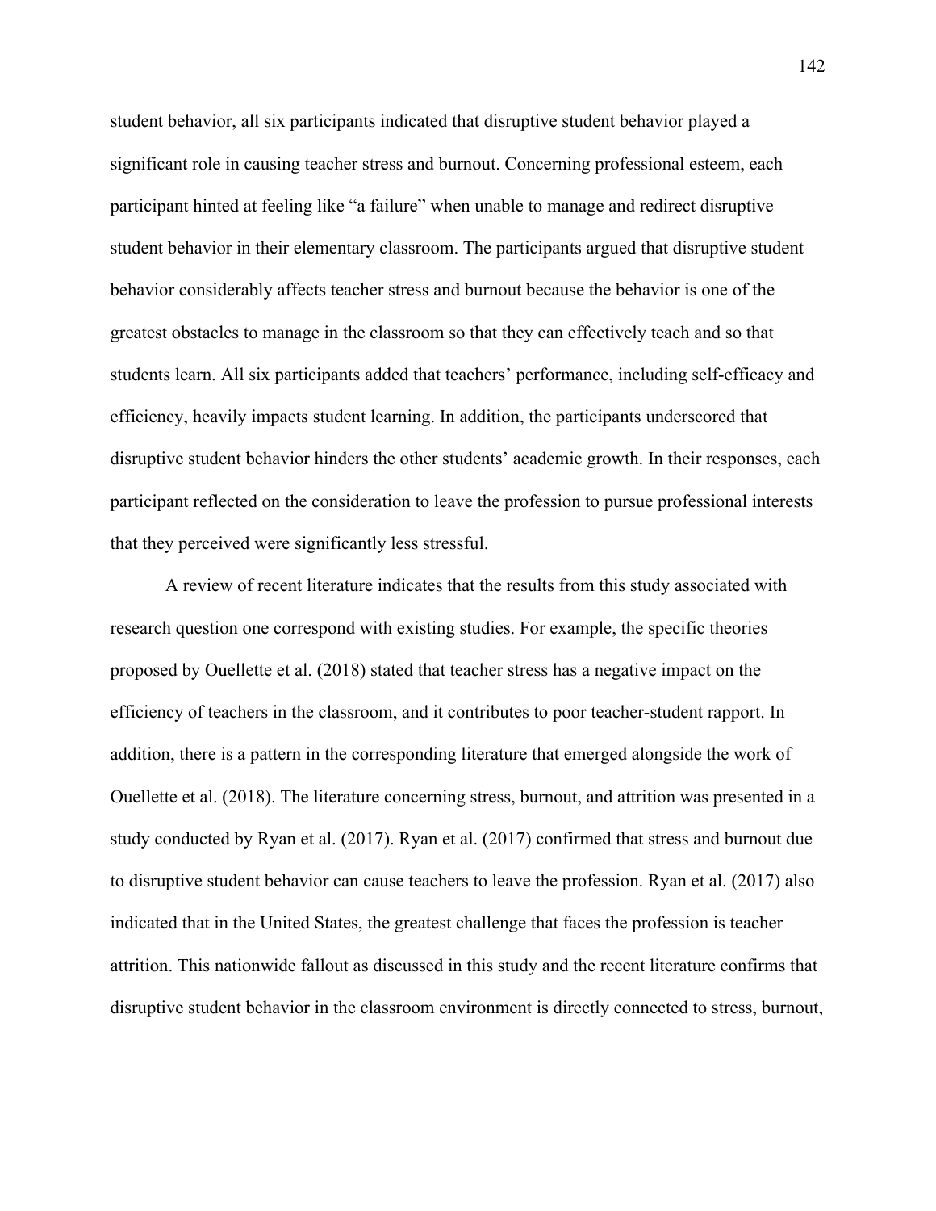student behavior, all six participants indicated that disruptive student behavior played a significant role in causing teacher stress and burnout. Concerning professional esteem, each participant hinted at feeling like "a failure" when unable to manage and redirect disruptive student behavior in their elementary classroom. The participants argued that disruptive student behavior considerably affects teacher stress and burnout because the behavior is one of the greatest obstacles to manage in the classroom so that they can effectively teach and so that students learn. All six participants added that teachers' performance, including self-efficacy and efficiency, heavily impacts student learning. In addition, the participants underscored that disruptive student behavior hinders the other students' academic growth. In their responses, each participant reflected on the consideration to leave the profession to pursue professional interests that they perceived were significantly less stressful.

A review of recent literature indicates that the results from this study associated with research question one correspond with existing studies. For example, the specific theories proposed by Ouellette et al. (2018) stated that teacher stress has a negative impact on the efficiency of teachers in the classroom, and it contributes to poor teacher-student rapport. In addition, there is a pattern in the corresponding literature that emerged alongside the work of Ouellette et al. (2018). The literature concerning stress, burnout, and attrition was presented in a study conducted by Ryan et al. (2017). Ryan et al. (2017) confirmed that stress and burnout due to disruptive student behavior can cause teachers to leave the profession. Ryan et al. (2017) also indicated that in the United States, the greatest challenge that faces the profession is teacher attrition. This nationwide fallout as discussed in this study and the recent literature confirms that disruptive student behavior in the classroom environment is directly connected to stress, burnout,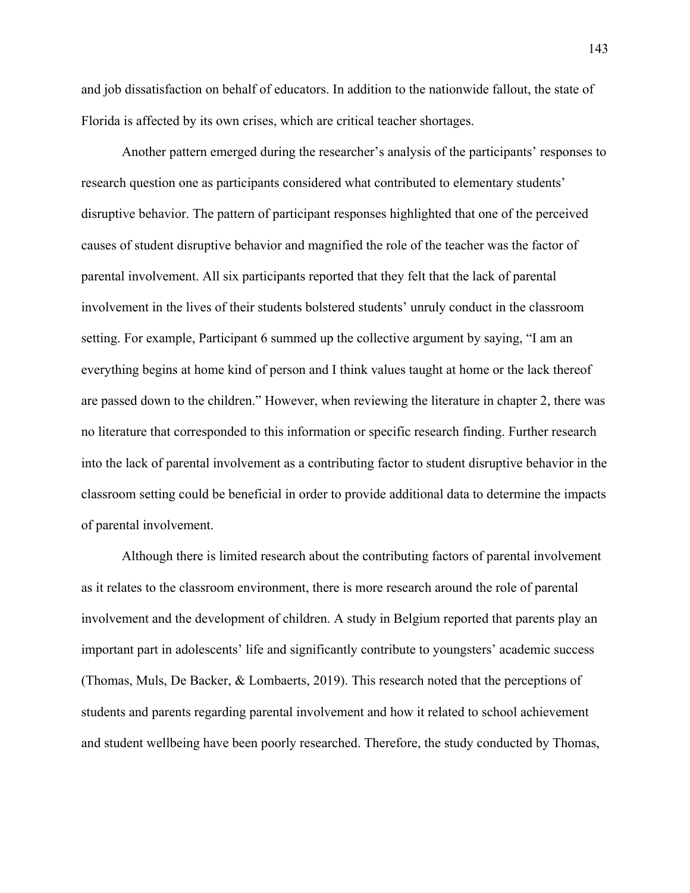and job dissatisfaction on behalf of educators. In addition to the nationwide fallout, the state of Florida is affected by its own crises, which are critical teacher shortages.

Another pattern emerged during the researcher's analysis of the participants' responses to research question one as participants considered what contributed to elementary students' disruptive behavior. The pattern of participant responses highlighted that one of the perceived causes of student disruptive behavior and magnified the role of the teacher was the factor of parental involvement. All six participants reported that they felt that the lack of parental involvement in the lives of their students bolstered students' unruly conduct in the classroom setting. For example, Participant 6 summed up the collective argument by saying, "I am an everything begins at home kind of person and I think values taught at home or the lack thereof are passed down to the children." However, when reviewing the literature in chapter 2, there was no literature that corresponded to this information or specific research finding. Further research into the lack of parental involvement as a contributing factor to student disruptive behavior in the classroom setting could be beneficial in order to provide additional data to determine the impacts of parental involvement.

Although there is limited research about the contributing factors of parental involvement as it relates to the classroom environment, there is more research around the role of parental involvement and the development of children. A study in Belgium reported that parents play an important part in adolescents' life and significantly contribute to youngsters' academic success (Thomas, Muls, De Backer, & Lombaerts, 2019). This research noted that the perceptions of students and parents regarding parental involvement and how it related to school achievement and student wellbeing have been poorly researched. Therefore, the study conducted by Thomas,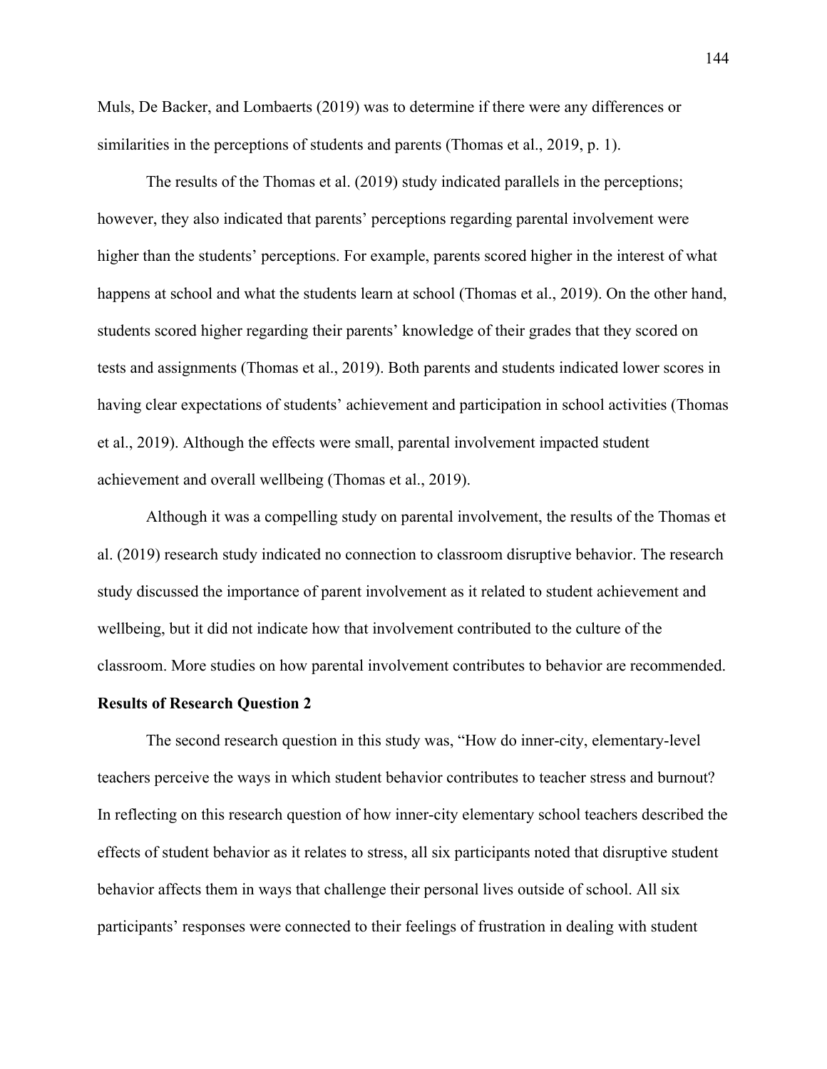Muls, De Backer, and Lombaerts (2019) was to determine if there were any differences or similarities in the perceptions of students and parents (Thomas et al., 2019, p. 1).

The results of the Thomas et al. (2019) study indicated parallels in the perceptions; however, they also indicated that parents' perceptions regarding parental involvement were higher than the students' perceptions. For example, parents scored higher in the interest of what happens at school and what the students learn at school (Thomas et al., 2019). On the other hand, students scored higher regarding their parents' knowledge of their grades that they scored on tests and assignments (Thomas et al., 2019). Both parents and students indicated lower scores in having clear expectations of students' achievement and participation in school activities (Thomas et al., 2019). Although the effects were small, parental involvement impacted student achievement and overall wellbeing (Thomas et al., 2019).

Although it was a compelling study on parental involvement, the results of the Thomas et al. (2019) research study indicated no connection to classroom disruptive behavior. The research study discussed the importance of parent involvement as it related to student achievement and wellbeing, but it did not indicate how that involvement contributed to the culture of the classroom. More studies on how parental involvement contributes to behavior are recommended.

**Results of Research Question 2**

The second research question in this study was, "How do inner-city, elementary-level teachers perceive the ways in which student behavior contributes to teacher stress and burnout? In reflecting on this research question of how inner-city elementary school teachers described the effects of student behavior as it relates to stress, all six participants noted that disruptive student behavior affects them in ways that challenge their personal lives outside of school. All six participants' responses were connected to their feelings of frustration in dealing with student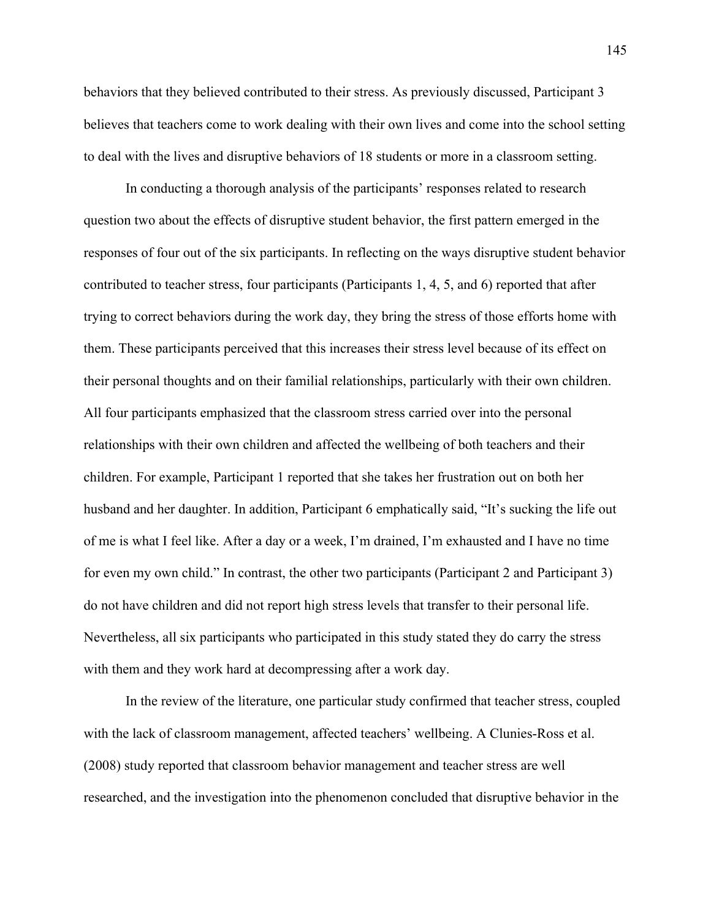behaviors that they believed contributed to their stress. As previously discussed, Participant 3 believes that teachers come to work dealing with their own lives and come into the school setting to deal with the lives and disruptive behaviors of 18 students or more in a classroom setting.

In conducting a thorough analysis of the participants' responses related to research question two about the effects of disruptive student behavior, the first pattern emerged in the responses of four out of the six participants. In reflecting on the ways disruptive student behavior contributed to teacher stress, four participants (Participants 1, 4, 5, and 6) reported that after trying to correct behaviors during the work day, they bring the stress of those efforts home with them. These participants perceived that this increases their stress level because of its effect on their personal thoughts and on their familial relationships, particularly with their own children. All four participants emphasized that the classroom stress carried over into the personal relationships with their own children and affected the wellbeing of both teachers and their children. For example, Participant 1 reported that she takes her frustration out on both her husband and her daughter. In addition, Participant 6 emphatically said, "It's sucking the life out of me is what I feel like. After a day or a week, I'm drained, I'm exhausted and I have no time for even my own child." In contrast, the other two participants (Participant 2 and Participant 3) do not have children and did not report high stress levels that transfer to their personal life. Nevertheless, all six participants who participated in this study stated they do carry the stress with them and they work hard at decompressing after a work day.

In the review of the literature, one particular study confirmed that teacher stress, coupled with the lack of classroom management, affected teachers' wellbeing. A Clunies-Ross et al. (2008) study reported that classroom behavior management and teacher stress are well researched, and the investigation into the phenomenon concluded that disruptive behavior in the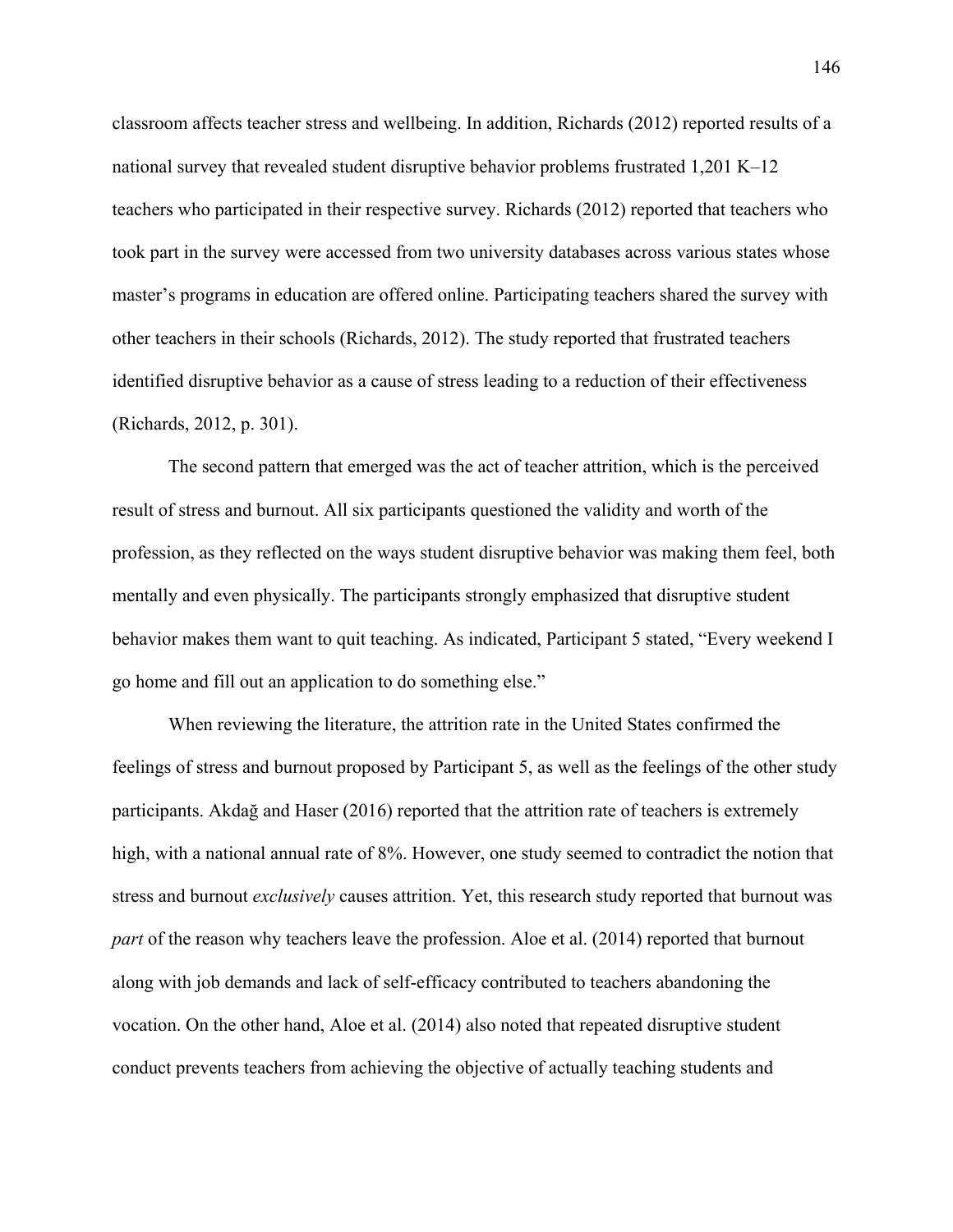classroom affects teacher stress and wellbeing. In addition, Richards (2012) reported results of a national survey that revealed student disruptive behavior problems frustrated 1,201 K–12 teachers who participated in their respective survey. Richards (2012) reported that teachers who took part in the survey were accessed from two university databases across various states whose master's programs in education are offered online. Participating teachers shared the survey with other teachers in their schools (Richards, 2012). The study reported that frustrated teachers identified disruptive behavior as a cause of stress leading to a reduction of their effectiveness (Richards, 2012, p. 301).

The second pattern that emerged was the act of teacher attrition, which is the perceived result of stress and burnout. All six participants questioned the validity and worth of the profession, as they reflected on the ways student disruptive behavior was making them feel, both mentally and even physically. The participants strongly emphasized that disruptive student behavior makes them want to quit teaching. As indicated, Participant 5 stated, "Every weekend I go home and fill out an application to do something else."

When reviewing the literature, the attrition rate in the United States confirmed the feelings of stress and burnout proposed by Participant 5, as well as the feelings of the other study participants. Akdağ and Haser (2016) reported that the attrition rate of teachers is extremely high, with a national annual rate of 8%. However, one study seemed to contradict the notion that stress and burnout *exclusively* causes attrition. Yet, this research study reported that burnout was *part* of the reason why teachers leave the profession. Aloe et al. (2014) reported that burnout along with job demands and lack of self-efficacy contributed to teachers abandoning the vocation. On the other hand, Aloe et al. (2014) also noted that repeated disruptive student conduct prevents teachers from achieving the objective of actually teaching students and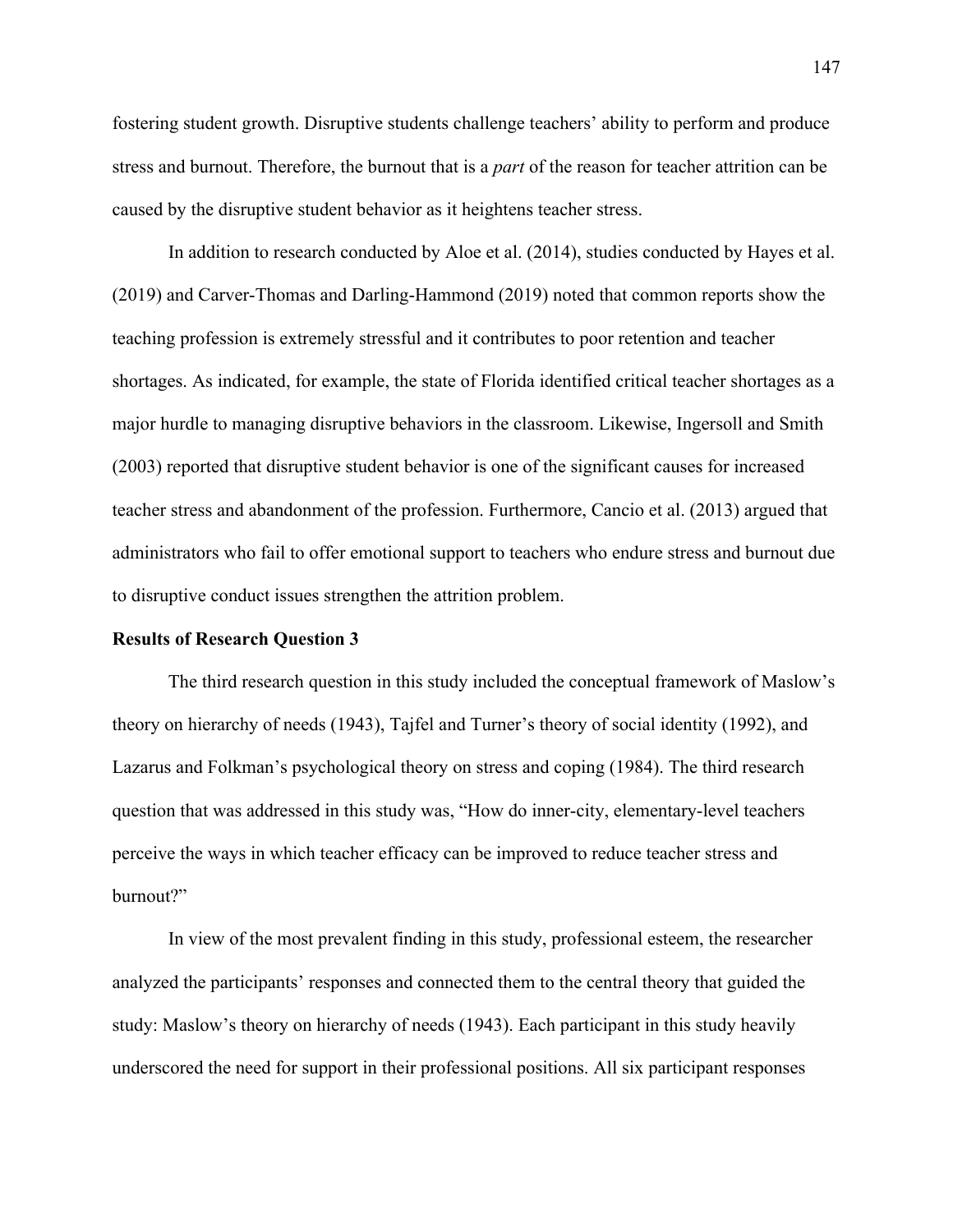fostering student growth. Disruptive students challenge teachers' ability to perform and produce stress and burnout. Therefore, the burnout that is a *part* of the reason for teacher attrition can be caused by the disruptive student behavior as it heightens teacher stress.

In addition to research conducted by Aloe et al. (2014), studies conducted by Hayes et al. (2019) and Carver-Thomas and Darling-Hammond (2019) noted that common reports show the teaching profession is extremely stressful and it contributes to poor retention and teacher shortages. As indicated, for example, the state of Florida identified critical teacher shortages as a major hurdle to managing disruptive behaviors in the classroom. Likewise, Ingersoll and Smith (2003) reported that disruptive student behavior is one of the significant causes for increased teacher stress and abandonment of the profession. Furthermore, Cancio et al. (2013) argued that administrators who fail to offer emotional support to teachers who endure stress and burnout due to disruptive conduct issues strengthen the attrition problem.

**Results of Research Question 3**

The third research question in this study included the conceptual framework of Maslow's theory on hierarchy of needs (1943), Tajfel and Turner's theory of social identity (1992), and Lazarus and Folkman's psychological theory on stress and coping (1984). The third research question that was addressed in this study was, "How do inner-city, elementary-level teachers perceive the ways in which teacher efficacy can be improved to reduce teacher stress and burnout?"

In view of the most prevalent finding in this study, professional esteem, the researcher analyzed the participants' responses and connected them to the central theory that guided the study: Maslow's theory on hierarchy of needs (1943). Each participant in this study heavily underscored the need for support in their professional positions. All six participant responses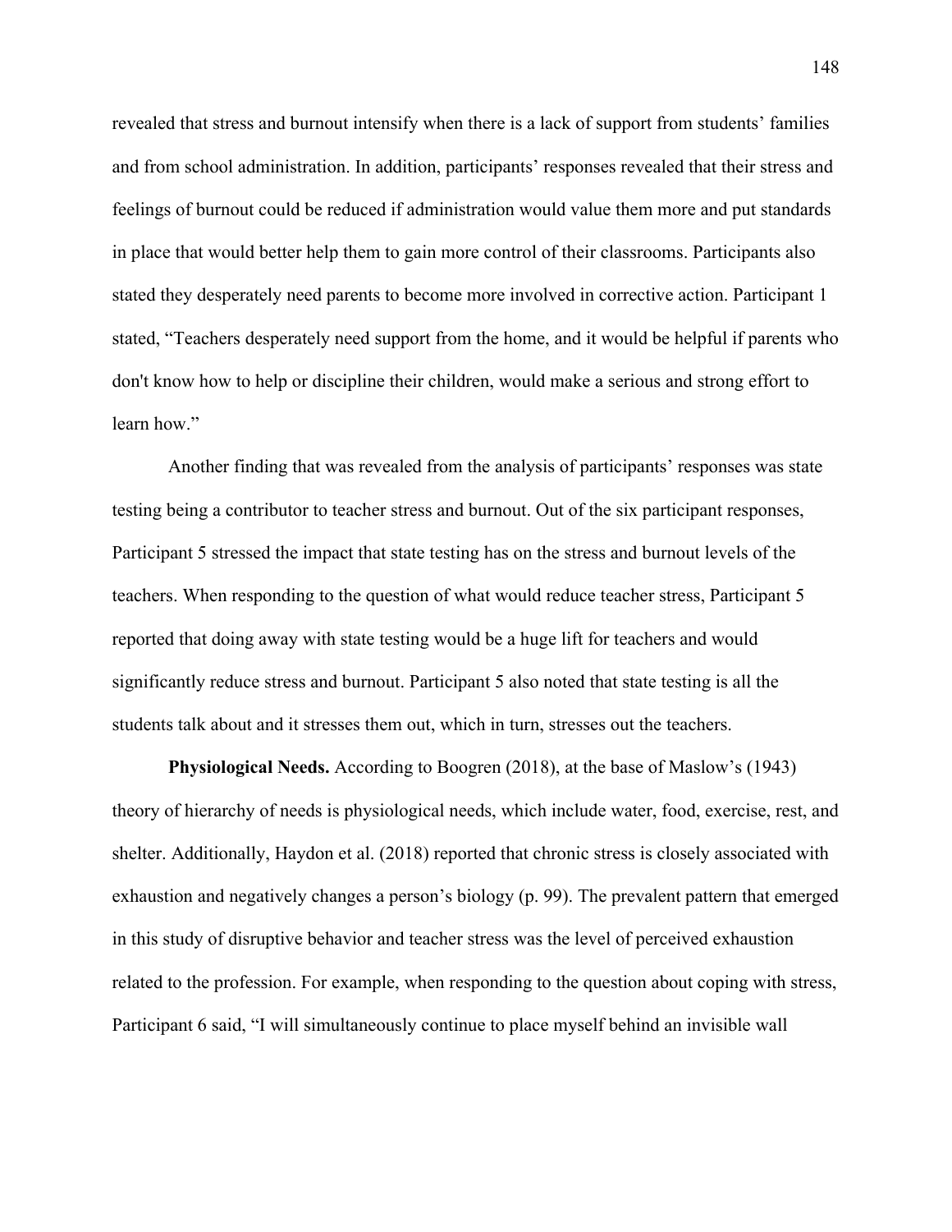revealed that stress and burnout intensify when there is a lack of support from students' families and from school administration. In addition, participants' responses revealed that their stress and feelings of burnout could be reduced if administration would value them more and put standards in place that would better help them to gain more control of their classrooms. Participants also stated they desperately need parents to become more involved in corrective action. Participant 1 stated, "Teachers desperately need support from the home, and it would be helpful if parents who don't know how to help or discipline their children, would make a serious and strong effort to learn how."

Another finding that was revealed from the analysis of participants' responses was state testing being a contributor to teacher stress and burnout. Out of the six participant responses, Participant 5 stressed the impact that state testing has on the stress and burnout levels of the teachers. When responding to the question of what would reduce teacher stress, Participant 5 reported that doing away with state testing would be a huge lift for teachers and would significantly reduce stress and burnout. Participant 5 also noted that state testing is all the students talk about and it stresses them out, which in turn, stresses out the teachers.

**Physiological Needs.** According to Boogren (2018), at the base of Maslow's (1943) theory of hierarchy of needs is physiological needs, which include water, food, exercise, rest, and shelter. Additionally, Haydon et al. (2018) reported that chronic stress is closely associated with exhaustion and negatively changes a person's biology (p. 99). The prevalent pattern that emerged in this study of disruptive behavior and teacher stress was the level of perceived exhaustion related to the profession. For example, when responding to the question about coping with stress, Participant 6 said, "I will simultaneously continue to place myself behind an invisible wall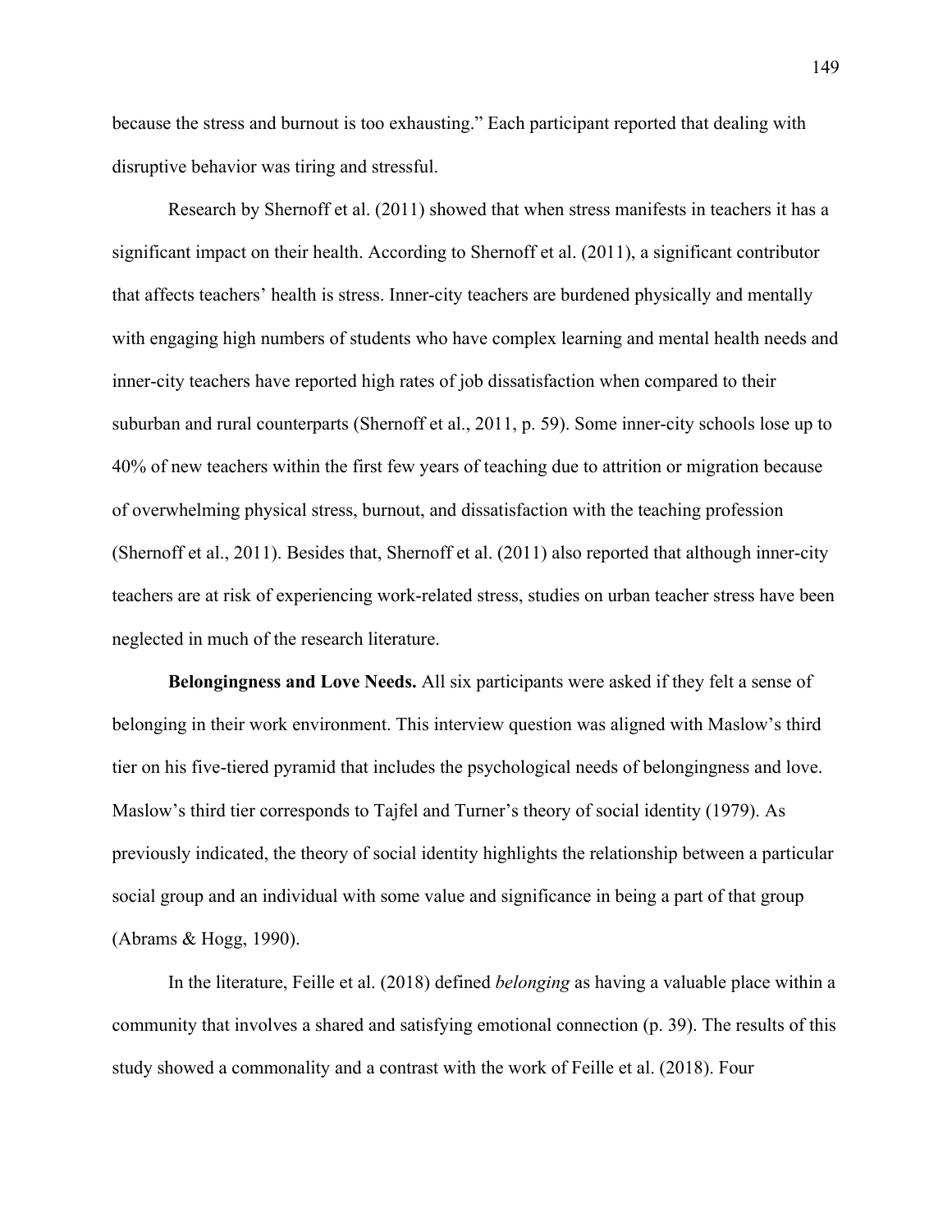because the stress and burnout is too exhausting." Each participant reported that dealing with disruptive behavior was tiring and stressful.

Research by Shernoff et al. (2011) showed that when stress manifests in teachers it has a significant impact on their health. According to Shernoff et al. (2011), a significant contributor that affects teachers' health is stress. Inner-city teachers are burdened physically and mentally with engaging high numbers of students who have complex learning and mental health needs and inner-city teachers have reported high rates of job dissatisfaction when compared to their suburban and rural counterparts (Shernoff et al., 2011, p. 59). Some inner-city schools lose up to 40% of new teachers within the first few years of teaching due to attrition or migration because of overwhelming physical stress, burnout, and dissatisfaction with the teaching profession (Shernoff et al., 2011). Besides that, Shernoff et al. (2011) also reported that although inner-city teachers are at risk of experiencing work-related stress, studies on urban teacher stress have been neglected in much of the research literature.

**Belongingness and Love Needs.** All six participants were asked if they felt a sense of belonging in their work environment. This interview question was aligned with Maslow's third tier on his five-tiered pyramid that includes the psychological needs of belongingness and love. Maslow's third tier corresponds to Tajfel and Turner's theory of social identity (1979). As previously indicated, the theory of social identity highlights the relationship between a particular social group and an individual with some value and significance in being a part of that group (Abrams & Hogg, 1990).

In the literature, Feille et al. (2018) defined *belonging* as having a valuable place within a community that involves a shared and satisfying emotional connection (p. 39). The results of this study showed a commonality and a contrast with the work of Feille et al. (2018). Four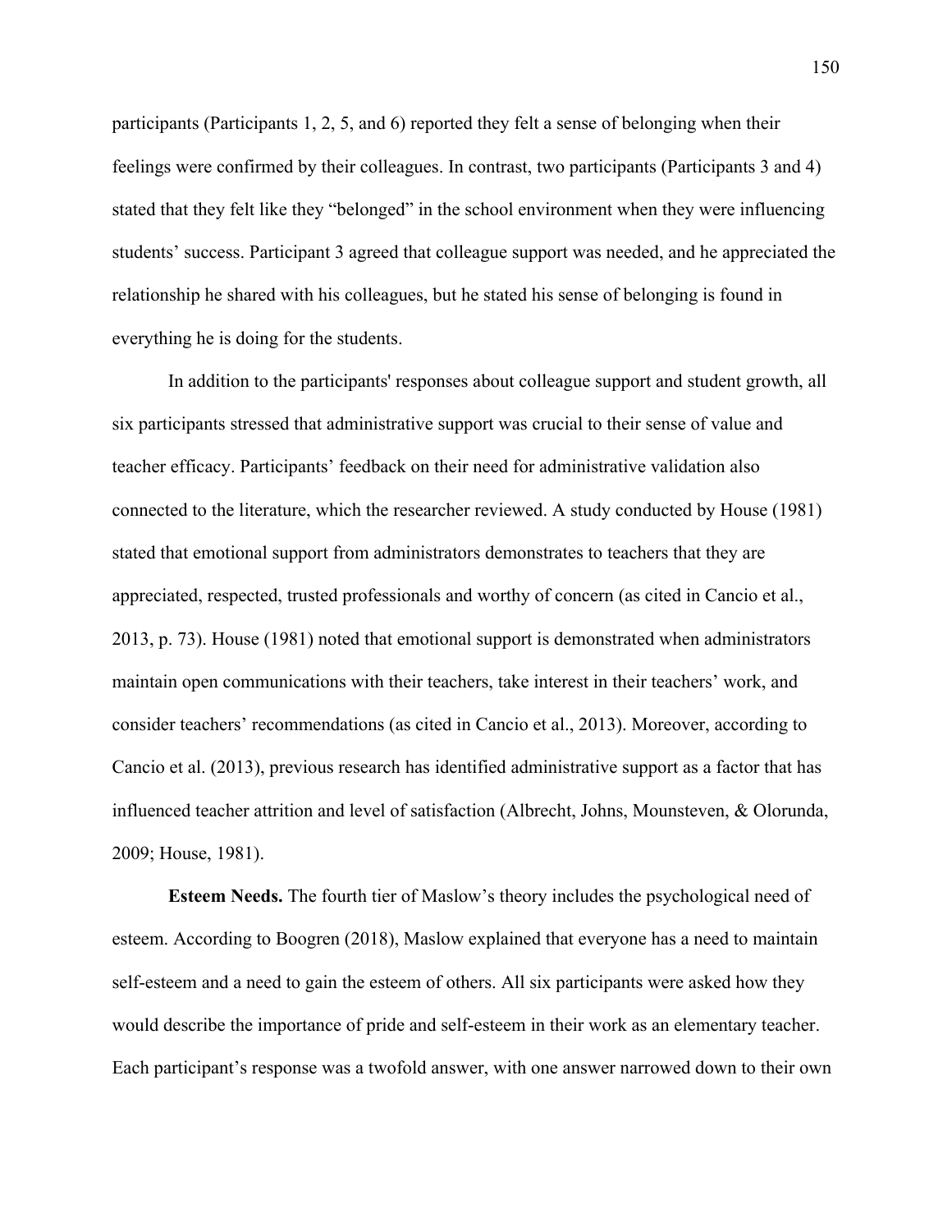participants (Participants 1, 2, 5, and 6) reported they felt a sense of belonging when their feelings were confirmed by their colleagues. In contrast, two participants (Participants 3 and 4) stated that they felt like they "belonged" in the school environment when they were influencing students' success. Participant 3 agreed that colleague support was needed, and he appreciated the relationship he shared with his colleagues, but he stated his sense of belonging is found in everything he is doing for the students.

In addition to the participants' responses about colleague support and student growth, all six participants stressed that administrative support was crucial to their sense of value and teacher efficacy. Participants' feedback on their need for administrative validation also connected to the literature, which the researcher reviewed. A study conducted by House (1981) stated that emotional support from administrators demonstrates to teachers that they are appreciated, respected, trusted professionals and worthy of concern (as cited in Cancio et al., 2013, p. 73). House (1981) noted that emotional support is demonstrated when administrators maintain open communications with their teachers, take interest in their teachers' work, and consider teachers' recommendations (as cited in Cancio et al., 2013). Moreover, according to Cancio et al. (2013), previous research has identified administrative support as a factor that has influenced teacher attrition and level of satisfaction (Albrecht, Johns, Mounsteven, & Olorunda, 2009; House, 1981).

**Esteem Needs.** The fourth tier of Maslow's theory includes the psychological need of esteem. According to Boogren (2018), Maslow explained that everyone has a need to maintain self-esteem and a need to gain the esteem of others. All six participants were asked how they would describe the importance of pride and self-esteem in their work as an elementary teacher. Each participant's response was a twofold answer, with one answer narrowed down to their own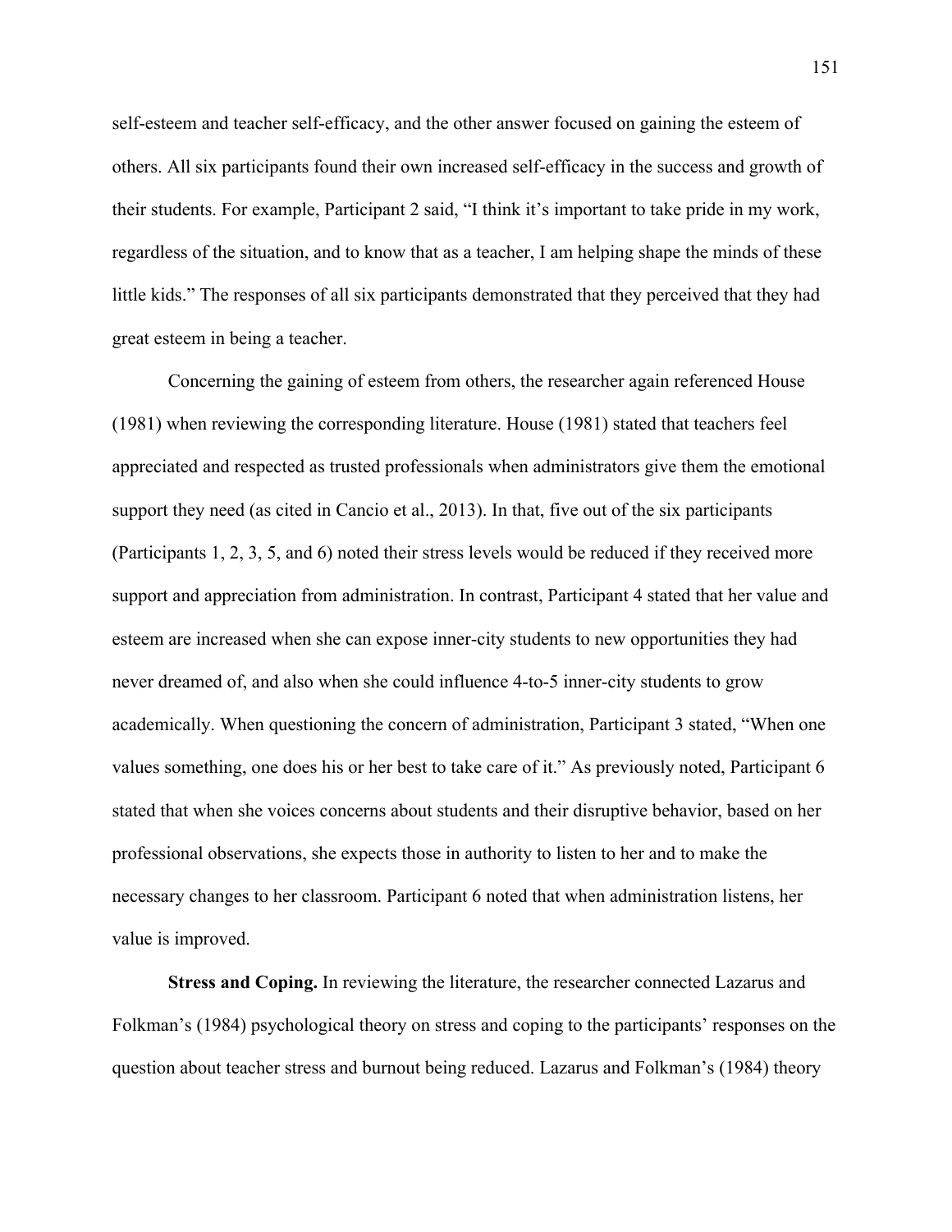self-esteem and teacher self-efficacy, and the other answer focused on gaining the esteem of others. All six participants found their own increased self-efficacy in the success and growth of their students. For example, Participant 2 said, "I think it's important to take pride in my work, regardless of the situation, and to know that as a teacher, I am helping shape the minds of these little kids." The responses of all six participants demonstrated that they perceived that they had great esteem in being a teacher.

Concerning the gaining of esteem from others, the researcher again referenced House (1981) when reviewing the corresponding literature. House (1981) stated that teachers feel appreciated and respected as trusted professionals when administrators give them the emotional support they need (as cited in Cancio et al., 2013). In that, five out of the six participants (Participants 1, 2, 3, 5, and 6) noted their stress levels would be reduced if they received more support and appreciation from administration. In contrast, Participant 4 stated that her value and esteem are increased when she can expose inner-city students to new opportunities they had never dreamed of, and also when she could influence 4-to-5 inner-city students to grow academically. When questioning the concern of administration, Participant 3 stated, "When one values something, one does his or her best to take care of it." As previously noted, Participant 6 stated that when she voices concerns about students and their disruptive behavior, based on her professional observations, she expects those in authority to listen to her and to make the necessary changes to her classroom. Participant 6 noted that when administration listens, her value is improved.

**Stress and Coping.** In reviewing the literature, the researcher connected Lazarus and Folkman's (1984) psychological theory on stress and coping to the participants' responses on the question about teacher stress and burnout being reduced. Lazarus and Folkman's (1984) theory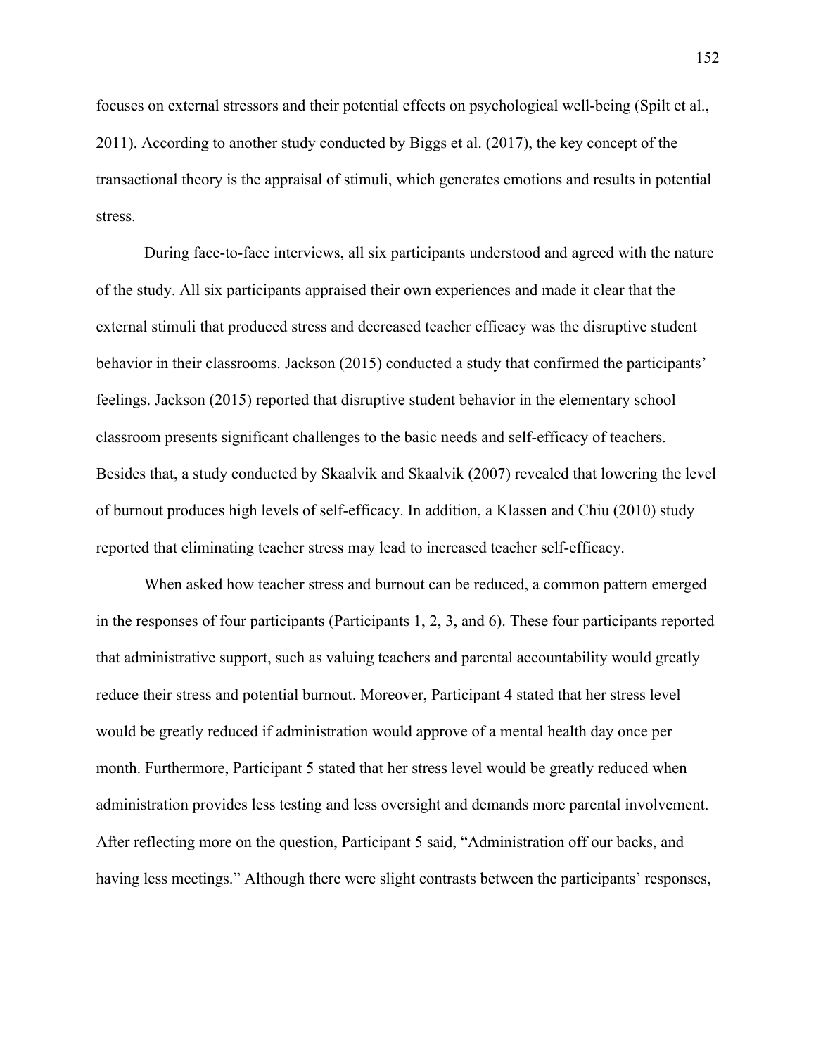focuses on external stressors and their potential effects on psychological well-being (Spilt et al., 2011). According to another study conducted by Biggs et al. (2017), the key concept of the transactional theory is the appraisal of stimuli, which generates emotions and results in potential stress.

During face-to-face interviews, all six participants understood and agreed with the nature of the study. All six participants appraised their own experiences and made it clear that the external stimuli that produced stress and decreased teacher efficacy was the disruptive student behavior in their classrooms. Jackson (2015) conducted a study that confirmed the participants' feelings. Jackson (2015) reported that disruptive student behavior in the elementary school classroom presents significant challenges to the basic needs and self-efficacy of teachers. Besides that, a study conducted by Skaalvik and Skaalvik (2007) revealed that lowering the level of burnout produces high levels of self-efficacy. In addition, a Klassen and Chiu (2010) study reported that eliminating teacher stress may lead to increased teacher self-efficacy.

When asked how teacher stress and burnout can be reduced, a common pattern emerged in the responses of four participants (Participants 1, 2, 3, and 6). These four participants reported that administrative support, such as valuing teachers and parental accountability would greatly reduce their stress and potential burnout. Moreover, Participant 4 stated that her stress level would be greatly reduced if administration would approve of a mental health day once per month. Furthermore, Participant 5 stated that her stress level would be greatly reduced when administration provides less testing and less oversight and demands more parental involvement. After reflecting more on the question, Participant 5 said, "Administration off our backs, and having less meetings." Although there were slight contrasts between the participants' responses,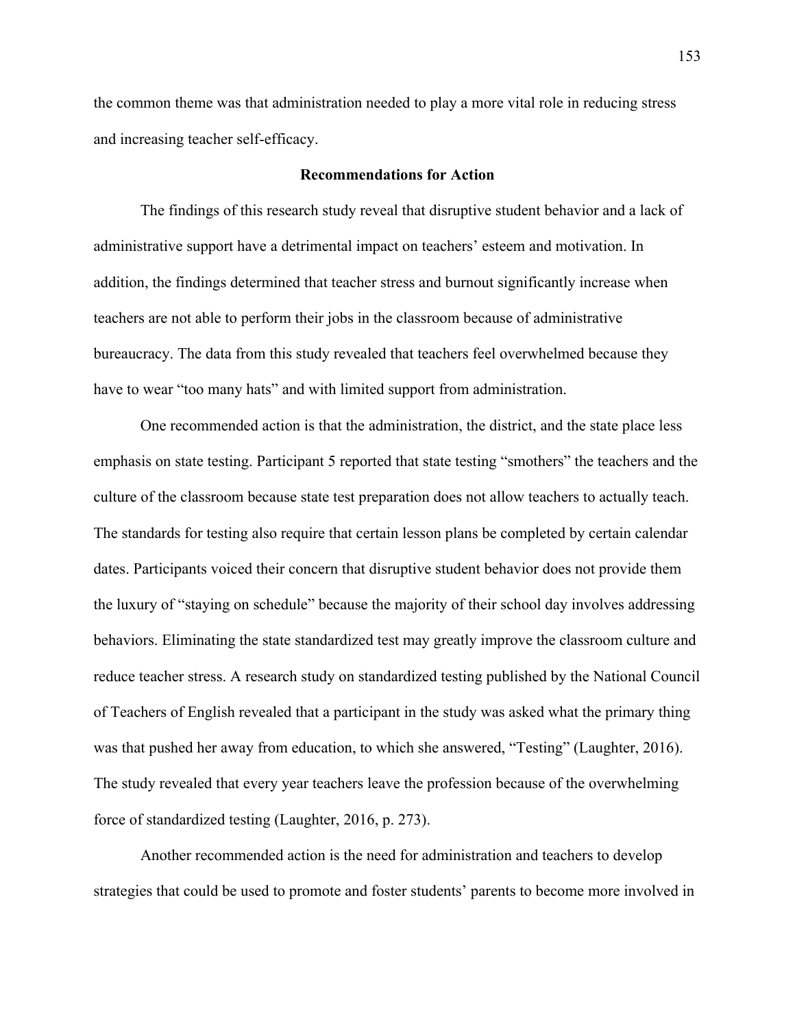the common theme was that administration needed to play a more vital role in reducing stress and increasing teacher self-efficacy.

## Recommendations for Action

The findings of this research study reveal that disruptive student behavior and a lack of administrative support have a detrimental impact on teachers' esteem and motivation. In addition, the findings determined that teacher stress and burnout significantly increase when teachers are not able to perform their jobs in the classroom because of administrative bureaucracy. The data from this study revealed that teachers feel overwhelmed because they have to wear "too many hats" and with limited support from administration.

One recommended action is that the administration, the district, and the state place less emphasis on state testing. Participant 5 reported that state testing "smothers" the teachers and the culture of the classroom because state test preparation does not allow teachers to actually teach. The standards for testing also require that certain lesson plans be completed by certain calendar dates. Participants voiced their concern that disruptive student behavior does not provide them the luxury of "staying on schedule" because the majority of their school day involves addressing behaviors. Eliminating the state standardized test may greatly improve the classroom culture and reduce teacher stress. A research study on standardized testing published by the National Council of Teachers of English revealed that a participant in the study was asked what the primary thing was that pushed her away from education, to which she answered, "Testing" (Laughter, 2016). The study revealed that every year teachers leave the profession because of the overwhelming force of standardized testing (Laughter, 2016, p. 273).

Another recommended action is the need for administration and teachers to develop strategies that could be used to promote and foster students' parents to become more involved in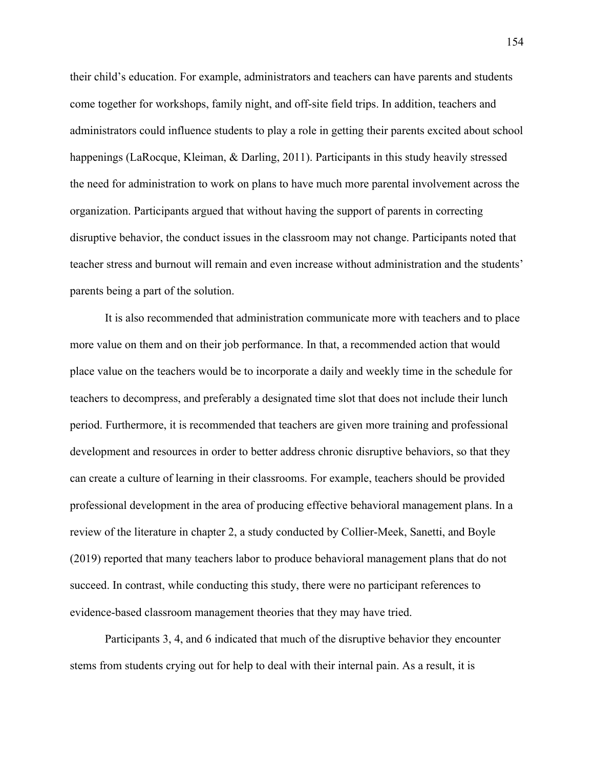their child's education. For example, administrators and teachers can have parents and students come together for workshops, family night, and off-site field trips. In addition, teachers and administrators could influence students to play a role in getting their parents excited about school happenings (LaRocque, Kleiman, & Darling, 2011). Participants in this study heavily stressed the need for administration to work on plans to have much more parental involvement across the organization. Participants argued that without having the support of parents in correcting disruptive behavior, the conduct issues in the classroom may not change. Participants noted that teacher stress and burnout will remain and even increase without administration and the students' parents being a part of the solution.

It is also recommended that administration communicate more with teachers and to place more value on them and on their job performance. In that, a recommended action that would place value on the teachers would be to incorporate a daily and weekly time in the schedule for teachers to decompress, and preferably a designated time slot that does not include their lunch period. Furthermore, it is recommended that teachers are given more training and professional development and resources in order to better address chronic disruptive behaviors, so that they can create a culture of learning in their classrooms. For example, teachers should be provided professional development in the area of producing effective behavioral management plans. In a review of the literature in chapter 2, a study conducted by Collier-Meek, Sanetti, and Boyle (2019) reported that many teachers labor to produce behavioral management plans that do not succeed. In contrast, while conducting this study, there were no participant references to evidence-based classroom management theories that they may have tried.

Participants 3, 4, and 6 indicated that much of the disruptive behavior they encounter stems from students crying out for help to deal with their internal pain. As a result, it is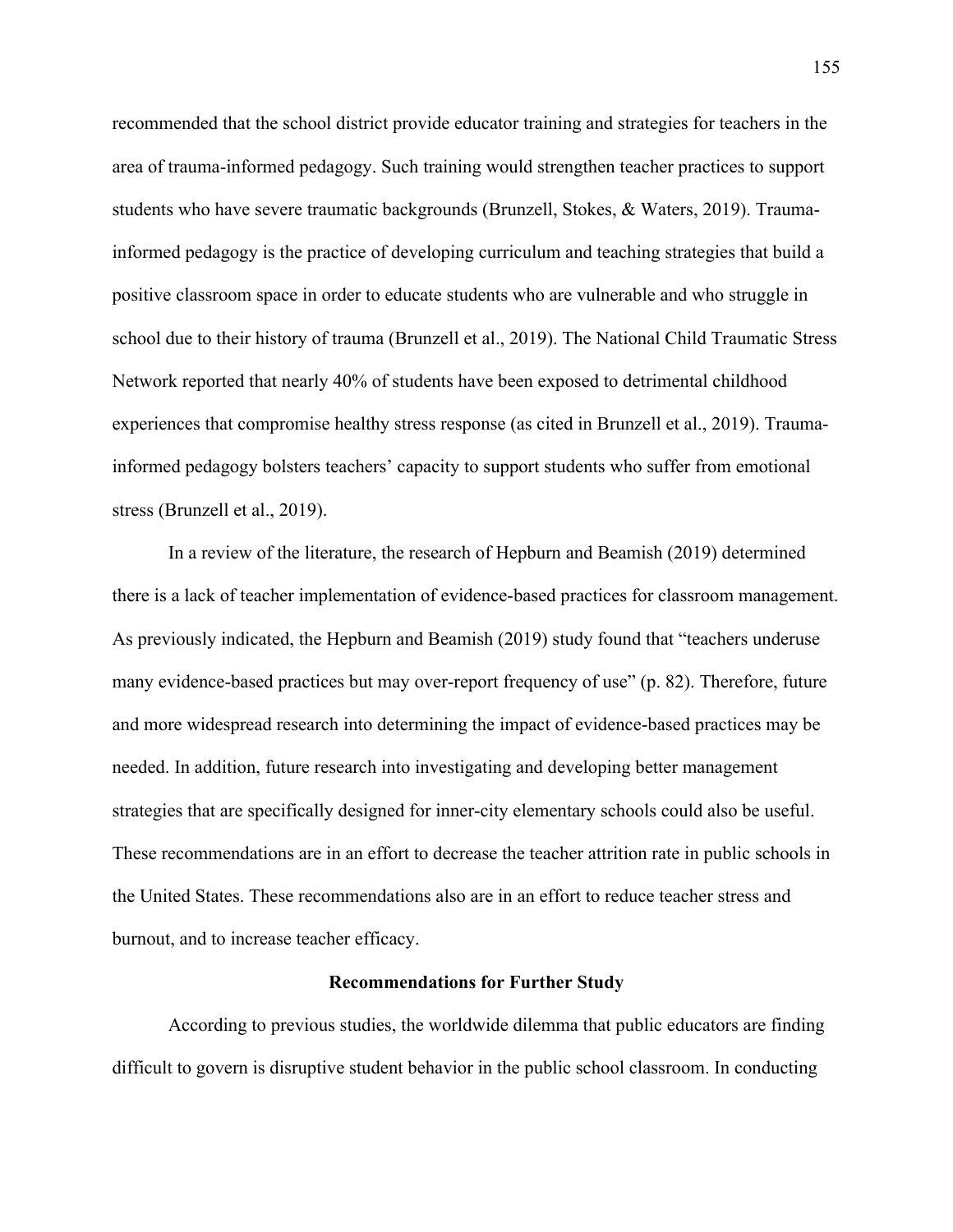recommended that the school district provide educator training and strategies for teachers in the area of trauma-informed pedagogy. Such training would strengthen teacher practices to support students who have severe traumatic backgrounds (Brunzell, Stokes, & Waters, 2019). Trauma-informed pedagogy is the practice of developing curriculum and teaching strategies that build a positive classroom space in order to educate students who are vulnerable and who struggle in school due to their history of trauma (Brunzell et al., 2019). The National Child Traumatic Stress Network reported that nearly 40% of students have been exposed to detrimental childhood experiences that compromise healthy stress response (as cited in Brunzell et al., 2019). Trauma-informed pedagogy bolsters teachers' capacity to support students who suffer from emotional stress (Brunzell et al., 2019).

In a review of the literature, the research of Hepburn and Beamish (2019) determined there is a lack of teacher implementation of evidence-based practices for classroom management. As previously indicated, the Hepburn and Beamish (2019) study found that "teachers underuse many evidence-based practices but may over-report frequency of use" (p. 82). Therefore, future and more widespread research into determining the impact of evidence-based practices may be needed. In addition, future research into investigating and developing better management strategies that are specifically designed for inner-city elementary schools could also be useful. These recommendations are in an effort to decrease the teacher attrition rate in public schools in the United States. These recommendations also are in an effort to reduce teacher stress and burnout, and to increase teacher efficacy.

## Recommendations for Further Study

According to previous studies, the worldwide dilemma that public educators are finding difficult to govern is disruptive student behavior in the public school classroom. In conducting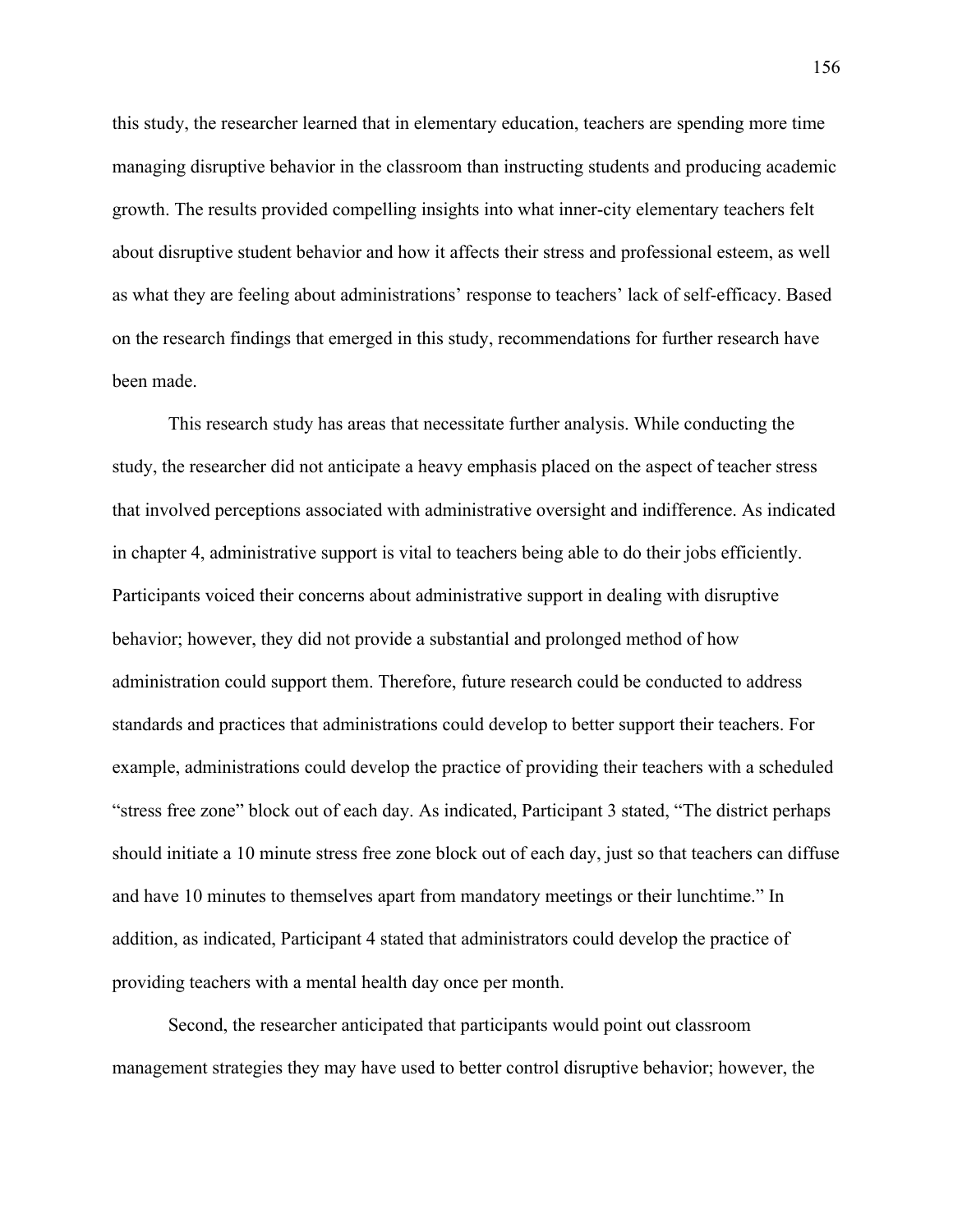this study, the researcher learned that in elementary education, teachers are spending more time managing disruptive behavior in the classroom than instructing students and producing academic growth. The results provided compelling insights into what inner-city elementary teachers felt about disruptive student behavior and how it affects their stress and professional esteem, as well as what they are feeling about administrations' response to teachers' lack of self-efficacy. Based on the research findings that emerged in this study, recommendations for further research have been made.

This research study has areas that necessitate further analysis. While conducting the study, the researcher did not anticipate a heavy emphasis placed on the aspect of teacher stress that involved perceptions associated with administrative oversight and indifference. As indicated in chapter 4, administrative support is vital to teachers being able to do their jobs efficiently. Participants voiced their concerns about administrative support in dealing with disruptive behavior; however, they did not provide a substantial and prolonged method of how administration could support them. Therefore, future research could be conducted to address standards and practices that administrations could develop to better support their teachers. For example, administrations could develop the practice of providing their teachers with a scheduled "stress free zone" block out of each day. As indicated, Participant 3 stated, "The district perhaps should initiate a 10 minute stress free zone block out of each day, just so that teachers can diffuse and have 10 minutes to themselves apart from mandatory meetings or their lunchtime." In addition, as indicated, Participant 4 stated that administrators could develop the practice of providing teachers with a mental health day once per month.

Second, the researcher anticipated that participants would point out classroom management strategies they may have used to better control disruptive behavior; however, the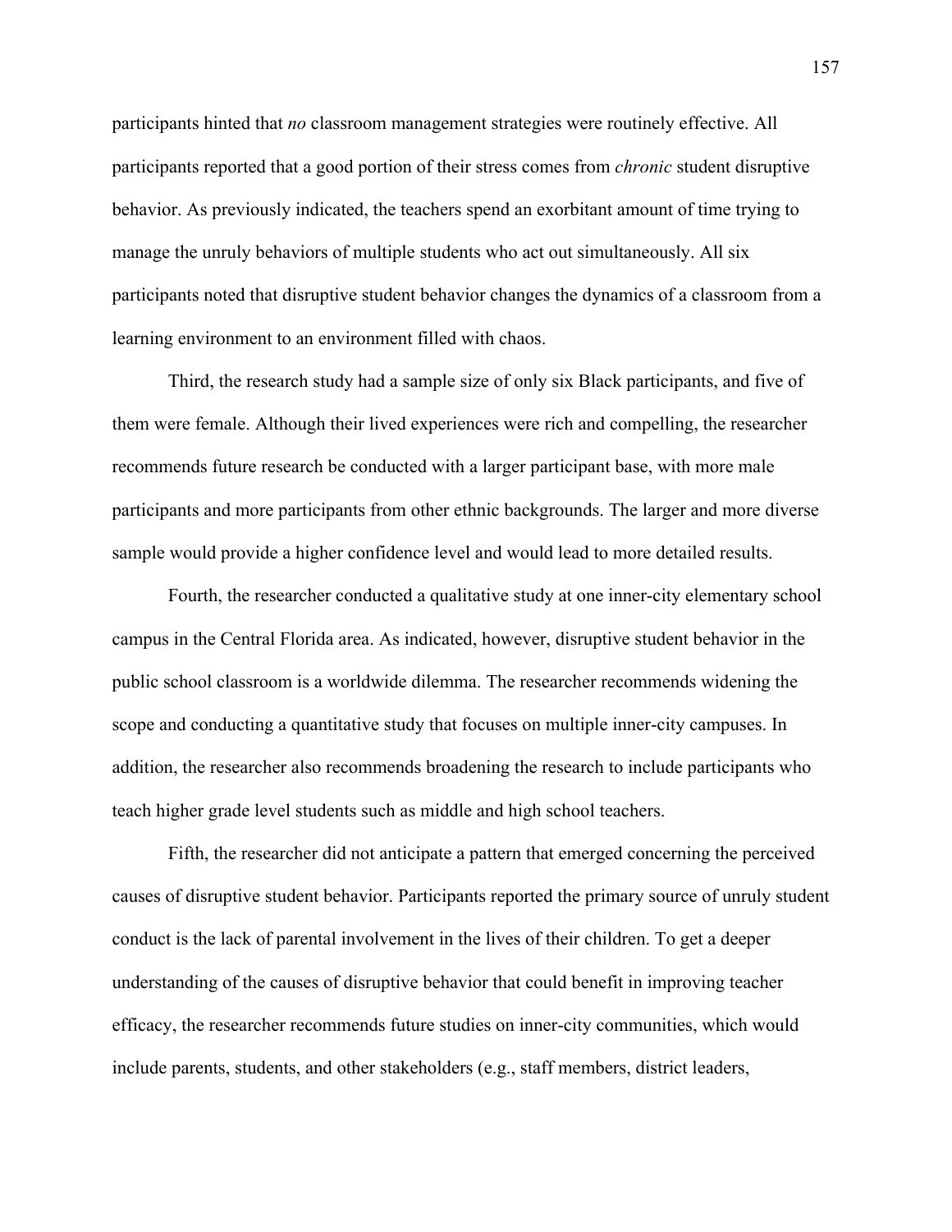participants hinted that *no* classroom management strategies were routinely effective. All participants reported that a good portion of their stress comes from *chronic* student disruptive behavior. As previously indicated, the teachers spend an exorbitant amount of time trying to manage the unruly behaviors of multiple students who act out simultaneously. All six participants noted that disruptive student behavior changes the dynamics of a classroom from a learning environment to an environment filled with chaos.

Third, the research study had a sample size of only six Black participants, and five of them were female. Although their lived experiences were rich and compelling, the researcher recommends future research be conducted with a larger participant base, with more male participants and more participants from other ethnic backgrounds. The larger and more diverse sample would provide a higher confidence level and would lead to more detailed results.

Fourth, the researcher conducted a qualitative study at one inner-city elementary school campus in the Central Florida area. As indicated, however, disruptive student behavior in the public school classroom is a worldwide dilemma. The researcher recommends widening the scope and conducting a quantitative study that focuses on multiple inner-city campuses. In addition, the researcher also recommends broadening the research to include participants who teach higher grade level students such as middle and high school teachers.

Fifth, the researcher did not anticipate a pattern that emerged concerning the perceived causes of disruptive student behavior. Participants reported the primary source of unruly student conduct is the lack of parental involvement in the lives of their children. To get a deeper understanding of the causes of disruptive behavior that could benefit in improving teacher efficacy, the researcher recommends future studies on inner-city communities, which would include parents, students, and other stakeholders (e.g., staff members, district leaders,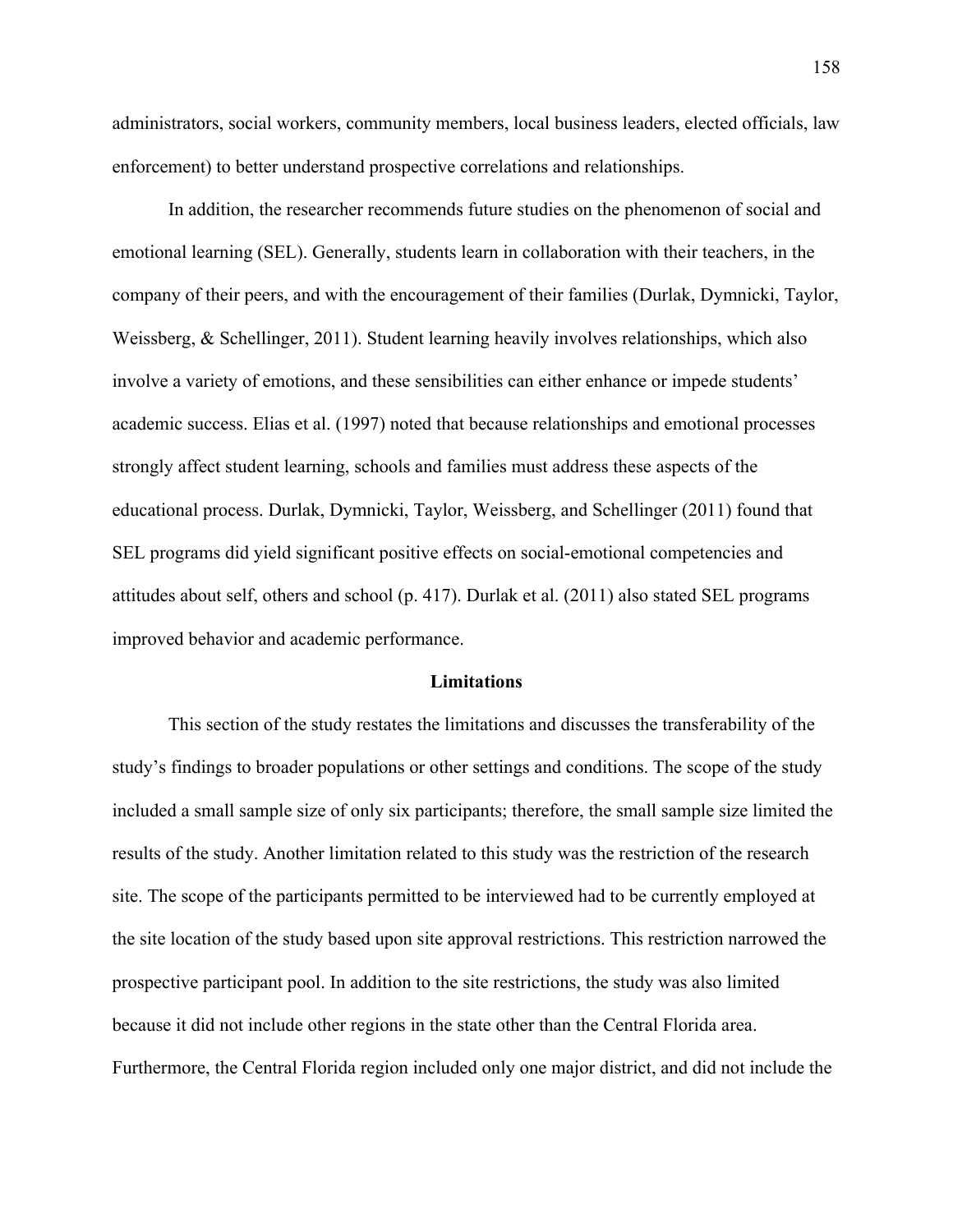administrators, social workers, community members, local business leaders, elected officials, law enforcement) to better understand prospective correlations and relationships.

In addition, the researcher recommends future studies on the phenomenon of social and emotional learning (SEL). Generally, students learn in collaboration with their teachers, in the company of their peers, and with the encouragement of their families (Durlak, Dymnicki, Taylor, Weissberg, & Schellinger, 2011). Student learning heavily involves relationships, which also involve a variety of emotions, and these sensibilities can either enhance or impede students' academic success. Elias et al. (1997) noted that because relationships and emotional processes strongly affect student learning, schools and families must address these aspects of the educational process. Durlak, Dymnicki, Taylor, Weissberg, and Schellinger (2011) found that SEL programs did yield significant positive effects on social-emotional competencies and attitudes about self, others and school (p. 417). Durlak et al. (2011) also stated SEL programs improved behavior and academic performance.

## Limitations

This section of the study restates the limitations and discusses the transferability of the study's findings to broader populations or other settings and conditions. The scope of the study included a small sample size of only six participants; therefore, the small sample size limited the results of the study. Another limitation related to this study was the restriction of the research site. The scope of the participants permitted to be interviewed had to be currently employed at the site location of the study based upon site approval restrictions. This restriction narrowed the prospective participant pool. In addition to the site restrictions, the study was also limited because it did not include other regions in the state other than the Central Florida area. Furthermore, the Central Florida region included only one major district, and did not include the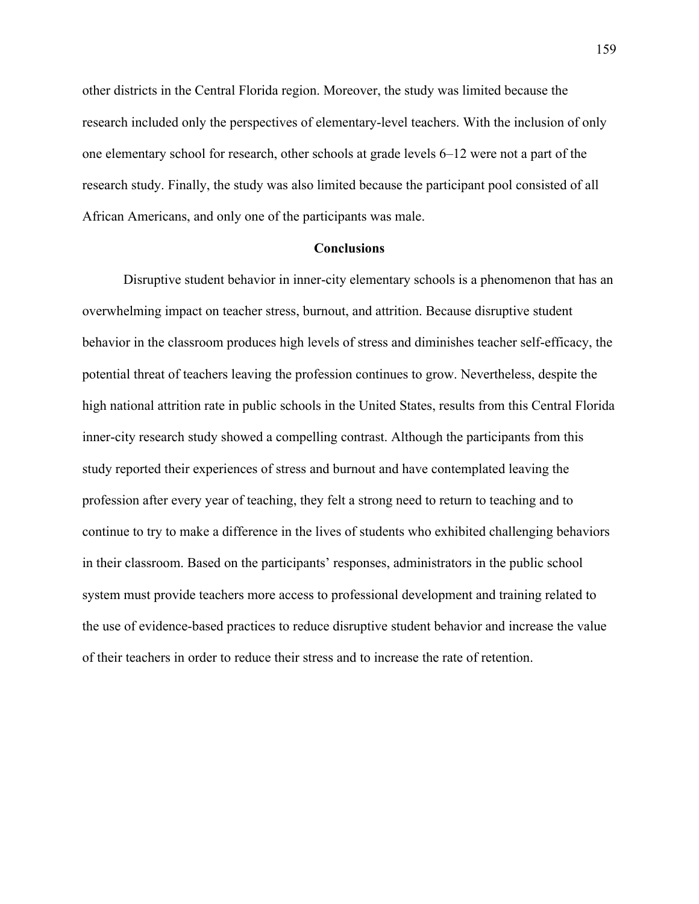other districts in the Central Florida region. Moreover, the study was limited because the research included only the perspectives of elementary-level teachers. With the inclusion of only one elementary school for research, other schools at grade levels 6–12 were not a part of the research study. Finally, the study was also limited because the participant pool consisted of all African Americans, and only one of the participants was male.

## Conclusions

Disruptive student behavior in inner-city elementary schools is a phenomenon that has an overwhelming impact on teacher stress, burnout, and attrition. Because disruptive student behavior in the classroom produces high levels of stress and diminishes teacher self-efficacy, the potential threat of teachers leaving the profession continues to grow. Nevertheless, despite the high national attrition rate in public schools in the United States, results from this Central Florida inner-city research study showed a compelling contrast. Although the participants from this study reported their experiences of stress and burnout and have contemplated leaving the profession after every year of teaching, they felt a strong need to return to teaching and to continue to try to make a difference in the lives of students who exhibited challenging behaviors in their classroom. Based on the participants' responses, administrators in the public school system must provide teachers more access to professional development and training related to the use of evidence-based practices to reduce disruptive student behavior and increase the value of their teachers in order to reduce their stress and to increase the rate of retention.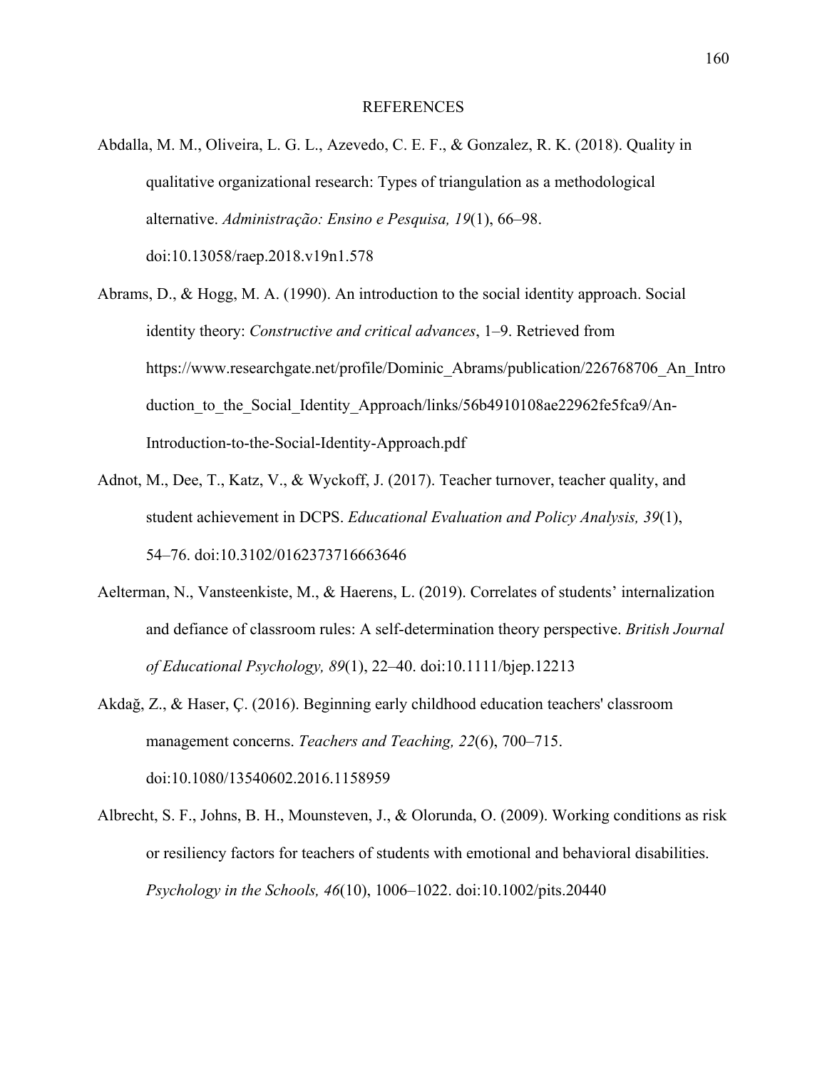# REFERENCES

Abdalla, M. M., Oliveira, L. G. L., Azevedo, C. E. F., & Gonzalez, R. K. (2018). Quality in qualitative organizational research: Types of triangulation as a methodological alternative. *Administração: Ensino e Pesquisa, 19*(1), 66–98. doi:10.13058/raep.2018.v19n1.578

Abrams, D., & Hogg, M. A. (1990). An introduction to the social identity approach. Social identity theory: *Constructive and critical advances*, 1–9. Retrieved from https://www.researchgate.net/profile/Dominic_Abrams/publication/226768706_An_Introduction_to_the_Social_Identity_Approach/links/56b4910108ae22962fe5fca9/An-Introduction-to-the-Social-Identity-Approach.pdf

Adnot, M., Dee, T., Katz, V., & Wyckoff, J. (2017). Teacher turnover, teacher quality, and student achievement in DCPS. *Educational Evaluation and Policy Analysis, 39*(1), 54–76. doi:10.3102/0162373716663646

Aelterman, N., Vansteenkiste, M., & Haerens, L. (2019). Correlates of students' internalization and defiance of classroom rules: A self-determination theory perspective. *British Journal of Educational Psychology, 89*(1), 22–40. doi:10.1111/bjep.12213

Akdağ, Z., & Haser, Ç. (2016). Beginning early childhood education teachers' classroom management concerns. *Teachers and Teaching, 22*(6), 700–715. doi:10.1080/13540602.2016.1158959

Albrecht, S. F., Johns, B. H., Mounsteven, J., & Olorunda, O. (2009). Working conditions as risk or resiliency factors for teachers of students with emotional and behavioral disabilities. *Psychology in the Schools, 46*(10), 1006–1022. doi:10.1002/pits.20440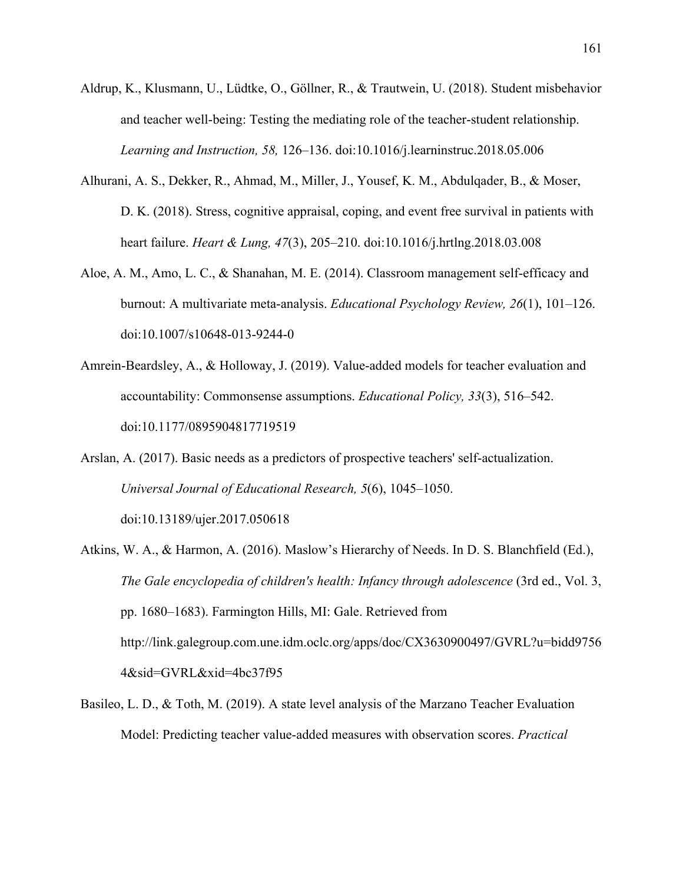Aldrup, K., Klusmann, U., Lüdtke, O., Göllner, R., & Trautwein, U. (2018). Student misbehavior and teacher well-being: Testing the mediating role of the teacher-student relationship. *Learning and Instruction, 58,* 126–136. doi:10.1016/j.learninstruc.2018.05.006

Alhurani, A. S., Dekker, R., Ahmad, M., Miller, J., Yousef, K. M., Abdulqader, B., & Moser, D. K. (2018). Stress, cognitive appraisal, coping, and event free survival in patients with heart failure. *Heart & Lung, 47*(3), 205–210. doi:10.1016/j.hrtlng.2018.03.008

Aloe, A. M., Amo, L. C., & Shanahan, M. E. (2014). Classroom management self-efficacy and burnout: A multivariate meta-analysis. *Educational Psychology Review, 26*(1), 101–126. doi:10.1007/s10648-013-9244-0

Amrein-Beardsley, A., & Holloway, J. (2019). Value-added models for teacher evaluation and accountability: Commonsense assumptions. *Educational Policy, 33*(3), 516–542. doi:10.1177/0895904817719519

Arslan, A. (2017). Basic needs as a predictors of prospective teachers' self-actualization. *Universal Journal of Educational Research, 5*(6), 1045–1050. doi:10.13189/ujer.2017.050618

Atkins, W. A., & Harmon, A. (2016). Maslow's Hierarchy of Needs. In D. S. Blanchfield (Ed.), *The Gale encyclopedia of children's health: Infancy through adolescence* (3rd ed., Vol. 3, pp. 1680–1683). Farmington Hills, MI: Gale. Retrieved from http://link.galegroup.com.une.idm.oclc.org/apps/doc/CX3630900497/GVRL?u=bidd97564&sid=GVRL&xid=4bc37f95

Basileo, L. D., & Toth, M. (2019). A state level analysis of the Marzano Teacher Evaluation Model: Predicting teacher value-added measures with observation scores. *Practical*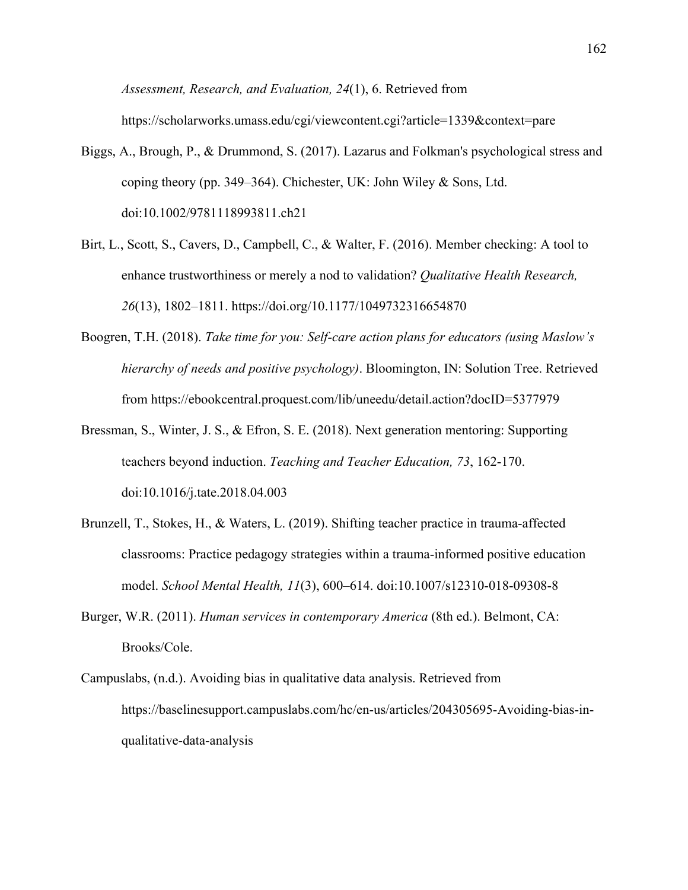*Assessment, Research, and Evaluation, 24*(1), 6. Retrieved from https://scholarworks.umass.edu/cgi/viewcontent.cgi?article=1339&context=pare

Biggs, A., Brough, P., & Drummond, S. (2017). Lazarus and Folkman's psychological stress and coping theory (pp. 349–364). Chichester, UK: John Wiley & Sons, Ltd. doi:10.1002/9781118993811.ch21

Birt, L., Scott, S., Cavers, D., Campbell, C., & Walter, F. (2016). Member checking: A tool to enhance trustworthiness or merely a nod to validation? *Qualitative Health Research, 26*(13), 1802–1811. https://doi.org/10.1177/1049732316654870

Boogren, T.H. (2018). *Take time for you: Self-care action plans for educators (using Maslow's hierarchy of needs and positive psychology)*. Bloomington, IN: Solution Tree. Retrieved from https://ebookcentral.proquest.com/lib/uneedu/detail.action?docID=5377979

Bressman, S., Winter, J. S., & Efron, S. E. (2018). Next generation mentoring: Supporting teachers beyond induction. *Teaching and Teacher Education, 73*, 162-170. doi:10.1016/j.tate.2018.04.003

Brunzell, T., Stokes, H., & Waters, L. (2019). Shifting teacher practice in trauma-affected classrooms: Practice pedagogy strategies within a trauma-informed positive education model. *School Mental Health, 11*(3), 600–614. doi:10.1007/s12310-018-09308-8

Burger, W.R. (2011). *Human services in contemporary America* (8th ed.). Belmont, CA: Brooks/Cole.

Campuslabs, (n.d.). Avoiding bias in qualitative data analysis. Retrieved from https://baselinesupport.campuslabs.com/hc/en-us/articles/204305695-Avoiding-bias-in-qualitative-data-analysis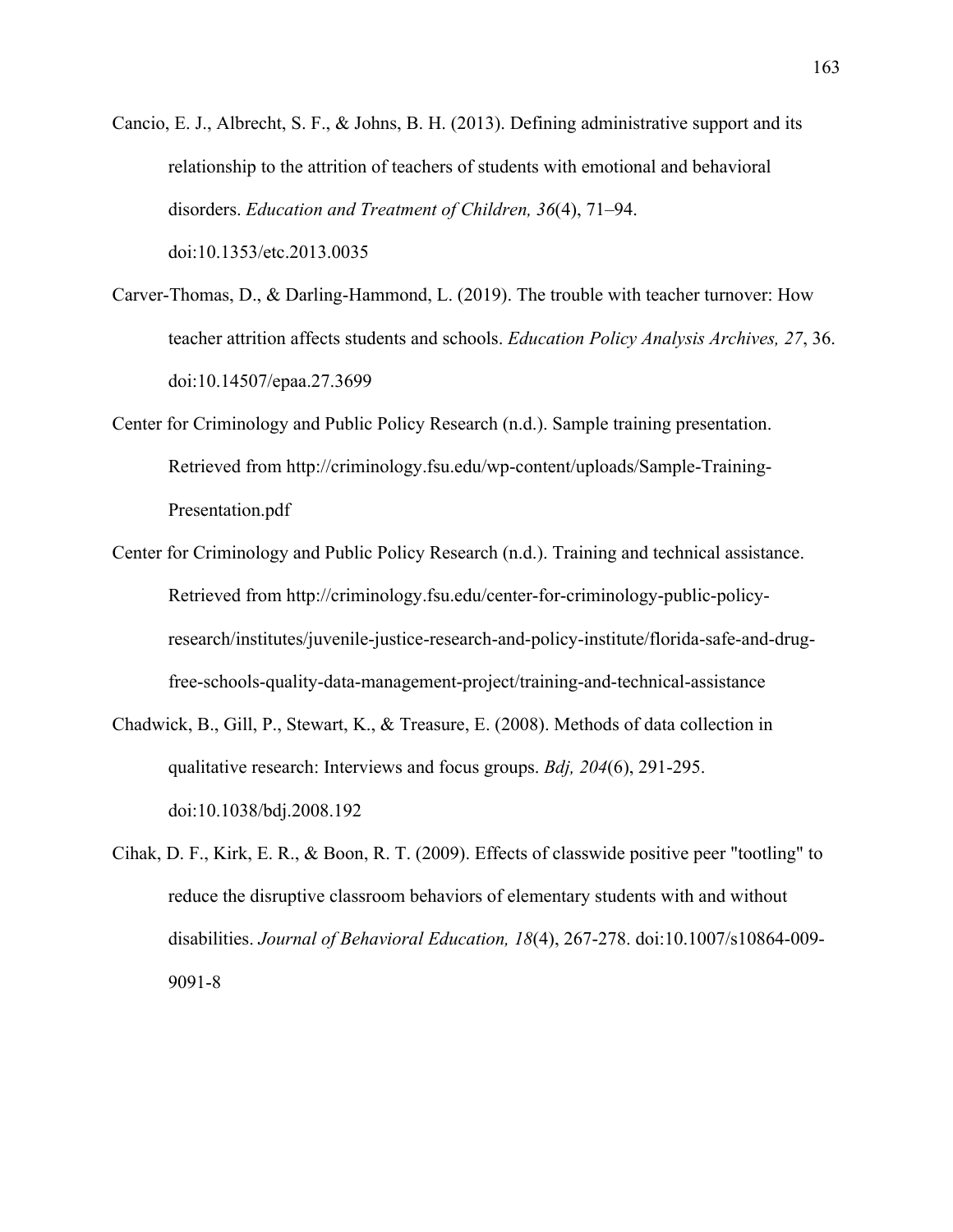Cancio, E. J., Albrecht, S. F., & Johns, B. H. (2013). Defining administrative support and its relationship to the attrition of teachers of students with emotional and behavioral disorders. *Education and Treatment of Children, 36*(4), 71–94. doi:10.1353/etc.2013.0035

Carver-Thomas, D., & Darling-Hammond, L. (2019). The trouble with teacher turnover: How teacher attrition affects students and schools. *Education Policy Analysis Archives, 27*, 36. doi:10.14507/epaa.27.3699

Center for Criminology and Public Policy Research (n.d.). Sample training presentation. Retrieved from http://criminology.fsu.edu/wp-content/uploads/Sample-Training-Presentation.pdf

Center for Criminology and Public Policy Research (n.d.). Training and technical assistance. Retrieved from http://criminology.fsu.edu/center-for-criminology-public-policy-research/institutes/juvenile-justice-research-and-policy-institute/florida-safe-and-drug-free-schools-quality-data-management-project/training-and-technical-assistance

Chadwick, B., Gill, P., Stewart, K., & Treasure, E. (2008). Methods of data collection in qualitative research: Interviews and focus groups. *Bdj, 204*(6), 291-295. doi:10.1038/bdj.2008.192

Cihak, D. F., Kirk, E. R., & Boon, R. T. (2009). Effects of classwide positive peer "tootling" to reduce the disruptive classroom behaviors of elementary students with and without disabilities. *Journal of Behavioral Education, 18*(4), 267-278. doi:10.1007/s10864-009-9091-8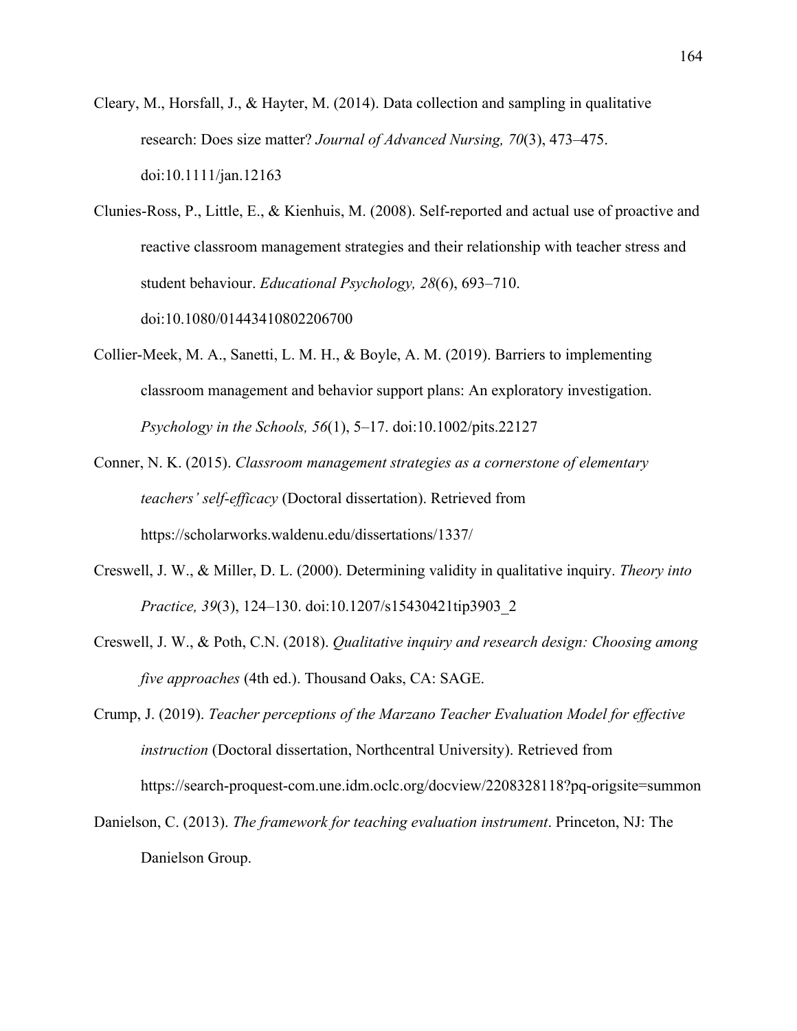Cleary, M., Horsfall, J., & Hayter, M. (2014). Data collection and sampling in qualitative research: Does size matter? *Journal of Advanced Nursing, 70*(3), 473–475. doi:10.1111/jan.12163

Clunies-Ross, P., Little, E., & Kienhuis, M. (2008). Self-reported and actual use of proactive and reactive classroom management strategies and their relationship with teacher stress and student behaviour. *Educational Psychology, 28*(6), 693–710. doi:10.1080/01443410802206700

Collier-Meek, M. A., Sanetti, L. M. H., & Boyle, A. M. (2019). Barriers to implementing classroom management and behavior support plans: An exploratory investigation. *Psychology in the Schools, 56*(1), 5–17. doi:10.1002/pits.22127

Conner, N. K. (2015). *Classroom management strategies as a cornerstone of elementary teachers' self-efficacy* (Doctoral dissertation). Retrieved from https://scholarworks.waldenu.edu/dissertations/1337/

Creswell, J. W., & Miller, D. L. (2000). Determining validity in qualitative inquiry. *Theory into Practice, 39*(3), 124–130. doi:10.1207/s15430421tip3903_2

Creswell, J. W., & Poth, C.N. (2018). *Qualitative inquiry and research design: Choosing among five approaches* (4th ed.). Thousand Oaks, CA: SAGE.

Crump, J. (2019). *Teacher perceptions of the Marzano Teacher Evaluation Model for effective instruction* (Doctoral dissertation, Northcentral University). Retrieved from https://search-proquest-com.une.idm.oclc.org/docview/2208328118?pq-origsite=summon

Danielson, C. (2013). *The framework for teaching evaluation instrument*. Princeton, NJ: The Danielson Group.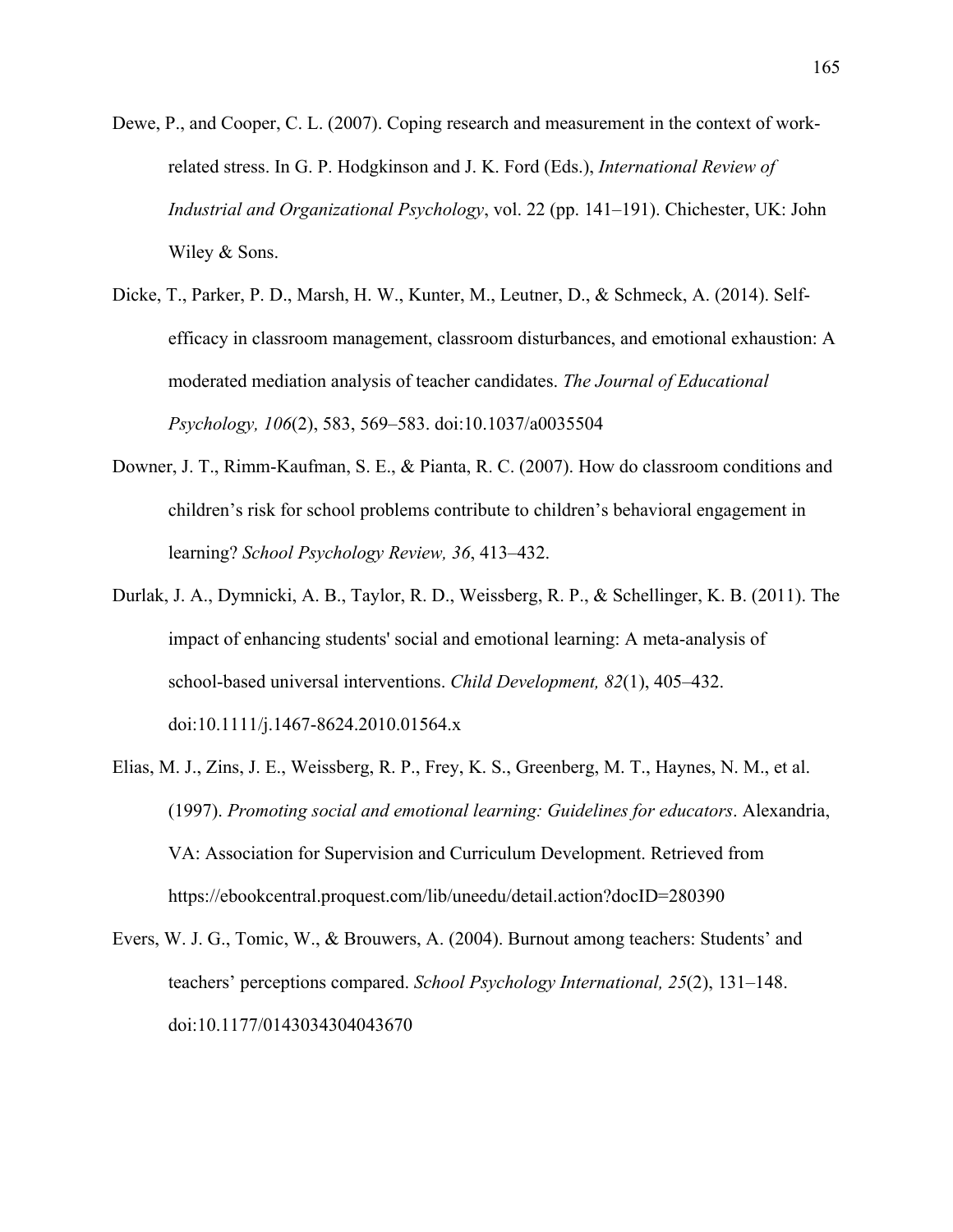Dewe, P., and Cooper, C. L. (2007). Coping research and measurement in the context of work-related stress. In G. P. Hodgkinson and J. K. Ford (Eds.), *International Review of Industrial and Organizational Psychology*, vol. 22 (pp. 141–191). Chichester, UK: John Wiley & Sons.

Dicke, T., Parker, P. D., Marsh, H. W., Kunter, M., Leutner, D., & Schmeck, A. (2014). Self-efficacy in classroom management, classroom disturbances, and emotional exhaustion: A moderated mediation analysis of teacher candidates. *The Journal of Educational Psychology, 106*(2), 583, 569–583. doi:10.1037/a0035504

Downer, J. T., Rimm-Kaufman, S. E., & Pianta, R. C. (2007). How do classroom conditions and children's risk for school problems contribute to children's behavioral engagement in learning? *School Psychology Review, 36*, 413–432.

Durlak, J. A., Dymnicki, A. B., Taylor, R. D., Weissberg, R. P., & Schellinger, K. B. (2011). The impact of enhancing students' social and emotional learning: A meta-analysis of school-based universal interventions. *Child Development, 82*(1), 405–432. doi:10.1111/j.1467-8624.2010.01564.x

Elias, M. J., Zins, J. E., Weissberg, R. P., Frey, K. S., Greenberg, M. T., Haynes, N. M., et al. (1997). *Promoting social and emotional learning: Guidelines for educators*. Alexandria, VA: Association for Supervision and Curriculum Development. Retrieved from https://ebookcentral.proquest.com/lib/uneedu/detail.action?docID=280390

Evers, W. J. G., Tomic, W., & Brouwers, A. (2004). Burnout among teachers: Students' and teachers' perceptions compared. *School Psychology International, 25*(2), 131–148. doi:10.1177/0143034304043670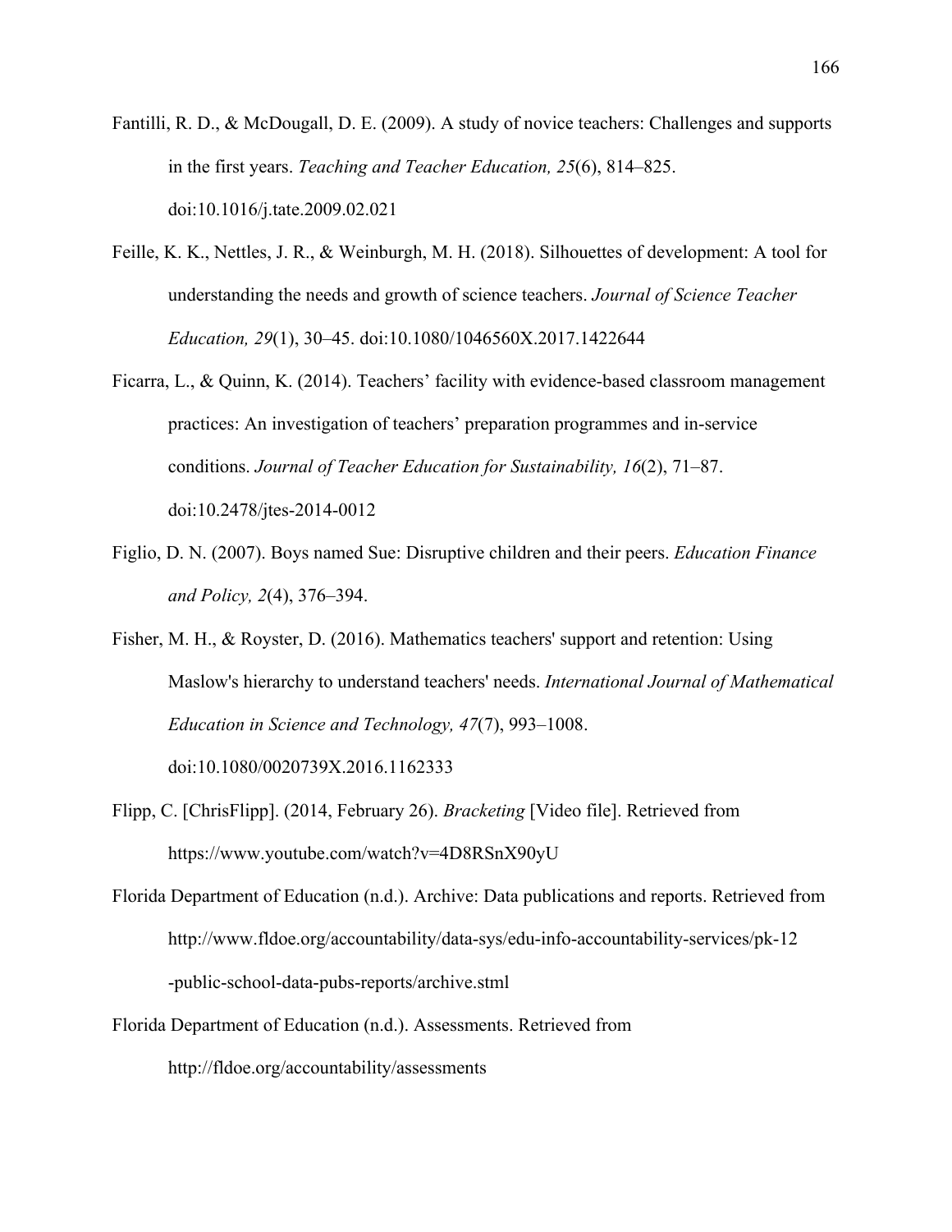Fantilli, R. D., & McDougall, D. E. (2009). A study of novice teachers: Challenges and supports in the first years. *Teaching and Teacher Education, 25*(6), 814–825. doi:10.1016/j.tate.2009.02.021

Feille, K. K., Nettles, J. R., & Weinburgh, M. H. (2018). Silhouettes of development: A tool for understanding the needs and growth of science teachers. *Journal of Science Teacher Education, 29*(1), 30–45. doi:10.1080/1046560X.2017.1422644

Ficarra, L., & Quinn, K. (2014). Teachers' facility with evidence-based classroom management practices: An investigation of teachers' preparation programmes and in-service conditions. *Journal of Teacher Education for Sustainability, 16*(2), 71–87. doi:10.2478/jtes-2014-0012

Figlio, D. N. (2007). Boys named Sue: Disruptive children and their peers. *Education Finance and Policy, 2*(4), 376–394.

Fisher, M. H., & Royster, D. (2016). Mathematics teachers' support and retention: Using Maslow's hierarchy to understand teachers' needs. *International Journal of Mathematical Education in Science and Technology, 47*(7), 993–1008. doi:10.1080/0020739X.2016.1162333

Flipp, C. [ChrisFlipp]. (2014, February 26). *Bracketing* [Video file]. Retrieved from https://www.youtube.com/watch?v=4D8RSnX90yU

Florida Department of Education (n.d.). Archive: Data publications and reports. Retrieved from http://www.fldoe.org/accountability/data-sys/edu-info-accountability-services/pk-12-public-school-data-pubs-reports/archive.stml

Florida Department of Education (n.d.). Assessments. Retrieved from http://fldoe.org/accountability/assessments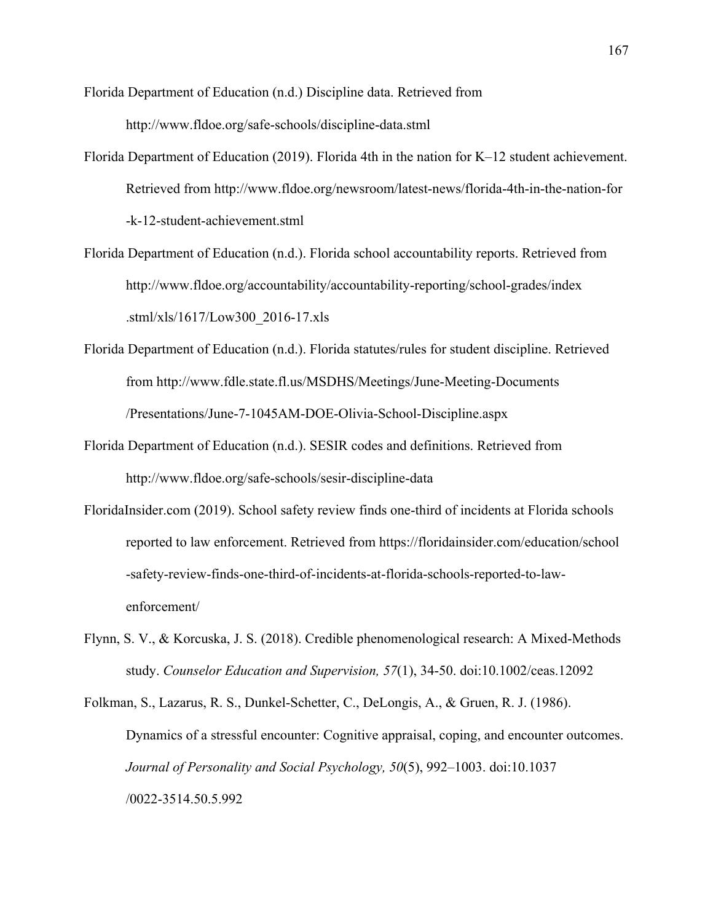Florida Department of Education (n.d.) Discipline data. Retrieved from http://www.fldoe.org/safe-schools/discipline-data.stml

Florida Department of Education (2019). Florida 4th in the nation for K–12 student achievement. Retrieved from http://www.fldoe.org/newsroom/latest-news/florida-4th-in-the-nation-for-k-12-student-achievement.stml

Florida Department of Education (n.d.). Florida school accountability reports. Retrieved from http://www.fldoe.org/accountability/accountability-reporting/school-grades/index.stml/xls/1617/Low300_2016-17.xls

Florida Department of Education (n.d.). Florida statutes/rules for student discipline. Retrieved from http://www.fdle.state.fl.us/MSDHS/Meetings/June-Meeting-Documents/Presentations/June-7-1045AM-DOE-Olivia-School-Discipline.aspx

Florida Department of Education (n.d.). SESIR codes and definitions. Retrieved from http://www.fldoe.org/safe-schools/sesir-discipline-data

FloridaInsider.com (2019). School safety review finds one-third of incidents at Florida schools reported to law enforcement. Retrieved from https://floridainsider.com/education/school-safety-review-finds-one-third-of-incidents-at-florida-schools-reported-to-law-enforcement/

Flynn, S. V., & Korcuska, J. S. (2018). Credible phenomenological research: A Mixed-Methods study. *Counselor Education and Supervision, 57*(1), 34-50. doi:10.1002/ceas.12092

Folkman, S., Lazarus, R. S., Dunkel-Schetter, C., DeLongis, A., & Gruen, R. J. (1986). Dynamics of a stressful encounter: Cognitive appraisal, coping, and encounter outcomes. *Journal of Personality and Social Psychology, 50*(5), 992–1003. doi:10.1037/0022-3514.50.5.992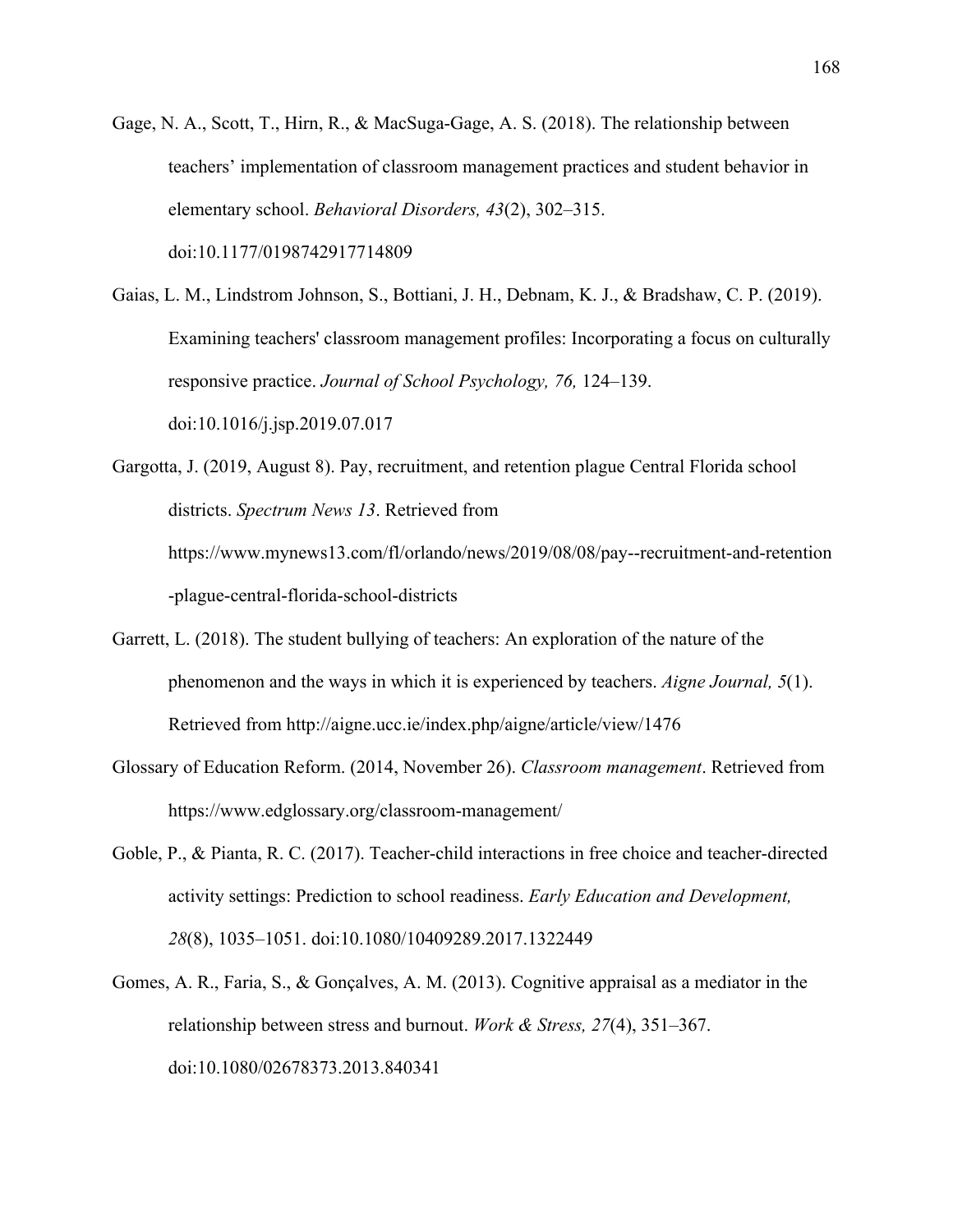Gage, N. A., Scott, T., Hirn, R., & MacSuga-Gage, A. S. (2018). The relationship between teachers' implementation of classroom management practices and student behavior in elementary school. *Behavioral Disorders, 43*(2), 302–315. doi:10.1177/0198742917714809

Gaias, L. M., Lindstrom Johnson, S., Bottiani, J. H., Debnam, K. J., & Bradshaw, C. P. (2019). Examining teachers' classroom management profiles: Incorporating a focus on culturally responsive practice. *Journal of School Psychology, 76,* 124–139. doi:10.1016/j.jsp.2019.07.017

Gargotta, J. (2019, August 8). Pay, recruitment, and retention plague Central Florida school districts. *Spectrum News 13*. Retrieved from https://www.mynews13.com/fl/orlando/news/2019/08/08/pay--recruitment-and-retention-plague-central-florida-school-districts

Garrett, L. (2018). The student bullying of teachers: An exploration of the nature of the phenomenon and the ways in which it is experienced by teachers. *Aigne Journal, 5*(1). Retrieved from http://aigne.ucc.ie/index.php/aigne/article/view/1476

Glossary of Education Reform. (2014, November 26). *Classroom management*. Retrieved from https://www.edglossary.org/classroom-management/

Goble, P., & Pianta, R. C. (2017). Teacher-child interactions in free choice and teacher-directed activity settings: Prediction to school readiness. *Early Education and Development, 28*(8), 1035–1051. doi:10.1080/10409289.2017.1322449

Gomes, A. R., Faria, S., & Gonçalves, A. M. (2013). Cognitive appraisal as a mediator in the relationship between stress and burnout. *Work & Stress, 27*(4), 351–367. doi:10.1080/02678373.2013.840341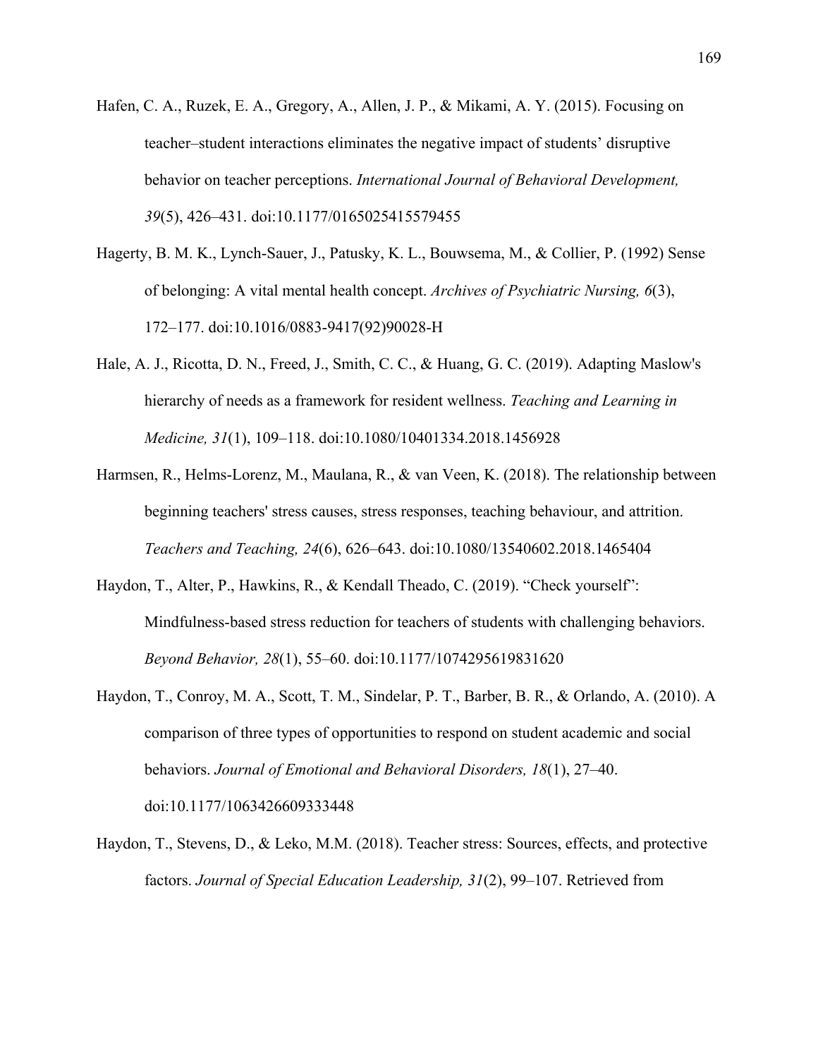Hafen, C. A., Ruzek, E. A., Gregory, A., Allen, J. P., & Mikami, A. Y. (2015). Focusing on teacher–student interactions eliminates the negative impact of students' disruptive behavior on teacher perceptions. *International Journal of Behavioral Development, 39*(5), 426–431. doi:10.1177/0165025415579455

Hagerty, B. M. K., Lynch-Sauer, J., Patusky, K. L., Bouwsema, M., & Collier, P. (1992) Sense of belonging: A vital mental health concept. *Archives of Psychiatric Nursing, 6*(3), 172–177. doi:10.1016/0883-9417(92)90028-H

Hale, A. J., Ricotta, D. N., Freed, J., Smith, C. C., & Huang, G. C. (2019). Adapting Maslow's hierarchy of needs as a framework for resident wellness. *Teaching and Learning in Medicine, 31*(1), 109–118. doi:10.1080/10401334.2018.1456928

Harmsen, R., Helms-Lorenz, M., Maulana, R., & van Veen, K. (2018). The relationship between beginning teachers' stress causes, stress responses, teaching behaviour, and attrition. *Teachers and Teaching, 24*(6), 626–643. doi:10.1080/13540602.2018.1465404

Haydon, T., Alter, P., Hawkins, R., & Kendall Theado, C. (2019). "Check yourself": Mindfulness-based stress reduction for teachers of students with challenging behaviors. *Beyond Behavior, 28*(1), 55–60. doi:10.1177/1074295619831620

Haydon, T., Conroy, M. A., Scott, T. M., Sindelar, P. T., Barber, B. R., & Orlando, A. (2010). A comparison of three types of opportunities to respond on student academic and social behaviors. *Journal of Emotional and Behavioral Disorders, 18*(1), 27–40. doi:10.1177/1063426609333448

Haydon, T., Stevens, D., & Leko, M.M. (2018). Teacher stress: Sources, effects, and protective factors. *Journal of Special Education Leadership, 31*(2), 99–107. Retrieved from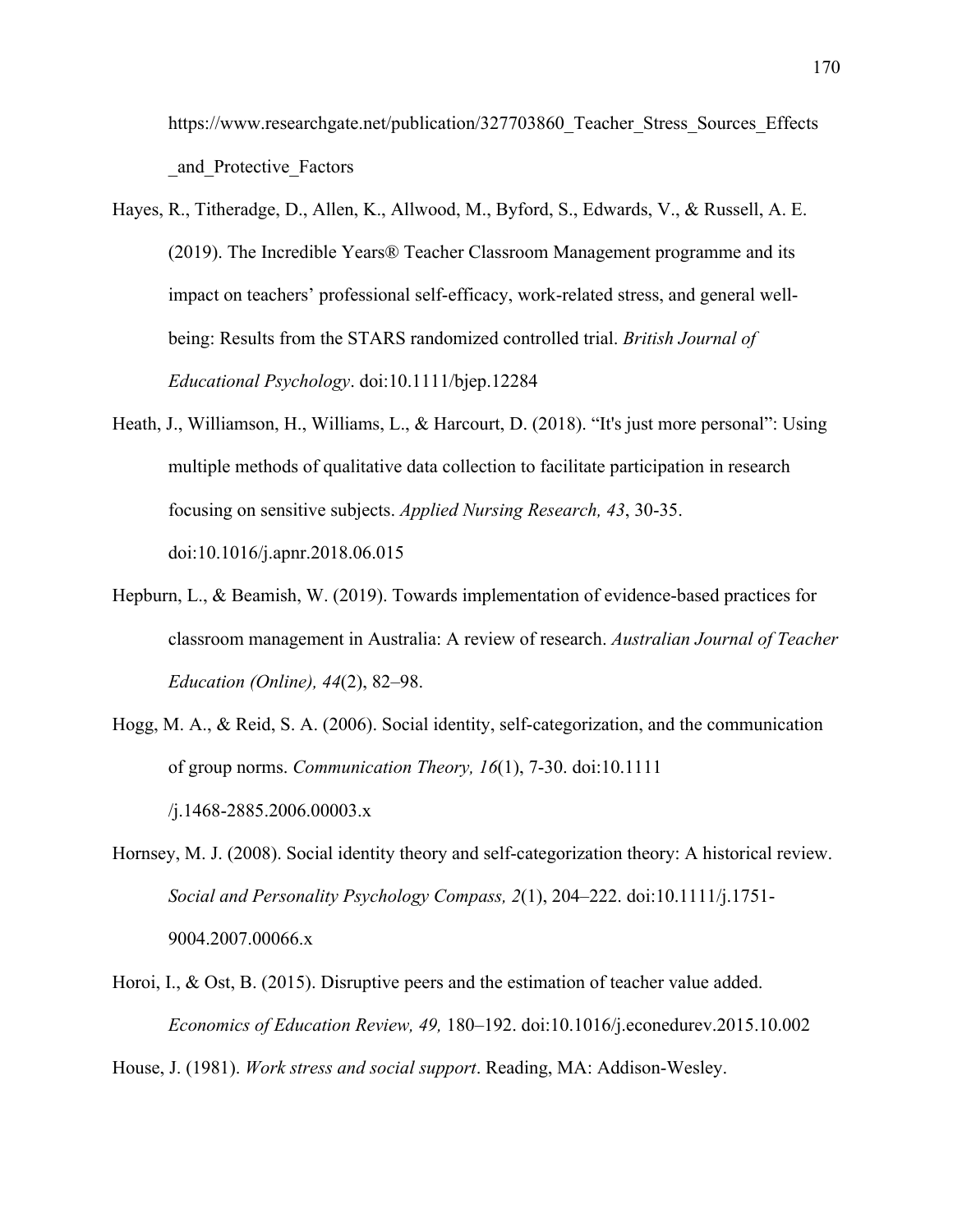https://www.researchgate.net/publication/327703860_Teacher_Stress_Sources_Effects_and_Protective_Factors

Hayes, R., Titheradge, D., Allen, K., Allwood, M., Byford, S., Edwards, V., & Russell, A. E. (2019). The Incredible Years® Teacher Classroom Management programme and its impact on teachers' professional self-efficacy, work-related stress, and general well-being: Results from the STARS randomized controlled trial. *British Journal of Educational Psychology*. doi:10.1111/bjep.12284

Heath, J., Williamson, H., Williams, L., & Harcourt, D. (2018). "It's just more personal": Using multiple methods of qualitative data collection to facilitate participation in research focusing on sensitive subjects. *Applied Nursing Research, 43*, 30-35. doi:10.1016/j.apnr.2018.06.015

Hepburn, L., & Beamish, W. (2019). Towards implementation of evidence-based practices for classroom management in Australia: A review of research. *Australian Journal of Teacher Education (Online), 44*(2), 82–98.

Hogg, M. A., & Reid, S. A. (2006). Social identity, self-categorization, and the communication of group norms. *Communication Theory, 16*(1), 7-30. doi:10.1111/j.1468-2885.2006.00003.x

Hornsey, M. J. (2008). Social identity theory and self-categorization theory: A historical review. *Social and Personality Psychology Compass, 2*(1), 204–222. doi:10.1111/j.1751-9004.2007.00066.x

Horoi, I., & Ost, B. (2015). Disruptive peers and the estimation of teacher value added. *Economics of Education Review, 49,* 180–192. doi:10.1016/j.econedurev.2015.10.002

House, J. (1981). *Work stress and social support*. Reading, MA: Addison-Wesley.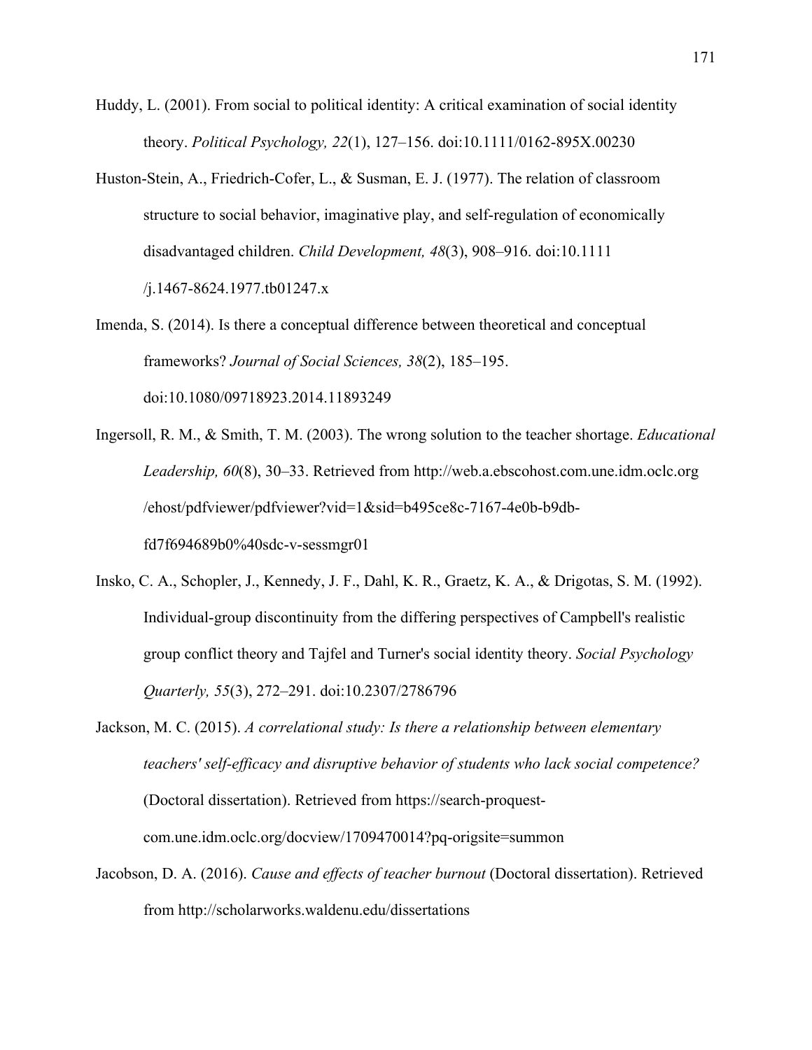Huddy, L. (2001). From social to political identity: A critical examination of social identity theory. *Political Psychology, 22*(1), 127–156. doi:10.1111/0162-895X.00230

Huston-Stein, A., Friedrich-Cofer, L., & Susman, E. J. (1977). The relation of classroom structure to social behavior, imaginative play, and self-regulation of economically disadvantaged children. *Child Development, 48*(3), 908–916. doi:10.1111/j.1467-8624.1977.tb01247.x

Imenda, S. (2014). Is there a conceptual difference between theoretical and conceptual frameworks? *Journal of Social Sciences, 38*(2), 185–195. doi:10.1080/09718923.2014.11893249

Ingersoll, R. M., & Smith, T. M. (2003). The wrong solution to the teacher shortage. *Educational Leadership, 60*(8), 30–33. Retrieved from http://web.a.ebscohost.com.une.idm.oclc.org/ehost/pdfviewer/pdfviewer?vid=1&sid=b495ce8c-7167-4e0b-b9db-fd7f694689b0%40sdc-v-sessmgr01

Insko, C. A., Schopler, J., Kennedy, J. F., Dahl, K. R., Graetz, K. A., & Drigotas, S. M. (1992). Individual-group discontinuity from the differing perspectives of Campbell's realistic group conflict theory and Tajfel and Turner's social identity theory. *Social Psychology Quarterly, 55*(3), 272–291. doi:10.2307/2786796

Jackson, M. C. (2015). *A correlational study: Is there a relationship between elementary teachers' self-efficacy and disruptive behavior of students who lack social competence?* (Doctoral dissertation). Retrieved from https://search-proquest-com.une.idm.oclc.org/docview/1709470014?pq-origsite=summon

Jacobson, D. A. (2016). *Cause and effects of teacher burnout* (Doctoral dissertation). Retrieved from http://scholarworks.waldenu.edu/dissertations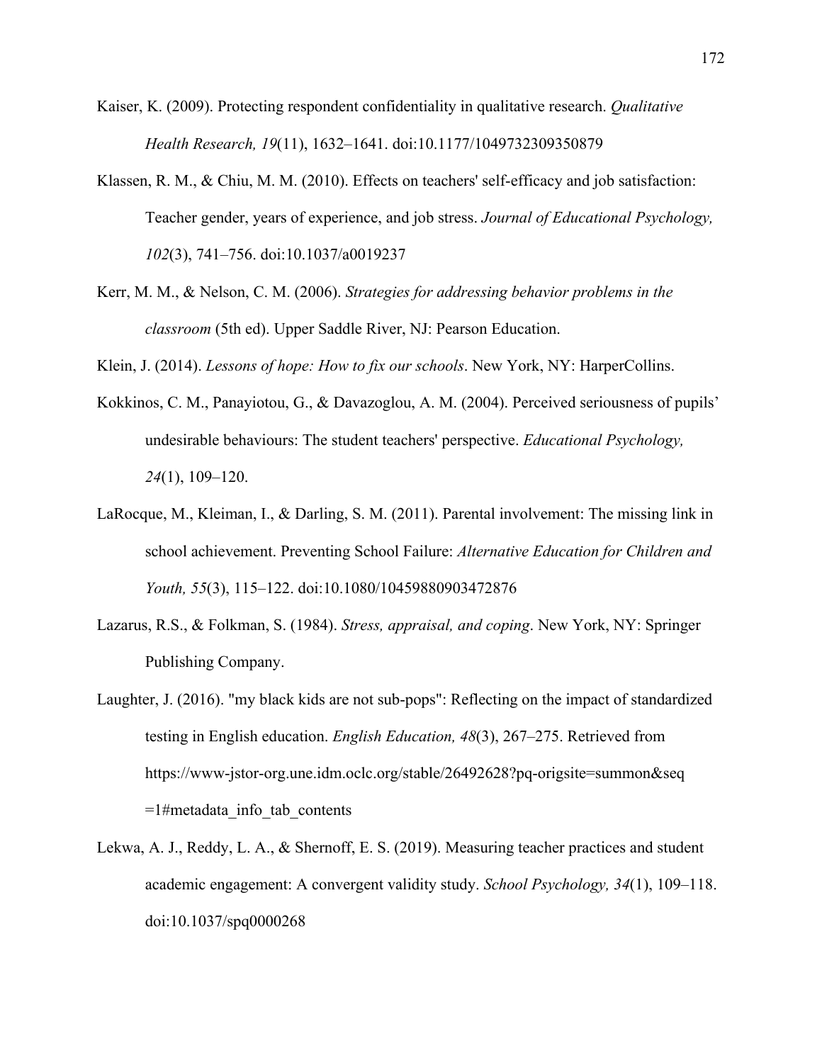Kaiser, K. (2009). Protecting respondent confidentiality in qualitative research. *Qualitative Health Research, 19*(11), 1632–1641. doi:10.1177/1049732309350879

Klassen, R. M., & Chiu, M. M. (2010). Effects on teachers' self-efficacy and job satisfaction: Teacher gender, years of experience, and job stress. *Journal of Educational Psychology, 102*(3), 741–756. doi:10.1037/a0019237

Kerr, M. M., & Nelson, C. M. (2006). *Strategies for addressing behavior problems in the classroom* (5th ed). Upper Saddle River, NJ: Pearson Education.

Klein, J. (2014). *Lessons of hope: How to fix our schools*. New York, NY: HarperCollins.

Kokkinos, C. M., Panayiotou, G., & Davazoglou, A. M. (2004). Perceived seriousness of pupils' undesirable behaviours: The student teachers' perspective. *Educational Psychology, 24*(1), 109–120.

LaRocque, M., Kleiman, I., & Darling, S. M. (2011). Parental involvement: The missing link in school achievement. Preventing School Failure: *Alternative Education for Children and Youth, 55*(3), 115–122. doi:10.1080/10459880903472876

Lazarus, R.S., & Folkman, S. (1984). *Stress, appraisal, and coping*. New York, NY: Springer Publishing Company.

Laughter, J. (2016). "my black kids are not sub-pops": Reflecting on the impact of standardized testing in English education. *English Education, 48*(3), 267–275. Retrieved from https://www-jstor-org.une.idm.oclc.org/stable/26492628?pq-origsite=summon&seq=1#metadata_info_tab_contents

Lekwa, A. J., Reddy, L. A., & Shernoff, E. S. (2019). Measuring teacher practices and student academic engagement: A convergent validity study. *School Psychology, 34*(1), 109–118. doi:10.1037/spq0000268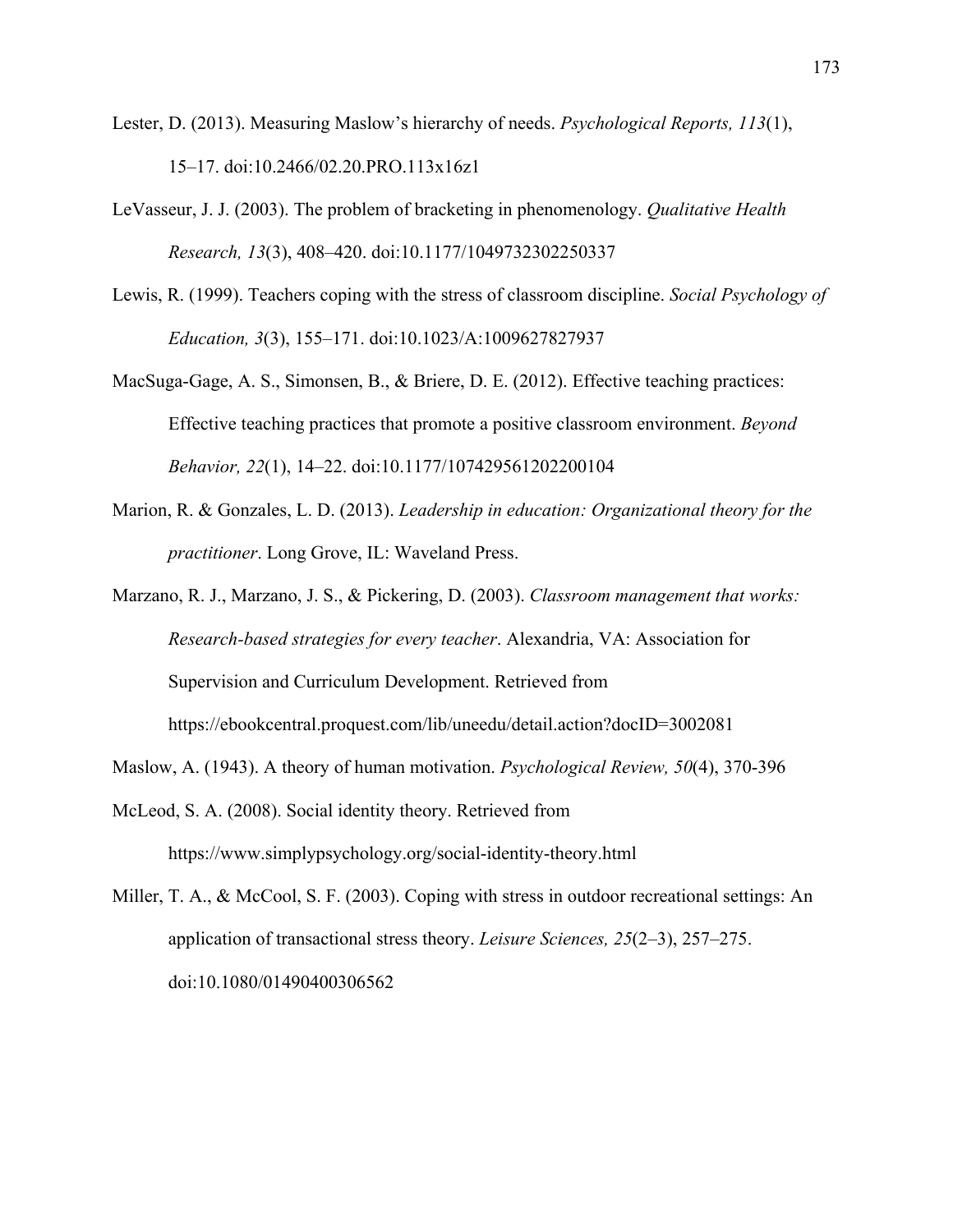Lester, D. (2013). Measuring Maslow's hierarchy of needs. *Psychological Reports, 113*(1), 15–17. doi:10.2466/02.20.PRO.113x16z1

LeVasseur, J. J. (2003). The problem of bracketing in phenomenology. *Qualitative Health Research, 13*(3), 408–420. doi:10.1177/1049732302250337

Lewis, R. (1999). Teachers coping with the stress of classroom discipline. *Social Psychology of Education, 3*(3), 155–171. doi:10.1023/A:1009627827937

MacSuga-Gage, A. S., Simonsen, B., & Briere, D. E. (2012). Effective teaching practices: Effective teaching practices that promote a positive classroom environment. *Beyond Behavior, 22*(1), 14–22. doi:10.1177/107429561202200104

Marion, R. & Gonzales, L. D. (2013). *Leadership in education: Organizational theory for the practitioner*. Long Grove, IL: Waveland Press.

Marzano, R. J., Marzano, J. S., & Pickering, D. (2003). *Classroom management that works: Research-based strategies for every teacher*. Alexandria, VA: Association for Supervision and Curriculum Development. Retrieved from https://ebookcentral.proquest.com/lib/uneedu/detail.action?docID=3002081

Maslow, A. (1943). A theory of human motivation. *Psychological Review, 50*(4), 370-396

McLeod, S. A. (2008). Social identity theory. Retrieved from https://www.simplypsychology.org/social-identity-theory.html

Miller, T. A., & McCool, S. F. (2003). Coping with stress in outdoor recreational settings: An application of transactional stress theory. *Leisure Sciences, 25*(2–3), 257–275. doi:10.1080/01490400306562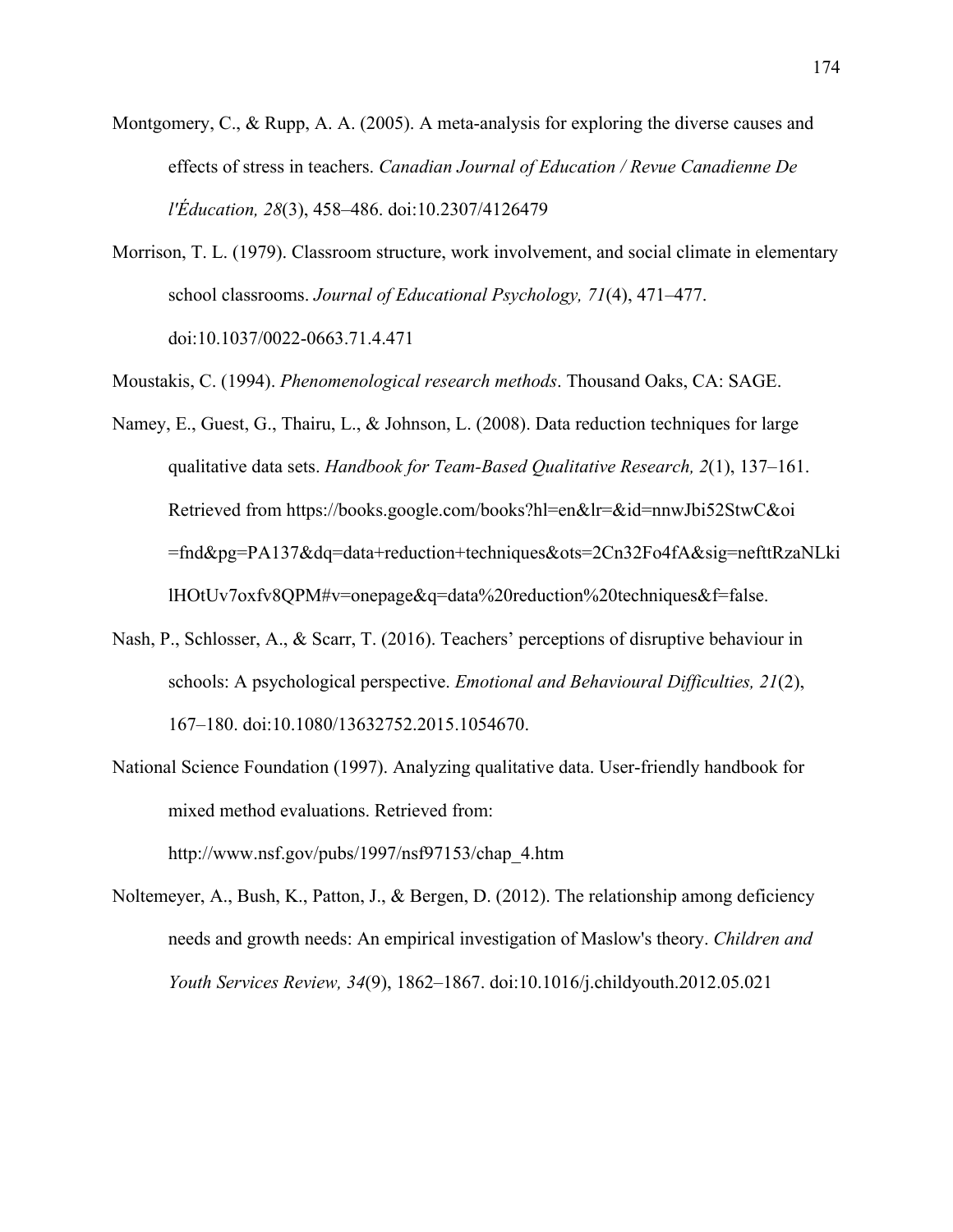Montgomery, C., & Rupp, A. A. (2005). A meta-analysis for exploring the diverse causes and effects of stress in teachers. *Canadian Journal of Education / Revue Canadienne De l'Éducation, 28*(3), 458–486. doi:10.2307/4126479

Morrison, T. L. (1979). Classroom structure, work involvement, and social climate in elementary school classrooms. *Journal of Educational Psychology, 71*(4), 471–477. doi:10.1037/0022-0663.71.4.471

Moustakis, C. (1994). *Phenomenological research methods*. Thousand Oaks, CA: SAGE.

Namey, E., Guest, G., Thairu, L., & Johnson, L. (2008). Data reduction techniques for large qualitative data sets. *Handbook for Team-Based Qualitative Research, 2*(1), 137–161. Retrieved from https://books.google.com/books?hl=en&lr=&id=nnwJbi52StwC&oi=fnd&pg=PA137&dq=data+reduction+techniques&ots=2Cn32Fo4fA&sig=nefttRzaNLkilHOtUv7oxfv8QPM#v=onepage&q=data%20reduction%20techniques&f=false.

Nash, P., Schlosser, A., & Scarr, T. (2016). Teachers' perceptions of disruptive behaviour in schools: A psychological perspective. *Emotional and Behavioural Difficulties, 21*(2), 167–180. doi:10.1080/13632752.2015.1054670.

National Science Foundation (1997). Analyzing qualitative data. User-friendly handbook for mixed method evaluations. Retrieved from: http://www.nsf.gov/pubs/1997/nsf97153/chap_4.htm

Noltemeyer, A., Bush, K., Patton, J., & Bergen, D. (2012). The relationship among deficiency needs and growth needs: An empirical investigation of Maslow's theory. *Children and Youth Services Review, 34*(9), 1862–1867. doi:10.1016/j.childyouth.2012.05.021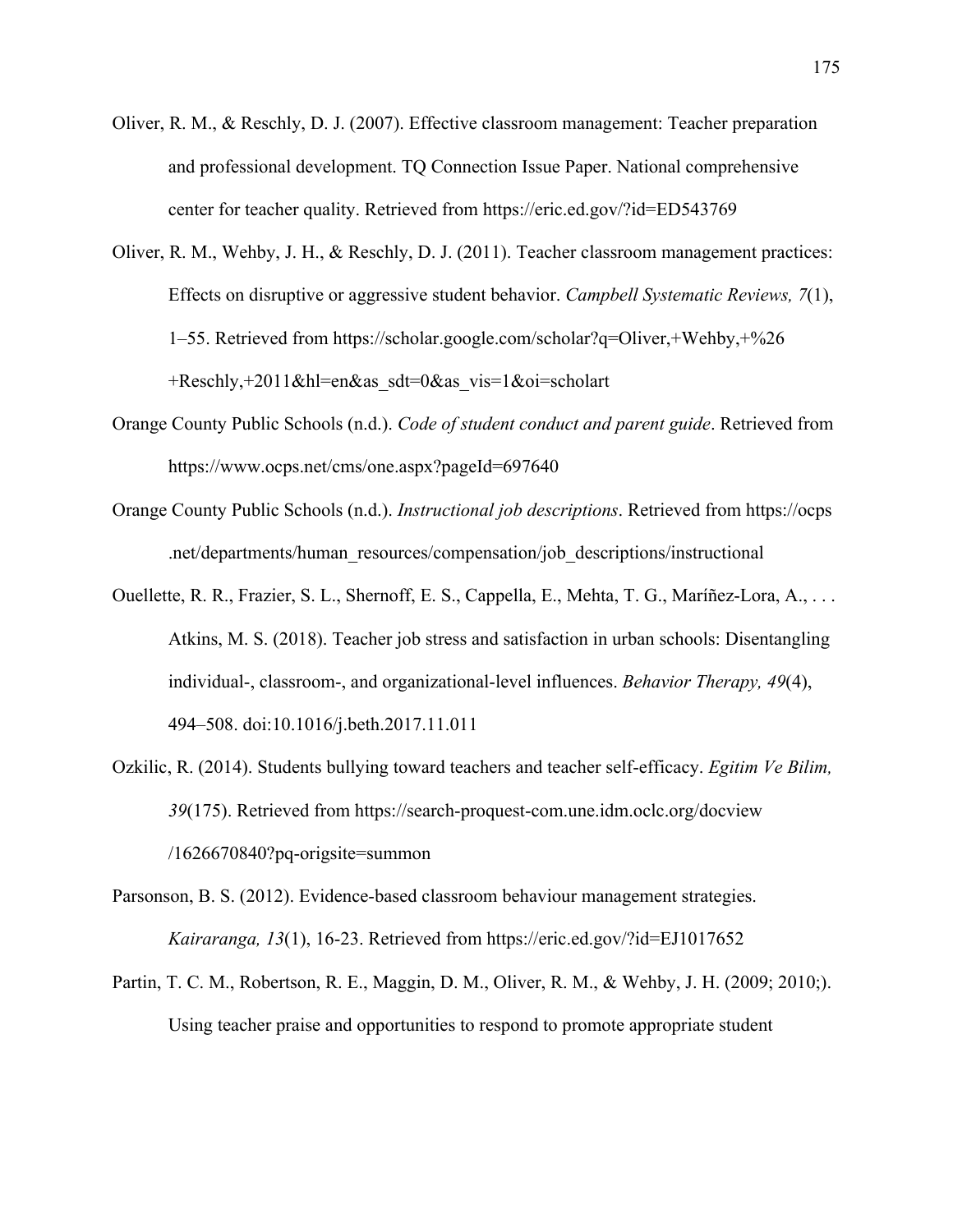Oliver, R. M., & Reschly, D. J. (2007). Effective classroom management: Teacher preparation and professional development. TQ Connection Issue Paper. National comprehensive center for teacher quality. Retrieved from https://eric.ed.gov/?id=ED543769

Oliver, R. M., Wehby, J. H., & Reschly, D. J. (2011). Teacher classroom management practices: Effects on disruptive or aggressive student behavior. *Campbell Systematic Reviews, 7*(1), 1–55. Retrieved from https://scholar.google.com/scholar?q=Oliver,+Wehby,+%26+Reschly,+2011&hl=en&as_sdt=0&as_vis=1&oi=scholart

Orange County Public Schools (n.d.). *Code of student conduct and parent guide*. Retrieved from https://www.ocps.net/cms/one.aspx?pageId=697640

Orange County Public Schools (n.d.). *Instructional job descriptions*. Retrieved from https://ocps.net/departments/human_resources/compensation/job_descriptions/instructional

Ouellette, R. R., Frazier, S. L., Shernoff, E. S., Cappella, E., Mehta, T. G., Maríñez-Lora, A., . . . Atkins, M. S. (2018). Teacher job stress and satisfaction in urban schools: Disentangling individual-, classroom-, and organizational-level influences. *Behavior Therapy, 49*(4), 494–508. doi:10.1016/j.beth.2017.11.011

Ozkilic, R. (2014). Students bullying toward teachers and teacher self-efficacy. *Egitim Ve Bilim, 39*(175). Retrieved from https://search-proquest-com.une.idm.oclc.org/docview/1626670840?pq-origsite=summon

Parsonson, B. S. (2012). Evidence-based classroom behaviour management strategies. *Kairaranga, 13*(1), 16-23. Retrieved from https://eric.ed.gov/?id=EJ1017652

Partin, T. C. M., Robertson, R. E., Maggin, D. M., Oliver, R. M., & Wehby, J. H. (2009; 2010;). Using teacher praise and opportunities to respond to promote appropriate student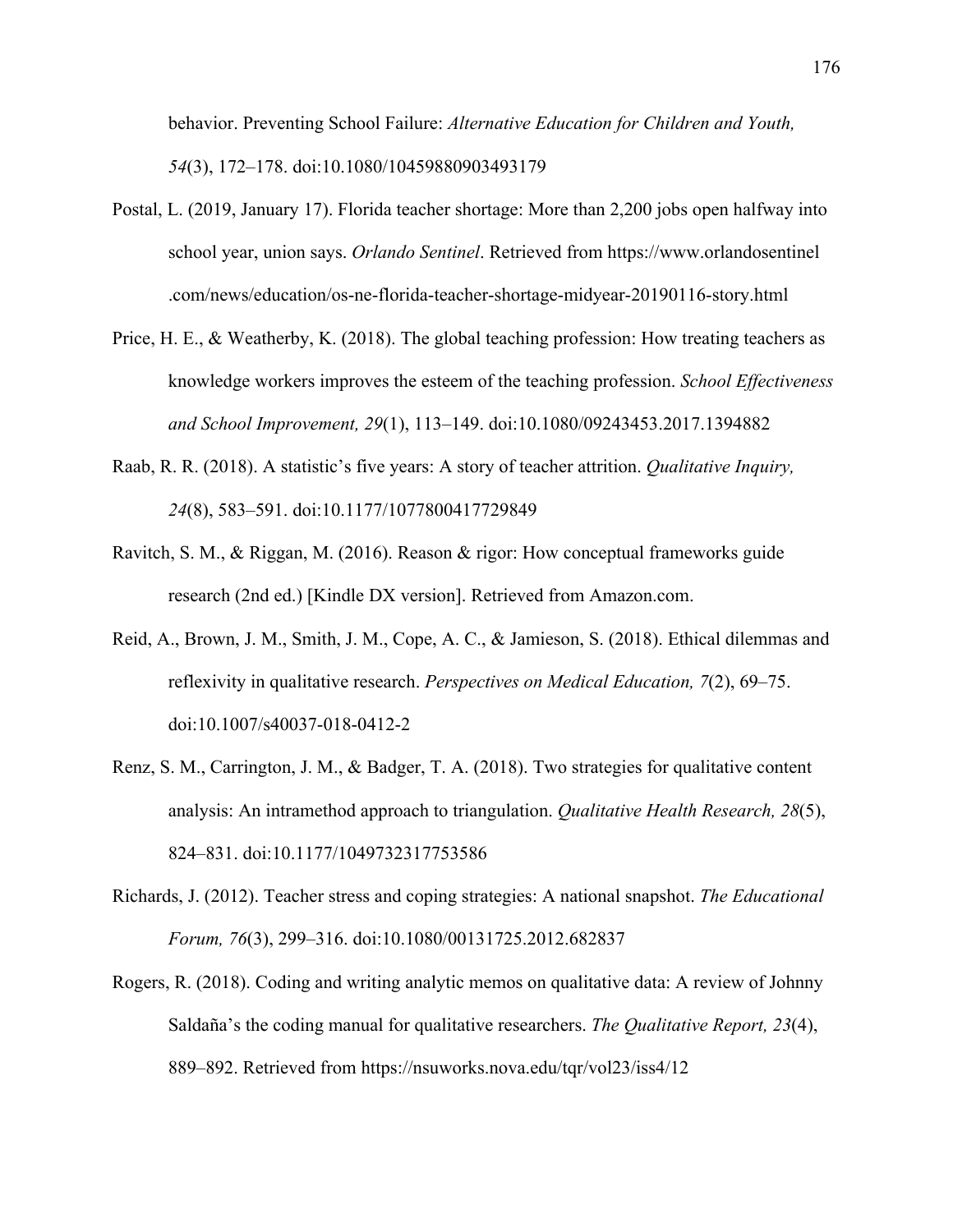behavior. Preventing School Failure: *Alternative Education for Children and Youth, 54*(3), 172–178. doi:10.1080/10459880903493179

Postal, L. (2019, January 17). Florida teacher shortage: More than 2,200 jobs open halfway into school year, union says. *Orlando Sentinel*. Retrieved from https://www.orlandosentinel.com/news/education/os-ne-florida-teacher-shortage-midyear-20190116-story.html

Price, H. E., & Weatherby, K. (2018). The global teaching profession: How treating teachers as knowledge workers improves the esteem of the teaching profession. *School Effectiveness and School Improvement, 29*(1), 113–149. doi:10.1080/09243453.2017.1394882

Raab, R. R. (2018). A statistic's five years: A story of teacher attrition. *Qualitative Inquiry, 24*(8), 583–591. doi:10.1177/1077800417729849

Ravitch, S. M., & Riggan, M. (2016). Reason & rigor: How conceptual frameworks guide research (2nd ed.) [Kindle DX version]. Retrieved from Amazon.com.

Reid, A., Brown, J. M., Smith, J. M., Cope, A. C., & Jamieson, S. (2018). Ethical dilemmas and reflexivity in qualitative research. *Perspectives on Medical Education, 7*(2), 69–75. doi:10.1007/s40037-018-0412-2

Renz, S. M., Carrington, J. M., & Badger, T. A. (2018). Two strategies for qualitative content analysis: An intramethod approach to triangulation. *Qualitative Health Research, 28*(5), 824–831. doi:10.1177/1049732317753586

Richards, J. (2012). Teacher stress and coping strategies: A national snapshot. *The Educational Forum, 76*(3), 299–316. doi:10.1080/00131725.2012.682837

Rogers, R. (2018). Coding and writing analytic memos on qualitative data: A review of Johnny Saldaña's the coding manual for qualitative researchers. *The Qualitative Report, 23*(4), 889–892. Retrieved from https://nsuworks.nova.edu/tqr/vol23/iss4/12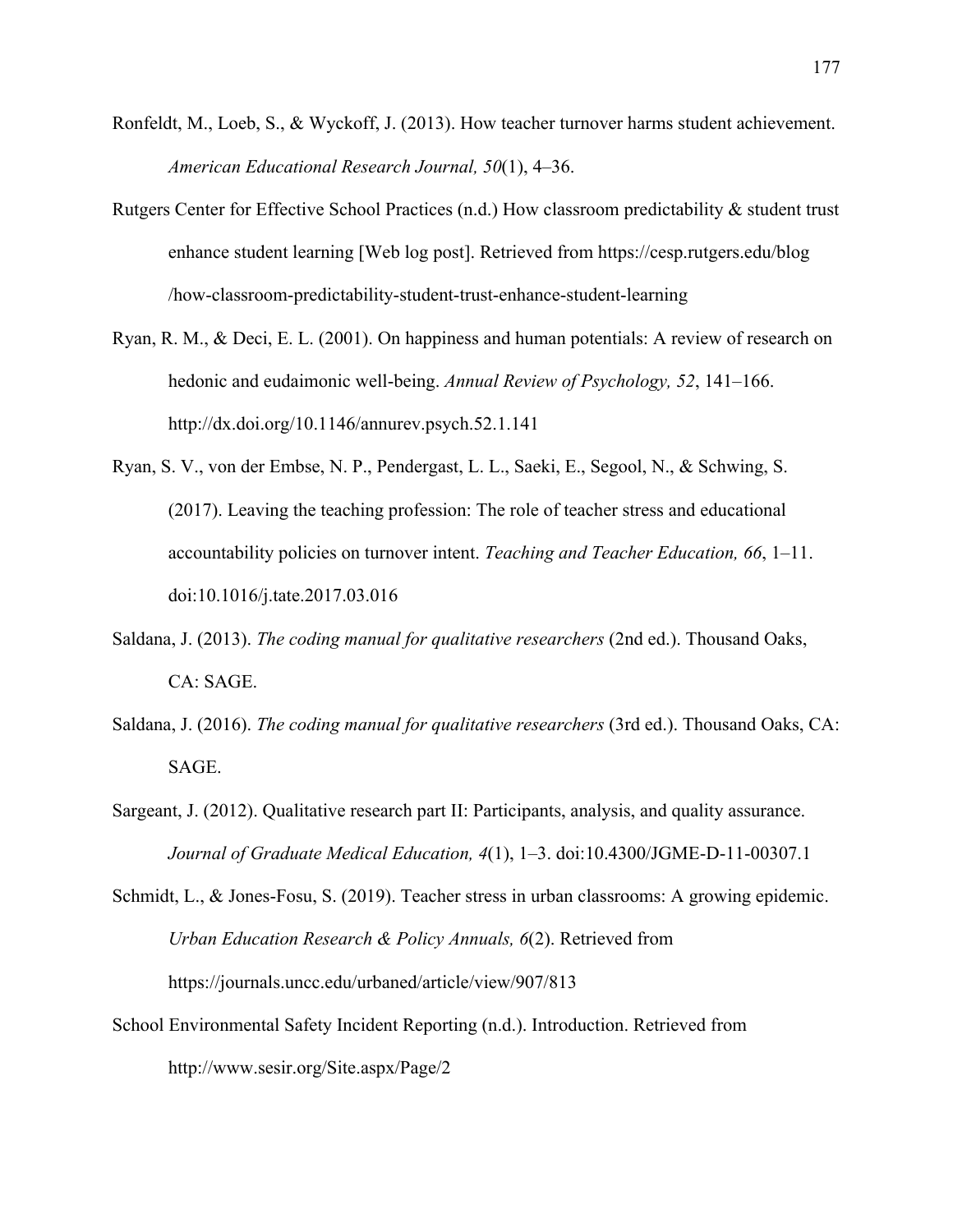Ronfeldt, M., Loeb, S., & Wyckoff, J. (2013). How teacher turnover harms student achievement. *American Educational Research Journal, 50*(1), 4–36.

Rutgers Center for Effective School Practices (n.d.) How classroom predictability & student trust enhance student learning [Web log post]. Retrieved from https://cesp.rutgers.edu/blog /how-classroom-predictability-student-trust-enhance-student-learning

Ryan, R. M., & Deci, E. L. (2001). On happiness and human potentials: A review of research on hedonic and eudaimonic well-being. *Annual Review of Psychology, 52*, 141–166. http://dx.doi.org/10.1146/annurev.psych.52.1.141

Ryan, S. V., von der Embse, N. P., Pendergast, L. L., Saeki, E., Segool, N., & Schwing, S. (2017). Leaving the teaching profession: The role of teacher stress and educational accountability policies on turnover intent. *Teaching and Teacher Education, 66*, 1–11. doi:10.1016/j.tate.2017.03.016

Saldana, J. (2013). *The coding manual for qualitative researchers* (2nd ed.). Thousand Oaks, CA: SAGE.

Saldana, J. (2016). *The coding manual for qualitative researchers* (3rd ed.). Thousand Oaks, CA: SAGE.

Sargeant, J. (2012). Qualitative research part II: Participants, analysis, and quality assurance. *Journal of Graduate Medical Education, 4*(1), 1–3. doi:10.4300/JGME-D-11-00307.1

Schmidt, L., & Jones-Fosu, S. (2019). Teacher stress in urban classrooms: A growing epidemic. *Urban Education Research & Policy Annuals, 6*(2). Retrieved from https://journals.uncc.edu/urbaned/article/view/907/813

School Environmental Safety Incident Reporting (n.d.). Introduction. Retrieved from http://www.sesir.org/Site.aspx/Page/2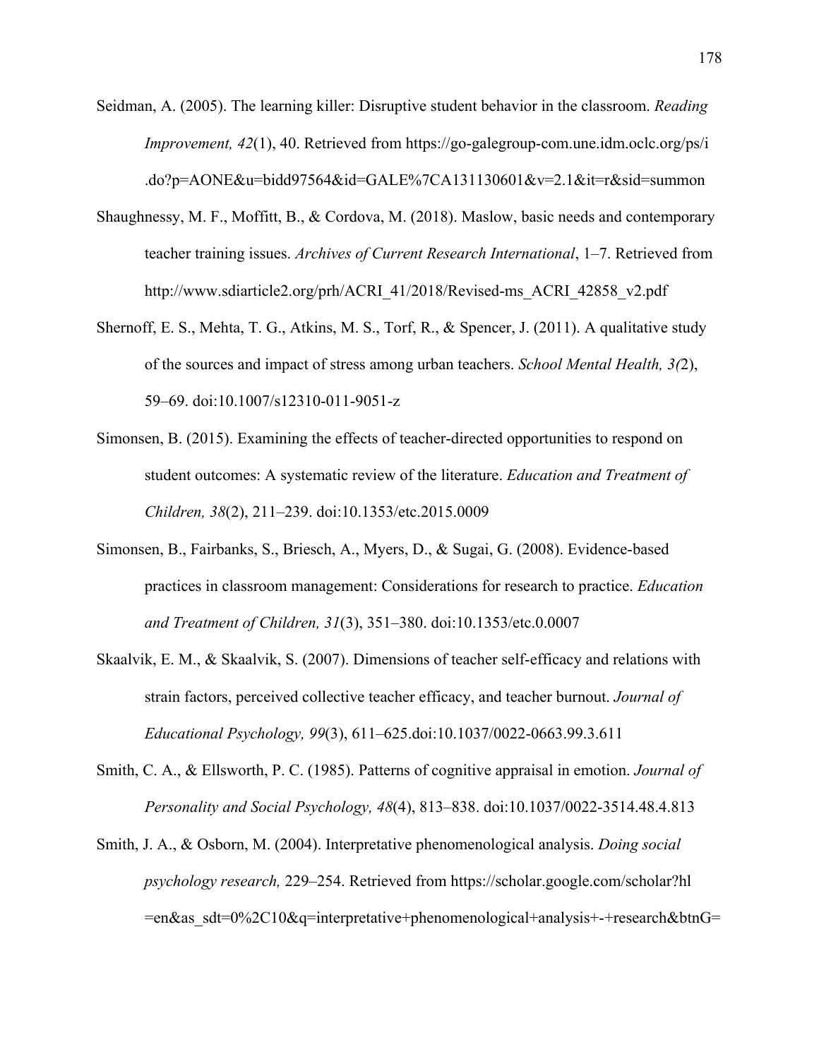Seidman, A. (2005). The learning killer: Disruptive student behavior in the classroom. *Reading Improvement, 42*(1), 40. Retrieved from https://go-galegroup-com.une.idm.oclc.org/ps/i.do?p=AONE&u=bidd97564&id=GALE%7CA131130601&v=2.1&it=r&sid=summon

Shaughnessy, M. F., Moffitt, B., & Cordova, M. (2018). Maslow, basic needs and contemporary teacher training issues. *Archives of Current Research International*, 1–7. Retrieved from http://www.sdiarticle2.org/prh/ACRI_41/2018/Revised-ms_ACRI_42858_v2.pdf

Shernoff, E. S., Mehta, T. G., Atkins, M. S., Torf, R., & Spencer, J. (2011). A qualitative study of the sources and impact of stress among urban teachers. *School Mental Health, 3(*2), 59–69. doi:10.1007/s12310-011-9051-z

Simonsen, B. (2015). Examining the effects of teacher-directed opportunities to respond on student outcomes: A systematic review of the literature. *Education and Treatment of Children, 38*(2), 211–239. doi:10.1353/etc.2015.0009

Simonsen, B., Fairbanks, S., Briesch, A., Myers, D., & Sugai, G. (2008). Evidence-based practices in classroom management: Considerations for research to practice. *Education and Treatment of Children, 31*(3), 351–380. doi:10.1353/etc.0.0007

Skaalvik, E. M., & Skaalvik, S. (2007). Dimensions of teacher self-efficacy and relations with strain factors, perceived collective teacher efficacy, and teacher burnout. *Journal of Educational Psychology, 99*(3), 611–625.doi:10.1037/0022-0663.99.3.611

Smith, C. A., & Ellsworth, P. C. (1985). Patterns of cognitive appraisal in emotion. *Journal of Personality and Social Psychology, 48*(4), 813–838. doi:10.1037/0022-3514.48.4.813

Smith, J. A., & Osborn, M. (2004). Interpretative phenomenological analysis. *Doing social psychology research,* 229–254. Retrieved from https://scholar.google.com/scholar?hl=en&as_sdt=0%2C10&q=interpretative+phenomenological+analysis+-+research&btnG=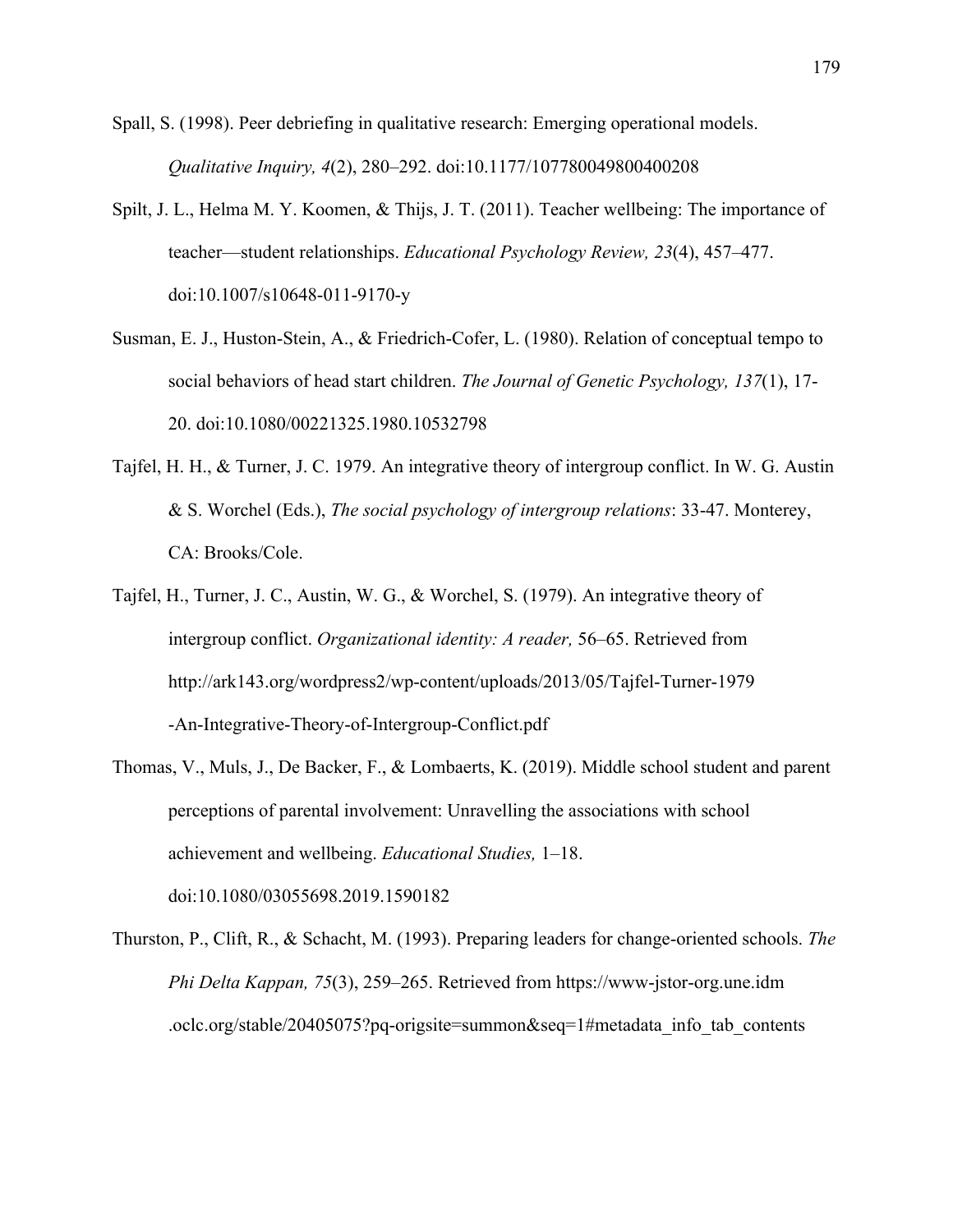Spall, S. (1998). Peer debriefing in qualitative research: Emerging operational models. *Qualitative Inquiry, 4*(2), 280–292. doi:10.1177/107780049800400208

Spilt, J. L., Helma M. Y. Koomen, & Thijs, J. T. (2011). Teacher wellbeing: The importance of teacher—student relationships. *Educational Psychology Review, 23*(4), 457–477. doi:10.1007/s10648-011-9170-y

Susman, E. J., Huston-Stein, A., & Friedrich-Cofer, L. (1980). Relation of conceptual tempo to social behaviors of head start children. *The Journal of Genetic Psychology, 137*(1), 17-20. doi:10.1080/00221325.1980.10532798

Tajfel, H. H., & Turner, J. C. 1979. An integrative theory of intergroup conflict. In W. G. Austin & S. Worchel (Eds.), *The social psychology of intergroup relations*: 33-47. Monterey, CA: Brooks/Cole.

Tajfel, H., Turner, J. C., Austin, W. G., & Worchel, S. (1979). An integrative theory of intergroup conflict. *Organizational identity: A reader,* 56–65. Retrieved from http://ark143.org/wordpress2/wp-content/uploads/2013/05/Tajfel-Turner-1979-An-Integrative-Theory-of-Intergroup-Conflict.pdf

Thomas, V., Muls, J., De Backer, F., & Lombaerts, K. (2019). Middle school student and parent perceptions of parental involvement: Unravelling the associations with school achievement and wellbeing. *Educational Studies,* 1–18. doi:10.1080/03055698.2019.1590182

Thurston, P., Clift, R., & Schacht, M. (1993). Preparing leaders for change-oriented schools. *The Phi Delta Kappan, 75*(3), 259–265. Retrieved from https://www-jstor-org.une.idm.oclc.org/stable/20405075?pq-origsite=summon&seq=1#metadata_info_tab_contents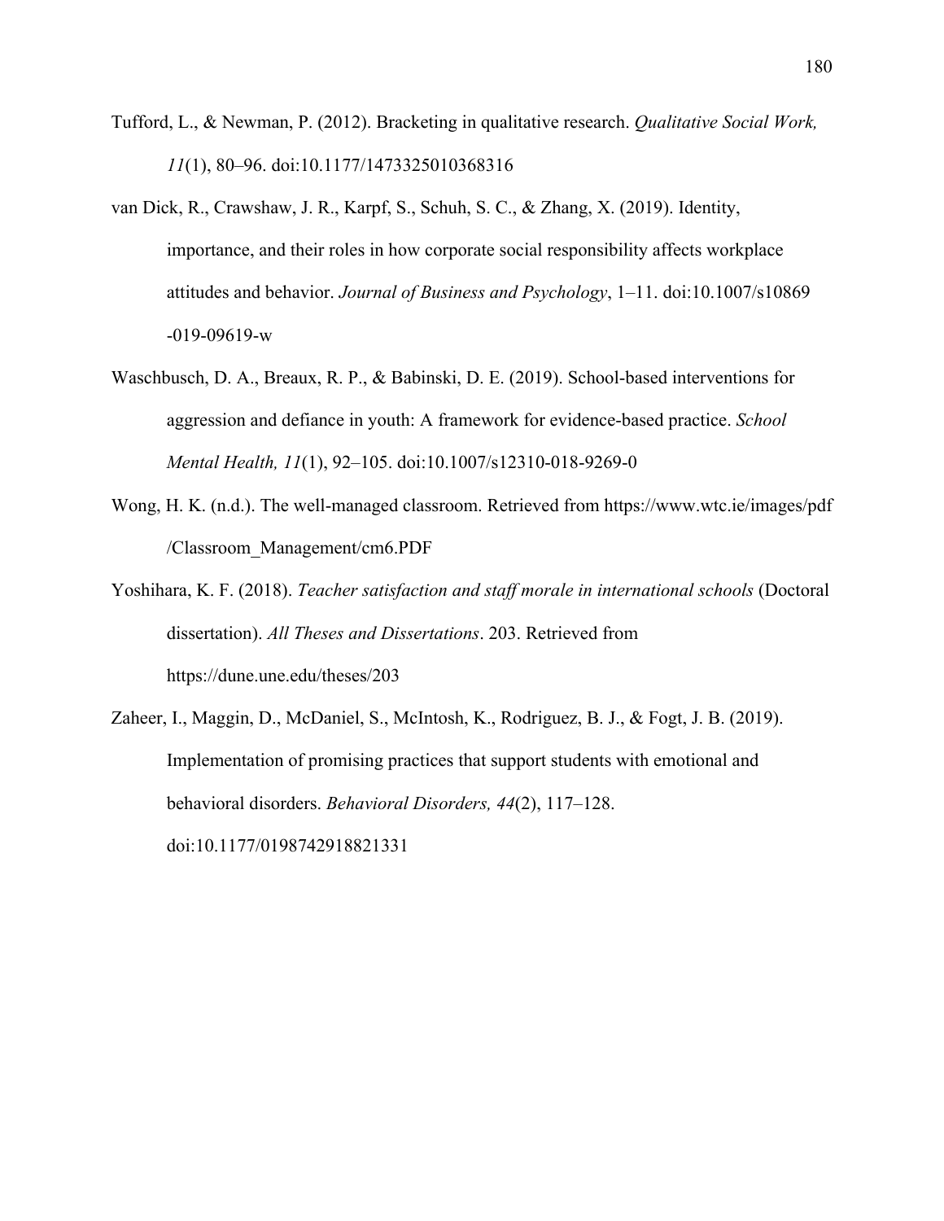Tufford, L., & Newman, P. (2012). Bracketing in qualitative research. *Qualitative Social Work, 11*(1), 80–96. doi:10.1177/1473325010368316

van Dick, R., Crawshaw, J. R., Karpf, S., Schuh, S. C., & Zhang, X. (2019). Identity, importance, and their roles in how corporate social responsibility affects workplace attitudes and behavior. *Journal of Business and Psychology*, 1–11. doi:10.1007/s10869-019-09619-w

Waschbusch, D. A., Breaux, R. P., & Babinski, D. E. (2019). School-based interventions for aggression and defiance in youth: A framework for evidence-based practice. *School Mental Health, 11*(1), 92–105. doi:10.1007/s12310-018-9269-0

Wong, H. K. (n.d.). The well-managed classroom. Retrieved from https://www.wtc.ie/images/pdf/Classroom_Management/cm6.PDF

Yoshihara, K. F. (2018). *Teacher satisfaction and staff morale in international schools* (Doctoral dissertation). *All Theses and Dissertations*. 203. Retrieved from https://dune.une.edu/theses/203

Zaheer, I., Maggin, D., McDaniel, S., McIntosh, K., Rodriguez, B. J., & Fogt, J. B. (2019). Implementation of promising practices that support students with emotional and behavioral disorders. *Behavioral Disorders, 44*(2), 117–128. doi:10.1177/0198742918821331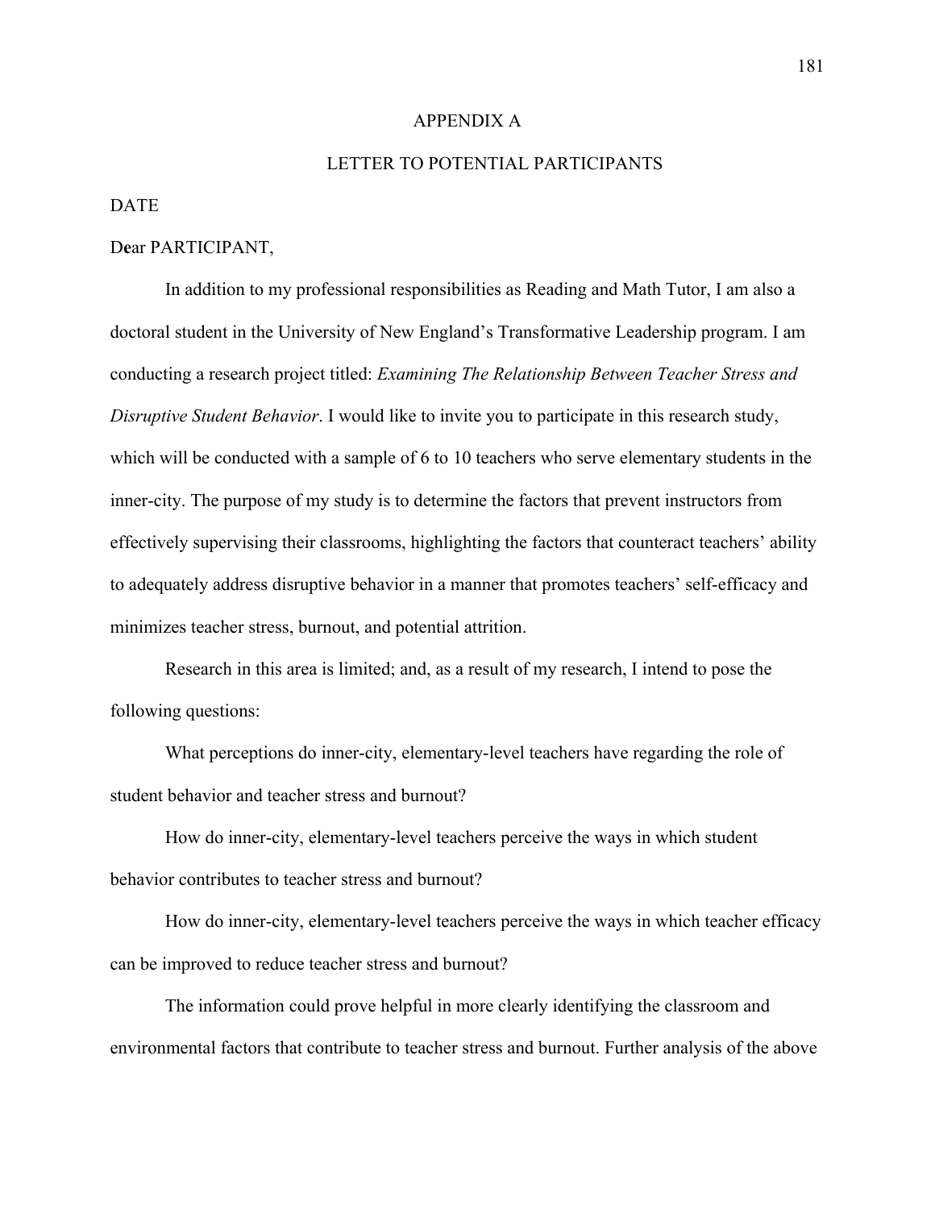# APPENDIX A

## LETTER TO POTENTIAL PARTICIPANTS

DATE

Dear PARTICIPANT,

In addition to my professional responsibilities as Reading and Math Tutor, I am also a doctoral student in the University of New England's Transformative Leadership program. I am conducting a research project titled: *Examining The Relationship Between Teacher Stress and Disruptive Student Behavior*. I would like to invite you to participate in this research study, which will be conducted with a sample of 6 to 10 teachers who serve elementary students in the inner-city. The purpose of my study is to determine the factors that prevent instructors from effectively supervising their classrooms, highlighting the factors that counteract teachers' ability to adequately address disruptive behavior in a manner that promotes teachers' self-efficacy and minimizes teacher stress, burnout, and potential attrition.

Research in this area is limited; and, as a result of my research, I intend to pose the following questions:

What perceptions do inner-city, elementary-level teachers have regarding the role of student behavior and teacher stress and burnout?

How do inner-city, elementary-level teachers perceive the ways in which student behavior contributes to teacher stress and burnout?

How do inner-city, elementary-level teachers perceive the ways in which teacher efficacy can be improved to reduce teacher stress and burnout?

The information could prove helpful in more clearly identifying the classroom and environmental factors that contribute to teacher stress and burnout. Further analysis of the above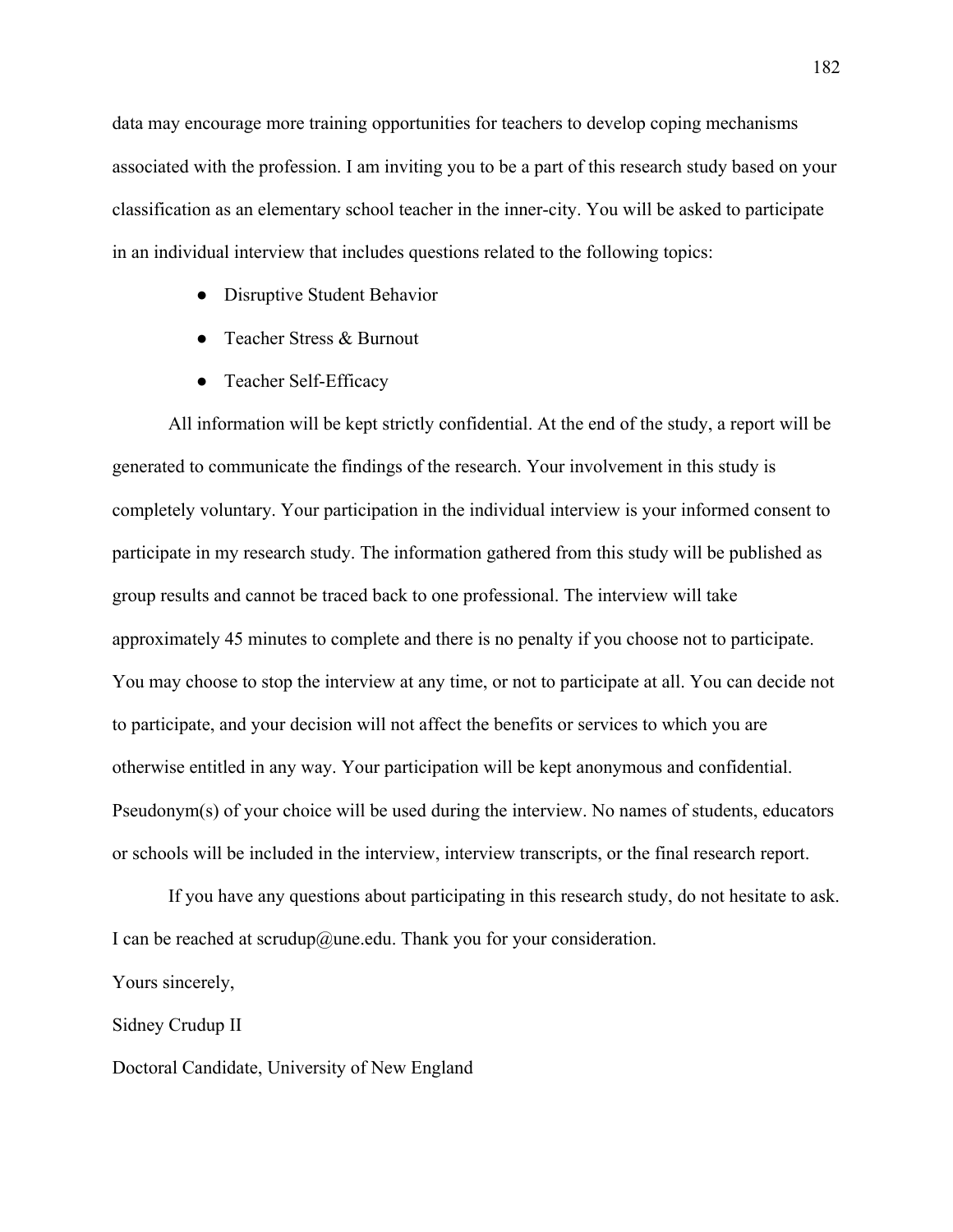data may encourage more training opportunities for teachers to develop coping mechanisms associated with the profession. I am inviting you to be a part of this research study based on your classification as an elementary school teacher in the inner-city. You will be asked to participate in an individual interview that includes questions related to the following topics:

- Disruptive Student Behavior
- Teacher Stress & Burnout
- Teacher Self-Efficacy

All information will be kept strictly confidential. At the end of the study, a report will be generated to communicate the findings of the research. Your involvement in this study is completely voluntary. Your participation in the individual interview is your informed consent to participate in my research study. The information gathered from this study will be published as group results and cannot be traced back to one professional. The interview will take approximately 45 minutes to complete and there is no penalty if you choose not to participate. You may choose to stop the interview at any time, or not to participate at all. You can decide not to participate, and your decision will not affect the benefits or services to which you are otherwise entitled in any way. Your participation will be kept anonymous and confidential. Pseudonym(s) of your choice will be used during the interview. No names of students, educators or schools will be included in the interview, interview transcripts, or the final research report.

If you have any questions about participating in this research study, do not hesitate to ask. I can be reached at scrudup@une.edu. Thank you for your consideration.

Yours sincerely,

Sidney Crudup II

Doctoral Candidate, University of New England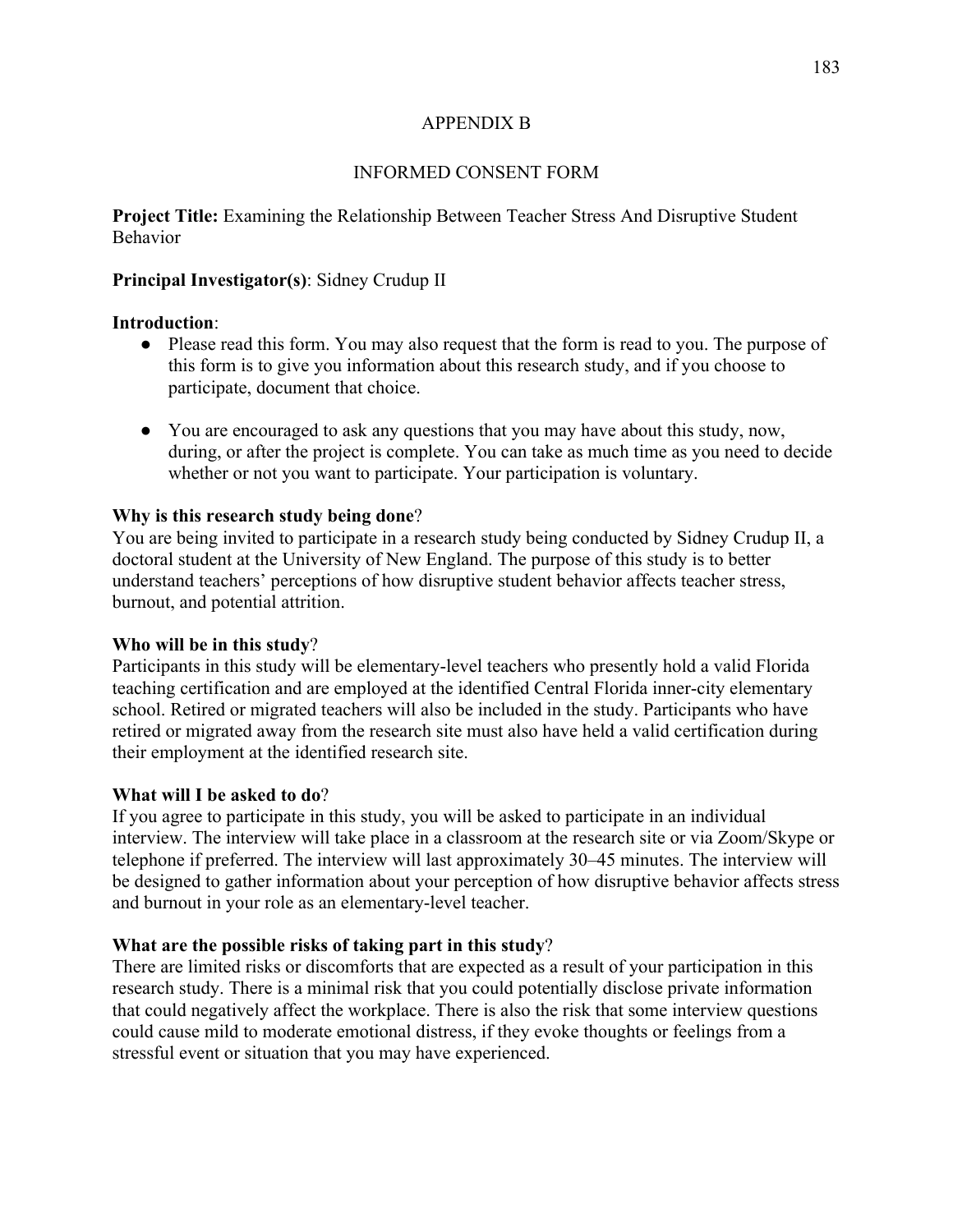## APPENDIX B

## INFORMED CONSENT FORM

**Project Title:** Examining the Relationship Between Teacher Stress And Disruptive Student Behavior

**Principal Investigator(s)**: Sidney Crudup II

**Introduction**:

- Please read this form. You may also request that the form is read to you. The purpose of this form is to give you information about this research study, and if you choose to participate, document that choice.
- You are encouraged to ask any questions that you may have about this study, now, during, or after the project is complete. You can take as much time as you need to decide whether or not you want to participate. Your participation is voluntary.

**Why is this research study being done**?

You are being invited to participate in a research study being conducted by Sidney Crudup II, a doctoral student at the University of New England. The purpose of this study is to better understand teachers' perceptions of how disruptive student behavior affects teacher stress, burnout, and potential attrition.

**Who will be in this study**?

Participants in this study will be elementary-level teachers who presently hold a valid Florida teaching certification and are employed at the identified Central Florida inner-city elementary school. Retired or migrated teachers will also be included in the study. Participants who have retired or migrated away from the research site must also have held a valid certification during their employment at the identified research site.

**What will I be asked to do**?

If you agree to participate in this study, you will be asked to participate in an individual interview. The interview will take place in a classroom at the research site or via Zoom/Skype or telephone if preferred. The interview will last approximately 30–45 minutes. The interview will be designed to gather information about your perception of how disruptive behavior affects stress and burnout in your role as an elementary-level teacher.

**What are the possible risks of taking part in this study**?

There are limited risks or discomforts that are expected as a result of your participation in this research study. There is a minimal risk that you could potentially disclose private information that could negatively affect the workplace. There is also the risk that some interview questions could cause mild to moderate emotional distress, if they evoke thoughts or feelings from a stressful event or situation that you may have experienced.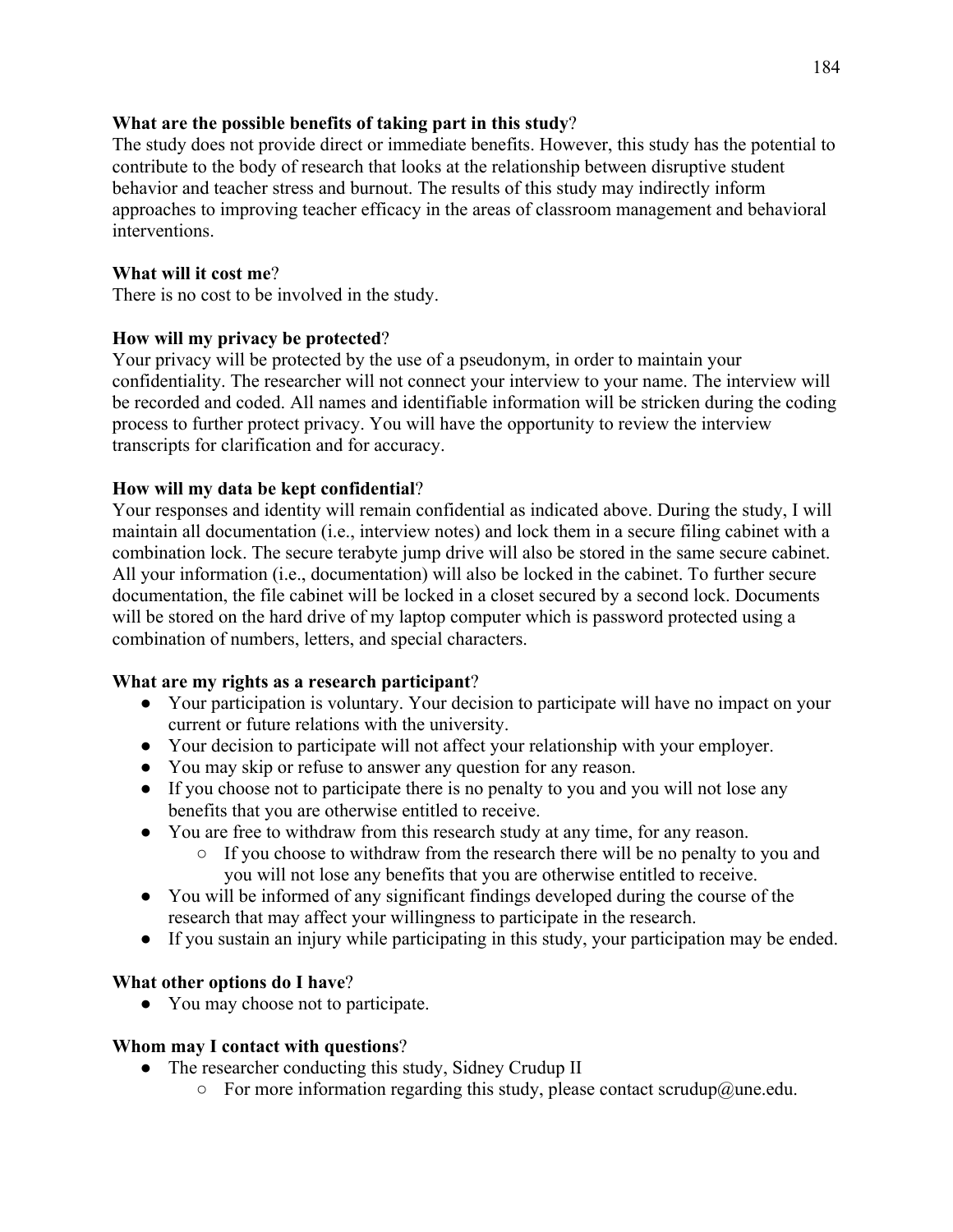**What are the possible benefits of taking part in this study**?

The study does not provide direct or immediate benefits. However, this study has the potential to contribute to the body of research that looks at the relationship between disruptive student behavior and teacher stress and burnout. The results of this study may indirectly inform approaches to improving teacher efficacy in the areas of classroom management and behavioral interventions.

**What will it cost me**?

There is no cost to be involved in the study.

**How will my privacy be protected**?

Your privacy will be protected by the use of a pseudonym, in order to maintain your confidentiality. The researcher will not connect your interview to your name. The interview will be recorded and coded. All names and identifiable information will be stricken during the coding process to further protect privacy. You will have the opportunity to review the interview transcripts for clarification and for accuracy.

**How will my data be kept confidential**?

Your responses and identity will remain confidential as indicated above. During the study, I will maintain all documentation (i.e., interview notes) and lock them in a secure filing cabinet with a combination lock. The secure terabyte jump drive will also be stored in the same secure cabinet. All your information (i.e., documentation) will also be locked in the cabinet. To further secure documentation, the file cabinet will be locked in a closet secured by a second lock. Documents will be stored on the hard drive of my laptop computer which is password protected using a combination of numbers, letters, and special characters.

**What are my rights as a research participant**?

- Your participation is voluntary. Your decision to participate will have no impact on your current or future relations with the university.
- Your decision to participate will not affect your relationship with your employer.
- You may skip or refuse to answer any question for any reason.
- If you choose not to participate there is no penalty to you and you will not lose any benefits that you are otherwise entitled to receive.
- You are free to withdraw from this research study at any time, for any reason.
  - If you choose to withdraw from the research there will be no penalty to you and you will not lose any benefits that you are otherwise entitled to receive.
- You will be informed of any significant findings developed during the course of the research that may affect your willingness to participate in the research.
- If you sustain an injury while participating in this study, your participation may be ended.

**What other options do I have**?

- You may choose not to participate.

**Whom may I contact with questions**?

- The researcher conducting this study, Sidney Crudup II
  - For more information regarding this study, please contact scrudup@une.edu.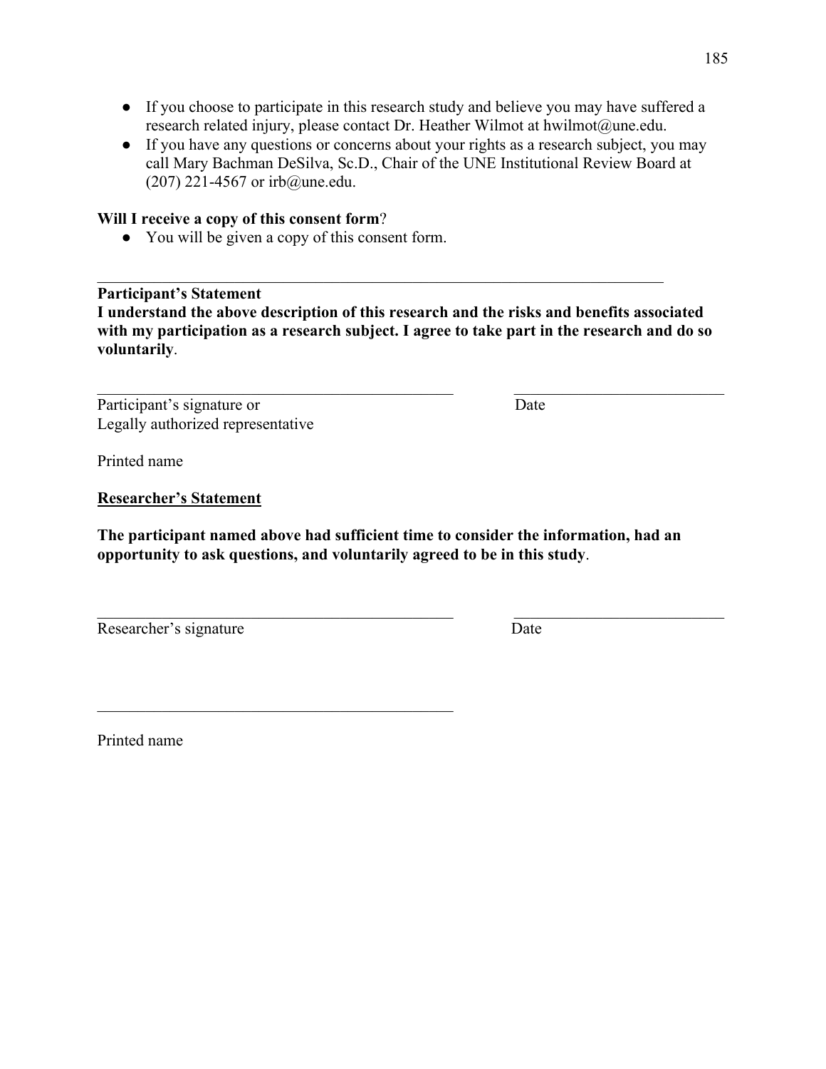- If you choose to participate in this research study and believe you may have suffered a research related injury, please contact Dr. Heather Wilmot at hwilmot@une.edu.
- If you have any questions or concerns about your rights as a research subject, you may call Mary Bachman DeSilva, Sc.D., Chair of the UNE Institutional Review Board at (207) 221-4567 or irb@une.edu.

**Will I receive a copy of this consent form**?

- You will be given a copy of this consent form.

---

**Participant's Statement**

**I understand the above description of this research and the risks and benefits associated with my participation as a research subject. I agree to take part in the research and do so voluntarily**.

_______________________________________ _______________________

Participant's signature or Legally authorized representative | Date

Printed name

**Researcher's Statement**

**The participant named above had sufficient time to consider the information, had an opportunity to ask questions, and voluntarily agreed to be in this study**.

_______________________________________ _______________________

Researcher's signature | Date

_______________________________________

Printed name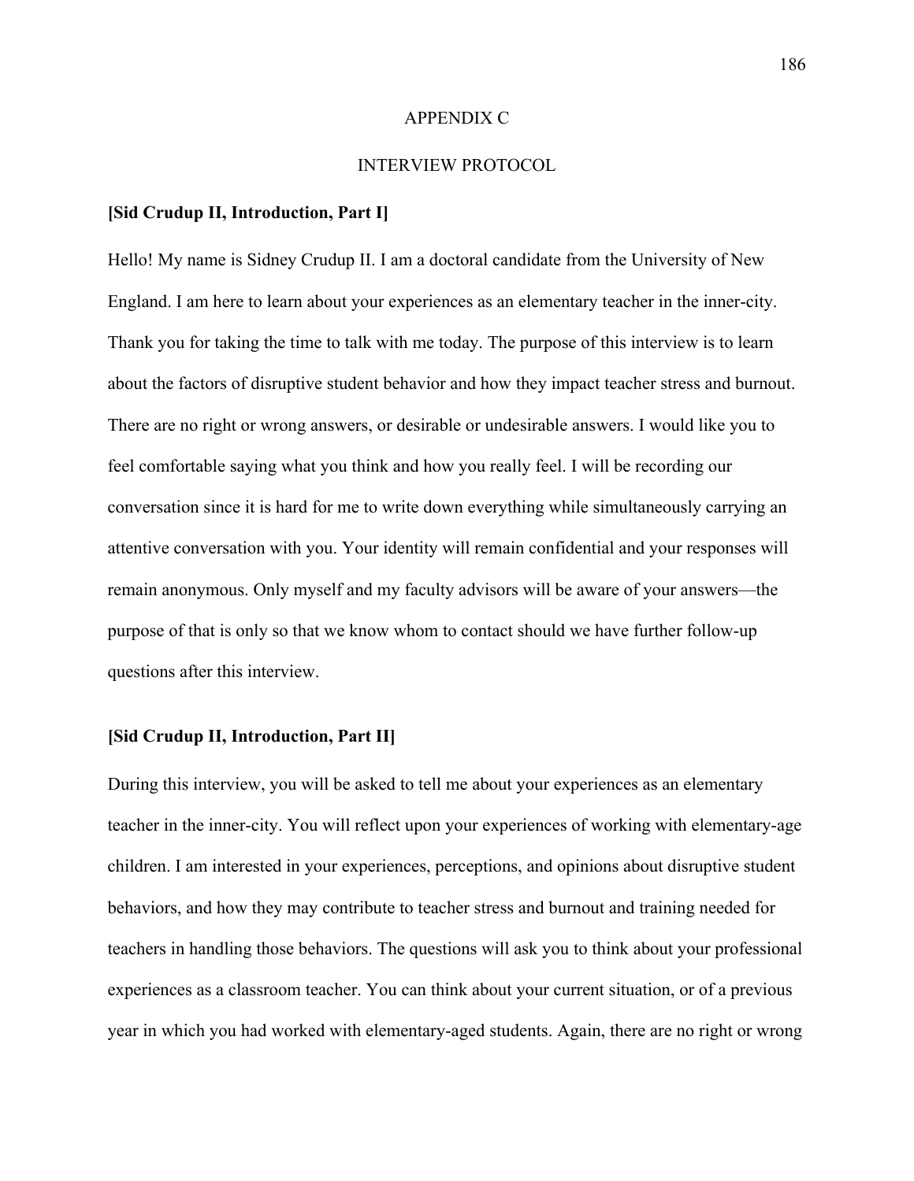# APPENDIX C

## INTERVIEW PROTOCOL

**[Sid Crudup II, Introduction, Part I]**

Hello! My name is Sidney Crudup II. I am a doctoral candidate from the University of New England. I am here to learn about your experiences as an elementary teacher in the inner-city. Thank you for taking the time to talk with me today. The purpose of this interview is to learn about the factors of disruptive student behavior and how they impact teacher stress and burnout. There are no right or wrong answers, or desirable or undesirable answers. I would like you to feel comfortable saying what you think and how you really feel. I will be recording our conversation since it is hard for me to write down everything while simultaneously carrying an attentive conversation with you. Your identity will remain confidential and your responses will remain anonymous. Only myself and my faculty advisors will be aware of your answers—the purpose of that is only so that we know whom to contact should we have further follow-up questions after this interview.

**[Sid Crudup II, Introduction, Part II]**

During this interview, you will be asked to tell me about your experiences as an elementary teacher in the inner-city. You will reflect upon your experiences of working with elementary-age children. I am interested in your experiences, perceptions, and opinions about disruptive student behaviors, and how they may contribute to teacher stress and burnout and training needed for teachers in handling those behaviors. The questions will ask you to think about your professional experiences as a classroom teacher. You can think about your current situation, or of a previous year in which you had worked with elementary-aged students. Again, there are no right or wrong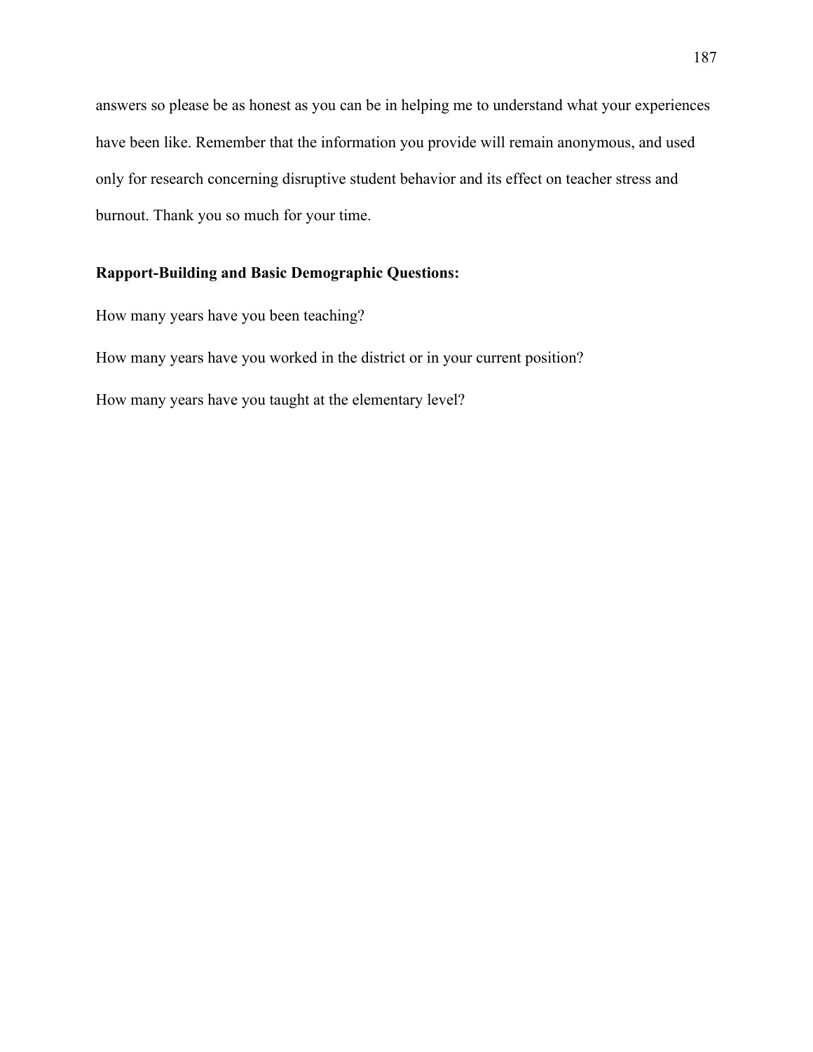answers so please be as honest as you can be in helping me to understand what your experiences have been like. Remember that the information you provide will remain anonymous, and used only for research concerning disruptive student behavior and its effect on teacher stress and burnout. Thank you so much for your time.

**Rapport-Building and Basic Demographic Questions:**

How many years have you been teaching?

How many years have you worked in the district or in your current position?

How many years have you taught at the elementary level?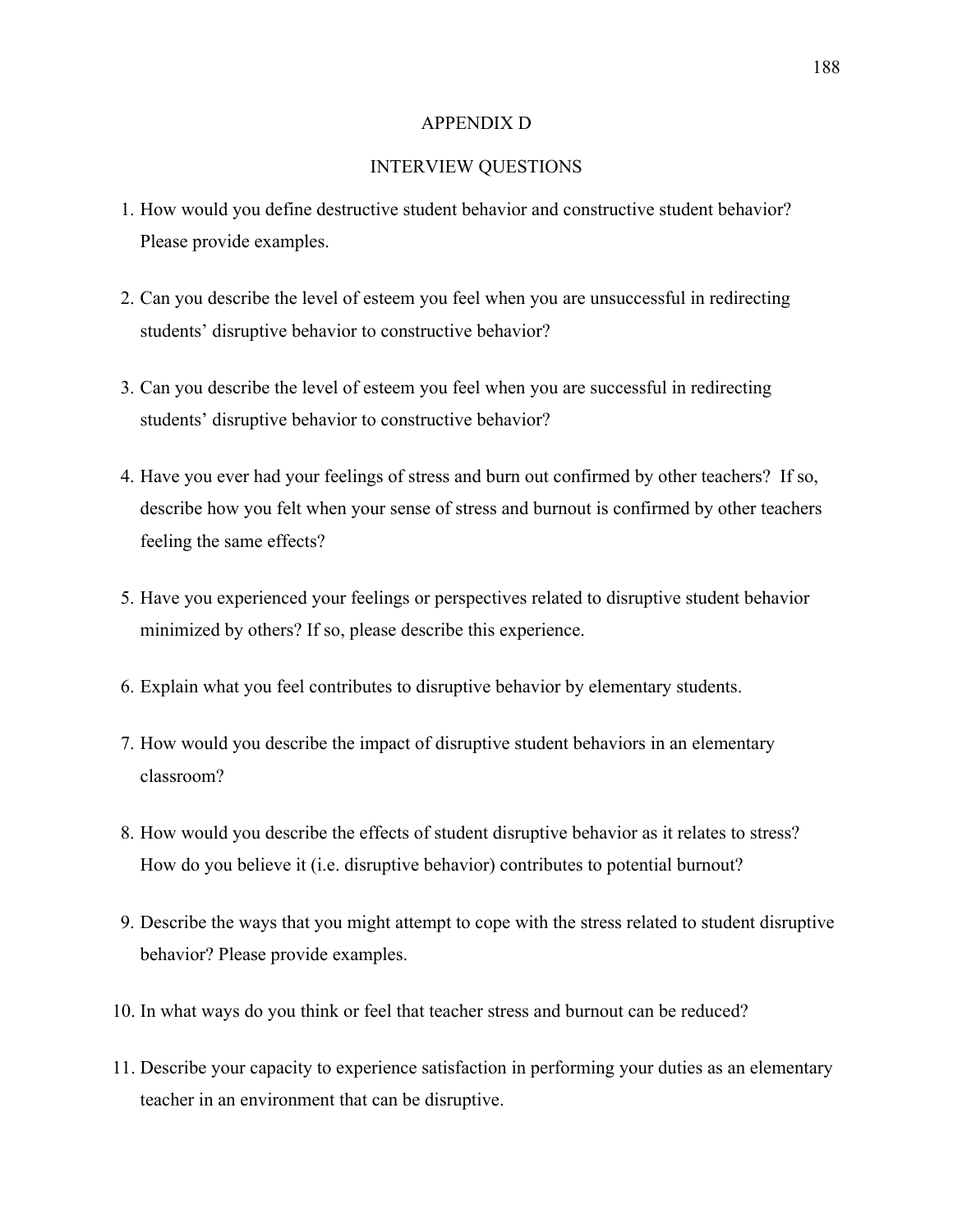# APPENDIX D

## INTERVIEW QUESTIONS

1. How would you define destructive student behavior and constructive student behavior? Please provide examples.

2. Can you describe the level of esteem you feel when you are unsuccessful in redirecting students' disruptive behavior to constructive behavior?

3. Can you describe the level of esteem you feel when you are successful in redirecting students' disruptive behavior to constructive behavior?

4. Have you ever had your feelings of stress and burn out confirmed by other teachers? If so, describe how you felt when your sense of stress and burnout is confirmed by other teachers feeling the same effects?

5. Have you experienced your feelings or perspectives related to disruptive student behavior minimized by others? If so, please describe this experience.

6. Explain what you feel contributes to disruptive behavior by elementary students.

7. How would you describe the impact of disruptive student behaviors in an elementary classroom?

8. How would you describe the effects of student disruptive behavior as it relates to stress? How do you believe it (i.e. disruptive behavior) contributes to potential burnout?

9. Describe the ways that you might attempt to cope with the stress related to student disruptive behavior? Please provide examples.

10. In what ways do you think or feel that teacher stress and burnout can be reduced?

11. Describe your capacity to experience satisfaction in performing your duties as an elementary teacher in an environment that can be disruptive.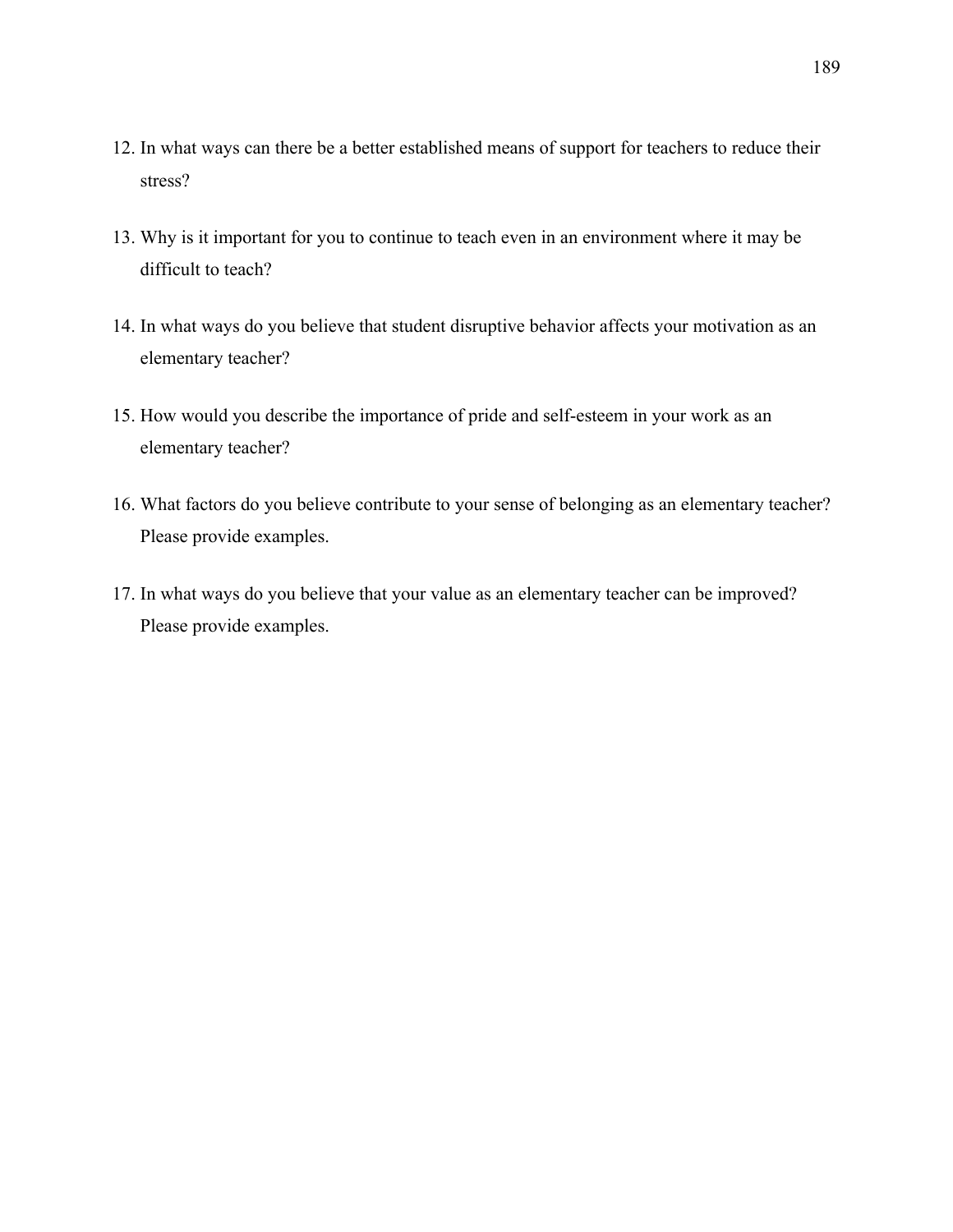12. In what ways can there be a better established means of support for teachers to reduce their stress?

13. Why is it important for you to continue to teach even in an environment where it may be difficult to teach?

14. In what ways do you believe that student disruptive behavior affects your motivation as an elementary teacher?

15. How would you describe the importance of pride and self-esteem in your work as an elementary teacher?

16. What factors do you believe contribute to your sense of belonging as an elementary teacher? Please provide examples.

17. In what ways do you believe that your value as an elementary teacher can be improved? Please provide examples.